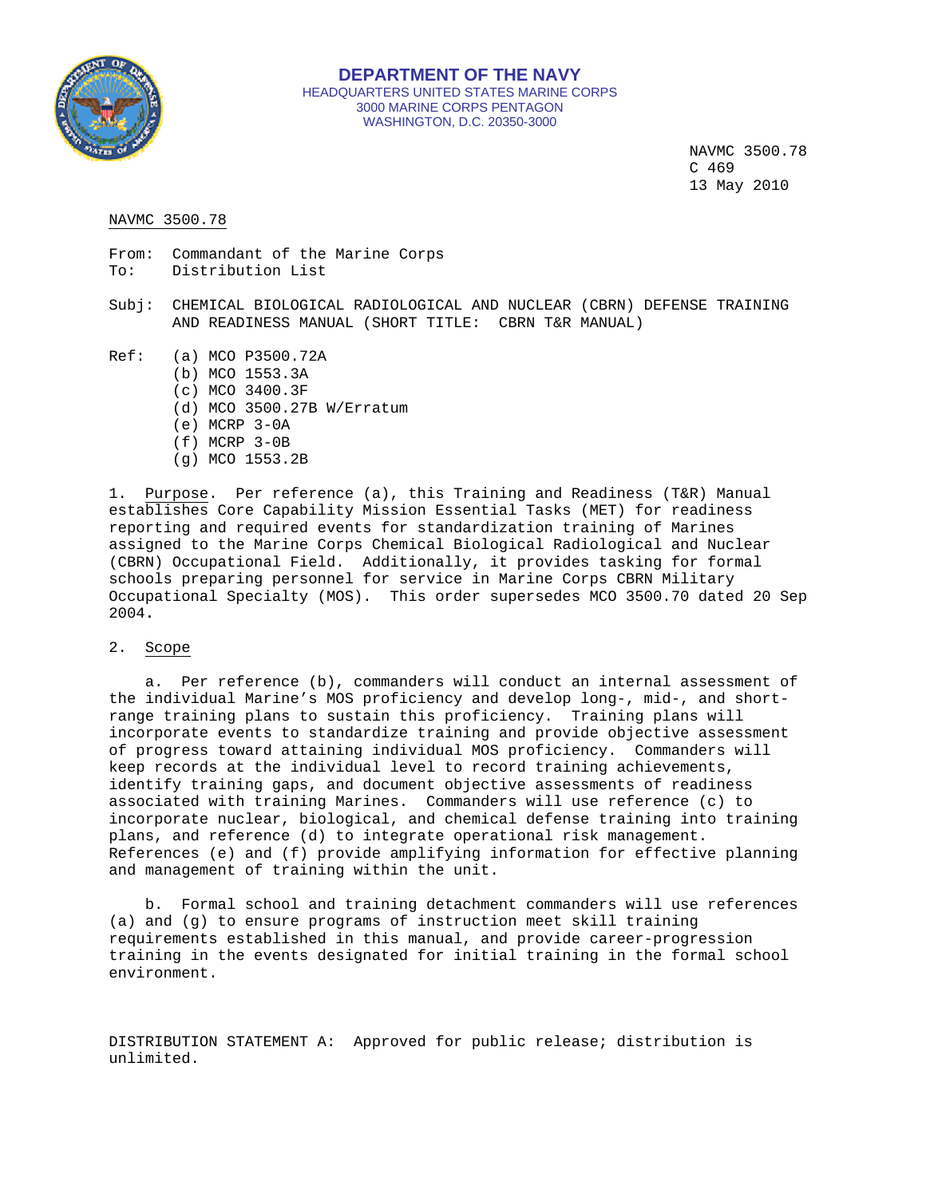**DEPARTMENT OF THE NAVY**
HEADQUARTERS UNITED STATES MARINE CORPS
3000 MARINE CORPS PENTAGON
WASHINGTON, D.C. 20350-3000

NAVMC 3500.78
C 469
13 May 2010

NAVMC 3500.78

From: Commandant of the Marine Corps
To: Distribution List

Subj: CHEMICAL BIOLOGICAL RADIOLOGICAL AND NUCLEAR (CBRN) DEFENSE TRAINING AND READINESS MANUAL (SHORT TITLE: CBRN T&R MANUAL)

Ref: (a) MCO P3500.72A
(b) MCO 1553.3A
(c) MCO 3400.3F
(d) MCO 3500.27B W/Erratum
(e) MCRP 3-0A
(f) MCRP 3-0B
(g) MCO 1553.2B

1. Purpose. Per reference (a), this Training and Readiness (T&R) Manual establishes Core Capability Mission Essential Tasks (MET) for readiness reporting and required events for standardization training of Marines assigned to the Marine Corps Chemical Biological Radiological and Nuclear (CBRN) Occupational Field. Additionally, it provides tasking for formal schools preparing personnel for service in Marine Corps CBRN Military Occupational Specialty (MOS). This order supersedes MCO 3500.70 dated 20 Sep 2004.

2. Scope

a. Per reference (b), commanders will conduct an internal assessment of the individual Marine's MOS proficiency and develop long-, mid-, and short-range training plans to sustain this proficiency. Training plans will incorporate events to standardize training and provide objective assessment of progress toward attaining individual MOS proficiency. Commanders will keep records at the individual level to record training achievements, identify training gaps, and document objective assessments of readiness associated with training Marines. Commanders will use reference (c) to incorporate nuclear, biological, and chemical defense training into training plans, and reference (d) to integrate operational risk management. References (e) and (f) provide amplifying information for effective planning and management of training within the unit.

b. Formal school and training detachment commanders will use references (a) and (g) to ensure programs of instruction meet skill training requirements established in this manual, and provide career-progression training in the events designated for initial training in the formal school environment.

DISTRIBUTION STATEMENT A: Approved for public release; distribution is unlimited.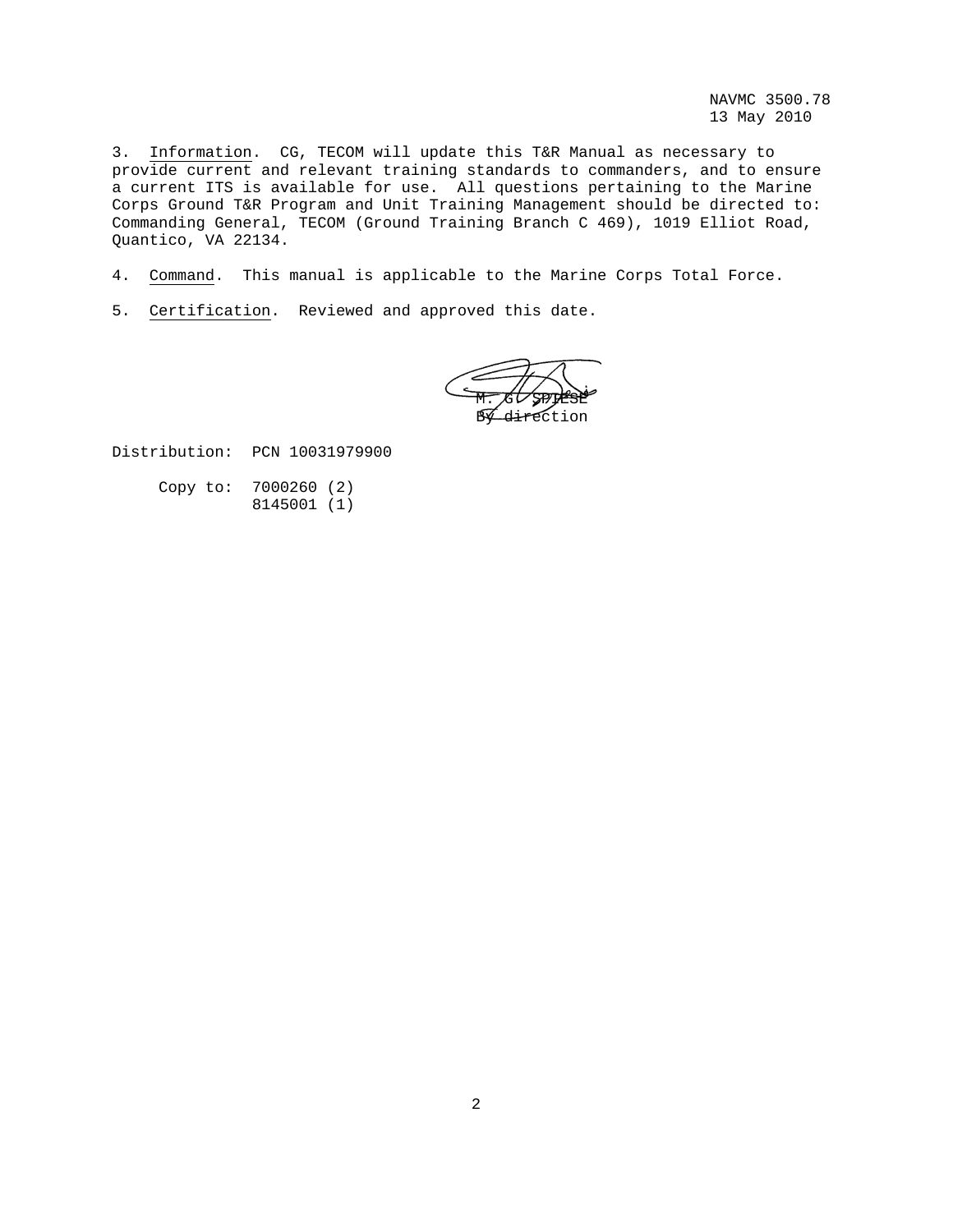NAVMC 3500.78
13 May 2010

3. Information. CG, TECOM will update this T&R Manual as necessary to provide current and relevant training standards to commanders, and to ensure a current ITS is available for use. All questions pertaining to the Marine Corps Ground T&R Program and Unit Training Management should be directed to: Commanding General, TECOM (Ground Training Branch C 469), 1019 Elliot Road, Quantico, VA 22134.

4. Command. This manual is applicable to the Marine Corps Total Force.

5. Certification. Reviewed and approved this date.

M. G. SPIESE
By direction

Distribution: PCN 10031979900

Copy to: 7000260 (2)
8145001 (1)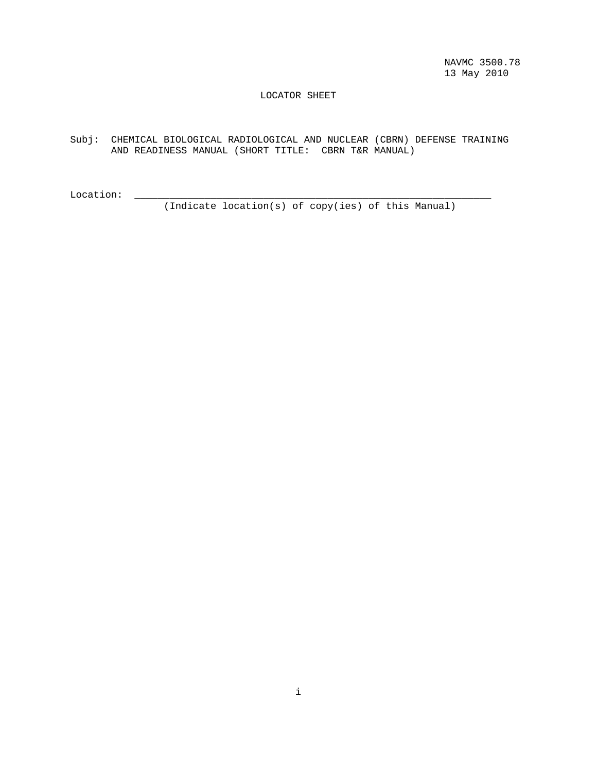NAVMC 3500.78
13 May 2010

# LOCATOR SHEET

Subj: CHEMICAL BIOLOGICAL RADIOLOGICAL AND NUCLEAR (CBRN) DEFENSE TRAINING AND READINESS MANUAL (SHORT TITLE: CBRN T&R MANUAL)

Location: ______________________________________________________________
(Indicate location(s) of copy(ies) of this Manual)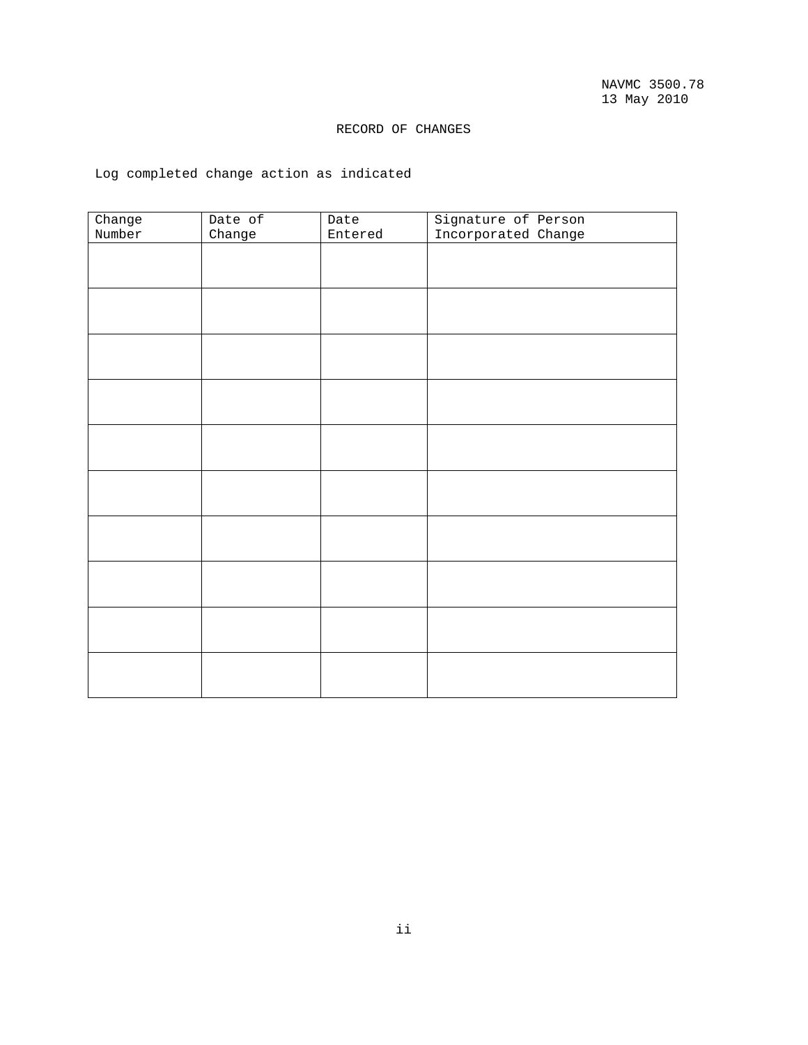# RECORD OF CHANGES

Log completed change action as indicated

| Change Number | Date of Change | Date Entered | Signature of Person Incorporated Change |
|---|---|---|---|
| | | | |
| | | | |
| | | | |
| | | | |
| | | | |
| | | | |
| | | | |
| | | | |
| | | | |
| | | | |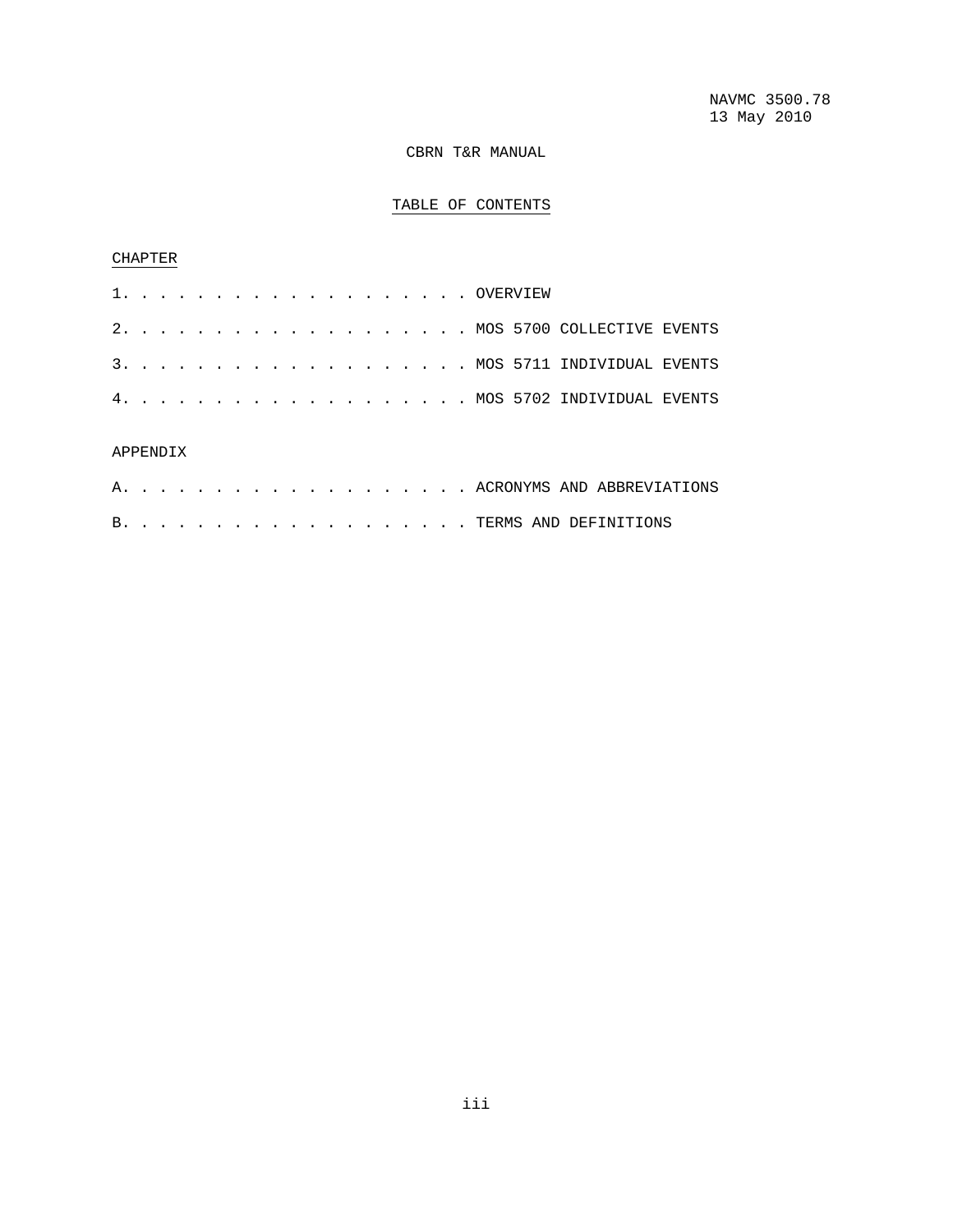NAVMC 3500.78
13 May 2010

# CBRN T&R MANUAL

## TABLE OF CONTENTS

CHAPTER

1. . . . . . . . . . . . . . . . . . . . OVERVIEW

2. . . . . . . . . . . . . . . . . . . . MOS 5700 COLLECTIVE EVENTS

3. . . . . . . . . . . . . . . . . . . . MOS 5711 INDIVIDUAL EVENTS

4. . . . . . . . . . . . . . . . . . . . MOS 5702 INDIVIDUAL EVENTS

APPENDIX

A. . . . . . . . . . . . . . . . . . . . ACRONYMS AND ABBREVIATIONS

B. . . . . . . . . . . . . . . . . . . . TERMS AND DEFINITIONS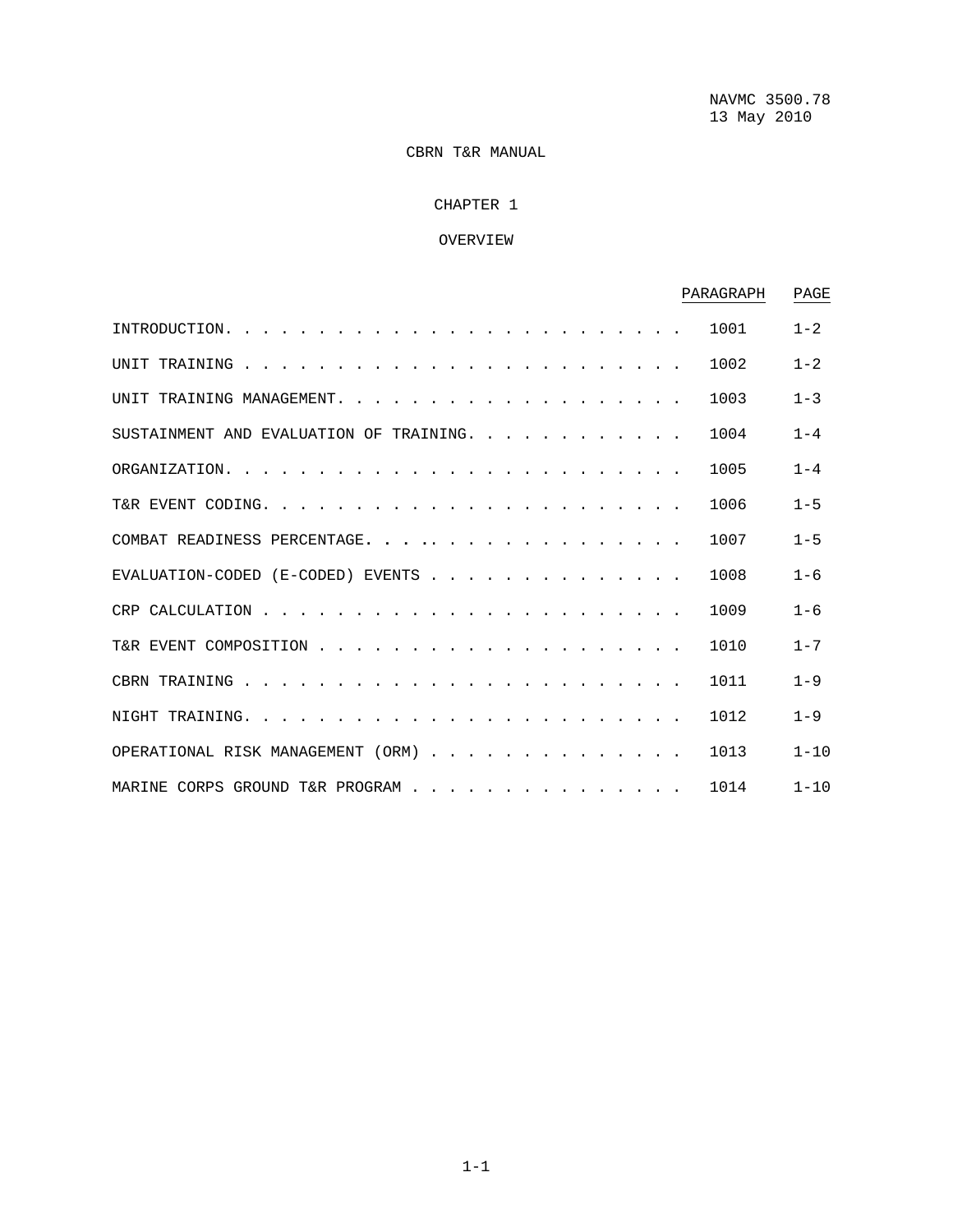NAVMC 3500.78
13 May 2010

# CBRN T&R MANUAL

## CHAPTER 1

## OVERVIEW

| | PARAGRAPH | PAGE |
|---|---|---|
| INTRODUCTION | 1001 | 1-2 |
| UNIT TRAINING | 1002 | 1-2 |
| UNIT TRAINING MANAGEMENT | 1003 | 1-3 |
| SUSTAINMENT AND EVALUATION OF TRAINING | 1004 | 1-4 |
| ORGANIZATION | 1005 | 1-4 |
| T&R EVENT CODING | 1006 | 1-5 |
| COMBAT READINESS PERCENTAGE | 1007 | 1-5 |
| EVALUATION-CODED (E-CODED) EVENTS | 1008 | 1-6 |
| CRP CALCULATION | 1009 | 1-6 |
| T&R EVENT COMPOSITION | 1010 | 1-7 |
| CBRN TRAINING | 1011 | 1-9 |
| NIGHT TRAINING | 1012 | 1-9 |
| OPERATIONAL RISK MANAGEMENT (ORM) | 1013 | 1-10 |
| MARINE CORPS GROUND T&R PROGRAM | 1014 | 1-10 |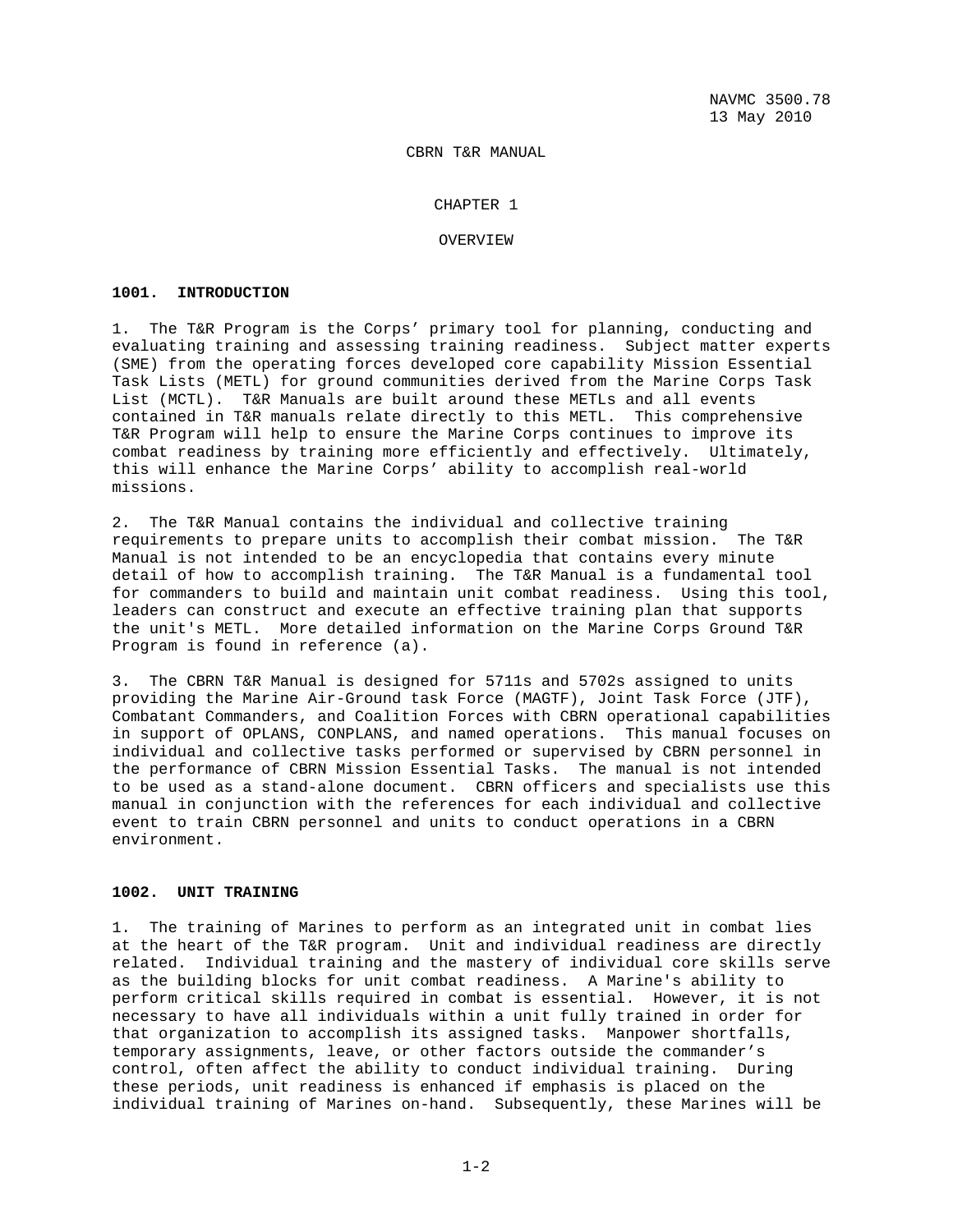CBRN T&R MANUAL

CHAPTER 1

OVERVIEW

**1001. INTRODUCTION**

1. The T&R Program is the Corps' primary tool for planning, conducting and evaluating training and assessing training readiness. Subject matter experts (SME) from the operating forces developed core capability Mission Essential Task Lists (METL) for ground communities derived from the Marine Corps Task List (MCTL). T&R Manuals are built around these METLs and all events contained in T&R manuals relate directly to this METL. This comprehensive T&R Program will help to ensure the Marine Corps continues to improve its combat readiness by training more efficiently and effectively. Ultimately, this will enhance the Marine Corps' ability to accomplish real-world missions.

2. The T&R Manual contains the individual and collective training requirements to prepare units to accomplish their combat mission. The T&R Manual is not intended to be an encyclopedia that contains every minute detail of how to accomplish training. The T&R Manual is a fundamental tool for commanders to build and maintain unit combat readiness. Using this tool, leaders can construct and execute an effective training plan that supports the unit's METL. More detailed information on the Marine Corps Ground T&R Program is found in reference (a).

3. The CBRN T&R Manual is designed for 5711s and 5702s assigned to units providing the Marine Air-Ground task Force (MAGTF), Joint Task Force (JTF), Combatant Commanders, and Coalition Forces with CBRN operational capabilities in support of OPLANS, CONPLANS, and named operations. This manual focuses on individual and collective tasks performed or supervised by CBRN personnel in the performance of CBRN Mission Essential Tasks. The manual is not intended to be used as a stand-alone document. CBRN officers and specialists use this manual in conjunction with the references for each individual and collective event to train CBRN personnel and units to conduct operations in a CBRN environment.

**1002. UNIT TRAINING**

1. The training of Marines to perform as an integrated unit in combat lies at the heart of the T&R program. Unit and individual readiness are directly related. Individual training and the mastery of individual core skills serve as the building blocks for unit combat readiness. A Marine's ability to perform critical skills required in combat is essential. However, it is not necessary to have all individuals within a unit fully trained in order for that organization to accomplish its assigned tasks. Manpower shortfalls, temporary assignments, leave, or other factors outside the commander's control, often affect the ability to conduct individual training. During these periods, unit readiness is enhanced if emphasis is placed on the individual training of Marines on-hand. Subsequently, these Marines will be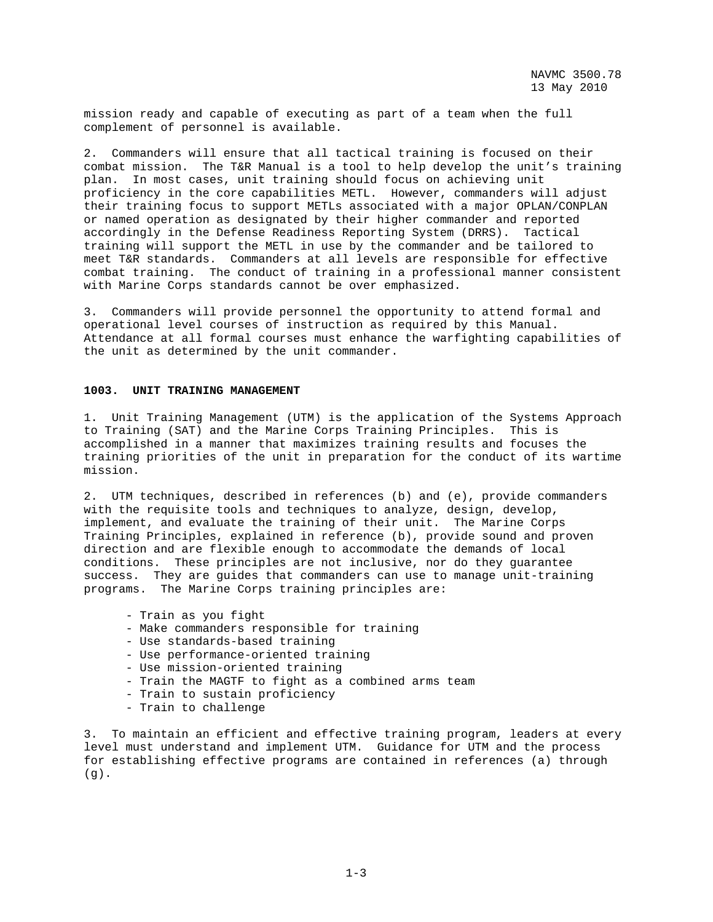mission ready and capable of executing as part of a team when the full complement of personnel is available.

2. Commanders will ensure that all tactical training is focused on their combat mission. The T&R Manual is a tool to help develop the unit's training plan. In most cases, unit training should focus on achieving unit proficiency in the core capabilities METL. However, commanders will adjust their training focus to support METLs associated with a major OPLAN/CONPLAN or named operation as designated by their higher commander and reported accordingly in the Defense Readiness Reporting System (DRRS). Tactical training will support the METL in use by the commander and be tailored to meet T&R standards. Commanders at all levels are responsible for effective combat training. The conduct of training in a professional manner consistent with Marine Corps standards cannot be over emphasized.

3. Commanders will provide personnel the opportunity to attend formal and operational level courses of instruction as required by this Manual. Attendance at all formal courses must enhance the warfighting capabilities of the unit as determined by the unit commander.

**1003. UNIT TRAINING MANAGEMENT**

1. Unit Training Management (UTM) is the application of the Systems Approach to Training (SAT) and the Marine Corps Training Principles. This is accomplished in a manner that maximizes training results and focuses the training priorities of the unit in preparation for the conduct of its wartime mission.

2. UTM techniques, described in references (b) and (e), provide commanders with the requisite tools and techniques to analyze, design, develop, implement, and evaluate the training of their unit. The Marine Corps Training Principles, explained in reference (b), provide sound and proven direction and are flexible enough to accommodate the demands of local conditions. These principles are not inclusive, nor do they guarantee success. They are guides that commanders can use to manage unit-training programs. The Marine Corps training principles are:

- Train as you fight
- Make commanders responsible for training
- Use standards-based training
- Use performance-oriented training
- Use mission-oriented training
- Train the MAGTF to fight as a combined arms team
- Train to sustain proficiency
- Train to challenge

3. To maintain an efficient and effective training program, leaders at every level must understand and implement UTM. Guidance for UTM and the process for establishing effective programs are contained in references (a) through (g).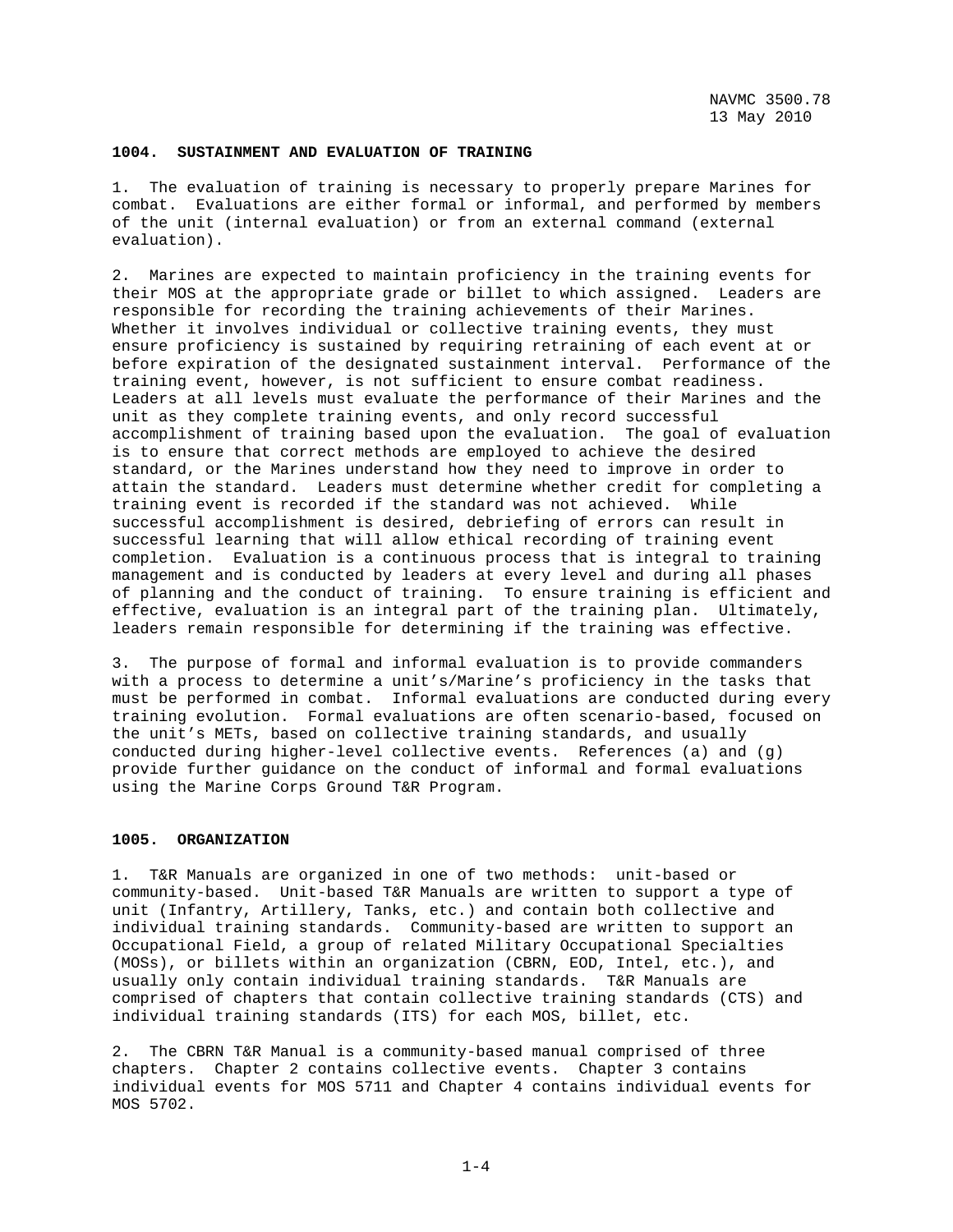**1004. SUSTAINMENT AND EVALUATION OF TRAINING**

1. The evaluation of training is necessary to properly prepare Marines for combat. Evaluations are either formal or informal, and performed by members of the unit (internal evaluation) or from an external command (external evaluation).

2. Marines are expected to maintain proficiency in the training events for their MOS at the appropriate grade or billet to which assigned. Leaders are responsible for recording the training achievements of their Marines. Whether it involves individual or collective training events, they must ensure proficiency is sustained by requiring retraining of each event at or before expiration of the designated sustainment interval. Performance of the training event, however, is not sufficient to ensure combat readiness. Leaders at all levels must evaluate the performance of their Marines and the unit as they complete training events, and only record successful accomplishment of training based upon the evaluation. The goal of evaluation is to ensure that correct methods are employed to achieve the desired standard, or the Marines understand how they need to improve in order to attain the standard. Leaders must determine whether credit for completing a training event is recorded if the standard was not achieved. While successful accomplishment is desired, debriefing of errors can result in successful learning that will allow ethical recording of training event completion. Evaluation is a continuous process that is integral to training management and is conducted by leaders at every level and during all phases of planning and the conduct of training. To ensure training is efficient and effective, evaluation is an integral part of the training plan. Ultimately, leaders remain responsible for determining if the training was effective.

3. The purpose of formal and informal evaluation is to provide commanders with a process to determine a unit's/Marine's proficiency in the tasks that must be performed in combat. Informal evaluations are conducted during every training evolution. Formal evaluations are often scenario-based, focused on the unit's METs, based on collective training standards, and usually conducted during higher-level collective events. References (a) and (g) provide further guidance on the conduct of informal and formal evaluations using the Marine Corps Ground T&R Program.

**1005. ORGANIZATION**

1. T&R Manuals are organized in one of two methods: unit-based or community-based. Unit-based T&R Manuals are written to support a type of unit (Infantry, Artillery, Tanks, etc.) and contain both collective and individual training standards. Community-based are written to support an Occupational Field, a group of related Military Occupational Specialties (MOSs), or billets within an organization (CBRN, EOD, Intel, etc.), and usually only contain individual training standards. T&R Manuals are comprised of chapters that contain collective training standards (CTS) and individual training standards (ITS) for each MOS, billet, etc.

2. The CBRN T&R Manual is a community-based manual comprised of three chapters. Chapter 2 contains collective events. Chapter 3 contains individual events for MOS 5711 and Chapter 4 contains individual events for MOS 5702.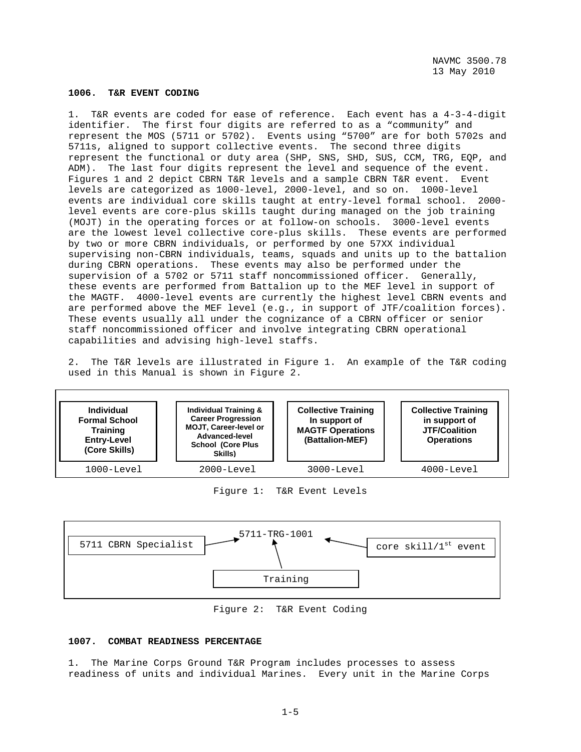### 1006. T&R EVENT CODING

1. T&R events are coded for ease of reference. Each event has a 4-3-4-digit identifier. The first four digits are referred to as a "community" and represent the MOS (5711 or 5702). Events using "5700" are for both 5702s and 5711s, aligned to support collective events. The second three digits represent the functional or duty area (SHP, SNS, SHD, SUS, CCM, TRG, EQP, and ADM). The last four digits represent the level and sequence of the event. Figures 1 and 2 depict CBRN T&R levels and a sample CBRN T&R event. Event levels are categorized as 1000-level, 2000-level, and so on. 1000-level events are individual core skills taught at entry-level formal school. 2000-level events are core-plus skills taught during managed on the job training (MOJT) in the operating forces or at follow-on schools. 3000-level events are the lowest level collective core-plus skills. These events are performed by two or more CBRN individuals, or performed by one 57XX individual supervising non-CBRN individuals, teams, squads and units up to the battalion during CBRN operations. These events may also be performed under the supervision of a 5702 or 5711 staff noncommissioned officer. Generally, these events are performed from Battalion up to the MEF level in support of the MAGTF. 4000-level events are currently the highest level CBRN events and are performed above the MEF level (e.g., in support of JTF/coalition forces). These events usually all under the cognizance of a CBRN officer or senior staff noncommissioned officer and involve integrating CBRN operational capabilities and advising high-level staffs.

2. The T&R levels are illustrated in Figure 1. An example of the T&R coding used in this Manual is shown in Figure 2.

| Individual Formal School Training Entry-Level (Core Skills) | Individual Training & Career Progression MOJT, Career-level or Advanced-level School (Core Plus Skills) | Collective Training In support of MAGTF Operations (Battalion-MEF) | Collective Training in support of JTF/Coalition Operations |
|---|---|---|---|
| 1000-Level | 2000-Level | 3000-Level | 4000-Level |

Figure 1: T&R Event Levels

5711-TRG-1001

- 5711 CBRN Specialist → 5711
- Training → TRG
- core skill/1st event → 1001

Figure 2: T&R Event Coding

### 1007. COMBAT READINESS PERCENTAGE

1. The Marine Corps Ground T&R Program includes processes to assess readiness of units and individual Marines. Every unit in the Marine Corps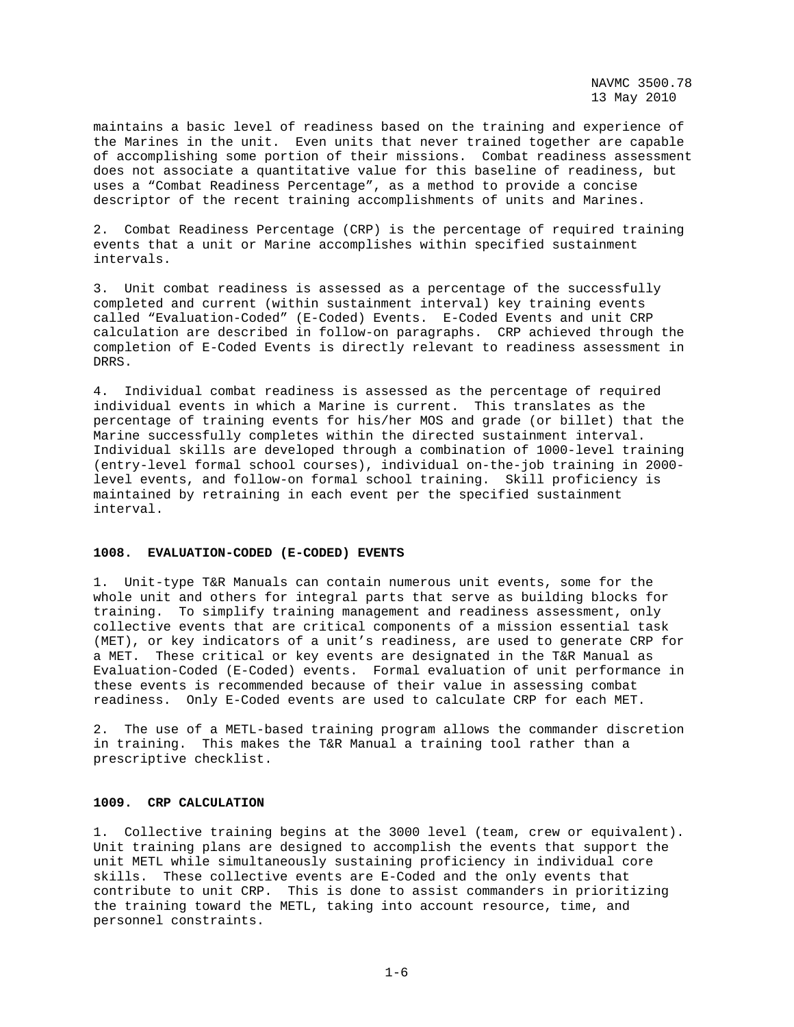maintains a basic level of readiness based on the training and experience of the Marines in the unit. Even units that never trained together are capable of accomplishing some portion of their missions. Combat readiness assessment does not associate a quantitative value for this baseline of readiness, but uses a “Combat Readiness Percentage”, as a method to provide a concise descriptor of the recent training accomplishments of units and Marines.

2. Combat Readiness Percentage (CRP) is the percentage of required training events that a unit or Marine accomplishes within specified sustainment intervals.

3. Unit combat readiness is assessed as a percentage of the successfully completed and current (within sustainment interval) key training events called “Evaluation-Coded” (E-Coded) Events. E-Coded Events and unit CRP calculation are described in follow-on paragraphs. CRP achieved through the completion of E-Coded Events is directly relevant to readiness assessment in DRRS.

4. Individual combat readiness is assessed as the percentage of required individual events in which a Marine is current. This translates as the percentage of training events for his/her MOS and grade (or billet) that the Marine successfully completes within the directed sustainment interval. Individual skills are developed through a combination of 1000-level training (entry-level formal school courses), individual on-the-job training in 2000-level events, and follow-on formal school training. Skill proficiency is maintained by retraining in each event per the specified sustainment interval.

## 1008. EVALUATION-CODED (E-CODED) EVENTS

1. Unit-type T&R Manuals can contain numerous unit events, some for the whole unit and others for integral parts that serve as building blocks for training. To simplify training management and readiness assessment, only collective events that are critical components of a mission essential task (MET), or key indicators of a unit’s readiness, are used to generate CRP for a MET. These critical or key events are designated in the T&R Manual as Evaluation-Coded (E-Coded) events. Formal evaluation of unit performance in these events is recommended because of their value in assessing combat readiness. Only E-Coded events are used to calculate CRP for each MET.

2. The use of a METL-based training program allows the commander discretion in training. This makes the T&R Manual a training tool rather than a prescriptive checklist.

## 1009. CRP CALCULATION

1. Collective training begins at the 3000 level (team, crew or equivalent). Unit training plans are designed to accomplish the events that support the unit METL while simultaneously sustaining proficiency in individual core skills. These collective events are E-Coded and the only events that contribute to unit CRP. This is done to assist commanders in prioritizing the training toward the METL, taking into account resource, time, and personnel constraints.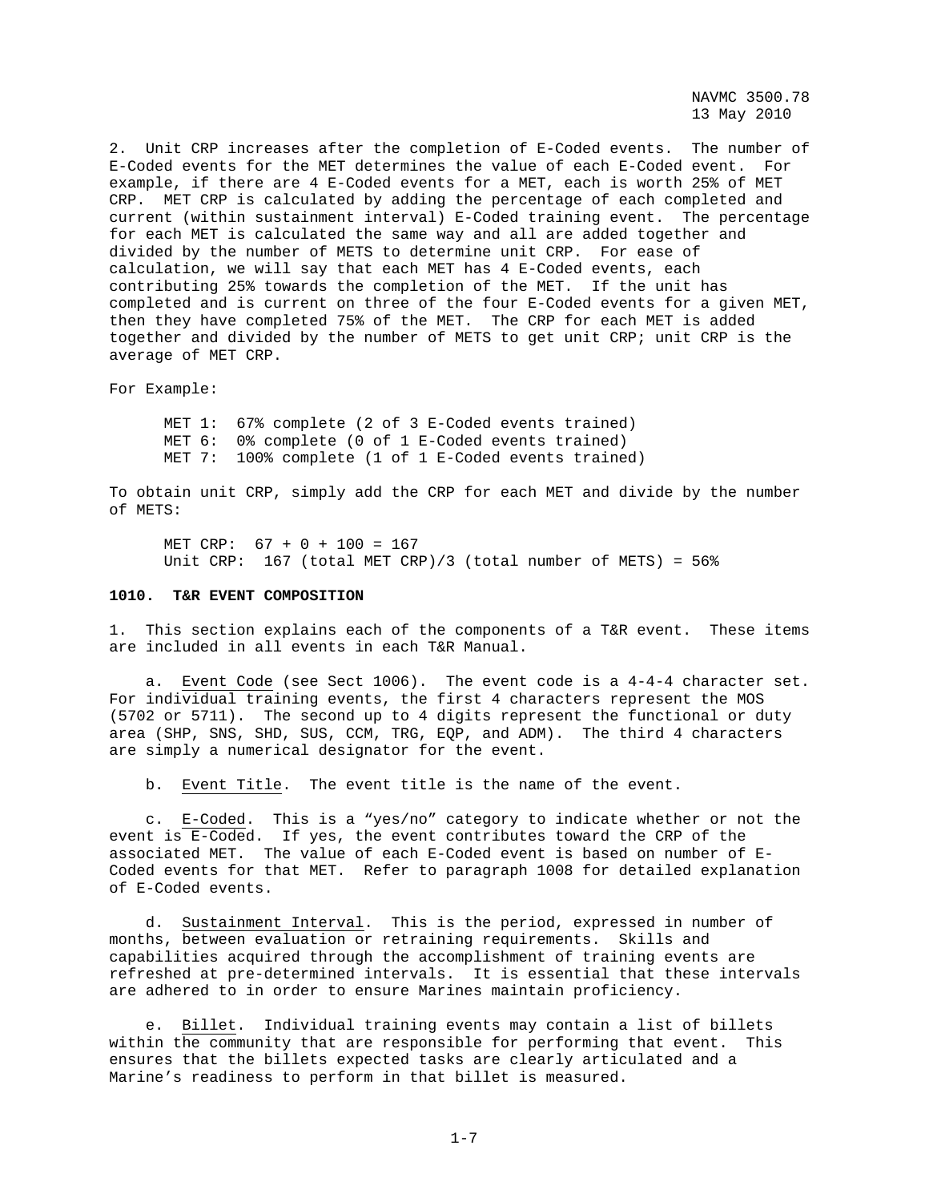2. Unit CRP increases after the completion of E-Coded events. The number of E-Coded events for the MET determines the value of each E-Coded event. For example, if there are 4 E-Coded events for a MET, each is worth 25% of MET CRP. MET CRP is calculated by adding the percentage of each completed and current (within sustainment interval) E-Coded training event. The percentage for each MET is calculated the same way and all are added together and divided by the number of METS to determine unit CRP. For ease of calculation, we will say that each MET has 4 E-Coded events, each contributing 25% towards the completion of the MET. If the unit has completed and is current on three of the four E-Coded events for a given MET, then they have completed 75% of the MET. The CRP for each MET is added together and divided by the number of METS to get unit CRP; unit CRP is the average of MET CRP.

For Example:

MET 1: 67% complete (2 of 3 E-Coded events trained)
MET 6: 0% complete (0 of 1 E-Coded events trained)
MET 7: 100% complete (1 of 1 E-Coded events trained)

To obtain unit CRP, simply add the CRP for each MET and divide by the number of METS:

MET CRP: 67 + 0 + 100 = 167
Unit CRP: 167 (total MET CRP)/3 (total number of METS) = 56%

**1010. T&R EVENT COMPOSITION**

1. This section explains each of the components of a T&R event. These items are included in all events in each T&R Manual.

a. Event Code (see Sect 1006). The event code is a 4-4-4 character set. For individual training events, the first 4 characters represent the MOS (5702 or 5711). The second up to 4 digits represent the functional or duty area (SHP, SNS, SHD, SUS, CCM, TRG, EQP, and ADM). The third 4 characters are simply a numerical designator for the event.

b. Event Title. The event title is the name of the event.

c. E-Coded. This is a “yes/no” category to indicate whether or not the event is E-Coded. If yes, the event contributes toward the CRP of the associated MET. The value of each E-Coded event is based on number of E-Coded events for that MET. Refer to paragraph 1008 for detailed explanation of E-Coded events.

d. Sustainment Interval. This is the period, expressed in number of months, between evaluation or retraining requirements. Skills and capabilities acquired through the accomplishment of training events are refreshed at pre-determined intervals. It is essential that these intervals are adhered to in order to ensure Marines maintain proficiency.

e. Billet. Individual training events may contain a list of billets within the community that are responsible for performing that event. This ensures that the billets expected tasks are clearly articulated and a Marine’s readiness to perform in that billet is measured.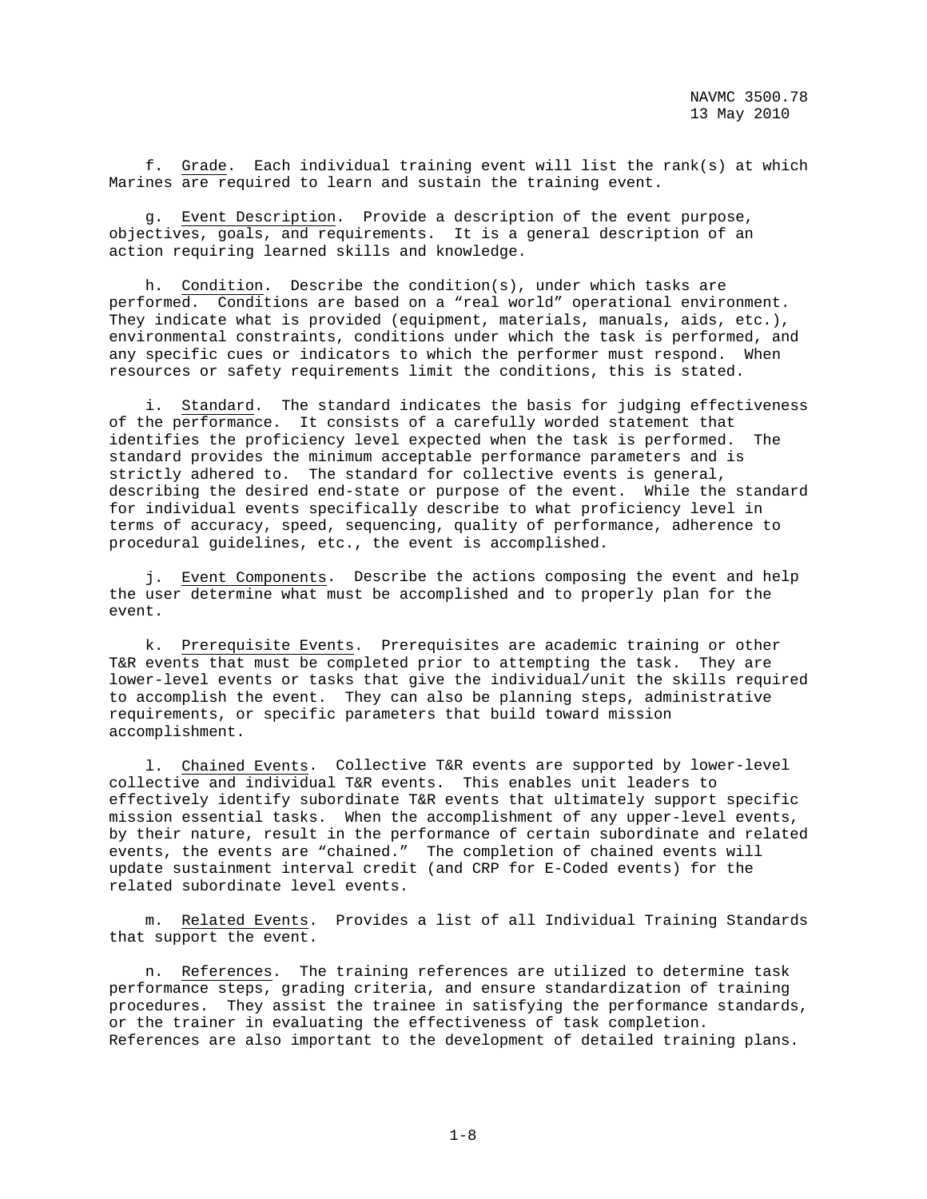f. Grade. Each individual training event will list the rank(s) at which Marines are required to learn and sustain the training event.

g. Event Description. Provide a description of the event purpose, objectives, goals, and requirements. It is a general description of an action requiring learned skills and knowledge.

h. Condition. Describe the condition(s), under which tasks are performed. Conditions are based on a "real world" operational environment. They indicate what is provided (equipment, materials, manuals, aids, etc.), environmental constraints, conditions under which the task is performed, and any specific cues or indicators to which the performer must respond. When resources or safety requirements limit the conditions, this is stated.

i. Standard. The standard indicates the basis for judging effectiveness of the performance. It consists of a carefully worded statement that identifies the proficiency level expected when the task is performed. The standard provides the minimum acceptable performance parameters and is strictly adhered to. The standard for collective events is general, describing the desired end-state or purpose of the event. While the standard for individual events specifically describe to what proficiency level in terms of accuracy, speed, sequencing, quality of performance, adherence to procedural guidelines, etc., the event is accomplished.

j. Event Components. Describe the actions composing the event and help the user determine what must be accomplished and to properly plan for the event.

k. Prerequisite Events. Prerequisites are academic training or other T&R events that must be completed prior to attempting the task. They are lower-level events or tasks that give the individual/unit the skills required to accomplish the event. They can also be planning steps, administrative requirements, or specific parameters that build toward mission accomplishment.

l. Chained Events. Collective T&R events are supported by lower-level collective and individual T&R events. This enables unit leaders to effectively identify subordinate T&R events that ultimately support specific mission essential tasks. When the accomplishment of any upper-level events, by their nature, result in the performance of certain subordinate and related events, the events are "chained." The completion of chained events will update sustainment interval credit (and CRP for E-Coded events) for the related subordinate level events.

m. Related Events. Provides a list of all Individual Training Standards that support the event.

n. References. The training references are utilized to determine task performance steps, grading criteria, and ensure standardization of training procedures. They assist the trainee in satisfying the performance standards, or the trainer in evaluating the effectiveness of task completion. References are also important to the development of detailed training plans.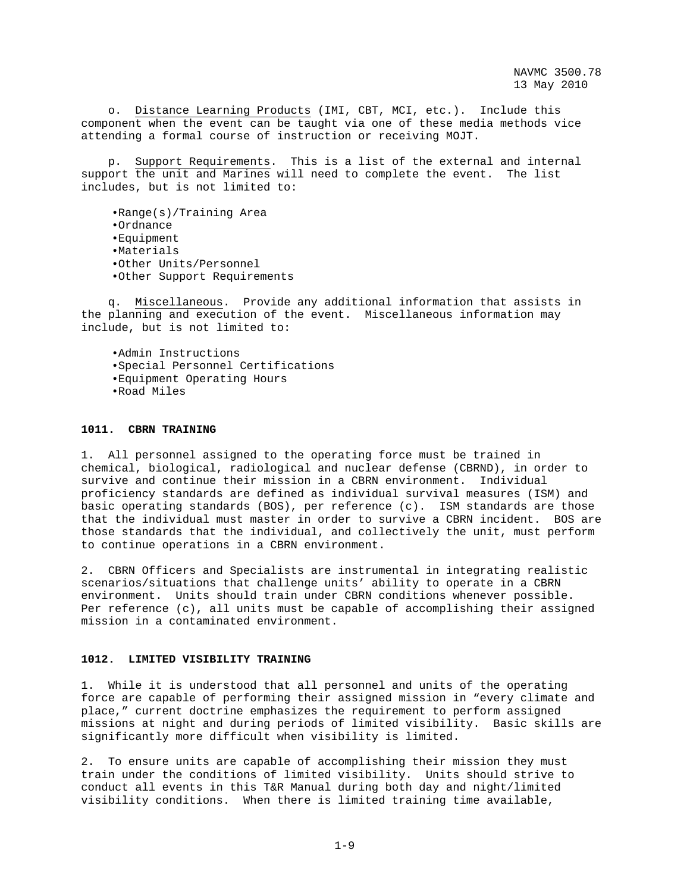o. Distance Learning Products (IMI, CBT, MCI, etc.). Include this component when the event can be taught via one of these media methods vice attending a formal course of instruction or receiving MOJT.

p. Support Requirements. This is a list of the external and internal support the unit and Marines will need to complete the event. The list includes, but is not limited to:

- Range(s)/Training Area
- Ordnance
- Equipment
- Materials
- Other Units/Personnel
- Other Support Requirements

q. Miscellaneous. Provide any additional information that assists in the planning and execution of the event. Miscellaneous information may include, but is not limited to:

- Admin Instructions
- Special Personnel Certifications
- Equipment Operating Hours
- Road Miles

**1011. CBRN TRAINING**

1. All personnel assigned to the operating force must be trained in chemical, biological, radiological and nuclear defense (CBRND), in order to survive and continue their mission in a CBRN environment. Individual proficiency standards are defined as individual survival measures (ISM) and basic operating standards (BOS), per reference (c). ISM standards are those that the individual must master in order to survive a CBRN incident. BOS are those standards that the individual, and collectively the unit, must perform to continue operations in a CBRN environment.

2. CBRN Officers and Specialists are instrumental in integrating realistic scenarios/situations that challenge units' ability to operate in a CBRN environment. Units should train under CBRN conditions whenever possible. Per reference (c), all units must be capable of accomplishing their assigned mission in a contaminated environment.

**1012. LIMITED VISIBILITY TRAINING**

1. While it is understood that all personnel and units of the operating force are capable of performing their assigned mission in "every climate and place," current doctrine emphasizes the requirement to perform assigned missions at night and during periods of limited visibility. Basic skills are significantly more difficult when visibility is limited.

2. To ensure units are capable of accomplishing their mission they must train under the conditions of limited visibility. Units should strive to conduct all events in this T&R Manual during both day and night/limited visibility conditions. When there is limited training time available,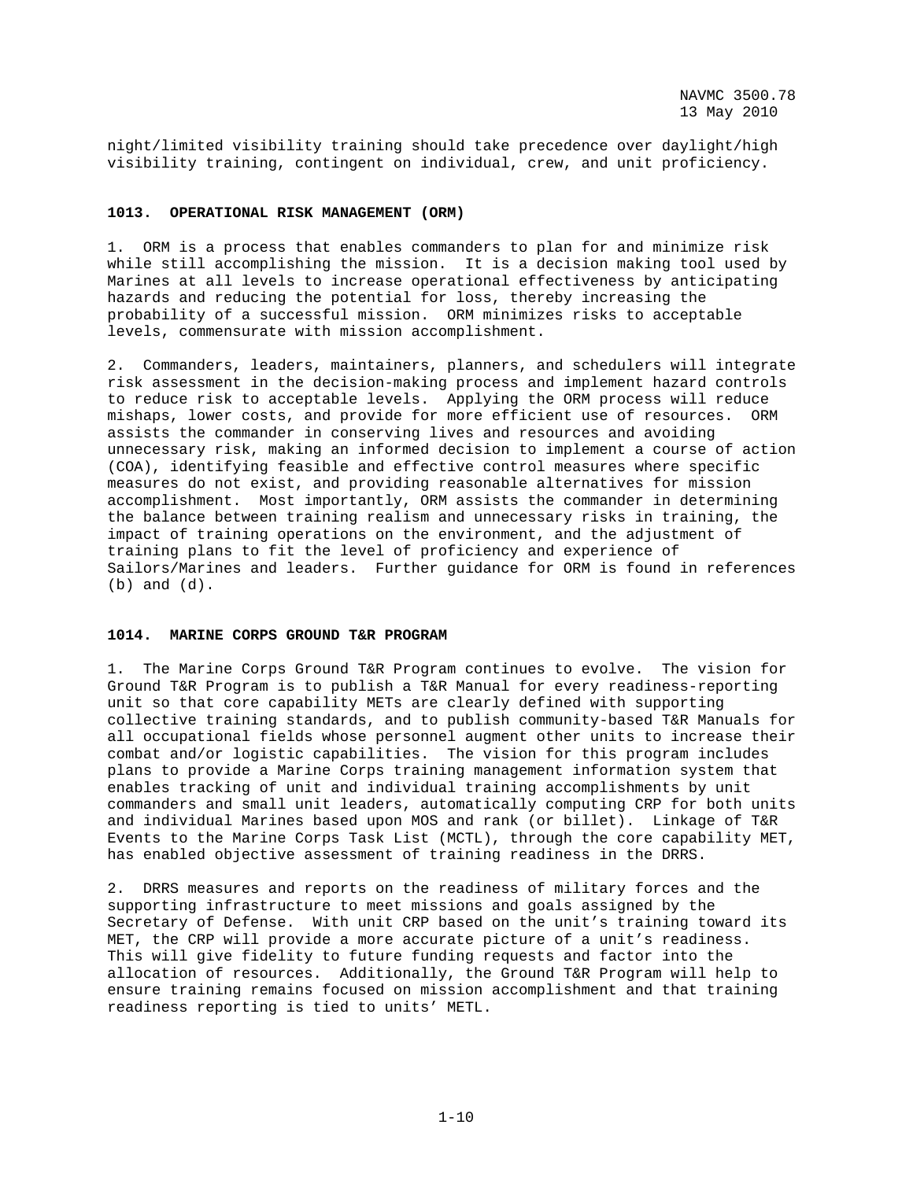night/limited visibility training should take precedence over daylight/high visibility training, contingent on individual, crew, and unit proficiency.

### 1013. OPERATIONAL RISK MANAGEMENT (ORM)

1. ORM is a process that enables commanders to plan for and minimize risk while still accomplishing the mission. It is a decision making tool used by Marines at all levels to increase operational effectiveness by anticipating hazards and reducing the potential for loss, thereby increasing the probability of a successful mission. ORM minimizes risks to acceptable levels, commensurate with mission accomplishment.

2. Commanders, leaders, maintainers, planners, and schedulers will integrate risk assessment in the decision-making process and implement hazard controls to reduce risk to acceptable levels. Applying the ORM process will reduce mishaps, lower costs, and provide for more efficient use of resources. ORM assists the commander in conserving lives and resources and avoiding unnecessary risk, making an informed decision to implement a course of action (COA), identifying feasible and effective control measures where specific measures do not exist, and providing reasonable alternatives for mission accomplishment. Most importantly, ORM assists the commander in determining the balance between training realism and unnecessary risks in training, the impact of training operations on the environment, and the adjustment of training plans to fit the level of proficiency and experience of Sailors/Marines and leaders. Further guidance for ORM is found in references (b) and (d).

### 1014. MARINE CORPS GROUND T&R PROGRAM

1. The Marine Corps Ground T&R Program continues to evolve. The vision for Ground T&R Program is to publish a T&R Manual for every readiness-reporting unit so that core capability METs are clearly defined with supporting collective training standards, and to publish community-based T&R Manuals for all occupational fields whose personnel augment other units to increase their combat and/or logistic capabilities. The vision for this program includes plans to provide a Marine Corps training management information system that enables tracking of unit and individual training accomplishments by unit commanders and small unit leaders, automatically computing CRP for both units and individual Marines based upon MOS and rank (or billet). Linkage of T&R Events to the Marine Corps Task List (MCTL), through the core capability MET, has enabled objective assessment of training readiness in the DRRS.

2. DRRS measures and reports on the readiness of military forces and the supporting infrastructure to meet missions and goals assigned by the Secretary of Defense. With unit CRP based on the unit's training toward its MET, the CRP will provide a more accurate picture of a unit's readiness. This will give fidelity to future funding requests and factor into the allocation of resources. Additionally, the Ground T&R Program will help to ensure training remains focused on mission accomplishment and that training readiness reporting is tied to units' METL.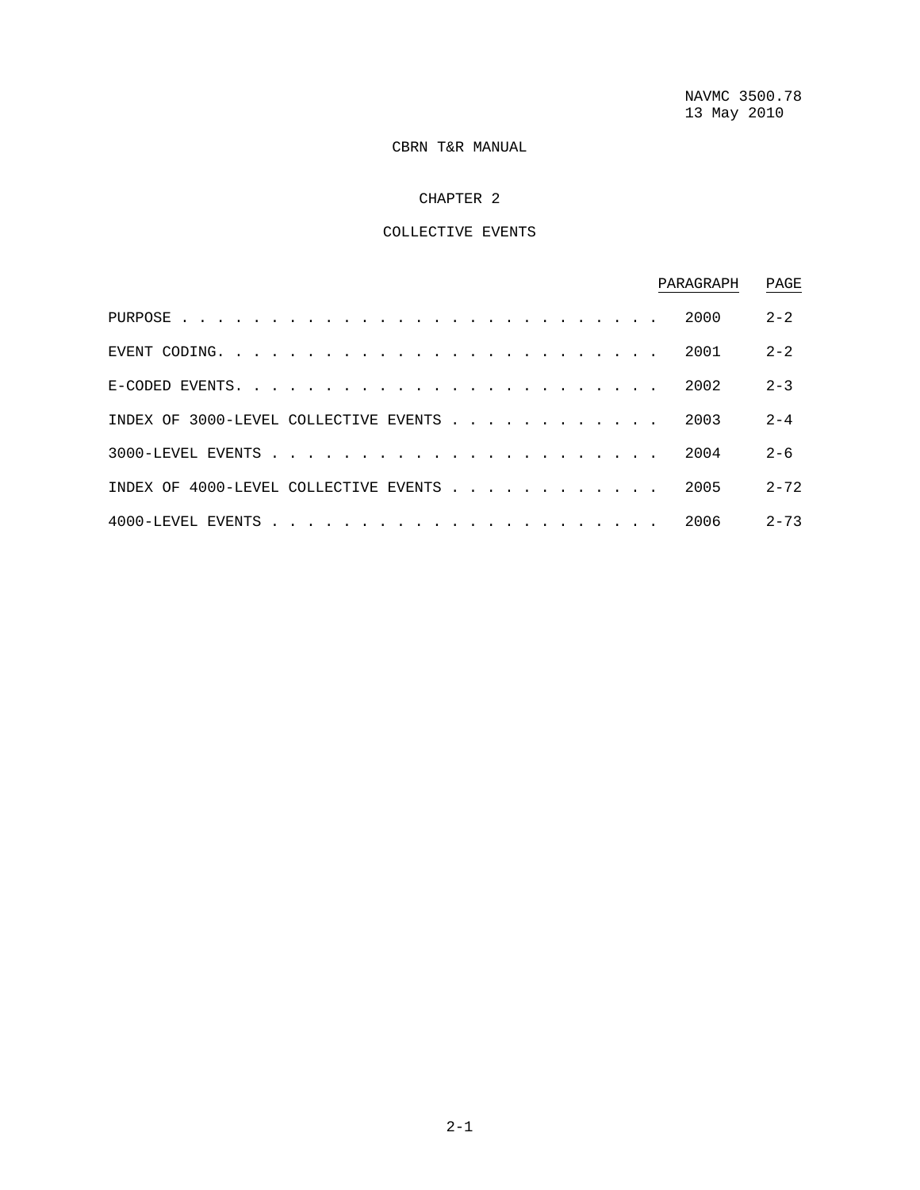CBRN T&R MANUAL

# CHAPTER 2

## COLLECTIVE EVENTS

| | PARAGRAPH | PAGE |
|---|---|---|
| PURPOSE | 2000 | 2-2 |
| EVENT CODING | 2001 | 2-2 |
| E-CODED EVENTS | 2002 | 2-3 |
| INDEX OF 3000-LEVEL COLLECTIVE EVENTS | 2003 | 2-4 |
| 3000-LEVEL EVENTS | 2004 | 2-6 |
| INDEX OF 4000-LEVEL COLLECTIVE EVENTS | 2005 | 2-72 |
| 4000-LEVEL EVENTS | 2006 | 2-73 |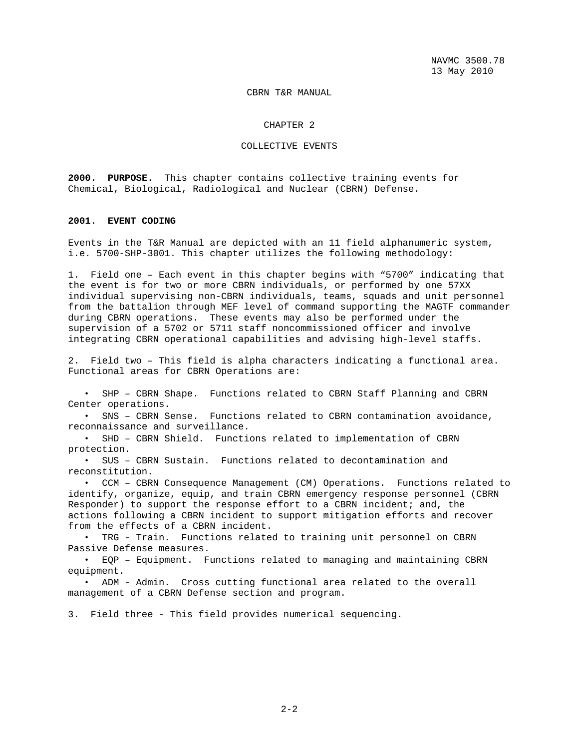CBRN T&R MANUAL

# CHAPTER 2

# COLLECTIVE EVENTS

**2000. PURPOSE**. This chapter contains collective training events for Chemical, Biological, Radiological and Nuclear (CBRN) Defense.

**2001**. **EVENT CODING**

Events in the T&R Manual are depicted with an 11 field alphanumeric system, i.e. 5700-SHP-3001. This chapter utilizes the following methodology:

1. Field one – Each event in this chapter begins with "5700" indicating that the event is for two or more CBRN individuals, or performed by one 57XX individual supervising non-CBRN individuals, teams, squads and unit personnel from the battalion through MEF level of command supporting the MAGTF commander during CBRN operations. These events may also be performed under the supervision of a 5702 or 5711 staff noncommissioned officer and involve integrating CBRN operational capabilities and advising high-level staffs.

2. Field two – This field is alpha characters indicating a functional area. Functional areas for CBRN Operations are:

- SHP – CBRN Shape. Functions related to CBRN Staff Planning and CBRN Center operations.
- SNS – CBRN Sense. Functions related to CBRN contamination avoidance, reconnaissance and surveillance.
- SHD – CBRN Shield. Functions related to implementation of CBRN protection.
- SUS – CBRN Sustain. Functions related to decontamination and reconstitution.
- CCM – CBRN Consequence Management (CM) Operations. Functions related to identify, organize, equip, and train CBRN emergency response personnel (CBRN Responder) to support the response effort to a CBRN incident; and, the actions following a CBRN incident to support mitigation efforts and recover from the effects of a CBRN incident.
- TRG - Train. Functions related to training unit personnel on CBRN Passive Defense measures.
- EQP – Equipment. Functions related to managing and maintaining CBRN equipment.
- ADM - Admin. Cross cutting functional area related to the overall management of a CBRN Defense section and program.

3. Field three - This field provides numerical sequencing.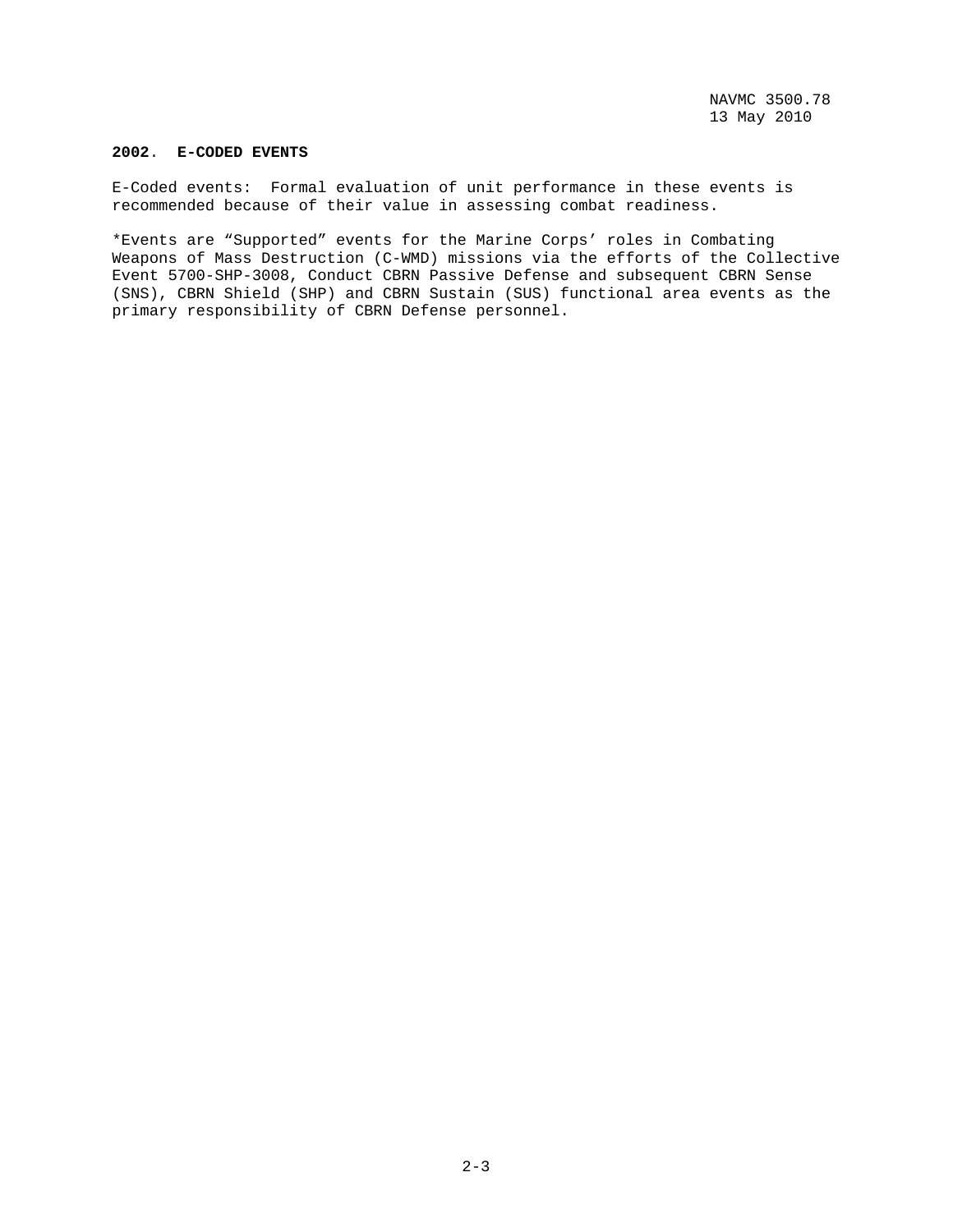**2002. E-CODED EVENTS**

E-Coded events: Formal evaluation of unit performance in these events is recommended because of their value in assessing combat readiness.

*Events are "Supported" events for the Marine Corps' roles in Combating Weapons of Mass Destruction (C-WMD) missions via the efforts of the Collective Event 5700-SHP-3008, Conduct CBRN Passive Defense and subsequent CBRN Sense (SNS), CBRN Shield (SHP) and CBRN Sustain (SUS) functional area events as the primary responsibility of CBRN Defense personnel.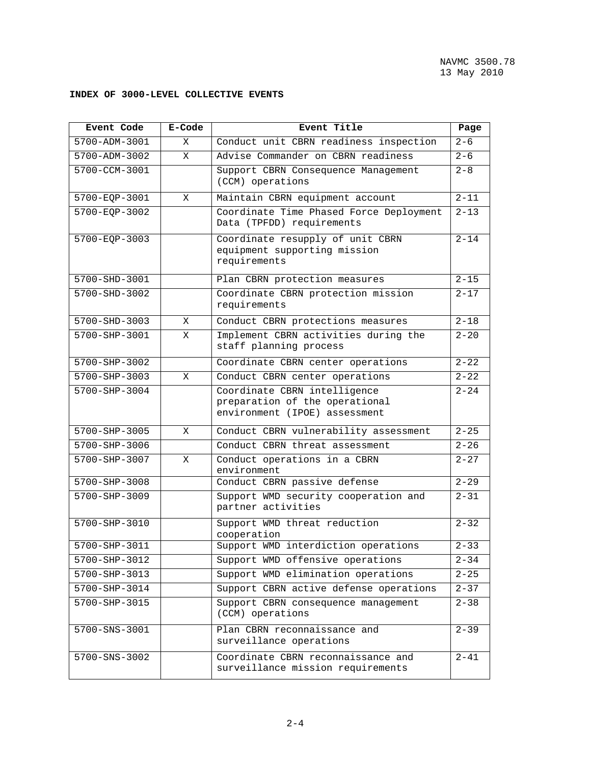**INDEX OF 3000-LEVEL COLLECTIVE EVENTS**

| Event Code | E-Code | Event Title | Page |
|---|---|---|---|
| 5700-ADM-3001 | X | Conduct unit CBRN readiness inspection | 2-6 |
| 5700-ADM-3002 | X | Advise Commander on CBRN readiness | 2-6 |
| 5700-CCM-3001 | | Support CBRN Consequence Management (CCM) operations | 2-8 |
| 5700-EQP-3001 | X | Maintain CBRN equipment account | 2-11 |
| 5700-EQP-3002 | | Coordinate Time Phased Force Deployment Data (TPFDD) requirements | 2-13 |
| 5700-EQP-3003 | | Coordinate resupply of unit CBRN equipment supporting mission requirements | 2-14 |
| 5700-SHD-3001 | | Plan CBRN protection measures | 2-15 |
| 5700-SHD-3002 | | Coordinate CBRN protection mission requirements | 2-17 |
| 5700-SHD-3003 | X | Conduct CBRN protections measures | 2-18 |
| 5700-SHP-3001 | X | Implement CBRN activities during the staff planning process | 2-20 |
| 5700-SHP-3002 | | Coordinate CBRN center operations | 2-22 |
| 5700-SHP-3003 | X | Conduct CBRN center operations | 2-22 |
| 5700-SHP-3004 | | Coordinate CBRN intelligence preparation of the operational environment (IPOE) assessment | 2-24 |
| 5700-SHP-3005 | X | Conduct CBRN vulnerability assessment | 2-25 |
| 5700-SHP-3006 | | Conduct CBRN threat assessment | 2-26 |
| 5700-SHP-3007 | X | Conduct operations in a CBRN environment | 2-27 |
| 5700-SHP-3008 | | Conduct CBRN passive defense | 2-29 |
| 5700-SHP-3009 | | Support WMD security cooperation and partner activities | 2-31 |
| 5700-SHP-3010 | | Support WMD threat reduction cooperation | 2-32 |
| 5700-SHP-3011 | | Support WMD interdiction operations | 2-33 |
| 5700-SHP-3012 | | Support WMD offensive operations | 2-34 |
| 5700-SHP-3013 | | Support WMD elimination operations | 2-25 |
| 5700-SHP-3014 | | Support CBRN active defense operations | 2-37 |
| 5700-SHP-3015 | | Support CBRN consequence management (CCM) operations | 2-38 |
| 5700-SNS-3001 | | Plan CBRN reconnaissance and surveillance operations | 2-39 |
| 5700-SNS-3002 | | Coordinate CBRN reconnaissance and surveillance mission requirements | 2-41 |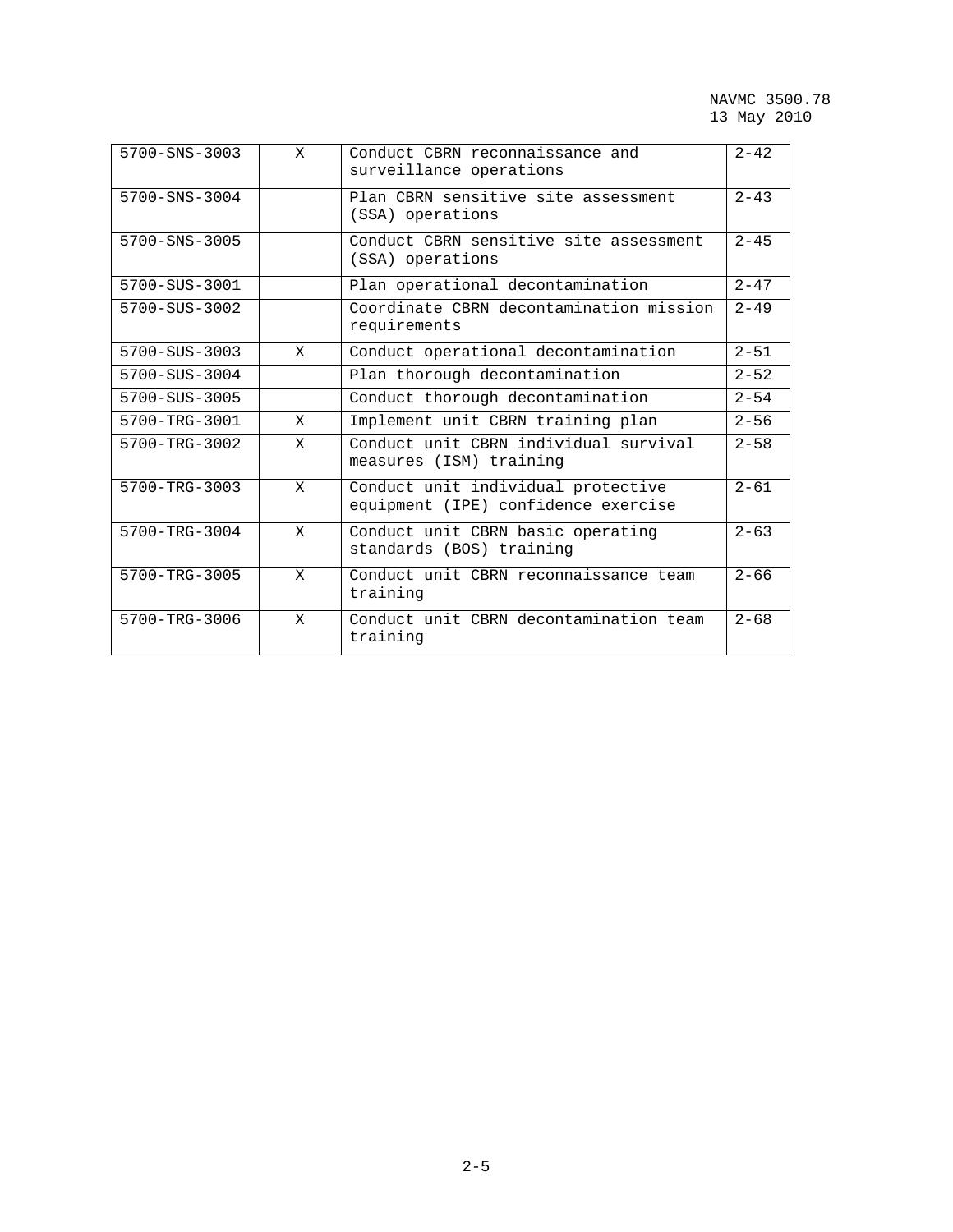| | | | |
|---|---|---|---|
| 5700-SNS-3003 | X | Conduct CBRN reconnaissance and surveillance operations | 2-42 |
| 5700-SNS-3004 | | Plan CBRN sensitive site assessment (SSA) operations | 2-43 |
| 5700-SNS-3005 | | Conduct CBRN sensitive site assessment (SSA) operations | 2-45 |
| 5700-SUS-3001 | | Plan operational decontamination | 2-47 |
| 5700-SUS-3002 | | Coordinate CBRN decontamination mission requirements | 2-49 |
| 5700-SUS-3003 | X | Conduct operational decontamination | 2-51 |
| 5700-SUS-3004 | | Plan thorough decontamination | 2-52 |
| 5700-SUS-3005 | | Conduct thorough decontamination | 2-54 |
| 5700-TRG-3001 | X | Implement unit CBRN training plan | 2-56 |
| 5700-TRG-3002 | X | Conduct unit CBRN individual survival measures (ISM) training | 2-58 |
| 5700-TRG-3003 | X | Conduct unit individual protective equipment (IPE) confidence exercise | 2-61 |
| 5700-TRG-3004 | X | Conduct unit CBRN basic operating standards (BOS) training | 2-63 |
| 5700-TRG-3005 | X | Conduct unit CBRN reconnaissance team training | 2-66 |
| 5700-TRG-3006 | X | Conduct unit CBRN decontamination team training | 2-68 |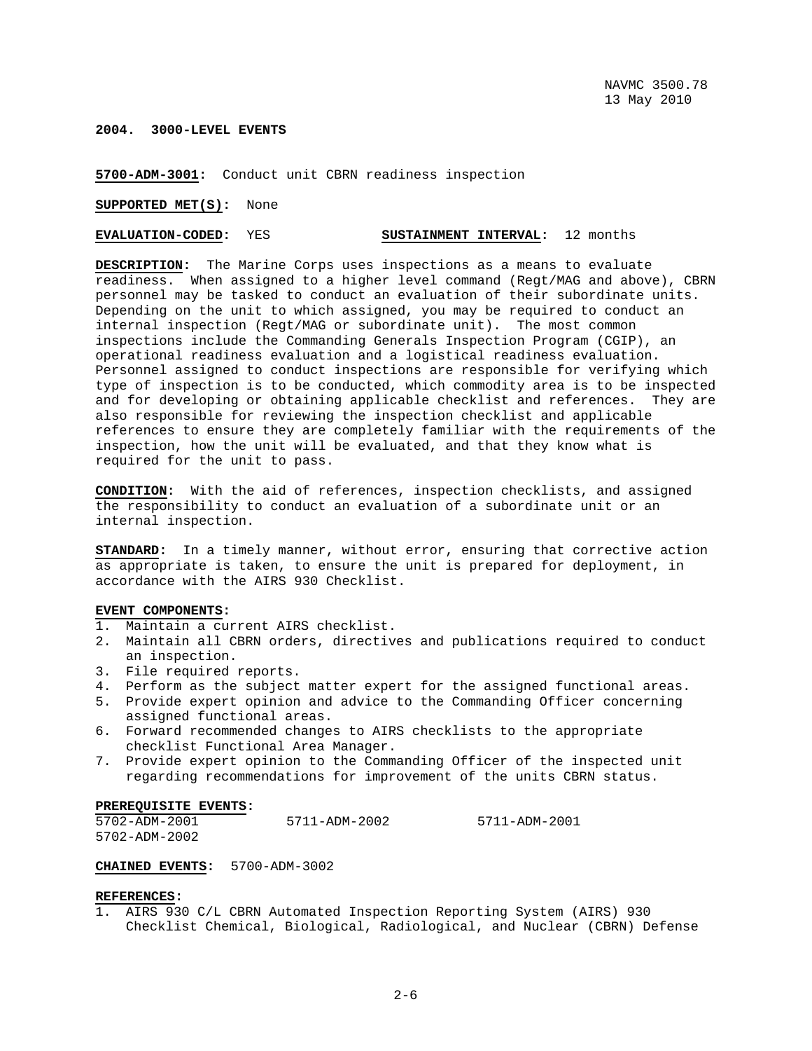## 2004. 3000-LEVEL EVENTS

**5700-ADM-3001:** Conduct unit CBRN readiness inspection

**SUPPORTED MET(S):** None

**EVALUATION-CODED:** YES **SUSTAINMENT INTERVAL:** 12 months

**DESCRIPTION:** The Marine Corps uses inspections as a means to evaluate readiness. When assigned to a higher level command (Regt/MAG and above), CBRN personnel may be tasked to conduct an evaluation of their subordinate units. Depending on the unit to which assigned, you may be required to conduct an internal inspection (Regt/MAG or subordinate unit). The most common inspections include the Commanding Generals Inspection Program (CGIP), an operational readiness evaluation and a logistical readiness evaluation. Personnel assigned to conduct inspections are responsible for verifying which type of inspection is to be conducted, which commodity area is to be inspected and for developing or obtaining applicable checklist and references. They are also responsible for reviewing the inspection checklist and applicable references to ensure they are completely familiar with the requirements of the inspection, how the unit will be evaluated, and that they know what is required for the unit to pass.

**CONDITION:** With the aid of references, inspection checklists, and assigned the responsibility to conduct an evaluation of a subordinate unit or an internal inspection.

**STANDARD:** In a timely manner, without error, ensuring that corrective action as appropriate is taken, to ensure the unit is prepared for deployment, in accordance with the AIRS 930 Checklist.

**EVENT COMPONENTS:**

1. Maintain a current AIRS checklist.
2. Maintain all CBRN orders, directives and publications required to conduct an inspection.
3. File required reports.
4. Perform as the subject matter expert for the assigned functional areas.
5. Provide expert opinion and advice to the Commanding Officer concerning assigned functional areas.
6. Forward recommended changes to AIRS checklists to the appropriate checklist Functional Area Manager.
7. Provide expert opinion to the Commanding Officer of the inspected unit regarding recommendations for improvement of the units CBRN status.

**PREREQUISITE EVENTS:**

5702-ADM-2001 5711-ADM-2002 5711-ADM-2001
5702-ADM-2002

**CHAINED EVENTS:** 5700-ADM-3002

**REFERENCES:**

1. AIRS 930 C/L CBRN Automated Inspection Reporting System (AIRS) 930 Checklist Chemical, Biological, Radiological, and Nuclear (CBRN) Defense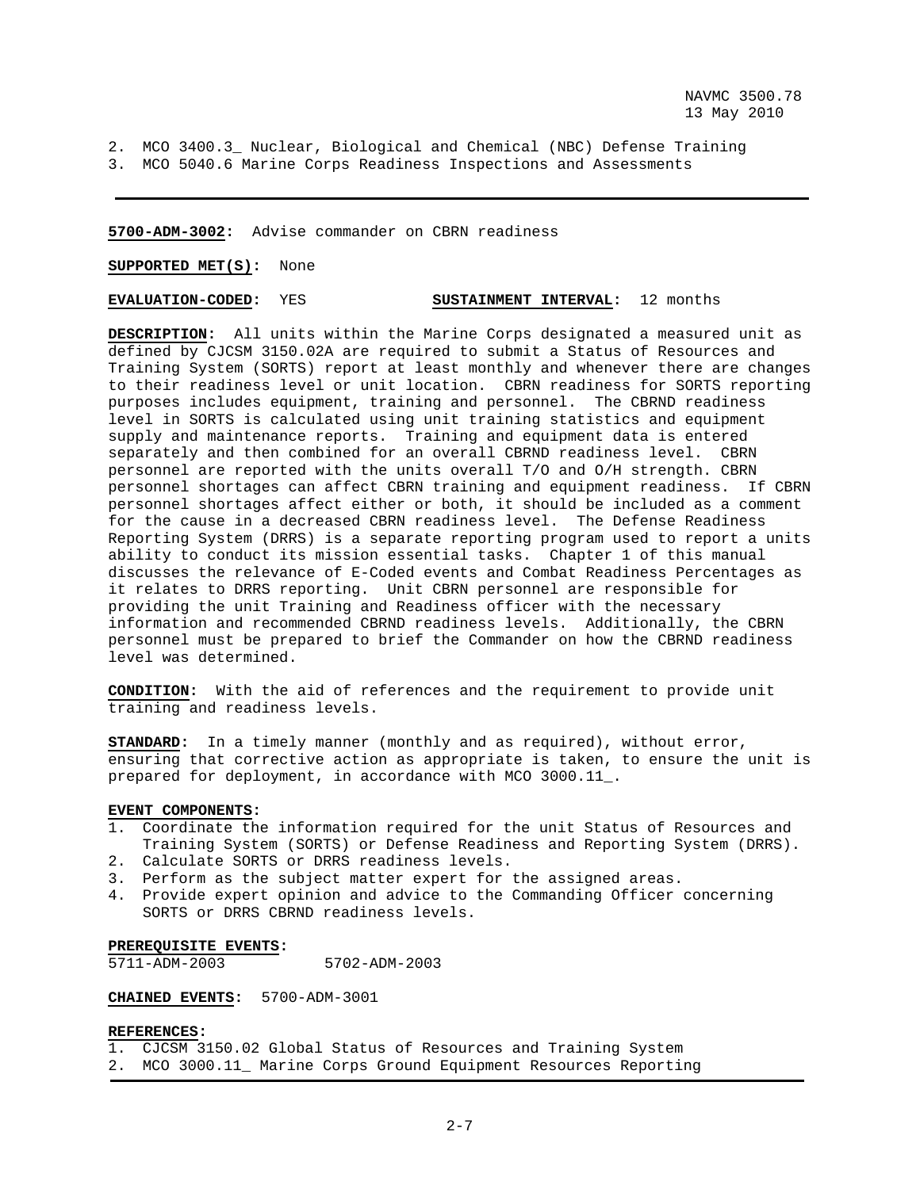2. MCO 3400.3_ Nuclear, Biological and Chemical (NBC) Defense Training
3. MCO 5040.6 Marine Corps Readiness Inspections and Assessments

---

**5700-ADM-3002:** Advise commander on CBRN readiness

**SUPPORTED MET(S):** None

**EVALUATION-CODED:** YES **SUSTAINMENT INTERVAL:** 12 months

**DESCRIPTION:** All units within the Marine Corps designated a measured unit as defined by CJCSM 3150.02A are required to submit a Status of Resources and Training System (SORTS) report at least monthly and whenever there are changes to their readiness level or unit location. CBRN readiness for SORTS reporting purposes includes equipment, training and personnel. The CBRND readiness level in SORTS is calculated using unit training statistics and equipment supply and maintenance reports. Training and equipment data is entered separately and then combined for an overall CBRND readiness level. CBRN personnel are reported with the units overall T/O and O/H strength. CBRN personnel shortages can affect CBRN training and equipment readiness. If CBRN personnel shortages affect either or both, it should be included as a comment for the cause in a decreased CBRN readiness level. The Defense Readiness Reporting System (DRRS) is a separate reporting program used to report a units ability to conduct its mission essential tasks. Chapter 1 of this manual discusses the relevance of E-Coded events and Combat Readiness Percentages as it relates to DRRS reporting. Unit CBRN personnel are responsible for providing the unit Training and Readiness officer with the necessary information and recommended CBRND readiness levels. Additionally, the CBRN personnel must be prepared to brief the Commander on how the CBRND readiness level was determined.

**CONDITION:** With the aid of references and the requirement to provide unit training and readiness levels.

**STANDARD:** In a timely manner (monthly and as required), without error, ensuring that corrective action as appropriate is taken, to ensure the unit is prepared for deployment, in accordance with MCO 3000.11_.

**EVENT COMPONENTS:**
1. Coordinate the information required for the unit Status of Resources and Training System (SORTS) or Defense Readiness and Reporting System (DRRS).
2. Calculate SORTS or DRRS readiness levels.
3. Perform as the subject matter expert for the assigned areas.
4. Provide expert opinion and advice to the Commanding Officer concerning SORTS or DRRS CBRND readiness levels.

**PREREQUISITE EVENTS:**
5711-ADM-2003 5702-ADM-2003

**CHAINED EVENTS:** 5700-ADM-3001

**REFERENCES:**
1. CJCSM 3150.02 Global Status of Resources and Training System
2. MCO 3000.11_ Marine Corps Ground Equipment Resources Reporting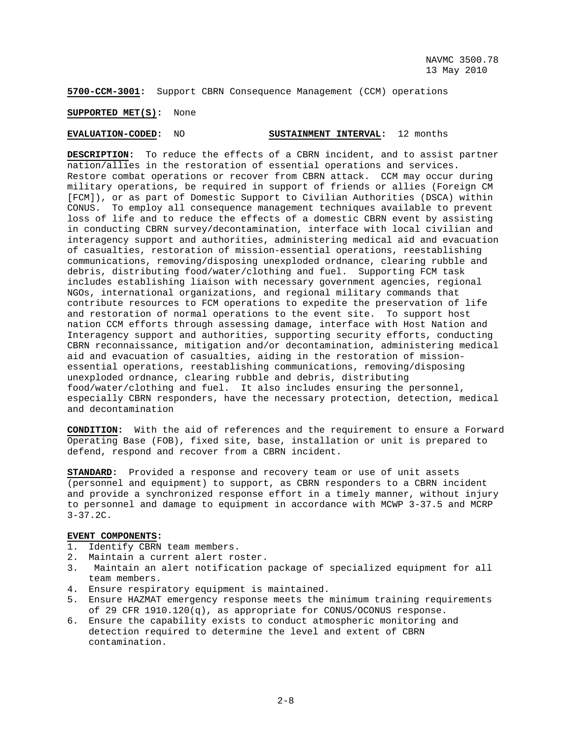**5700-CCM-3001:** Support CBRN Consequence Management (CCM) operations

**SUPPORTED MET(S):** None

**EVALUATION-CODED:** NO **SUSTAINMENT INTERVAL:** 12 months

**DESCRIPTION:** To reduce the effects of a CBRN incident, and to assist partner nation/allies in the restoration of essential operations and services. Restore combat operations or recover from CBRN attack. CCM may occur during military operations, be required in support of friends or allies (Foreign CM [FCM]), or as part of Domestic Support to Civilian Authorities (DSCA) within CONUS. To employ all consequence management techniques available to prevent loss of life and to reduce the effects of a domestic CBRN event by assisting in conducting CBRN survey/decontamination, interface with local civilian and interagency support and authorities, administering medical aid and evacuation of casualties, restoration of mission-essential operations, reestablishing communications, removing/disposing unexploded ordnance, clearing rubble and debris, distributing food/water/clothing and fuel. Supporting FCM task includes establishing liaison with necessary government agencies, regional NGOs, international organizations, and regional military commands that contribute resources to FCM operations to expedite the preservation of life and restoration of normal operations to the event site. To support host nation CCM efforts through assessing damage, interface with Host Nation and Interagency support and authorities, supporting security efforts, conducting CBRN reconnaissance, mitigation and/or decontamination, administering medical aid and evacuation of casualties, aiding in the restoration of mission-essential operations, reestablishing communications, removing/disposing unexploded ordnance, clearing rubble and debris, distributing food/water/clothing and fuel. It also includes ensuring the personnel, especially CBRN responders, have the necessary protection, detection, medical and decontamination

**CONDITION:** With the aid of references and the requirement to ensure a Forward Operating Base (FOB), fixed site, base, installation or unit is prepared to defend, respond and recover from a CBRN incident.

**STANDARD:** Provided a response and recovery team or use of unit assets (personnel and equipment) to support, as CBRN responders to a CBRN incident and provide a synchronized response effort in a timely manner, without injury to personnel and damage to equipment in accordance with MCWP 3-37.5 and MCRP 3-37.2C.

**EVENT COMPONENTS:**

1. Identify CBRN team members.
2. Maintain a current alert roster.
3. Maintain an alert notification package of specialized equipment for all team members.
4. Ensure respiratory equipment is maintained.
5. Ensure HAZMAT emergency response meets the minimum training requirements of 29 CFR 1910.120(q), as appropriate for CONUS/OCONUS response.
6. Ensure the capability exists to conduct atmospheric monitoring and detection required to determine the level and extent of CBRN contamination.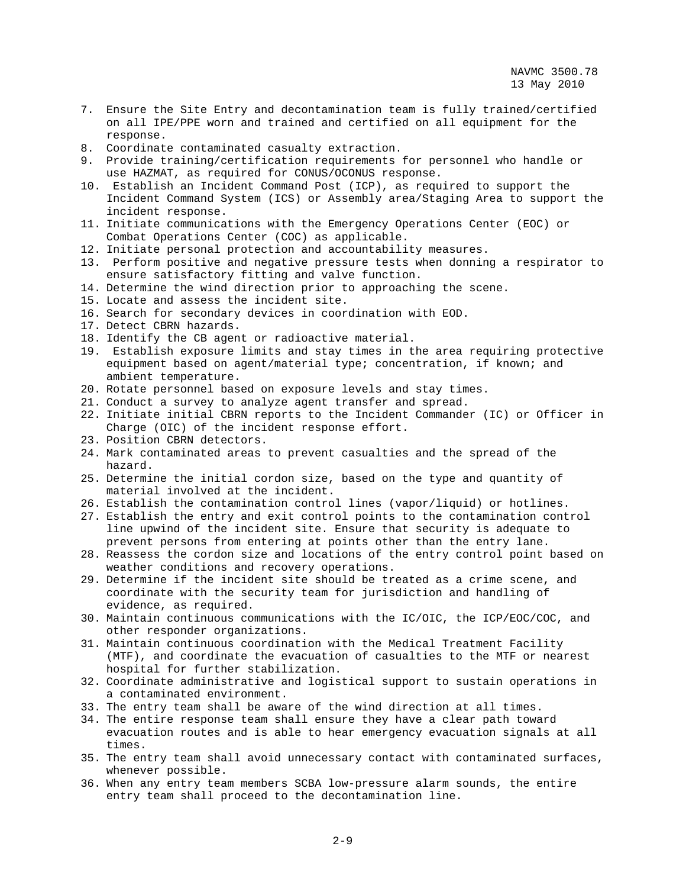7. Ensure the Site Entry and decontamination team is fully trained/certified on all IPE/PPE worn and trained and certified on all equipment for the response.
8. Coordinate contaminated casualty extraction.
9. Provide training/certification requirements for personnel who handle or use HAZMAT, as required for CONUS/OCONUS response.
10. Establish an Incident Command Post (ICP), as required to support the Incident Command System (ICS) or Assembly area/Staging Area to support the incident response.
11. Initiate communications with the Emergency Operations Center (EOC) or Combat Operations Center (COC) as applicable.
12. Initiate personal protection and accountability measures.
13. Perform positive and negative pressure tests when donning a respirator to ensure satisfactory fitting and valve function.
14. Determine the wind direction prior to approaching the scene.
15. Locate and assess the incident site.
16. Search for secondary devices in coordination with EOD.
17. Detect CBRN hazards.
18. Identify the CB agent or radioactive material.
19. Establish exposure limits and stay times in the area requiring protective equipment based on agent/material type; concentration, if known; and ambient temperature.
20. Rotate personnel based on exposure levels and stay times.
21. Conduct a survey to analyze agent transfer and spread.
22. Initiate initial CBRN reports to the Incident Commander (IC) or Officer in Charge (OIC) of the incident response effort.
23. Position CBRN detectors.
24. Mark contaminated areas to prevent casualties and the spread of the hazard.
25. Determine the initial cordon size, based on the type and quantity of material involved at the incident.
26. Establish the contamination control lines (vapor/liquid) or hotlines.
27. Establish the entry and exit control points to the contamination control line upwind of the incident site. Ensure that security is adequate to prevent persons from entering at points other than the entry lane.
28. Reassess the cordon size and locations of the entry control point based on weather conditions and recovery operations.
29. Determine if the incident site should be treated as a crime scene, and coordinate with the security team for jurisdiction and handling of evidence, as required.
30. Maintain continuous communications with the IC/OIC, the ICP/EOC/COC, and other responder organizations.
31. Maintain continuous coordination with the Medical Treatment Facility (MTF), and coordinate the evacuation of casualties to the MTF or nearest hospital for further stabilization.
32. Coordinate administrative and logistical support to sustain operations in a contaminated environment.
33. The entry team shall be aware of the wind direction at all times.
34. The entire response team shall ensure they have a clear path toward evacuation routes and is able to hear emergency evacuation signals at all times.
35. The entry team shall avoid unnecessary contact with contaminated surfaces, whenever possible.
36. When any entry team members SCBA low-pressure alarm sounds, the entire entry team shall proceed to the decontamination line.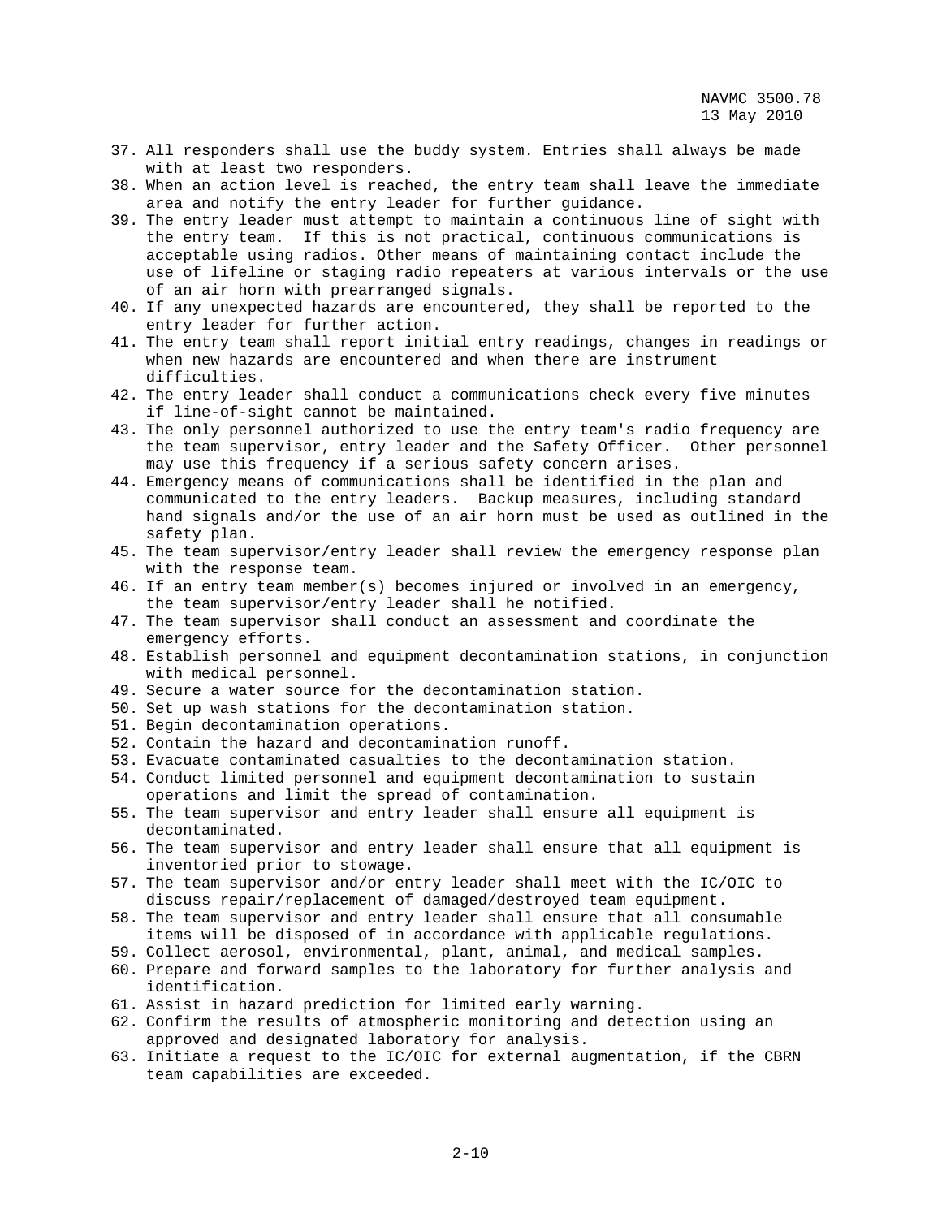37. All responders shall use the buddy system. Entries shall always be made with at least two responders.
38. When an action level is reached, the entry team shall leave the immediate area and notify the entry leader for further guidance.
39. The entry leader must attempt to maintain a continuous line of sight with the entry team. If this is not practical, continuous communications is acceptable using radios. Other means of maintaining contact include the use of lifeline or staging radio repeaters at various intervals or the use of an air horn with prearranged signals.
40. If any unexpected hazards are encountered, they shall be reported to the entry leader for further action.
41. The entry team shall report initial entry readings, changes in readings or when new hazards are encountered and when there are instrument difficulties.
42. The entry leader shall conduct a communications check every five minutes if line-of-sight cannot be maintained.
43. The only personnel authorized to use the entry team's radio frequency are the team supervisor, entry leader and the Safety Officer. Other personnel may use this frequency if a serious safety concern arises.
44. Emergency means of communications shall be identified in the plan and communicated to the entry leaders. Backup measures, including standard hand signals and/or the use of an air horn must be used as outlined in the safety plan.
45. The team supervisor/entry leader shall review the emergency response plan with the response team.
46. If an entry team member(s) becomes injured or involved in an emergency, the team supervisor/entry leader shall he notified.
47. The team supervisor shall conduct an assessment and coordinate the emergency efforts.
48. Establish personnel and equipment decontamination stations, in conjunction with medical personnel.
49. Secure a water source for the decontamination station.
50. Set up wash stations for the decontamination station.
51. Begin decontamination operations.
52. Contain the hazard and decontamination runoff.
53. Evacuate contaminated casualties to the decontamination station.
54. Conduct limited personnel and equipment decontamination to sustain operations and limit the spread of contamination.
55. The team supervisor and entry leader shall ensure all equipment is decontaminated.
56. The team supervisor and entry leader shall ensure that all equipment is inventoried prior to stowage.
57. The team supervisor and/or entry leader shall meet with the IC/OIC to discuss repair/replacement of damaged/destroyed team equipment.
58. The team supervisor and entry leader shall ensure that all consumable items will be disposed of in accordance with applicable regulations.
59. Collect aerosol, environmental, plant, animal, and medical samples.
60. Prepare and forward samples to the laboratory for further analysis and identification.
61. Assist in hazard prediction for limited early warning.
62. Confirm the results of atmospheric monitoring and detection using an approved and designated laboratory for analysis.
63. Initiate a request to the IC/OIC for external augmentation, if the CBRN team capabilities are exceeded.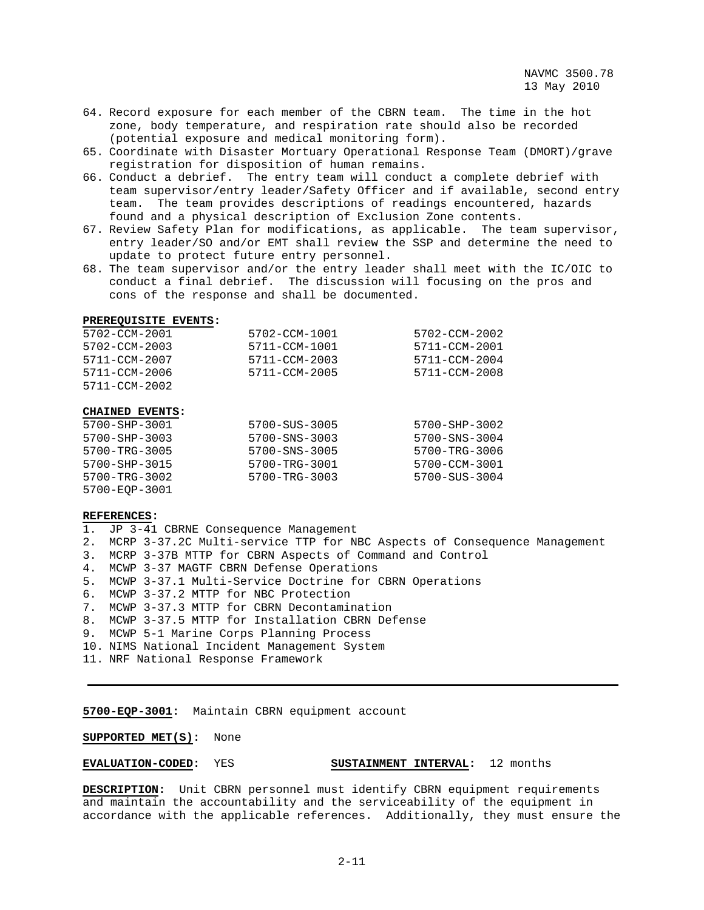64. Record exposure for each member of the CBRN team. The time in the hot zone, body temperature, and respiration rate should also be recorded (potential exposure and medical monitoring form).
65. Coordinate with Disaster Mortuary Operational Response Team (DMORT)/grave registration for disposition of human remains.
66. Conduct a debrief. The entry team will conduct a complete debrief with team supervisor/entry leader/Safety Officer and if available, second entry team. The team provides descriptions of readings encountered, hazards found and a physical description of Exclusion Zone contents.
67. Review Safety Plan for modifications, as applicable. The team supervisor, entry leader/SO and/or EMT shall review the SSP and determine the need to update to protect future entry personnel.
68. The team supervisor and/or the entry leader shall meet with the IC/OIC to conduct a final debrief. The discussion will focusing on the pros and cons of the response and shall be documented.

**PREREQUISITE EVENTS:**

| | | |
|---|---|---|
| 5702-CCM-2001 | 5702-CCM-1001 | 5702-CCM-2002 |
| 5702-CCM-2003 | 5711-CCM-1001 | 5711-CCM-2001 |
| 5711-CCM-2007 | 5711-CCM-2003 | 5711-CCM-2004 |
| 5711-CCM-2006 | 5711-CCM-2005 | 5711-CCM-2008 |
| 5711-CCM-2002 | | |

**CHAINED EVENTS:**

| | | |
|---|---|---|
| 5700-SHP-3001 | 5700-SUS-3005 | 5700-SHP-3002 |
| 5700-SHP-3003 | 5700-SNS-3003 | 5700-SNS-3004 |
| 5700-TRG-3005 | 5700-SNS-3005 | 5700-TRG-3006 |
| 5700-SHP-3015 | 5700-TRG-3001 | 5700-CCM-3001 |
| 5700-TRG-3002 | 5700-TRG-3003 | 5700-SUS-3004 |
| 5700-EQP-3001 | | |

**REFERENCES:**

1. JP 3-41 CBRNE Consequence Management
2. MCRP 3-37.2C Multi-service TTP for NBC Aspects of Consequence Management
3. MCRP 3-37B MTTP for CBRN Aspects of Command and Control
4. MCWP 3-37 MAGTF CBRN Defense Operations
5. MCWP 3-37.1 Multi-Service Doctrine for CBRN Operations
6. MCWP 3-37.2 MTTP for NBC Protection
7. MCWP 3-37.3 MTTP for CBRN Decontamination
8. MCWP 3-37.5 MTTP for Installation CBRN Defense
9. MCWP 5-1 Marine Corps Planning Process
10. NIMS National Incident Management System
11. NRF National Response Framework

---

**5700-EQP-3001:** Maintain CBRN equipment account

**SUPPORTED MET(S):** None

**EVALUATION-CODED:** YES **SUSTAINMENT INTERVAL:** 12 months

**DESCRIPTION:** Unit CBRN personnel must identify CBRN equipment requirements and maintain the accountability and the serviceability of the equipment in accordance with the applicable references. Additionally, they must ensure the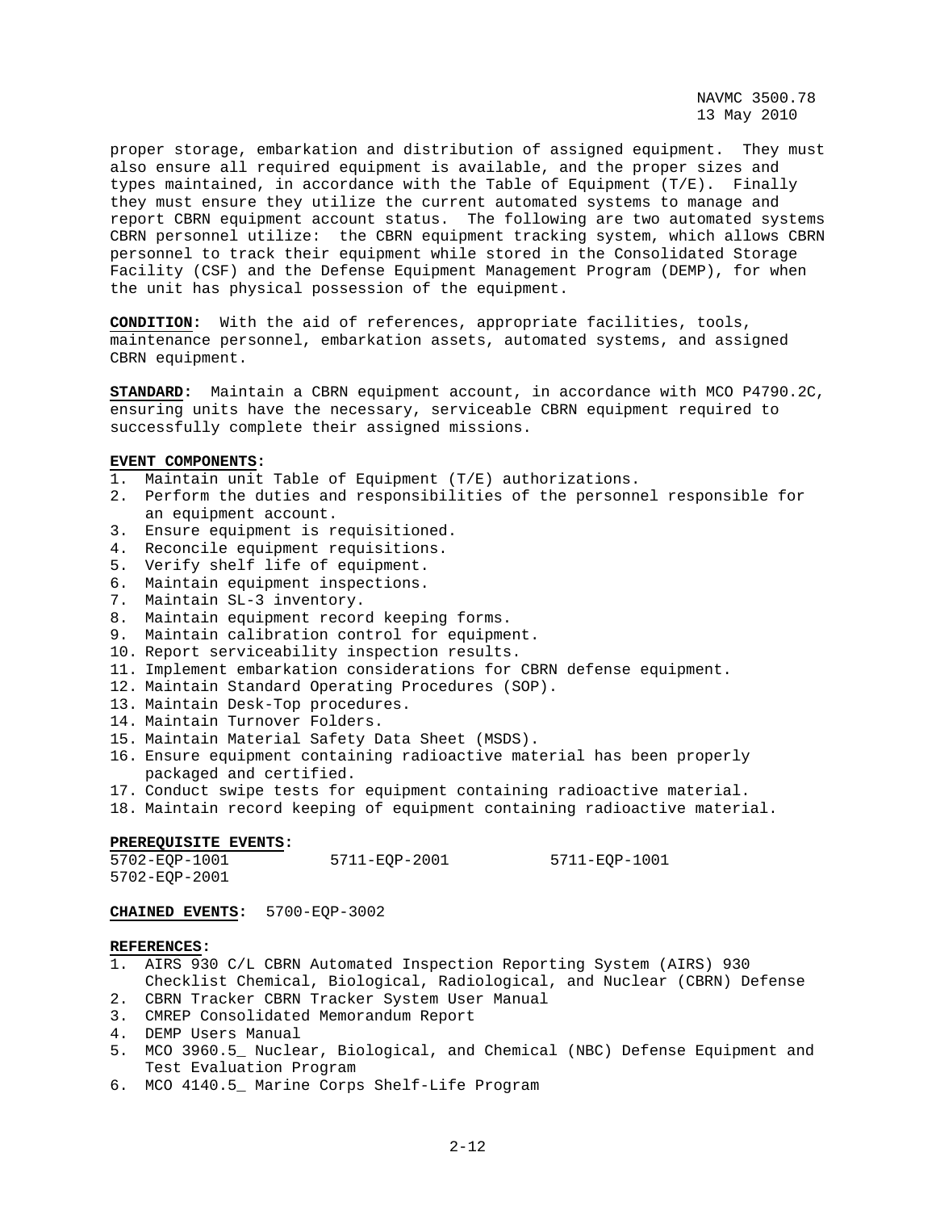proper storage, embarkation and distribution of assigned equipment. They must also ensure all required equipment is available, and the proper sizes and types maintained, in accordance with the Table of Equipment (T/E). Finally they must ensure they utilize the current automated systems to manage and report CBRN equipment account status. The following are two automated systems CBRN personnel utilize: the CBRN equipment tracking system, which allows CBRN personnel to track their equipment while stored in the Consolidated Storage Facility (CSF) and the Defense Equipment Management Program (DEMP), for when the unit has physical possession of the equipment.

**CONDITION:** With the aid of references, appropriate facilities, tools, maintenance personnel, embarkation assets, automated systems, and assigned CBRN equipment.

**STANDARD:** Maintain a CBRN equipment account, in accordance with MCO P4790.2C, ensuring units have the necessary, serviceable CBRN equipment required to successfully complete their assigned missions.

**EVENT COMPONENTS:**
1. Maintain unit Table of Equipment (T/E) authorizations.
2. Perform the duties and responsibilities of the personnel responsible for an equipment account.
3. Ensure equipment is requisitioned.
4. Reconcile equipment requisitions.
5. Verify shelf life of equipment.
6. Maintain equipment inspections.
7. Maintain SL-3 inventory.
8. Maintain equipment record keeping forms.
9. Maintain calibration control for equipment.
10. Report serviceability inspection results.
11. Implement embarkation considerations for CBRN defense equipment.
12. Maintain Standard Operating Procedures (SOP).
13. Maintain Desk-Top procedures.
14. Maintain Turnover Folders.
15. Maintain Material Safety Data Sheet (MSDS).
16. Ensure equipment containing radioactive material has been properly packaged and certified.
17. Conduct swipe tests for equipment containing radioactive material.
18. Maintain record keeping of equipment containing radioactive material.

**PREREQUISITE EVENTS:**

5702-EQP-1001 5711-EQP-2001 5711-EQP-1001
5702-EQP-2001

**CHAINED EVENTS:** 5700-EQP-3002

**REFERENCES:**
1. AIRS 930 C/L CBRN Automated Inspection Reporting System (AIRS) 930 Checklist Chemical, Biological, Radiological, and Nuclear (CBRN) Defense
2. CBRN Tracker CBRN Tracker System User Manual
3. CMREP Consolidated Memorandum Report
4. DEMP Users Manual
5. MCO 3960.5_ Nuclear, Biological, and Chemical (NBC) Defense Equipment and Test Evaluation Program
6. MCO 4140.5_ Marine Corps Shelf-Life Program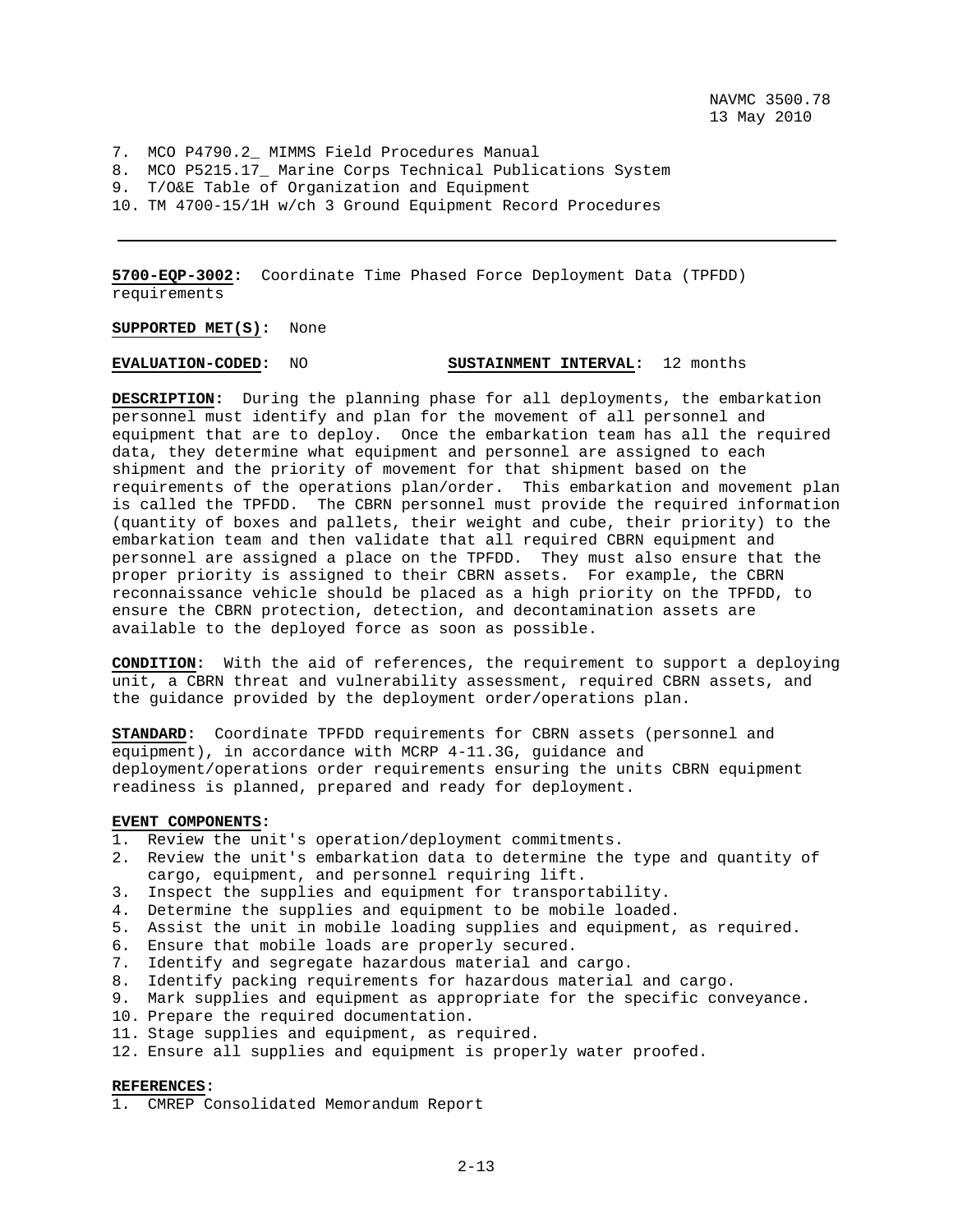7. MCO P4790.2_ MIMMS Field Procedures Manual
8. MCO P5215.17_ Marine Corps Technical Publications System
9. T/O&E Table of Organization and Equipment
10. TM 4700-15/1H w/ch 3 Ground Equipment Record Procedures

---

**5700-EQP-3002:** Coordinate Time Phased Force Deployment Data (TPFDD) requirements

**SUPPORTED MET(S):** None

**EVALUATION-CODED:** NO **SUSTAINMENT INTERVAL:** 12 months

**DESCRIPTION:** During the planning phase for all deployments, the embarkation personnel must identify and plan for the movement of all personnel and equipment that are to deploy. Once the embarkation team has all the required data, they determine what equipment and personnel are assigned to each shipment and the priority of movement for that shipment based on the requirements of the operations plan/order. This embarkation and movement plan is called the TPFDD. The CBRN personnel must provide the required information (quantity of boxes and pallets, their weight and cube, their priority) to the embarkation team and then validate that all required CBRN equipment and personnel are assigned a place on the TPFDD. They must also ensure that the proper priority is assigned to their CBRN assets. For example, the CBRN reconnaissance vehicle should be placed as a high priority on the TPFDD, to ensure the CBRN protection, detection, and decontamination assets are available to the deployed force as soon as possible.

**CONDITION:** With the aid of references, the requirement to support a deploying unit, a CBRN threat and vulnerability assessment, required CBRN assets, and the guidance provided by the deployment order/operations plan.

**STANDARD:** Coordinate TPFDD requirements for CBRN assets (personnel and equipment), in accordance with MCRP 4-11.3G, guidance and deployment/operations order requirements ensuring the units CBRN equipment readiness is planned, prepared and ready for deployment.

**EVENT COMPONENTS:**
1. Review the unit's operation/deployment commitments.
2. Review the unit's embarkation data to determine the type and quantity of cargo, equipment, and personnel requiring lift.
3. Inspect the supplies and equipment for transportability.
4. Determine the supplies and equipment to be mobile loaded.
5. Assist the unit in mobile loading supplies and equipment, as required.
6. Ensure that mobile loads are properly secured.
7. Identify and segregate hazardous material and cargo.
8. Identify packing requirements for hazardous material and cargo.
9. Mark supplies and equipment as appropriate for the specific conveyance.
10. Prepare the required documentation.
11. Stage supplies and equipment, as required.
12. Ensure all supplies and equipment is properly water proofed.

**REFERENCES:**
1. CMREP Consolidated Memorandum Report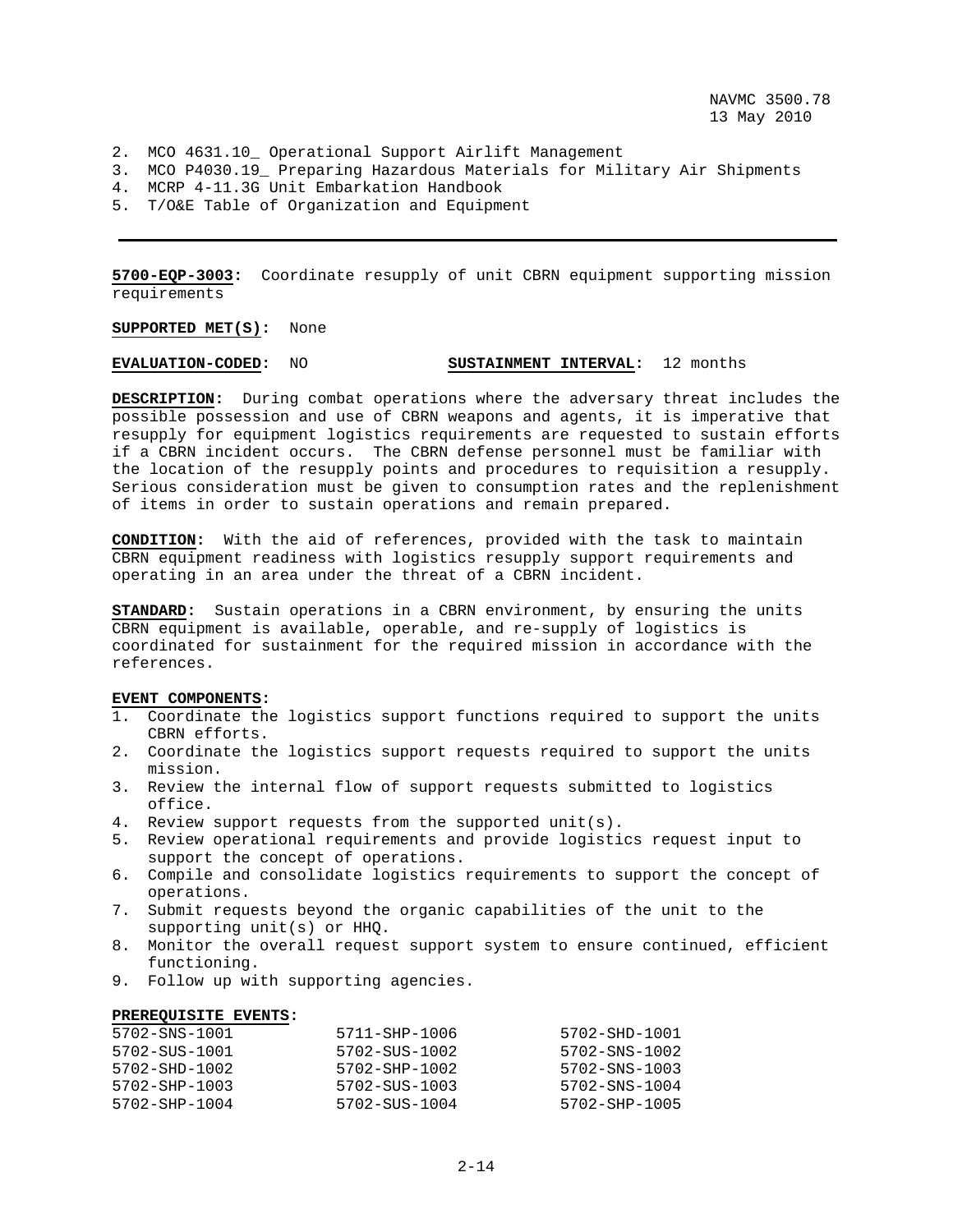2. MCO 4631.10_ Operational Support Airlift Management
3. MCO P4030.19_ Preparing Hazardous Materials for Military Air Shipments
4. MCRP 4-11.3G Unit Embarkation Handbook
5. T/O&E Table of Organization and Equipment

---

**5700-EQP-3003:** Coordinate resupply of unit CBRN equipment supporting mission requirements

**SUPPORTED MET(S):** None

**EVALUATION-CODED:** NO **SUSTAINMENT INTERVAL:** 12 months

**DESCRIPTION:** During combat operations where the adversary threat includes the possible possession and use of CBRN weapons and agents, it is imperative that resupply for equipment logistics requirements are requested to sustain efforts if a CBRN incident occurs. The CBRN defense personnel must be familiar with the location of the resupply points and procedures to requisition a resupply. Serious consideration must be given to consumption rates and the replenishment of items in order to sustain operations and remain prepared.

**CONDITION:** With the aid of references, provided with the task to maintain CBRN equipment readiness with logistics resupply support requirements and operating in an area under the threat of a CBRN incident.

**STANDARD:** Sustain operations in a CBRN environment, by ensuring the units CBRN equipment is available, operable, and re-supply of logistics is coordinated for sustainment for the required mission in accordance with the references.

**EVENT COMPONENTS:**
1. Coordinate the logistics support functions required to support the units CBRN efforts.
2. Coordinate the logistics support requests required to support the units mission.
3. Review the internal flow of support requests submitted to logistics office.
4. Review support requests from the supported unit(s).
5. Review operational requirements and provide logistics request input to support the concept of operations.
6. Compile and consolidate logistics requirements to support the concept of operations.
7. Submit requests beyond the organic capabilities of the unit to the supporting unit(s) or HHQ.
8. Monitor the overall request support system to ensure continued, efficient functioning.
9. Follow up with supporting agencies.

**PREREQUISITE EVENTS:**

| | | |
|---|---|---|
| 5702-SNS-1001 | 5711-SHP-1006 | 5702-SHD-1001 |
| 5702-SUS-1001 | 5702-SUS-1002 | 5702-SNS-1002 |
| 5702-SHD-1002 | 5702-SHP-1002 | 5702-SNS-1003 |
| 5702-SHP-1003 | 5702-SUS-1003 | 5702-SNS-1004 |
| 5702-SHP-1004 | 5702-SUS-1004 | 5702-SHP-1005 |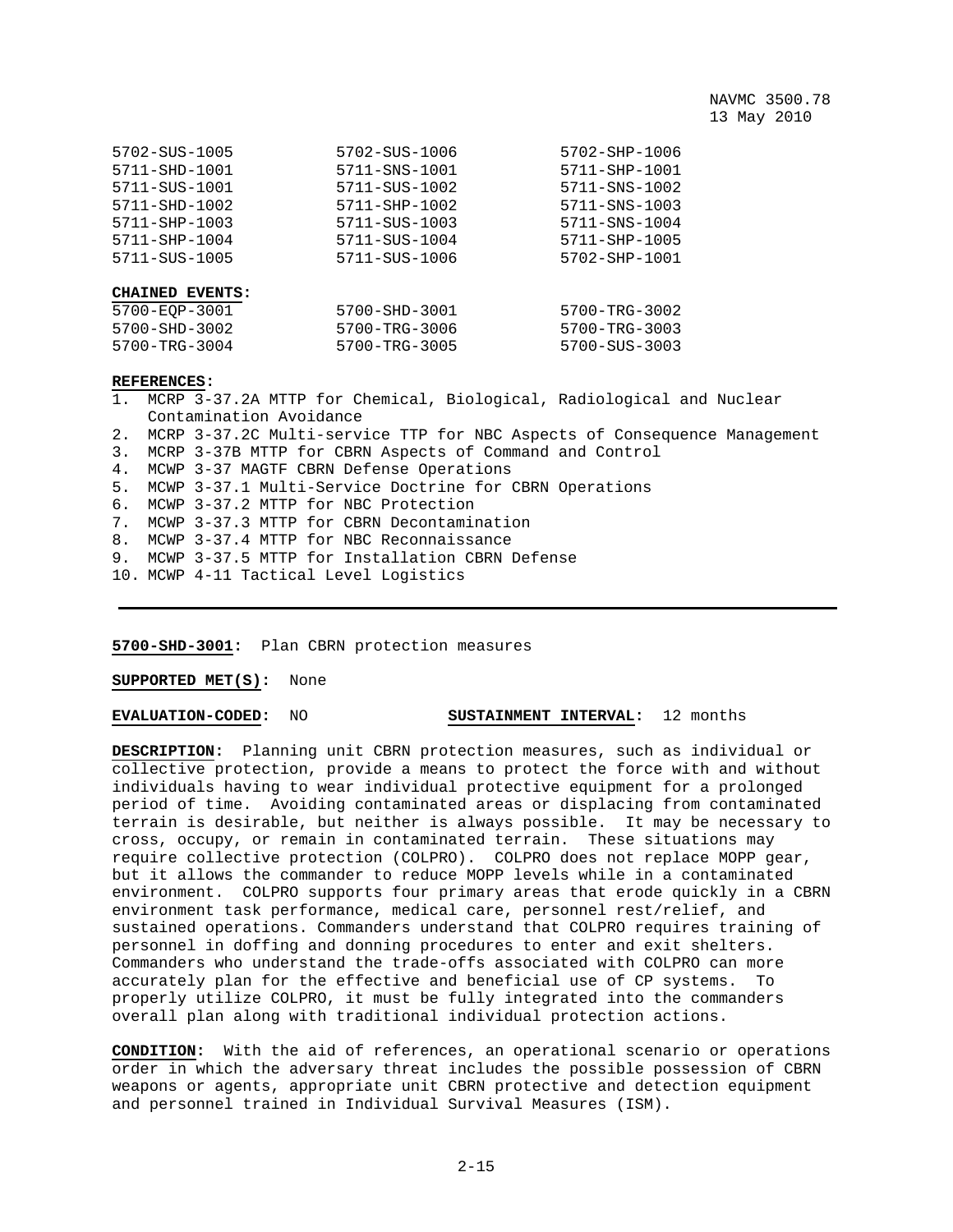| | | |
|---|---|---|
| 5702-SUS-1005 | 5702-SUS-1006 | 5702-SHP-1006 |
| 5711-SHD-1001 | 5711-SNS-1001 | 5711-SHP-1001 |
| 5711-SUS-1001 | 5711-SUS-1002 | 5711-SNS-1002 |
| 5711-SHD-1002 | 5711-SHP-1002 | 5711-SNS-1003 |
| 5711-SHP-1003 | 5711-SUS-1003 | 5711-SNS-1004 |
| 5711-SHP-1004 | 5711-SUS-1004 | 5711-SHP-1005 |
| 5711-SUS-1005 | 5711-SUS-1006 | 5702-SHP-1001 |

**CHAINED EVENTS:**

| | | |
|---|---|---|
| 5700-EQP-3001 | 5700-SHD-3001 | 5700-TRG-3002 |
| 5700-SHD-3002 | 5700-TRG-3006 | 5700-TRG-3003 |
| 5700-TRG-3004 | 5700-TRG-3005 | 5700-SUS-3003 |

**REFERENCES:**

1. MCRP 3-37.2A MTTP for Chemical, Biological, Radiological and Nuclear Contamination Avoidance
2. MCRP 3-37.2C Multi-service TTP for NBC Aspects of Consequence Management
3. MCRP 3-37B MTTP for CBRN Aspects of Command and Control
4. MCWP 3-37 MAGTF CBRN Defense Operations
5. MCWP 3-37.1 Multi-Service Doctrine for CBRN Operations
6. MCWP 3-37.2 MTTP for NBC Protection
7. MCWP 3-37.3 MTTP for CBRN Decontamination
8. MCWP 3-37.4 MTTP for NBC Reconnaissance
9. MCWP 3-37.5 MTTP for Installation CBRN Defense
10. MCWP 4-11 Tactical Level Logistics

---

**5700-SHD-3001:** Plan CBRN protection measures

**SUPPORTED MET(S):** None

**EVALUATION-CODED:** NO **SUSTAINMENT INTERVAL:** 12 months

**DESCRIPTION:** Planning unit CBRN protection measures, such as individual or collective protection, provide a means to protect the force with and without individuals having to wear individual protective equipment for a prolonged period of time. Avoiding contaminated areas or displacing from contaminated terrain is desirable, but neither is always possible. It may be necessary to cross, occupy, or remain in contaminated terrain. These situations may require collective protection (COLPRO). COLPRO does not replace MOPP gear, but it allows the commander to reduce MOPP levels while in a contaminated environment. COLPRO supports four primary areas that erode quickly in a CBRN environment task performance, medical care, personnel rest/relief, and sustained operations. Commanders understand that COLPRO requires training of personnel in doffing and donning procedures to enter and exit shelters. Commanders who understand the trade-offs associated with COLPRO can more accurately plan for the effective and beneficial use of CP systems. To properly utilize COLPRO, it must be fully integrated into the commanders overall plan along with traditional individual protection actions.

**CONDITION:** With the aid of references, an operational scenario or operations order in which the adversary threat includes the possible possession of CBRN weapons or agents, appropriate unit CBRN protective and detection equipment and personnel trained in Individual Survival Measures (ISM).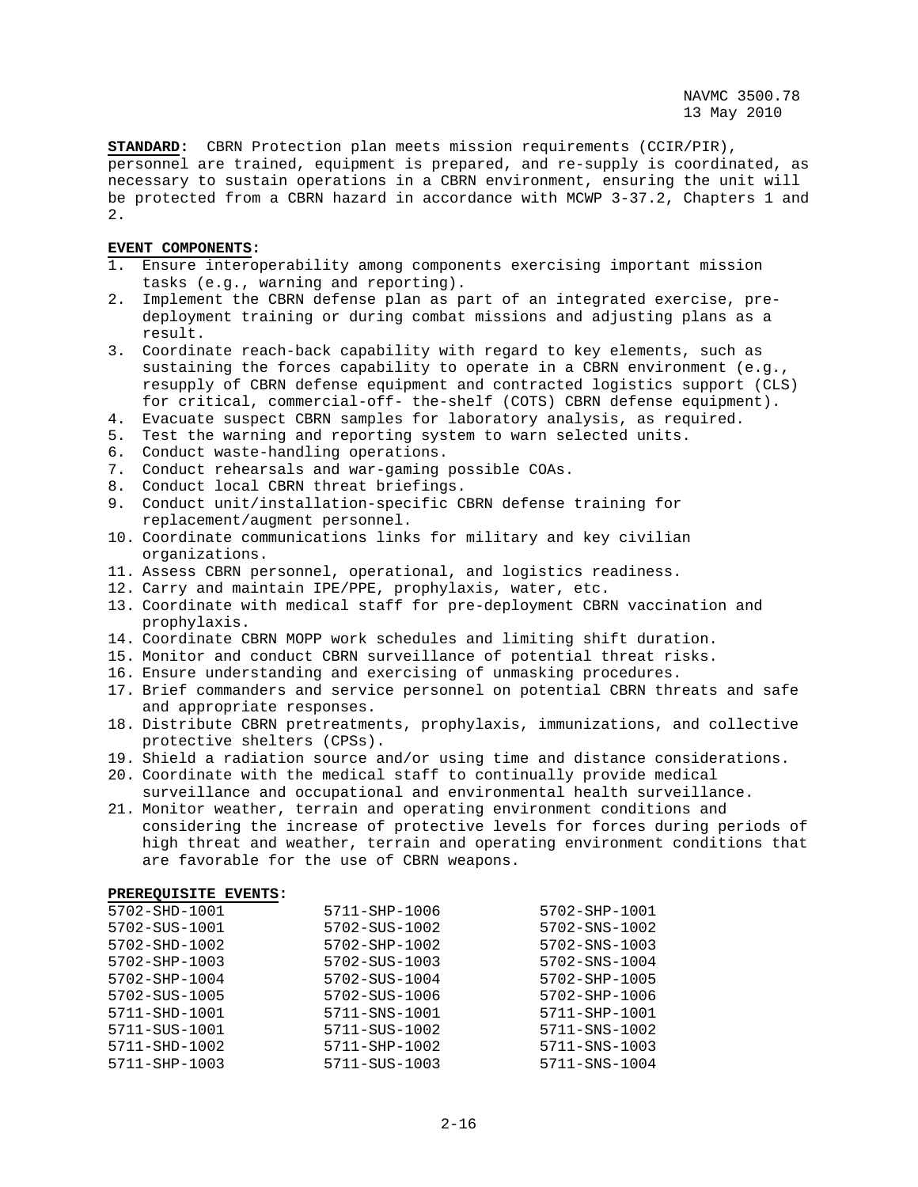**STANDARD:** CBRN Protection plan meets mission requirements (CCIR/PIR), personnel are trained, equipment is prepared, and re-supply is coordinated, as necessary to sustain operations in a CBRN environment, ensuring the unit will be protected from a CBRN hazard in accordance with MCWP 3-37.2, Chapters 1 and 2.

**EVENT COMPONENTS:**

1. Ensure interoperability among components exercising important mission tasks (e.g., warning and reporting).
2. Implement the CBRN defense plan as part of an integrated exercise, pre-deployment training or during combat missions and adjusting plans as a result.
3. Coordinate reach-back capability with regard to key elements, such as sustaining the forces capability to operate in a CBRN environment (e.g., resupply of CBRN defense equipment and contracted logistics support (CLS) for critical, commercial-off- the-shelf (COTS) CBRN defense equipment).
4. Evacuate suspect CBRN samples for laboratory analysis, as required.
5. Test the warning and reporting system to warn selected units.
6. Conduct waste-handling operations.
7. Conduct rehearsals and war-gaming possible COAs.
8. Conduct local CBRN threat briefings.
9. Conduct unit/installation-specific CBRN defense training for replacement/augment personnel.
10. Coordinate communications links for military and key civilian organizations.
11. Assess CBRN personnel, operational, and logistics readiness.
12. Carry and maintain IPE/PPE, prophylaxis, water, etc.
13. Coordinate with medical staff for pre-deployment CBRN vaccination and prophylaxis.
14. Coordinate CBRN MOPP work schedules and limiting shift duration.
15. Monitor and conduct CBRN surveillance of potential threat risks.
16. Ensure understanding and exercising of unmasking procedures.
17. Brief commanders and service personnel on potential CBRN threats and safe and appropriate responses.
18. Distribute CBRN pretreatments, prophylaxis, immunizations, and collective protective shelters (CPSs).
19. Shield a radiation source and/or using time and distance considerations.
20. Coordinate with the medical staff to continually provide medical surveillance and occupational and environmental health surveillance.
21. Monitor weather, terrain and operating environment conditions and considering the increase of protective levels for forces during periods of high threat and weather, terrain and operating environment conditions that are favorable for the use of CBRN weapons.

**PREREQUISITE EVENTS:**

| | | |
|---|---|---|
| 5702-SHD-1001 | 5711-SHP-1006 | 5702-SHP-1001 |
| 5702-SUS-1001 | 5702-SUS-1002 | 5702-SNS-1002 |
| 5702-SHD-1002 | 5702-SHP-1002 | 5702-SNS-1003 |
| 5702-SHP-1003 | 5702-SUS-1003 | 5702-SNS-1004 |
| 5702-SHP-1004 | 5702-SUS-1004 | 5702-SHP-1005 |
| 5702-SUS-1005 | 5702-SUS-1006 | 5702-SHP-1006 |
| 5711-SHD-1001 | 5711-SNS-1001 | 5711-SHP-1001 |
| 5711-SUS-1001 | 5711-SUS-1002 | 5711-SNS-1002 |
| 5711-SHD-1002 | 5711-SHP-1002 | 5711-SNS-1003 |
| 5711-SHP-1003 | 5711-SUS-1003 | 5711-SNS-1004 |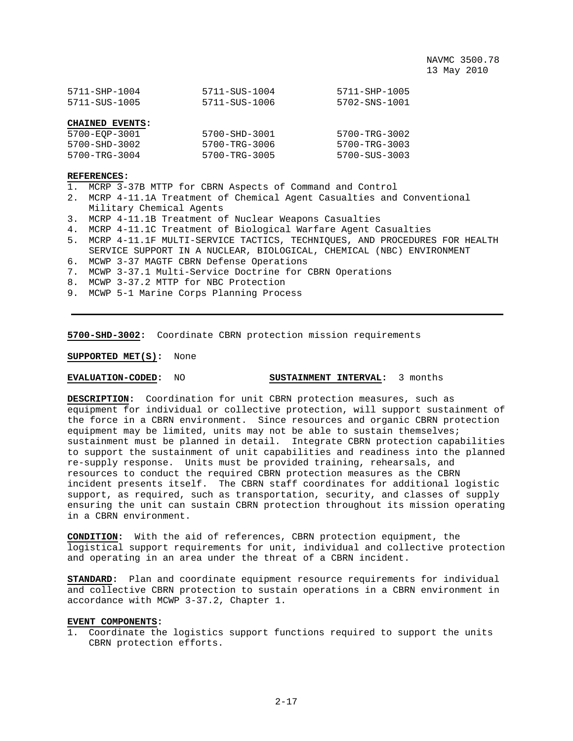| | | |
|---|---|---|
| 5711-SHP-1004 | 5711-SUS-1004 | 5711-SHP-1005 |
| 5711-SUS-1005 | 5711-SUS-1006 | 5702-SNS-1001 |

**CHAINED EVENTS:**

| | | |
|---|---|---|
| 5700-EQP-3001 | 5700-SHD-3001 | 5700-TRG-3002 |
| 5700-SHD-3002 | 5700-TRG-3006 | 5700-TRG-3003 |
| 5700-TRG-3004 | 5700-TRG-3005 | 5700-SUS-3003 |

**REFERENCES:**
1. MCRP 3-37B MTTP for CBRN Aspects of Command and Control
2. MCRP 4-11.1A Treatment of Chemical Agent Casualties and Conventional Military Chemical Agents
3. MCRP 4-11.1B Treatment of Nuclear Weapons Casualties
4. MCRP 4-11.1C Treatment of Biological Warfare Agent Casualties
5. MCRP 4-11.1F MULTI-SERVICE TACTICS, TECHNIQUES, AND PROCEDURES FOR HEALTH SERVICE SUPPORT IN A NUCLEAR, BIOLOGICAL, CHEMICAL (NBC) ENVIRONMENT
6. MCWP 3-37 MAGTF CBRN Defense Operations
7. MCWP 3-37.1 Multi-Service Doctrine for CBRN Operations
8. MCWP 3-37.2 MTTP for NBC Protection
9. MCWP 5-1 Marine Corps Planning Process

---

**5700-SHD-3002:** Coordinate CBRN protection mission requirements

**SUPPORTED MET(S):** None

**EVALUATION-CODED:** NO **SUSTAINMENT INTERVAL:** 3 months

**DESCRIPTION:** Coordination for unit CBRN protection measures, such as equipment for individual or collective protection, will support sustainment of the force in a CBRN environment. Since resources and organic CBRN protection equipment may be limited, units may not be able to sustain themselves; sustainment must be planned in detail. Integrate CBRN protection capabilities to support the sustainment of unit capabilities and readiness into the planned re-supply response. Units must be provided training, rehearsals, and resources to conduct the required CBRN protection measures as the CBRN incident presents itself. The CBRN staff coordinates for additional logistic support, as required, such as transportation, security, and classes of supply ensuring the unit can sustain CBRN protection throughout its mission operating in a CBRN environment.

**CONDITION:** With the aid of references, CBRN protection equipment, the logistical support requirements for unit, individual and collective protection and operating in an area under the threat of a CBRN incident.

**STANDARD:** Plan and coordinate equipment resource requirements for individual and collective CBRN protection to sustain operations in a CBRN environment in accordance with MCWP 3-37.2, Chapter 1.

**EVENT COMPONENTS:**
1. Coordinate the logistics support functions required to support the units CBRN protection efforts.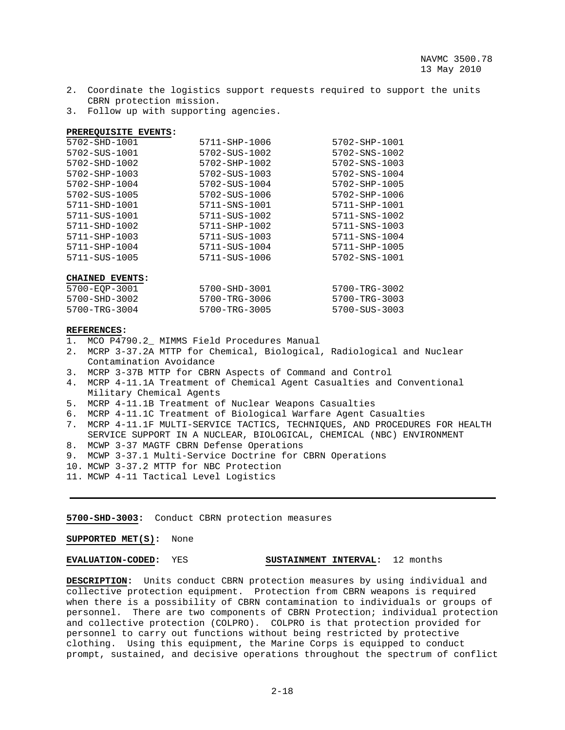2. Coordinate the logistics support requests required to support the units CBRN protection mission.
3. Follow up with supporting agencies.

**PREREQUISITE EVENTS:**

| | | |
|---|---|---|
| 5702-SHD-1001 | 5711-SHP-1006 | 5702-SHP-1001 |
| 5702-SUS-1001 | 5702-SUS-1002 | 5702-SNS-1002 |
| 5702-SHD-1002 | 5702-SHP-1002 | 5702-SNS-1003 |
| 5702-SHP-1003 | 5702-SUS-1003 | 5702-SNS-1004 |
| 5702-SHP-1004 | 5702-SUS-1004 | 5702-SHP-1005 |
| 5702-SUS-1005 | 5702-SUS-1006 | 5702-SHP-1006 |
| 5711-SHD-1001 | 5711-SNS-1001 | 5711-SHP-1001 |
| 5711-SUS-1001 | 5711-SUS-1002 | 5711-SNS-1002 |
| 5711-SHD-1002 | 5711-SHP-1002 | 5711-SNS-1003 |
| 5711-SHP-1003 | 5711-SUS-1003 | 5711-SNS-1004 |
| 5711-SHP-1004 | 5711-SUS-1004 | 5711-SHP-1005 |
| 5711-SUS-1005 | 5711-SUS-1006 | 5702-SNS-1001 |

**CHAINED EVENTS:**

| | | |
|---|---|---|
| 5700-EQP-3001 | 5700-SHD-3001 | 5700-TRG-3002 |
| 5700-SHD-3002 | 5700-TRG-3006 | 5700-TRG-3003 |
| 5700-TRG-3004 | 5700-TRG-3005 | 5700-SUS-3003 |

**REFERENCES:**
1. MCO P4790.2_ MIMMS Field Procedures Manual
2. MCRP 3-37.2A MTTP for Chemical, Biological, Radiological and Nuclear Contamination Avoidance
3. MCRP 3-37B MTTP for CBRN Aspects of Command and Control
4. MCRP 4-11.1A Treatment of Chemical Agent Casualties and Conventional Military Chemical Agents
5. MCRP 4-11.1B Treatment of Nuclear Weapons Casualties
6. MCRP 4-11.1C Treatment of Biological Warfare Agent Casualties
7. MCRP 4-11.1F MULTI-SERVICE TACTICS, TECHNIQUES, AND PROCEDURES FOR HEALTH SERVICE SUPPORT IN A NUCLEAR, BIOLOGICAL, CHEMICAL (NBC) ENVIRONMENT
8. MCWP 3-37 MAGTF CBRN Defense Operations
9. MCWP 3-37.1 Multi-Service Doctrine for CBRN Operations
10. MCWP 3-37.2 MTTP for NBC Protection
11. MCWP 4-11 Tactical Level Logistics

---

**5700-SHD-3003:** Conduct CBRN protection measures

**SUPPORTED MET(S):** None

**EVALUATION-CODED:** YES **SUSTAINMENT INTERVAL:** 12 months

**DESCRIPTION:** Units conduct CBRN protection measures by using individual and collective protection equipment. Protection from CBRN weapons is required when there is a possibility of CBRN contamination to individuals or groups of personnel. There are two components of CBRN Protection; individual protection and collective protection (COLPRO). COLPRO is that protection provided for personnel to carry out functions without being restricted by protective clothing. Using this equipment, the Marine Corps is equipped to conduct prompt, sustained, and decisive operations throughout the spectrum of conflict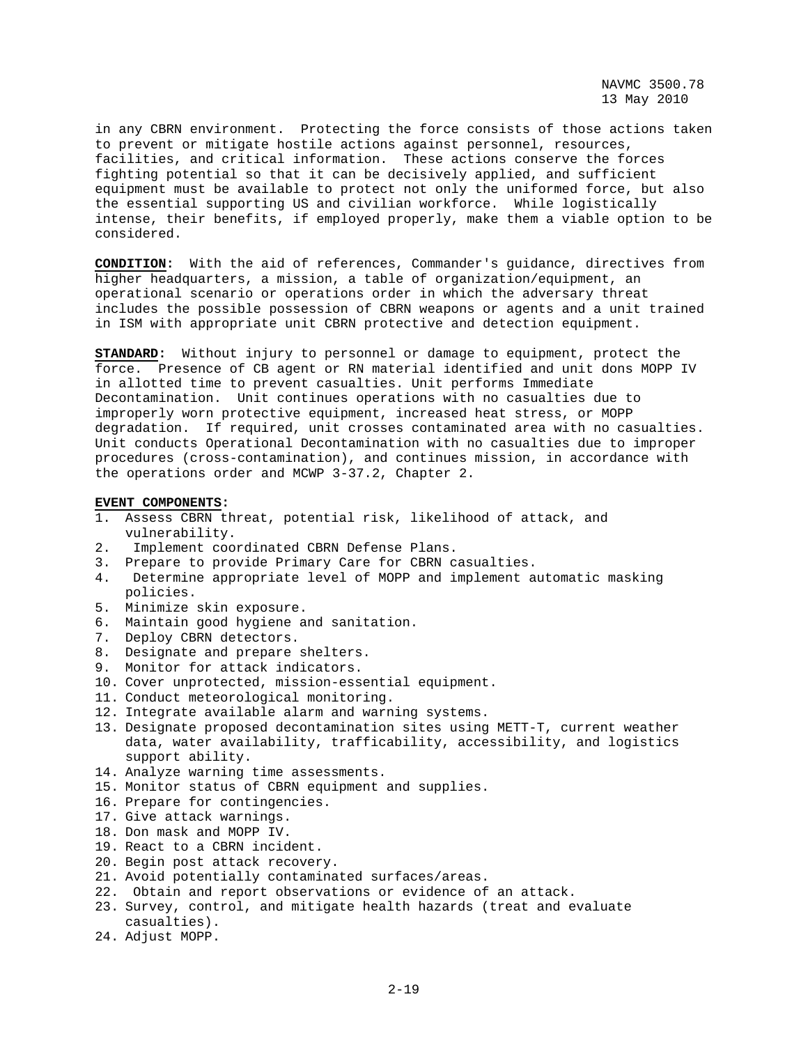in any CBRN environment. Protecting the force consists of those actions taken to prevent or mitigate hostile actions against personnel, resources, facilities, and critical information. These actions conserve the forces fighting potential so that it can be decisively applied, and sufficient equipment must be available to protect not only the uniformed force, but also the essential supporting US and civilian workforce. While logistically intense, their benefits, if employed properly, make them a viable option to be considered.

**CONDITION:** With the aid of references, Commander's guidance, directives from higher headquarters, a mission, a table of organization/equipment, an operational scenario or operations order in which the adversary threat includes the possible possession of CBRN weapons or agents and a unit trained in ISM with appropriate unit CBRN protective and detection equipment.

**STANDARD:** Without injury to personnel or damage to equipment, protect the force. Presence of CB agent or RN material identified and unit dons MOPP IV in allotted time to prevent casualties. Unit performs Immediate Decontamination. Unit continues operations with no casualties due to improperly worn protective equipment, increased heat stress, or MOPP degradation. If required, unit crosses contaminated area with no casualties. Unit conducts Operational Decontamination with no casualties due to improper procedures (cross-contamination), and continues mission, in accordance with the operations order and MCWP 3-37.2, Chapter 2.

**EVENT COMPONENTS:**

1. Assess CBRN threat, potential risk, likelihood of attack, and vulnerability.
2. Implement coordinated CBRN Defense Plans.
3. Prepare to provide Primary Care for CBRN casualties.
4. Determine appropriate level of MOPP and implement automatic masking policies.
5. Minimize skin exposure.
6. Maintain good hygiene and sanitation.
7. Deploy CBRN detectors.
8. Designate and prepare shelters.
9. Monitor for attack indicators.
10. Cover unprotected, mission-essential equipment.
11. Conduct meteorological monitoring.
12. Integrate available alarm and warning systems.
13. Designate proposed decontamination sites using METT-T, current weather data, water availability, trafficability, accessibility, and logistics support ability.
14. Analyze warning time assessments.
15. Monitor status of CBRN equipment and supplies.
16. Prepare for contingencies.
17. Give attack warnings.
18. Don mask and MOPP IV.
19. React to a CBRN incident.
20. Begin post attack recovery.
21. Avoid potentially contaminated surfaces/areas.
22. Obtain and report observations or evidence of an attack.
23. Survey, control, and mitigate health hazards (treat and evaluate casualties).
24. Adjust MOPP.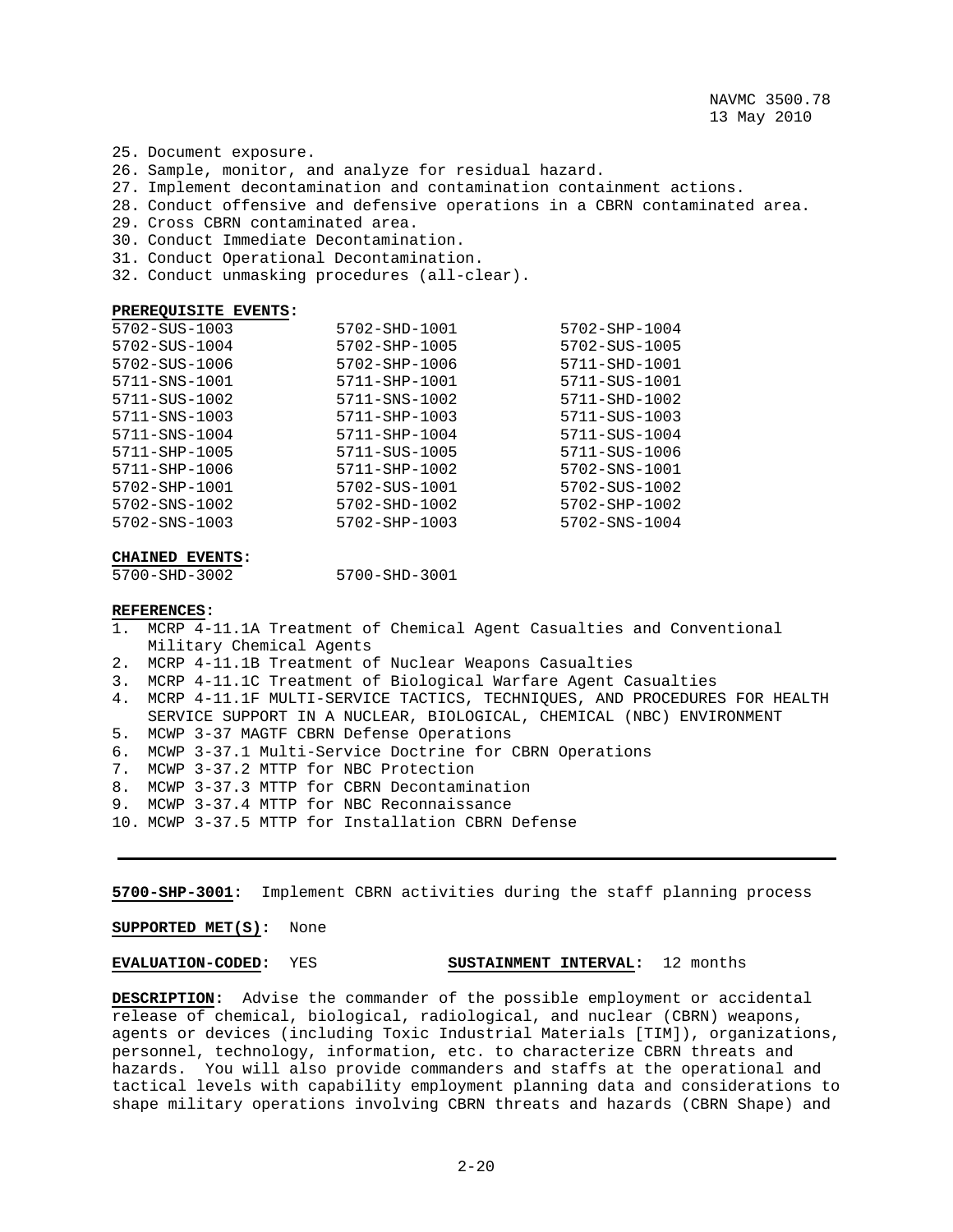25. Document exposure.
26. Sample, monitor, and analyze for residual hazard.
27. Implement decontamination and contamination containment actions.
28. Conduct offensive and defensive operations in a CBRN contaminated area.
29. Cross CBRN contaminated area.
30. Conduct Immediate Decontamination.
31. Conduct Operational Decontamination.
32. Conduct unmasking procedures (all-clear).

**PREREQUISITE EVENTS:**

| | | |
|---|---|---|
| 5702-SUS-1003 | 5702-SHD-1001 | 5702-SHP-1004 |
| 5702-SUS-1004 | 5702-SHP-1005 | 5702-SUS-1005 |
| 5702-SUS-1006 | 5702-SHP-1006 | 5711-SHD-1001 |
| 5711-SNS-1001 | 5711-SHP-1001 | 5711-SUS-1001 |
| 5711-SUS-1002 | 5711-SNS-1002 | 5711-SHD-1002 |
| 5711-SNS-1003 | 5711-SHP-1003 | 5711-SUS-1003 |
| 5711-SNS-1004 | 5711-SHP-1004 | 5711-SUS-1004 |
| 5711-SHP-1005 | 5711-SUS-1005 | 5711-SUS-1006 |
| 5711-SHP-1006 | 5711-SHP-1002 | 5702-SNS-1001 |
| 5702-SHP-1001 | 5702-SUS-1001 | 5702-SUS-1002 |
| 5702-SNS-1002 | 5702-SHD-1002 | 5702-SHP-1002 |
| 5702-SNS-1003 | 5702-SHP-1003 | 5702-SNS-1004 |

**CHAINED EVENTS:**

5700-SHD-3002 5700-SHD-3001

**REFERENCES:**
1. MCRP 4-11.1A Treatment of Chemical Agent Casualties and Conventional Military Chemical Agents
2. MCRP 4-11.1B Treatment of Nuclear Weapons Casualties
3. MCRP 4-11.1C Treatment of Biological Warfare Agent Casualties
4. MCRP 4-11.1F MULTI-SERVICE TACTICS, TECHNIQUES, AND PROCEDURES FOR HEALTH SERVICE SUPPORT IN A NUCLEAR, BIOLOGICAL, CHEMICAL (NBC) ENVIRONMENT
5. MCWP 3-37 MAGTF CBRN Defense Operations
6. MCWP 3-37.1 Multi-Service Doctrine for CBRN Operations
7. MCWP 3-37.2 MTTP for NBC Protection
8. MCWP 3-37.3 MTTP for CBRN Decontamination
9. MCWP 3-37.4 MTTP for NBC Reconnaissance
10. MCWP 3-37.5 MTTP for Installation CBRN Defense

---

**5700-SHP-3001:** Implement CBRN activities during the staff planning process

**SUPPORTED MET(S):** None

**EVALUATION-CODED:** YES **SUSTAINMENT INTERVAL:** 12 months

**DESCRIPTION:** Advise the commander of the possible employment or accidental release of chemical, biological, radiological, and nuclear (CBRN) weapons, agents or devices (including Toxic Industrial Materials [TIM]), organizations, personnel, technology, information, etc. to characterize CBRN threats and hazards. You will also provide commanders and staffs at the operational and tactical levels with capability employment planning data and considerations to shape military operations involving CBRN threats and hazards (CBRN Shape) and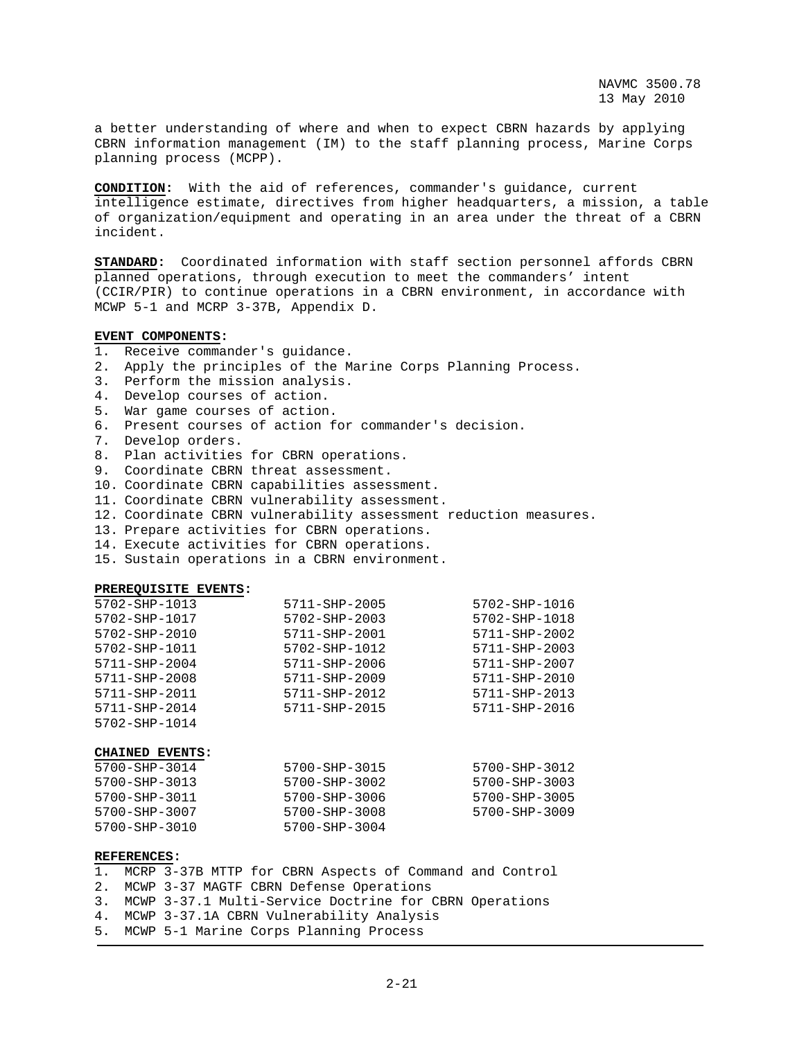a better understanding of where and when to expect CBRN hazards by applying CBRN information management (IM) to the staff planning process, Marine Corps planning process (MCPP).

**CONDITION**: With the aid of references, commander's guidance, current intelligence estimate, directives from higher headquarters, a mission, a table of organization/equipment and operating in an area under the threat of a CBRN incident.

**STANDARD**: Coordinated information with staff section personnel affords CBRN planned operations, through execution to meet the commanders' intent (CCIR/PIR) to continue operations in a CBRN environment, in accordance with MCWP 5-1 and MCRP 3-37B, Appendix D.

**EVENT COMPONENTS**:

1. Receive commander's guidance.
2. Apply the principles of the Marine Corps Planning Process.
3. Perform the mission analysis.
4. Develop courses of action.
5. War game courses of action.
6. Present courses of action for commander's decision.
7. Develop orders.
8. Plan activities for CBRN operations.
9. Coordinate CBRN threat assessment.
10. Coordinate CBRN capabilities assessment.
11. Coordinate CBRN vulnerability assessment.
12. Coordinate CBRN vulnerability assessment reduction measures.
13. Prepare activities for CBRN operations.
14. Execute activities for CBRN operations.
15. Sustain operations in a CBRN environment.

**PREREQUISITE EVENTS**:

| | | |
|---|---|---|
| 5702-SHP-1013 | 5711-SHP-2005 | 5702-SHP-1016 |
| 5702-SHP-1017 | 5702-SHP-2003 | 5702-SHP-1018 |
| 5702-SHP-2010 | 5711-SHP-2001 | 5711-SHP-2002 |
| 5702-SHP-1011 | 5702-SHP-1012 | 5711-SHP-2003 |
| 5711-SHP-2004 | 5711-SHP-2006 | 5711-SHP-2007 |
| 5711-SHP-2008 | 5711-SHP-2009 | 5711-SHP-2010 |
| 5711-SHP-2011 | 5711-SHP-2012 | 5711-SHP-2013 |
| 5711-SHP-2014 | 5711-SHP-2015 | 5711-SHP-2016 |
| 5702-SHP-1014 | | |

**CHAINED EVENTS**:

| | | |
|---|---|---|
| 5700-SHP-3014 | 5700-SHP-3015 | 5700-SHP-3012 |
| 5700-SHP-3013 | 5700-SHP-3002 | 5700-SHP-3003 |
| 5700-SHP-3011 | 5700-SHP-3006 | 5700-SHP-3005 |
| 5700-SHP-3007 | 5700-SHP-3008 | 5700-SHP-3009 |
| 5700-SHP-3010 | 5700-SHP-3004 | |

**REFERENCES**:

1. MCRP 3-37B MTTP for CBRN Aspects of Command and Control
2. MCWP 3-37 MAGTF CBRN Defense Operations
3. MCWP 3-37.1 Multi-Service Doctrine for CBRN Operations
4. MCWP 3-37.1A CBRN Vulnerability Analysis
5. MCWP 5-1 Marine Corps Planning Process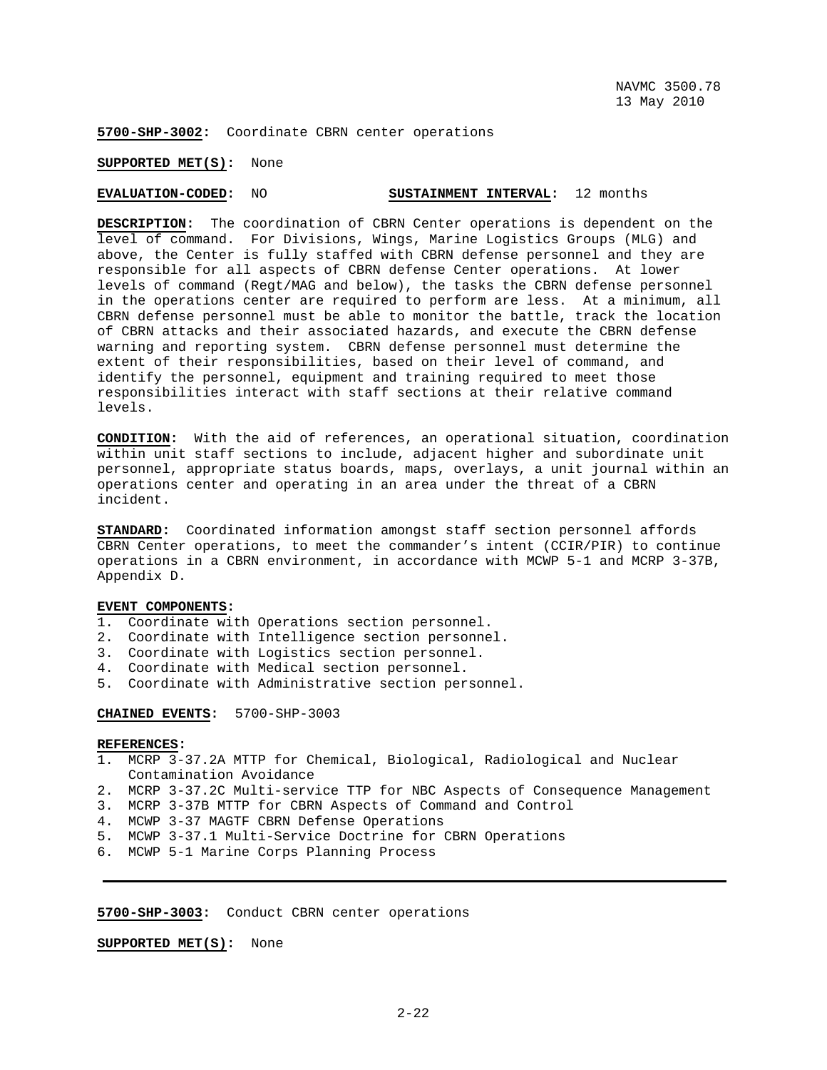**5700-SHP-3002**: Coordinate CBRN center operations

**SUPPORTED MET(S)**: None

**EVALUATION-CODED**: NO **SUSTAINMENT INTERVAL**: 12 months

**DESCRIPTION**: The coordination of CBRN Center operations is dependent on the level of command. For Divisions, Wings, Marine Logistics Groups (MLG) and above, the Center is fully staffed with CBRN defense personnel and they are responsible for all aspects of CBRN defense Center operations. At lower levels of command (Regt/MAG and below), the tasks the CBRN defense personnel in the operations center are required to perform are less. At a minimum, all CBRN defense personnel must be able to monitor the battle, track the location of CBRN attacks and their associated hazards, and execute the CBRN defense warning and reporting system. CBRN defense personnel must determine the extent of their responsibilities, based on their level of command, and identify the personnel, equipment and training required to meet those responsibilities interact with staff sections at their relative command levels.

**CONDITION**: With the aid of references, an operational situation, coordination within unit staff sections to include, adjacent higher and subordinate unit personnel, appropriate status boards, maps, overlays, a unit journal within an operations center and operating in an area under the threat of a CBRN incident.

**STANDARD**: Coordinated information amongst staff section personnel affords CBRN Center operations, to meet the commander's intent (CCIR/PIR) to continue operations in a CBRN environment, in accordance with MCWP 5-1 and MCRP 3-37B, Appendix D.

**EVENT COMPONENTS**:
1. Coordinate with Operations section personnel.
2. Coordinate with Intelligence section personnel.
3. Coordinate with Logistics section personnel.
4. Coordinate with Medical section personnel.
5. Coordinate with Administrative section personnel.

**CHAINED EVENTS**: 5700-SHP-3003

**REFERENCES**:
1. MCRP 3-37.2A MTTP for Chemical, Biological, Radiological and Nuclear Contamination Avoidance
2. MCRP 3-37.2C Multi-service TTP for NBC Aspects of Consequence Management
3. MCRP 3-37B MTTP for CBRN Aspects of Command and Control
4. MCWP 3-37 MAGTF CBRN Defense Operations
5. MCWP 3-37.1 Multi-Service Doctrine for CBRN Operations
6. MCWP 5-1 Marine Corps Planning Process

---

**5700-SHP-3003**: Conduct CBRN center operations

**SUPPORTED MET(S)**: None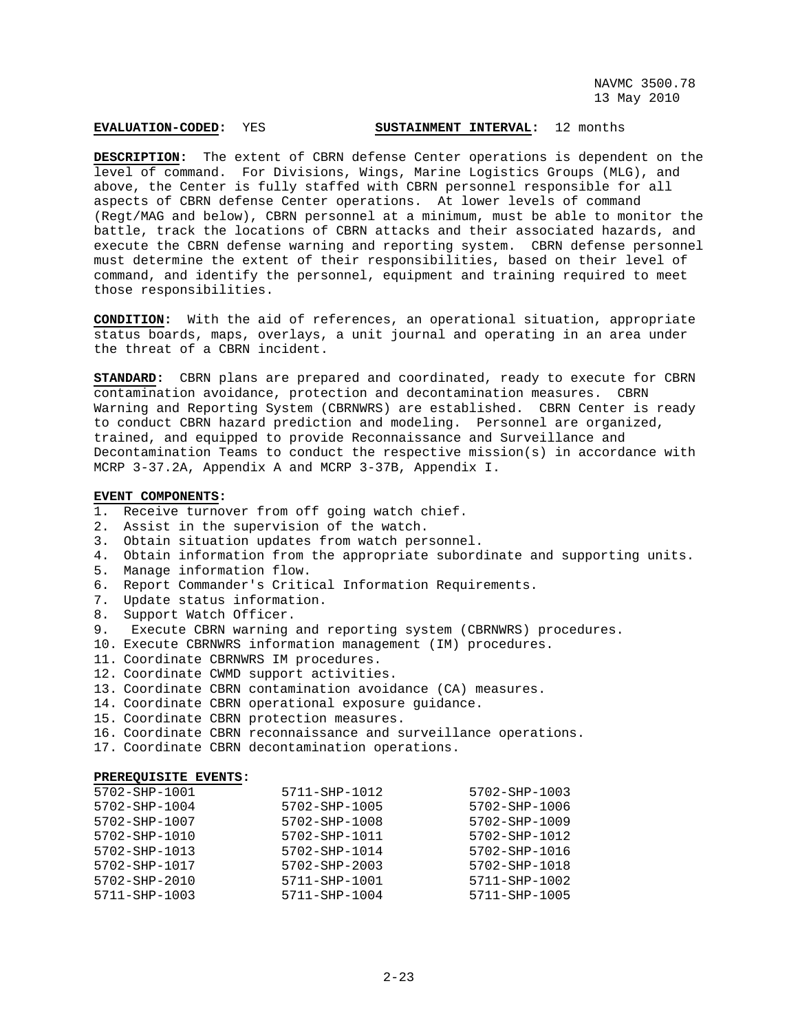**EVALUATION-CODED:** YES **SUSTAINMENT INTERVAL:** 12 months

**DESCRIPTION:** The extent of CBRN defense Center operations is dependent on the level of command. For Divisions, Wings, Marine Logistics Groups (MLG), and above, the Center is fully staffed with CBRN personnel responsible for all aspects of CBRN defense Center operations. At lower levels of command (Regt/MAG and below), CBRN personnel at a minimum, must be able to monitor the battle, track the locations of CBRN attacks and their associated hazards, and execute the CBRN defense warning and reporting system. CBRN defense personnel must determine the extent of their responsibilities, based on their level of command, and identify the personnel, equipment and training required to meet those responsibilities.

**CONDITION:** With the aid of references, an operational situation, appropriate status boards, maps, overlays, a unit journal and operating in an area under the threat of a CBRN incident.

**STANDARD:** CBRN plans are prepared and coordinated, ready to execute for CBRN contamination avoidance, protection and decontamination measures. CBRN Warning and Reporting System (CBRNWRS) are established. CBRN Center is ready to conduct CBRN hazard prediction and modeling. Personnel are organized, trained, and equipped to provide Reconnaissance and Surveillance and Decontamination Teams to conduct the respective mission(s) in accordance with MCRP 3-37.2A, Appendix A and MCRP 3-37B, Appendix I.

**EVENT COMPONENTS:**

1. Receive turnover from off going watch chief.
2. Assist in the supervision of the watch.
3. Obtain situation updates from watch personnel.
4. Obtain information from the appropriate subordinate and supporting units.
5. Manage information flow.
6. Report Commander's Critical Information Requirements.
7. Update status information.
8. Support Watch Officer.
9. Execute CBRN warning and reporting system (CBRNWRS) procedures.
10. Execute CBRNWRS information management (IM) procedures.
11. Coordinate CBRNWRS IM procedures.
12. Coordinate CWMD support activities.
13. Coordinate CBRN contamination avoidance (CA) measures.
14. Coordinate CBRN operational exposure guidance.
15. Coordinate CBRN protection measures.
16. Coordinate CBRN reconnaissance and surveillance operations.
17. Coordinate CBRN decontamination operations.

**PREREQUISITE EVENTS:**

| | | |
|---|---|---|
| 5702-SHP-1001 | 5711-SHP-1012 | 5702-SHP-1003 |
| 5702-SHP-1004 | 5702-SHP-1005 | 5702-SHP-1006 |
| 5702-SHP-1007 | 5702-SHP-1008 | 5702-SHP-1009 |
| 5702-SHP-1010 | 5702-SHP-1011 | 5702-SHP-1012 |
| 5702-SHP-1013 | 5702-SHP-1014 | 5702-SHP-1016 |
| 5702-SHP-1017 | 5702-SHP-2003 | 5702-SHP-1018 |
| 5702-SHP-2010 | 5711-SHP-1001 | 5711-SHP-1002 |
| 5711-SHP-1003 | 5711-SHP-1004 | 5711-SHP-1005 |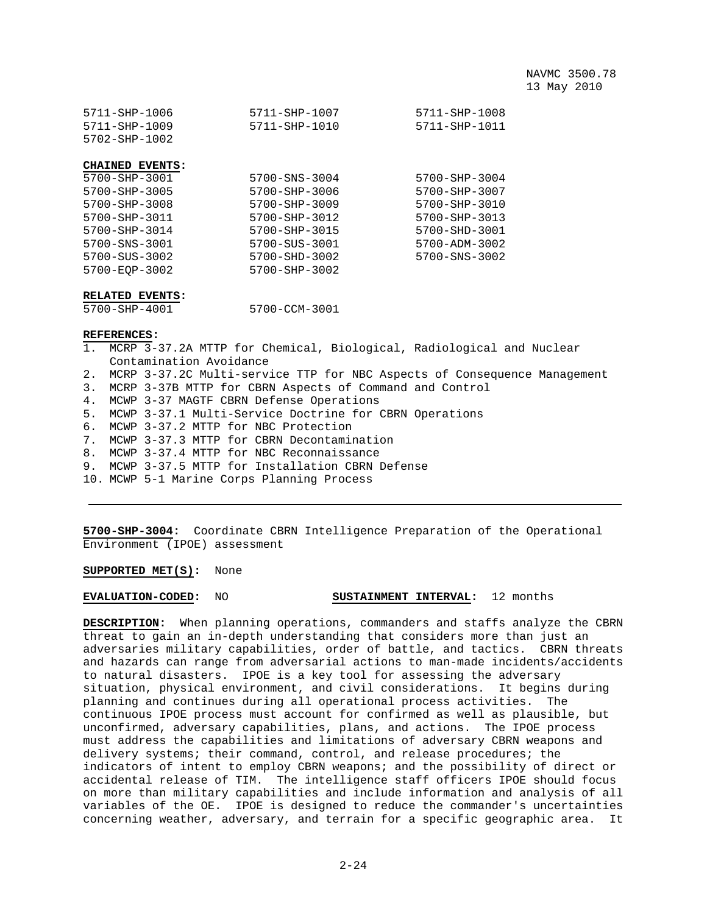| | | |
|---|---|---|
| 5711-SHP-1006 | 5711-SHP-1007 | 5711-SHP-1008 |
| 5711-SHP-1009 | 5711-SHP-1010 | 5711-SHP-1011 |
| 5702-SHP-1002 | | |

**CHAINED EVENTS:**

| | | |
|---|---|---|
| 5700-SHP-3001 | 5700-SNS-3004 | 5700-SHP-3004 |
| 5700-SHP-3005 | 5700-SHP-3006 | 5700-SHP-3007 |
| 5700-SHP-3008 | 5700-SHP-3009 | 5700-SHP-3010 |
| 5700-SHP-3011 | 5700-SHP-3012 | 5700-SHP-3013 |
| 5700-SHP-3014 | 5700-SHP-3015 | 5700-SHD-3001 |
| 5700-SNS-3001 | 5700-SUS-3001 | 5700-ADM-3002 |
| 5700-SUS-3002 | 5700-SHD-3002 | 5700-SNS-3002 |
| 5700-EQP-3002 | 5700-SHP-3002 | |

**RELATED EVENTS:**

| | |
|---|---|
| 5700-SHP-4001 | 5700-CCM-3001 |

**REFERENCES:**

1. MCRP 3-37.2A MTTP for Chemical, Biological, Radiological and Nuclear Contamination Avoidance
2. MCRP 3-37.2C Multi-service TTP for NBC Aspects of Consequence Management
3. MCRP 3-37B MTTP for CBRN Aspects of Command and Control
4. MCWP 3-37 MAGTF CBRN Defense Operations
5. MCWP 3-37.1 Multi-Service Doctrine for CBRN Operations
6. MCWP 3-37.2 MTTP for NBC Protection
7. MCWP 3-37.3 MTTP for CBRN Decontamination
8. MCWP 3-37.4 MTTP for NBC Reconnaissance
9. MCWP 3-37.5 MTTP for Installation CBRN Defense
10. MCWP 5-1 Marine Corps Planning Process

---

**5700-SHP-3004:** Coordinate CBRN Intelligence Preparation of the Operational Environment (IPOE) assessment

**SUPPORTED MET(S):** None

**EVALUATION-CODED:** NO **SUSTAINMENT INTERVAL:** 12 months

**DESCRIPTION:** When planning operations, commanders and staffs analyze the CBRN threat to gain an in-depth understanding that considers more than just an adversaries military capabilities, order of battle, and tactics. CBRN threats and hazards can range from adversarial actions to man-made incidents/accidents to natural disasters. IPOE is a key tool for assessing the adversary situation, physical environment, and civil considerations. It begins during planning and continues during all operational process activities. The continuous IPOE process must account for confirmed as well as plausible, but unconfirmed, adversary capabilities, plans, and actions. The IPOE process must address the capabilities and limitations of adversary CBRN weapons and delivery systems; their command, control, and release procedures; the indicators of intent to employ CBRN weapons; and the possibility of direct or accidental release of TIM. The intelligence staff officers IPOE should focus on more than military capabilities and include information and analysis of all variables of the OE. IPOE is designed to reduce the commander's uncertainties concerning weather, adversary, and terrain for a specific geographic area. It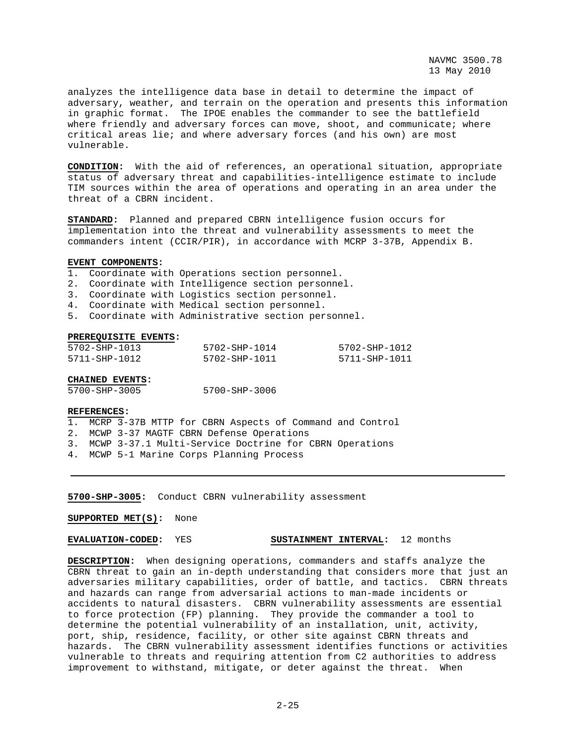analyzes the intelligence data base in detail to determine the impact of adversary, weather, and terrain on the operation and presents this information in graphic format. The IPOE enables the commander to see the battlefield where friendly and adversary forces can move, shoot, and communicate; where critical areas lie; and where adversary forces (and his own) are most vulnerable.

**CONDITION:** With the aid of references, an operational situation, appropriate status of adversary threat and capabilities-intelligence estimate to include TIM sources within the area of operations and operating in an area under the threat of a CBRN incident.

**STANDARD:** Planned and prepared CBRN intelligence fusion occurs for implementation into the threat and vulnerability assessments to meet the commanders intent (CCIR/PIR), in accordance with MCRP 3-37B, Appendix B.

**EVENT COMPONENTS:**

1. Coordinate with Operations section personnel.
2. Coordinate with Intelligence section personnel.
3. Coordinate with Logistics section personnel.
4. Coordinate with Medical section personnel.
5. Coordinate with Administrative section personnel.

**PREREQUISITE EVENTS:**

| | | |
|---|---|---|
| 5702-SHP-1013 | 5702-SHP-1014 | 5702-SHP-1012 |
| 5711-SHP-1012 | 5702-SHP-1011 | 5711-SHP-1011 |

**CHAINED EVENTS:**

| | |
|---|---|
| 5700-SHP-3005 | 5700-SHP-3006 |

**REFERENCES:**

1. MCRP 3-37B MTTP for CBRN Aspects of Command and Control
2. MCWP 3-37 MAGTF CBRN Defense Operations
3. MCWP 3-37.1 Multi-Service Doctrine for CBRN Operations
4. MCWP 5-1 Marine Corps Planning Process

---

**5700-SHP-3005:** Conduct CBRN vulnerability assessment

**SUPPORTED MET(S):** None

**EVALUATION-CODED:** YES **SUSTAINMENT INTERVAL:** 12 months

**DESCRIPTION:** When designing operations, commanders and staffs analyze the CBRN threat to gain an in-depth understanding that considers more that just an adversaries military capabilities, order of battle, and tactics. CBRN threats and hazards can range from adversarial actions to man-made incidents or accidents to natural disasters. CBRN vulnerability assessments are essential to force protection (FP) planning. They provide the commander a tool to determine the potential vulnerability of an installation, unit, activity, port, ship, residence, facility, or other site against CBRN threats and hazards. The CBRN vulnerability assessment identifies functions or activities vulnerable to threats and requiring attention from C2 authorities to address improvement to withstand, mitigate, or deter against the threat. When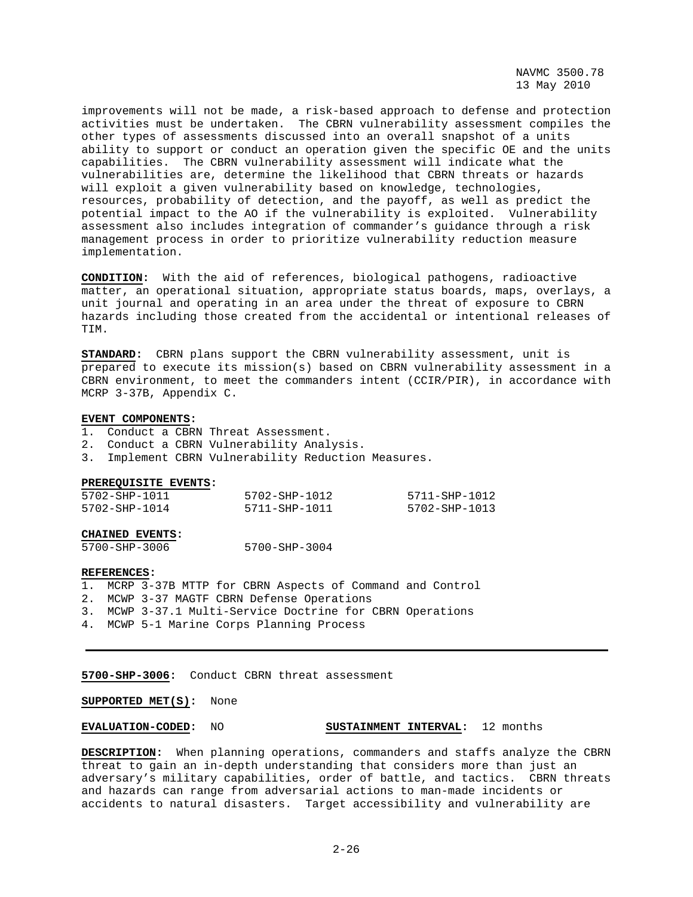improvements will not be made, a risk-based approach to defense and protection activities must be undertaken. The CBRN vulnerability assessment compiles the other types of assessments discussed into an overall snapshot of a units ability to support or conduct an operation given the specific OE and the units capabilities. The CBRN vulnerability assessment will indicate what the vulnerabilities are, determine the likelihood that CBRN threats or hazards will exploit a given vulnerability based on knowledge, technologies, resources, probability of detection, and the payoff, as well as predict the potential impact to the AO if the vulnerability is exploited. Vulnerability assessment also includes integration of commander's guidance through a risk management process in order to prioritize vulnerability reduction measure implementation.

**CONDITION:** With the aid of references, biological pathogens, radioactive matter, an operational situation, appropriate status boards, maps, overlays, a unit journal and operating in an area under the threat of exposure to CBRN hazards including those created from the accidental or intentional releases of TIM.

**STANDARD:** CBRN plans support the CBRN vulnerability assessment, unit is prepared to execute its mission(s) based on CBRN vulnerability assessment in a CBRN environment, to meet the commanders intent (CCIR/PIR), in accordance with MCRP 3-37B, Appendix C.

**EVENT COMPONENTS:**
1. Conduct a CBRN Threat Assessment.
2. Conduct a CBRN Vulnerability Analysis.
3. Implement CBRN Vulnerability Reduction Measures.

**PREREQUISITE EVENTS:**

| | | |
|---|---|---|
| 5702-SHP-1011 | 5702-SHP-1012 | 5711-SHP-1012 |
| 5702-SHP-1014 | 5711-SHP-1011 | 5702-SHP-1013 |

**CHAINED EVENTS:**

| | |
|---|---|
| 5700-SHP-3006 | 5700-SHP-3004 |

**REFERENCES:**
1. MCRP 3-37B MTTP for CBRN Aspects of Command and Control
2. MCWP 3-37 MAGTF CBRN Defense Operations
3. MCWP 3-37.1 Multi-Service Doctrine for CBRN Operations
4. MCWP 5-1 Marine Corps Planning Process

---

**5700-SHP-3006:** Conduct CBRN threat assessment

**SUPPORTED MET(S):** None

**EVALUATION-CODED:** NO **SUSTAINMENT INTERVAL:** 12 months

**DESCRIPTION:** When planning operations, commanders and staffs analyze the CBRN threat to gain an in-depth understanding that considers more than just an adversary's military capabilities, order of battle, and tactics. CBRN threats and hazards can range from adversarial actions to man-made incidents or accidents to natural disasters. Target accessibility and vulnerability are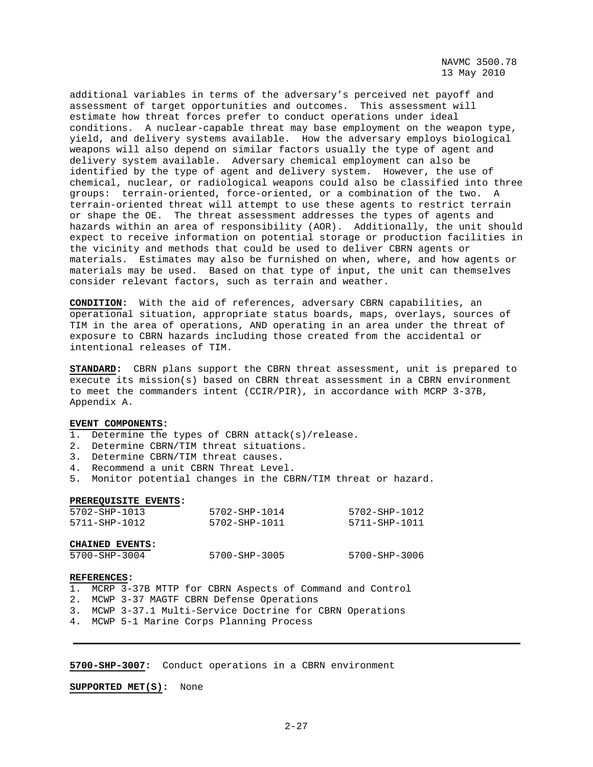additional variables in terms of the adversary's perceived net payoff and assessment of target opportunities and outcomes. This assessment will estimate how threat forces prefer to conduct operations under ideal conditions. A nuclear-capable threat may base employment on the weapon type, yield, and delivery systems available. How the adversary employs biological weapons will also depend on similar factors usually the type of agent and delivery system available. Adversary chemical employment can also be identified by the type of agent and delivery system. However, the use of chemical, nuclear, or radiological weapons could also be classified into three groups: terrain-oriented, force-oriented, or a combination of the two. A terrain-oriented threat will attempt to use these agents to restrict terrain or shape the OE. The threat assessment addresses the types of agents and hazards within an area of responsibility (AOR). Additionally, the unit should expect to receive information on potential storage or production facilities in the vicinity and methods that could be used to deliver CBRN agents or materials. Estimates may also be furnished on when, where, and how agents or materials may be used. Based on that type of input, the unit can themselves consider relevant factors, such as terrain and weather.

**CONDITION:** With the aid of references, adversary CBRN capabilities, an operational situation, appropriate status boards, maps, overlays, sources of TIM in the area of operations, AND operating in an area under the threat of exposure to CBRN hazards including those created from the accidental or intentional releases of TIM.

**STANDARD:** CBRN plans support the CBRN threat assessment, unit is prepared to execute its mission(s) based on CBRN threat assessment in a CBRN environment to meet the commanders intent (CCIR/PIR), in accordance with MCRP 3-37B, Appendix A.

**EVENT COMPONENTS:**
1. Determine the types of CBRN attack(s)/release.
2. Determine CBRN/TIM threat situations.
3. Determine CBRN/TIM threat causes.
4. Recommend a unit CBRN Threat Level.
5. Monitor potential changes in the CBRN/TIM threat or hazard.

**PREREQUISITE EVENTS:**

| | | |
|---|---|---|
| 5702-SHP-1013 | 5702-SHP-1014 | 5702-SHP-1012 |
| 5711-SHP-1012 | 5702-SHP-1011 | 5711-SHP-1011 |

**CHAINED EVENTS:**

| | | |
|---|---|---|
| 5700-SHP-3004 | 5700-SHP-3005 | 5700-SHP-3006 |

**REFERENCES:**
1. MCRP 3-37B MTTP for CBRN Aspects of Command and Control
2. MCWP 3-37 MAGTF CBRN Defense Operations
3. MCWP 3-37.1 Multi-Service Doctrine for CBRN Operations
4. MCWP 5-1 Marine Corps Planning Process

---

**5700-SHP-3007:** Conduct operations in a CBRN environment

**SUPPORTED MET(S):** None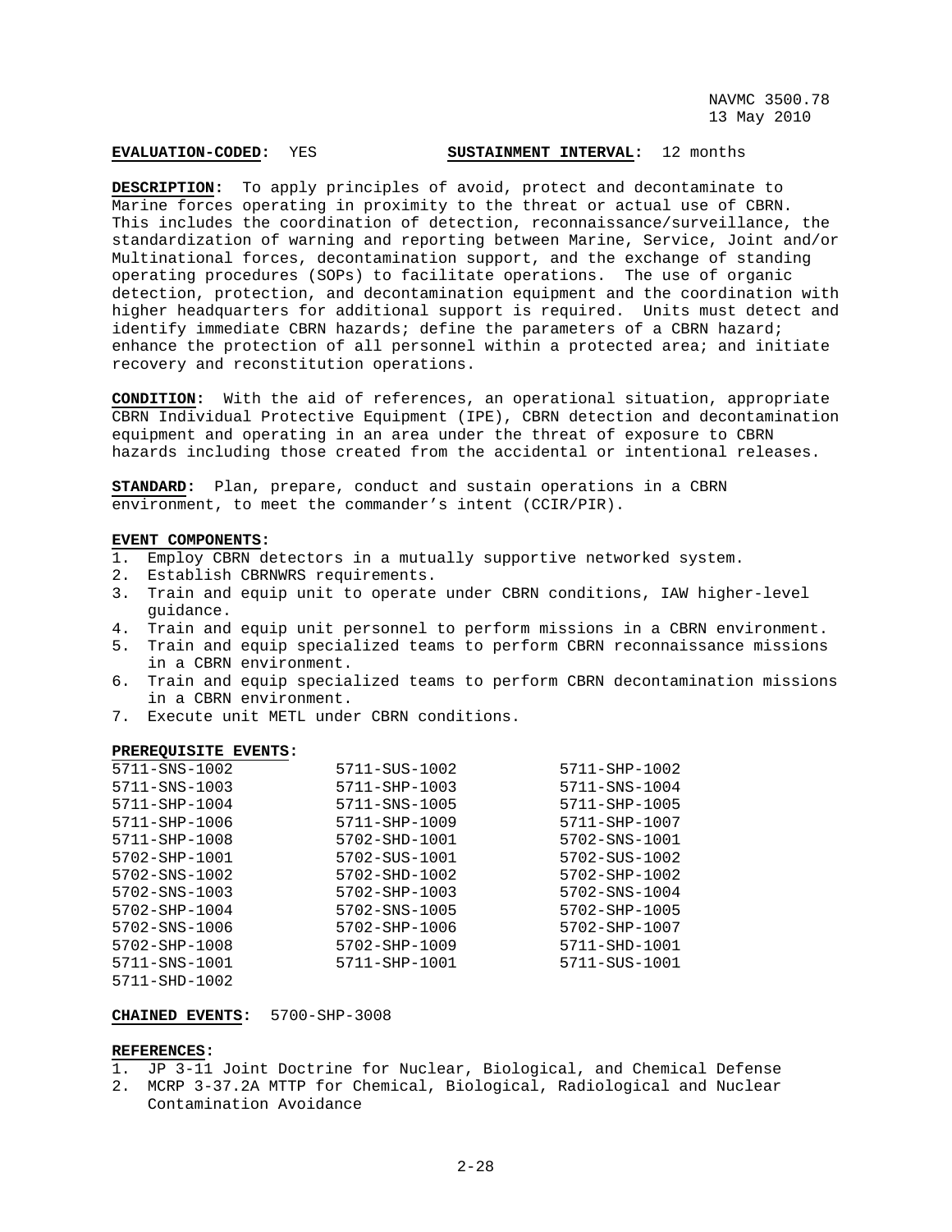**EVALUATION-CODED:** YES **SUSTAINMENT INTERVAL:** 12 months

**DESCRIPTION:** To apply principles of avoid, protect and decontaminate to Marine forces operating in proximity to the threat or actual use of CBRN. This includes the coordination of detection, reconnaissance/surveillance, the standardization of warning and reporting between Marine, Service, Joint and/or Multinational forces, decontamination support, and the exchange of standing operating procedures (SOPs) to facilitate operations. The use of organic detection, protection, and decontamination equipment and the coordination with higher headquarters for additional support is required. Units must detect and identify immediate CBRN hazards; define the parameters of a CBRN hazard; enhance the protection of all personnel within a protected area; and initiate recovery and reconstitution operations.

**CONDITION:** With the aid of references, an operational situation, appropriate CBRN Individual Protective Equipment (IPE), CBRN detection and decontamination equipment and operating in an area under the threat of exposure to CBRN hazards including those created from the accidental or intentional releases.

**STANDARD:** Plan, prepare, conduct and sustain operations in a CBRN environment, to meet the commander's intent (CCIR/PIR).

**EVENT COMPONENTS:**

1. Employ CBRN detectors in a mutually supportive networked system.
2. Establish CBRNWRS requirements.
3. Train and equip unit to operate under CBRN conditions, IAW higher-level guidance.
4. Train and equip unit personnel to perform missions in a CBRN environment.
5. Train and equip specialized teams to perform CBRN reconnaissance missions in a CBRN environment.
6. Train and equip specialized teams to perform CBRN decontamination missions in a CBRN environment.
7. Execute unit METL under CBRN conditions.

**PREREQUISITE EVENTS:**

| | | |
|---|---|---|
| 5711-SNS-1002 | 5711-SUS-1002 | 5711-SHP-1002 |
| 5711-SNS-1003 | 5711-SHP-1003 | 5711-SNS-1004 |
| 5711-SHP-1004 | 5711-SNS-1005 | 5711-SHP-1005 |
| 5711-SHP-1006 | 5711-SHP-1009 | 5711-SHP-1007 |
| 5711-SHP-1008 | 5702-SHD-1001 | 5702-SNS-1001 |
| 5702-SHP-1001 | 5702-SUS-1001 | 5702-SUS-1002 |
| 5702-SNS-1002 | 5702-SHD-1002 | 5702-SHP-1002 |
| 5702-SNS-1003 | 5702-SHP-1003 | 5702-SNS-1004 |
| 5702-SHP-1004 | 5702-SNS-1005 | 5702-SHP-1005 |
| 5702-SNS-1006 | 5702-SHP-1006 | 5702-SHP-1007 |
| 5702-SHP-1008 | 5702-SHP-1009 | 5711-SHD-1001 |
| 5711-SNS-1001 | 5711-SHP-1001 | 5711-SUS-1001 |
| 5711-SHD-1002 | | |

**CHAINED EVENTS:** 5700-SHP-3008

**REFERENCES:**

1. JP 3-11 Joint Doctrine for Nuclear, Biological, and Chemical Defense
2. MCRP 3-37.2A MTTP for Chemical, Biological, Radiological and Nuclear Contamination Avoidance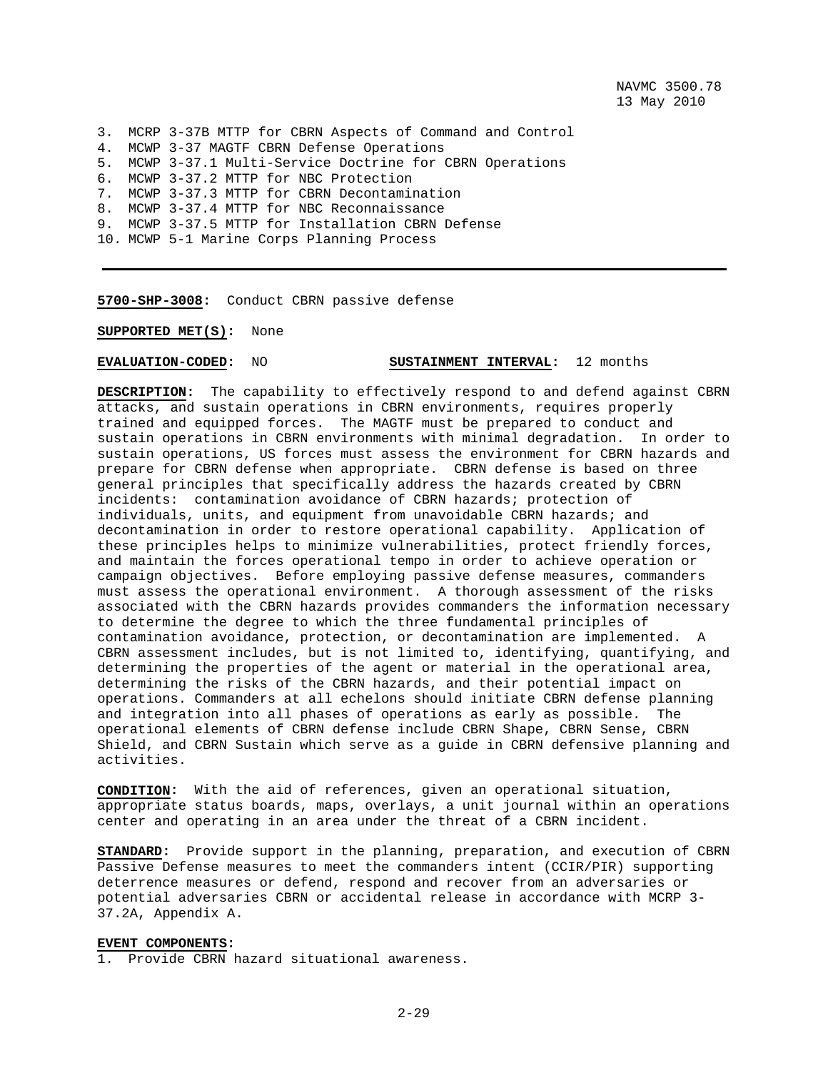3. MCRP 3-37B MTTP for CBRN Aspects of Command and Control
4. MCWP 3-37 MAGTF CBRN Defense Operations
5. MCWP 3-37.1 Multi-Service Doctrine for CBRN Operations
6. MCWP 3-37.2 MTTP for NBC Protection
7. MCWP 3-37.3 MTTP for CBRN Decontamination
8. MCWP 3-37.4 MTTP for NBC Reconnaissance
9. MCWP 3-37.5 MTTP for Installation CBRN Defense
10. MCWP 5-1 Marine Corps Planning Process

---

**5700-SHP-3008:** Conduct CBRN passive defense

**SUPPORTED MET(S):** None

**EVALUATION-CODED:** NO **SUSTAINMENT INTERVAL:** 12 months

**DESCRIPTION:** The capability to effectively respond to and defend against CBRN attacks, and sustain operations in CBRN environments, requires properly trained and equipped forces. The MAGTF must be prepared to conduct and sustain operations in CBRN environments with minimal degradation. In order to sustain operations, US forces must assess the environment for CBRN hazards and prepare for CBRN defense when appropriate. CBRN defense is based on three general principles that specifically address the hazards created by CBRN incidents: contamination avoidance of CBRN hazards; protection of individuals, units, and equipment from unavoidable CBRN hazards; and decontamination in order to restore operational capability. Application of these principles helps to minimize vulnerabilities, protect friendly forces, and maintain the forces operational tempo in order to achieve operation or campaign objectives. Before employing passive defense measures, commanders must assess the operational environment. A thorough assessment of the risks associated with the CBRN hazards provides commanders the information necessary to determine the degree to which the three fundamental principles of contamination avoidance, protection, or decontamination are implemented. A CBRN assessment includes, but is not limited to, identifying, quantifying, and determining the properties of the agent or material in the operational area, determining the risks of the CBRN hazards, and their potential impact on operations. Commanders at all echelons should initiate CBRN defense planning and integration into all phases of operations as early as possible. The operational elements of CBRN defense include CBRN Shape, CBRN Sense, CBRN Shield, and CBRN Sustain which serve as a guide in CBRN defensive planning and activities.

**CONDITION:** With the aid of references, given an operational situation, appropriate status boards, maps, overlays, a unit journal within an operations center and operating in an area under the threat of a CBRN incident.

**STANDARD:** Provide support in the planning, preparation, and execution of CBRN Passive Defense measures to meet the commanders intent (CCIR/PIR) supporting deterrence measures or defend, respond and recover from an adversaries or potential adversaries CBRN or accidental release in accordance with MCRP 3-37.2A, Appendix A.

**EVENT COMPONENTS:**
1. Provide CBRN hazard situational awareness.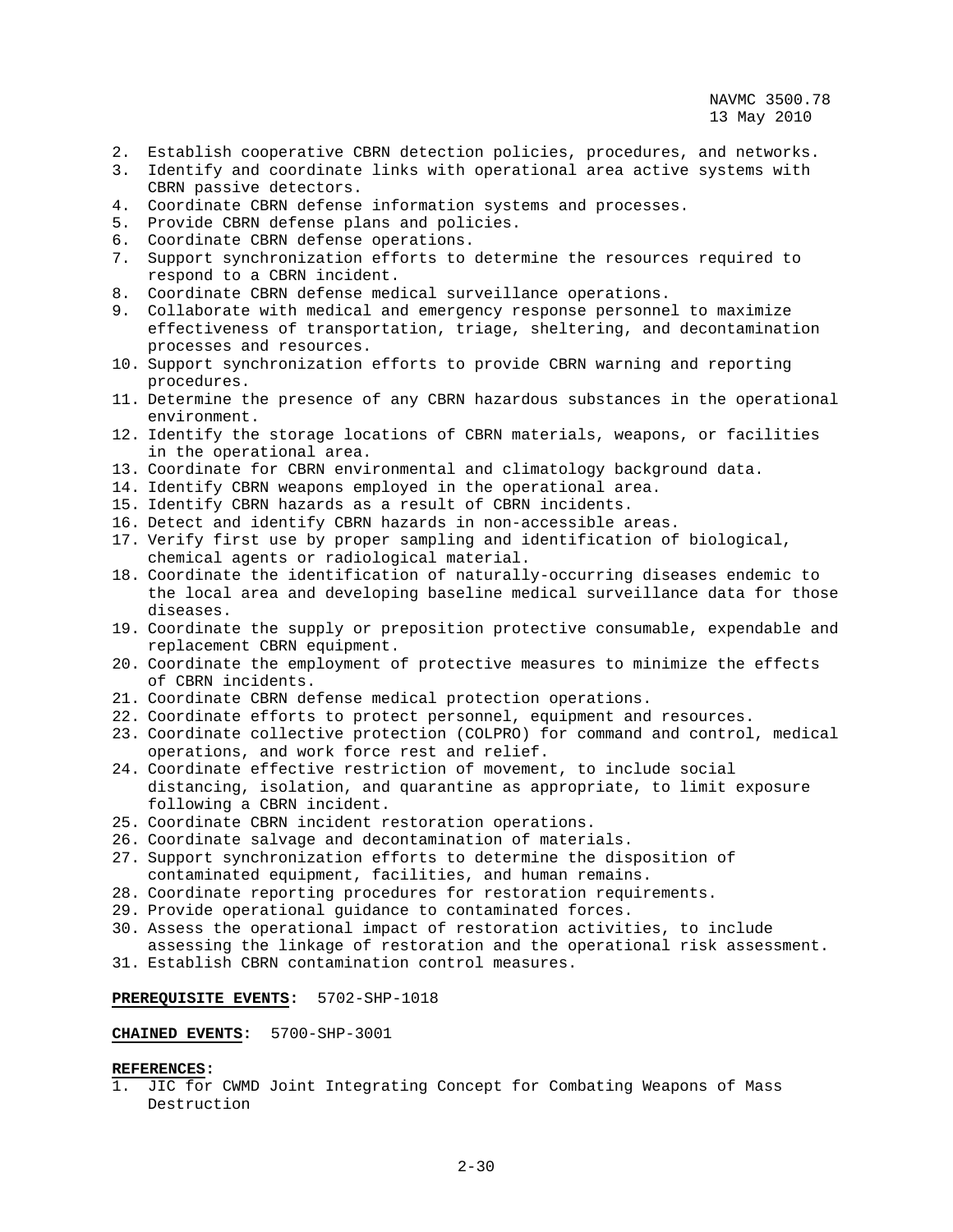2. Establish cooperative CBRN detection policies, procedures, and networks.
3. Identify and coordinate links with operational area active systems with CBRN passive detectors.
4. Coordinate CBRN defense information systems and processes.
5. Provide CBRN defense plans and policies.
6. Coordinate CBRN defense operations.
7. Support synchronization efforts to determine the resources required to respond to a CBRN incident.
8. Coordinate CBRN defense medical surveillance operations.
9. Collaborate with medical and emergency response personnel to maximize effectiveness of transportation, triage, sheltering, and decontamination processes and resources.
10. Support synchronization efforts to provide CBRN warning and reporting procedures.
11. Determine the presence of any CBRN hazardous substances in the operational environment.
12. Identify the storage locations of CBRN materials, weapons, or facilities in the operational area.
13. Coordinate for CBRN environmental and climatology background data.
14. Identify CBRN weapons employed in the operational area.
15. Identify CBRN hazards as a result of CBRN incidents.
16. Detect and identify CBRN hazards in non-accessible areas.
17. Verify first use by proper sampling and identification of biological, chemical agents or radiological material.
18. Coordinate the identification of naturally-occurring diseases endemic to the local area and developing baseline medical surveillance data for those diseases.
19. Coordinate the supply or preposition protective consumable, expendable and replacement CBRN equipment.
20. Coordinate the employment of protective measures to minimize the effects of CBRN incidents.
21. Coordinate CBRN defense medical protection operations.
22. Coordinate efforts to protect personnel, equipment and resources.
23. Coordinate collective protection (COLPRO) for command and control, medical operations, and work force rest and relief.
24. Coordinate effective restriction of movement, to include social distancing, isolation, and quarantine as appropriate, to limit exposure following a CBRN incident.
25. Coordinate CBRN incident restoration operations.
26. Coordinate salvage and decontamination of materials.
27. Support synchronization efforts to determine the disposition of contaminated equipment, facilities, and human remains.
28. Coordinate reporting procedures for restoration requirements.
29. Provide operational guidance to contaminated forces.
30. Assess the operational impact of restoration activities, to include assessing the linkage of restoration and the operational risk assessment.
31. Establish CBRN contamination control measures.

**PREREQUISITE EVENTS:** 5702-SHP-1018

**CHAINED EVENTS:** 5700-SHP-3001

**REFERENCES:**
1. JIC for CWMD Joint Integrating Concept for Combating Weapons of Mass Destruction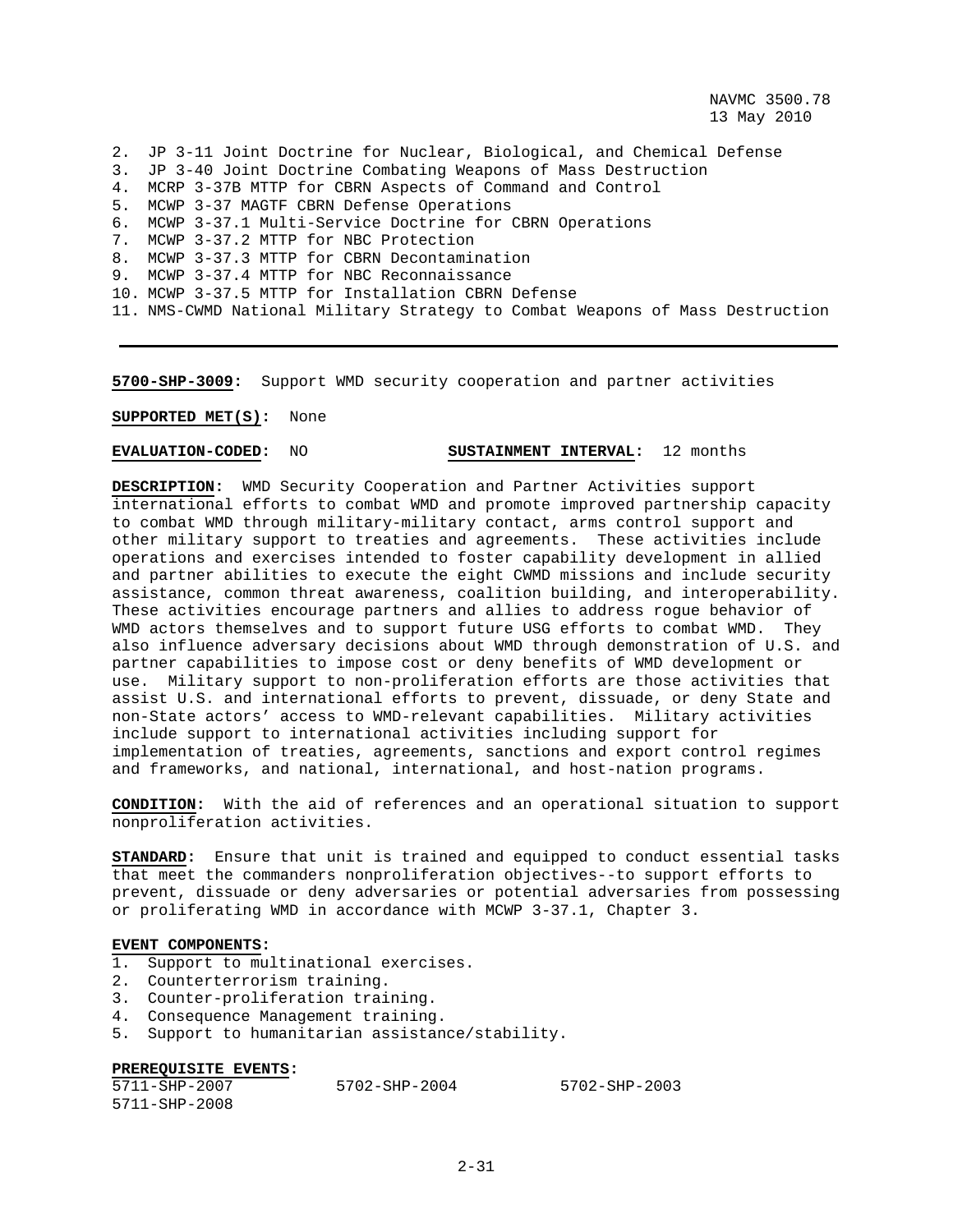2. JP 3-11 Joint Doctrine for Nuclear, Biological, and Chemical Defense
3. JP 3-40 Joint Doctrine Combating Weapons of Mass Destruction
4. MCRP 3-37B MTTP for CBRN Aspects of Command and Control
5. MCWP 3-37 MAGTF CBRN Defense Operations
6. MCWP 3-37.1 Multi-Service Doctrine for CBRN Operations
7. MCWP 3-37.2 MTTP for NBC Protection
8. MCWP 3-37.3 MTTP for CBRN Decontamination
9. MCWP 3-37.4 MTTP for NBC Reconnaissance
10. MCWP 3-37.5 MTTP for Installation CBRN Defense
11. NMS-CWMD National Military Strategy to Combat Weapons of Mass Destruction

---

**5700-SHP-3009:** Support WMD security cooperation and partner activities

**SUPPORTED MET(S):** None

**EVALUATION-CODED:** NO **SUSTAINMENT INTERVAL:** 12 months

**DESCRIPTION:** WMD Security Cooperation and Partner Activities support international efforts to combat WMD and promote improved partnership capacity to combat WMD through military-military contact, arms control support and other military support to treaties and agreements. These activities include operations and exercises intended to foster capability development in allied and partner abilities to execute the eight CWMD missions and include security assistance, common threat awareness, coalition building, and interoperability. These activities encourage partners and allies to address rogue behavior of WMD actors themselves and to support future USG efforts to combat WMD. They also influence adversary decisions about WMD through demonstration of U.S. and partner capabilities to impose cost or deny benefits of WMD development or use. Military support to non-proliferation efforts are those activities that assist U.S. and international efforts to prevent, dissuade, or deny State and non-State actors' access to WMD-relevant capabilities. Military activities include support to international activities including support for implementation of treaties, agreements, sanctions and export control regimes and frameworks, and national, international, and host-nation programs.

**CONDITION:** With the aid of references and an operational situation to support nonproliferation activities.

**STANDARD:** Ensure that unit is trained and equipped to conduct essential tasks that meet the commanders nonproliferation objectives--to support efforts to prevent, dissuade or deny adversaries or potential adversaries from possessing or proliferating WMD in accordance with MCWP 3-37.1, Chapter 3.

**EVENT COMPONENTS:**
1. Support to multinational exercises.
2. Counterterrorism training.
3. Counter-proliferation training.
4. Consequence Management training.
5. Support to humanitarian assistance/stability.

**PREREQUISITE EVENTS:**

| | | |
|---|---|---|
| 5711-SHP-2007 | 5702-SHP-2004 | 5702-SHP-2003 |
| 5711-SHP-2008 | | |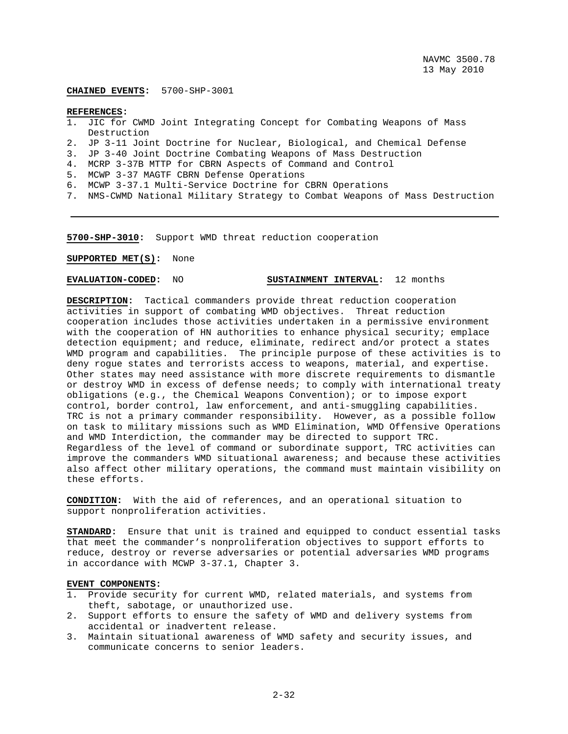**CHAINED EVENTS:** 5700-SHP-3001

**REFERENCES:**
1. JIC for CWMD Joint Integrating Concept for Combating Weapons of Mass Destruction
2. JP 3-11 Joint Doctrine for Nuclear, Biological, and Chemical Defense
3. JP 3-40 Joint Doctrine Combating Weapons of Mass Destruction
4. MCRP 3-37B MTTP for CBRN Aspects of Command and Control
5. MCWP 3-37 MAGTF CBRN Defense Operations
6. MCWP 3-37.1 Multi-Service Doctrine for CBRN Operations
7. NMS-CWMD National Military Strategy to Combat Weapons of Mass Destruction

---

**5700-SHP-3010:** Support WMD threat reduction cooperation

**SUPPORTED MET(S):** None

**EVALUATION-CODED:** NO **SUSTAINMENT INTERVAL:** 12 months

**DESCRIPTION:** Tactical commanders provide threat reduction cooperation activities in support of combating WMD objectives. Threat reduction cooperation includes those activities undertaken in a permissive environment with the cooperation of HN authorities to enhance physical security; emplace detection equipment; and reduce, eliminate, redirect and/or protect a states WMD program and capabilities. The principle purpose of these activities is to deny rogue states and terrorists access to weapons, material, and expertise. Other states may need assistance with more discrete requirements to dismantle or destroy WMD in excess of defense needs; to comply with international treaty obligations (e.g., the Chemical Weapons Convention); or to impose export control, border control, law enforcement, and anti-smuggling capabilities. TRC is not a primary commander responsibility. However, as a possible follow on task to military missions such as WMD Elimination, WMD Offensive Operations and WMD Interdiction, the commander may be directed to support TRC. Regardless of the level of command or subordinate support, TRC activities can improve the commanders WMD situational awareness; and because these activities also affect other military operations, the command must maintain visibility on these efforts.

**CONDITION:** With the aid of references, and an operational situation to support nonproliferation activities.

**STANDARD:** Ensure that unit is trained and equipped to conduct essential tasks that meet the commander's nonproliferation objectives to support efforts to reduce, destroy or reverse adversaries or potential adversaries WMD programs in accordance with MCWP 3-37.1, Chapter 3.

**EVENT COMPONENTS:**
1. Provide security for current WMD, related materials, and systems from theft, sabotage, or unauthorized use.
2. Support efforts to ensure the safety of WMD and delivery systems from accidental or inadvertent release.
3. Maintain situational awareness of WMD safety and security issues, and communicate concerns to senior leaders.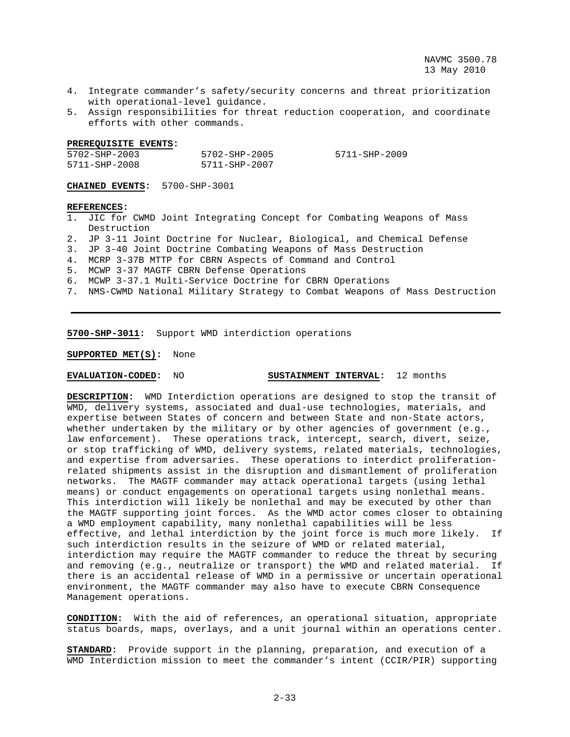4. Integrate commander’s safety/security concerns and threat prioritization with operational-level guidance.
5. Assign responsibilities for threat reduction cooperation, and coordinate efforts with other commands.

**PREREQUISITE EVENTS:**

| | | |
|---|---|---|
| 5702-SHP-2003 | 5702-SHP-2005 | 5711-SHP-2009 |
| 5711-SHP-2008 | 5711-SHP-2007 | |

**CHAINED EVENTS:** 5700-SHP-3001

**REFERENCES:**
1. JIC for CWMD Joint Integrating Concept for Combating Weapons of Mass Destruction
2. JP 3-11 Joint Doctrine for Nuclear, Biological, and Chemical Defense
3. JP 3-40 Joint Doctrine Combating Weapons of Mass Destruction
4. MCRP 3-37B MTTP for CBRN Aspects of Command and Control
5. MCWP 3-37 MAGTF CBRN Defense Operations
6. MCWP 3-37.1 Multi-Service Doctrine for CBRN Operations
7. NMS-CWMD National Military Strategy to Combat Weapons of Mass Destruction

---

**5700-SHP-3011:** Support WMD interdiction operations

**SUPPORTED MET(S):** None

**EVALUATION-CODED:** NO **SUSTAINMENT INTERVAL:** 12 months

**DESCRIPTION:** WMD Interdiction operations are designed to stop the transit of WMD, delivery systems, associated and dual-use technologies, materials, and expertise between States of concern and between State and non-State actors, whether undertaken by the military or by other agencies of government (e.g., law enforcement). These operations track, intercept, search, divert, seize, or stop trafficking of WMD, delivery systems, related materials, technologies, and expertise from adversaries. These operations to interdict proliferation-related shipments assist in the disruption and dismantlement of proliferation networks. The MAGTF commander may attack operational targets (using lethal means) or conduct engagements on operational targets using nonlethal means. This interdiction will likely be nonlethal and may be executed by other than the MAGTF supporting joint forces. As the WMD actor comes closer to obtaining a WMD employment capability, many nonlethal capabilities will be less effective, and lethal interdiction by the joint force is much more likely. If such interdiction results in the seizure of WMD or related material, interdiction may require the MAGTF commander to reduce the threat by securing and removing (e.g., neutralize or transport) the WMD and related material. If there is an accidental release of WMD in a permissive or uncertain operational environment, the MAGTF commander may also have to execute CBRN Consequence Management operations.

**CONDITION:** With the aid of references, an operational situation, appropriate status boards, maps, overlays, and a unit journal within an operations center.

**STANDARD:** Provide support in the planning, preparation, and execution of a WMD Interdiction mission to meet the commander’s intent (CCIR/PIR) supporting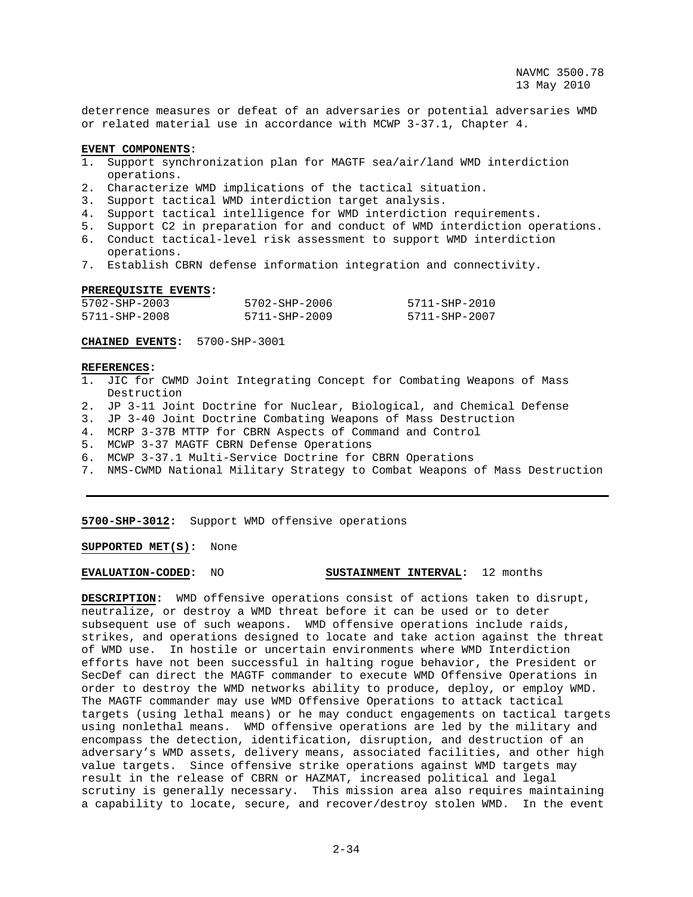deterrence measures or defeat of an adversaries or potential adversaries WMD or related material use in accordance with MCWP 3-37.1, Chapter 4.

**EVENT COMPONENTS:**

1. Support synchronization plan for MAGTF sea/air/land WMD interdiction operations.
2. Characterize WMD implications of the tactical situation.
3. Support tactical WMD interdiction target analysis.
4. Support tactical intelligence for WMD interdiction requirements.
5. Support C2 in preparation for and conduct of WMD interdiction operations.
6. Conduct tactical-level risk assessment to support WMD interdiction operations.
7. Establish CBRN defense information integration and connectivity.

**PREREQUISITE EVENTS:**

| | | |
|---|---|---|
| 5702-SHP-2003 | 5702-SHP-2006 | 5711-SHP-2010 |
| 5711-SHP-2008 | 5711-SHP-2009 | 5711-SHP-2007 |

**CHAINED EVENTS:** 5700-SHP-3001

**REFERENCES:**

1. JIC for CWMD Joint Integrating Concept for Combating Weapons of Mass Destruction
2. JP 3-11 Joint Doctrine for Nuclear, Biological, and Chemical Defense
3. JP 3-40 Joint Doctrine Combating Weapons of Mass Destruction
4. MCRP 3-37B MTTP for CBRN Aspects of Command and Control
5. MCWP 3-37 MAGTF CBRN Defense Operations
6. MCWP 3-37.1 Multi-Service Doctrine for CBRN Operations
7. NMS-CWMD National Military Strategy to Combat Weapons of Mass Destruction

---

**5700-SHP-3012:** Support WMD offensive operations

**SUPPORTED MET(S):** None

**EVALUATION-CODED:** NO **SUSTAINMENT INTERVAL:** 12 months

**DESCRIPTION:** WMD offensive operations consist of actions taken to disrupt, neutralize, or destroy a WMD threat before it can be used or to deter subsequent use of such weapons. WMD offensive operations include raids, strikes, and operations designed to locate and take action against the threat of WMD use. In hostile or uncertain environments where WMD Interdiction efforts have not been successful in halting rogue behavior, the President or SecDef can direct the MAGTF commander to execute WMD Offensive Operations in order to destroy the WMD networks ability to produce, deploy, or employ WMD. The MAGTF commander may use WMD Offensive Operations to attack tactical targets (using lethal means) or he may conduct engagements on tactical targets using nonlethal means. WMD offensive operations are led by the military and encompass the detection, identification, disruption, and destruction of an adversary's WMD assets, delivery means, associated facilities, and other high value targets. Since offensive strike operations against WMD targets may result in the release of CBRN or HAZMAT, increased political and legal scrutiny is generally necessary. This mission area also requires maintaining a capability to locate, secure, and recover/destroy stolen WMD. In the event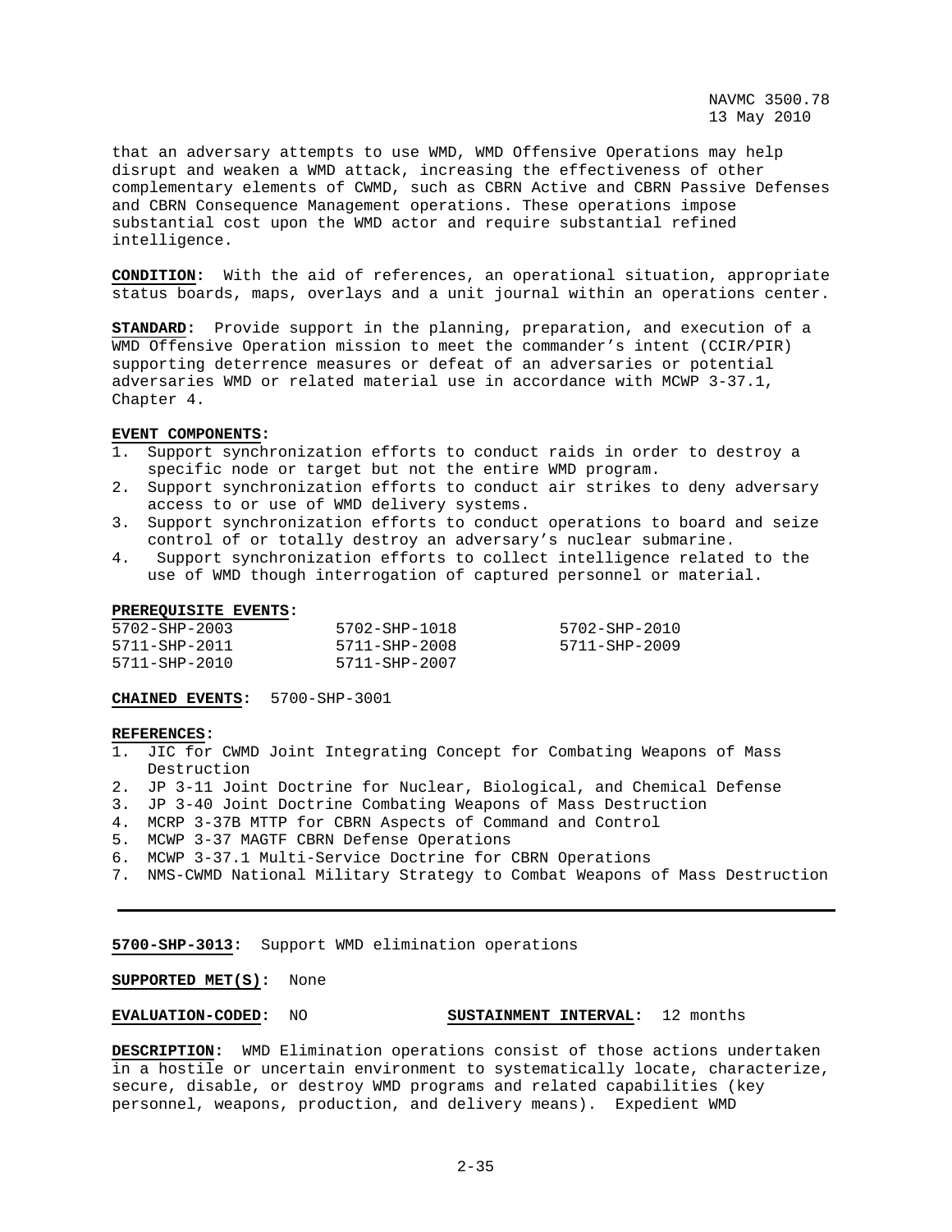that an adversary attempts to use WMD, WMD Offensive Operations may help disrupt and weaken a WMD attack, increasing the effectiveness of other complementary elements of CWMD, such as CBRN Active and CBRN Passive Defenses and CBRN Consequence Management operations. These operations impose substantial cost upon the WMD actor and require substantial refined intelligence.

**CONDITION:** With the aid of references, an operational situation, appropriate status boards, maps, overlays and a unit journal within an operations center.

**STANDARD:** Provide support in the planning, preparation, and execution of a WMD Offensive Operation mission to meet the commander's intent (CCIR/PIR) supporting deterrence measures or defeat of an adversaries or potential adversaries WMD or related material use in accordance with MCWP 3-37.1, Chapter 4.

**EVENT COMPONENTS:**

1. Support synchronization efforts to conduct raids in order to destroy a specific node or target but not the entire WMD program.
2. Support synchronization efforts to conduct air strikes to deny adversary access to or use of WMD delivery systems.
3. Support synchronization efforts to conduct operations to board and seize control of or totally destroy an adversary's nuclear submarine.
4. Support synchronization efforts to collect intelligence related to the use of WMD though interrogation of captured personnel or material.

**PREREQUISITE EVENTS:**

| | | |
|---|---|---|
| 5702-SHP-2003 | 5702-SHP-1018 | 5702-SHP-2010 |
| 5711-SHP-2011 | 5711-SHP-2008 | 5711-SHP-2009 |
| 5711-SHP-2010 | 5711-SHP-2007 | |

**CHAINED EVENTS:** 5700-SHP-3001

**REFERENCES:**

1. JIC for CWMD Joint Integrating Concept for Combating Weapons of Mass Destruction
2. JP 3-11 Joint Doctrine for Nuclear, Biological, and Chemical Defense
3. JP 3-40 Joint Doctrine Combating Weapons of Mass Destruction
4. MCRP 3-37B MTTP for CBRN Aspects of Command and Control
5. MCWP 3-37 MAGTF CBRN Defense Operations
6. MCWP 3-37.1 Multi-Service Doctrine for CBRN Operations
7. NMS-CWMD National Military Strategy to Combat Weapons of Mass Destruction

---

**5700-SHP-3013:** Support WMD elimination operations

**SUPPORTED MET(S):** None

**EVALUATION-CODED:** NO **SUSTAINMENT INTERVAL:** 12 months

**DESCRIPTION:** WMD Elimination operations consist of those actions undertaken in a hostile or uncertain environment to systematically locate, characterize, secure, disable, or destroy WMD programs and related capabilities (key personnel, weapons, production, and delivery means). Expedient WMD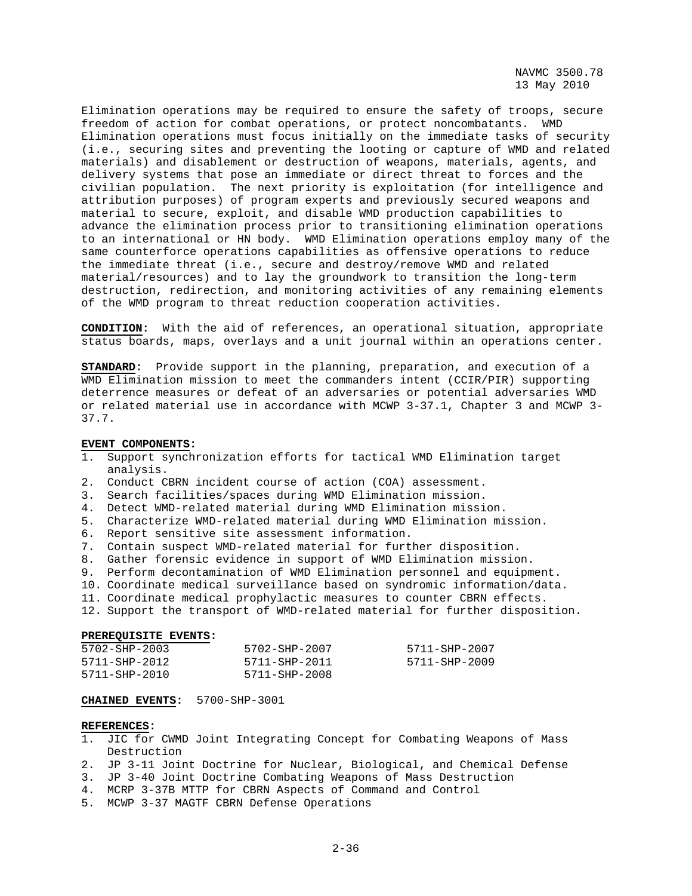Elimination operations may be required to ensure the safety of troops, secure freedom of action for combat operations, or protect noncombatants. WMD Elimination operations must focus initially on the immediate tasks of security (i.e., securing sites and preventing the looting or capture of WMD and related materials) and disablement or destruction of weapons, materials, agents, and delivery systems that pose an immediate or direct threat to forces and the civilian population. The next priority is exploitation (for intelligence and attribution purposes) of program experts and previously secured weapons and material to secure, exploit, and disable WMD production capabilities to advance the elimination process prior to transitioning elimination operations to an international or HN body. WMD Elimination operations employ many of the same counterforce operations capabilities as offensive operations to reduce the immediate threat (i.e., secure and destroy/remove WMD and related material/resources) and to lay the groundwork to transition the long-term destruction, redirection, and monitoring activities of any remaining elements of the WMD program to threat reduction cooperation activities.

**CONDITION:** With the aid of references, an operational situation, appropriate status boards, maps, overlays and a unit journal within an operations center.

**STANDARD:** Provide support in the planning, preparation, and execution of a WMD Elimination mission to meet the commanders intent (CCIR/PIR) supporting deterrence measures or defeat of an adversaries or potential adversaries WMD or related material use in accordance with MCWP 3-37.1, Chapter 3 and MCWP 3-37.7.

**EVENT COMPONENTS:**

1. Support synchronization efforts for tactical WMD Elimination target analysis.
2. Conduct CBRN incident course of action (COA) assessment.
3. Search facilities/spaces during WMD Elimination mission.
4. Detect WMD-related material during WMD Elimination mission.
5. Characterize WMD-related material during WMD Elimination mission.
6. Report sensitive site assessment information.
7. Contain suspect WMD-related material for further disposition.
8. Gather forensic evidence in support of WMD Elimination mission.
9. Perform decontamination of WMD Elimination personnel and equipment.
10. Coordinate medical surveillance based on syndromic information/data.
11. Coordinate medical prophylactic measures to counter CBRN effects.
12. Support the transport of WMD-related material for further disposition.

**PREREQUISITE EVENTS:**

| | | |
|---|---|---|
| 5702-SHP-2003 | 5702-SHP-2007 | 5711-SHP-2007 |
| 5711-SHP-2012 | 5711-SHP-2011 | 5711-SHP-2009 |
| 5711-SHP-2010 | 5711-SHP-2008 | |

**CHAINED EVENTS:** 5700-SHP-3001

**REFERENCES:**

1. JIC for CWMD Joint Integrating Concept for Combating Weapons of Mass Destruction
2. JP 3-11 Joint Doctrine for Nuclear, Biological, and Chemical Defense
3. JP 3-40 Joint Doctrine Combating Weapons of Mass Destruction
4. MCRP 3-37B MTTP for CBRN Aspects of Command and Control
5. MCWP 3-37 MAGTF CBRN Defense Operations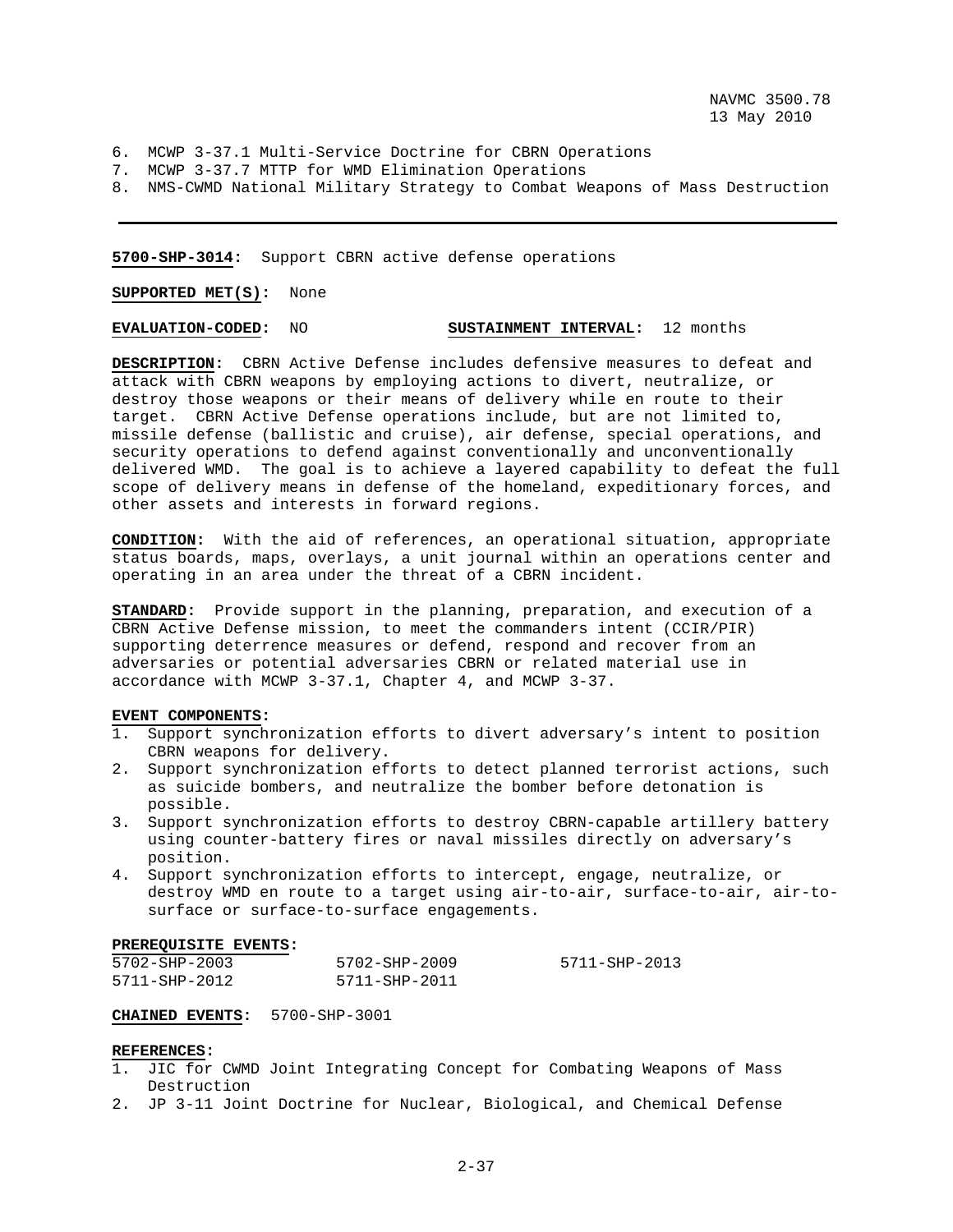6. MCWP 3-37.1 Multi-Service Doctrine for CBRN Operations
7. MCWP 3-37.7 MTTP for WMD Elimination Operations
8. NMS-CWMD National Military Strategy to Combat Weapons of Mass Destruction

---

**5700-SHP-3014:** Support CBRN active defense operations

**SUPPORTED MET(S):** None

**EVALUATION-CODED:** NO **SUSTAINMENT INTERVAL:** 12 months

**DESCRIPTION:** CBRN Active Defense includes defensive measures to defeat and attack with CBRN weapons by employing actions to divert, neutralize, or destroy those weapons or their means of delivery while en route to their target. CBRN Active Defense operations include, but are not limited to, missile defense (ballistic and cruise), air defense, special operations, and security operations to defend against conventionally and unconventionally delivered WMD. The goal is to achieve a layered capability to defeat the full scope of delivery means in defense of the homeland, expeditionary forces, and other assets and interests in forward regions.

**CONDITION:** With the aid of references, an operational situation, appropriate status boards, maps, overlays, a unit journal within an operations center and operating in an area under the threat of a CBRN incident.

**STANDARD:** Provide support in the planning, preparation, and execution of a CBRN Active Defense mission, to meet the commanders intent (CCIR/PIR) supporting deterrence measures or defend, respond and recover from an adversaries or potential adversaries CBRN or related material use in accordance with MCWP 3-37.1, Chapter 4, and MCWP 3-37.

**EVENT COMPONENTS:**
1. Support synchronization efforts to divert adversary's intent to position CBRN weapons for delivery.
2. Support synchronization efforts to detect planned terrorist actions, such as suicide bombers, and neutralize the bomber before detonation is possible.
3. Support synchronization efforts to destroy CBRN-capable artillery battery using counter-battery fires or naval missiles directly on adversary's position.
4. Support synchronization efforts to intercept, engage, neutralize, or destroy WMD en route to a target using air-to-air, surface-to-air, air-to-surface or surface-to-surface engagements.

**PREREQUISITE EVENTS:**

| | | |
|---|---|---|
| 5702-SHP-2003 | 5702-SHP-2009 | 5711-SHP-2013 |
| 5711-SHP-2012 | 5711-SHP-2011 | |

**CHAINED EVENTS:** 5700-SHP-3001

**REFERENCES:**
1. JIC for CWMD Joint Integrating Concept for Combating Weapons of Mass Destruction
2. JP 3-11 Joint Doctrine for Nuclear, Biological, and Chemical Defense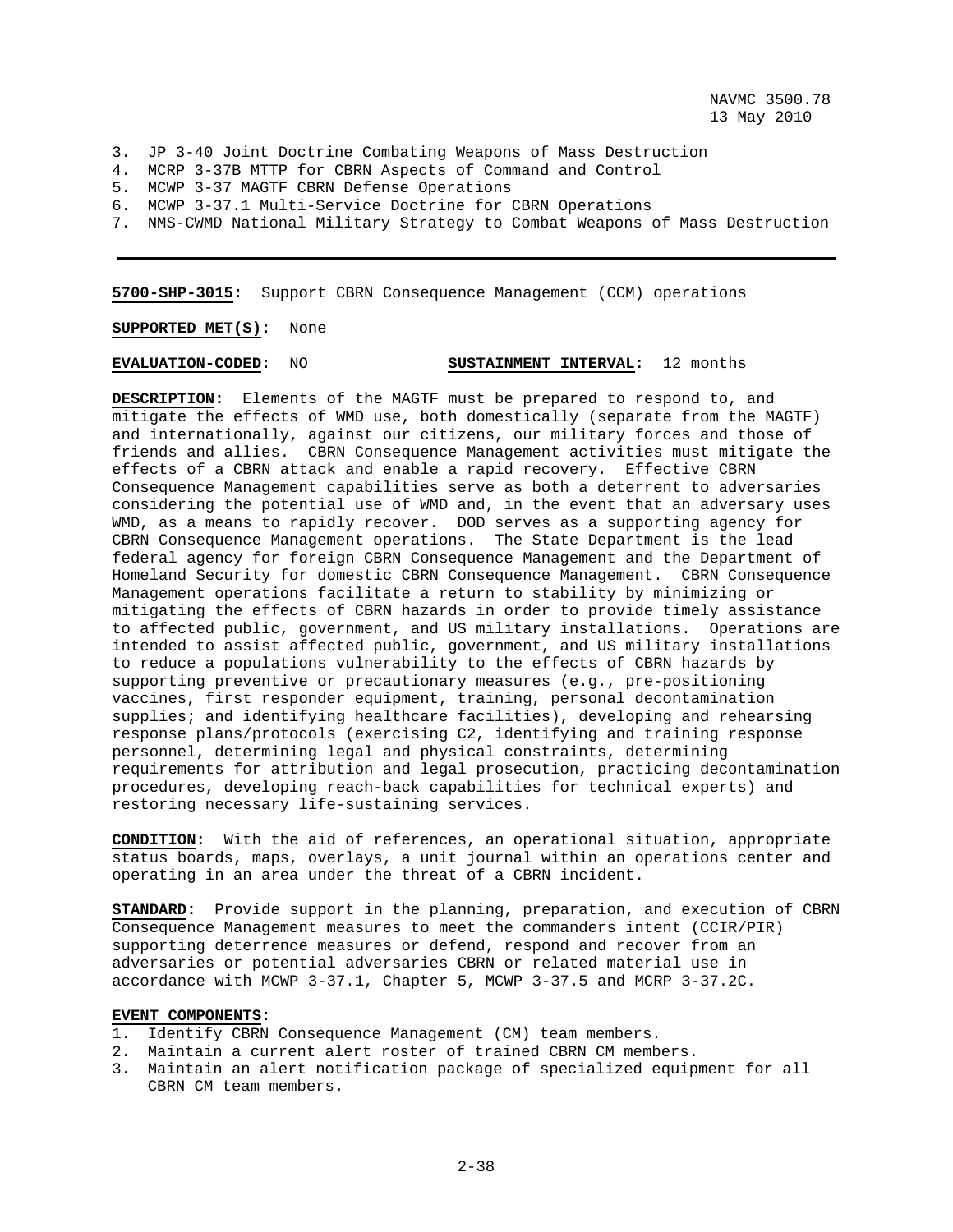3. JP 3-40 Joint Doctrine Combating Weapons of Mass Destruction
4. MCRP 3-37B MTTP for CBRN Aspects of Command and Control
5. MCWP 3-37 MAGTF CBRN Defense Operations
6. MCWP 3-37.1 Multi-Service Doctrine for CBRN Operations
7. NMS-CWMD National Military Strategy to Combat Weapons of Mass Destruction

---

**5700-SHP-3015:** Support CBRN Consequence Management (CCM) operations

**SUPPORTED MET(S):** None

**EVALUATION-CODED:** NO **SUSTAINMENT INTERVAL:** 12 months

**DESCRIPTION:** Elements of the MAGTF must be prepared to respond to, and mitigate the effects of WMD use, both domestically (separate from the MAGTF) and internationally, against our citizens, our military forces and those of friends and allies. CBRN Consequence Management activities must mitigate the effects of a CBRN attack and enable a rapid recovery. Effective CBRN Consequence Management capabilities serve as both a deterrent to adversaries considering the potential use of WMD and, in the event that an adversary uses WMD, as a means to rapidly recover. DOD serves as a supporting agency for CBRN Consequence Management operations. The State Department is the lead federal agency for foreign CBRN Consequence Management and the Department of Homeland Security for domestic CBRN Consequence Management. CBRN Consequence Management operations facilitate a return to stability by minimizing or mitigating the effects of CBRN hazards in order to provide timely assistance to affected public, government, and US military installations. Operations are intended to assist affected public, government, and US military installations to reduce a populations vulnerability to the effects of CBRN hazards by supporting preventive or precautionary measures (e.g., pre-positioning vaccines, first responder equipment, training, personal decontamination supplies; and identifying healthcare facilities), developing and rehearsing response plans/protocols (exercising C2, identifying and training response personnel, determining legal and physical constraints, determining requirements for attribution and legal prosecution, practicing decontamination procedures, developing reach-back capabilities for technical experts) and restoring necessary life-sustaining services.

**CONDITION:** With the aid of references, an operational situation, appropriate status boards, maps, overlays, a unit journal within an operations center and operating in an area under the threat of a CBRN incident.

**STANDARD:** Provide support in the planning, preparation, and execution of CBRN Consequence Management measures to meet the commanders intent (CCIR/PIR) supporting deterrence measures or defend, respond and recover from an adversaries or potential adversaries CBRN or related material use in accordance with MCWP 3-37.1, Chapter 5, MCWP 3-37.5 and MCRP 3-37.2C.

**EVENT COMPONENTS:**
1. Identify CBRN Consequence Management (CM) team members.
2. Maintain a current alert roster of trained CBRN CM members.
3. Maintain an alert notification package of specialized equipment for all CBRN CM team members.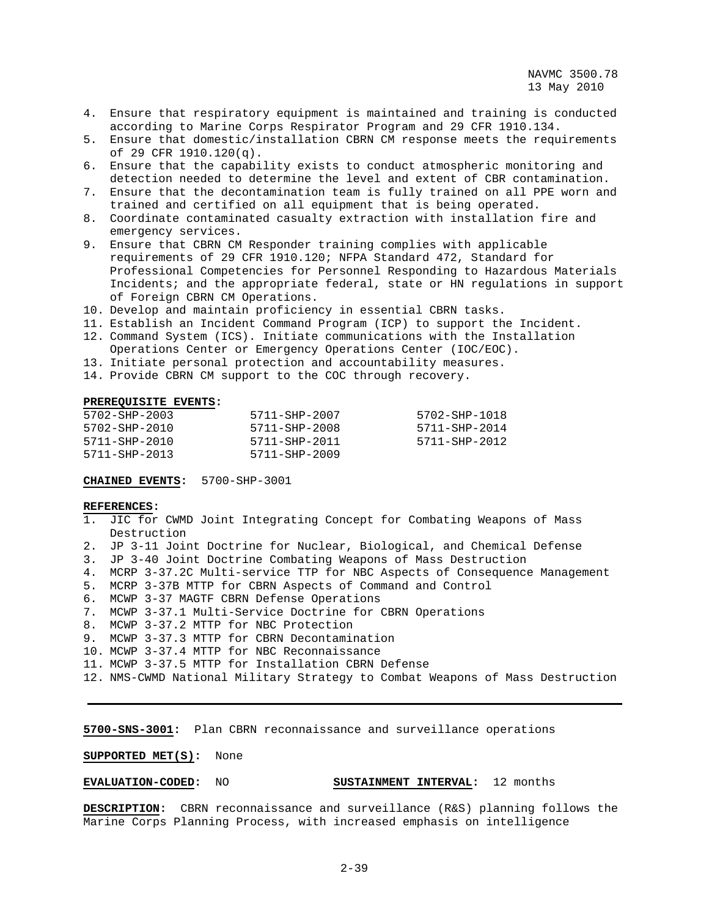4. Ensure that respiratory equipment is maintained and training is conducted according to Marine Corps Respirator Program and 29 CFR 1910.134.
5. Ensure that domestic/installation CBRN CM response meets the requirements of 29 CFR 1910.120(q).
6. Ensure that the capability exists to conduct atmospheric monitoring and detection needed to determine the level and extent of CBR contamination.
7. Ensure that the decontamination team is fully trained on all PPE worn and trained and certified on all equipment that is being operated.
8. Coordinate contaminated casualty extraction with installation fire and emergency services.
9. Ensure that CBRN CM Responder training complies with applicable requirements of 29 CFR 1910.120; NFPA Standard 472, Standard for Professional Competencies for Personnel Responding to Hazardous Materials Incidents; and the appropriate federal, state or HN regulations in support of Foreign CBRN CM Operations.
10. Develop and maintain proficiency in essential CBRN tasks.
11. Establish an Incident Command Program (ICP) to support the Incident.
12. Command System (ICS). Initiate communications with the Installation Operations Center or Emergency Operations Center (IOC/EOC).
13. Initiate personal protection and accountability measures.
14. Provide CBRN CM support to the COC through recovery.

**PREREQUISITE EVENTS:**

| | | |
|---|---|---|
| 5702-SHP-2003 | 5711-SHP-2007 | 5702-SHP-1018 |
| 5702-SHP-2010 | 5711-SHP-2008 | 5711-SHP-2014 |
| 5711-SHP-2010 | 5711-SHP-2011 | 5711-SHP-2012 |
| 5711-SHP-2013 | 5711-SHP-2009 | |

**CHAINED EVENTS:** 5700-SHP-3001

**REFERENCES:**
1. JIC for CWMD Joint Integrating Concept for Combating Weapons of Mass Destruction
2. JP 3-11 Joint Doctrine for Nuclear, Biological, and Chemical Defense
3. JP 3-40 Joint Doctrine Combating Weapons of Mass Destruction
4. MCRP 3-37.2C Multi-service TTP for NBC Aspects of Consequence Management
5. MCRP 3-37B MTTP for CBRN Aspects of Command and Control
6. MCWP 3-37 MAGTF CBRN Defense Operations
7. MCWP 3-37.1 Multi-Service Doctrine for CBRN Operations
8. MCWP 3-37.2 MTTP for NBC Protection
9. MCWP 3-37.3 MTTP for CBRN Decontamination
10. MCWP 3-37.4 MTTP for NBC Reconnaissance
11. MCWP 3-37.5 MTTP for Installation CBRN Defense
12. NMS-CWMD National Military Strategy to Combat Weapons of Mass Destruction

---

**5700-SNS-3001:** Plan CBRN reconnaissance and surveillance operations

**SUPPORTED MET(S):** None

**EVALUATION-CODED:** NO **SUSTAINMENT INTERVAL:** 12 months

**DESCRIPTION:** CBRN reconnaissance and surveillance (R&S) planning follows the Marine Corps Planning Process, with increased emphasis on intelligence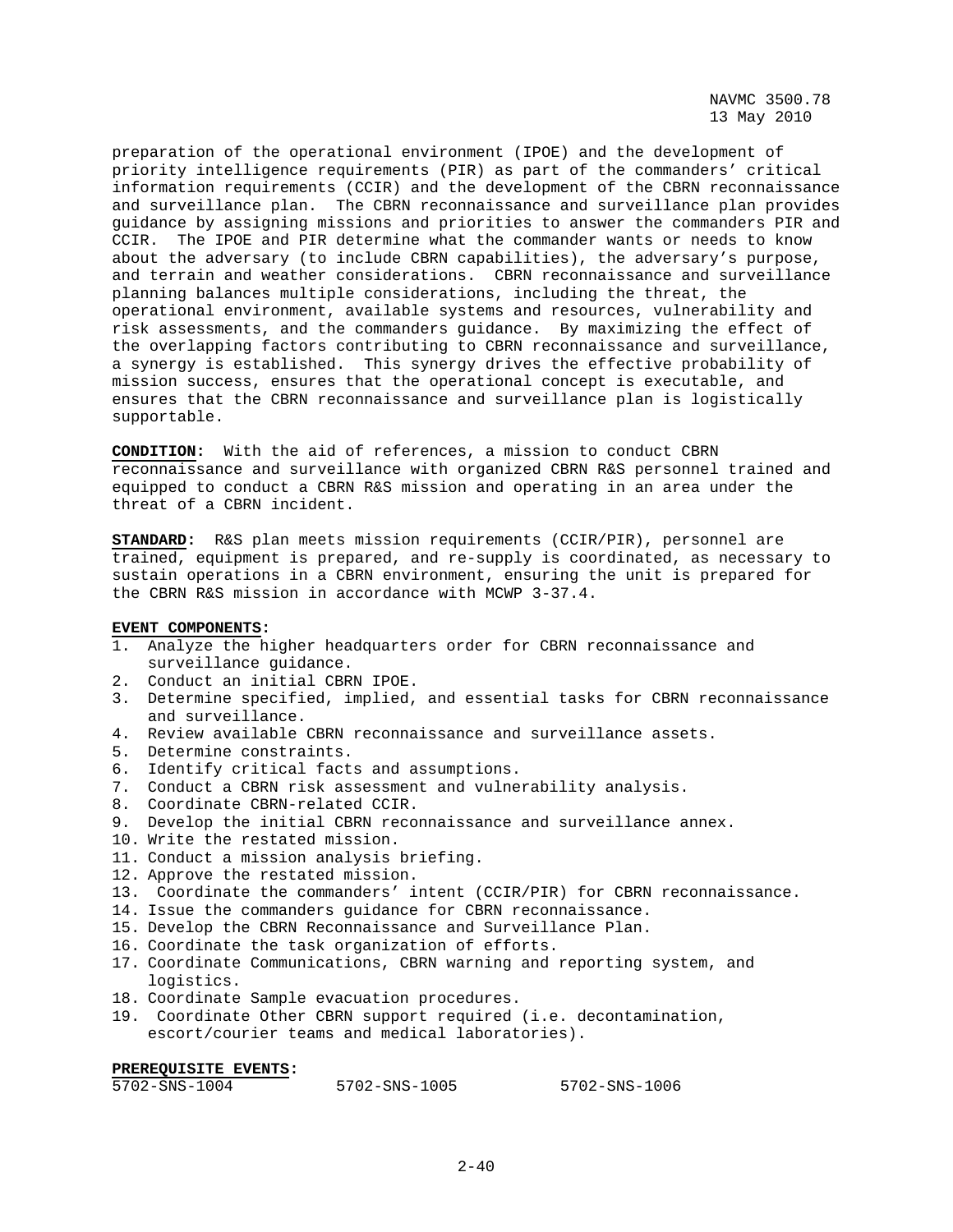preparation of the operational environment (IPOE) and the development of priority intelligence requirements (PIR) as part of the commanders' critical information requirements (CCIR) and the development of the CBRN reconnaissance and surveillance plan. The CBRN reconnaissance and surveillance plan provides guidance by assigning missions and priorities to answer the commanders PIR and CCIR. The IPOE and PIR determine what the commander wants or needs to know about the adversary (to include CBRN capabilities), the adversary's purpose, and terrain and weather considerations. CBRN reconnaissance and surveillance planning balances multiple considerations, including the threat, the operational environment, available systems and resources, vulnerability and risk assessments, and the commanders guidance. By maximizing the effect of the overlapping factors contributing to CBRN reconnaissance and surveillance, a synergy is established. This synergy drives the effective probability of mission success, ensures that the operational concept is executable, and ensures that the CBRN reconnaissance and surveillance plan is logistically supportable.

**CONDITION:** With the aid of references, a mission to conduct CBRN reconnaissance and surveillance with organized CBRN R&S personnel trained and equipped to conduct a CBRN R&S mission and operating in an area under the threat of a CBRN incident.

**STANDARD:** R&S plan meets mission requirements (CCIR/PIR), personnel are trained, equipment is prepared, and re-supply is coordinated, as necessary to sustain operations in a CBRN environment, ensuring the unit is prepared for the CBRN R&S mission in accordance with MCWP 3-37.4.

**EVENT COMPONENTS:**

1. Analyze the higher headquarters order for CBRN reconnaissance and surveillance guidance.
2. Conduct an initial CBRN IPOE.
3. Determine specified, implied, and essential tasks for CBRN reconnaissance and surveillance.
4. Review available CBRN reconnaissance and surveillance assets.
5. Determine constraints.
6. Identify critical facts and assumptions.
7. Conduct a CBRN risk assessment and vulnerability analysis.
8. Coordinate CBRN-related CCIR.
9. Develop the initial CBRN reconnaissance and surveillance annex.
10. Write the restated mission.
11. Conduct a mission analysis briefing.
12. Approve the restated mission.
13. Coordinate the commanders' intent (CCIR/PIR) for CBRN reconnaissance.
14. Issue the commanders guidance for CBRN reconnaissance.
15. Develop the CBRN Reconnaissance and Surveillance Plan.
16. Coordinate the task organization of efforts.
17. Coordinate Communications, CBRN warning and reporting system, and logistics.
18. Coordinate Sample evacuation procedures.
19. Coordinate Other CBRN support required (i.e. decontamination, escort/courier teams and medical laboratories).

**PREREQUISITE EVENTS:**

5702-SNS-1004 5702-SNS-1005 5702-SNS-1006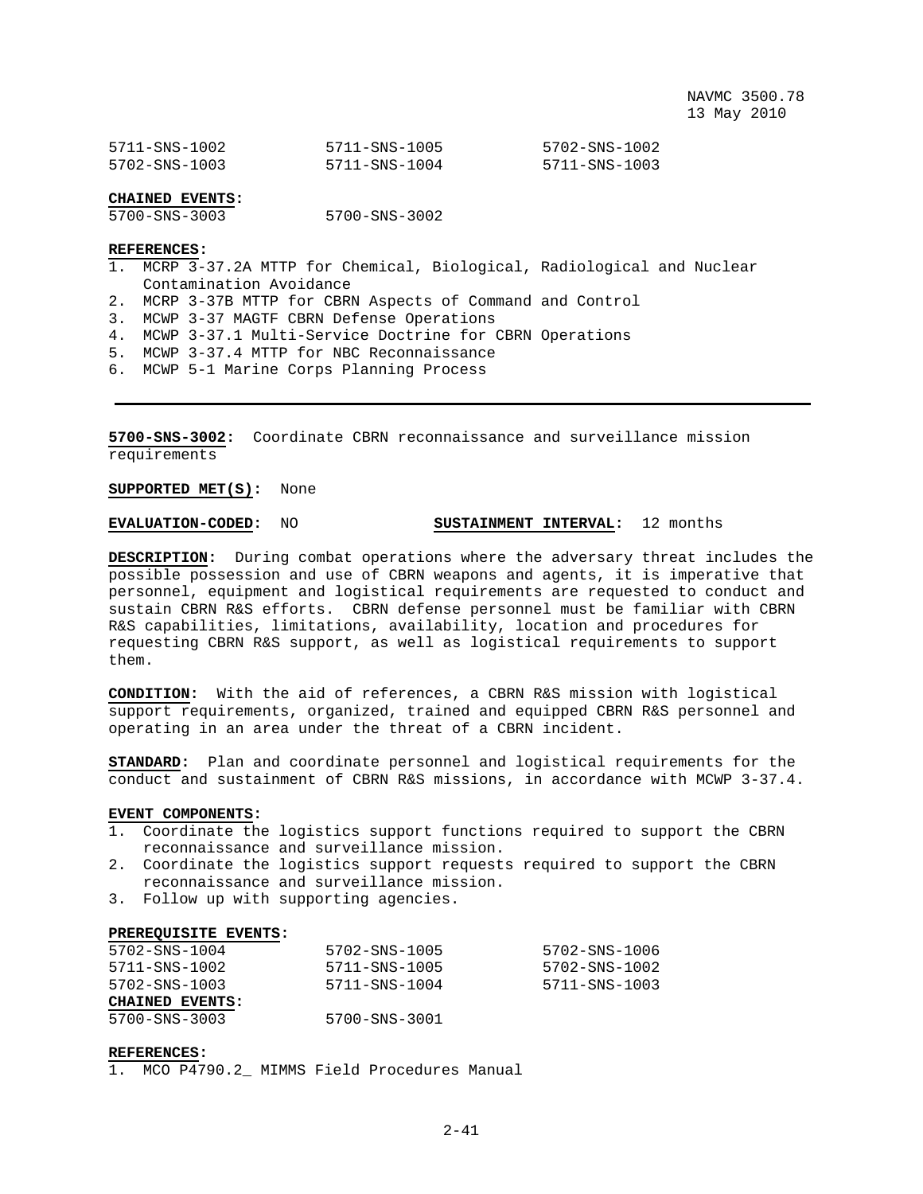| | | |
|---|---|---|
| 5711-SNS-1002 | 5711-SNS-1005 | 5702-SNS-1002 |
| 5702-SNS-1003 | 5711-SNS-1004 | 5711-SNS-1003 |

**CHAINED EVENTS:**

| | |
|---|---|
| 5700-SNS-3003 | 5700-SNS-3002 |

**REFERENCES:**
1. MCRP 3-37.2A MTTP for Chemical, Biological, Radiological and Nuclear Contamination Avoidance
2. MCRP 3-37B MTTP for CBRN Aspects of Command and Control
3. MCWP 3-37 MAGTF CBRN Defense Operations
4. MCWP 3-37.1 Multi-Service Doctrine for CBRN Operations
5. MCWP 3-37.4 MTTP for NBC Reconnaissance
6. MCWP 5-1 Marine Corps Planning Process

---

**5700-SNS-3002:** Coordinate CBRN reconnaissance and surveillance mission requirements

**SUPPORTED MET(S):** None

**EVALUATION-CODED:** NO **SUSTAINMENT INTERVAL:** 12 months

**DESCRIPTION:** During combat operations where the adversary threat includes the possible possession and use of CBRN weapons and agents, it is imperative that personnel, equipment and logistical requirements are requested to conduct and sustain CBRN R&S efforts. CBRN defense personnel must be familiar with CBRN R&S capabilities, limitations, availability, location and procedures for requesting CBRN R&S support, as well as logistical requirements to support them.

**CONDITION:** With the aid of references, a CBRN R&S mission with logistical support requirements, organized, trained and equipped CBRN R&S personnel and operating in an area under the threat of a CBRN incident.

**STANDARD:** Plan and coordinate personnel and logistical requirements for the conduct and sustainment of CBRN R&S missions, in accordance with MCWP 3-37.4.

**EVENT COMPONENTS:**
1. Coordinate the logistics support functions required to support the CBRN reconnaissance and surveillance mission.
2. Coordinate the logistics support requests required to support the CBRN reconnaissance and surveillance mission.
3. Follow up with supporting agencies.

**PREREQUISITE EVENTS:**

| | | |
|---|---|---|
| 5702-SNS-1004 | 5702-SNS-1005 | 5702-SNS-1006 |
| 5711-SNS-1002 | 5711-SNS-1005 | 5702-SNS-1002 |
| 5702-SNS-1003 | 5711-SNS-1004 | 5711-SNS-1003 |

**CHAINED EVENTS:**

| | |
|---|---|
| 5700-SNS-3003 | 5700-SNS-3001 |

**REFERENCES:**
1. MCO P4790.2_ MIMMS Field Procedures Manual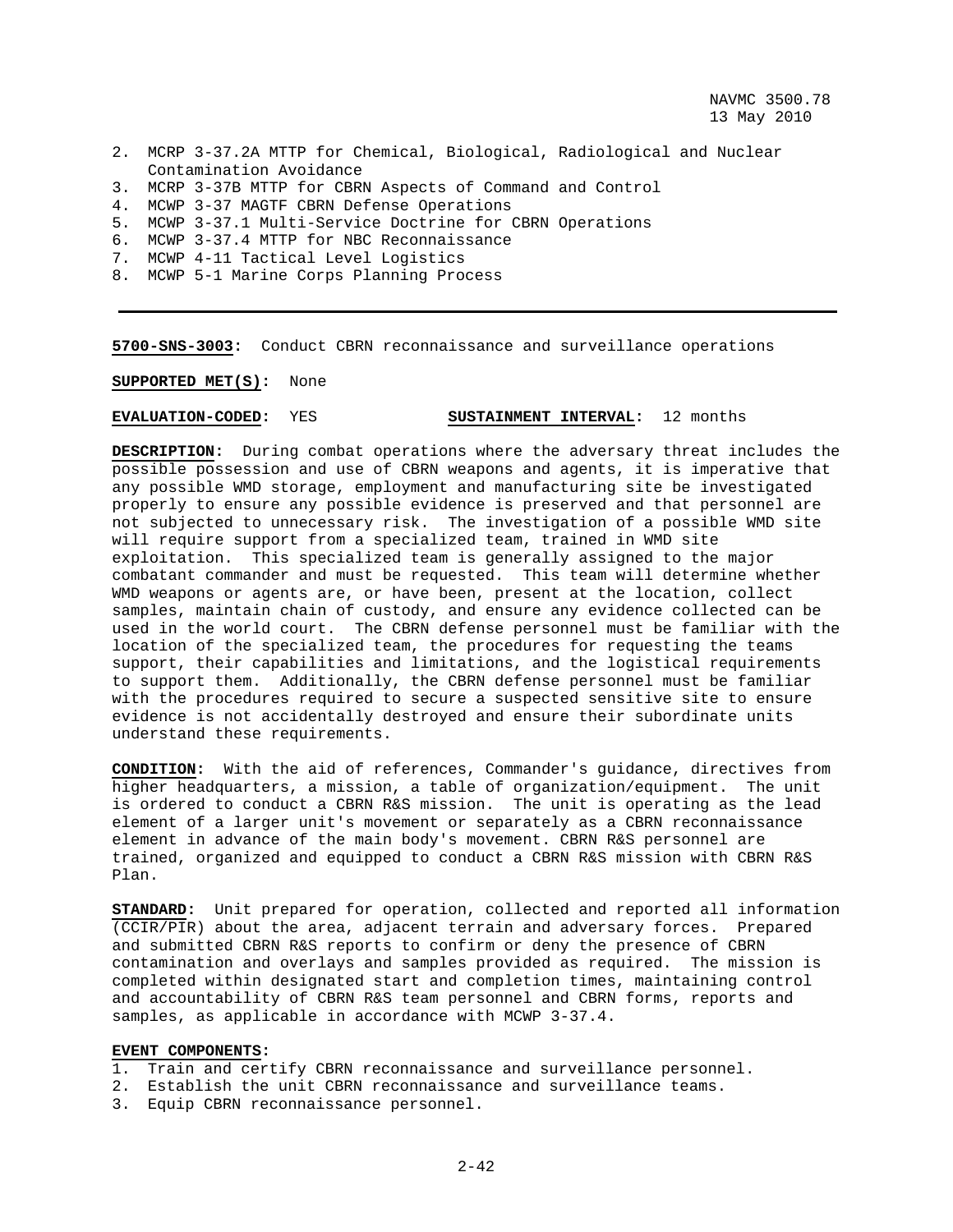2. MCRP 3-37.2A MTTP for Chemical, Biological, Radiological and Nuclear Contamination Avoidance
3. MCRP 3-37B MTTP for CBRN Aspects of Command and Control
4. MCWP 3-37 MAGTF CBRN Defense Operations
5. MCWP 3-37.1 Multi-Service Doctrine for CBRN Operations
6. MCWP 3-37.4 MTTP for NBC Reconnaissance
7. MCWP 4-11 Tactical Level Logistics
8. MCWP 5-1 Marine Corps Planning Process

---

**5700-SNS-3003:** Conduct CBRN reconnaissance and surveillance operations

**SUPPORTED MET(S):** None

**EVALUATION-CODED:** YES **SUSTAINMENT INTERVAL:** 12 months

**DESCRIPTION:** During combat operations where the adversary threat includes the possible possession and use of CBRN weapons and agents, it is imperative that any possible WMD storage, employment and manufacturing site be investigated properly to ensure any possible evidence is preserved and that personnel are not subjected to unnecessary risk. The investigation of a possible WMD site will require support from a specialized team, trained in WMD site exploitation. This specialized team is generally assigned to the major combatant commander and must be requested. This team will determine whether WMD weapons or agents are, or have been, present at the location, collect samples, maintain chain of custody, and ensure any evidence collected can be used in the world court. The CBRN defense personnel must be familiar with the location of the specialized team, the procedures for requesting the teams support, their capabilities and limitations, and the logistical requirements to support them. Additionally, the CBRN defense personnel must be familiar with the procedures required to secure a suspected sensitive site to ensure evidence is not accidentally destroyed and ensure their subordinate units understand these requirements.

**CONDITION:** With the aid of references, Commander's guidance, directives from higher headquarters, a mission, a table of organization/equipment. The unit is ordered to conduct a CBRN R&S mission. The unit is operating as the lead element of a larger unit's movement or separately as a CBRN reconnaissance element in advance of the main body's movement. CBRN R&S personnel are trained, organized and equipped to conduct a CBRN R&S mission with CBRN R&S Plan.

**STANDARD:** Unit prepared for operation, collected and reported all information (CCIR/PIR) about the area, adjacent terrain and adversary forces. Prepared and submitted CBRN R&S reports to confirm or deny the presence of CBRN contamination and overlays and samples provided as required. The mission is completed within designated start and completion times, maintaining control and accountability of CBRN R&S team personnel and CBRN forms, reports and samples, as applicable in accordance with MCWP 3-37.4.

**EVENT COMPONENTS:**
1. Train and certify CBRN reconnaissance and surveillance personnel.
2. Establish the unit CBRN reconnaissance and surveillance teams.
3. Equip CBRN reconnaissance personnel.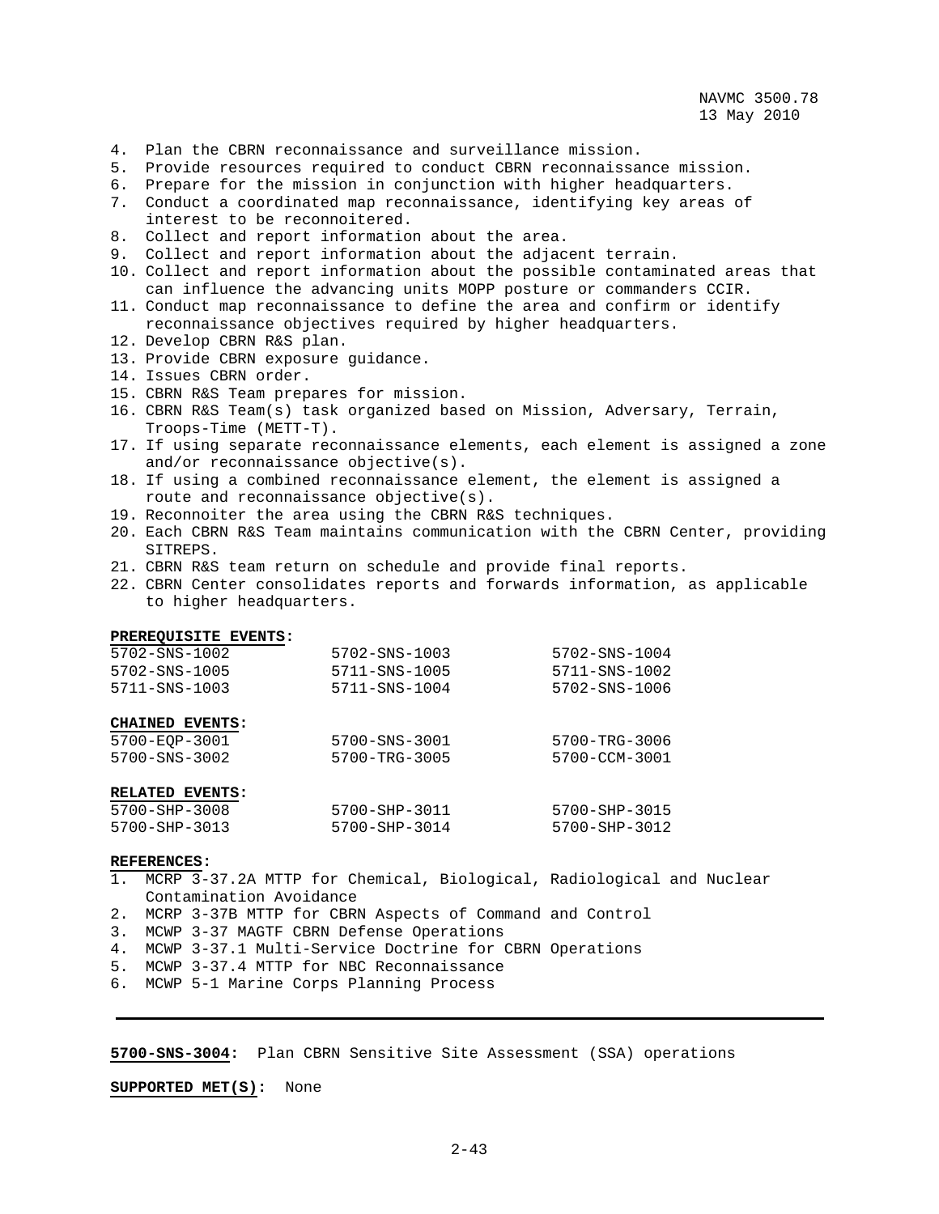4. Plan the CBRN reconnaissance and surveillance mission.
5. Provide resources required to conduct CBRN reconnaissance mission.
6. Prepare for the mission in conjunction with higher headquarters.
7. Conduct a coordinated map reconnaissance, identifying key areas of interest to be reconnoitered.
8. Collect and report information about the area.
9. Collect and report information about the adjacent terrain.
10. Collect and report information about the possible contaminated areas that can influence the advancing units MOPP posture or commanders CCIR.
11. Conduct map reconnaissance to define the area and confirm or identify reconnaissance objectives required by higher headquarters.
12. Develop CBRN R&S plan.
13. Provide CBRN exposure guidance.
14. Issues CBRN order.
15. CBRN R&S Team prepares for mission.
16. CBRN R&S Team(s) task organized based on Mission, Adversary, Terrain, Troops-Time (METT-T).
17. If using separate reconnaissance elements, each element is assigned a zone and/or reconnaissance objective(s).
18. If using a combined reconnaissance element, the element is assigned a route and reconnaissance objective(s).
19. Reconnoiter the area using the CBRN R&S techniques.
20. Each CBRN R&S Team maintains communication with the CBRN Center, providing SITREPS.
21. CBRN R&S team return on schedule and provide final reports.
22. CBRN Center consolidates reports and forwards information, as applicable to higher headquarters.

**PREREQUISITE EVENTS:**

| | | |
|---|---|---|
| 5702-SNS-1002 | 5702-SNS-1003 | 5702-SNS-1004 |
| 5702-SNS-1005 | 5711-SNS-1005 | 5711-SNS-1002 |
| 5711-SNS-1003 | 5711-SNS-1004 | 5702-SNS-1006 |

**CHAINED EVENTS:**

| | | |
|---|---|---|
| 5700-EQP-3001 | 5700-SNS-3001 | 5700-TRG-3006 |
| 5700-SNS-3002 | 5700-TRG-3005 | 5700-CCM-3001 |

**RELATED EVENTS:**

| | | |
|---|---|---|
| 5700-SHP-3008 | 5700-SHP-3011 | 5700-SHP-3015 |
| 5700-SHP-3013 | 5700-SHP-3014 | 5700-SHP-3012 |

**REFERENCES:**
1. MCRP 3-37.2A MTTP for Chemical, Biological, Radiological and Nuclear Contamination Avoidance
2. MCRP 3-37B MTTP for CBRN Aspects of Command and Control
3. MCWP 3-37 MAGTF CBRN Defense Operations
4. MCWP 3-37.1 Multi-Service Doctrine for CBRN Operations
5. MCWP 3-37.4 MTTP for NBC Reconnaissance
6. MCWP 5-1 Marine Corps Planning Process

---

**5700-SNS-3004:** Plan CBRN Sensitive Site Assessment (SSA) operations

**SUPPORTED MET(S):** None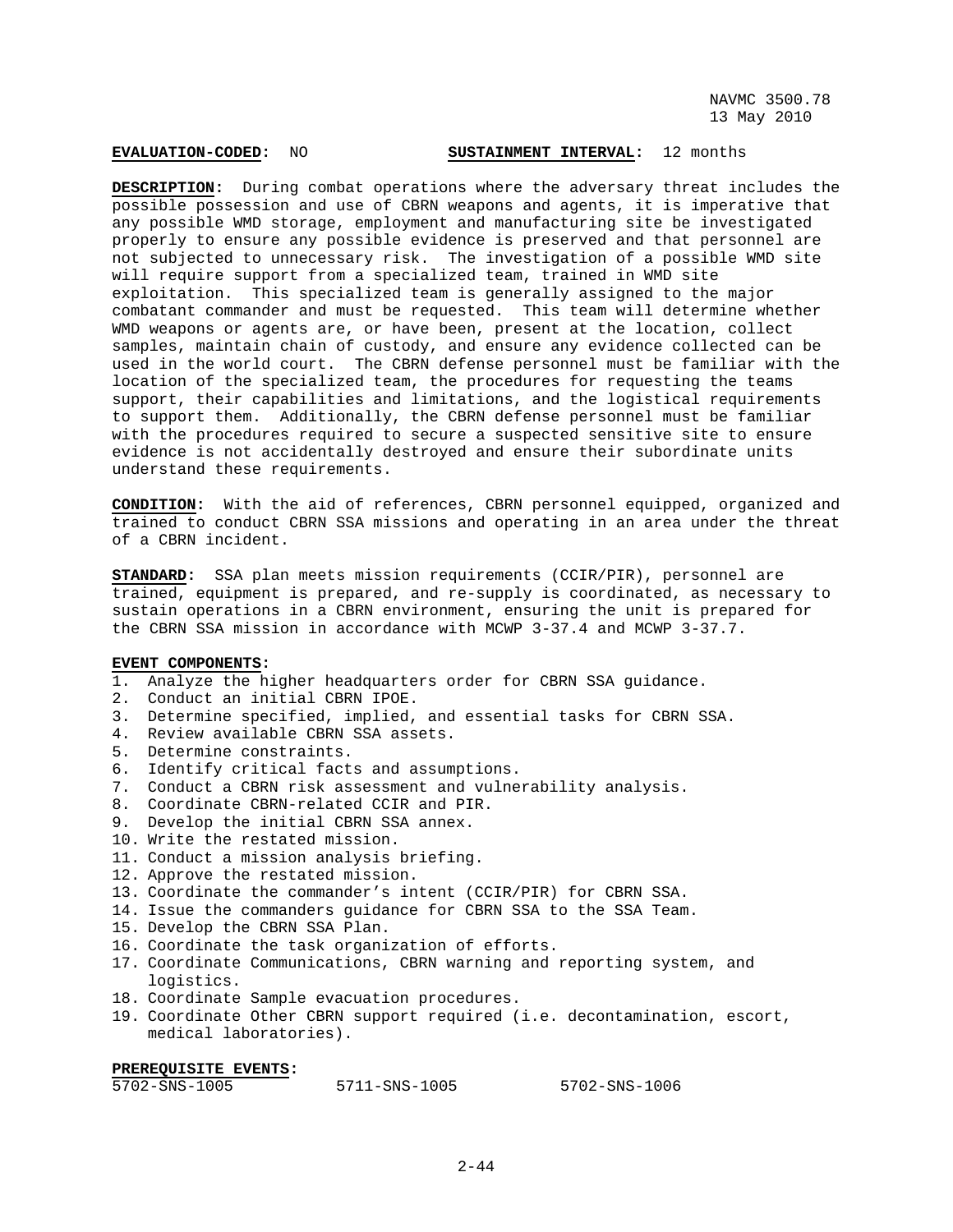**EVALUATION-CODED:** NO **SUSTAINMENT INTERVAL:** 12 months

**DESCRIPTION:** During combat operations where the adversary threat includes the possible possession and use of CBRN weapons and agents, it is imperative that any possible WMD storage, employment and manufacturing site be investigated properly to ensure any possible evidence is preserved and that personnel are not subjected to unnecessary risk. The investigation of a possible WMD site will require support from a specialized team, trained in WMD site exploitation. This specialized team is generally assigned to the major combatant commander and must be requested. This team will determine whether WMD weapons or agents are, or have been, present at the location, collect samples, maintain chain of custody, and ensure any evidence collected can be used in the world court. The CBRN defense personnel must be familiar with the location of the specialized team, the procedures for requesting the teams support, their capabilities and limitations, and the logistical requirements to support them. Additionally, the CBRN defense personnel must be familiar with the procedures required to secure a suspected sensitive site to ensure evidence is not accidentally destroyed and ensure their subordinate units understand these requirements.

**CONDITION:** With the aid of references, CBRN personnel equipped, organized and trained to conduct CBRN SSA missions and operating in an area under the threat of a CBRN incident.

**STANDARD:** SSA plan meets mission requirements (CCIR/PIR), personnel are trained, equipment is prepared, and re-supply is coordinated, as necessary to sustain operations in a CBRN environment, ensuring the unit is prepared for the CBRN SSA mission in accordance with MCWP 3-37.4 and MCWP 3-37.7.

**EVENT COMPONENTS:**

1. Analyze the higher headquarters order for CBRN SSA guidance.
2. Conduct an initial CBRN IPOE.
3. Determine specified, implied, and essential tasks for CBRN SSA.
4. Review available CBRN SSA assets.
5. Determine constraints.
6. Identify critical facts and assumptions.
7. Conduct a CBRN risk assessment and vulnerability analysis.
8. Coordinate CBRN-related CCIR and PIR.
9. Develop the initial CBRN SSA annex.
10. Write the restated mission.
11. Conduct a mission analysis briefing.
12. Approve the restated mission.
13. Coordinate the commander's intent (CCIR/PIR) for CBRN SSA.
14. Issue the commanders guidance for CBRN SSA to the SSA Team.
15. Develop the CBRN SSA Plan.
16. Coordinate the task organization of efforts.
17. Coordinate Communications, CBRN warning and reporting system, and logistics.
18. Coordinate Sample evacuation procedures.
19. Coordinate Other CBRN support required (i.e. decontamination, escort, medical laboratories).

**PREREQUISITE EVENTS:**

5702-SNS-1005 5711-SNS-1005 5702-SNS-1006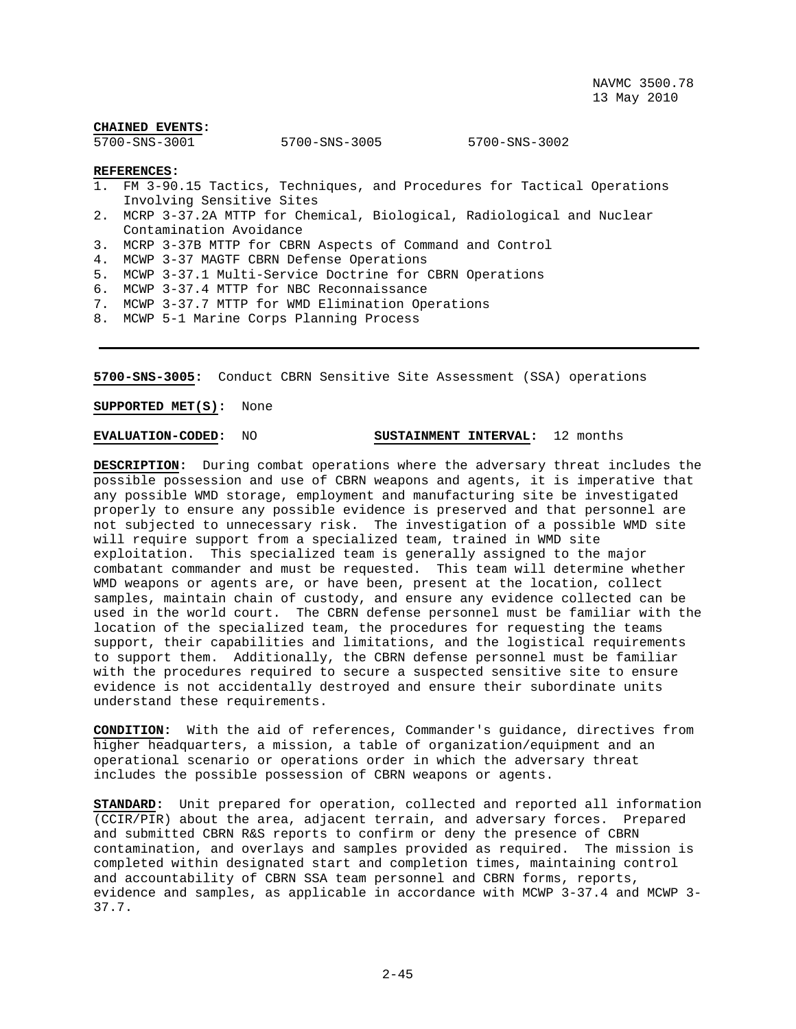**CHAINED EVENTS:**

5700-SNS-3001 5700-SNS-3005 5700-SNS-3002

**REFERENCES:**

1. FM 3-90.15 Tactics, Techniques, and Procedures for Tactical Operations Involving Sensitive Sites
2. MCRP 3-37.2A MTTP for Chemical, Biological, Radiological and Nuclear Contamination Avoidance
3. MCRP 3-37B MTTP for CBRN Aspects of Command and Control
4. MCWP 3-37 MAGTF CBRN Defense Operations
5. MCWP 3-37.1 Multi-Service Doctrine for CBRN Operations
6. MCWP 3-37.4 MTTP for NBC Reconnaissance
7. MCWP 3-37.7 MTTP for WMD Elimination Operations
8. MCWP 5-1 Marine Corps Planning Process

---

**5700-SNS-3005:** Conduct CBRN Sensitive Site Assessment (SSA) operations

**SUPPORTED MET(S):** None

**EVALUATION-CODED:** NO **SUSTAINMENT INTERVAL:** 12 months

**DESCRIPTION:** During combat operations where the adversary threat includes the possible possession and use of CBRN weapons and agents, it is imperative that any possible WMD storage, employment and manufacturing site be investigated properly to ensure any possible evidence is preserved and that personnel are not subjected to unnecessary risk. The investigation of a possible WMD site will require support from a specialized team, trained in WMD site exploitation. This specialized team is generally assigned to the major combatant commander and must be requested. This team will determine whether WMD weapons or agents are, or have been, present at the location, collect samples, maintain chain of custody, and ensure any evidence collected can be used in the world court. The CBRN defense personnel must be familiar with the location of the specialized team, the procedures for requesting the teams support, their capabilities and limitations, and the logistical requirements to support them. Additionally, the CBRN defense personnel must be familiar with the procedures required to secure a suspected sensitive site to ensure evidence is not accidentally destroyed and ensure their subordinate units understand these requirements.

**CONDITION:** With the aid of references, Commander's guidance, directives from higher headquarters, a mission, a table of organization/equipment and an operational scenario or operations order in which the adversary threat includes the possible possession of CBRN weapons or agents.

**STANDARD:** Unit prepared for operation, collected and reported all information (CCIR/PIR) about the area, adjacent terrain, and adversary forces. Prepared and submitted CBRN R&S reports to confirm or deny the presence of CBRN contamination, and overlays and samples provided as required. The mission is completed within designated start and completion times, maintaining control and accountability of CBRN SSA team personnel and CBRN forms, reports, evidence and samples, as applicable in accordance with MCWP 3-37.4 and MCWP 3-37.7.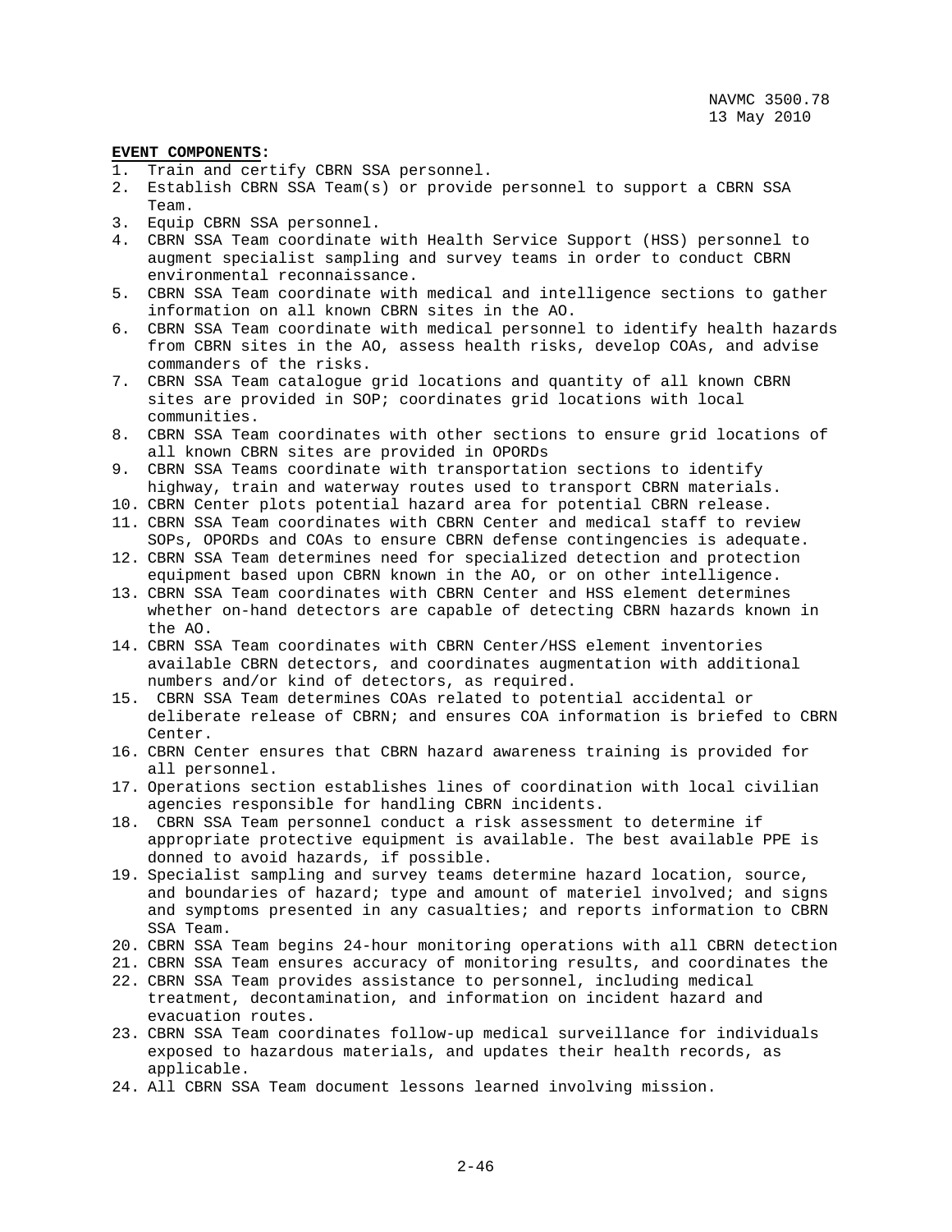**EVENT COMPONENTS:**

1. Train and certify CBRN SSA personnel.
2. Establish CBRN SSA Team(s) or provide personnel to support a CBRN SSA Team.
3. Equip CBRN SSA personnel.
4. CBRN SSA Team coordinate with Health Service Support (HSS) personnel to augment specialist sampling and survey teams in order to conduct CBRN environmental reconnaissance.
5. CBRN SSA Team coordinate with medical and intelligence sections to gather information on all known CBRN sites in the AO.
6. CBRN SSA Team coordinate with medical personnel to identify health hazards from CBRN sites in the AO, assess health risks, develop COAs, and advise commanders of the risks.
7. CBRN SSA Team catalogue grid locations and quantity of all known CBRN sites are provided in SOP; coordinates grid locations with local communities.
8. CBRN SSA Team coordinates with other sections to ensure grid locations of all known CBRN sites are provided in OPORDs
9. CBRN SSA Teams coordinate with transportation sections to identify highway, train and waterway routes used to transport CBRN materials.
10. CBRN Center plots potential hazard area for potential CBRN release.
11. CBRN SSA Team coordinates with CBRN Center and medical staff to review SOPs, OPORDs and COAs to ensure CBRN defense contingencies is adequate.
12. CBRN SSA Team determines need for specialized detection and protection equipment based upon CBRN known in the AO, or on other intelligence.
13. CBRN SSA Team coordinates with CBRN Center and HSS element determines whether on-hand detectors are capable of detecting CBRN hazards known in the AO.
14. CBRN SSA Team coordinates with CBRN Center/HSS element inventories available CBRN detectors, and coordinates augmentation with additional numbers and/or kind of detectors, as required.
15. CBRN SSA Team determines COAs related to potential accidental or deliberate release of CBRN; and ensures COA information is briefed to CBRN Center.
16. CBRN Center ensures that CBRN hazard awareness training is provided for all personnel.
17. Operations section establishes lines of coordination with local civilian agencies responsible for handling CBRN incidents.
18. CBRN SSA Team personnel conduct a risk assessment to determine if appropriate protective equipment is available. The best available PPE is donned to avoid hazards, if possible.
19. Specialist sampling and survey teams determine hazard location, source, and boundaries of hazard; type and amount of materiel involved; and signs and symptoms presented in any casualties; and reports information to CBRN SSA Team.
20. CBRN SSA Team begins 24-hour monitoring operations with all CBRN detection
21. CBRN SSA Team ensures accuracy of monitoring results, and coordinates the
22. CBRN SSA Team provides assistance to personnel, including medical treatment, decontamination, and information on incident hazard and evacuation routes.
23. CBRN SSA Team coordinates follow-up medical surveillance for individuals exposed to hazardous materials, and updates their health records, as applicable.
24. All CBRN SSA Team document lessons learned involving mission.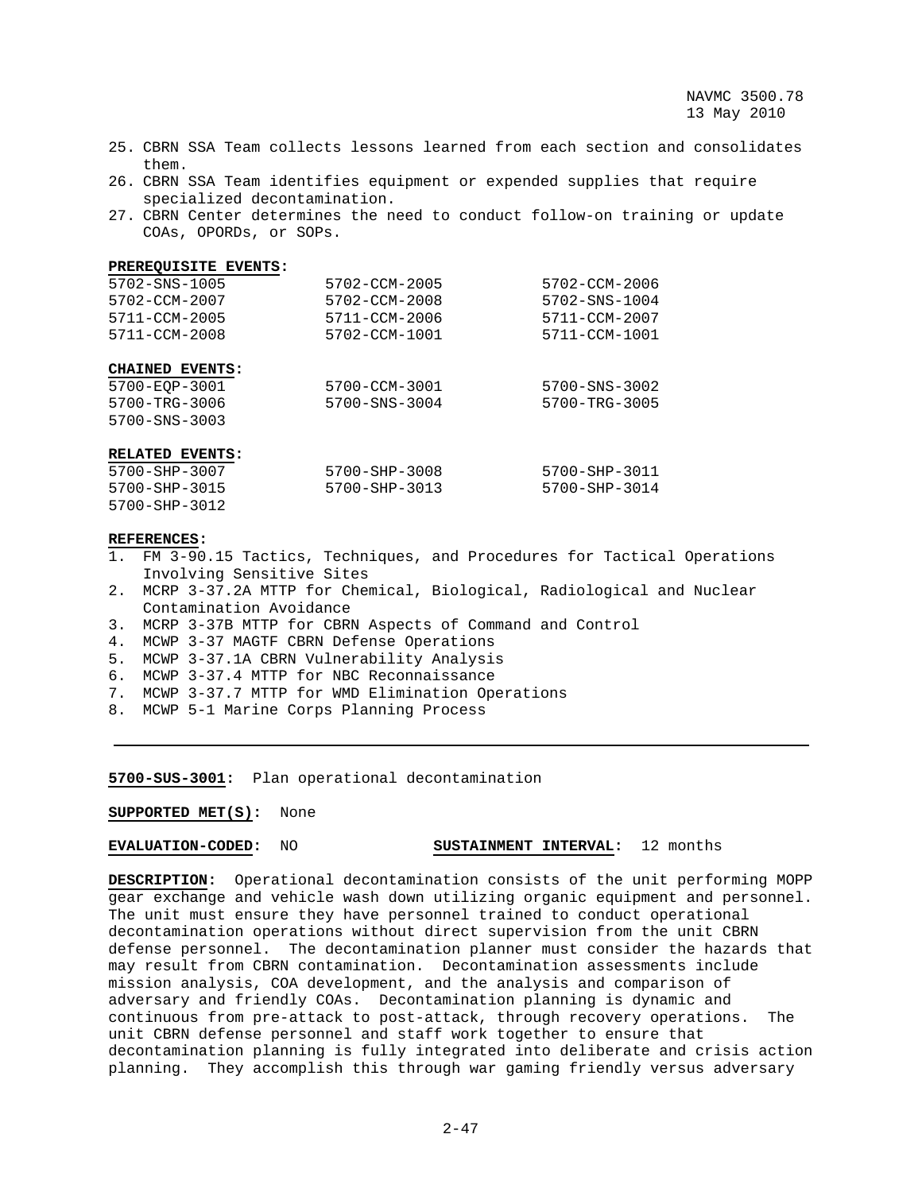25. CBRN SSA Team collects lessons learned from each section and consolidates them.
26. CBRN SSA Team identifies equipment or expended supplies that require specialized decontamination.
27. CBRN Center determines the need to conduct follow-on training or update COAs, OPORDs, or SOPs.

**PREREQUISITE EVENTS:**

| | | |
|---|---|---|
| 5702-SNS-1005 | 5702-CCM-2005 | 5702-CCM-2006 |
| 5702-CCM-2007 | 5702-CCM-2008 | 5702-SNS-1004 |
| 5711-CCM-2005 | 5711-CCM-2006 | 5711-CCM-2007 |
| 5711-CCM-2008 | 5702-CCM-1001 | 5711-CCM-1001 |

**CHAINED EVENTS:**

| | | |
|---|---|---|
| 5700-EQP-3001 | 5700-CCM-3001 | 5700-SNS-3002 |
| 5700-TRG-3006 | 5700-SNS-3004 | 5700-TRG-3005 |
| 5700-SNS-3003 | | |

**RELATED EVENTS:**

| | | |
|---|---|---|
| 5700-SHP-3007 | 5700-SHP-3008 | 5700-SHP-3011 |
| 5700-SHP-3015 | 5700-SHP-3013 | 5700-SHP-3014 |
| 5700-SHP-3012 | | |

**REFERENCES:**
1. FM 3-90.15 Tactics, Techniques, and Procedures for Tactical Operations Involving Sensitive Sites
2. MCRP 3-37.2A MTTP for Chemical, Biological, Radiological and Nuclear Contamination Avoidance
3. MCRP 3-37B MTTP for CBRN Aspects of Command and Control
4. MCWP 3-37 MAGTF CBRN Defense Operations
5. MCWP 3-37.1A CBRN Vulnerability Analysis
6. MCWP 3-37.4 MTTP for NBC Reconnaissance
7. MCWP 3-37.7 MTTP for WMD Elimination Operations
8. MCWP 5-1 Marine Corps Planning Process

---

**5700-SUS-3001:** Plan operational decontamination

**SUPPORTED MET(S):** None

**EVALUATION-CODED:** NO **SUSTAINMENT INTERVAL:** 12 months

**DESCRIPTION:** Operational decontamination consists of the unit performing MOPP gear exchange and vehicle wash down utilizing organic equipment and personnel. The unit must ensure they have personnel trained to conduct operational decontamination operations without direct supervision from the unit CBRN defense personnel. The decontamination planner must consider the hazards that may result from CBRN contamination. Decontamination assessments include mission analysis, COA development, and the analysis and comparison of adversary and friendly COAs. Decontamination planning is dynamic and continuous from pre-attack to post-attack, through recovery operations. The unit CBRN defense personnel and staff work together to ensure that decontamination planning is fully integrated into deliberate and crisis action planning. They accomplish this through war gaming friendly versus adversary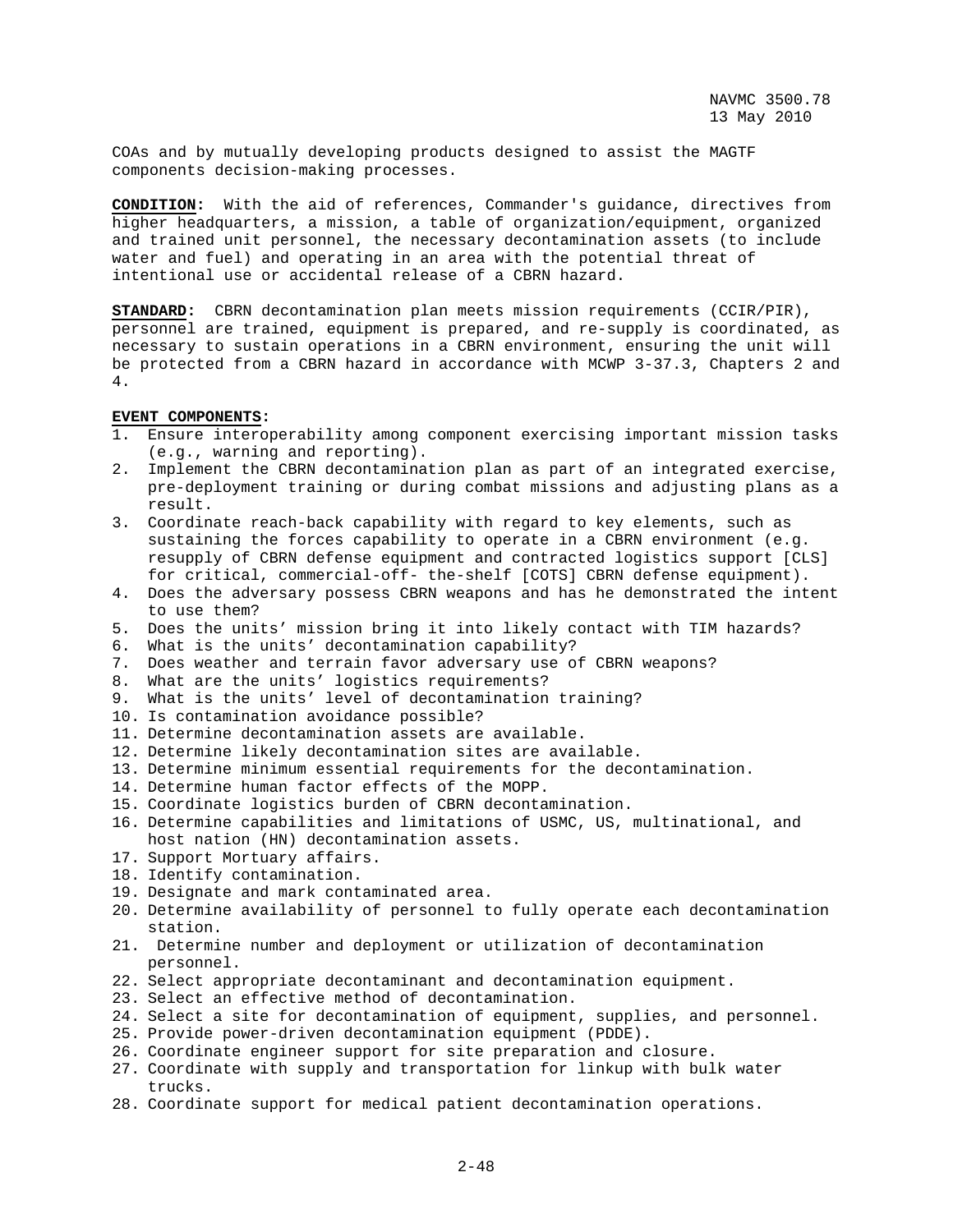COAs and by mutually developing products designed to assist the MAGTF components decision-making processes.

**CONDITION:** With the aid of references, Commander's guidance, directives from higher headquarters, a mission, a table of organization/equipment, organized and trained unit personnel, the necessary decontamination assets (to include water and fuel) and operating in an area with the potential threat of intentional use or accidental release of a CBRN hazard.

**STANDARD:** CBRN decontamination plan meets mission requirements (CCIR/PIR), personnel are trained, equipment is prepared, and re-supply is coordinated, as necessary to sustain operations in a CBRN environment, ensuring the unit will be protected from a CBRN hazard in accordance with MCWP 3-37.3, Chapters 2 and 4.

**EVENT COMPONENTS:**

1. Ensure interoperability among component exercising important mission tasks (e.g., warning and reporting).
2. Implement the CBRN decontamination plan as part of an integrated exercise, pre-deployment training or during combat missions and adjusting plans as a result.
3. Coordinate reach-back capability with regard to key elements, such as sustaining the forces capability to operate in a CBRN environment (e.g. resupply of CBRN defense equipment and contracted logistics support [CLS] for critical, commercial-off- the-shelf [COTS] CBRN defense equipment).
4. Does the adversary possess CBRN weapons and has he demonstrated the intent to use them?
5. Does the units' mission bring it into likely contact with TIM hazards?
6. What is the units' decontamination capability?
7. Does weather and terrain favor adversary use of CBRN weapons?
8. What are the units' logistics requirements?
9. What is the units' level of decontamination training?
10. Is contamination avoidance possible?
11. Determine decontamination assets are available.
12. Determine likely decontamination sites are available.
13. Determine minimum essential requirements for the decontamination.
14. Determine human factor effects of the MOPP.
15. Coordinate logistics burden of CBRN decontamination.
16. Determine capabilities and limitations of USMC, US, multinational, and host nation (HN) decontamination assets.
17. Support Mortuary affairs.
18. Identify contamination.
19. Designate and mark contaminated area.
20. Determine availability of personnel to fully operate each decontamination station.
21. Determine number and deployment or utilization of decontamination personnel.
22. Select appropriate decontaminant and decontamination equipment.
23. Select an effective method of decontamination.
24. Select a site for decontamination of equipment, supplies, and personnel.
25. Provide power-driven decontamination equipment (PDDE).
26. Coordinate engineer support for site preparation and closure.
27. Coordinate with supply and transportation for linkup with bulk water trucks.
28. Coordinate support for medical patient decontamination operations.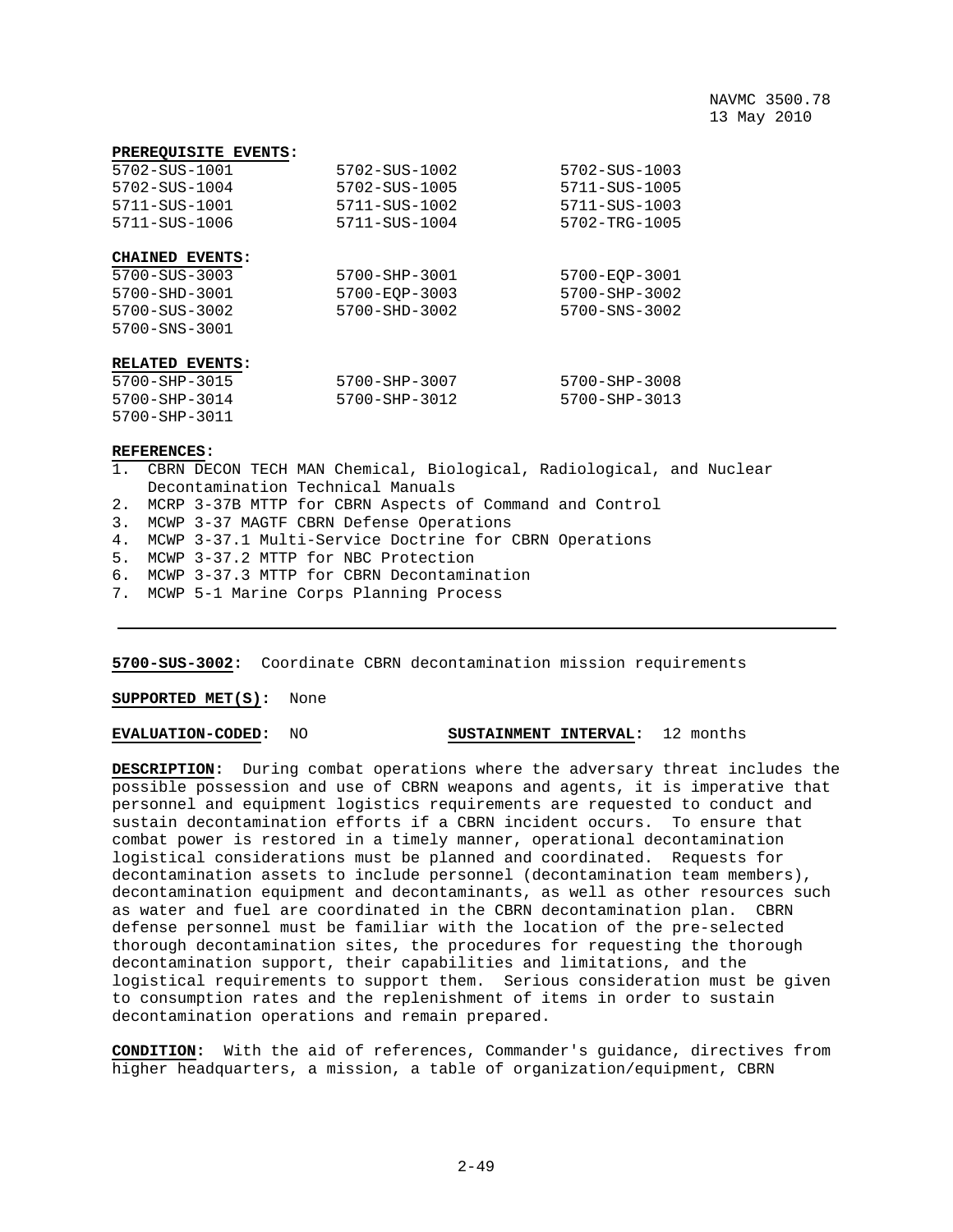**PREREQUISITE EVENTS:**

| | | |
|---|---|---|
| 5702-SUS-1001 | 5702-SUS-1002 | 5702-SUS-1003 |
| 5702-SUS-1004 | 5702-SUS-1005 | 5711-SUS-1005 |
| 5711-SUS-1001 | 5711-SUS-1002 | 5711-SUS-1003 |
| 5711-SUS-1006 | 5711-SUS-1004 | 5702-TRG-1005 |

**CHAINED EVENTS:**

| | | |
|---|---|---|
| 5700-SUS-3003 | 5700-SHP-3001 | 5700-EQP-3001 |
| 5700-SHD-3001 | 5700-EQP-3003 | 5700-SHP-3002 |
| 5700-SUS-3002 | 5700-SHD-3002 | 5700-SNS-3002 |
| 5700-SNS-3001 | | |

**RELATED EVENTS:**

| | | |
|---|---|---|
| 5700-SHP-3015 | 5700-SHP-3007 | 5700-SHP-3008 |
| 5700-SHP-3014 | 5700-SHP-3012 | 5700-SHP-3013 |
| 5700-SHP-3011 | | |

**REFERENCES:**

1. CBRN DECON TECH MAN Chemical, Biological, Radiological, and Nuclear Decontamination Technical Manuals
2. MCRP 3-37B MTTP for CBRN Aspects of Command and Control
3. MCWP 3-37 MAGTF CBRN Defense Operations
4. MCWP 3-37.1 Multi-Service Doctrine for CBRN Operations
5. MCWP 3-37.2 MTTP for NBC Protection
6. MCWP 3-37.3 MTTP for CBRN Decontamination
7. MCWP 5-1 Marine Corps Planning Process

---

**5700-SUS-3002:** Coordinate CBRN decontamination mission requirements

**SUPPORTED MET(S):** None

**EVALUATION-CODED:** NO **SUSTAINMENT INTERVAL:** 12 months

**DESCRIPTION:** During combat operations where the adversary threat includes the possible possession and use of CBRN weapons and agents, it is imperative that personnel and equipment logistics requirements are requested to conduct and sustain decontamination efforts if a CBRN incident occurs. To ensure that combat power is restored in a timely manner, operational decontamination logistical considerations must be planned and coordinated. Requests for decontamination assets to include personnel (decontamination team members), decontamination equipment and decontaminants, as well as other resources such as water and fuel are coordinated in the CBRN decontamination plan. CBRN defense personnel must be familiar with the location of the pre-selected thorough decontamination sites, the procedures for requesting the thorough decontamination support, their capabilities and limitations, and the logistical requirements to support them. Serious consideration must be given to consumption rates and the replenishment of items in order to sustain decontamination operations and remain prepared.

**CONDITION:** With the aid of references, Commander's guidance, directives from higher headquarters, a mission, a table of organization/equipment, CBRN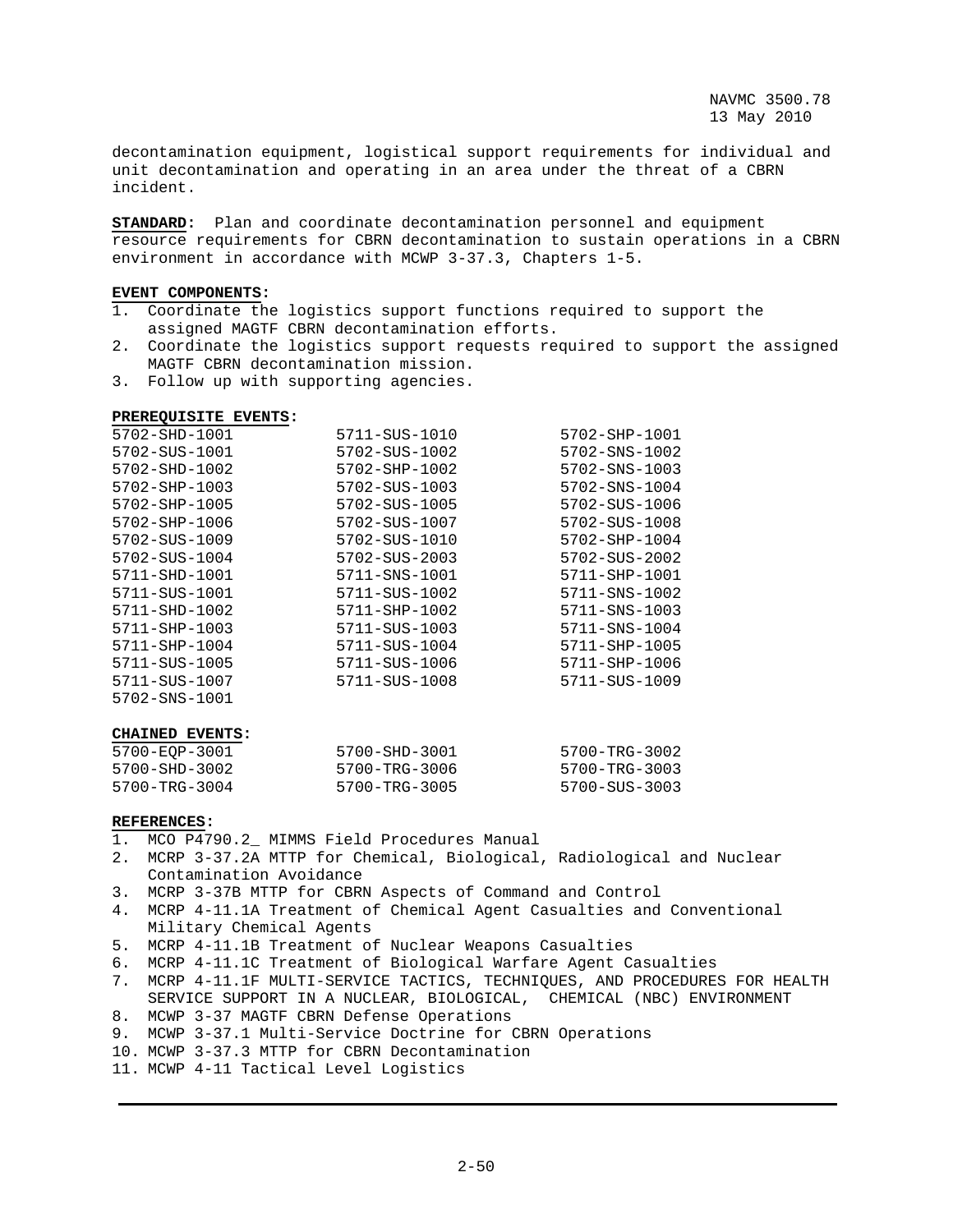decontamination equipment, logistical support requirements for individual and unit decontamination and operating in an area under the threat of a CBRN incident.

**STANDARD:** Plan and coordinate decontamination personnel and equipment resource requirements for CBRN decontamination to sustain operations in a CBRN environment in accordance with MCWP 3-37.3, Chapters 1-5.

**EVENT COMPONENTS:**

1. Coordinate the logistics support functions required to support the assigned MAGTF CBRN decontamination efforts.
2. Coordinate the logistics support requests required to support the assigned MAGTF CBRN decontamination mission.
3. Follow up with supporting agencies.

**PREREQUISITE EVENTS:**

| | | |
|---|---|---|
| 5702-SHD-1001 | 5711-SUS-1010 | 5702-SHP-1001 |
| 5702-SUS-1001 | 5702-SUS-1002 | 5702-SNS-1002 |
| 5702-SHD-1002 | 5702-SHP-1002 | 5702-SNS-1003 |
| 5702-SHP-1003 | 5702-SUS-1003 | 5702-SNS-1004 |
| 5702-SHP-1005 | 5702-SUS-1005 | 5702-SUS-1006 |
| 5702-SHP-1006 | 5702-SUS-1007 | 5702-SUS-1008 |
| 5702-SUS-1009 | 5702-SUS-1010 | 5702-SHP-1004 |
| 5702-SUS-1004 | 5702-SUS-2003 | 5702-SUS-2002 |
| 5711-SHD-1001 | 5711-SNS-1001 | 5711-SHP-1001 |
| 5711-SUS-1001 | 5711-SUS-1002 | 5711-SNS-1002 |
| 5711-SHD-1002 | 5711-SHP-1002 | 5711-SNS-1003 |
| 5711-SHP-1003 | 5711-SUS-1003 | 5711-SNS-1004 |
| 5711-SHP-1004 | 5711-SUS-1004 | 5711-SHP-1005 |
| 5711-SUS-1005 | 5711-SUS-1006 | 5711-SHP-1006 |
| 5711-SUS-1007 | 5711-SUS-1008 | 5711-SUS-1009 |
| 5702-SNS-1001 | | |

**CHAINED EVENTS:**

| | | |
|---|---|---|
| 5700-EQP-3001 | 5700-SHD-3001 | 5700-TRG-3002 |
| 5700-SHD-3002 | 5700-TRG-3006 | 5700-TRG-3003 |
| 5700-TRG-3004 | 5700-TRG-3005 | 5700-SUS-3003 |

**REFERENCES:**

1. MCO P4790.2_ MIMMS Field Procedures Manual
2. MCRP 3-37.2A MTTP for Chemical, Biological, Radiological and Nuclear Contamination Avoidance
3. MCRP 3-37B MTTP for CBRN Aspects of Command and Control
4. MCRP 4-11.1A Treatment of Chemical Agent Casualties and Conventional Military Chemical Agents
5. MCRP 4-11.1B Treatment of Nuclear Weapons Casualties
6. MCRP 4-11.1C Treatment of Biological Warfare Agent Casualties
7. MCRP 4-11.1F MULTI-SERVICE TACTICS, TECHNIQUES, AND PROCEDURES FOR HEALTH SERVICE SUPPORT IN A NUCLEAR, BIOLOGICAL, CHEMICAL (NBC) ENVIRONMENT
8. MCWP 3-37 MAGTF CBRN Defense Operations
9. MCWP 3-37.1 Multi-Service Doctrine for CBRN Operations
10. MCWP 3-37.3 MTTP for CBRN Decontamination
11. MCWP 4-11 Tactical Level Logistics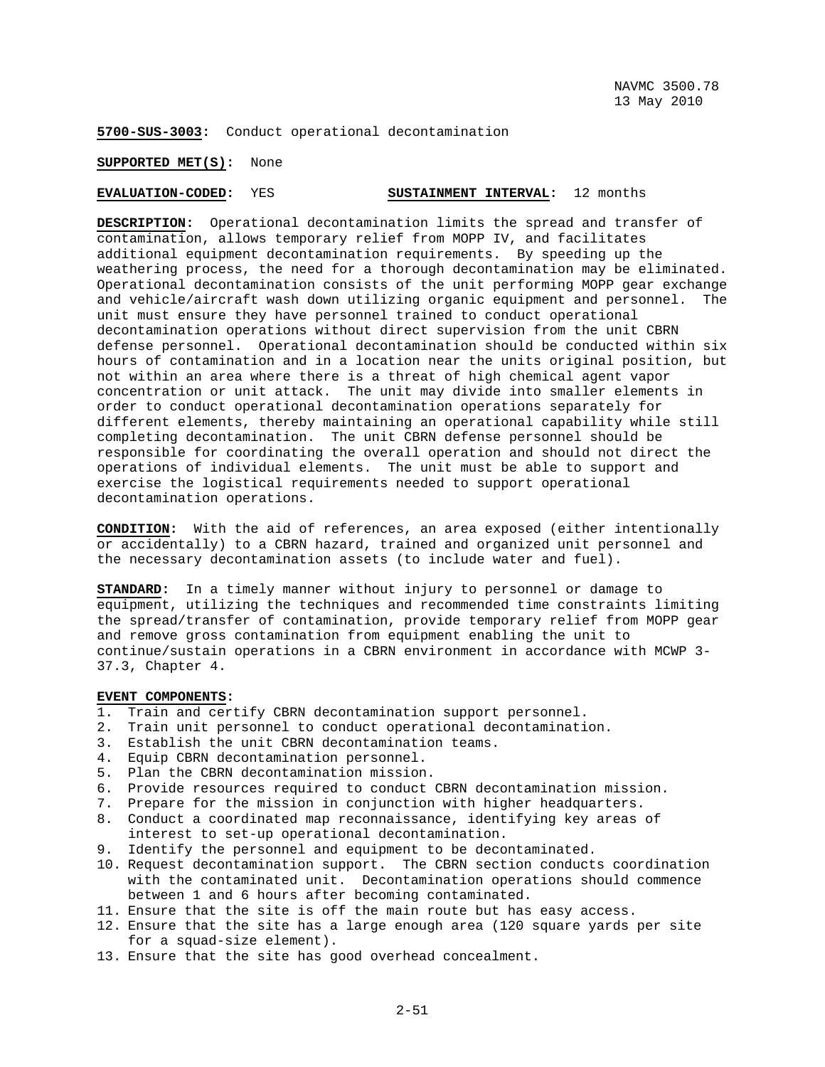**5700-SUS-3003:** Conduct operational decontamination

**SUPPORTED MET(S):** None

**EVALUATION-CODED:** YES **SUSTAINMENT INTERVAL:** 12 months

**DESCRIPTION:** Operational decontamination limits the spread and transfer of contamination, allows temporary relief from MOPP IV, and facilitates additional equipment decontamination requirements. By speeding up the weathering process, the need for a thorough decontamination may be eliminated. Operational decontamination consists of the unit performing MOPP gear exchange and vehicle/aircraft wash down utilizing organic equipment and personnel. The unit must ensure they have personnel trained to conduct operational decontamination operations without direct supervision from the unit CBRN defense personnel. Operational decontamination should be conducted within six hours of contamination and in a location near the units original position, but not within an area where there is a threat of high chemical agent vapor concentration or unit attack. The unit may divide into smaller elements in order to conduct operational decontamination operations separately for different elements, thereby maintaining an operational capability while still completing decontamination. The unit CBRN defense personnel should be responsible for coordinating the overall operation and should not direct the operations of individual elements. The unit must be able to support and exercise the logistical requirements needed to support operational decontamination operations.

**CONDITION:** With the aid of references, an area exposed (either intentionally or accidentally) to a CBRN hazard, trained and organized unit personnel and the necessary decontamination assets (to include water and fuel).

**STANDARD:** In a timely manner without injury to personnel or damage to equipment, utilizing the techniques and recommended time constraints limiting the spread/transfer of contamination, provide temporary relief from MOPP gear and remove gross contamination from equipment enabling the unit to continue/sustain operations in a CBRN environment in accordance with MCWP 3-37.3, Chapter 4.

**EVENT COMPONENTS:**

1. Train and certify CBRN decontamination support personnel.
2. Train unit personnel to conduct operational decontamination.
3. Establish the unit CBRN decontamination teams.
4. Equip CBRN decontamination personnel.
5. Plan the CBRN decontamination mission.
6. Provide resources required to conduct CBRN decontamination mission.
7. Prepare for the mission in conjunction with higher headquarters.
8. Conduct a coordinated map reconnaissance, identifying key areas of interest to set-up operational decontamination.
9. Identify the personnel and equipment to be decontaminated.
10. Request decontamination support. The CBRN section conducts coordination with the contaminated unit. Decontamination operations should commence between 1 and 6 hours after becoming contaminated.
11. Ensure that the site is off the main route but has easy access.
12. Ensure that the site has a large enough area (120 square yards per site for a squad-size element).
13. Ensure that the site has good overhead concealment.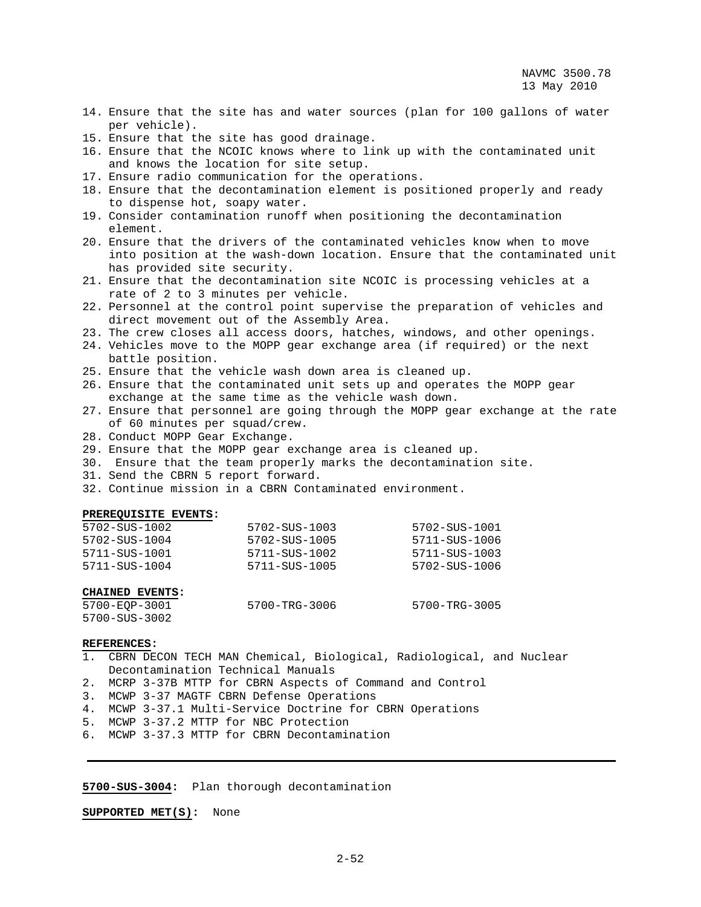14. Ensure that the site has and water sources (plan for 100 gallons of water per vehicle).
15. Ensure that the site has good drainage.
16. Ensure that the NCOIC knows where to link up with the contaminated unit and knows the location for site setup.
17. Ensure radio communication for the operations.
18. Ensure that the decontamination element is positioned properly and ready to dispense hot, soapy water.
19. Consider contamination runoff when positioning the decontamination element.
20. Ensure that the drivers of the contaminated vehicles know when to move into position at the wash-down location. Ensure that the contaminated unit has provided site security.
21. Ensure that the decontamination site NCOIC is processing vehicles at a rate of 2 to 3 minutes per vehicle.
22. Personnel at the control point supervise the preparation of vehicles and direct movement out of the Assembly Area.
23. The crew closes all access doors, hatches, windows, and other openings.
24. Vehicles move to the MOPP gear exchange area (if required) or the next battle position.
25. Ensure that the vehicle wash down area is cleaned up.
26. Ensure that the contaminated unit sets up and operates the MOPP gear exchange at the same time as the vehicle wash down.
27. Ensure that personnel are going through the MOPP gear exchange at the rate of 60 minutes per squad/crew.
28. Conduct MOPP Gear Exchange.
29. Ensure that the MOPP gear exchange area is cleaned up.
30. Ensure that the team properly marks the decontamination site.
31. Send the CBRN 5 report forward.
32. Continue mission in a CBRN Contaminated environment.

**PREREQUISITE EVENTS:**

| | | |
|---|---|---|
| 5702-SUS-1002 | 5702-SUS-1003 | 5702-SUS-1001 |
| 5702-SUS-1004 | 5702-SUS-1005 | 5711-SUS-1006 |
| 5711-SUS-1001 | 5711-SUS-1002 | 5711-SUS-1003 |
| 5711-SUS-1004 | 5711-SUS-1005 | 5702-SUS-1006 |

**CHAINED EVENTS:**

| | | |
|---|---|---|
| 5700-EQP-3001 | 5700-TRG-3006 | 5700-TRG-3005 |
| 5700-SUS-3002 | | |

**REFERENCES:**
1. CBRN DECON TECH MAN Chemical, Biological, Radiological, and Nuclear Decontamination Technical Manuals
2. MCRP 3-37B MTTP for CBRN Aspects of Command and Control
3. MCWP 3-37 MAGTF CBRN Defense Operations
4. MCWP 3-37.1 Multi-Service Doctrine for CBRN Operations
5. MCWP 3-37.2 MTTP for NBC Protection
6. MCWP 3-37.3 MTTP for CBRN Decontamination

---

**5700-SUS-3004:** Plan thorough decontamination

**SUPPORTED MET(S):** None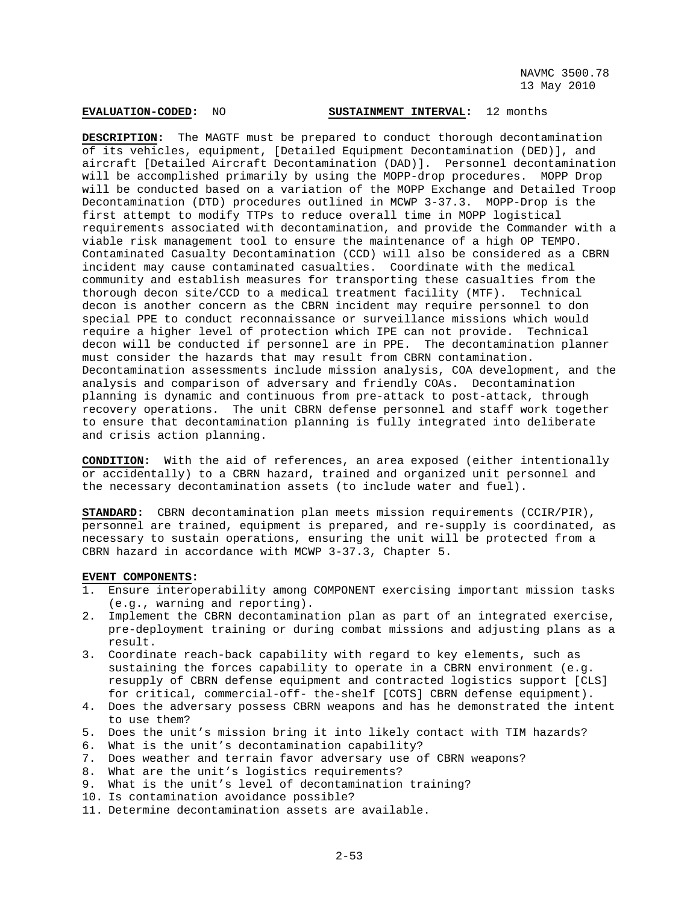**EVALUATION-CODED:** NO **SUSTAINMENT INTERVAL:** 12 months

**DESCRIPTION:** The MAGTF must be prepared to conduct thorough decontamination of its vehicles, equipment, [Detailed Equipment Decontamination (DED)], and aircraft [Detailed Aircraft Decontamination (DAD)]. Personnel decontamination will be accomplished primarily by using the MOPP-drop procedures. MOPP Drop will be conducted based on a variation of the MOPP Exchange and Detailed Troop Decontamination (DTD) procedures outlined in MCWP 3-37.3. MOPP-Drop is the first attempt to modify TTPs to reduce overall time in MOPP logistical requirements associated with decontamination, and provide the Commander with a viable risk management tool to ensure the maintenance of a high OP TEMPO. Contaminated Casualty Decontamination (CCD) will also be considered as a CBRN incident may cause contaminated casualties. Coordinate with the medical community and establish measures for transporting these casualties from the thorough decon site/CCD to a medical treatment facility (MTF). Technical decon is another concern as the CBRN incident may require personnel to don special PPE to conduct reconnaissance or surveillance missions which would require a higher level of protection which IPE can not provide. Technical decon will be conducted if personnel are in PPE. The decontamination planner must consider the hazards that may result from CBRN contamination. Decontamination assessments include mission analysis, COA development, and the analysis and comparison of adversary and friendly COAs. Decontamination planning is dynamic and continuous from pre-attack to post-attack, through recovery operations. The unit CBRN defense personnel and staff work together to ensure that decontamination planning is fully integrated into deliberate and crisis action planning.

**CONDITION:** With the aid of references, an area exposed (either intentionally or accidentally) to a CBRN hazard, trained and organized unit personnel and the necessary decontamination assets (to include water and fuel).

**STANDARD:** CBRN decontamination plan meets mission requirements (CCIR/PIR), personnel are trained, equipment is prepared, and re-supply is coordinated, as necessary to sustain operations, ensuring the unit will be protected from a CBRN hazard in accordance with MCWP 3-37.3, Chapter 5.

**EVENT COMPONENTS:**

1. Ensure interoperability among COMPONENT exercising important mission tasks (e.g., warning and reporting).
2. Implement the CBRN decontamination plan as part of an integrated exercise, pre-deployment training or during combat missions and adjusting plans as a result.
3. Coordinate reach-back capability with regard to key elements, such as sustaining the forces capability to operate in a CBRN environment (e.g. resupply of CBRN defense equipment and contracted logistics support [CLS] for critical, commercial-off- the-shelf [COTS] CBRN defense equipment).
4. Does the adversary possess CBRN weapons and has he demonstrated the intent to use them?
5. Does the unit's mission bring it into likely contact with TIM hazards?
6. What is the unit's decontamination capability?
7. Does weather and terrain favor adversary use of CBRN weapons?
8. What are the unit's logistics requirements?
9. What is the unit's level of decontamination training?
10. Is contamination avoidance possible?
11. Determine decontamination assets are available.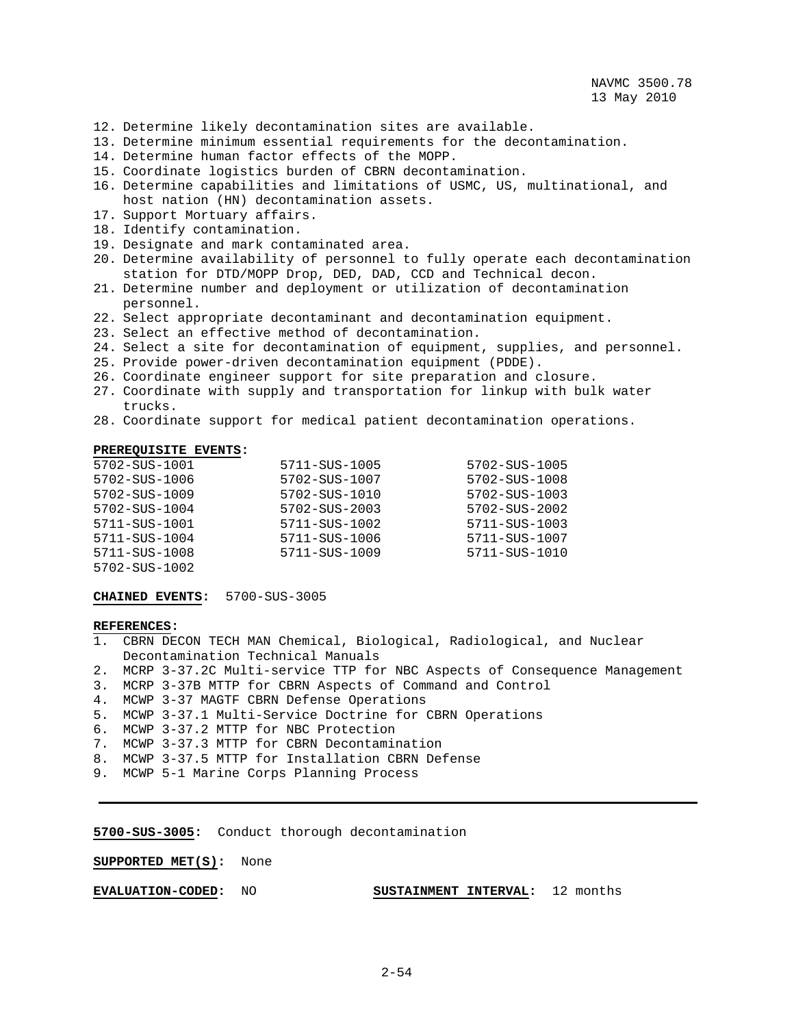12. Determine likely decontamination sites are available.
13. Determine minimum essential requirements for the decontamination.
14. Determine human factor effects of the MOPP.
15. Coordinate logistics burden of CBRN decontamination.
16. Determine capabilities and limitations of USMC, US, multinational, and host nation (HN) decontamination assets.
17. Support Mortuary affairs.
18. Identify contamination.
19. Designate and mark contaminated area.
20. Determine availability of personnel to fully operate each decontamination station for DTD/MOPP Drop, DED, DAD, CCD and Technical decon.
21. Determine number and deployment or utilization of decontamination personnel.
22. Select appropriate decontaminant and decontamination equipment.
23. Select an effective method of decontamination.
24. Select a site for decontamination of equipment, supplies, and personnel.
25. Provide power-driven decontamination equipment (PDDE).
26. Coordinate engineer support for site preparation and closure.
27. Coordinate with supply and transportation for linkup with bulk water trucks.
28. Coordinate support for medical patient decontamination operations.

**PREREQUISITE EVENTS:**

| | | |
|---|---|---|
| 5702-SUS-1001 | 5711-SUS-1005 | 5702-SUS-1005 |
| 5702-SUS-1006 | 5702-SUS-1007 | 5702-SUS-1008 |
| 5702-SUS-1009 | 5702-SUS-1010 | 5702-SUS-1003 |
| 5702-SUS-1004 | 5702-SUS-2003 | 5702-SUS-2002 |
| 5711-SUS-1001 | 5711-SUS-1002 | 5711-SUS-1003 |
| 5711-SUS-1004 | 5711-SUS-1006 | 5711-SUS-1007 |
| 5711-SUS-1008 | 5711-SUS-1009 | 5711-SUS-1010 |
| 5702-SUS-1002 | | |

**CHAINED EVENTS:** 5700-SUS-3005

**REFERENCES:**
1. CBRN DECON TECH MAN Chemical, Biological, Radiological, and Nuclear Decontamination Technical Manuals
2. MCRP 3-37.2C Multi-service TTP for NBC Aspects of Consequence Management
3. MCRP 3-37B MTTP for CBRN Aspects of Command and Control
4. MCWP 3-37 MAGTF CBRN Defense Operations
5. MCWP 3-37.1 Multi-Service Doctrine for CBRN Operations
6. MCWP 3-37.2 MTTP for NBC Protection
7. MCWP 3-37.3 MTTP for CBRN Decontamination
8. MCWP 3-37.5 MTTP for Installation CBRN Defense
9. MCWP 5-1 Marine Corps Planning Process

---

**5700-SUS-3005:** Conduct thorough decontamination

**SUPPORTED MET(S):** None

**EVALUATION-CODED:** NO **SUSTAINMENT INTERVAL:** 12 months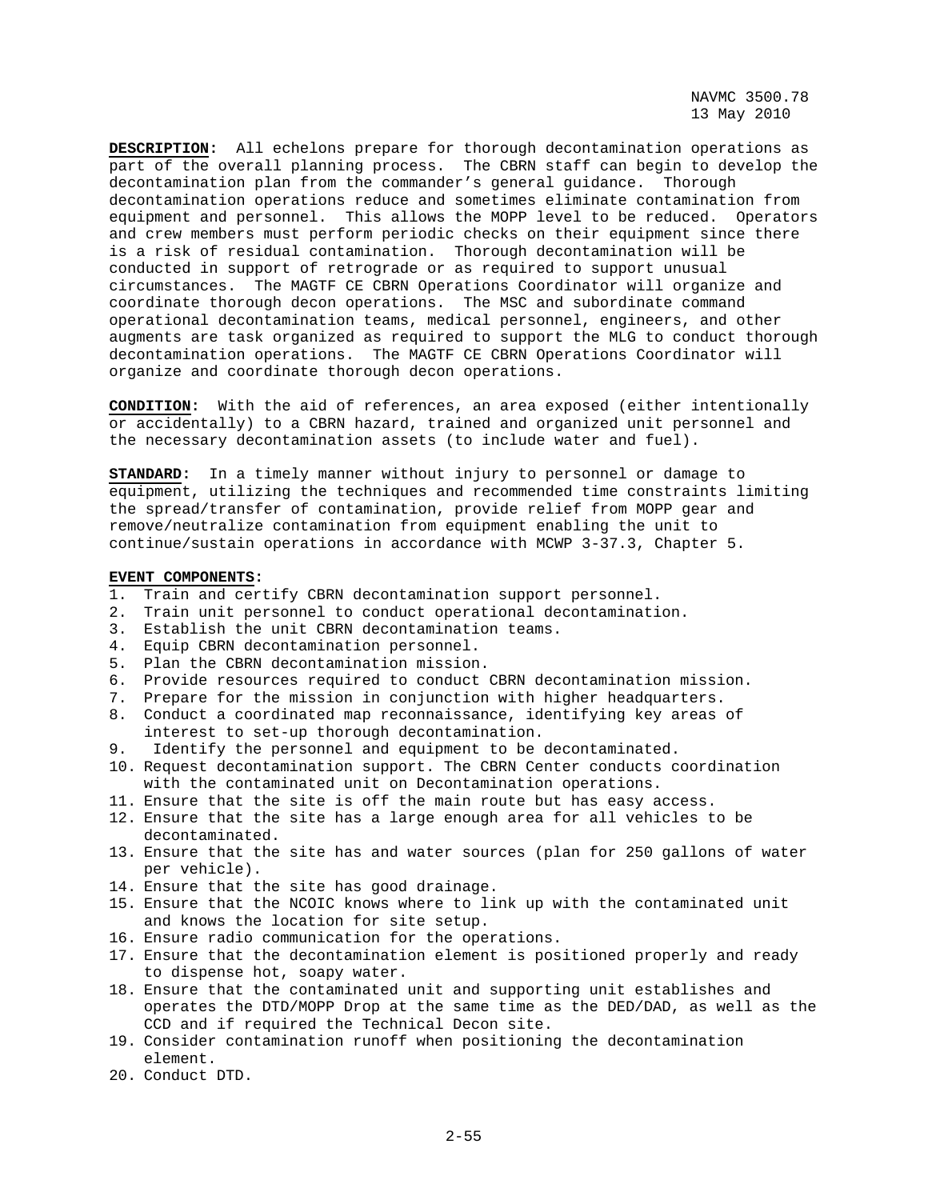**DESCRIPTION:** All echelons prepare for thorough decontamination operations as part of the overall planning process. The CBRN staff can begin to develop the decontamination plan from the commander's general guidance. Thorough decontamination operations reduce and sometimes eliminate contamination from equipment and personnel. This allows the MOPP level to be reduced. Operators and crew members must perform periodic checks on their equipment since there is a risk of residual contamination. Thorough decontamination will be conducted in support of retrograde or as required to support unusual circumstances. The MAGTF CE CBRN Operations Coordinator will organize and coordinate thorough decon operations. The MSC and subordinate command operational decontamination teams, medical personnel, engineers, and other augments are task organized as required to support the MLG to conduct thorough decontamination operations. The MAGTF CE CBRN Operations Coordinator will organize and coordinate thorough decon operations.

**CONDITION:** With the aid of references, an area exposed (either intentionally or accidentally) to a CBRN hazard, trained and organized unit personnel and the necessary decontamination assets (to include water and fuel).

**STANDARD:** In a timely manner without injury to personnel or damage to equipment, utilizing the techniques and recommended time constraints limiting the spread/transfer of contamination, provide relief from MOPP gear and remove/neutralize contamination from equipment enabling the unit to continue/sustain operations in accordance with MCWP 3-37.3, Chapter 5.

**EVENT COMPONENTS:**

1. Train and certify CBRN decontamination support personnel.
2. Train unit personnel to conduct operational decontamination.
3. Establish the unit CBRN decontamination teams.
4. Equip CBRN decontamination personnel.
5. Plan the CBRN decontamination mission.
6. Provide resources required to conduct CBRN decontamination mission.
7. Prepare for the mission in conjunction with higher headquarters.
8. Conduct a coordinated map reconnaissance, identifying key areas of interest to set-up thorough decontamination.
9. Identify the personnel and equipment to be decontaminated.
10. Request decontamination support. The CBRN Center conducts coordination with the contaminated unit on Decontamination operations.
11. Ensure that the site is off the main route but has easy access.
12. Ensure that the site has a large enough area for all vehicles to be decontaminated.
13. Ensure that the site has and water sources (plan for 250 gallons of water per vehicle).
14. Ensure that the site has good drainage.
15. Ensure that the NCOIC knows where to link up with the contaminated unit and knows the location for site setup.
16. Ensure radio communication for the operations.
17. Ensure that the decontamination element is positioned properly and ready to dispense hot, soapy water.
18. Ensure that the contaminated unit and supporting unit establishes and operates the DTD/MOPP Drop at the same time as the DED/DAD, as well as the CCD and if required the Technical Decon site.
19. Consider contamination runoff when positioning the decontamination element.
20. Conduct DTD.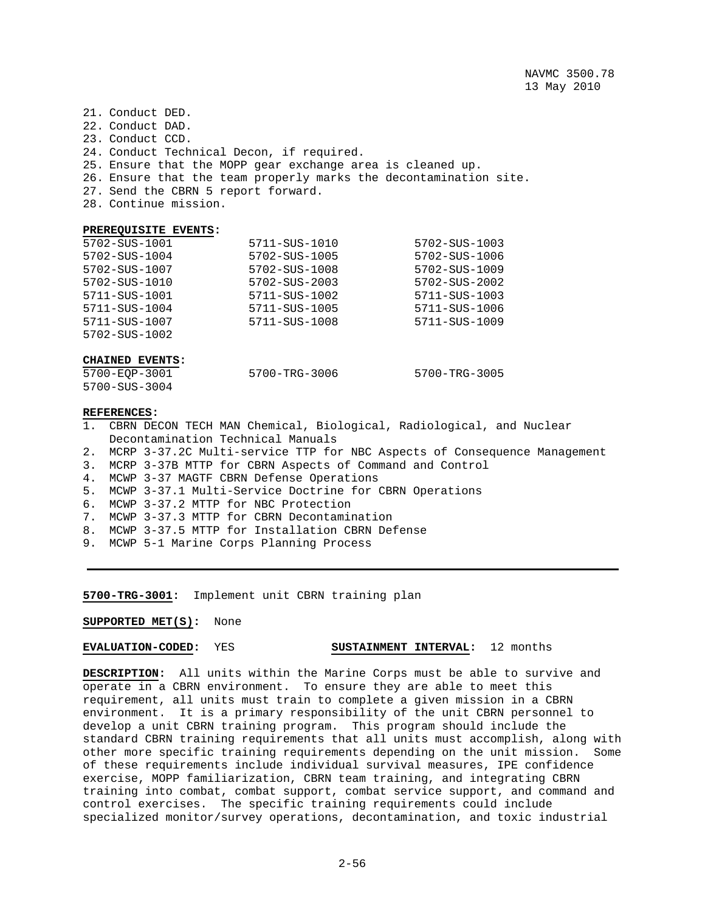21. Conduct DED.
22. Conduct DAD.
23. Conduct CCD.
24. Conduct Technical Decon, if required.
25. Ensure that the MOPP gear exchange area is cleaned up.
26. Ensure that the team properly marks the decontamination site.
27. Send the CBRN 5 report forward.
28. Continue mission.

**PREREQUISITE EVENTS:**

| | | |
|---|---|---|
| 5702-SUS-1001 | 5711-SUS-1010 | 5702-SUS-1003 |
| 5702-SUS-1004 | 5702-SUS-1005 | 5702-SUS-1006 |
| 5702-SUS-1007 | 5702-SUS-1008 | 5702-SUS-1009 |
| 5702-SUS-1010 | 5702-SUS-2003 | 5702-SUS-2002 |
| 5711-SUS-1001 | 5711-SUS-1002 | 5711-SUS-1003 |
| 5711-SUS-1004 | 5711-SUS-1005 | 5711-SUS-1006 |
| 5711-SUS-1007 | 5711-SUS-1008 | 5711-SUS-1009 |
| 5702-SUS-1002 | | |

**CHAINED EVENTS:**

| | | |
|---|---|---|
| 5700-EQP-3001 | 5700-TRG-3006 | 5700-TRG-3005 |
| 5700-SUS-3004 | | |

**REFERENCES:**
1. CBRN DECON TECH MAN Chemical, Biological, Radiological, and Nuclear Decontamination Technical Manuals
2. MCRP 3-37.2C Multi-service TTP for NBC Aspects of Consequence Management
3. MCRP 3-37B MTTP for CBRN Aspects of Command and Control
4. MCWP 3-37 MAGTF CBRN Defense Operations
5. MCWP 3-37.1 Multi-Service Doctrine for CBRN Operations
6. MCWP 3-37.2 MTTP for NBC Protection
7. MCWP 3-37.3 MTTP for CBRN Decontamination
8. MCWP 3-37.5 MTTP for Installation CBRN Defense
9. MCWP 5-1 Marine Corps Planning Process

---

**5700-TRG-3001:** Implement unit CBRN training plan

**SUPPORTED MET(S):** None

**EVALUATION-CODED:** YES **SUSTAINMENT INTERVAL:** 12 months

**DESCRIPTION:** All units within the Marine Corps must be able to survive and operate in a CBRN environment. To ensure they are able to meet this requirement, all units must train to complete a given mission in a CBRN environment. It is a primary responsibility of the unit CBRN personnel to develop a unit CBRN training program. This program should include the standard CBRN training requirements that all units must accomplish, along with other more specific training requirements depending on the unit mission. Some of these requirements include individual survival measures, IPE confidence exercise, MOPP familiarization, CBRN team training, and integrating CBRN training into combat, combat support, combat service support, and command and control exercises. The specific training requirements could include specialized monitor/survey operations, decontamination, and toxic industrial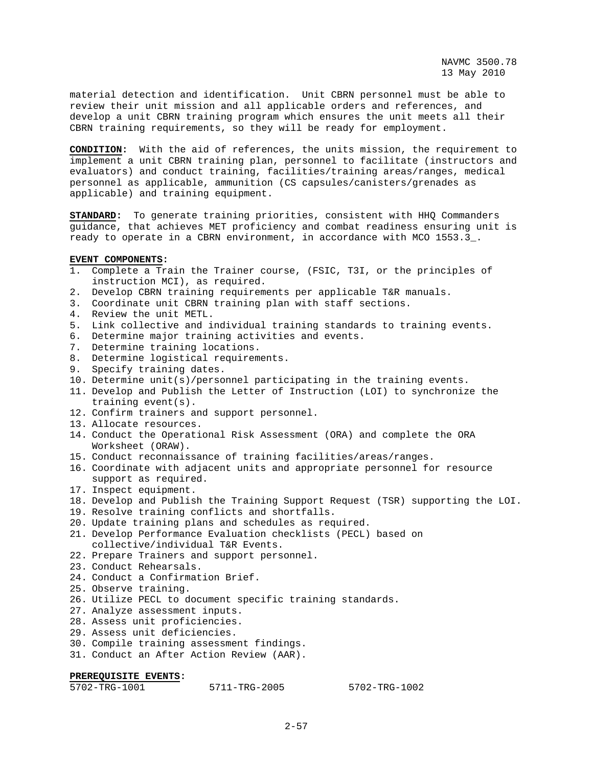material detection and identification. Unit CBRN personnel must be able to review their unit mission and all applicable orders and references, and develop a unit CBRN training program which ensures the unit meets all their CBRN training requirements, so they will be ready for employment.

**CONDITION:** With the aid of references, the units mission, the requirement to implement a unit CBRN training plan, personnel to facilitate (instructors and evaluators) and conduct training, facilities/training areas/ranges, medical personnel as applicable, ammunition (CS capsules/canisters/grenades as applicable) and training equipment.

**STANDARD:** To generate training priorities, consistent with HHQ Commanders guidance, that achieves MET proficiency and combat readiness ensuring unit is ready to operate in a CBRN environment, in accordance with MCO 1553.3_.

**EVENT COMPONENTS:**

1. Complete a Train the Trainer course, (FSIC, T3I, or the principles of instruction MCI), as required.
2. Develop CBRN training requirements per applicable T&R manuals.
3. Coordinate unit CBRN training plan with staff sections.
4. Review the unit METL.
5. Link collective and individual training standards to training events.
6. Determine major training activities and events.
7. Determine training locations.
8. Determine logistical requirements.
9. Specify training dates.
10. Determine unit(s)/personnel participating in the training events.
11. Develop and Publish the Letter of Instruction (LOI) to synchronize the training event(s).
12. Confirm trainers and support personnel.
13. Allocate resources.
14. Conduct the Operational Risk Assessment (ORA) and complete the ORA Worksheet (ORAW).
15. Conduct reconnaissance of training facilities/areas/ranges.
16. Coordinate with adjacent units and appropriate personnel for resource support as required.
17. Inspect equipment.
18. Develop and Publish the Training Support Request (TSR) supporting the LOI.
19. Resolve training conflicts and shortfalls.
20. Update training plans and schedules as required.
21. Develop Performance Evaluation checklists (PECL) based on collective/individual T&R Events.
22. Prepare Trainers and support personnel.
23. Conduct Rehearsals.
24. Conduct a Confirmation Brief.
25. Observe training.
26. Utilize PECL to document specific training standards.
27. Analyze assessment inputs.
28. Assess unit proficiencies.
29. Assess unit deficiencies.
30. Compile training assessment findings.
31. Conduct an After Action Review (AAR).

**PREREQUISITE EVENTS:**

| | | |
|---|---|---|
| 5702-TRG-1001 | 5711-TRG-2005 | 5702-TRG-1002 |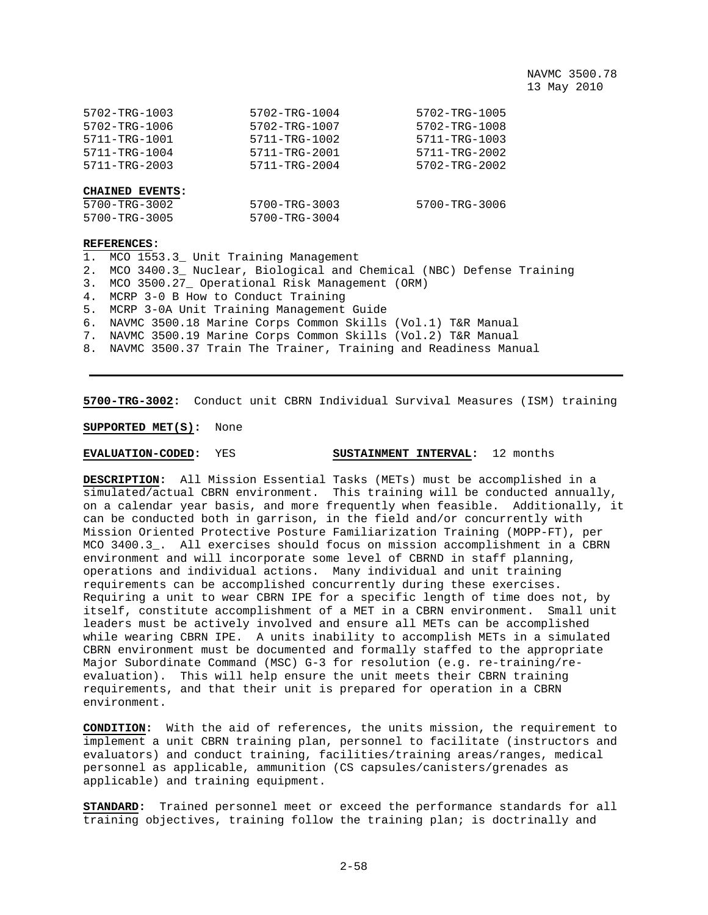| | | |
|---|---|---|
| 5702-TRG-1003 | 5702-TRG-1004 | 5702-TRG-1005 |
| 5702-TRG-1006 | 5702-TRG-1007 | 5702-TRG-1008 |
| 5711-TRG-1001 | 5711-TRG-1002 | 5711-TRG-1003 |
| 5711-TRG-1004 | 5711-TRG-2001 | 5711-TRG-2002 |
| 5711-TRG-2003 | 5711-TRG-2004 | 5702-TRG-2002 |

**CHAINED EVENTS:**

| | | |
|---|---|---|
| 5700-TRG-3002 | 5700-TRG-3003 | 5700-TRG-3006 |
| 5700-TRG-3005 | 5700-TRG-3004 | |

**REFERENCES:**

1. MCO 1553.3_ Unit Training Management
2. MCO 3400.3_ Nuclear, Biological and Chemical (NBC) Defense Training
3. MCO 3500.27_ Operational Risk Management (ORM)
4. MCRP 3-0 B How to Conduct Training
5. MCRP 3-0A Unit Training Management Guide
6. NAVMC 3500.18 Marine Corps Common Skills (Vol.1) T&R Manual
7. NAVMC 3500.19 Marine Corps Common Skills (Vol.2) T&R Manual
8. NAVMC 3500.37 Train The Trainer, Training and Readiness Manual

---

**5700-TRG-3002:** Conduct unit CBRN Individual Survival Measures (ISM) training

**SUPPORTED MET(S):** None

**EVALUATION-CODED:** YES **SUSTAINMENT INTERVAL:** 12 months

**DESCRIPTION:** All Mission Essential Tasks (METs) must be accomplished in a simulated/actual CBRN environment. This training will be conducted annually, on a calendar year basis, and more frequently when feasible. Additionally, it can be conducted both in garrison, in the field and/or concurrently with Mission Oriented Protective Posture Familiarization Training (MOPP-FT), per MCO 3400.3_. All exercises should focus on mission accomplishment in a CBRN environment and will incorporate some level of CBRND in staff planning, operations and individual actions. Many individual and unit training requirements can be accomplished concurrently during these exercises. Requiring a unit to wear CBRN IPE for a specific length of time does not, by itself, constitute accomplishment of a MET in a CBRN environment. Small unit leaders must be actively involved and ensure all METs can be accomplished while wearing CBRN IPE. A units inability to accomplish METs in a simulated CBRN environment must be documented and formally staffed to the appropriate Major Subordinate Command (MSC) G-3 for resolution (e.g. re-training/re-evaluation). This will help ensure the unit meets their CBRN training requirements, and that their unit is prepared for operation in a CBRN environment.

**CONDITION:** With the aid of references, the units mission, the requirement to implement a unit CBRN training plan, personnel to facilitate (instructors and evaluators) and conduct training, facilities/training areas/ranges, medical personnel as applicable, ammunition (CS capsules/canisters/grenades as applicable) and training equipment.

**STANDARD:** Trained personnel meet or exceed the performance standards for all training objectives, training follow the training plan; is doctrinally and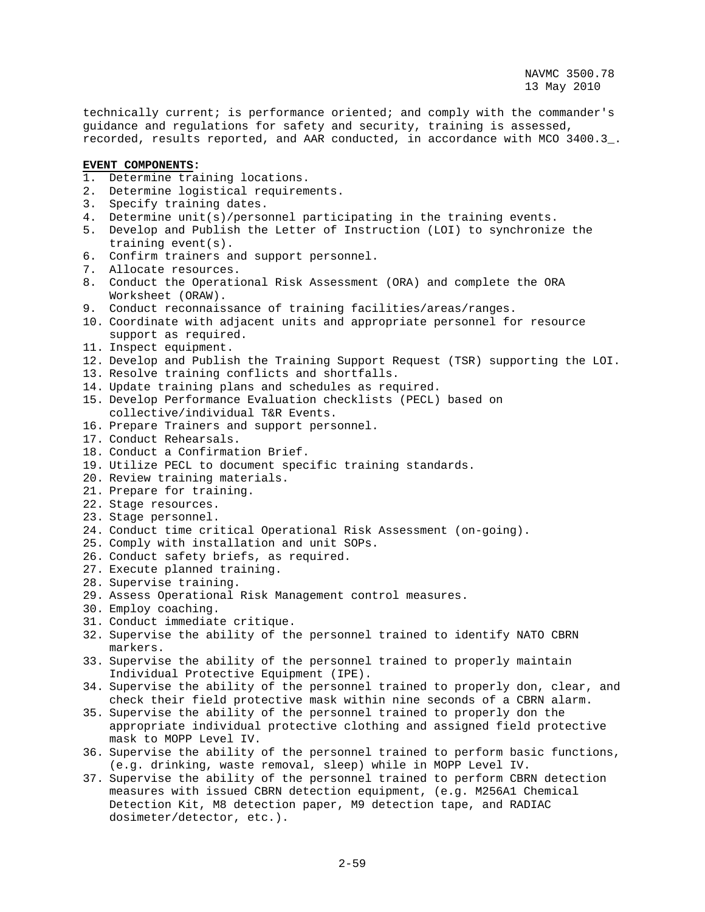technically current; is performance oriented; and comply with the commander's guidance and regulations for safety and security, training is assessed, recorded, results reported, and AAR conducted, in accordance with MCO 3400.3_.

**EVENT COMPONENTS:**

1. Determine training locations.
2. Determine logistical requirements.
3. Specify training dates.
4. Determine unit(s)/personnel participating in the training events.
5. Develop and Publish the Letter of Instruction (LOI) to synchronize the training event(s).
6. Confirm trainers and support personnel.
7. Allocate resources.
8. Conduct the Operational Risk Assessment (ORA) and complete the ORA Worksheet (ORAW).
9. Conduct reconnaissance of training facilities/areas/ranges.
10. Coordinate with adjacent units and appropriate personnel for resource support as required.
11. Inspect equipment.
12. Develop and Publish the Training Support Request (TSR) supporting the LOI.
13. Resolve training conflicts and shortfalls.
14. Update training plans and schedules as required.
15. Develop Performance Evaluation checklists (PECL) based on collective/individual T&R Events.
16. Prepare Trainers and support personnel.
17. Conduct Rehearsals.
18. Conduct a Confirmation Brief.
19. Utilize PECL to document specific training standards.
20. Review training materials.
21. Prepare for training.
22. Stage resources.
23. Stage personnel.
24. Conduct time critical Operational Risk Assessment (on-going).
25. Comply with installation and unit SOPs.
26. Conduct safety briefs, as required.
27. Execute planned training.
28. Supervise training.
29. Assess Operational Risk Management control measures.
30. Employ coaching.
31. Conduct immediate critique.
32. Supervise the ability of the personnel trained to identify NATO CBRN markers.
33. Supervise the ability of the personnel trained to properly maintain Individual Protective Equipment (IPE).
34. Supervise the ability of the personnel trained to properly don, clear, and check their field protective mask within nine seconds of a CBRN alarm.
35. Supervise the ability of the personnel trained to properly don the appropriate individual protective clothing and assigned field protective mask to MOPP Level IV.
36. Supervise the ability of the personnel trained to perform basic functions, (e.g. drinking, waste removal, sleep) while in MOPP Level IV.
37. Supervise the ability of the personnel trained to perform CBRN detection measures with issued CBRN detection equipment, (e.g. M256A1 Chemical Detection Kit, M8 detection paper, M9 detection tape, and RADIAC dosimeter/detector, etc.).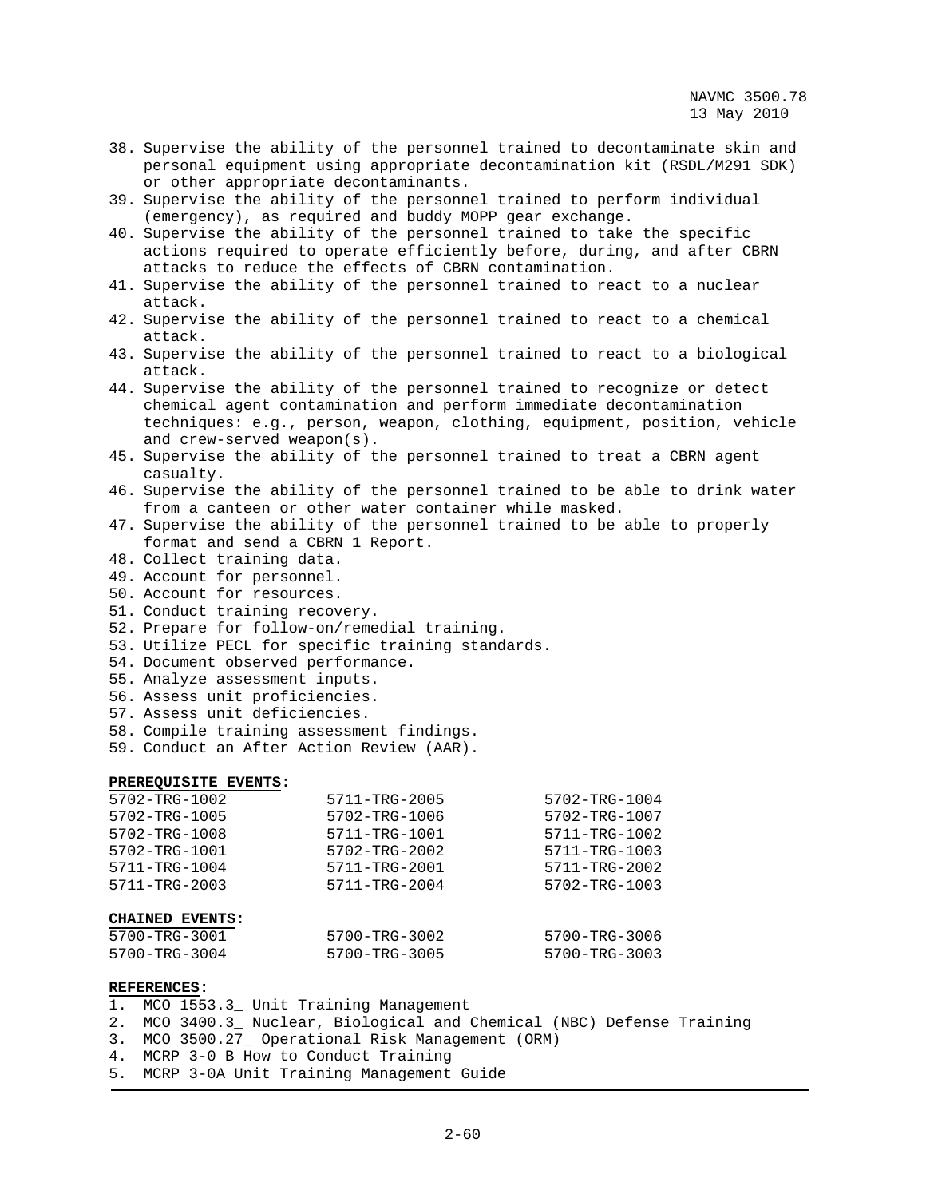38. Supervise the ability of the personnel trained to decontaminate skin and personal equipment using appropriate decontamination kit (RSDL/M291 SDK) or other appropriate decontaminants.
39. Supervise the ability of the personnel trained to perform individual (emergency), as required and buddy MOPP gear exchange.
40. Supervise the ability of the personnel trained to take the specific actions required to operate efficiently before, during, and after CBRN attacks to reduce the effects of CBRN contamination.
41. Supervise the ability of the personnel trained to react to a nuclear attack.
42. Supervise the ability of the personnel trained to react to a chemical attack.
43. Supervise the ability of the personnel trained to react to a biological attack.
44. Supervise the ability of the personnel trained to recognize or detect chemical agent contamination and perform immediate decontamination techniques: e.g., person, weapon, clothing, equipment, position, vehicle and crew-served weapon(s).
45. Supervise the ability of the personnel trained to treat a CBRN agent casualty.
46. Supervise the ability of the personnel trained to be able to drink water from a canteen or other water container while masked.
47. Supervise the ability of the personnel trained to be able to properly format and send a CBRN 1 Report.
48. Collect training data.
49. Account for personnel.
50. Account for resources.
51. Conduct training recovery.
52. Prepare for follow-on/remedial training.
53. Utilize PECL for specific training standards.
54. Document observed performance.
55. Analyze assessment inputs.
56. Assess unit proficiencies.
57. Assess unit deficiencies.
58. Compile training assessment findings.
59. Conduct an After Action Review (AAR).

**PREREQUISITE EVENTS:**

| | | |
|---|---|---|
| 5702-TRG-1002 | 5711-TRG-2005 | 5702-TRG-1004 |
| 5702-TRG-1005 | 5702-TRG-1006 | 5702-TRG-1007 |
| 5702-TRG-1008 | 5711-TRG-1001 | 5711-TRG-1002 |
| 5702-TRG-1001 | 5702-TRG-2002 | 5711-TRG-1003 |
| 5711-TRG-1004 | 5711-TRG-2001 | 5711-TRG-2002 |
| 5711-TRG-2003 | 5711-TRG-2004 | 5702-TRG-1003 |

**CHAINED EVENTS:**

| | | |
|---|---|---|
| 5700-TRG-3001 | 5700-TRG-3002 | 5700-TRG-3006 |
| 5700-TRG-3004 | 5700-TRG-3005 | 5700-TRG-3003 |

**REFERENCES:**
1. MCO 1553.3_ Unit Training Management
2. MCO 3400.3_ Nuclear, Biological and Chemical (NBC) Defense Training
3. MCO 3500.27_ Operational Risk Management (ORM)
4. MCRP 3-0 B How to Conduct Training
5. MCRP 3-0A Unit Training Management Guide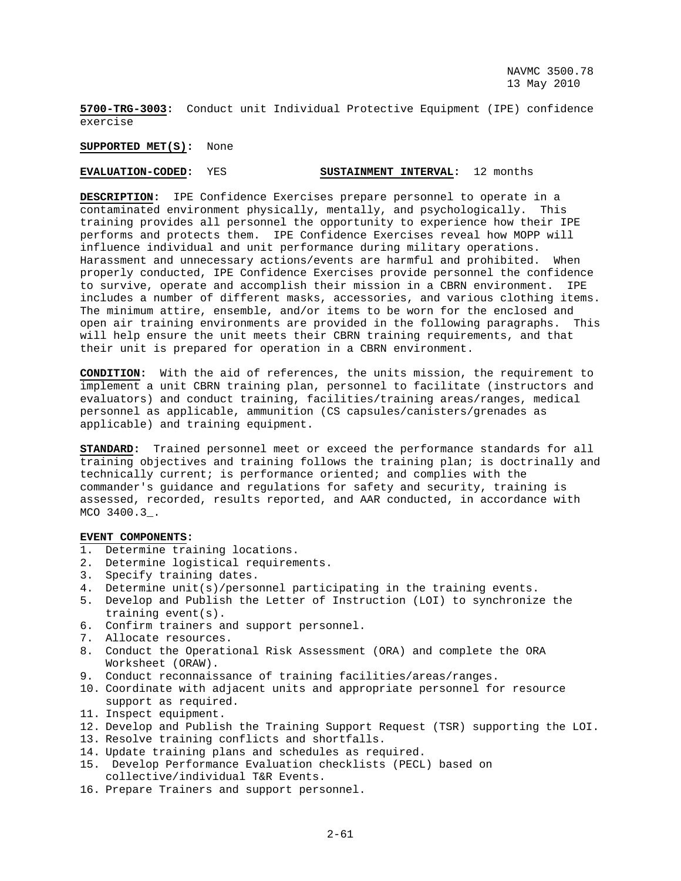**5700-TRG-3003:** Conduct unit Individual Protective Equipment (IPE) confidence exercise

**SUPPORTED MET(S):** None

**EVALUATION-CODED:** YES **SUSTAINMENT INTERVAL:** 12 months

**DESCRIPTION:** IPE Confidence Exercises prepare personnel to operate in a contaminated environment physically, mentally, and psychologically. This training provides all personnel the opportunity to experience how their IPE performs and protects them. IPE Confidence Exercises reveal how MOPP will influence individual and unit performance during military operations. Harassment and unnecessary actions/events are harmful and prohibited. When properly conducted, IPE Confidence Exercises provide personnel the confidence to survive, operate and accomplish their mission in a CBRN environment. IPE includes a number of different masks, accessories, and various clothing items. The minimum attire, ensemble, and/or items to be worn for the enclosed and open air training environments are provided in the following paragraphs. This will help ensure the unit meets their CBRN training requirements, and that their unit is prepared for operation in a CBRN environment.

**CONDITION:** With the aid of references, the units mission, the requirement to implement a unit CBRN training plan, personnel to facilitate (instructors and evaluators) and conduct training, facilities/training areas/ranges, medical personnel as applicable, ammunition (CS capsules/canisters/grenades as applicable) and training equipment.

**STANDARD:** Trained personnel meet or exceed the performance standards for all training objectives and training follows the training plan; is doctrinally and technically current; is performance oriented; and complies with the commander's guidance and regulations for safety and security, training is assessed, recorded, results reported, and AAR conducted, in accordance with MCO 3400.3_.

**EVENT COMPONENTS:**

1. Determine training locations.
2. Determine logistical requirements.
3. Specify training dates.
4. Determine unit(s)/personnel participating in the training events.
5. Develop and Publish the Letter of Instruction (LOI) to synchronize the training event(s).
6. Confirm trainers and support personnel.
7. Allocate resources.
8. Conduct the Operational Risk Assessment (ORA) and complete the ORA Worksheet (ORAW).
9. Conduct reconnaissance of training facilities/areas/ranges.
10. Coordinate with adjacent units and appropriate personnel for resource support as required.
11. Inspect equipment.
12. Develop and Publish the Training Support Request (TSR) supporting the LOI.
13. Resolve training conflicts and shortfalls.
14. Update training plans and schedules as required.
15. Develop Performance Evaluation checklists (PECL) based on collective/individual T&R Events.
16. Prepare Trainers and support personnel.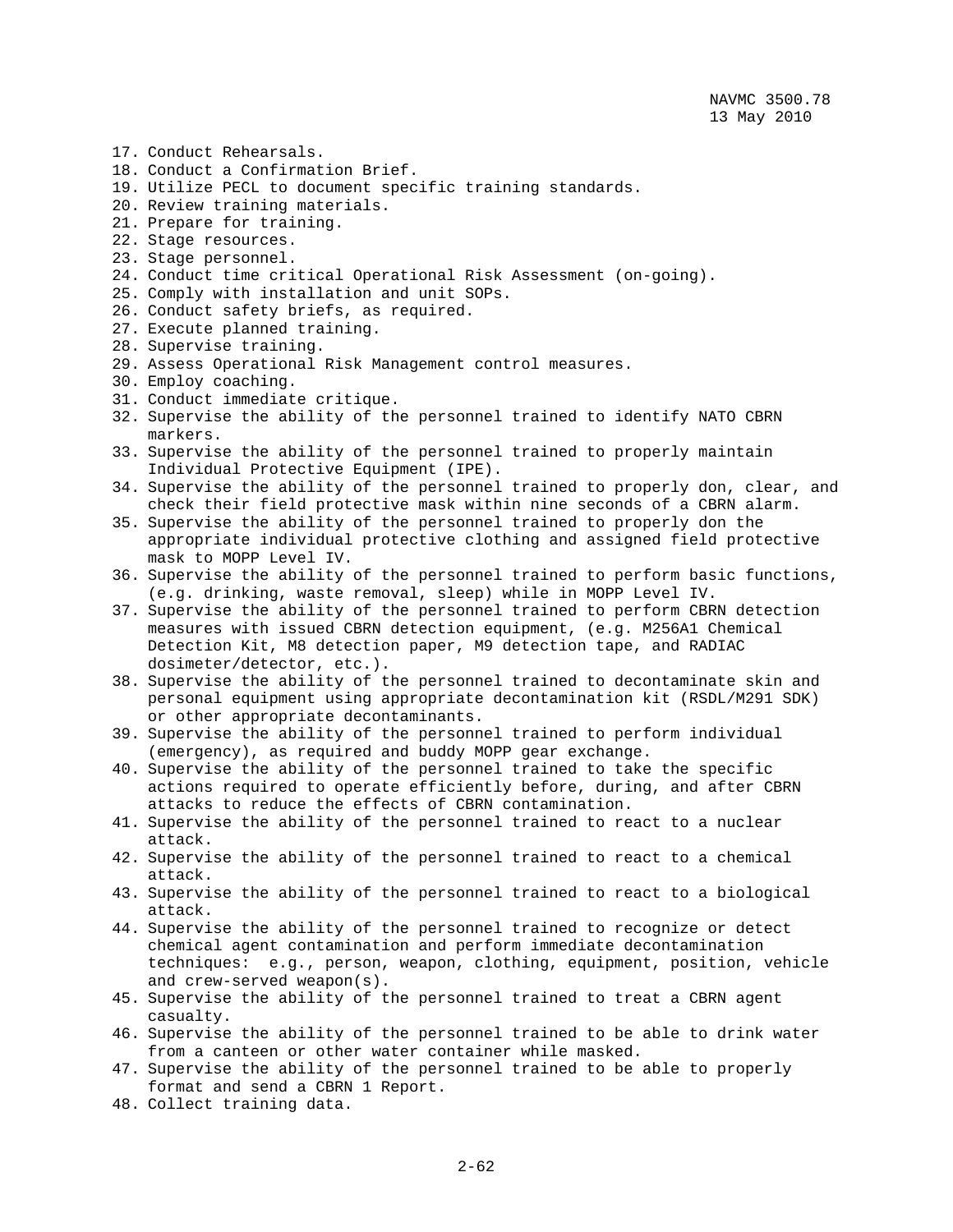17. Conduct Rehearsals.
18. Conduct a Confirmation Brief.
19. Utilize PECL to document specific training standards.
20. Review training materials.
21. Prepare for training.
22. Stage resources.
23. Stage personnel.
24. Conduct time critical Operational Risk Assessment (on-going).
25. Comply with installation and unit SOPs.
26. Conduct safety briefs, as required.
27. Execute planned training.
28. Supervise training.
29. Assess Operational Risk Management control measures.
30. Employ coaching.
31. Conduct immediate critique.
32. Supervise the ability of the personnel trained to identify NATO CBRN markers.
33. Supervise the ability of the personnel trained to properly maintain Individual Protective Equipment (IPE).
34. Supervise the ability of the personnel trained to properly don, clear, and check their field protective mask within nine seconds of a CBRN alarm.
35. Supervise the ability of the personnel trained to properly don the appropriate individual protective clothing and assigned field protective mask to MOPP Level IV.
36. Supervise the ability of the personnel trained to perform basic functions, (e.g. drinking, waste removal, sleep) while in MOPP Level IV.
37. Supervise the ability of the personnel trained to perform CBRN detection measures with issued CBRN detection equipment, (e.g. M256A1 Chemical Detection Kit, M8 detection paper, M9 detection tape, and RADIAC dosimeter/detector, etc.).
38. Supervise the ability of the personnel trained to decontaminate skin and personal equipment using appropriate decontamination kit (RSDL/M291 SDK) or other appropriate decontaminants.
39. Supervise the ability of the personnel trained to perform individual (emergency), as required and buddy MOPP gear exchange.
40. Supervise the ability of the personnel trained to take the specific actions required to operate efficiently before, during, and after CBRN attacks to reduce the effects of CBRN contamination.
41. Supervise the ability of the personnel trained to react to a nuclear attack.
42. Supervise the ability of the personnel trained to react to a chemical attack.
43. Supervise the ability of the personnel trained to react to a biological attack.
44. Supervise the ability of the personnel trained to recognize or detect chemical agent contamination and perform immediate decontamination techniques: e.g., person, weapon, clothing, equipment, position, vehicle and crew-served weapon(s).
45. Supervise the ability of the personnel trained to treat a CBRN agent casualty.
46. Supervise the ability of the personnel trained to be able to drink water from a canteen or other water container while masked.
47. Supervise the ability of the personnel trained to be able to properly format and send a CBRN 1 Report.
48. Collect training data.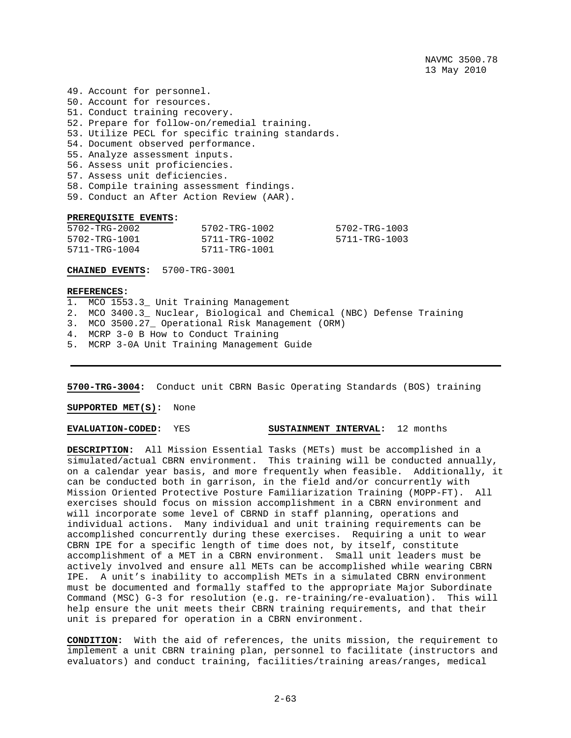49. Account for personnel.
50. Account for resources.
51. Conduct training recovery.
52. Prepare for follow-on/remedial training.
53. Utilize PECL for specific training standards.
54. Document observed performance.
55. Analyze assessment inputs.
56. Assess unit proficiencies.
57. Assess unit deficiencies.
58. Compile training assessment findings.
59. Conduct an After Action Review (AAR).

**PREREQUISITE EVENTS:**

| | | |
|---|---|---|
| 5702-TRG-2002 | 5702-TRG-1002 | 5702-TRG-1003 |
| 5702-TRG-1001 | 5711-TRG-1002 | 5711-TRG-1003 |
| 5711-TRG-1004 | 5711-TRG-1001 | |

**CHAINED EVENTS:** 5700-TRG-3001

**REFERENCES:**
1. MCO 1553.3_ Unit Training Management
2. MCO 3400.3_ Nuclear, Biological and Chemical (NBC) Defense Training
3. MCO 3500.27_ Operational Risk Management (ORM)
4. MCRP 3-0 B How to Conduct Training
5. MCRP 3-0A Unit Training Management Guide

---

**5700-TRG-3004:** Conduct unit CBRN Basic Operating Standards (BOS) training

**SUPPORTED MET(S):** None

**EVALUATION-CODED:** YES **SUSTAINMENT INTERVAL:** 12 months

**DESCRIPTION:** All Mission Essential Tasks (METs) must be accomplished in a simulated/actual CBRN environment. This training will be conducted annually, on a calendar year basis, and more frequently when feasible. Additionally, it can be conducted both in garrison, in the field and/or concurrently with Mission Oriented Protective Posture Familiarization Training (MOPP-FT). All exercises should focus on mission accomplishment in a CBRN environment and will incorporate some level of CBRND in staff planning, operations and individual actions. Many individual and unit training requirements can be accomplished concurrently during these exercises. Requiring a unit to wear CBRN IPE for a specific length of time does not, by itself, constitute accomplishment of a MET in a CBRN environment. Small unit leaders must be actively involved and ensure all METs can be accomplished while wearing CBRN IPE. A unit's inability to accomplish METs in a simulated CBRN environment must be documented and formally staffed to the appropriate Major Subordinate Command (MSC) G-3 for resolution (e.g. re-training/re-evaluation). This will help ensure the unit meets their CBRN training requirements, and that their unit is prepared for operation in a CBRN environment.

**CONDITION:** With the aid of references, the units mission, the requirement to implement a unit CBRN training plan, personnel to facilitate (instructors and evaluators) and conduct training, facilities/training areas/ranges, medical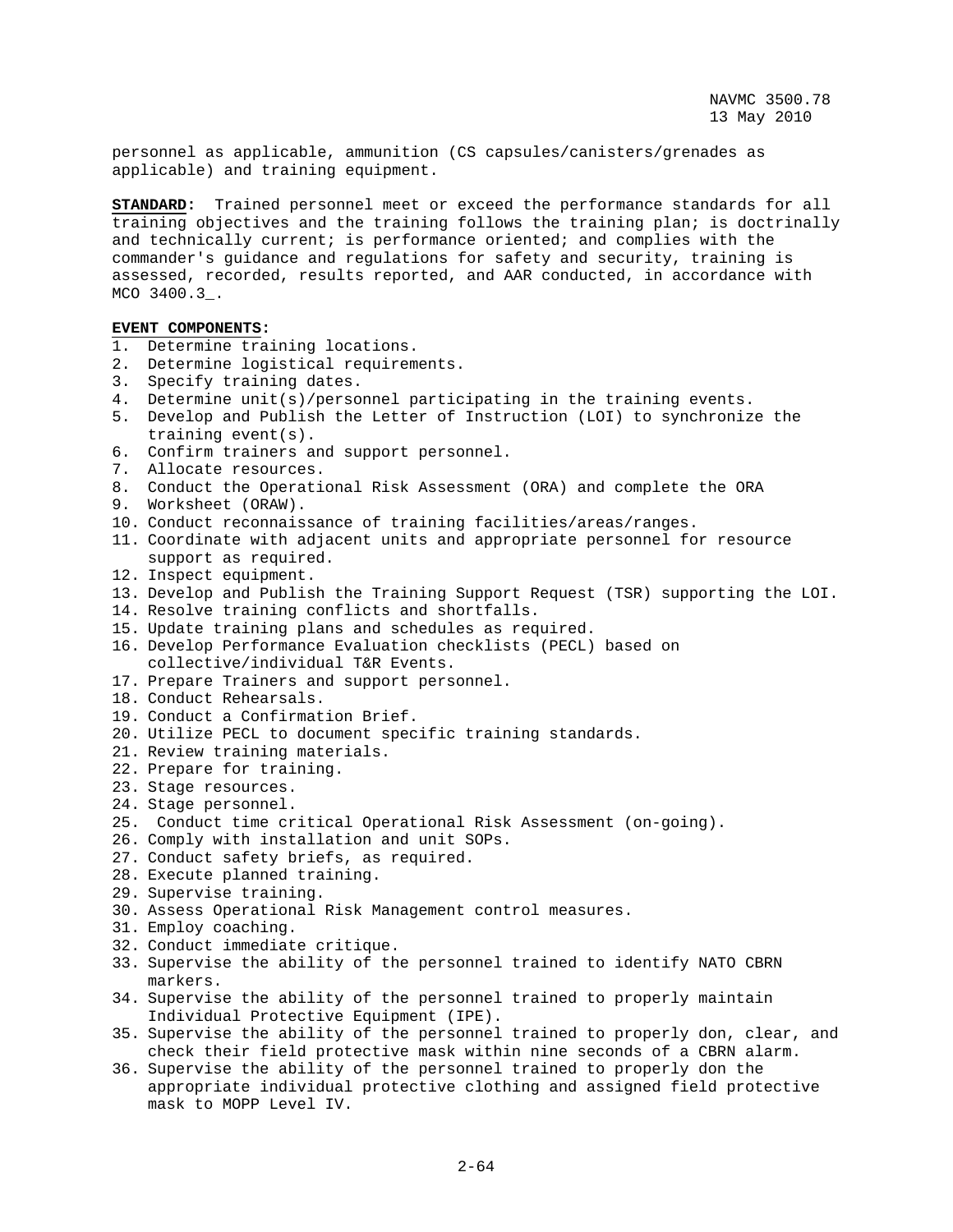personnel as applicable, ammunition (CS capsules/canisters/grenades as applicable) and training equipment.

**STANDARD:** Trained personnel meet or exceed the performance standards for all training objectives and the training follows the training plan; is doctrinally and technically current; is performance oriented; and complies with the commander's guidance and regulations for safety and security, training is assessed, recorded, results reported, and AAR conducted, in accordance with MCO 3400.3_.

**EVENT COMPONENTS:**

1. Determine training locations.
2. Determine logistical requirements.
3. Specify training dates.
4. Determine unit(s)/personnel participating in the training events.
5. Develop and Publish the Letter of Instruction (LOI) to synchronize the training event(s).
6. Confirm trainers and support personnel.
7. Allocate resources.
8. Conduct the Operational Risk Assessment (ORA) and complete the ORA
9. Worksheet (ORAW).
10. Conduct reconnaissance of training facilities/areas/ranges.
11. Coordinate with adjacent units and appropriate personnel for resource support as required.
12. Inspect equipment.
13. Develop and Publish the Training Support Request (TSR) supporting the LOI.
14. Resolve training conflicts and shortfalls.
15. Update training plans and schedules as required.
16. Develop Performance Evaluation checklists (PECL) based on collective/individual T&R Events.
17. Prepare Trainers and support personnel.
18. Conduct Rehearsals.
19. Conduct a Confirmation Brief.
20. Utilize PECL to document specific training standards.
21. Review training materials.
22. Prepare for training.
23. Stage resources.
24. Stage personnel.
25. Conduct time critical Operational Risk Assessment (on-going).
26. Comply with installation and unit SOPs.
27. Conduct safety briefs, as required.
28. Execute planned training.
29. Supervise training.
30. Assess Operational Risk Management control measures.
31. Employ coaching.
32. Conduct immediate critique.
33. Supervise the ability of the personnel trained to identify NATO CBRN markers.
34. Supervise the ability of the personnel trained to properly maintain Individual Protective Equipment (IPE).
35. Supervise the ability of the personnel trained to properly don, clear, and check their field protective mask within nine seconds of a CBRN alarm.
36. Supervise the ability of the personnel trained to properly don the appropriate individual protective clothing and assigned field protective mask to MOPP Level IV.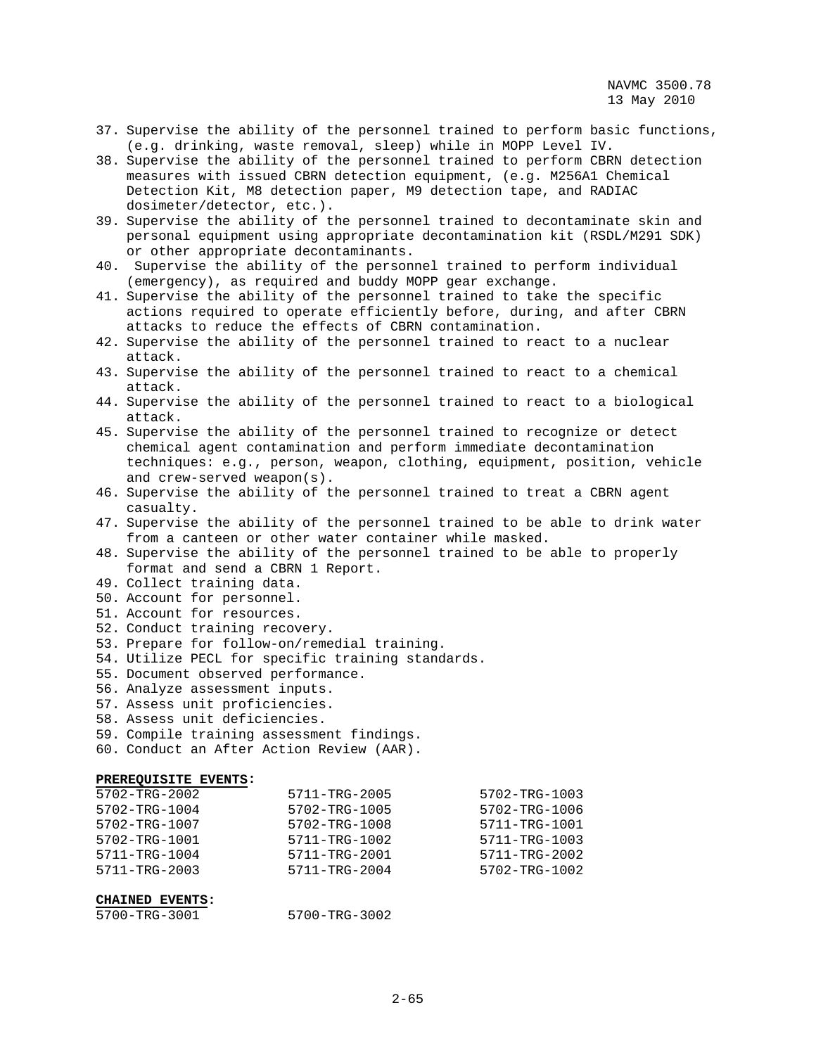37. Supervise the ability of the personnel trained to perform basic functions, (e.g. drinking, waste removal, sleep) while in MOPP Level IV.
38. Supervise the ability of the personnel trained to perform CBRN detection measures with issued CBRN detection equipment, (e.g. M256A1 Chemical Detection Kit, M8 detection paper, M9 detection tape, and RADIAC dosimeter/detector, etc.).
39. Supervise the ability of the personnel trained to decontaminate skin and personal equipment using appropriate decontamination kit (RSDL/M291 SDK) or other appropriate decontaminants.
40. Supervise the ability of the personnel trained to perform individual (emergency), as required and buddy MOPP gear exchange.
41. Supervise the ability of the personnel trained to take the specific actions required to operate efficiently before, during, and after CBRN attacks to reduce the effects of CBRN contamination.
42. Supervise the ability of the personnel trained to react to a nuclear attack.
43. Supervise the ability of the personnel trained to react to a chemical attack.
44. Supervise the ability of the personnel trained to react to a biological attack.
45. Supervise the ability of the personnel trained to recognize or detect chemical agent contamination and perform immediate decontamination techniques: e.g., person, weapon, clothing, equipment, position, vehicle and crew-served weapon(s).
46. Supervise the ability of the personnel trained to treat a CBRN agent casualty.
47. Supervise the ability of the personnel trained to be able to drink water from a canteen or other water container while masked.
48. Supervise the ability of the personnel trained to be able to properly format and send a CBRN 1 Report.
49. Collect training data.
50. Account for personnel.
51. Account for resources.
52. Conduct training recovery.
53. Prepare for follow-on/remedial training.
54. Utilize PECL for specific training standards.
55. Document observed performance.
56. Analyze assessment inputs.
57. Assess unit proficiencies.
58. Assess unit deficiencies.
59. Compile training assessment findings.
60. Conduct an After Action Review (AAR).

**PREREQUISITE EVENTS:**

| | | |
|---|---|---|
| 5702-TRG-2002 | 5711-TRG-2005 | 5702-TRG-1003 |
| 5702-TRG-1004 | 5702-TRG-1005 | 5702-TRG-1006 |
| 5702-TRG-1007 | 5702-TRG-1008 | 5711-TRG-1001 |
| 5702-TRG-1001 | 5711-TRG-1002 | 5711-TRG-1003 |
| 5711-TRG-1004 | 5711-TRG-2001 | 5711-TRG-2002 |
| 5711-TRG-2003 | 5711-TRG-2004 | 5702-TRG-1002 |

**CHAINED EVENTS:**

| | |
|---|---|
| 5700-TRG-3001 | 5700-TRG-3002 |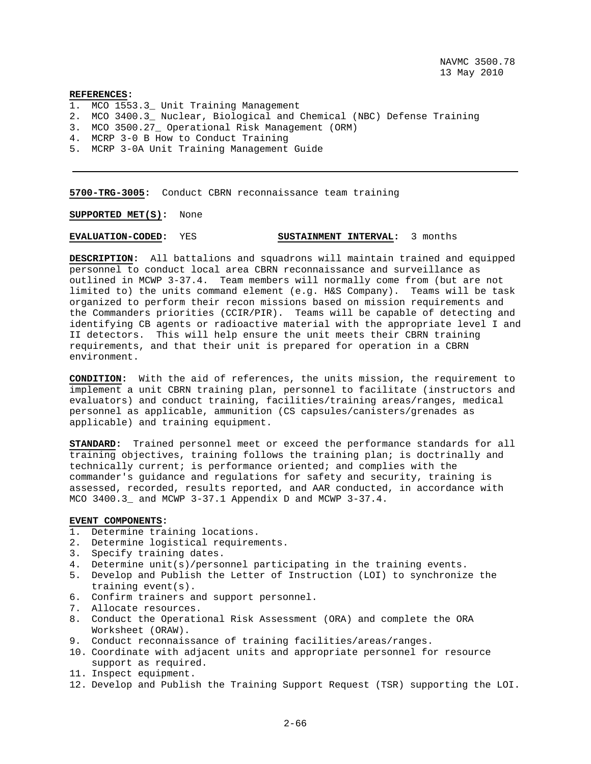**REFERENCES:**
1. MCO 1553.3_ Unit Training Management
2. MCO 3400.3_ Nuclear, Biological and Chemical (NBC) Defense Training
3. MCO 3500.27_ Operational Risk Management (ORM)
4. MCRP 3-0 B How to Conduct Training
5. MCRP 3-0A Unit Training Management Guide

---

**5700-TRG-3005:** Conduct CBRN reconnaissance team training

**SUPPORTED MET(S):** None

**EVALUATION-CODED:** YES **SUSTAINMENT INTERVAL:** 3 months

**DESCRIPTION:** All battalions and squadrons will maintain trained and equipped personnel to conduct local area CBRN reconnaissance and surveillance as outlined in MCWP 3-37.4. Team members will normally come from (but are not limited to) the units command element (e.g. H&S Company). Teams will be task organized to perform their recon missions based on mission requirements and the Commanders priorities (CCIR/PIR). Teams will be capable of detecting and identifying CB agents or radioactive material with the appropriate level I and II detectors. This will help ensure the unit meets their CBRN training requirements, and that their unit is prepared for operation in a CBRN environment.

**CONDITION:** With the aid of references, the units mission, the requirement to implement a unit CBRN training plan, personnel to facilitate (instructors and evaluators) and conduct training, facilities/training areas/ranges, medical personnel as applicable, ammunition (CS capsules/canisters/grenades as applicable) and training equipment.

**STANDARD:** Trained personnel meet or exceed the performance standards for all training objectives, training follows the training plan; is doctrinally and technically current; is performance oriented; and complies with the commander's guidance and regulations for safety and security, training is assessed, recorded, results reported, and AAR conducted, in accordance with MCO 3400.3_ and MCWP 3-37.1 Appendix D and MCWP 3-37.4.

**EVENT COMPONENTS:**
1. Determine training locations.
2. Determine logistical requirements.
3. Specify training dates.
4. Determine unit(s)/personnel participating in the training events.
5. Develop and Publish the Letter of Instruction (LOI) to synchronize the training event(s).
6. Confirm trainers and support personnel.
7. Allocate resources.
8. Conduct the Operational Risk Assessment (ORA) and complete the ORA Worksheet (ORAW).
9. Conduct reconnaissance of training facilities/areas/ranges.
10. Coordinate with adjacent units and appropriate personnel for resource support as required.
11. Inspect equipment.
12. Develop and Publish the Training Support Request (TSR) supporting the LOI.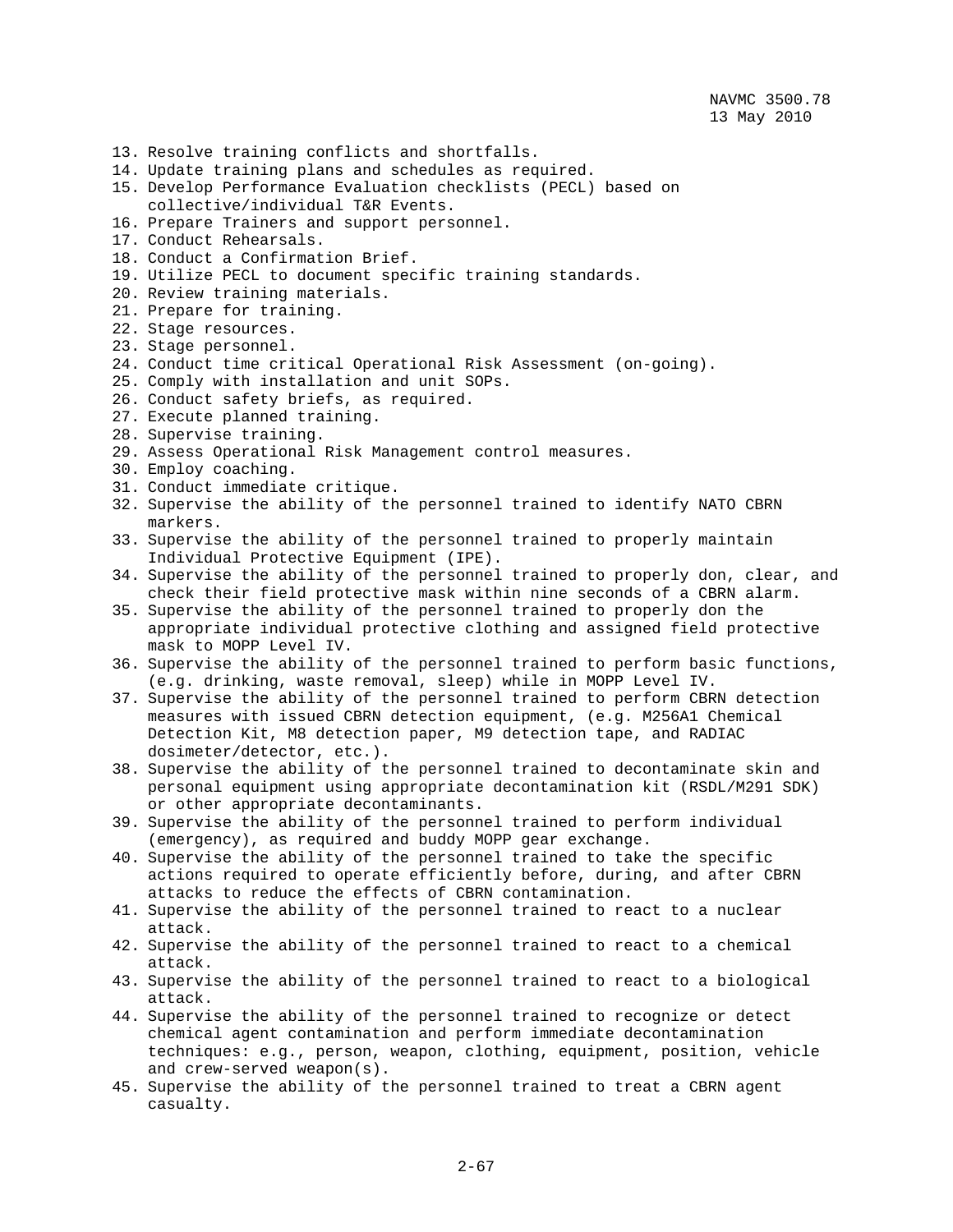13. Resolve training conflicts and shortfalls.
14. Update training plans and schedules as required.
15. Develop Performance Evaluation checklists (PECL) based on collective/individual T&R Events.
16. Prepare Trainers and support personnel.
17. Conduct Rehearsals.
18. Conduct a Confirmation Brief.
19. Utilize PECL to document specific training standards.
20. Review training materials.
21. Prepare for training.
22. Stage resources.
23. Stage personnel.
24. Conduct time critical Operational Risk Assessment (on-going).
25. Comply with installation and unit SOPs.
26. Conduct safety briefs, as required.
27. Execute planned training.
28. Supervise training.
29. Assess Operational Risk Management control measures.
30. Employ coaching.
31. Conduct immediate critique.
32. Supervise the ability of the personnel trained to identify NATO CBRN markers.
33. Supervise the ability of the personnel trained to properly maintain Individual Protective Equipment (IPE).
34. Supervise the ability of the personnel trained to properly don, clear, and check their field protective mask within nine seconds of a CBRN alarm.
35. Supervise the ability of the personnel trained to properly don the appropriate individual protective clothing and assigned field protective mask to MOPP Level IV.
36. Supervise the ability of the personnel trained to perform basic functions, (e.g. drinking, waste removal, sleep) while in MOPP Level IV.
37. Supervise the ability of the personnel trained to perform CBRN detection measures with issued CBRN detection equipment, (e.g. M256A1 Chemical Detection Kit, M8 detection paper, M9 detection tape, and RADIAC dosimeter/detector, etc.).
38. Supervise the ability of the personnel trained to decontaminate skin and personal equipment using appropriate decontamination kit (RSDL/M291 SDK) or other appropriate decontaminants.
39. Supervise the ability of the personnel trained to perform individual (emergency), as required and buddy MOPP gear exchange.
40. Supervise the ability of the personnel trained to take the specific actions required to operate efficiently before, during, and after CBRN attacks to reduce the effects of CBRN contamination.
41. Supervise the ability of the personnel trained to react to a nuclear attack.
42. Supervise the ability of the personnel trained to react to a chemical attack.
43. Supervise the ability of the personnel trained to react to a biological attack.
44. Supervise the ability of the personnel trained to recognize or detect chemical agent contamination and perform immediate decontamination techniques: e.g., person, weapon, clothing, equipment, position, vehicle and crew-served weapon(s).
45. Supervise the ability of the personnel trained to treat a CBRN agent casualty.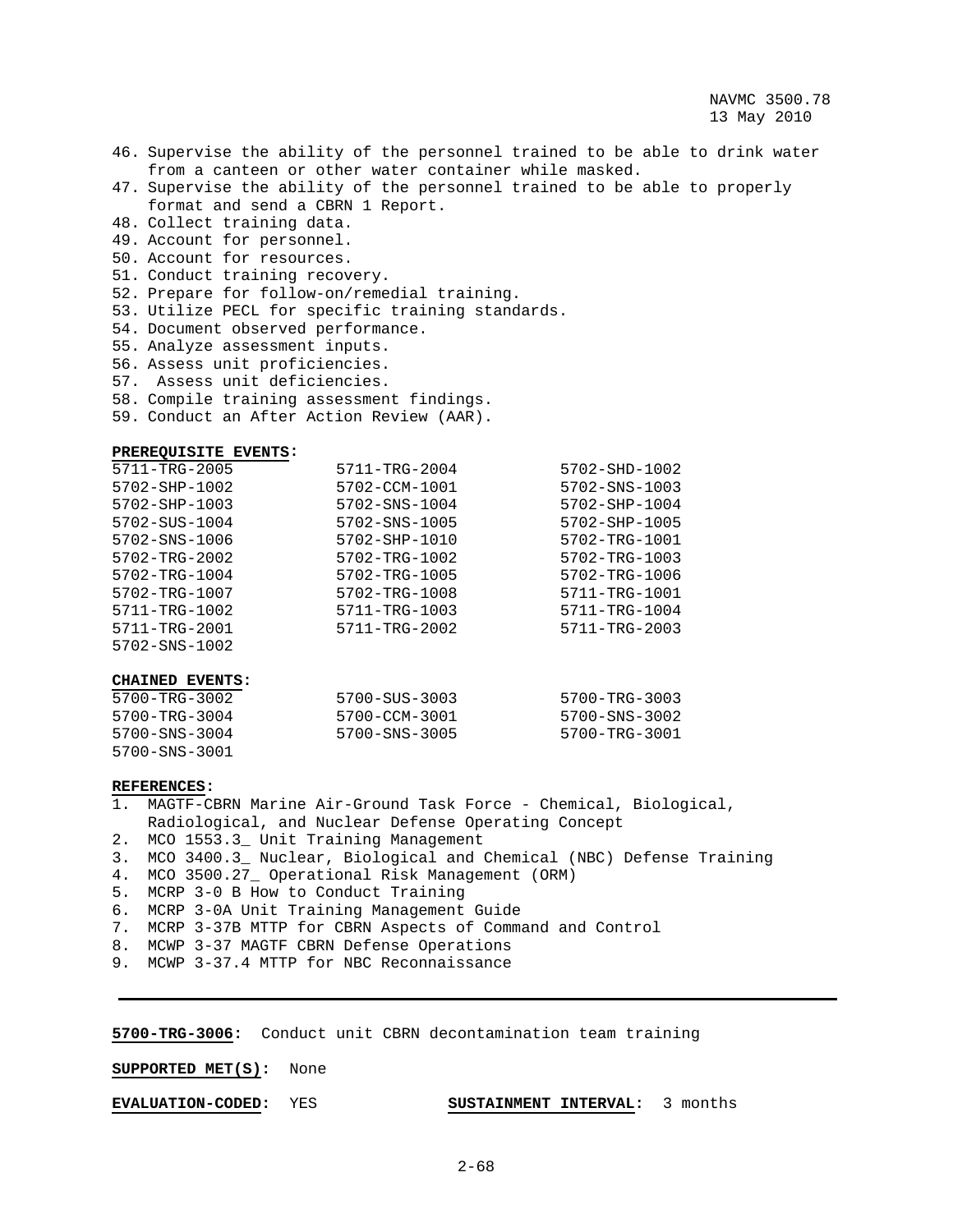46. Supervise the ability of the personnel trained to be able to drink water from a canteen or other water container while masked.
47. Supervise the ability of the personnel trained to be able to properly format and send a CBRN 1 Report.
48. Collect training data.
49. Account for personnel.
50. Account for resources.
51. Conduct training recovery.
52. Prepare for follow-on/remedial training.
53. Utilize PECL for specific training standards.
54. Document observed performance.
55. Analyze assessment inputs.
56. Assess unit proficiencies.
57. Assess unit deficiencies.
58. Compile training assessment findings.
59. Conduct an After Action Review (AAR).

**PREREQUISITE EVENTS:**

| | | |
|---|---|---|
| 5711-TRG-2005 | 5711-TRG-2004 | 5702-SHD-1002 |
| 5702-SHP-1002 | 5702-CCM-1001 | 5702-SNS-1003 |
| 5702-SHP-1003 | 5702-SNS-1004 | 5702-SHP-1004 |
| 5702-SUS-1004 | 5702-SNS-1005 | 5702-SHP-1005 |
| 5702-SNS-1006 | 5702-SHP-1010 | 5702-TRG-1001 |
| 5702-TRG-2002 | 5702-TRG-1002 | 5702-TRG-1003 |
| 5702-TRG-1004 | 5702-TRG-1005 | 5702-TRG-1006 |
| 5702-TRG-1007 | 5702-TRG-1008 | 5711-TRG-1001 |
| 5711-TRG-1002 | 5711-TRG-1003 | 5711-TRG-1004 |
| 5711-TRG-2001 | 5711-TRG-2002 | 5711-TRG-2003 |
| 5702-SNS-1002 | | |

**CHAINED EVENTS:**

| | | |
|---|---|---|
| 5700-TRG-3002 | 5700-SUS-3003 | 5700-TRG-3003 |
| 5700-TRG-3004 | 5700-CCM-3001 | 5700-SNS-3002 |
| 5700-SNS-3004 | 5700-SNS-3005 | 5700-TRG-3001 |
| 5700-SNS-3001 | | |

**REFERENCES:**
1. MAGTF-CBRN Marine Air-Ground Task Force - Chemical, Biological, Radiological, and Nuclear Defense Operating Concept
2. MCO 1553.3_ Unit Training Management
3. MCO 3400.3_ Nuclear, Biological and Chemical (NBC) Defense Training
4. MCO 3500.27_ Operational Risk Management (ORM)
5. MCRP 3-0 B How to Conduct Training
6. MCRP 3-0A Unit Training Management Guide
7. MCRP 3-37B MTTP for CBRN Aspects of Command and Control
8. MCWP 3-37 MAGTF CBRN Defense Operations
9. MCWP 3-37.4 MTTP for NBC Reconnaissance

---

**5700-TRG-3006**: Conduct unit CBRN decontamination team training

**SUPPORTED MET(S):** None

**EVALUATION-CODED:** YES **SUSTAINMENT INTERVAL:** 3 months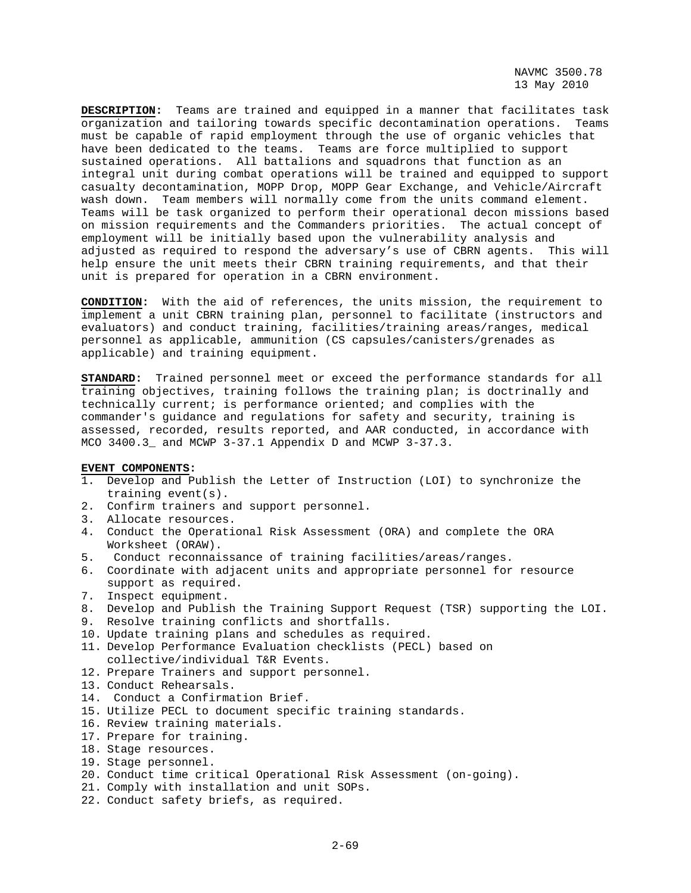**DESCRIPTION:** Teams are trained and equipped in a manner that facilitates task organization and tailoring towards specific decontamination operations. Teams must be capable of rapid employment through the use of organic vehicles that have been dedicated to the teams. Teams are force multiplied to support sustained operations. All battalions and squadrons that function as an integral unit during combat operations will be trained and equipped to support casualty decontamination, MOPP Drop, MOPP Gear Exchange, and Vehicle/Aircraft wash down. Team members will normally come from the units command element. Teams will be task organized to perform their operational decon missions based on mission requirements and the Commanders priorities. The actual concept of employment will be initially based upon the vulnerability analysis and adjusted as required to respond the adversary's use of CBRN agents. This will help ensure the unit meets their CBRN training requirements, and that their unit is prepared for operation in a CBRN environment.

**CONDITION:** With the aid of references, the units mission, the requirement to implement a unit CBRN training plan, personnel to facilitate (instructors and evaluators) and conduct training, facilities/training areas/ranges, medical personnel as applicable, ammunition (CS capsules/canisters/grenades as applicable) and training equipment.

**STANDARD:** Trained personnel meet or exceed the performance standards for all training objectives, training follows the training plan; is doctrinally and technically current; is performance oriented; and complies with the commander's guidance and regulations for safety and security, training is assessed, recorded, results reported, and AAR conducted, in accordance with MCO 3400.3_ and MCWP 3-37.1 Appendix D and MCWP 3-37.3.

**EVENT COMPONENTS:**

1. Develop and Publish the Letter of Instruction (LOI) to synchronize the training event(s).
2. Confirm trainers and support personnel.
3. Allocate resources.
4. Conduct the Operational Risk Assessment (ORA) and complete the ORA Worksheet (ORAW).
5. Conduct reconnaissance of training facilities/areas/ranges.
6. Coordinate with adjacent units and appropriate personnel for resource support as required.
7. Inspect equipment.
8. Develop and Publish the Training Support Request (TSR) supporting the LOI.
9. Resolve training conflicts and shortfalls.
10. Update training plans and schedules as required.
11. Develop Performance Evaluation checklists (PECL) based on collective/individual T&R Events.
12. Prepare Trainers and support personnel.
13. Conduct Rehearsals.
14. Conduct a Confirmation Brief.
15. Utilize PECL to document specific training standards.
16. Review training materials.
17. Prepare for training.
18. Stage resources.
19. Stage personnel.
20. Conduct time critical Operational Risk Assessment (on-going).
21. Comply with installation and unit SOPs.
22. Conduct safety briefs, as required.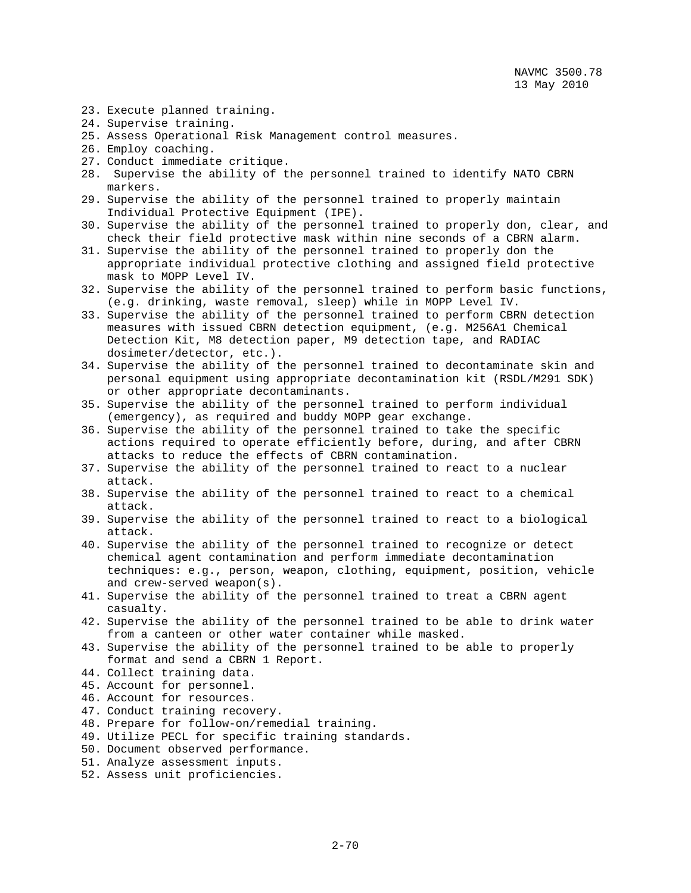23. Execute planned training.
24. Supervise training.
25. Assess Operational Risk Management control measures.
26. Employ coaching.
27. Conduct immediate critique.
28. Supervise the ability of the personnel trained to identify NATO CBRN markers.
29. Supervise the ability of the personnel trained to properly maintain Individual Protective Equipment (IPE).
30. Supervise the ability of the personnel trained to properly don, clear, and check their field protective mask within nine seconds of a CBRN alarm.
31. Supervise the ability of the personnel trained to properly don the appropriate individual protective clothing and assigned field protective mask to MOPP Level IV.
32. Supervise the ability of the personnel trained to perform basic functions, (e.g. drinking, waste removal, sleep) while in MOPP Level IV.
33. Supervise the ability of the personnel trained to perform CBRN detection measures with issued CBRN detection equipment, (e.g. M256A1 Chemical Detection Kit, M8 detection paper, M9 detection tape, and RADIAC dosimeter/detector, etc.).
34. Supervise the ability of the personnel trained to decontaminate skin and personal equipment using appropriate decontamination kit (RSDL/M291 SDK) or other appropriate decontaminants.
35. Supervise the ability of the personnel trained to perform individual (emergency), as required and buddy MOPP gear exchange.
36. Supervise the ability of the personnel trained to take the specific actions required to operate efficiently before, during, and after CBRN attacks to reduce the effects of CBRN contamination.
37. Supervise the ability of the personnel trained to react to a nuclear attack.
38. Supervise the ability of the personnel trained to react to a chemical attack.
39. Supervise the ability of the personnel trained to react to a biological attack.
40. Supervise the ability of the personnel trained to recognize or detect chemical agent contamination and perform immediate decontamination techniques: e.g., person, weapon, clothing, equipment, position, vehicle and crew-served weapon(s).
41. Supervise the ability of the personnel trained to treat a CBRN agent casualty.
42. Supervise the ability of the personnel trained to be able to drink water from a canteen or other water container while masked.
43. Supervise the ability of the personnel trained to be able to properly format and send a CBRN 1 Report.
44. Collect training data.
45. Account for personnel.
46. Account for resources.
47. Conduct training recovery.
48. Prepare for follow-on/remedial training.
49. Utilize PECL for specific training standards.
50. Document observed performance.
51. Analyze assessment inputs.
52. Assess unit proficiencies.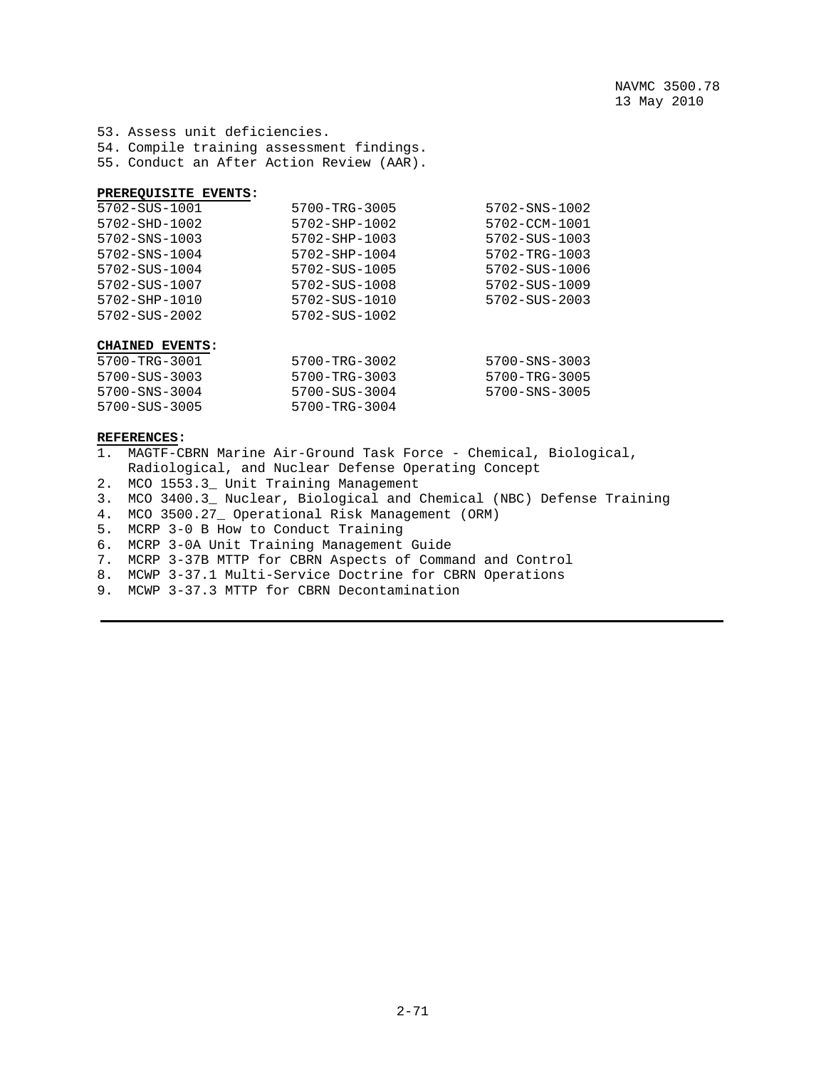53. Assess unit deficiencies.
54. Compile training assessment findings.
55. Conduct an After Action Review (AAR).

**PREREQUISITE EVENTS:**

| | | |
|---|---|---|
| 5702-SUS-1001 | 5700-TRG-3005 | 5702-SNS-1002 |
| 5702-SHD-1002 | 5702-SHP-1002 | 5702-CCM-1001 |
| 5702-SNS-1003 | 5702-SHP-1003 | 5702-SUS-1003 |
| 5702-SNS-1004 | 5702-SHP-1004 | 5702-TRG-1003 |
| 5702-SUS-1004 | 5702-SUS-1005 | 5702-SUS-1006 |
| 5702-SUS-1007 | 5702-SUS-1008 | 5702-SUS-1009 |
| 5702-SHP-1010 | 5702-SUS-1010 | 5702-SUS-2003 |
| 5702-SUS-2002 | 5702-SUS-1002 | |

**CHAINED EVENTS:**

| | | |
|---|---|---|
| 5700-TRG-3001 | 5700-TRG-3002 | 5700-SNS-3003 |
| 5700-SUS-3003 | 5700-TRG-3003 | 5700-TRG-3005 |
| 5700-SNS-3004 | 5700-SUS-3004 | 5700-SNS-3005 |
| 5700-SUS-3005 | 5700-TRG-3004 | |

**REFERENCES:**

1. MAGTF-CBRN Marine Air-Ground Task Force - Chemical, Biological, Radiological, and Nuclear Defense Operating Concept
2. MCO 1553.3_ Unit Training Management
3. MCO 3400.3_ Nuclear, Biological and Chemical (NBC) Defense Training
4. MCO 3500.27_ Operational Risk Management (ORM)
5. MCRP 3-0 B How to Conduct Training
6. MCRP 3-0A Unit Training Management Guide
7. MCRP 3-37B MTTP for CBRN Aspects of Command and Control
8. MCWP 3-37.1 Multi-Service Doctrine for CBRN Operations
9. MCWP 3-37.3 MTTP for CBRN Decontamination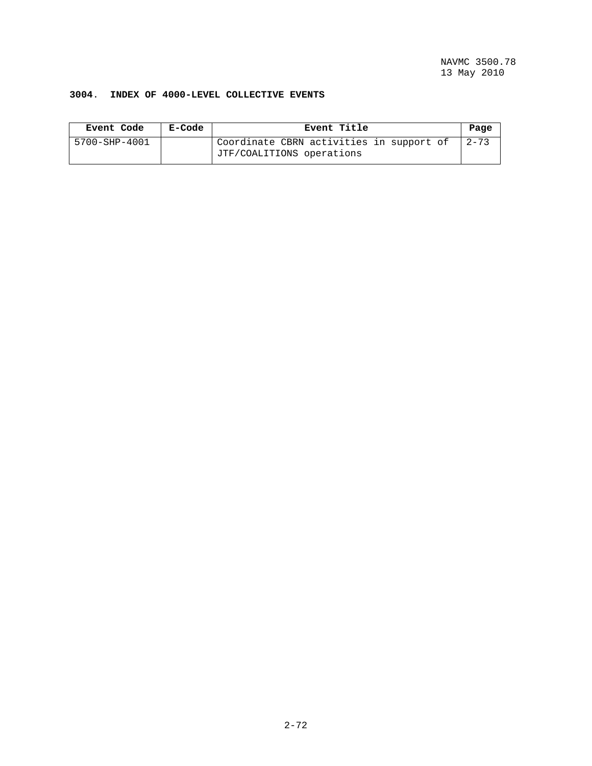**3004. INDEX OF 4000-LEVEL COLLECTIVE EVENTS**

| Event Code | E-Code | Event Title | Page |
|---|---|---|---|
| 5700-SHP-4001 | | Coordinate CBRN activities in support of JTF/COALITIONS operations | 2-73 |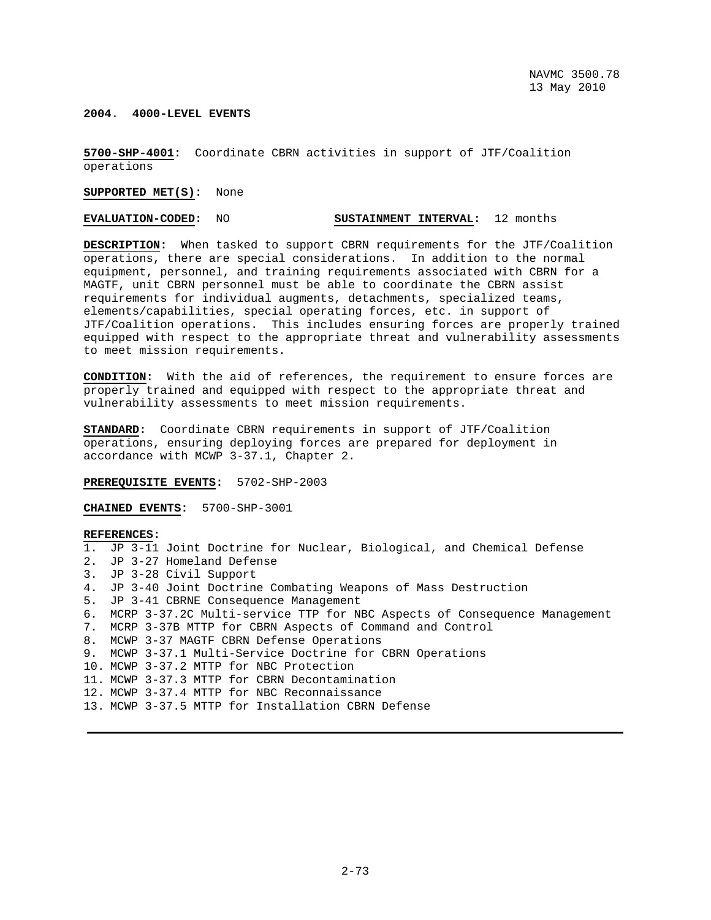**2004. 4000-LEVEL EVENTS**

**5700-SHP-4001:** Coordinate CBRN activities in support of JTF/Coalition operations

**SUPPORTED MET(S):** None

**EVALUATION-CODED:** NO **SUSTAINMENT INTERVAL:** 12 months

**DESCRIPTION:** When tasked to support CBRN requirements for the JTF/Coalition operations, there are special considerations. In addition to the normal equipment, personnel, and training requirements associated with CBRN for a MAGTF, unit CBRN personnel must be able to coordinate the CBRN assist requirements for individual augments, detachments, specialized teams, elements/capabilities, special operating forces, etc. in support of JTF/Coalition operations. This includes ensuring forces are properly trained equipped with respect to the appropriate threat and vulnerability assessments to meet mission requirements.

**CONDITION:** With the aid of references, the requirement to ensure forces are properly trained and equipped with respect to the appropriate threat and vulnerability assessments to meet mission requirements.

**STANDARD:** Coordinate CBRN requirements in support of JTF/Coalition operations, ensuring deploying forces are prepared for deployment in accordance with MCWP 3-37.1, Chapter 2.

**PREREQUISITE EVENTS:** 5702-SHP-2003

**CHAINED EVENTS:** 5700-SHP-3001

**REFERENCES:**
1. JP 3-11 Joint Doctrine for Nuclear, Biological, and Chemical Defense
2. JP 3-27 Homeland Defense
3. JP 3-28 Civil Support
4. JP 3-40 Joint Doctrine Combating Weapons of Mass Destruction
5. JP 3-41 CBRNE Consequence Management
6. MCRP 3-37.2C Multi-service TTP for NBC Aspects of Consequence Management
7. MCRP 3-37B MTTP for CBRN Aspects of Command and Control
8. MCWP 3-37 MAGTF CBRN Defense Operations
9. MCWP 3-37.1 Multi-Service Doctrine for CBRN Operations
10. MCWP 3-37.2 MTTP for NBC Protection
11. MCWP 3-37.3 MTTP for CBRN Decontamination
12. MCWP 3-37.4 MTTP for NBC Reconnaissance
13. MCWP 3-37.5 MTTP for Installation CBRN Defense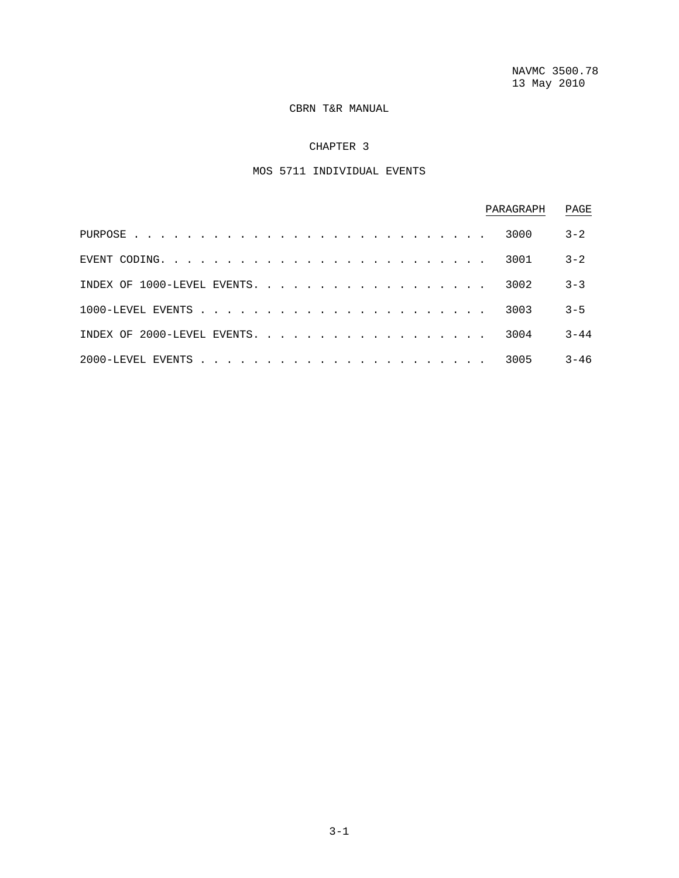CBRN T&R MANUAL

# CHAPTER 3

## MOS 5711 INDIVIDUAL EVENTS

| | PARAGRAPH | PAGE |
|---|---|---|
| PURPOSE | 3000 | 3-2 |
| EVENT CODING | 3001 | 3-2 |
| INDEX OF 1000-LEVEL EVENTS | 3002 | 3-3 |
| 1000-LEVEL EVENTS | 3003 | 3-5 |
| INDEX OF 2000-LEVEL EVENTS | 3004 | 3-44 |
| 2000-LEVEL EVENTS | 3005 | 3-46 |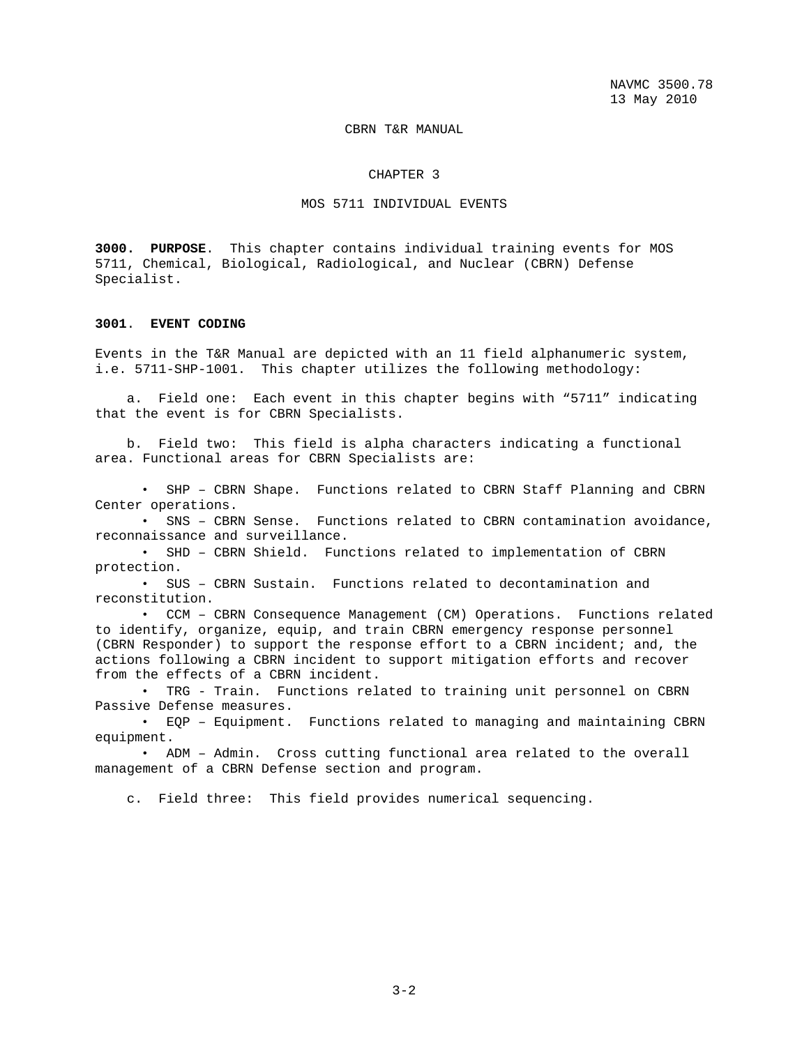CBRN T&R MANUAL

# CHAPTER 3

## MOS 5711 INDIVIDUAL EVENTS

**3000. PURPOSE**. This chapter contains individual training events for MOS 5711, Chemical, Biological, Radiological, and Nuclear (CBRN) Defense Specialist.

**3001. EVENT CODING**

Events in the T&R Manual are depicted with an 11 field alphanumeric system, i.e. 5711-SHP-1001. This chapter utilizes the following methodology:

a. Field one: Each event in this chapter begins with "5711" indicating that the event is for CBRN Specialists.

b. Field two: This field is alpha characters indicating a functional area. Functional areas for CBRN Specialists are:

- SHP – CBRN Shape. Functions related to CBRN Staff Planning and CBRN Center operations.
- SNS – CBRN Sense. Functions related to CBRN contamination avoidance, reconnaissance and surveillance.
- SHD – CBRN Shield. Functions related to implementation of CBRN protection.
- SUS – CBRN Sustain. Functions related to decontamination and reconstitution.
- CCM – CBRN Consequence Management (CM) Operations. Functions related to identify, organize, equip, and train CBRN emergency response personnel (CBRN Responder) to support the response effort to a CBRN incident; and, the actions following a CBRN incident to support mitigation efforts and recover from the effects of a CBRN incident.
- TRG - Train. Functions related to training unit personnel on CBRN Passive Defense measures.
- EQP – Equipment. Functions related to managing and maintaining CBRN equipment.
- ADM – Admin. Cross cutting functional area related to the overall management of a CBRN Defense section and program.

c. Field three: This field provides numerical sequencing.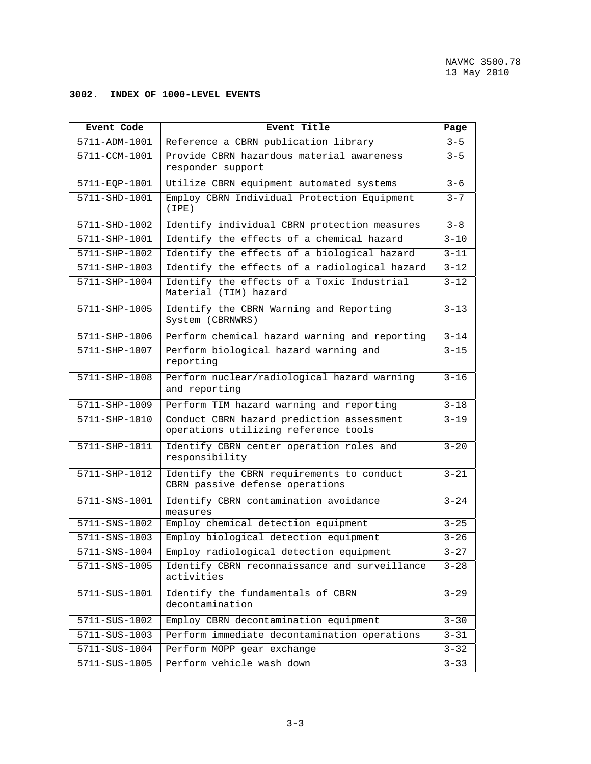### 3002. INDEX OF 1000-LEVEL EVENTS

| Event Code | Event Title | Page |
|---|---|---|
| 5711-ADM-1001 | Reference a CBRN publication library | 3-5 |
| 5711-CCM-1001 | Provide CBRN hazardous material awareness responder support | 3-5 |
| 5711-EQP-1001 | Utilize CBRN equipment automated systems | 3-6 |
| 5711-SHD-1001 | Employ CBRN Individual Protection Equipment (IPE) | 3-7 |
| 5711-SHD-1002 | Identify individual CBRN protection measures | 3-8 |
| 5711-SHP-1001 | Identify the effects of a chemical hazard | 3-10 |
| 5711-SHP-1002 | Identify the effects of a biological hazard | 3-11 |
| 5711-SHP-1003 | Identify the effects of a radiological hazard | 3-12 |
| 5711-SHP-1004 | Identify the effects of a Toxic Industrial Material (TIM) hazard | 3-12 |
| 5711-SHP-1005 | Identify the CBRN Warning and Reporting System (CBRNWRS) | 3-13 |
| 5711-SHP-1006 | Perform chemical hazard warning and reporting | 3-14 |
| 5711-SHP-1007 | Perform biological hazard warning and reporting | 3-15 |
| 5711-SHP-1008 | Perform nuclear/radiological hazard warning and reporting | 3-16 |
| 5711-SHP-1009 | Perform TIM hazard warning and reporting | 3-18 |
| 5711-SHP-1010 | Conduct CBRN hazard prediction assessment operations utilizing reference tools | 3-19 |
| 5711-SHP-1011 | Identify CBRN center operation roles and responsibility | 3-20 |
| 5711-SHP-1012 | Identify the CBRN requirements to conduct CBRN passive defense operations | 3-21 |
| 5711-SNS-1001 | Identify CBRN contamination avoidance measures | 3-24 |
| 5711-SNS-1002 | Employ chemical detection equipment | 3-25 |
| 5711-SNS-1003 | Employ biological detection equipment | 3-26 |
| 5711-SNS-1004 | Employ radiological detection equipment | 3-27 |
| 5711-SNS-1005 | Identify CBRN reconnaissance and surveillance activities | 3-28 |
| 5711-SUS-1001 | Identify the fundamentals of CBRN decontamination | 3-29 |
| 5711-SUS-1002 | Employ CBRN decontamination equipment | 3-30 |
| 5711-SUS-1003 | Perform immediate decontamination operations | 3-31 |
| 5711-SUS-1004 | Perform MOPP gear exchange | 3-32 |
| 5711-SUS-1005 | Perform vehicle wash down | 3-33 |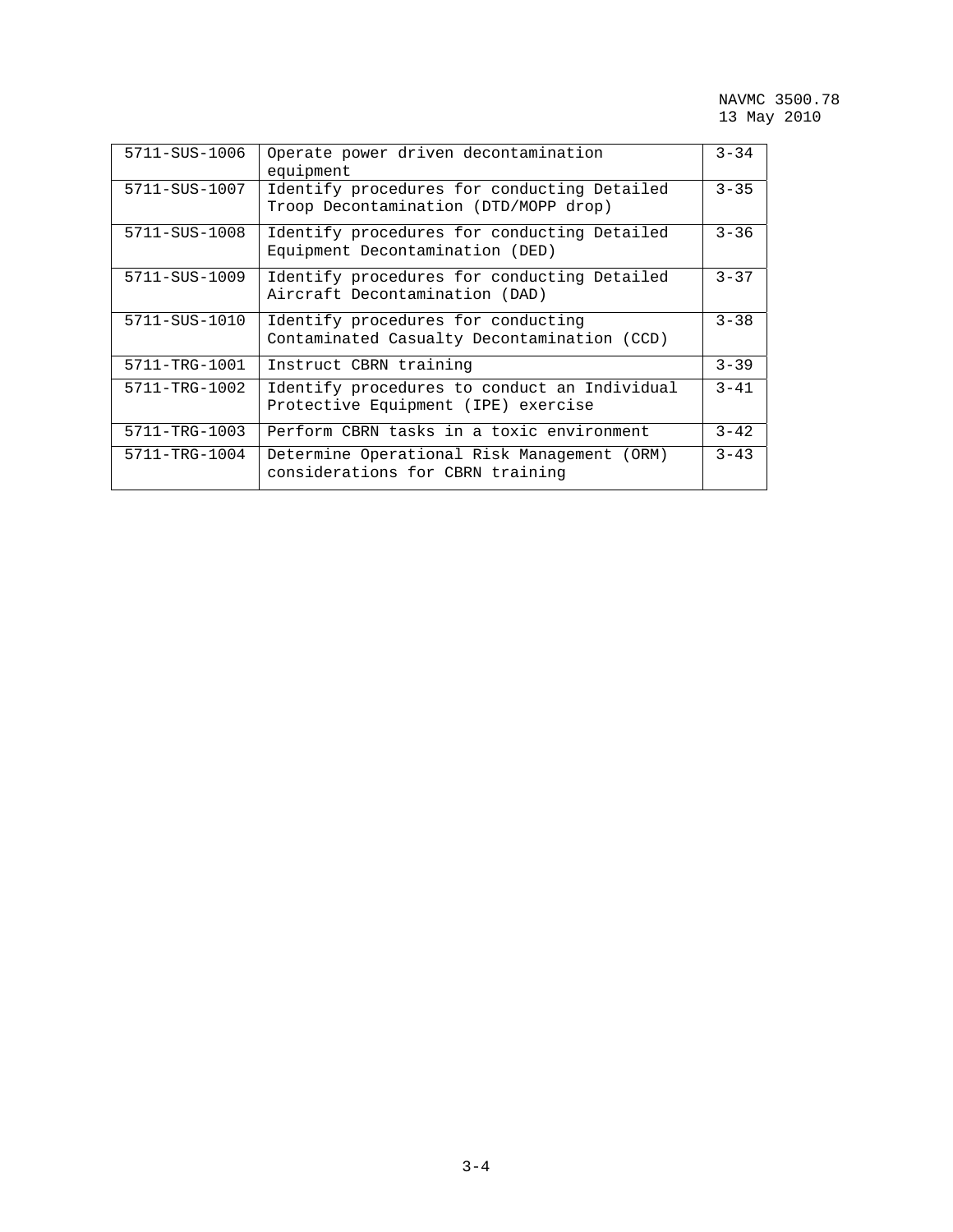| | | |
|---|---|---|
| 5711-SUS-1006 | Operate power driven decontamination equipment | 3-34 |
| 5711-SUS-1007 | Identify procedures for conducting Detailed Troop Decontamination (DTD/MOPP drop) | 3-35 |
| 5711-SUS-1008 | Identify procedures for conducting Detailed Equipment Decontamination (DED) | 3-36 |
| 5711-SUS-1009 | Identify procedures for conducting Detailed Aircraft Decontamination (DAD) | 3-37 |
| 5711-SUS-1010 | Identify procedures for conducting Contaminated Casualty Decontamination (CCD) | 3-38 |
| 5711-TRG-1001 | Instruct CBRN training | 3-39 |
| 5711-TRG-1002 | Identify procedures to conduct an Individual Protective Equipment (IPE) exercise | 3-41 |
| 5711-TRG-1003 | Perform CBRN tasks in a toxic environment | 3-42 |
| 5711-TRG-1004 | Determine Operational Risk Management (ORM) considerations for CBRN training | 3-43 |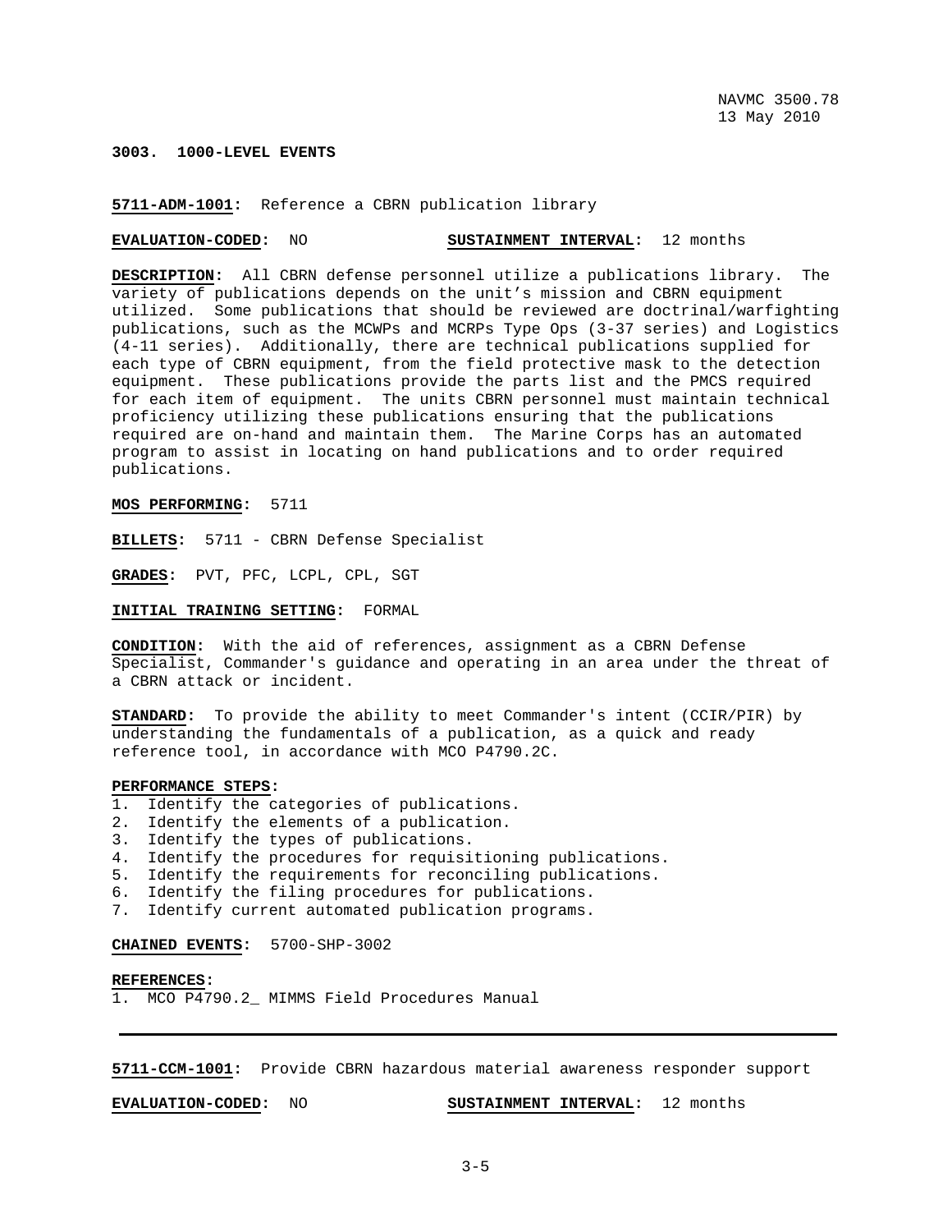**3003. 1000-LEVEL EVENTS**

**5711-ADM-1001:** Reference a CBRN publication library

**EVALUATION-CODED:** NO **SUSTAINMENT INTERVAL:** 12 months

**DESCRIPTION:** All CBRN defense personnel utilize a publications library. The variety of publications depends on the unit's mission and CBRN equipment utilized. Some publications that should be reviewed are doctrinal/warfighting publications, such as the MCWPs and MCRPs Type Ops (3-37 series) and Logistics (4-11 series). Additionally, there are technical publications supplied for each type of CBRN equipment, from the field protective mask to the detection equipment. These publications provide the parts list and the PMCS required for each item of equipment. The units CBRN personnel must maintain technical proficiency utilizing these publications ensuring that the publications required are on-hand and maintain them. The Marine Corps has an automated program to assist in locating on hand publications and to order required publications.

**MOS PERFORMING:** 5711

**BILLETS:** 5711 - CBRN Defense Specialist

**GRADES:** PVT, PFC, LCPL, CPL, SGT

**INITIAL TRAINING SETTING:** FORMAL

**CONDITION:** With the aid of references, assignment as a CBRN Defense Specialist, Commander's guidance and operating in an area under the threat of a CBRN attack or incident.

**STANDARD:** To provide the ability to meet Commander's intent (CCIR/PIR) by understanding the fundamentals of a publication, as a quick and ready reference tool, in accordance with MCO P4790.2C.

**PERFORMANCE STEPS:**
1. Identify the categories of publications.
2. Identify the elements of a publication.
3. Identify the types of publications.
4. Identify the procedures for requisitioning publications.
5. Identify the requirements for reconciling publications.
6. Identify the filing procedures for publications.
7. Identify current automated publication programs.

**CHAINED EVENTS:** 5700-SHP-3002

**REFERENCES:**
1. MCO P4790.2_ MIMMS Field Procedures Manual

---

**5711-CCM-1001:** Provide CBRN hazardous material awareness responder support

**EVALUATION-CODED:** NO **SUSTAINMENT INTERVAL:** 12 months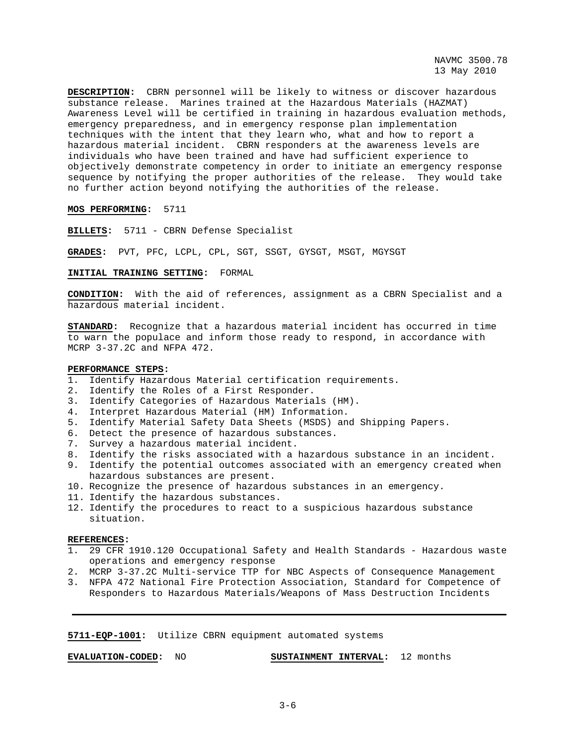**DESCRIPTION:** CBRN personnel will be likely to witness or discover hazardous substance release. Marines trained at the Hazardous Materials (HAZMAT) Awareness Level will be certified in training in hazardous evaluation methods, emergency preparedness, and in emergency response plan implementation techniques with the intent that they learn who, what and how to report a hazardous material incident. CBRN responders at the awareness levels are individuals who have been trained and have had sufficient experience to objectively demonstrate competency in order to initiate an emergency response sequence by notifying the proper authorities of the release. They would take no further action beyond notifying the authorities of the release.

**MOS PERFORMING:** 5711

**BILLETS:** 5711 - CBRN Defense Specialist

**GRADES:** PVT, PFC, LCPL, CPL, SGT, SSGT, GYSGT, MSGT, MGYSGT

**INITIAL TRAINING SETTING:** FORMAL

**CONDITION:** With the aid of references, assignment as a CBRN Specialist and a hazardous material incident.

**STANDARD:** Recognize that a hazardous material incident has occurred in time to warn the populace and inform those ready to respond, in accordance with MCRP 3-37.2C and NFPA 472.

**PERFORMANCE STEPS:**

1. Identify Hazardous Material certification requirements.
2. Identify the Roles of a First Responder.
3. Identify Categories of Hazardous Materials (HM).
4. Interpret Hazardous Material (HM) Information.
5. Identify Material Safety Data Sheets (MSDS) and Shipping Papers.
6. Detect the presence of hazardous substances.
7. Survey a hazardous material incident.
8. Identify the risks associated with a hazardous substance in an incident.
9. Identify the potential outcomes associated with an emergency created when hazardous substances are present.
10. Recognize the presence of hazardous substances in an emergency.
11. Identify the hazardous substances.
12. Identify the procedures to react to a suspicious hazardous substance situation.

**REFERENCES:**

1. 29 CFR 1910.120 Occupational Safety and Health Standards - Hazardous waste operations and emergency response
2. MCRP 3-37.2C Multi-service TTP for NBC Aspects of Consequence Management
3. NFPA 472 National Fire Protection Association, Standard for Competence of Responders to Hazardous Materials/Weapons of Mass Destruction Incidents

---

**5711-EQP-1001:** Utilize CBRN equipment automated systems

**EVALUATION-CODED:** NO **SUSTAINMENT INTERVAL:** 12 months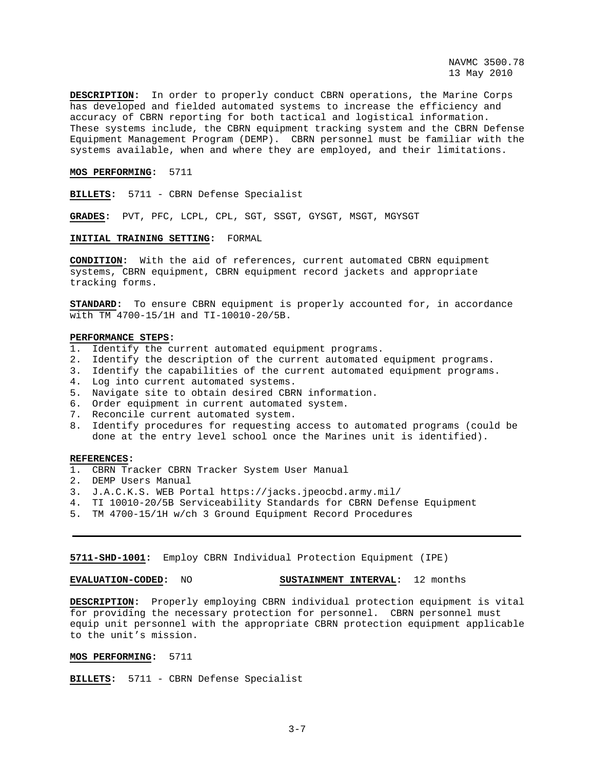**DESCRIPTION:** In order to properly conduct CBRN operations, the Marine Corps has developed and fielded automated systems to increase the efficiency and accuracy of CBRN reporting for both tactical and logistical information. These systems include, the CBRN equipment tracking system and the CBRN Defense Equipment Management Program (DEMP). CBRN personnel must be familiar with the systems available, when and where they are employed, and their limitations.

**MOS PERFORMING:** 5711

**BILLETS:** 5711 - CBRN Defense Specialist

**GRADES:** PVT, PFC, LCPL, CPL, SGT, SSGT, GYSGT, MSGT, MGYSGT

**INITIAL TRAINING SETTING:** FORMAL

**CONDITION:** With the aid of references, current automated CBRN equipment systems, CBRN equipment, CBRN equipment record jackets and appropriate tracking forms.

**STANDARD:** To ensure CBRN equipment is properly accounted for, in accordance with TM 4700-15/1H and TI-10010-20/5B.

**PERFORMANCE STEPS:**

1. Identify the current automated equipment programs.
2. Identify the description of the current automated equipment programs.
3. Identify the capabilities of the current automated equipment programs.
4. Log into current automated systems.
5. Navigate site to obtain desired CBRN information.
6. Order equipment in current automated system.
7. Reconcile current automated system.
8. Identify procedures for requesting access to automated programs (could be done at the entry level school once the Marines unit is identified).

**REFERENCES:**

1. CBRN Tracker CBRN Tracker System User Manual
2. DEMP Users Manual
3. J.A.C.K.S. WEB Portal https://jacks.jpeocbd.army.mil/
4. TI 10010-20/5B Serviceability Standards for CBRN Defense Equipment
5. TM 4700-15/1H w/ch 3 Ground Equipment Record Procedures

---

**5711-SHD-1001:** Employ CBRN Individual Protection Equipment (IPE)

**EVALUATION-CODED:** NO **SUSTAINMENT INTERVAL:** 12 months

**DESCRIPTION:** Properly employing CBRN individual protection equipment is vital for providing the necessary protection for personnel. CBRN personnel must equip unit personnel with the appropriate CBRN protection equipment applicable to the unit's mission.

**MOS PERFORMING:** 5711

**BILLETS:** 5711 - CBRN Defense Specialist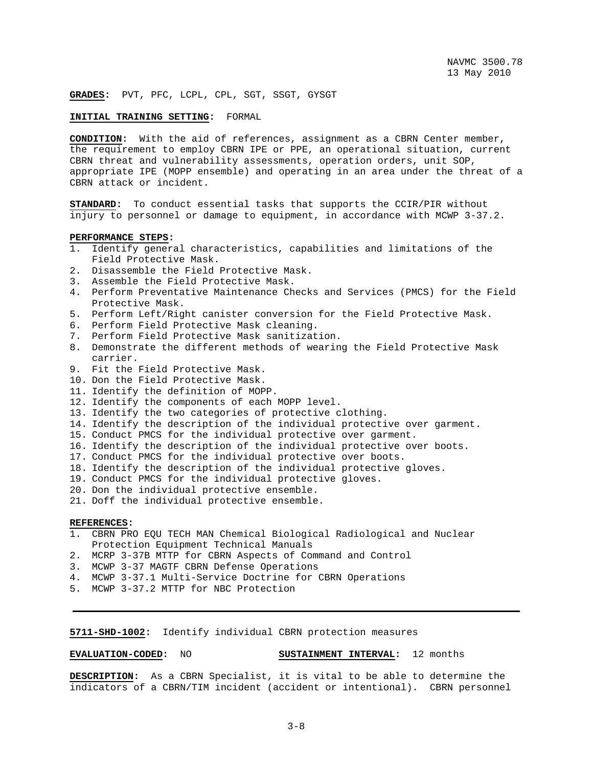**GRADES:** PVT, PFC, LCPL, CPL, SGT, SSGT, GYSGT

**INITIAL TRAINING SETTING:** FORMAL

**CONDITION:** With the aid of references, assignment as a CBRN Center member, the requirement to employ CBRN IPE or PPE, an operational situation, current CBRN threat and vulnerability assessments, operation orders, unit SOP, appropriate IPE (MOPP ensemble) and operating in an area under the threat of a CBRN attack or incident.

**STANDARD:** To conduct essential tasks that supports the CCIR/PIR without injury to personnel or damage to equipment, in accordance with MCWP 3-37.2.

**PERFORMANCE STEPS:**

1. Identify general characteristics, capabilities and limitations of the Field Protective Mask.
2. Disassemble the Field Protective Mask.
3. Assemble the Field Protective Mask.
4. Perform Preventative Maintenance Checks and Services (PMCS) for the Field Protective Mask.
5. Perform Left/Right canister conversion for the Field Protective Mask.
6. Perform Field Protective Mask cleaning.
7. Perform Field Protective Mask sanitization.
8. Demonstrate the different methods of wearing the Field Protective Mask carrier.
9. Fit the Field Protective Mask.
10. Don the Field Protective Mask.
11. Identify the definition of MOPP.
12. Identify the components of each MOPP level.
13. Identify the two categories of protective clothing.
14. Identify the description of the individual protective over garment.
15. Conduct PMCS for the individual protective over garment.
16. Identify the description of the individual protective over boots.
17. Conduct PMCS for the individual protective over boots.
18. Identify the description of the individual protective gloves.
19. Conduct PMCS for the individual protective gloves.
20. Don the individual protective ensemble.
21. Doff the individual protective ensemble.

**REFERENCES:**

1. CBRN PRO EQU TECH MAN Chemical Biological Radiological and Nuclear Protection Equipment Technical Manuals
2. MCRP 3-37B MTTP for CBRN Aspects of Command and Control
3. MCWP 3-37 MAGTF CBRN Defense Operations
4. MCWP 3-37.1 Multi-Service Doctrine for CBRN Operations
5. MCWP 3-37.2 MTTP for NBC Protection

---

**5711-SHD-1002:** Identify individual CBRN protection measures

**EVALUATION-CODED:** NO **SUSTAINMENT INTERVAL:** 12 months

**DESCRIPTION:** As a CBRN Specialist, it is vital to be able to determine the indicators of a CBRN/TIM incident (accident or intentional). CBRN personnel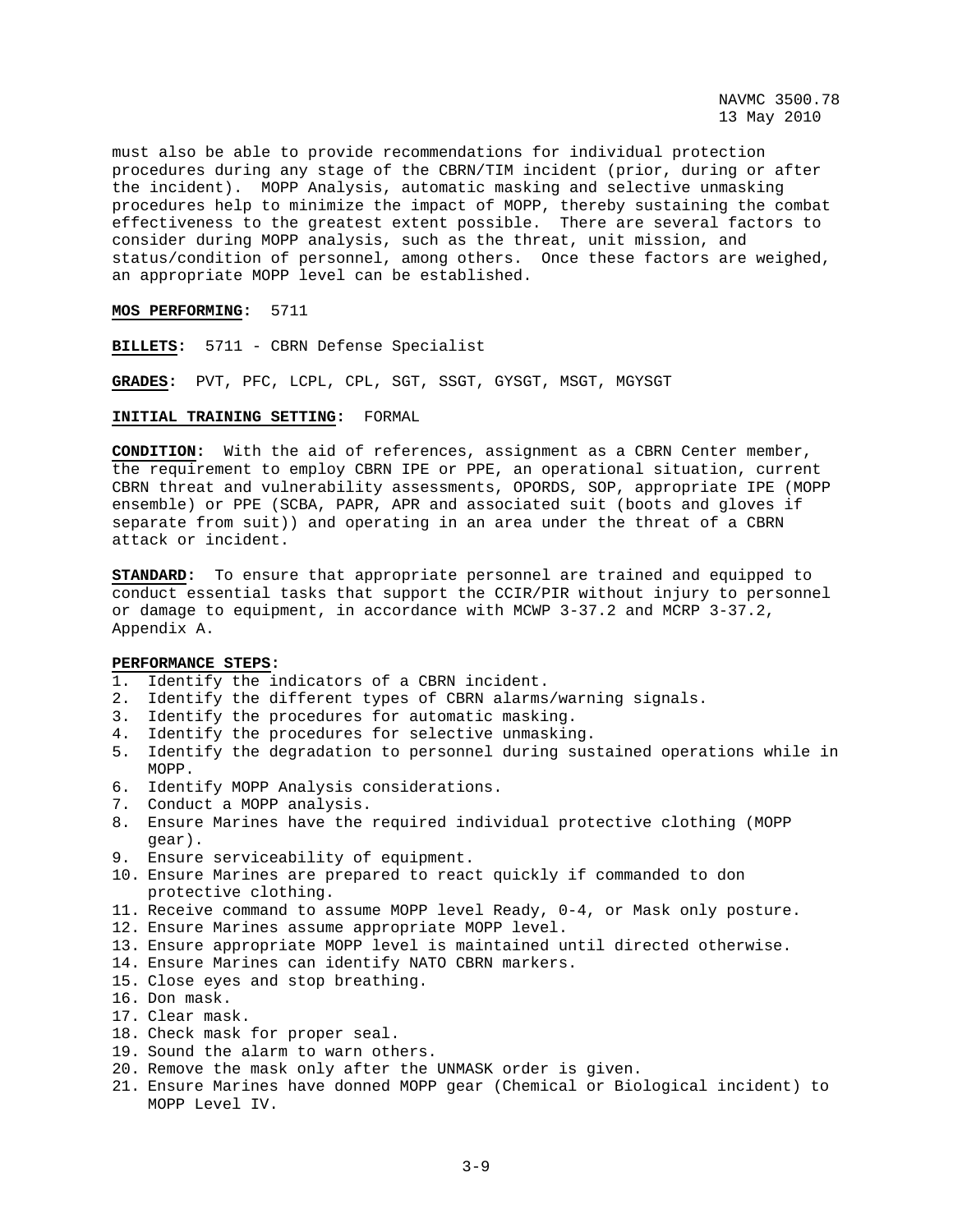must also be able to provide recommendations for individual protection procedures during any stage of the CBRN/TIM incident (prior, during or after the incident). MOPP Analysis, automatic masking and selective unmasking procedures help to minimize the impact of MOPP, thereby sustaining the combat effectiveness to the greatest extent possible. There are several factors to consider during MOPP analysis, such as the threat, unit mission, and status/condition of personnel, among others. Once these factors are weighed, an appropriate MOPP level can be established.

**MOS PERFORMING:** 5711

**BILLETS:** 5711 - CBRN Defense Specialist

**GRADES:** PVT, PFC, LCPL, CPL, SGT, SSGT, GYSGT, MSGT, MGYSGT

**INITIAL TRAINING SETTING:** FORMAL

**CONDITION:** With the aid of references, assignment as a CBRN Center member, the requirement to employ CBRN IPE or PPE, an operational situation, current CBRN threat and vulnerability assessments, OPORDS, SOP, appropriate IPE (MOPP ensemble) or PPE (SCBA, PAPR, APR and associated suit (boots and gloves if separate from suit)) and operating in an area under the threat of a CBRN attack or incident.

**STANDARD:** To ensure that appropriate personnel are trained and equipped to conduct essential tasks that support the CCIR/PIR without injury to personnel or damage to equipment, in accordance with MCWP 3-37.2 and MCRP 3-37.2, Appendix A.

**PERFORMANCE STEPS:**

1. Identify the indicators of a CBRN incident.
2. Identify the different types of CBRN alarms/warning signals.
3. Identify the procedures for automatic masking.
4. Identify the procedures for selective unmasking.
5. Identify the degradation to personnel during sustained operations while in MOPP.
6. Identify MOPP Analysis considerations.
7. Conduct a MOPP analysis.
8. Ensure Marines have the required individual protective clothing (MOPP gear).
9. Ensure serviceability of equipment.
10. Ensure Marines are prepared to react quickly if commanded to don protective clothing.
11. Receive command to assume MOPP level Ready, 0-4, or Mask only posture.
12. Ensure Marines assume appropriate MOPP level.
13. Ensure appropriate MOPP level is maintained until directed otherwise.
14. Ensure Marines can identify NATO CBRN markers.
15. Close eyes and stop breathing.
16. Don mask.
17. Clear mask.
18. Check mask for proper seal.
19. Sound the alarm to warn others.
20. Remove the mask only after the UNMASK order is given.
21. Ensure Marines have donned MOPP gear (Chemical or Biological incident) to MOPP Level IV.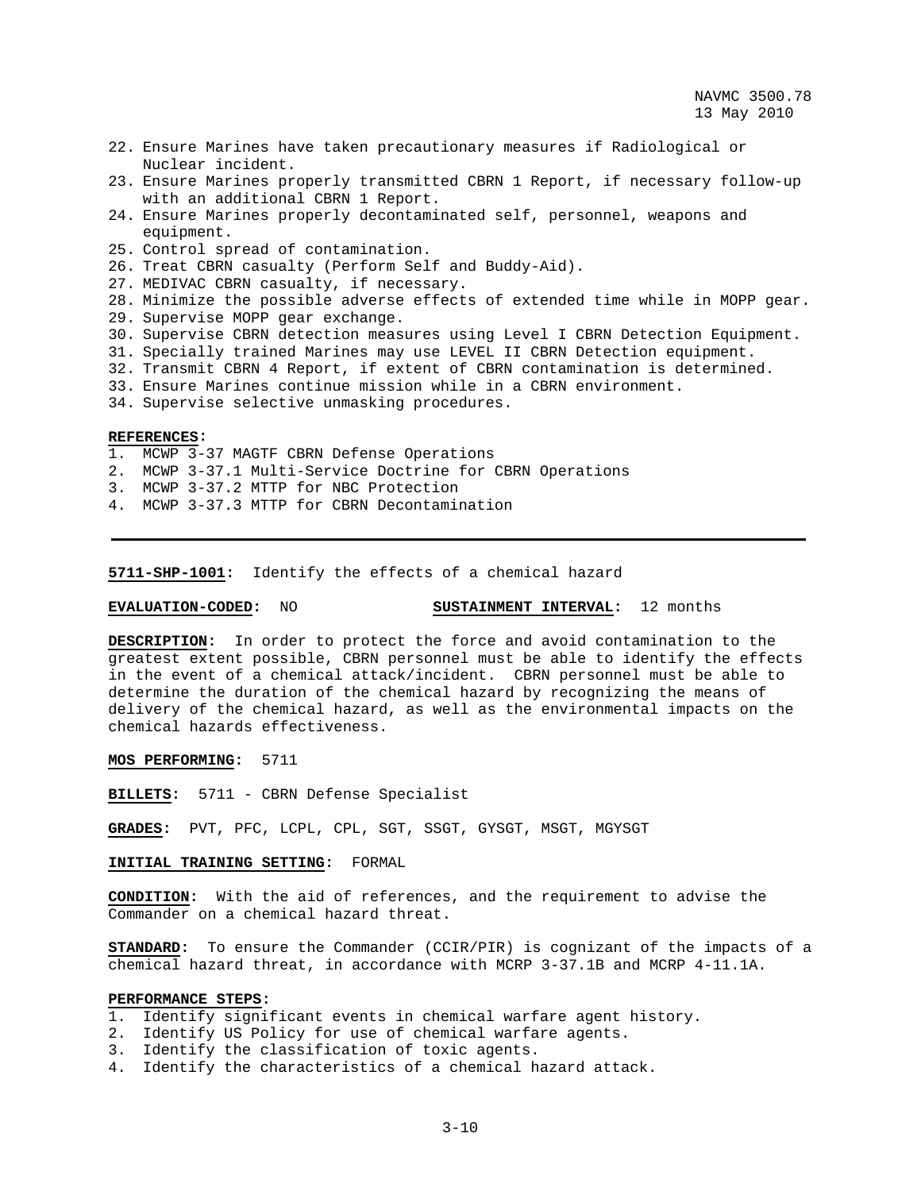22. Ensure Marines have taken precautionary measures if Radiological or Nuclear incident.
23. Ensure Marines properly transmitted CBRN 1 Report, if necessary follow-up with an additional CBRN 1 Report.
24. Ensure Marines properly decontaminated self, personnel, weapons and equipment.
25. Control spread of contamination.
26. Treat CBRN casualty (Perform Self and Buddy-Aid).
27. MEDIVAC CBRN casualty, if necessary.
28. Minimize the possible adverse effects of extended time while in MOPP gear.
29. Supervise MOPP gear exchange.
30. Supervise CBRN detection measures using Level I CBRN Detection Equipment.
31. Specially trained Marines may use LEVEL II CBRN Detection equipment.
32. Transmit CBRN 4 Report, if extent of CBRN contamination is determined.
33. Ensure Marines continue mission while in a CBRN environment.
34. Supervise selective unmasking procedures.

**REFERENCES:**
1. MCWP 3-37 MAGTF CBRN Defense Operations
2. MCWP 3-37.1 Multi-Service Doctrine for CBRN Operations
3. MCWP 3-37.2 MTTP for NBC Protection
4. MCWP 3-37.3 MTTP for CBRN Decontamination

---

**5711-SHP-1001:** Identify the effects of a chemical hazard

**EVALUATION-CODED:** NO **SUSTAINMENT INTERVAL:** 12 months

**DESCRIPTION:** In order to protect the force and avoid contamination to the greatest extent possible, CBRN personnel must be able to identify the effects in the event of a chemical attack/incident. CBRN personnel must be able to determine the duration of the chemical hazard by recognizing the means of delivery of the chemical hazard, as well as the environmental impacts on the chemical hazards effectiveness.

**MOS PERFORMING:** 5711

**BILLETS:** 5711 - CBRN Defense Specialist

**GRADES:** PVT, PFC, LCPL, CPL, SGT, SSGT, GYSGT, MSGT, MGYSGT

**INITIAL TRAINING SETTING:** FORMAL

**CONDITION:** With the aid of references, and the requirement to advise the Commander on a chemical hazard threat.

**STANDARD:** To ensure the Commander (CCIR/PIR) is cognizant of the impacts of a chemical hazard threat, in accordance with MCRP 3-37.1B and MCRP 4-11.1A.

**PERFORMANCE STEPS:**
1. Identify significant events in chemical warfare agent history.
2. Identify US Policy for use of chemical warfare agents.
3. Identify the classification of toxic agents.
4. Identify the characteristics of a chemical hazard attack.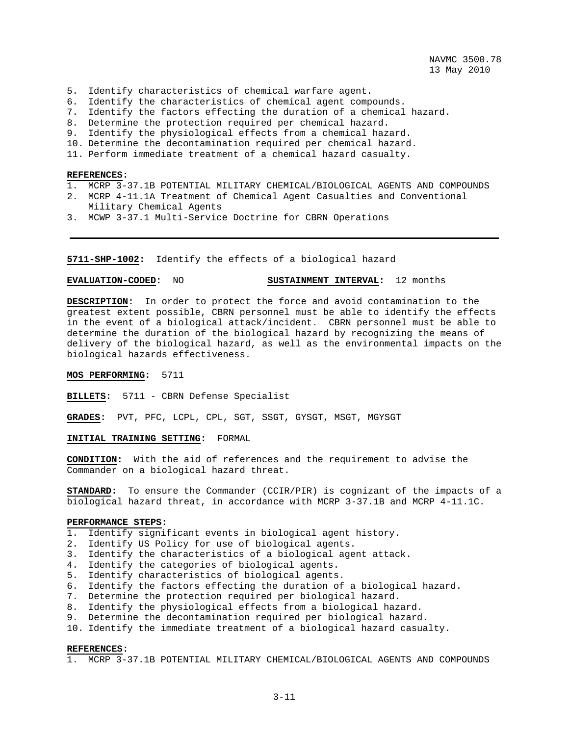5. Identify characteristics of chemical warfare agent.
6. Identify the characteristics of chemical agent compounds.
7. Identify the factors effecting the duration of a chemical hazard.
8. Determine the protection required per chemical hazard.
9. Identify the physiological effects from a chemical hazard.
10. Determine the decontamination required per chemical hazard.
11. Perform immediate treatment of a chemical hazard casualty.

**REFERENCES:**

1. MCRP 3-37.1B POTENTIAL MILITARY CHEMICAL/BIOLOGICAL AGENTS AND COMPOUNDS
2. MCRP 4-11.1A Treatment of Chemical Agent Casualties and Conventional Military Chemical Agents
3. MCWP 3-37.1 Multi-Service Doctrine for CBRN Operations

---

**5711-SHP-1002:** Identify the effects of a biological hazard

**EVALUATION-CODED:** NO  **SUSTAINMENT INTERVAL:** 12 months

**DESCRIPTION:** In order to protect the force and avoid contamination to the greatest extent possible, CBRN personnel must be able to identify the effects in the event of a biological attack/incident. CBRN personnel must be able to determine the duration of the biological hazard by recognizing the means of delivery of the biological hazard, as well as the environmental impacts on the biological hazards effectiveness.

**MOS PERFORMING:** 5711

**BILLETS:** 5711 - CBRN Defense Specialist

**GRADES:** PVT, PFC, LCPL, CPL, SGT, SSGT, GYSGT, MSGT, MGYSGT

**INITIAL TRAINING SETTING:** FORMAL

**CONDITION:** With the aid of references and the requirement to advise the Commander on a biological hazard threat.

**STANDARD:** To ensure the Commander (CCIR/PIR) is cognizant of the impacts of a biological hazard threat, in accordance with MCRP 3-37.1B and MCRP 4-11.1C.

**PERFORMANCE STEPS:**

1. Identify significant events in biological agent history.
2. Identify US Policy for use of biological agents.
3. Identify the characteristics of a biological agent attack.
4. Identify the categories of biological agents.
5. Identify characteristics of biological agents.
6. Identify the factors effecting the duration of a biological hazard.
7. Determine the protection required per biological hazard.
8. Identify the physiological effects from a biological hazard.
9. Determine the decontamination required per biological hazard.
10. Identify the immediate treatment of a biological hazard casualty.

**REFERENCES:**

1. MCRP 3-37.1B POTENTIAL MILITARY CHEMICAL/BIOLOGICAL AGENTS AND COMPOUNDS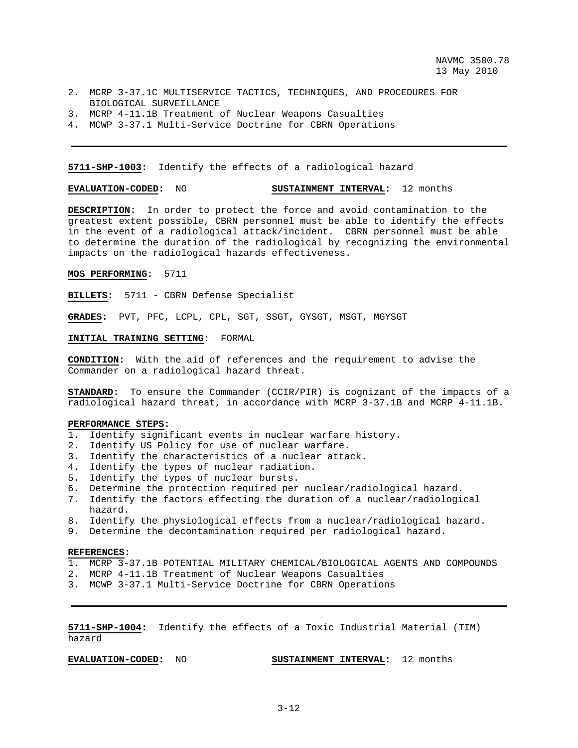2. MCRP 3-37.1C MULTISERVICE TACTICS, TECHNIQUES, AND PROCEDURES FOR BIOLOGICAL SURVEILLANCE
3. MCRP 4-11.1B Treatment of Nuclear Weapons Casualties
4. MCWP 3-37.1 Multi-Service Doctrine for CBRN Operations

---

**5711-SHP-1003:** Identify the effects of a radiological hazard

**EVALUATION-CODED:** NO **SUSTAINMENT INTERVAL:** 12 months

**DESCRIPTION:** In order to protect the force and avoid contamination to the greatest extent possible, CBRN personnel must be able to identify the effects in the event of a radiological attack/incident. CBRN personnel must be able to determine the duration of the radiological by recognizing the environmental impacts on the radiological hazards effectiveness.

**MOS PERFORMING:** 5711

**BILLETS:** 5711 - CBRN Defense Specialist

**GRADES:** PVT, PFC, LCPL, CPL, SGT, SSGT, GYSGT, MSGT, MGYSGT

**INITIAL TRAINING SETTING:** FORMAL

**CONDITION:** With the aid of references and the requirement to advise the Commander on a radiological hazard threat.

**STANDARD:** To ensure the Commander (CCIR/PIR) is cognizant of the impacts of a radiological hazard threat, in accordance with MCRP 3-37.1B and MCRP 4-11.1B.

**PERFORMANCE STEPS:**
1. Identify significant events in nuclear warfare history.
2. Identify US Policy for use of nuclear warfare.
3. Identify the characteristics of a nuclear attack.
4. Identify the types of nuclear radiation.
5. Identify the types of nuclear bursts.
6. Determine the protection required per nuclear/radiological hazard.
7. Identify the factors effecting the duration of a nuclear/radiological hazard.
8. Identify the physiological effects from a nuclear/radiological hazard.
9. Determine the decontamination required per radiological hazard.

**REFERENCES:**
1. MCRP 3-37.1B POTENTIAL MILITARY CHEMICAL/BIOLOGICAL AGENTS AND COMPOUNDS
2. MCRP 4-11.1B Treatment of Nuclear Weapons Casualties
3. MCWP 3-37.1 Multi-Service Doctrine for CBRN Operations

---

**5711-SHP-1004:** Identify the effects of a Toxic Industrial Material (TIM) hazard

**EVALUATION-CODED:** NO **SUSTAINMENT INTERVAL:** 12 months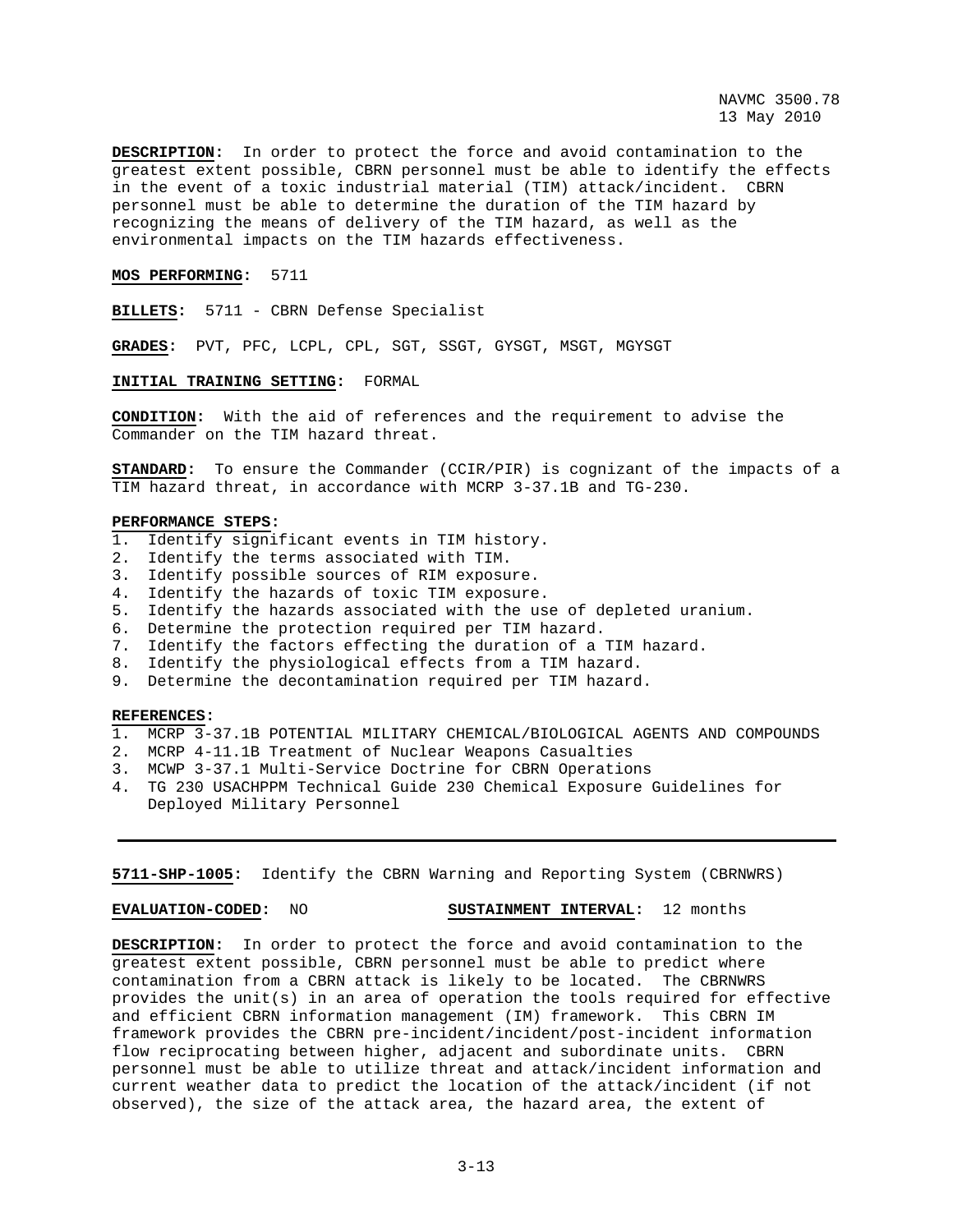**DESCRIPTION:** In order to protect the force and avoid contamination to the greatest extent possible, CBRN personnel must be able to identify the effects in the event of a toxic industrial material (TIM) attack/incident. CBRN personnel must be able to determine the duration of the TIM hazard by recognizing the means of delivery of the TIM hazard, as well as the environmental impacts on the TIM hazards effectiveness.

**MOS PERFORMING:** 5711

**BILLETS:** 5711 - CBRN Defense Specialist

**GRADES:** PVT, PFC, LCPL, CPL, SGT, SSGT, GYSGT, MSGT, MGYSGT

**INITIAL TRAINING SETTING:** FORMAL

**CONDITION:** With the aid of references and the requirement to advise the Commander on the TIM hazard threat.

**STANDARD:** To ensure the Commander (CCIR/PIR) is cognizant of the impacts of a TIM hazard threat, in accordance with MCRP 3-37.1B and TG-230.

**PERFORMANCE STEPS:**

1. Identify significant events in TIM history.
2. Identify the terms associated with TIM.
3. Identify possible sources of RIM exposure.
4. Identify the hazards of toxic TIM exposure.
5. Identify the hazards associated with the use of depleted uranium.
6. Determine the protection required per TIM hazard.
7. Identify the factors effecting the duration of a TIM hazard.
8. Identify the physiological effects from a TIM hazard.
9. Determine the decontamination required per TIM hazard.

**REFERENCES:**

1. MCRP 3-37.1B POTENTIAL MILITARY CHEMICAL/BIOLOGICAL AGENTS AND COMPOUNDS
2. MCRP 4-11.1B Treatment of Nuclear Weapons Casualties
3. MCWP 3-37.1 Multi-Service Doctrine for CBRN Operations
4. TG 230 USACHPPM Technical Guide 230 Chemical Exposure Guidelines for Deployed Military Personnel

---

**5711-SHP-1005:** Identify the CBRN Warning and Reporting System (CBRNWRS)

**EVALUATION-CODED:** NO  **SUSTAINMENT INTERVAL:** 12 months

**DESCRIPTION:** In order to protect the force and avoid contamination to the greatest extent possible, CBRN personnel must be able to predict where contamination from a CBRN attack is likely to be located. The CBRNWRS provides the unit(s) in an area of operation the tools required for effective and efficient CBRN information management (IM) framework. This CBRN IM framework provides the CBRN pre-incident/incident/post-incident information flow reciprocating between higher, adjacent and subordinate units. CBRN personnel must be able to utilize threat and attack/incident information and current weather data to predict the location of the attack/incident (if not observed), the size of the attack area, the hazard area, the extent of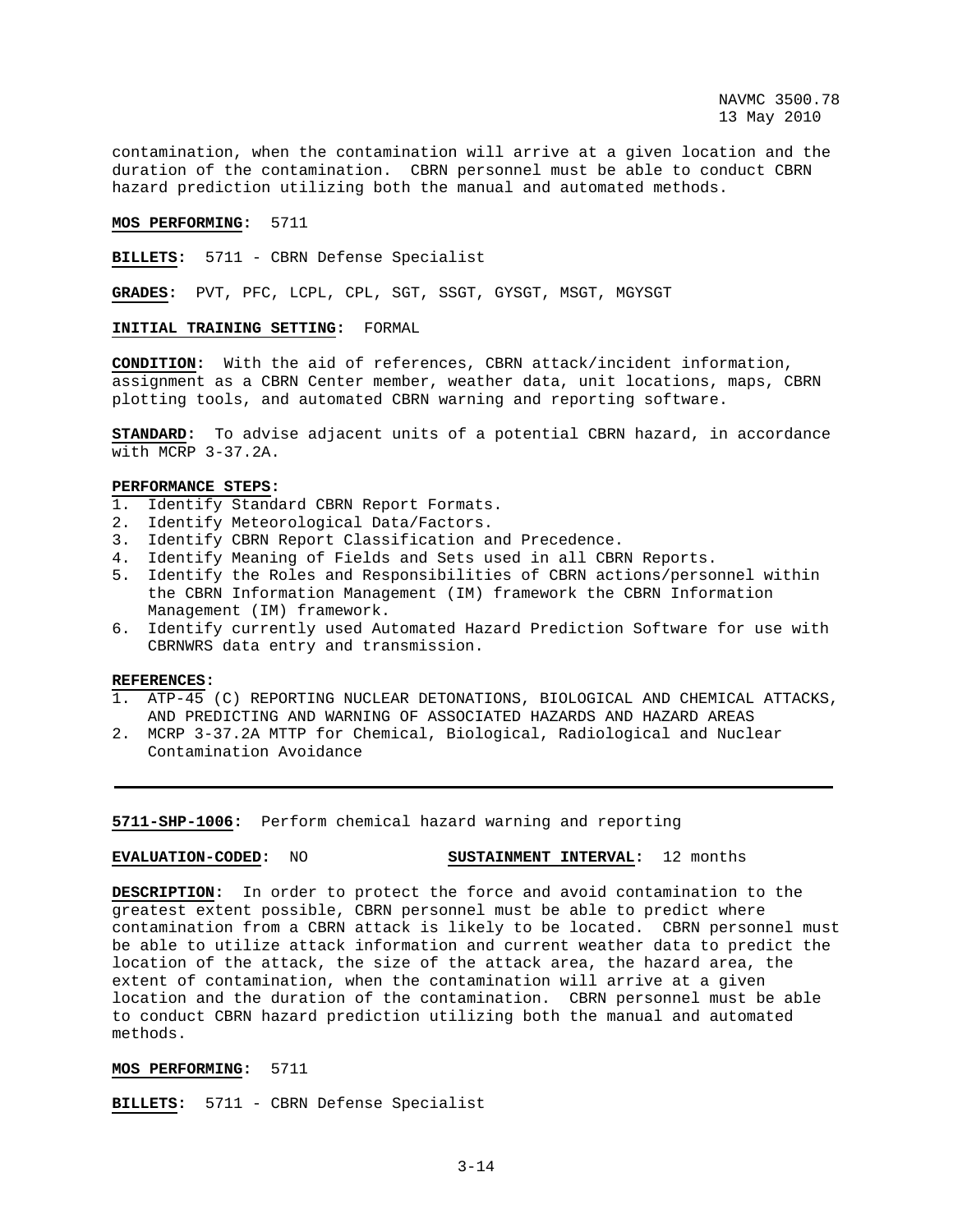contamination, when the contamination will arrive at a given location and the duration of the contamination. CBRN personnel must be able to conduct CBRN hazard prediction utilizing both the manual and automated methods.

**MOS PERFORMING:** 5711

**BILLETS:** 5711 - CBRN Defense Specialist

**GRADES:** PVT, PFC, LCPL, CPL, SGT, SSGT, GYSGT, MSGT, MGYSGT

**INITIAL TRAINING SETTING:** FORMAL

**CONDITION:** With the aid of references, CBRN attack/incident information, assignment as a CBRN Center member, weather data, unit locations, maps, CBRN plotting tools, and automated CBRN warning and reporting software.

**STANDARD:** To advise adjacent units of a potential CBRN hazard, in accordance with MCRP 3-37.2A.

**PERFORMANCE STEPS:**
1. Identify Standard CBRN Report Formats.
2. Identify Meteorological Data/Factors.
3. Identify CBRN Report Classification and Precedence.
4. Identify Meaning of Fields and Sets used in all CBRN Reports.
5. Identify the Roles and Responsibilities of CBRN actions/personnel within the CBRN Information Management (IM) framework the CBRN Information Management (IM) framework.
6. Identify currently used Automated Hazard Prediction Software for use with CBRNWRS data entry and transmission.

**REFERENCES:**
1. ATP-45 (C) REPORTING NUCLEAR DETONATIONS, BIOLOGICAL AND CHEMICAL ATTACKS, AND PREDICTING AND WARNING OF ASSOCIATED HAZARDS AND HAZARD AREAS
2. MCRP 3-37.2A MTTP for Chemical, Biological, Radiological and Nuclear Contamination Avoidance

---

**5711-SHP-1006:** Perform chemical hazard warning and reporting

**EVALUATION-CODED:** NO **SUSTAINMENT INTERVAL:** 12 months

**DESCRIPTION:** In order to protect the force and avoid contamination to the greatest extent possible, CBRN personnel must be able to predict where contamination from a CBRN attack is likely to be located. CBRN personnel must be able to utilize attack information and current weather data to predict the location of the attack, the size of the attack area, the hazard area, the extent of contamination, when the contamination will arrive at a given location and the duration of the contamination. CBRN personnel must be able to conduct CBRN hazard prediction utilizing both the manual and automated methods.

**MOS PERFORMING:** 5711

**BILLETS:** 5711 - CBRN Defense Specialist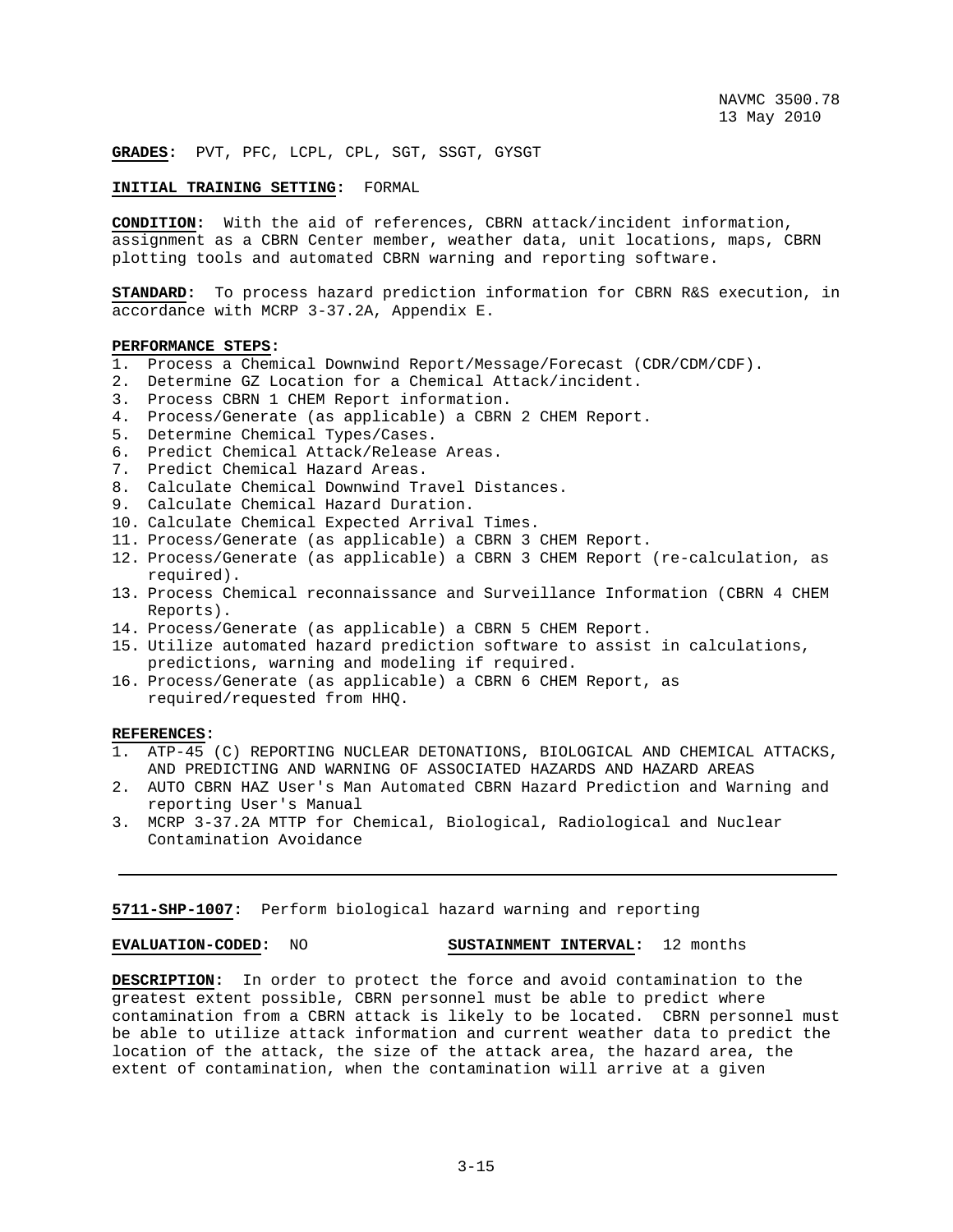**GRADES:** PVT, PFC, LCPL, CPL, SGT, SSGT, GYSGT

**INITIAL TRAINING SETTING:** FORMAL

**CONDITION:** With the aid of references, CBRN attack/incident information, assignment as a CBRN Center member, weather data, unit locations, maps, CBRN plotting tools and automated CBRN warning and reporting software.

**STANDARD:** To process hazard prediction information for CBRN R&S execution, in accordance with MCRP 3-37.2A, Appendix E.

**PERFORMANCE STEPS:**

1. Process a Chemical Downwind Report/Message/Forecast (CDR/CDM/CDF).
2. Determine GZ Location for a Chemical Attack/incident.
3. Process CBRN 1 CHEM Report information.
4. Process/Generate (as applicable) a CBRN 2 CHEM Report.
5. Determine Chemical Types/Cases.
6. Predict Chemical Attack/Release Areas.
7. Predict Chemical Hazard Areas.
8. Calculate Chemical Downwind Travel Distances.
9. Calculate Chemical Hazard Duration.
10. Calculate Chemical Expected Arrival Times.
11. Process/Generate (as applicable) a CBRN 3 CHEM Report.
12. Process/Generate (as applicable) a CBRN 3 CHEM Report (re-calculation, as required).
13. Process Chemical reconnaissance and Surveillance Information (CBRN 4 CHEM Reports).
14. Process/Generate (as applicable) a CBRN 5 CHEM Report.
15. Utilize automated hazard prediction software to assist in calculations, predictions, warning and modeling if required.
16. Process/Generate (as applicable) a CBRN 6 CHEM Report, as required/requested from HHQ.

**REFERENCES:**

1. ATP-45 (C) REPORTING NUCLEAR DETONATIONS, BIOLOGICAL AND CHEMICAL ATTACKS, AND PREDICTING AND WARNING OF ASSOCIATED HAZARDS AND HAZARD AREAS
2. AUTO CBRN HAZ User's Man Automated CBRN Hazard Prediction and Warning and reporting User's Manual
3. MCRP 3-37.2A MTTP for Chemical, Biological, Radiological and Nuclear Contamination Avoidance

---

**5711-SHP-1007:** Perform biological hazard warning and reporting

**EVALUATION-CODED:** NO **SUSTAINMENT INTERVAL:** 12 months

**DESCRIPTION:** In order to protect the force and avoid contamination to the greatest extent possible, CBRN personnel must be able to predict where contamination from a CBRN attack is likely to be located. CBRN personnel must be able to utilize attack information and current weather data to predict the location of the attack, the size of the attack area, the hazard area, the extent of contamination, when the contamination will arrive at a given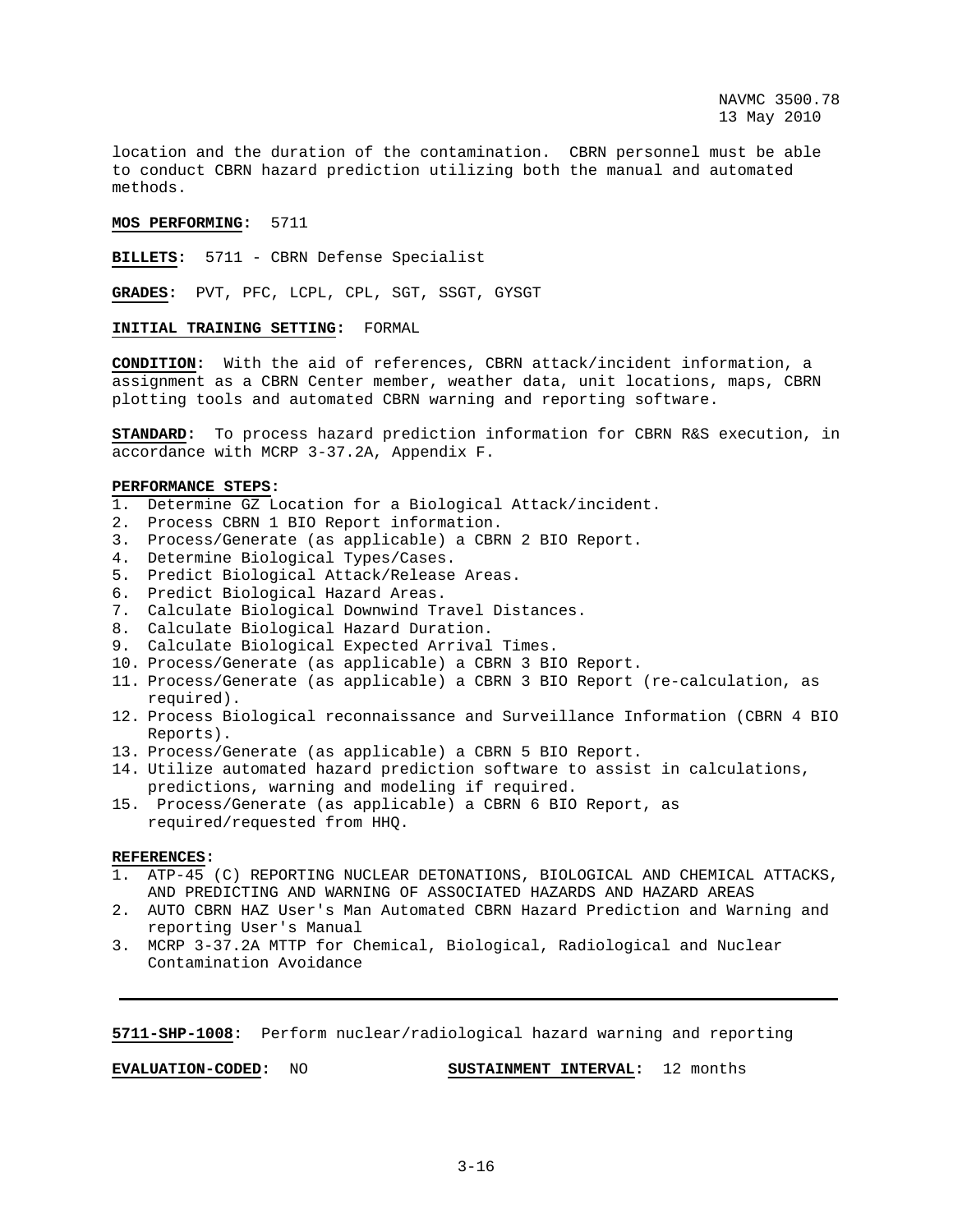location and the duration of the contamination. CBRN personnel must be able to conduct CBRN hazard prediction utilizing both the manual and automated methods.

**MOS PERFORMING:** 5711

**BILLETS:** 5711 - CBRN Defense Specialist

**GRADES:** PVT, PFC, LCPL, CPL, SGT, SSGT, GYSGT

**INITIAL TRAINING SETTING:** FORMAL

**CONDITION:** With the aid of references, CBRN attack/incident information, a assignment as a CBRN Center member, weather data, unit locations, maps, CBRN plotting tools and automated CBRN warning and reporting software.

**STANDARD:** To process hazard prediction information for CBRN R&S execution, in accordance with MCRP 3-37.2A, Appendix F.

**PERFORMANCE STEPS:**

1. Determine GZ Location for a Biological Attack/incident.
2. Process CBRN 1 BIO Report information.
3. Process/Generate (as applicable) a CBRN 2 BIO Report.
4. Determine Biological Types/Cases.
5. Predict Biological Attack/Release Areas.
6. Predict Biological Hazard Areas.
7. Calculate Biological Downwind Travel Distances.
8. Calculate Biological Hazard Duration.
9. Calculate Biological Expected Arrival Times.
10. Process/Generate (as applicable) a CBRN 3 BIO Report.
11. Process/Generate (as applicable) a CBRN 3 BIO Report (re-calculation, as required).
12. Process Biological reconnaissance and Surveillance Information (CBRN 4 BIO Reports).
13. Process/Generate (as applicable) a CBRN 5 BIO Report.
14. Utilize automated hazard prediction software to assist in calculations, predictions, warning and modeling if required.
15. Process/Generate (as applicable) a CBRN 6 BIO Report, as required/requested from HHQ.

**REFERENCES:**

1. ATP-45 (C) REPORTING NUCLEAR DETONATIONS, BIOLOGICAL AND CHEMICAL ATTACKS, AND PREDICTING AND WARNING OF ASSOCIATED HAZARDS AND HAZARD AREAS
2. AUTO CBRN HAZ User's Man Automated CBRN Hazard Prediction and Warning and reporting User's Manual
3. MCRP 3-37.2A MTTP for Chemical, Biological, Radiological and Nuclear Contamination Avoidance

---

**5711-SHP-1008:** Perform nuclear/radiological hazard warning and reporting

**EVALUATION-CODED:** NO **SUSTAINMENT INTERVAL:** 12 months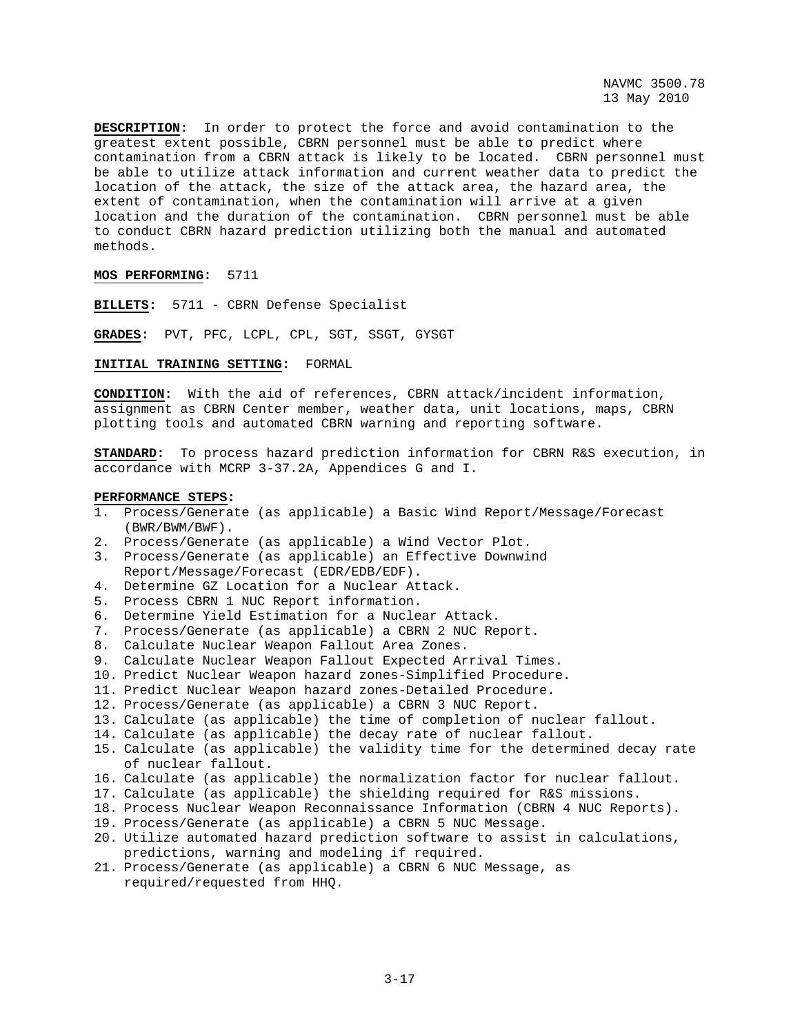**DESCRIPTION:** In order to protect the force and avoid contamination to the greatest extent possible, CBRN personnel must be able to predict where contamination from a CBRN attack is likely to be located. CBRN personnel must be able to utilize attack information and current weather data to predict the location of the attack, the size of the attack area, the hazard area, the extent of contamination, when the contamination will arrive at a given location and the duration of the contamination. CBRN personnel must be able to conduct CBRN hazard prediction utilizing both the manual and automated methods.

**MOS PERFORMING:** 5711

**BILLETS:** 5711 - CBRN Defense Specialist

**GRADES:** PVT, PFC, LCPL, CPL, SGT, SSGT, GYSGT

**INITIAL TRAINING SETTING:** FORMAL

**CONDITION:** With the aid of references, CBRN attack/incident information, assignment as CBRN Center member, weather data, unit locations, maps, CBRN plotting tools and automated CBRN warning and reporting software.

**STANDARD:** To process hazard prediction information for CBRN R&S execution, in accordance with MCRP 3-37.2A, Appendices G and I.

**PERFORMANCE STEPS:**

1. Process/Generate (as applicable) a Basic Wind Report/Message/Forecast (BWR/BWM/BWF).
2. Process/Generate (as applicable) a Wind Vector Plot.
3. Process/Generate (as applicable) an Effective Downwind Report/Message/Forecast (EDR/EDB/EDF).
4. Determine GZ Location for a Nuclear Attack.
5. Process CBRN 1 NUC Report information.
6. Determine Yield Estimation for a Nuclear Attack.
7. Process/Generate (as applicable) a CBRN 2 NUC Report.
8. Calculate Nuclear Weapon Fallout Area Zones.
9. Calculate Nuclear Weapon Fallout Expected Arrival Times.
10. Predict Nuclear Weapon hazard zones-Simplified Procedure.
11. Predict Nuclear Weapon hazard zones-Detailed Procedure.
12. Process/Generate (as applicable) a CBRN 3 NUC Report.
13. Calculate (as applicable) the time of completion of nuclear fallout.
14. Calculate (as applicable) the decay rate of nuclear fallout.
15. Calculate (as applicable) the validity time for the determined decay rate of nuclear fallout.
16. Calculate (as applicable) the normalization factor for nuclear fallout.
17. Calculate (as applicable) the shielding required for R&S missions.
18. Process Nuclear Weapon Reconnaissance Information (CBRN 4 NUC Reports).
19. Process/Generate (as applicable) a CBRN 5 NUC Message.
20. Utilize automated hazard prediction software to assist in calculations, predictions, warning and modeling if required.
21. Process/Generate (as applicable) a CBRN 6 NUC Message, as required/requested from HHQ.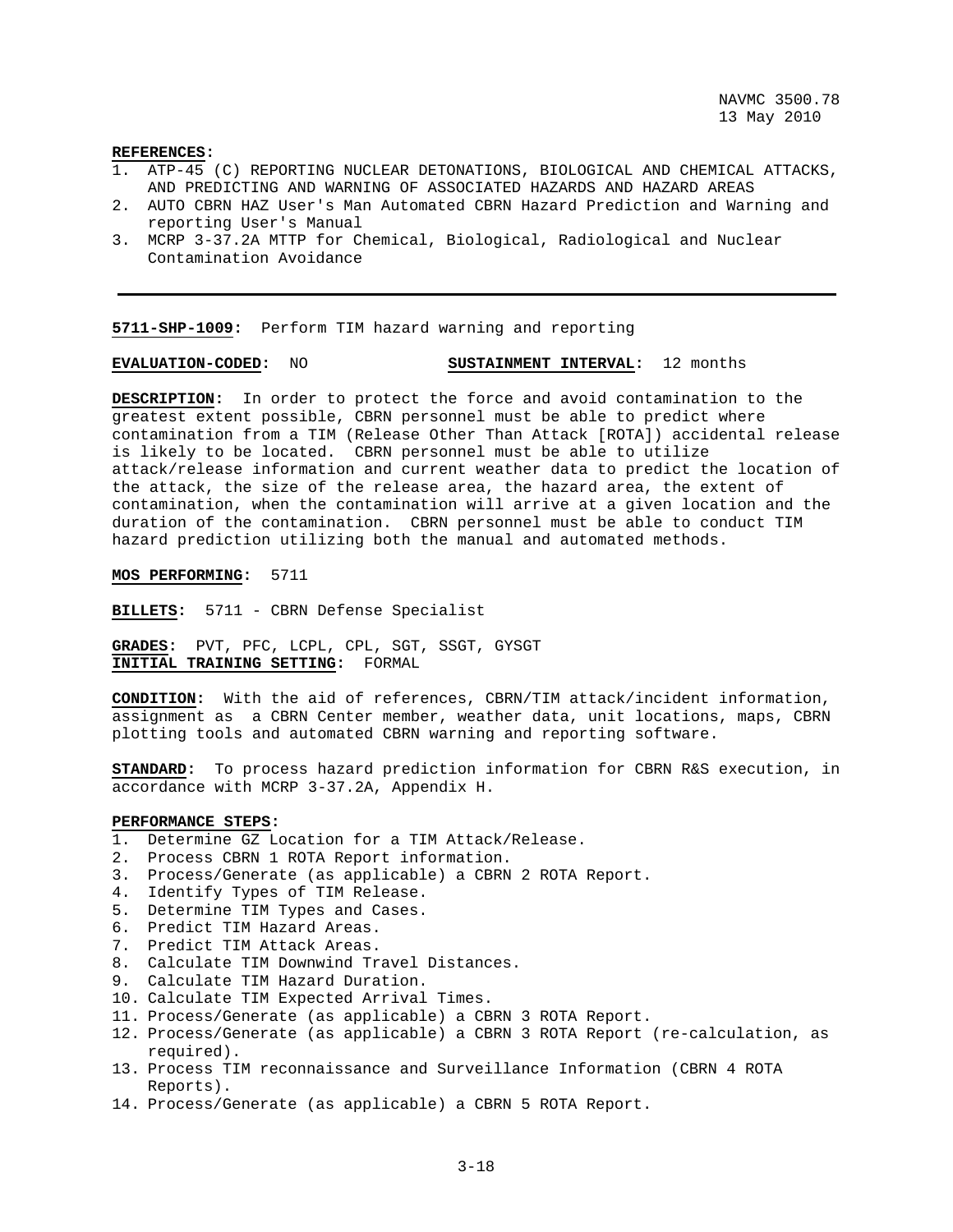**REFERENCES:**

1. ATP-45 (C) REPORTING NUCLEAR DETONATIONS, BIOLOGICAL AND CHEMICAL ATTACKS, AND PREDICTING AND WARNING OF ASSOCIATED HAZARDS AND HAZARD AREAS
2. AUTO CBRN HAZ User's Man Automated CBRN Hazard Prediction and Warning and reporting User's Manual
3. MCRP 3-37.2A MTTP for Chemical, Biological, Radiological and Nuclear Contamination Avoidance

---

**5711-SHP-1009:** Perform TIM hazard warning and reporting

**EVALUATION-CODED:** NO **SUSTAINMENT INTERVAL:** 12 months

**DESCRIPTION:** In order to protect the force and avoid contamination to the greatest extent possible, CBRN personnel must be able to predict where contamination from a TIM (Release Other Than Attack [ROTA]) accidental release is likely to be located. CBRN personnel must be able to utilize attack/release information and current weather data to predict the location of the attack, the size of the release area, the hazard area, the extent of contamination, when the contamination will arrive at a given location and the duration of the contamination. CBRN personnel must be able to conduct TIM hazard prediction utilizing both the manual and automated methods.

**MOS PERFORMING:** 5711

**BILLETS:** 5711 - CBRN Defense Specialist

**GRADES:** PVT, PFC, LCPL, CPL, SGT, SSGT, GYSGT
**INITIAL TRAINING SETTING:** FORMAL

**CONDITION:** With the aid of references, CBRN/TIM attack/incident information, assignment as a CBRN Center member, weather data, unit locations, maps, CBRN plotting tools and automated CBRN warning and reporting software.

**STANDARD:** To process hazard prediction information for CBRN R&S execution, in accordance with MCRP 3-37.2A, Appendix H.

**PERFORMANCE STEPS:**

1. Determine GZ Location for a TIM Attack/Release.
2. Process CBRN 1 ROTA Report information.
3. Process/Generate (as applicable) a CBRN 2 ROTA Report.
4. Identify Types of TIM Release.
5. Determine TIM Types and Cases.
6. Predict TIM Hazard Areas.
7. Predict TIM Attack Areas.
8. Calculate TIM Downwind Travel Distances.
9. Calculate TIM Hazard Duration.
10. Calculate TIM Expected Arrival Times.
11. Process/Generate (as applicable) a CBRN 3 ROTA Report.
12. Process/Generate (as applicable) a CBRN 3 ROTA Report (re-calculation, as required).
13. Process TIM reconnaissance and Surveillance Information (CBRN 4 ROTA Reports).
14. Process/Generate (as applicable) a CBRN 5 ROTA Report.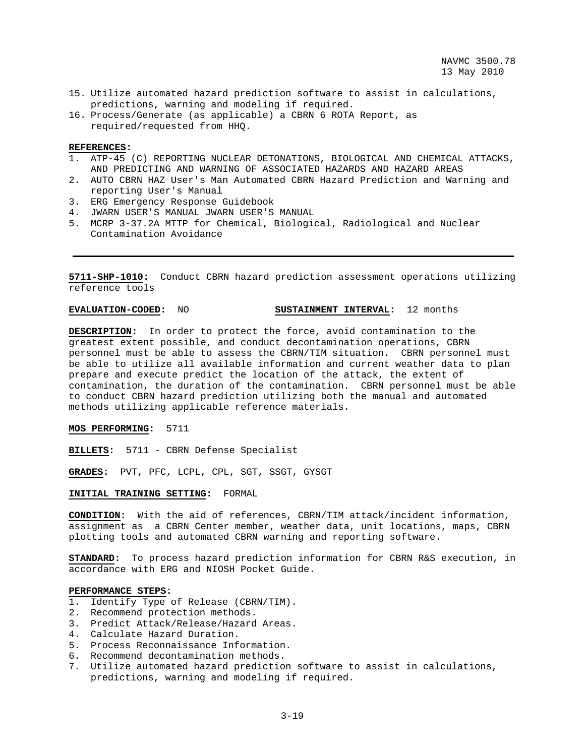15. Utilize automated hazard prediction software to assist in calculations, predictions, warning and modeling if required.
16. Process/Generate (as applicable) a CBRN 6 ROTA Report, as required/requested from HHQ.

**REFERENCES:**
1. ATP-45 (C) REPORTING NUCLEAR DETONATIONS, BIOLOGICAL AND CHEMICAL ATTACKS, AND PREDICTING AND WARNING OF ASSOCIATED HAZARDS AND HAZARD AREAS
2. AUTO CBRN HAZ User's Man Automated CBRN Hazard Prediction and Warning and reporting User's Manual
3. ERG Emergency Response Guidebook
4. JWARN USER'S MANUAL JWARN USER'S MANUAL
5. MCRP 3-37.2A MTTP for Chemical, Biological, Radiological and Nuclear Contamination Avoidance

---

**5711-SHP-1010:** Conduct CBRN hazard prediction assessment operations utilizing reference tools

**EVALUATION-CODED:** NO **SUSTAINMENT INTERVAL:** 12 months

**DESCRIPTION:** In order to protect the force, avoid contamination to the greatest extent possible, and conduct decontamination operations, CBRN personnel must be able to assess the CBRN/TIM situation. CBRN personnel must be able to utilize all available information and current weather data to plan prepare and execute predict the location of the attack, the extent of contamination, the duration of the contamination. CBRN personnel must be able to conduct CBRN hazard prediction utilizing both the manual and automated methods utilizing applicable reference materials.

**MOS PERFORMING:** 5711

**BILLETS:** 5711 - CBRN Defense Specialist

**GRADES:** PVT, PFC, LCPL, CPL, SGT, SSGT, GYSGT

**INITIAL TRAINING SETTING:** FORMAL

**CONDITION:** With the aid of references, CBRN/TIM attack/incident information, assignment as a CBRN Center member, weather data, unit locations, maps, CBRN plotting tools and automated CBRN warning and reporting software.

**STANDARD:** To process hazard prediction information for CBRN R&S execution, in accordance with ERG and NIOSH Pocket Guide.

**PERFORMANCE STEPS:**
1. Identify Type of Release (CBRN/TIM).
2. Recommend protection methods.
3. Predict Attack/Release/Hazard Areas.
4. Calculate Hazard Duration.
5. Process Reconnaissance Information.
6. Recommend decontamination methods.
7. Utilize automated hazard prediction software to assist in calculations, predictions, warning and modeling if required.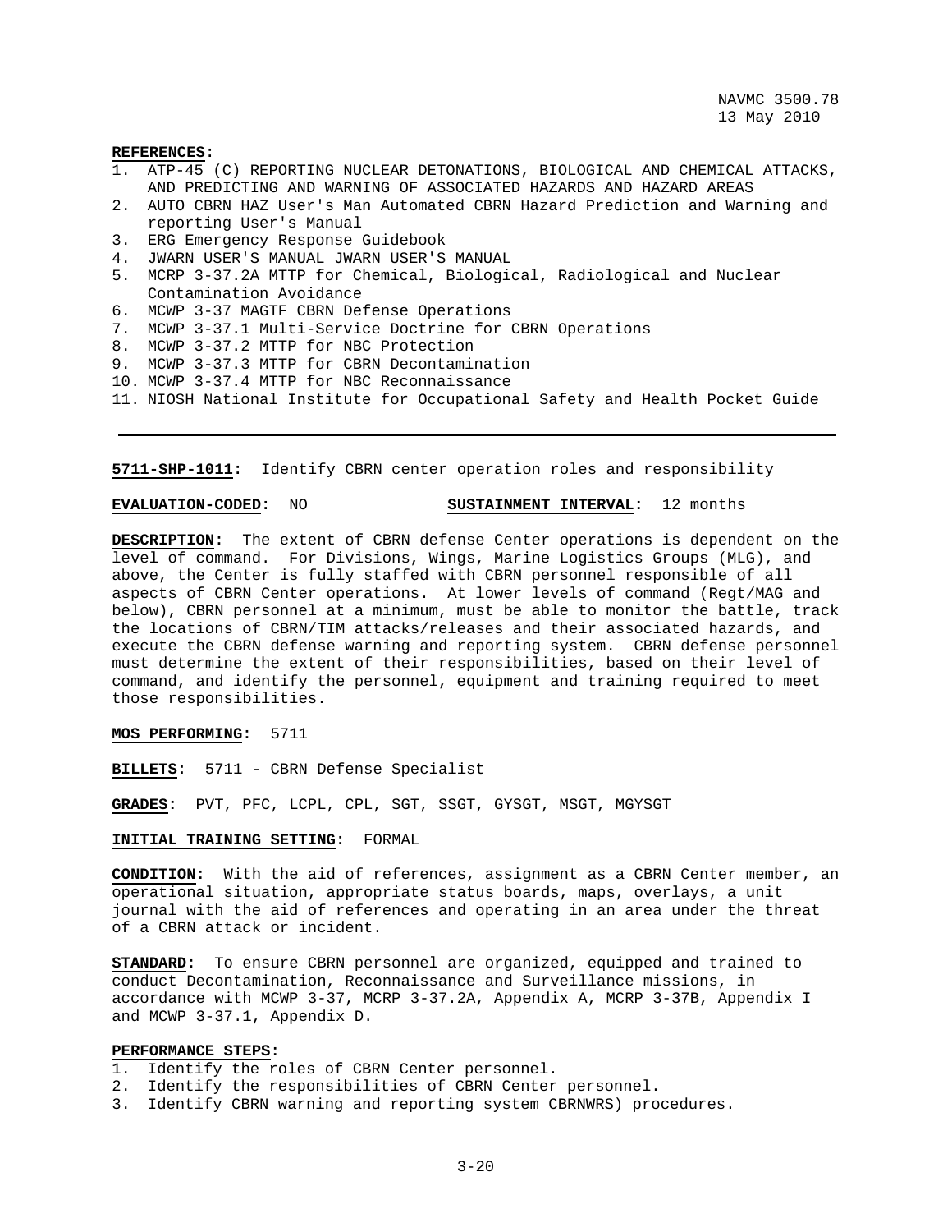**REFERENCES:**

1. ATP-45 (C) REPORTING NUCLEAR DETONATIONS, BIOLOGICAL AND CHEMICAL ATTACKS, AND PREDICTING AND WARNING OF ASSOCIATED HAZARDS AND HAZARD AREAS
2. AUTO CBRN HAZ User's Man Automated CBRN Hazard Prediction and Warning and reporting User's Manual
3. ERG Emergency Response Guidebook
4. JWARN USER'S MANUAL JWARN USER'S MANUAL
5. MCRP 3-37.2A MTTP for Chemical, Biological, Radiological and Nuclear Contamination Avoidance
6. MCWP 3-37 MAGTF CBRN Defense Operations
7. MCWP 3-37.1 Multi-Service Doctrine for CBRN Operations
8. MCWP 3-37.2 MTTP for NBC Protection
9. MCWP 3-37.3 MTTP for CBRN Decontamination
10. MCWP 3-37.4 MTTP for NBC Reconnaissance
11. NIOSH National Institute for Occupational Safety and Health Pocket Guide

---

**5711-SHP-1011:** Identify CBRN center operation roles and responsibility

**EVALUATION-CODED:** NO **SUSTAINMENT INTERVAL:** 12 months

**DESCRIPTION:** The extent of CBRN defense Center operations is dependent on the level of command. For Divisions, Wings, Marine Logistics Groups (MLG), and above, the Center is fully staffed with CBRN personnel responsible of all aspects of CBRN Center operations. At lower levels of command (Regt/MAG and below), CBRN personnel at a minimum, must be able to monitor the battle, track the locations of CBRN/TIM attacks/releases and their associated hazards, and execute the CBRN defense warning and reporting system. CBRN defense personnel must determine the extent of their responsibilities, based on their level of command, and identify the personnel, equipment and training required to meet those responsibilities.

**MOS PERFORMING:** 5711

**BILLETS:** 5711 - CBRN Defense Specialist

**GRADES:** PVT, PFC, LCPL, CPL, SGT, SSGT, GYSGT, MSGT, MGYSGT

**INITIAL TRAINING SETTING:** FORMAL

**CONDITION:** With the aid of references, assignment as a CBRN Center member, an operational situation, appropriate status boards, maps, overlays, a unit journal with the aid of references and operating in an area under the threat of a CBRN attack or incident.

**STANDARD:** To ensure CBRN personnel are organized, equipped and trained to conduct Decontamination, Reconnaissance and Surveillance missions, in accordance with MCWP 3-37, MCRP 3-37.2A, Appendix A, MCRP 3-37B, Appendix I and MCWP 3-37.1, Appendix D.

**PERFORMANCE STEPS:**

1. Identify the roles of CBRN Center personnel.
2. Identify the responsibilities of CBRN Center personnel.
3. Identify CBRN warning and reporting system CBRNWRS) procedures.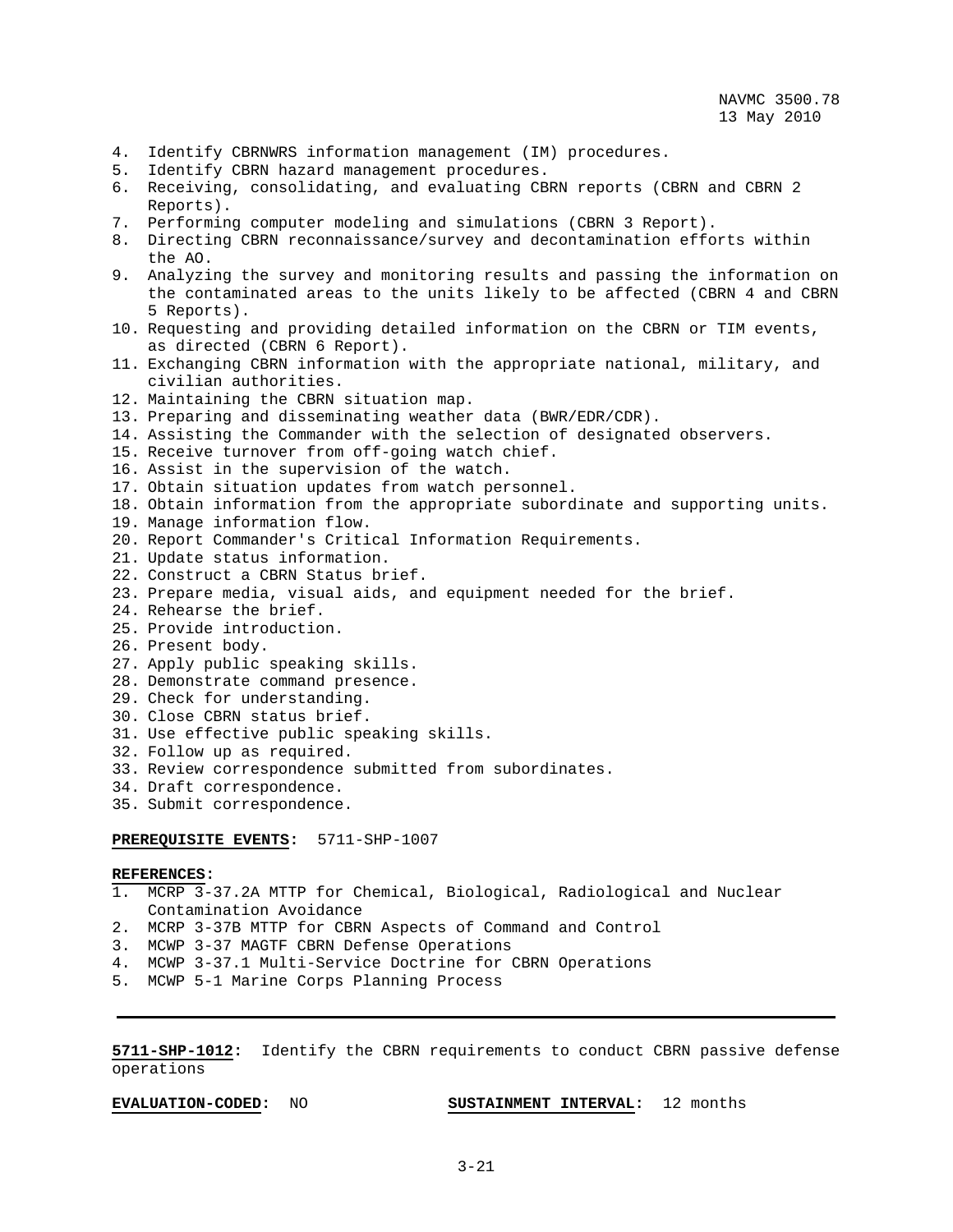4. Identify CBRNWRS information management (IM) procedures.
5. Identify CBRN hazard management procedures.
6. Receiving, consolidating, and evaluating CBRN reports (CBRN and CBRN 2 Reports).
7. Performing computer modeling and simulations (CBRN 3 Report).
8. Directing CBRN reconnaissance/survey and decontamination efforts within the AO.
9. Analyzing the survey and monitoring results and passing the information on the contaminated areas to the units likely to be affected (CBRN 4 and CBRN 5 Reports).
10. Requesting and providing detailed information on the CBRN or TIM events, as directed (CBRN 6 Report).
11. Exchanging CBRN information with the appropriate national, military, and civilian authorities.
12. Maintaining the CBRN situation map.
13. Preparing and disseminating weather data (BWR/EDR/CDR).
14. Assisting the Commander with the selection of designated observers.
15. Receive turnover from off-going watch chief.
16. Assist in the supervision of the watch.
17. Obtain situation updates from watch personnel.
18. Obtain information from the appropriate subordinate and supporting units.
19. Manage information flow.
20. Report Commander's Critical Information Requirements.
21. Update status information.
22. Construct a CBRN Status brief.
23. Prepare media, visual aids, and equipment needed for the brief.
24. Rehearse the brief.
25. Provide introduction.
26. Present body.
27. Apply public speaking skills.
28. Demonstrate command presence.
29. Check for understanding.
30. Close CBRN status brief.
31. Use effective public speaking skills.
32. Follow up as required.
33. Review correspondence submitted from subordinates.
34. Draft correspondence.
35. Submit correspondence.

**PREREQUISITE EVENTS:** 5711-SHP-1007

**REFERENCES:**
1. MCRP 3-37.2A MTTP for Chemical, Biological, Radiological and Nuclear Contamination Avoidance
2. MCRP 3-37B MTTP for CBRN Aspects of Command and Control
3. MCWP 3-37 MAGTF CBRN Defense Operations
4. MCWP 3-37.1 Multi-Service Doctrine for CBRN Operations
5. MCWP 5-1 Marine Corps Planning Process

---

**5711-SHP-1012:** Identify the CBRN requirements to conduct CBRN passive defense operations

**EVALUATION-CODED:** NO **SUSTAINMENT INTERVAL:** 12 months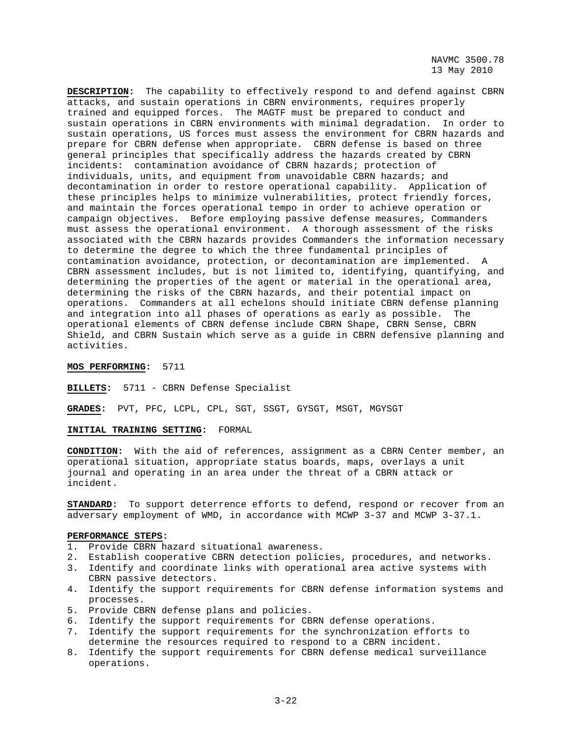**DESCRIPTION:** The capability to effectively respond to and defend against CBRN attacks, and sustain operations in CBRN environments, requires properly trained and equipped forces. The MAGTF must be prepared to conduct and sustain operations in CBRN environments with minimal degradation. In order to sustain operations, US forces must assess the environment for CBRN hazards and prepare for CBRN defense when appropriate. CBRN defense is based on three general principles that specifically address the hazards created by CBRN incidents: contamination avoidance of CBRN hazards; protection of individuals, units, and equipment from unavoidable CBRN hazards; and decontamination in order to restore operational capability. Application of these principles helps to minimize vulnerabilities, protect friendly forces, and maintain the forces operational tempo in order to achieve operation or campaign objectives. Before employing passive defense measures, Commanders must assess the operational environment. A thorough assessment of the risks associated with the CBRN hazards provides Commanders the information necessary to determine the degree to which the three fundamental principles of contamination avoidance, protection, or decontamination are implemented. A CBRN assessment includes, but is not limited to, identifying, quantifying, and determining the properties of the agent or material in the operational area, determining the risks of the CBRN hazards, and their potential impact on operations. Commanders at all echelons should initiate CBRN defense planning and integration into all phases of operations as early as possible. The operational elements of CBRN defense include CBRN Shape, CBRN Sense, CBRN Shield, and CBRN Sustain which serve as a guide in CBRN defensive planning and activities.

**MOS PERFORMING:** 5711

**BILLETS:** 5711 - CBRN Defense Specialist

**GRADES:** PVT, PFC, LCPL, CPL, SGT, SSGT, GYSGT, MSGT, MGYSGT

**INITIAL TRAINING SETTING:** FORMAL

**CONDITION:** With the aid of references, assignment as a CBRN Center member, an operational situation, appropriate status boards, maps, overlays a unit journal and operating in an area under the threat of a CBRN attack or incident.

**STANDARD:** To support deterrence efforts to defend, respond or recover from an adversary employment of WMD, in accordance with MCWP 3-37 and MCWP 3-37.1.

**PERFORMANCE STEPS:**

1. Provide CBRN hazard situational awareness.
2. Establish cooperative CBRN detection policies, procedures, and networks.
3. Identify and coordinate links with operational area active systems with CBRN passive detectors.
4. Identify the support requirements for CBRN defense information systems and processes.
5. Provide CBRN defense plans and policies.
6. Identify the support requirements for CBRN defense operations.
7. Identify the support requirements for the synchronization efforts to determine the resources required to respond to a CBRN incident.
8. Identify the support requirements for CBRN defense medical surveillance operations.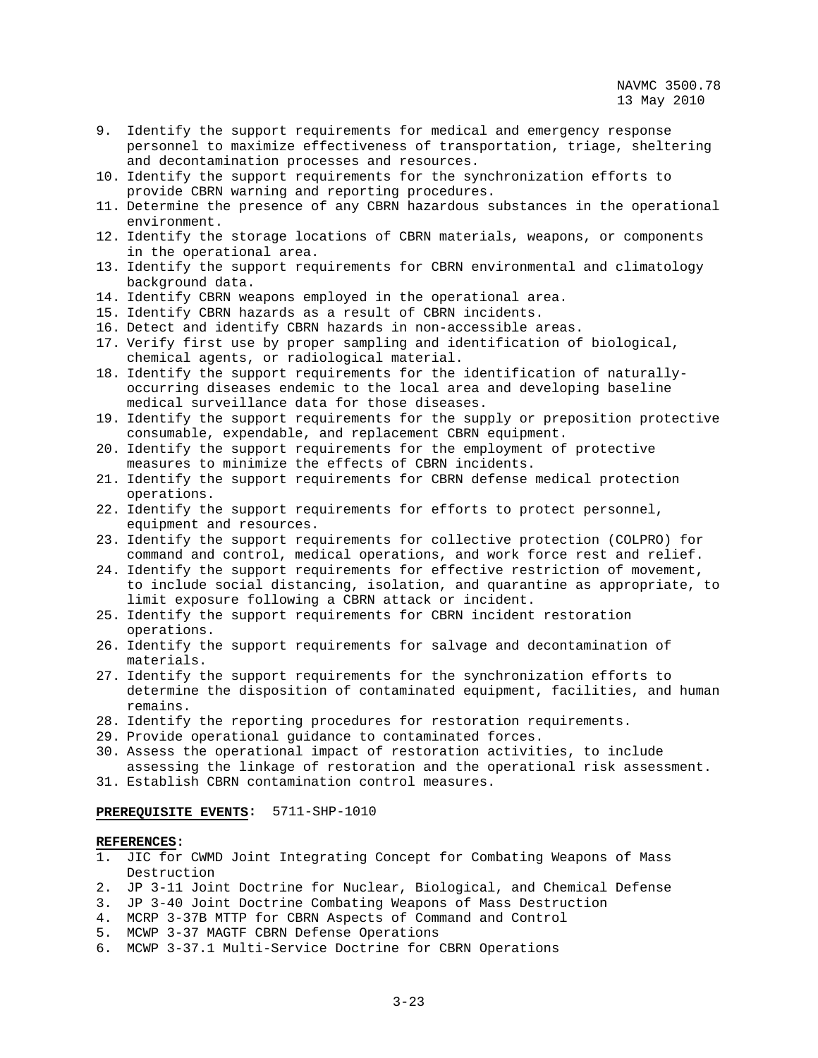9. Identify the support requirements for medical and emergency response personnel to maximize effectiveness of transportation, triage, sheltering and decontamination processes and resources.
10. Identify the support requirements for the synchronization efforts to provide CBRN warning and reporting procedures.
11. Determine the presence of any CBRN hazardous substances in the operational environment.
12. Identify the storage locations of CBRN materials, weapons, or components in the operational area.
13. Identify the support requirements for CBRN environmental and climatology background data.
14. Identify CBRN weapons employed in the operational area.
15. Identify CBRN hazards as a result of CBRN incidents.
16. Detect and identify CBRN hazards in non-accessible areas.
17. Verify first use by proper sampling and identification of biological, chemical agents, or radiological material.
18. Identify the support requirements for the identification of naturally-occurring diseases endemic to the local area and developing baseline medical surveillance data for those diseases.
19. Identify the support requirements for the supply or preposition protective consumable, expendable, and replacement CBRN equipment.
20. Identify the support requirements for the employment of protective measures to minimize the effects of CBRN incidents.
21. Identify the support requirements for CBRN defense medical protection operations.
22. Identify the support requirements for efforts to protect personnel, equipment and resources.
23. Identify the support requirements for collective protection (COLPRO) for command and control, medical operations, and work force rest and relief.
24. Identify the support requirements for effective restriction of movement, to include social distancing, isolation, and quarantine as appropriate, to limit exposure following a CBRN attack or incident.
25. Identify the support requirements for CBRN incident restoration operations.
26. Identify the support requirements for salvage and decontamination of materials.
27. Identify the support requirements for the synchronization efforts to determine the disposition of contaminated equipment, facilities, and human remains.
28. Identify the reporting procedures for restoration requirements.
29. Provide operational guidance to contaminated forces.
30. Assess the operational impact of restoration activities, to include assessing the linkage of restoration and the operational risk assessment.
31. Establish CBRN contamination control measures.

**PREREQUISITE EVENTS:** 5711-SHP-1010

**REFERENCES:**
1. JIC for CWMD Joint Integrating Concept for Combating Weapons of Mass Destruction
2. JP 3-11 Joint Doctrine for Nuclear, Biological, and Chemical Defense
3. JP 3-40 Joint Doctrine Combating Weapons of Mass Destruction
4. MCRP 3-37B MTTP for CBRN Aspects of Command and Control
5. MCWP 3-37 MAGTF CBRN Defense Operations
6. MCWP 3-37.1 Multi-Service Doctrine for CBRN Operations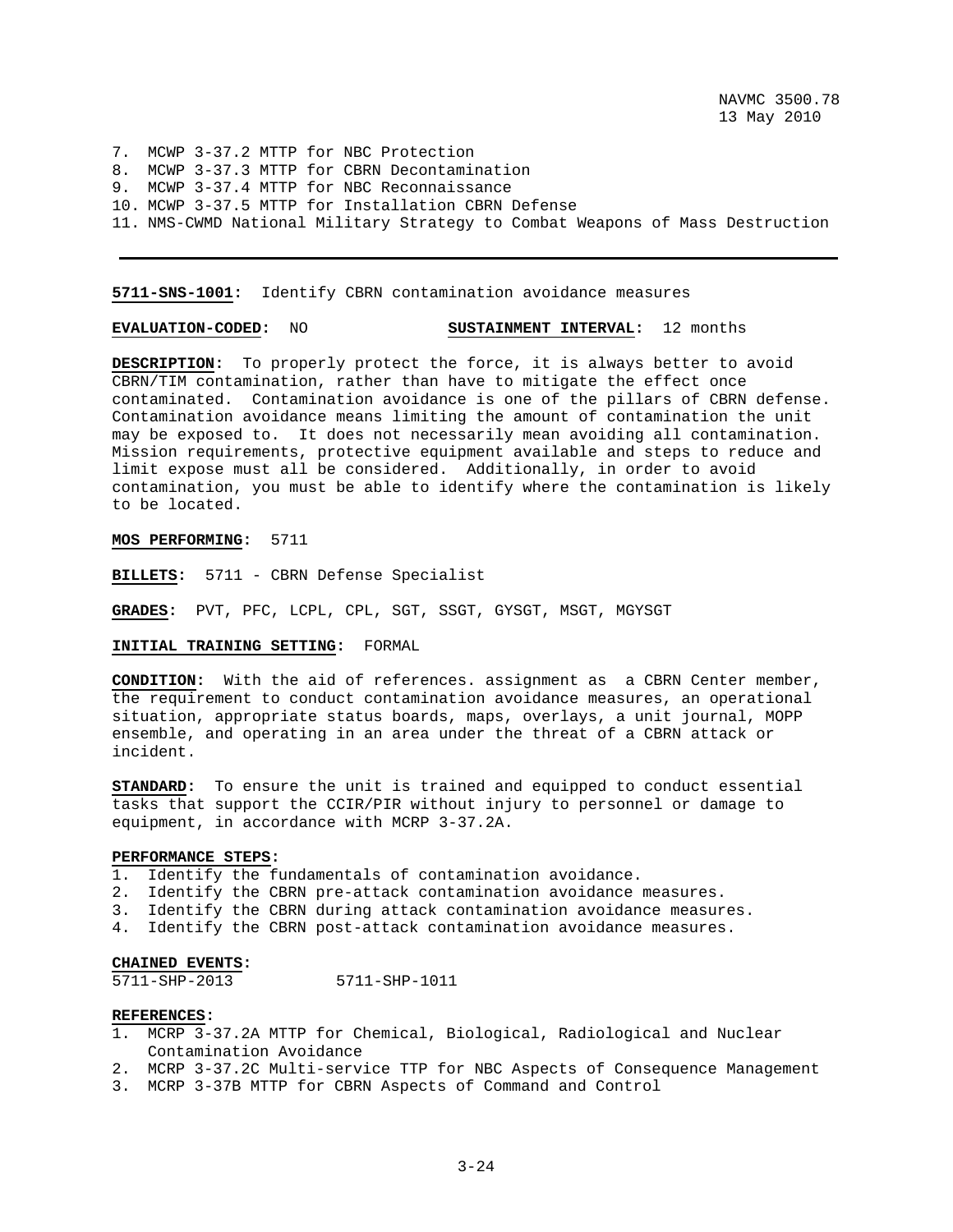7. MCWP 3-37.2 MTTP for NBC Protection
8. MCWP 3-37.3 MTTP for CBRN Decontamination
9. MCWP 3-37.4 MTTP for NBC Reconnaissance
10. MCWP 3-37.5 MTTP for Installation CBRN Defense
11. NMS-CWMD National Military Strategy to Combat Weapons of Mass Destruction

---

**5711-SNS-1001**: Identify CBRN contamination avoidance measures

**EVALUATION-CODED**: NO **SUSTAINMENT INTERVAL**: 12 months

**DESCRIPTION**: To properly protect the force, it is always better to avoid CBRN/TIM contamination, rather than have to mitigate the effect once contaminated. Contamination avoidance is one of the pillars of CBRN defense. Contamination avoidance means limiting the amount of contamination the unit may be exposed to. It does not necessarily mean avoiding all contamination. Mission requirements, protective equipment available and steps to reduce and limit expose must all be considered. Additionally, in order to avoid contamination, you must be able to identify where the contamination is likely to be located.

**MOS PERFORMING**: 5711

**BILLETS**: 5711 - CBRN Defense Specialist

**GRADES**: PVT, PFC, LCPL, CPL, SGT, SSGT, GYSGT, MSGT, MGYSGT

**INITIAL TRAINING SETTING**: FORMAL

**CONDITION**: With the aid of references. assignment as a CBRN Center member, the requirement to conduct contamination avoidance measures, an operational situation, appropriate status boards, maps, overlays, a unit journal, MOPP ensemble, and operating in an area under the threat of a CBRN attack or incident.

**STANDARD**: To ensure the unit is trained and equipped to conduct essential tasks that support the CCIR/PIR without injury to personnel or damage to equipment, in accordance with MCRP 3-37.2A.

**PERFORMANCE STEPS**:
1. Identify the fundamentals of contamination avoidance.
2. Identify the CBRN pre-attack contamination avoidance measures.
3. Identify the CBRN during attack contamination avoidance measures.
4. Identify the CBRN post-attack contamination avoidance measures.

**CHAINED EVENTS**:
5711-SHP-2013 5711-SHP-1011

**REFERENCES**:
1. MCRP 3-37.2A MTTP for Chemical, Biological, Radiological and Nuclear Contamination Avoidance
2. MCRP 3-37.2C Multi-service TTP for NBC Aspects of Consequence Management
3. MCRP 3-37B MTTP for CBRN Aspects of Command and Control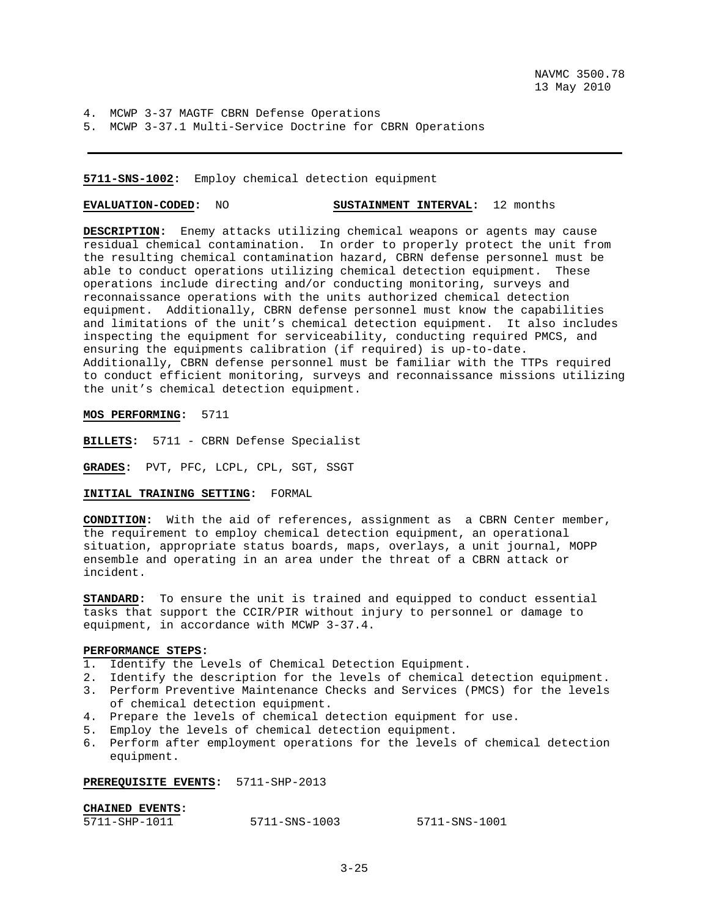4. MCWP 3-37 MAGTF CBRN Defense Operations
5. MCWP 3-37.1 Multi-Service Doctrine for CBRN Operations

---

**5711-SNS-1002:** Employ chemical detection equipment

**EVALUATION-CODED:** NO **SUSTAINMENT INTERVAL:** 12 months

**DESCRIPTION:** Enemy attacks utilizing chemical weapons or agents may cause residual chemical contamination. In order to properly protect the unit from the resulting chemical contamination hazard, CBRN defense personnel must be able to conduct operations utilizing chemical detection equipment. These operations include directing and/or conducting monitoring, surveys and reconnaissance operations with the units authorized chemical detection equipment. Additionally, CBRN defense personnel must know the capabilities and limitations of the unit's chemical detection equipment. It also includes inspecting the equipment for serviceability, conducting required PMCS, and ensuring the equipments calibration (if required) is up-to-date. Additionally, CBRN defense personnel must be familiar with the TTPs required to conduct efficient monitoring, surveys and reconnaissance missions utilizing the unit's chemical detection equipment.

**MOS PERFORMING:** 5711

**BILLETS:** 5711 - CBRN Defense Specialist

**GRADES:** PVT, PFC, LCPL, CPL, SGT, SSGT

**INITIAL TRAINING SETTING:** FORMAL

**CONDITION:** With the aid of references, assignment as a CBRN Center member, the requirement to employ chemical detection equipment, an operational situation, appropriate status boards, maps, overlays, a unit journal, MOPP ensemble and operating in an area under the threat of a CBRN attack or incident.

**STANDARD:** To ensure the unit is trained and equipped to conduct essential tasks that support the CCIR/PIR without injury to personnel or damage to equipment, in accordance with MCWP 3-37.4.

**PERFORMANCE STEPS:**

1. Identify the Levels of Chemical Detection Equipment.
2. Identify the description for the levels of chemical detection equipment.
3. Perform Preventive Maintenance Checks and Services (PMCS) for the levels of chemical detection equipment.
4. Prepare the levels of chemical detection equipment for use.
5. Employ the levels of chemical detection equipment.
6. Perform after employment operations for the levels of chemical detection equipment.

**PREREQUISITE EVENTS:** 5711-SHP-2013

**CHAINED EVENTS:**

5711-SHP-1011 5711-SNS-1003 5711-SNS-1001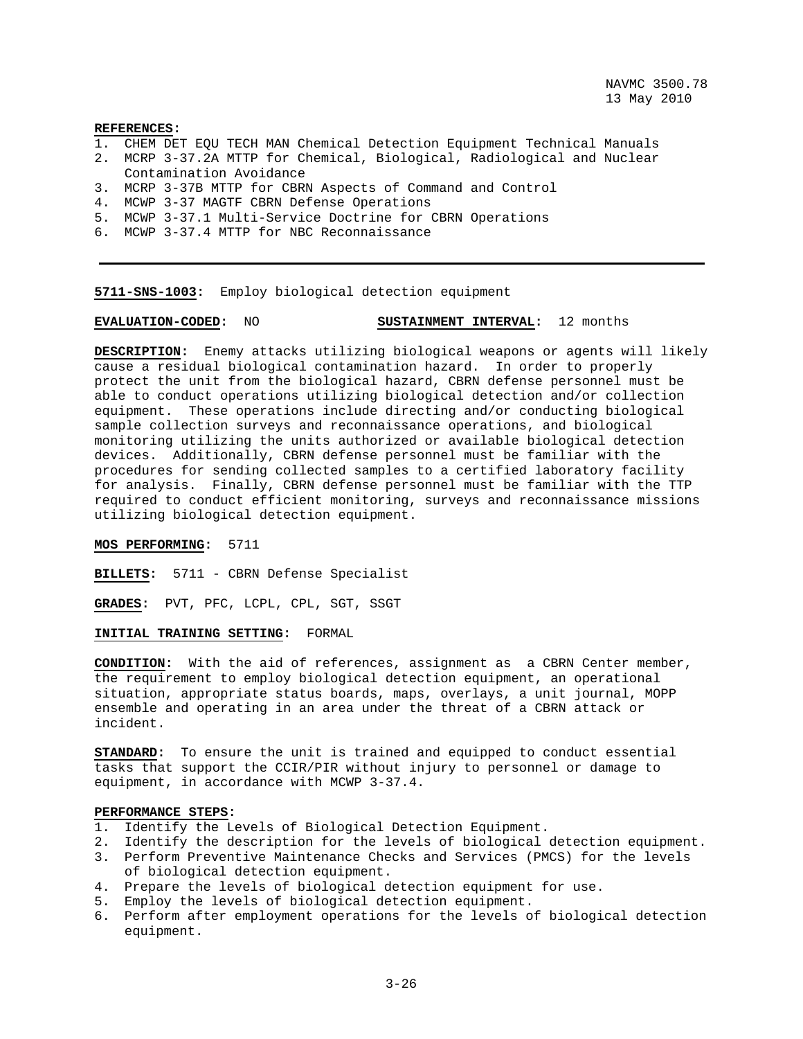**REFERENCES:**

1. CHEM DET EQU TECH MAN Chemical Detection Equipment Technical Manuals
2. MCRP 3-37.2A MTTP for Chemical, Biological, Radiological and Nuclear Contamination Avoidance
3. MCRP 3-37B MTTP for CBRN Aspects of Command and Control
4. MCWP 3-37 MAGTF CBRN Defense Operations
5. MCWP 3-37.1 Multi-Service Doctrine for CBRN Operations
6. MCWP 3-37.4 MTTP for NBC Reconnaissance

---

**5711-SNS-1003:** Employ biological detection equipment

**EVALUATION-CODED:** NO **SUSTAINMENT INTERVAL:** 12 months

**DESCRIPTION:** Enemy attacks utilizing biological weapons or agents will likely cause a residual biological contamination hazard. In order to properly protect the unit from the biological hazard, CBRN defense personnel must be able to conduct operations utilizing biological detection and/or collection equipment. These operations include directing and/or conducting biological sample collection surveys and reconnaissance operations, and biological monitoring utilizing the units authorized or available biological detection devices. Additionally, CBRN defense personnel must be familiar with the procedures for sending collected samples to a certified laboratory facility for analysis. Finally, CBRN defense personnel must be familiar with the TTP required to conduct efficient monitoring, surveys and reconnaissance missions utilizing biological detection equipment.

**MOS PERFORMING:** 5711

**BILLETS:** 5711 - CBRN Defense Specialist

**GRADES:** PVT, PFC, LCPL, CPL, SGT, SSGT

**INITIAL TRAINING SETTING:** FORMAL

**CONDITION:** With the aid of references, assignment as a CBRN Center member, the requirement to employ biological detection equipment, an operational situation, appropriate status boards, maps, overlays, a unit journal, MOPP ensemble and operating in an area under the threat of a CBRN attack or incident.

**STANDARD:** To ensure the unit is trained and equipped to conduct essential tasks that support the CCIR/PIR without injury to personnel or damage to equipment, in accordance with MCWP 3-37.4.

**PERFORMANCE STEPS:**

1. Identify the Levels of Biological Detection Equipment.
2. Identify the description for the levels of biological detection equipment.
3. Perform Preventive Maintenance Checks and Services (PMCS) for the levels of biological detection equipment.
4. Prepare the levels of biological detection equipment for use.
5. Employ the levels of biological detection equipment.
6. Perform after employment operations for the levels of biological detection equipment.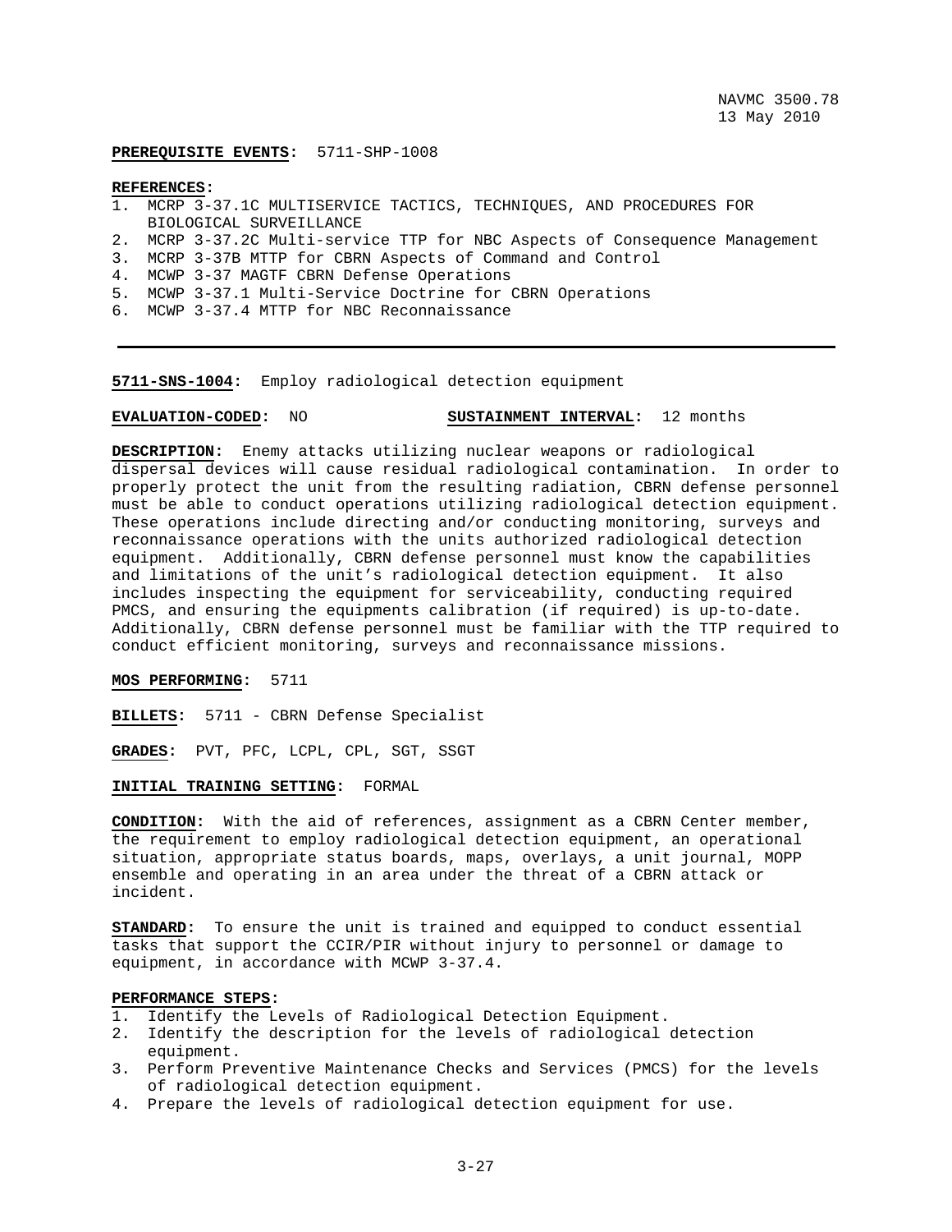**PREREQUISITE EVENTS:** 5711-SHP-1008

**REFERENCES:**
1. MCRP 3-37.1C MULTISERVICE TACTICS, TECHNIQUES, AND PROCEDURES FOR BIOLOGICAL SURVEILLANCE
2. MCRP 3-37.2C Multi-service TTP for NBC Aspects of Consequence Management
3. MCRP 3-37B MTTP for CBRN Aspects of Command and Control
4. MCWP 3-37 MAGTF CBRN Defense Operations
5. MCWP 3-37.1 Multi-Service Doctrine for CBRN Operations
6. MCWP 3-37.4 MTTP for NBC Reconnaissance

---

**5711-SNS-1004:** Employ radiological detection equipment

**EVALUATION-CODED:** NO **SUSTAINMENT INTERVAL:** 12 months

**DESCRIPTION:** Enemy attacks utilizing nuclear weapons or radiological dispersal devices will cause residual radiological contamination. In order to properly protect the unit from the resulting radiation, CBRN defense personnel must be able to conduct operations utilizing radiological detection equipment. These operations include directing and/or conducting monitoring, surveys and reconnaissance operations with the units authorized radiological detection equipment. Additionally, CBRN defense personnel must know the capabilities and limitations of the unit's radiological detection equipment. It also includes inspecting the equipment for serviceability, conducting required PMCS, and ensuring the equipments calibration (if required) is up-to-date. Additionally, CBRN defense personnel must be familiar with the TTP required to conduct efficient monitoring, surveys and reconnaissance missions.

**MOS PERFORMING:** 5711

**BILLETS:** 5711 - CBRN Defense Specialist

**GRADES:** PVT, PFC, LCPL, CPL, SGT, SSGT

**INITIAL TRAINING SETTING:** FORMAL

**CONDITION:** With the aid of references, assignment as a CBRN Center member, the requirement to employ radiological detection equipment, an operational situation, appropriate status boards, maps, overlays, a unit journal, MOPP ensemble and operating in an area under the threat of a CBRN attack or incident.

**STANDARD:** To ensure the unit is trained and equipped to conduct essential tasks that support the CCIR/PIR without injury to personnel or damage to equipment, in accordance with MCWP 3-37.4.

**PERFORMANCE STEPS:**
1. Identify the Levels of Radiological Detection Equipment.
2. Identify the description for the levels of radiological detection equipment.
3. Perform Preventive Maintenance Checks and Services (PMCS) for the levels of radiological detection equipment.
4. Prepare the levels of radiological detection equipment for use.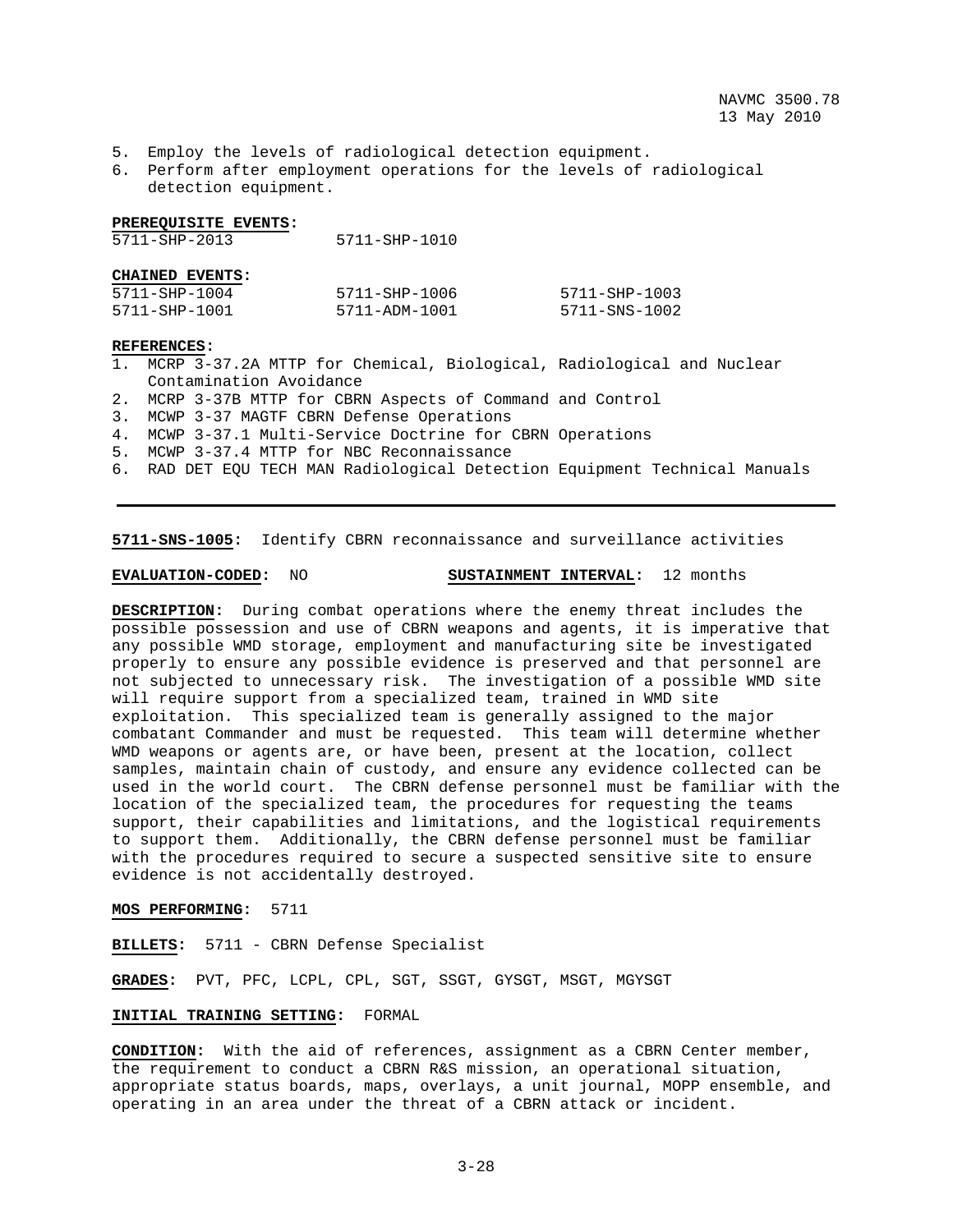5. Employ the levels of radiological detection equipment.
6. Perform after employment operations for the levels of radiological detection equipment.

**PREREQUISITE EVENTS:**

| | |
|---|---|
| 5711-SHP-2013 | 5711-SHP-1010 |

**CHAINED EVENTS:**

| | | |
|---|---|---|
| 5711-SHP-1004 | 5711-SHP-1006 | 5711-SHP-1003 |
| 5711-SHP-1001 | 5711-ADM-1001 | 5711-SNS-1002 |

**REFERENCES:**

1. MCRP 3-37.2A MTTP for Chemical, Biological, Radiological and Nuclear Contamination Avoidance
2. MCRP 3-37B MTTP for CBRN Aspects of Command and Control
3. MCWP 3-37 MAGTF CBRN Defense Operations
4. MCWP 3-37.1 Multi-Service Doctrine for CBRN Operations
5. MCWP 3-37.4 MTTP for NBC Reconnaissance
6. RAD DET EQU TECH MAN Radiological Detection Equipment Technical Manuals

---

**5711-SNS-1005:** Identify CBRN reconnaissance and surveillance activities

**EVALUATION-CODED:** NO  **SUSTAINMENT INTERVAL:** 12 months

**DESCRIPTION:** During combat operations where the enemy threat includes the possible possession and use of CBRN weapons and agents, it is imperative that any possible WMD storage, employment and manufacturing site be investigated properly to ensure any possible evidence is preserved and that personnel are not subjected to unnecessary risk. The investigation of a possible WMD site will require support from a specialized team, trained in WMD site exploitation. This specialized team is generally assigned to the major combatant Commander and must be requested. This team will determine whether WMD weapons or agents are, or have been, present at the location, collect samples, maintain chain of custody, and ensure any evidence collected can be used in the world court. The CBRN defense personnel must be familiar with the location of the specialized team, the procedures for requesting the teams support, their capabilities and limitations, and the logistical requirements to support them. Additionally, the CBRN defense personnel must be familiar with the procedures required to secure a suspected sensitive site to ensure evidence is not accidentally destroyed.

**MOS PERFORMING:** 5711

**BILLETS:** 5711 - CBRN Defense Specialist

**GRADES:** PVT, PFC, LCPL, CPL, SGT, SSGT, GYSGT, MSGT, MGYSGT

**INITIAL TRAINING SETTING:** FORMAL

**CONDITION:** With the aid of references, assignment as a CBRN Center member, the requirement to conduct a CBRN R&S mission, an operational situation, appropriate status boards, maps, overlays, a unit journal, MOPP ensemble, and operating in an area under the threat of a CBRN attack or incident.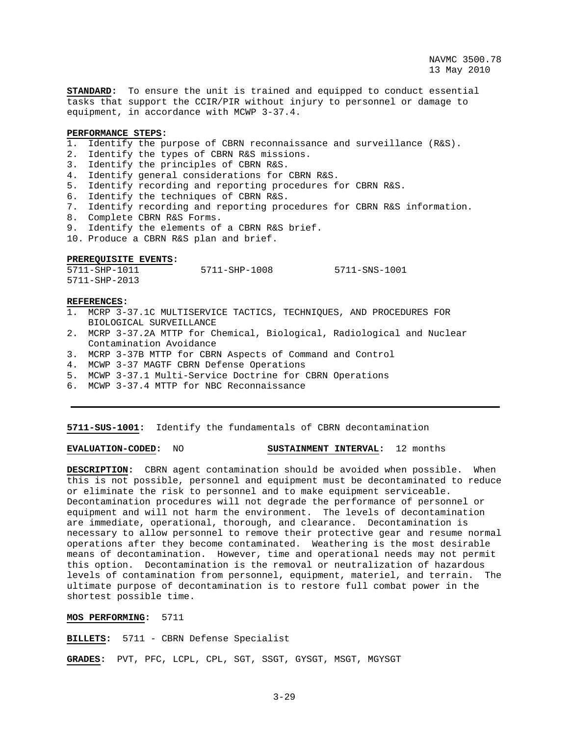**STANDARD:** To ensure the unit is trained and equipped to conduct essential tasks that support the CCIR/PIR without injury to personnel or damage to equipment, in accordance with MCWP 3-37.4.

**PERFORMANCE STEPS:**

1. Identify the purpose of CBRN reconnaissance and surveillance (R&S).
2. Identify the types of CBRN R&S missions.
3. Identify the principles of CBRN R&S.
4. Identify general considerations for CBRN R&S.
5. Identify recording and reporting procedures for CBRN R&S.
6. Identify the techniques of CBRN R&S.
7. Identify recording and reporting procedures for CBRN R&S information.
8. Complete CBRN R&S Forms.
9. Identify the elements of a CBRN R&S brief.
10. Produce a CBRN R&S plan and brief.

**PREREQUISITE EVENTS:**

5711-SHP-1011 5711-SHP-1008 5711-SNS-1001
5711-SHP-2013

**REFERENCES:**

1. MCRP 3-37.1C MULTISERVICE TACTICS, TECHNIQUES, AND PROCEDURES FOR BIOLOGICAL SURVEILLANCE
2. MCRP 3-37.2A MTTP for Chemical, Biological, Radiological and Nuclear Contamination Avoidance
3. MCRP 3-37B MTTP for CBRN Aspects of Command and Control
4. MCWP 3-37 MAGTF CBRN Defense Operations
5. MCWP 3-37.1 Multi-Service Doctrine for CBRN Operations
6. MCWP 3-37.4 MTTP for NBC Reconnaissance

---

**5711-SUS-1001:** Identify the fundamentals of CBRN decontamination

**EVALUATION-CODED:** NO **SUSTAINMENT INTERVAL:** 12 months

**DESCRIPTION:** CBRN agent contamination should be avoided when possible. When this is not possible, personnel and equipment must be decontaminated to reduce or eliminate the risk to personnel and to make equipment serviceable. Decontamination procedures will not degrade the performance of personnel or equipment and will not harm the environment. The levels of decontamination are immediate, operational, thorough, and clearance. Decontamination is necessary to allow personnel to remove their protective gear and resume normal operations after they become contaminated. Weathering is the most desirable means of decontamination. However, time and operational needs may not permit this option. Decontamination is the removal or neutralization of hazardous levels of contamination from personnel, equipment, materiel, and terrain. The ultimate purpose of decontamination is to restore full combat power in the shortest possible time.

**MOS PERFORMING:** 5711

**BILLETS:** 5711 - CBRN Defense Specialist

**GRADES:** PVT, PFC, LCPL, CPL, SGT, SSGT, GYSGT, MSGT, MGYSGT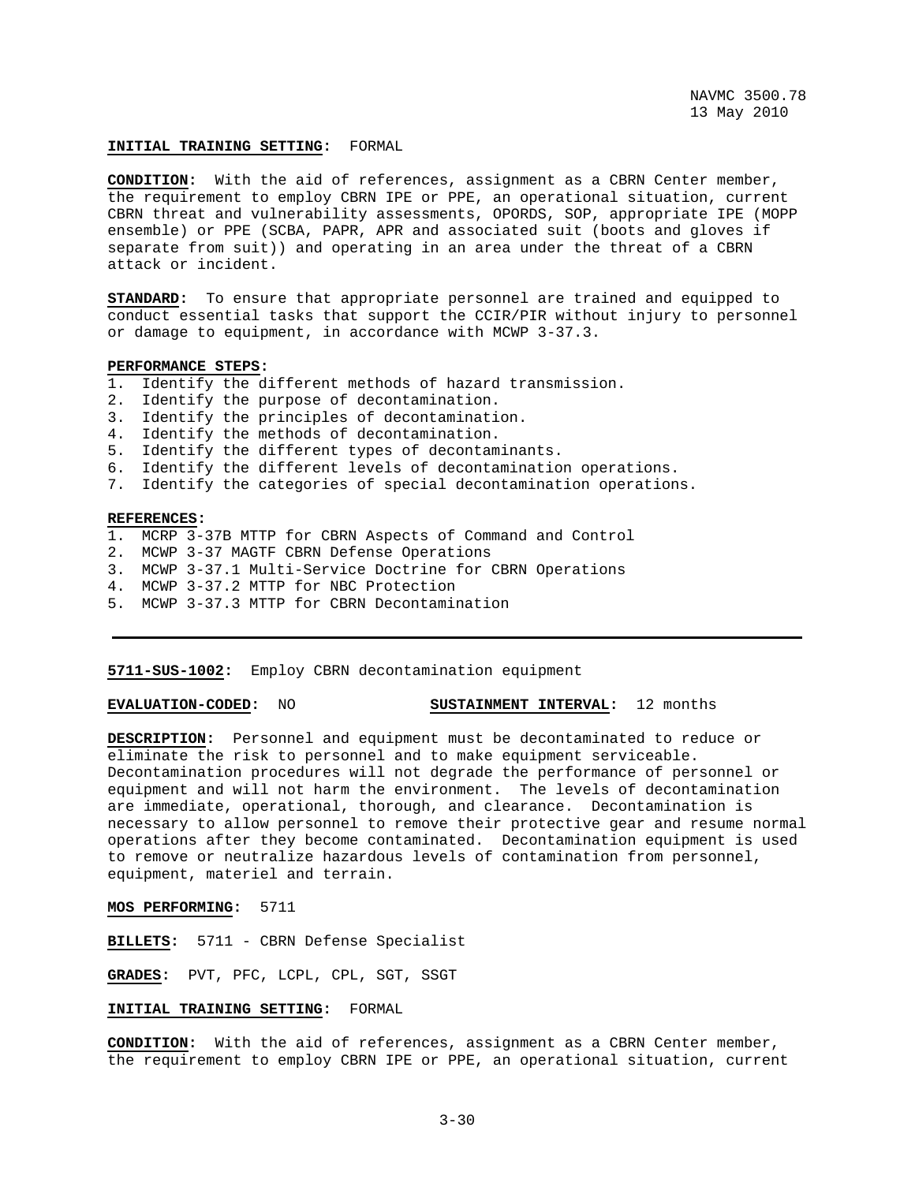**INITIAL TRAINING SETTING:** FORMAL

**CONDITION:** With the aid of references, assignment as a CBRN Center member, the requirement to employ CBRN IPE or PPE, an operational situation, current CBRN threat and vulnerability assessments, OPORDS, SOP, appropriate IPE (MOPP ensemble) or PPE (SCBA, PAPR, APR and associated suit (boots and gloves if separate from suit)) and operating in an area under the threat of a CBRN attack or incident.

**STANDARD:** To ensure that appropriate personnel are trained and equipped to conduct essential tasks that support the CCIR/PIR without injury to personnel or damage to equipment, in accordance with MCWP 3-37.3.

**PERFORMANCE STEPS:**

1. Identify the different methods of hazard transmission.
2. Identify the purpose of decontamination.
3. Identify the principles of decontamination.
4. Identify the methods of decontamination.
5. Identify the different types of decontaminants.
6. Identify the different levels of decontamination operations.
7. Identify the categories of special decontamination operations.

**REFERENCES:**

1. MCRP 3-37B MTTP for CBRN Aspects of Command and Control
2. MCWP 3-37 MAGTF CBRN Defense Operations
3. MCWP 3-37.1 Multi-Service Doctrine for CBRN Operations
4. MCWP 3-37.2 MTTP for NBC Protection
5. MCWP 3-37.3 MTTP for CBRN Decontamination

---

**5711-SUS-1002:** Employ CBRN decontamination equipment

**EVALUATION-CODED:** NO **SUSTAINMENT INTERVAL:** 12 months

**DESCRIPTION:** Personnel and equipment must be decontaminated to reduce or eliminate the risk to personnel and to make equipment serviceable. Decontamination procedures will not degrade the performance of personnel or equipment and will not harm the environment. The levels of decontamination are immediate, operational, thorough, and clearance. Decontamination is necessary to allow personnel to remove their protective gear and resume normal operations after they become contaminated. Decontamination equipment is used to remove or neutralize hazardous levels of contamination from personnel, equipment, materiel and terrain.

**MOS PERFORMING:** 5711

**BILLETS:** 5711 - CBRN Defense Specialist

**GRADES:** PVT, PFC, LCPL, CPL, SGT, SSGT

**INITIAL TRAINING SETTING:** FORMAL

**CONDITION:** With the aid of references, assignment as a CBRN Center member, the requirement to employ CBRN IPE or PPE, an operational situation, current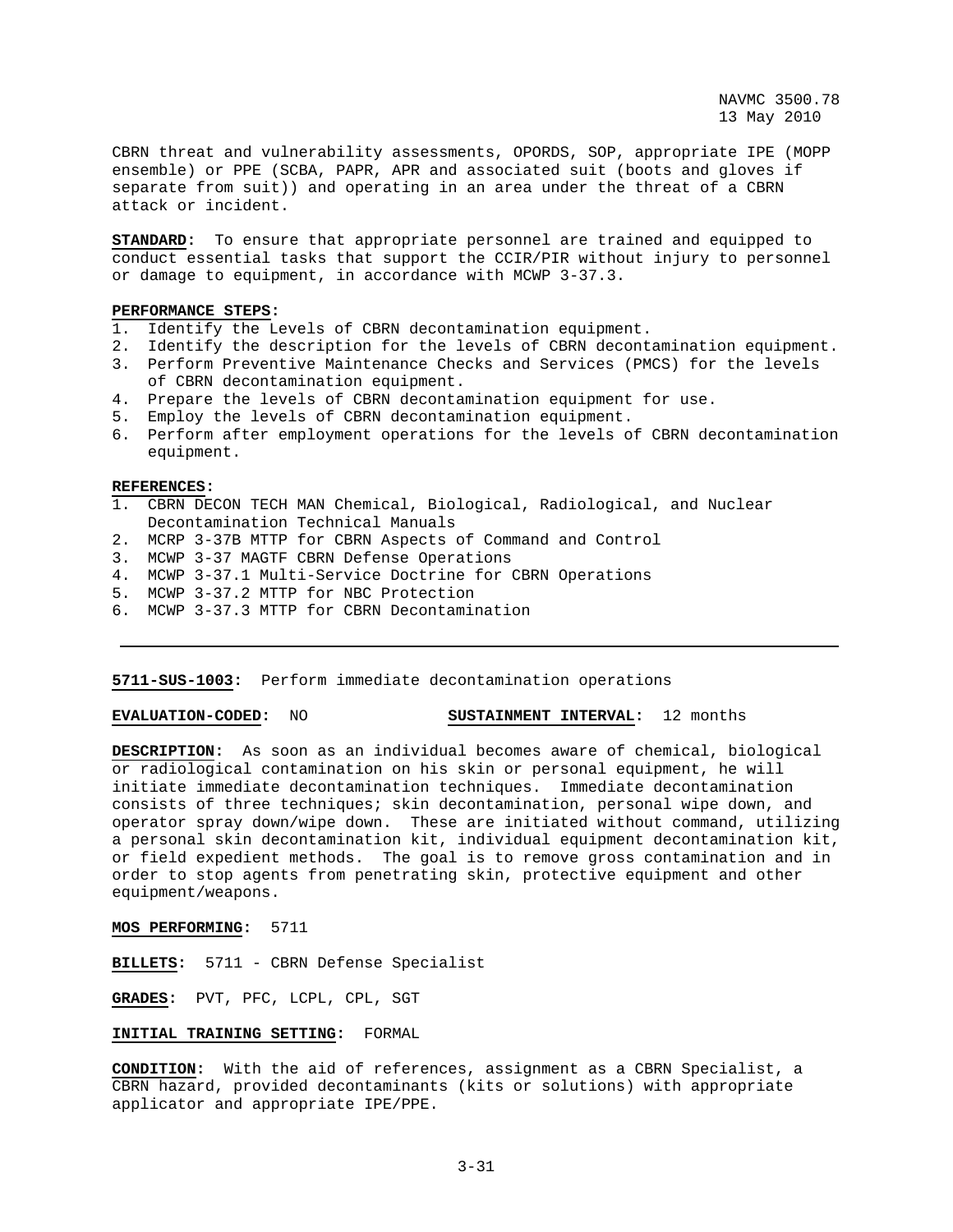CBRN threat and vulnerability assessments, OPORDS, SOP, appropriate IPE (MOPP ensemble) or PPE (SCBA, PAPR, APR and associated suit (boots and gloves if separate from suit)) and operating in an area under the threat of a CBRN attack or incident.

**STANDARD:** To ensure that appropriate personnel are trained and equipped to conduct essential tasks that support the CCIR/PIR without injury to personnel or damage to equipment, in accordance with MCWP 3-37.3.

**PERFORMANCE STEPS:**

1. Identify the Levels of CBRN decontamination equipment.
2. Identify the description for the levels of CBRN decontamination equipment.
3. Perform Preventive Maintenance Checks and Services (PMCS) for the levels of CBRN decontamination equipment.
4. Prepare the levels of CBRN decontamination equipment for use.
5. Employ the levels of CBRN decontamination equipment.
6. Perform after employment operations for the levels of CBRN decontamination equipment.

**REFERENCES:**

1. CBRN DECON TECH MAN Chemical, Biological, Radiological, and Nuclear Decontamination Technical Manuals
2. MCRP 3-37B MTTP for CBRN Aspects of Command and Control
3. MCWP 3-37 MAGTF CBRN Defense Operations
4. MCWP 3-37.1 Multi-Service Doctrine for CBRN Operations
5. MCWP 3-37.2 MTTP for NBC Protection
6. MCWP 3-37.3 MTTP for CBRN Decontamination

---

**5711-SUS-1003:** Perform immediate decontamination operations

**EVALUATION-CODED:** NO **SUSTAINMENT INTERVAL:** 12 months

**DESCRIPTION:** As soon as an individual becomes aware of chemical, biological or radiological contamination on his skin or personal equipment, he will initiate immediate decontamination techniques. Immediate decontamination consists of three techniques; skin decontamination, personal wipe down, and operator spray down/wipe down. These are initiated without command, utilizing a personal skin decontamination kit, individual equipment decontamination kit, or field expedient methods. The goal is to remove gross contamination and in order to stop agents from penetrating skin, protective equipment and other equipment/weapons.

**MOS PERFORMING:** 5711

**BILLETS:** 5711 - CBRN Defense Specialist

**GRADES:** PVT, PFC, LCPL, CPL, SGT

**INITIAL TRAINING SETTING:** FORMAL

**CONDITION:** With the aid of references, assignment as a CBRN Specialist, a CBRN hazard, provided decontaminants (kits or solutions) with appropriate applicator and appropriate IPE/PPE.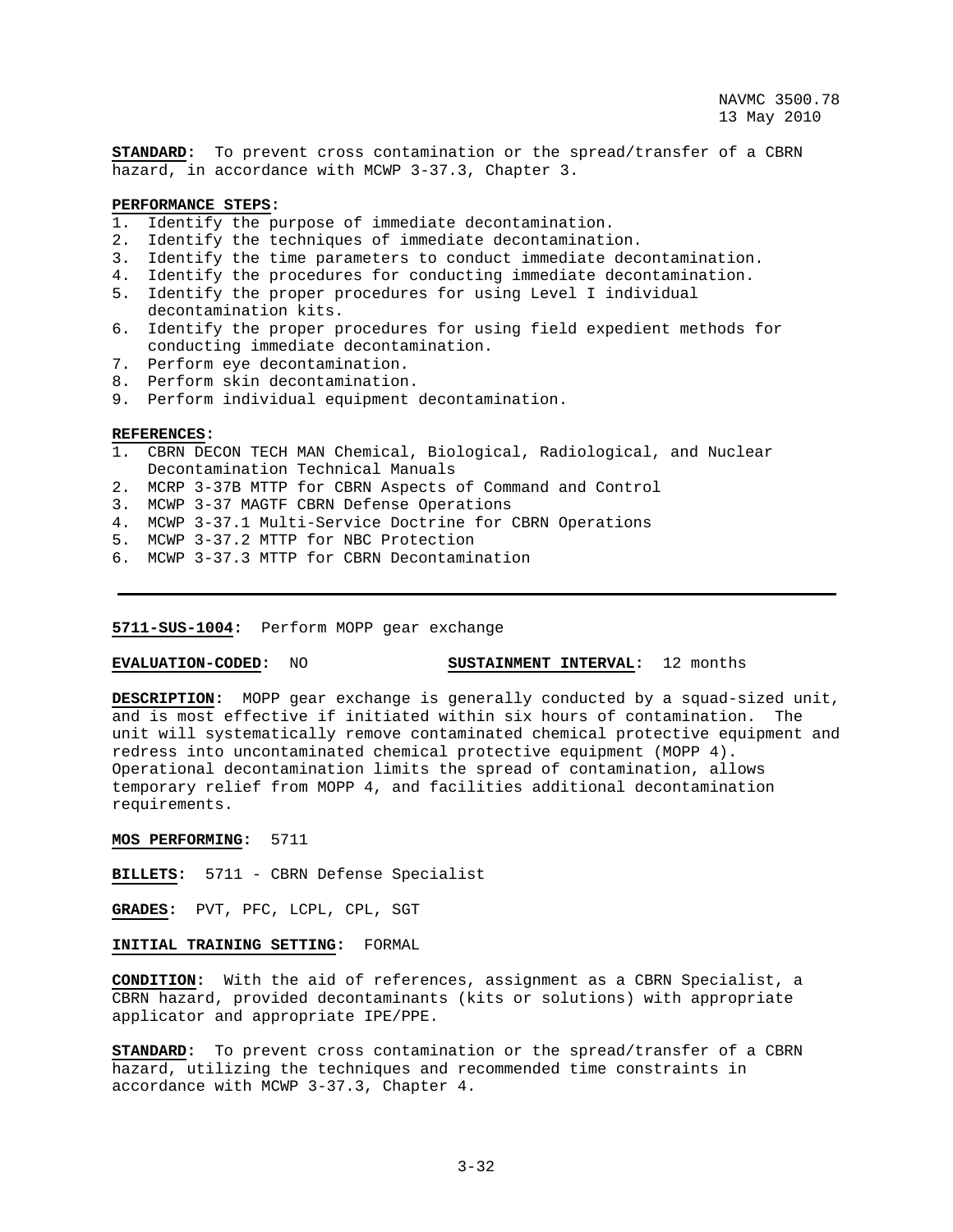**STANDARD:** To prevent cross contamination or the spread/transfer of a CBRN hazard, in accordance with MCWP 3-37.3, Chapter 3.

**PERFORMANCE STEPS:**

1. Identify the purpose of immediate decontamination.
2. Identify the techniques of immediate decontamination.
3. Identify the time parameters to conduct immediate decontamination.
4. Identify the procedures for conducting immediate decontamination.
5. Identify the proper procedures for using Level I individual decontamination kits.
6. Identify the proper procedures for using field expedient methods for conducting immediate decontamination.
7. Perform eye decontamination.
8. Perform skin decontamination.
9. Perform individual equipment decontamination.

**REFERENCES:**

1. CBRN DECON TECH MAN Chemical, Biological, Radiological, and Nuclear Decontamination Technical Manuals
2. MCRP 3-37B MTTP for CBRN Aspects of Command and Control
3. MCWP 3-37 MAGTF CBRN Defense Operations
4. MCWP 3-37.1 Multi-Service Doctrine for CBRN Operations
5. MCWP 3-37.2 MTTP for NBC Protection
6. MCWP 3-37.3 MTTP for CBRN Decontamination

---

**5711-SUS-1004:** Perform MOPP gear exchange

**EVALUATION-CODED:** NO **SUSTAINMENT INTERVAL:** 12 months

**DESCRIPTION:** MOPP gear exchange is generally conducted by a squad-sized unit, and is most effective if initiated within six hours of contamination. The unit will systematically remove contaminated chemical protective equipment and redress into uncontaminated chemical protective equipment (MOPP 4). Operational decontamination limits the spread of contamination, allows temporary relief from MOPP 4, and facilities additional decontamination requirements.

**MOS PERFORMING:** 5711

**BILLETS:** 5711 - CBRN Defense Specialist

**GRADES:** PVT, PFC, LCPL, CPL, SGT

**INITIAL TRAINING SETTING:** FORMAL

**CONDITION:** With the aid of references, assignment as a CBRN Specialist, a CBRN hazard, provided decontaminants (kits or solutions) with appropriate applicator and appropriate IPE/PPE.

**STANDARD:** To prevent cross contamination or the spread/transfer of a CBRN hazard, utilizing the techniques and recommended time constraints in accordance with MCWP 3-37.3, Chapter 4.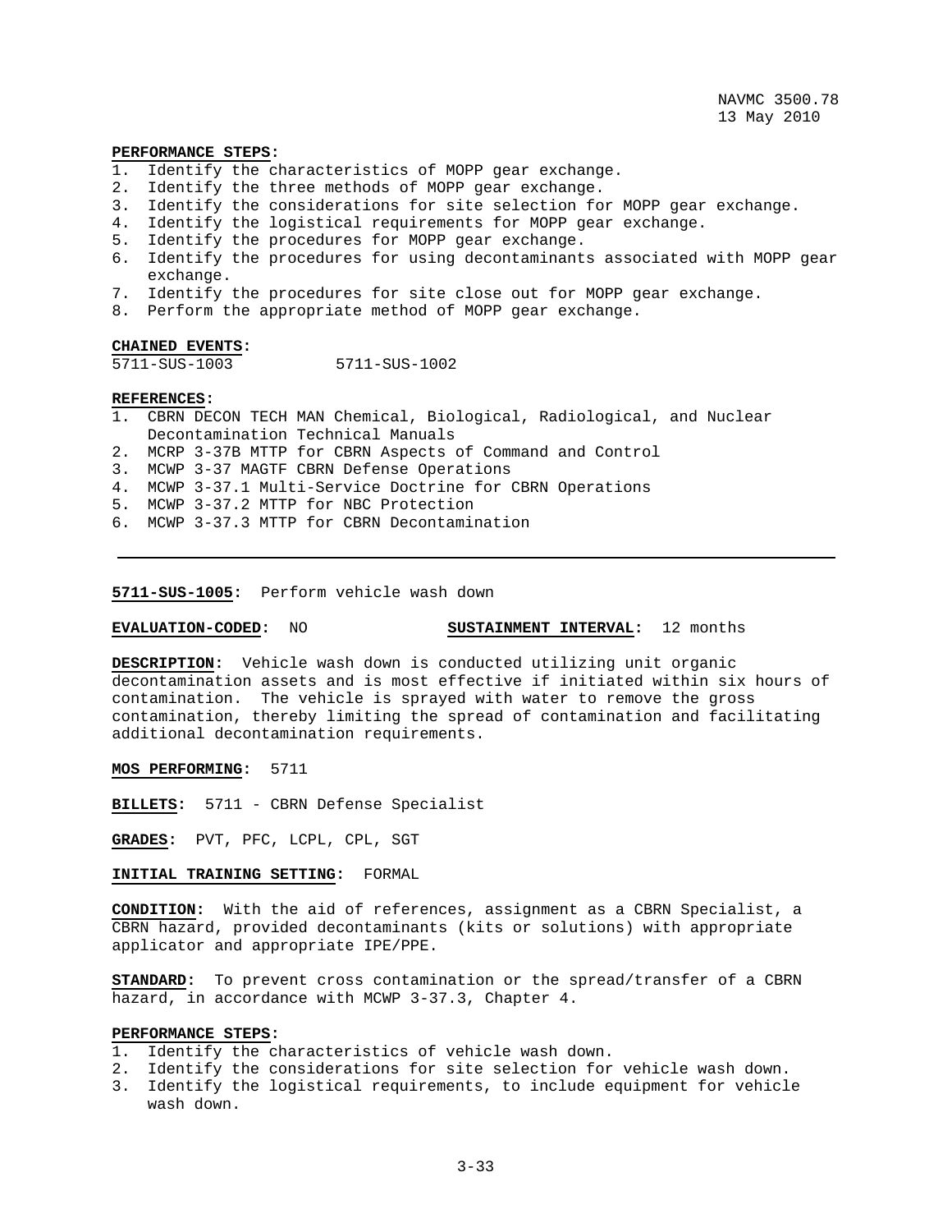**PERFORMANCE STEPS:**

1. Identify the characteristics of MOPP gear exchange.
2. Identify the three methods of MOPP gear exchange.
3. Identify the considerations for site selection for MOPP gear exchange.
4. Identify the logistical requirements for MOPP gear exchange.
5. Identify the procedures for MOPP gear exchange.
6. Identify the procedures for using decontaminants associated with MOPP gear exchange.
7. Identify the procedures for site close out for MOPP gear exchange.
8. Perform the appropriate method of MOPP gear exchange.

**CHAINED EVENTS:**

5711-SUS-1003 5711-SUS-1002

**REFERENCES:**

1. CBRN DECON TECH MAN Chemical, Biological, Radiological, and Nuclear Decontamination Technical Manuals
2. MCRP 3-37B MTTP for CBRN Aspects of Command and Control
3. MCWP 3-37 MAGTF CBRN Defense Operations
4. MCWP 3-37.1 Multi-Service Doctrine for CBRN Operations
5. MCWP 3-37.2 MTTP for NBC Protection
6. MCWP 3-37.3 MTTP for CBRN Decontamination

---

**5711-SUS-1005:** Perform vehicle wash down

**EVALUATION-CODED:** NO **SUSTAINMENT INTERVAL:** 12 months

**DESCRIPTION:** Vehicle wash down is conducted utilizing unit organic decontamination assets and is most effective if initiated within six hours of contamination. The vehicle is sprayed with water to remove the gross contamination, thereby limiting the spread of contamination and facilitating additional decontamination requirements.

**MOS PERFORMING:** 5711

**BILLETS:** 5711 - CBRN Defense Specialist

**GRADES:** PVT, PFC, LCPL, CPL, SGT

**INITIAL TRAINING SETTING:** FORMAL

**CONDITION:** With the aid of references, assignment as a CBRN Specialist, a CBRN hazard, provided decontaminants (kits or solutions) with appropriate applicator and appropriate IPE/PPE.

**STANDARD:** To prevent cross contamination or the spread/transfer of a CBRN hazard, in accordance with MCWP 3-37.3, Chapter 4.

**PERFORMANCE STEPS:**

1. Identify the characteristics of vehicle wash down.
2. Identify the considerations for site selection for vehicle wash down.
3. Identify the logistical requirements, to include equipment for vehicle wash down.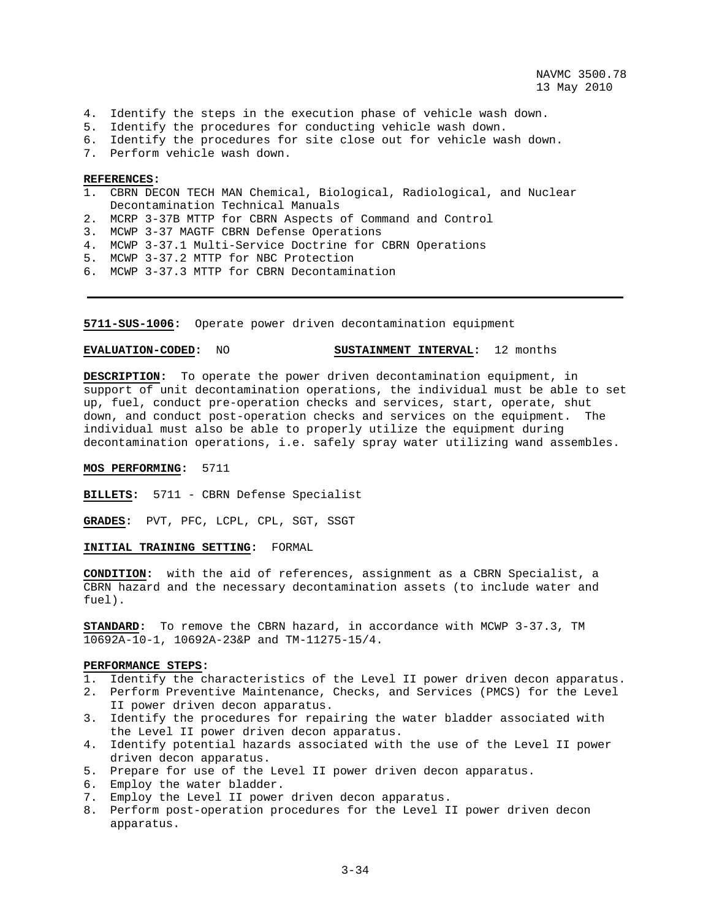4. Identify the steps in the execution phase of vehicle wash down.
5. Identify the procedures for conducting vehicle wash down.
6. Identify the procedures for site close out for vehicle wash down.
7. Perform vehicle wash down.

**REFERENCES:**

1. CBRN DECON TECH MAN Chemical, Biological, Radiological, and Nuclear Decontamination Technical Manuals
2. MCRP 3-37B MTTP for CBRN Aspects of Command and Control
3. MCWP 3-37 MAGTF CBRN Defense Operations
4. MCWP 3-37.1 Multi-Service Doctrine for CBRN Operations
5. MCWP 3-37.2 MTTP for NBC Protection
6. MCWP 3-37.3 MTTP for CBRN Decontamination

---

**5711-SUS-1006:** Operate power driven decontamination equipment

**EVALUATION-CODED:** NO **SUSTAINMENT INTERVAL:** 12 months

**DESCRIPTION:** To operate the power driven decontamination equipment, in support of unit decontamination operations, the individual must be able to set up, fuel, conduct pre-operation checks and services, start, operate, shut down, and conduct post-operation checks and services on the equipment. The individual must also be able to properly utilize the equipment during decontamination operations, i.e. safely spray water utilizing wand assembles.

**MOS PERFORMING:** 5711

**BILLETS:** 5711 - CBRN Defense Specialist

**GRADES:** PVT, PFC, LCPL, CPL, SGT, SSGT

**INITIAL TRAINING SETTING:** FORMAL

**CONDITION:** with the aid of references, assignment as a CBRN Specialist, a CBRN hazard and the necessary decontamination assets (to include water and fuel).

**STANDARD:** To remove the CBRN hazard, in accordance with MCWP 3-37.3, TM 10692A-10-1, 10692A-23&P and TM-11275-15/4.

**PERFORMANCE STEPS:**

1. Identify the characteristics of the Level II power driven decon apparatus.
2. Perform Preventive Maintenance, Checks, and Services (PMCS) for the Level II power driven decon apparatus.
3. Identify the procedures for repairing the water bladder associated with the Level II power driven decon apparatus.
4. Identify potential hazards associated with the use of the Level II power driven decon apparatus.
5. Prepare for use of the Level II power driven decon apparatus.
6. Employ the water bladder.
7. Employ the Level II power driven decon apparatus.
8. Perform post-operation procedures for the Level II power driven decon apparatus.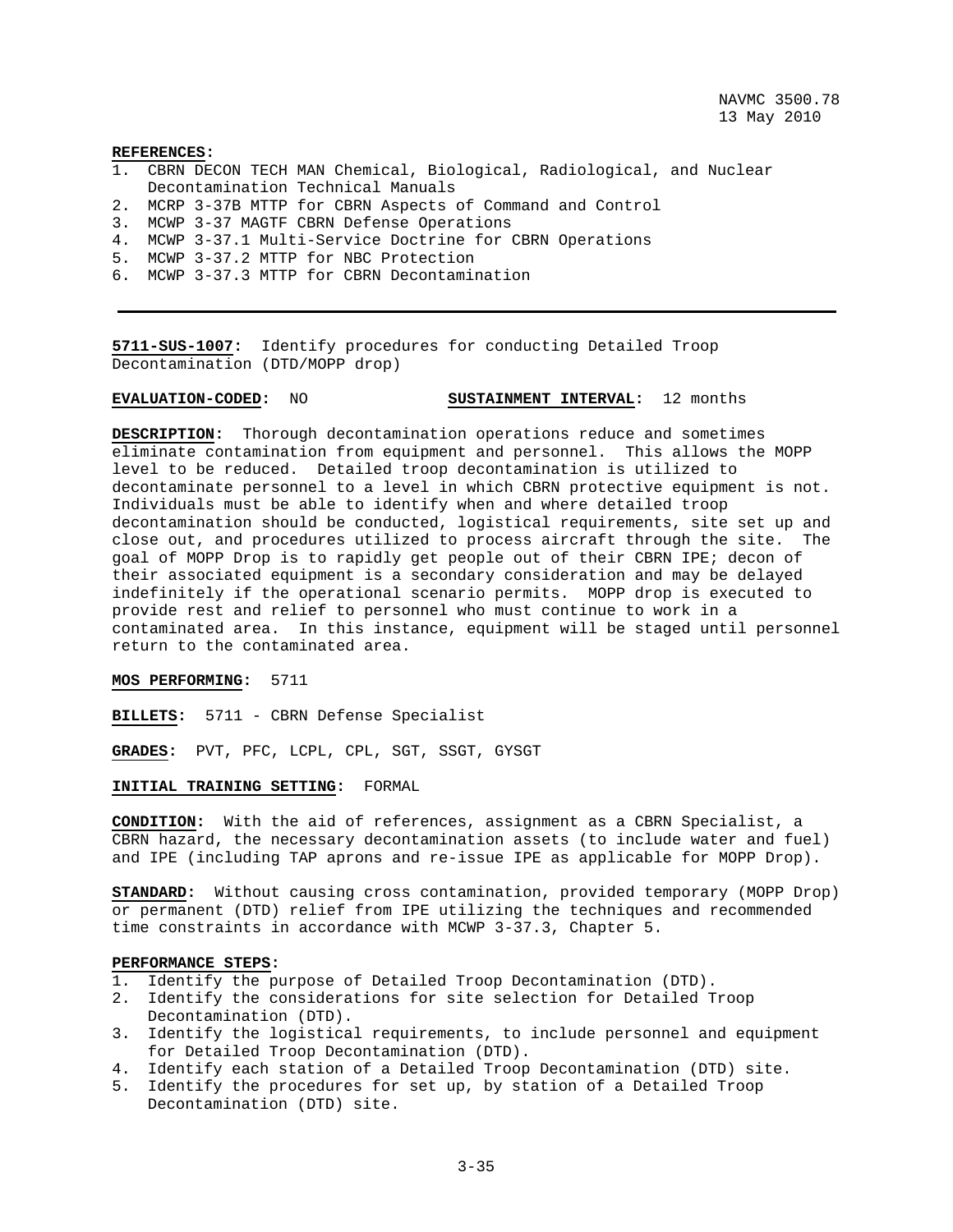**REFERENCES:**

1. CBRN DECON TECH MAN Chemical, Biological, Radiological, and Nuclear Decontamination Technical Manuals
2. MCRP 3-37B MTTP for CBRN Aspects of Command and Control
3. MCWP 3-37 MAGTF CBRN Defense Operations
4. MCWP 3-37.1 Multi-Service Doctrine for CBRN Operations
5. MCWP 3-37.2 MTTP for NBC Protection
6. MCWP 3-37.3 MTTP for CBRN Decontamination

---

**5711-SUS-1007:** Identify procedures for conducting Detailed Troop Decontamination (DTD/MOPP drop)

**EVALUATION-CODED:** NO  **SUSTAINMENT INTERVAL:** 12 months

**DESCRIPTION:** Thorough decontamination operations reduce and sometimes eliminate contamination from equipment and personnel. This allows the MOPP level to be reduced. Detailed troop decontamination is utilized to decontaminate personnel to a level in which CBRN protective equipment is not. Individuals must be able to identify when and where detailed troop decontamination should be conducted, logistical requirements, site set up and close out, and procedures utilized to process aircraft through the site. The goal of MOPP Drop is to rapidly get people out of their CBRN IPE; decon of their associated equipment is a secondary consideration and may be delayed indefinitely if the operational scenario permits. MOPP drop is executed to provide rest and relief to personnel who must continue to work in a contaminated area. In this instance, equipment will be staged until personnel return to the contaminated area.

**MOS PERFORMING:** 5711

**BILLETS:** 5711 - CBRN Defense Specialist

**GRADES:** PVT, PFC, LCPL, CPL, SGT, SSGT, GYSGT

**INITIAL TRAINING SETTING:** FORMAL

**CONDITION:** With the aid of references, assignment as a CBRN Specialist, a CBRN hazard, the necessary decontamination assets (to include water and fuel) and IPE (including TAP aprons and re-issue IPE as applicable for MOPP Drop).

**STANDARD:** Without causing cross contamination, provided temporary (MOPP Drop) or permanent (DTD) relief from IPE utilizing the techniques and recommended time constraints in accordance with MCWP 3-37.3, Chapter 5.

**PERFORMANCE STEPS:**

1. Identify the purpose of Detailed Troop Decontamination (DTD).
2. Identify the considerations for site selection for Detailed Troop Decontamination (DTD).
3. Identify the logistical requirements, to include personnel and equipment for Detailed Troop Decontamination (DTD).
4. Identify each station of a Detailed Troop Decontamination (DTD) site.
5. Identify the procedures for set up, by station of a Detailed Troop Decontamination (DTD) site.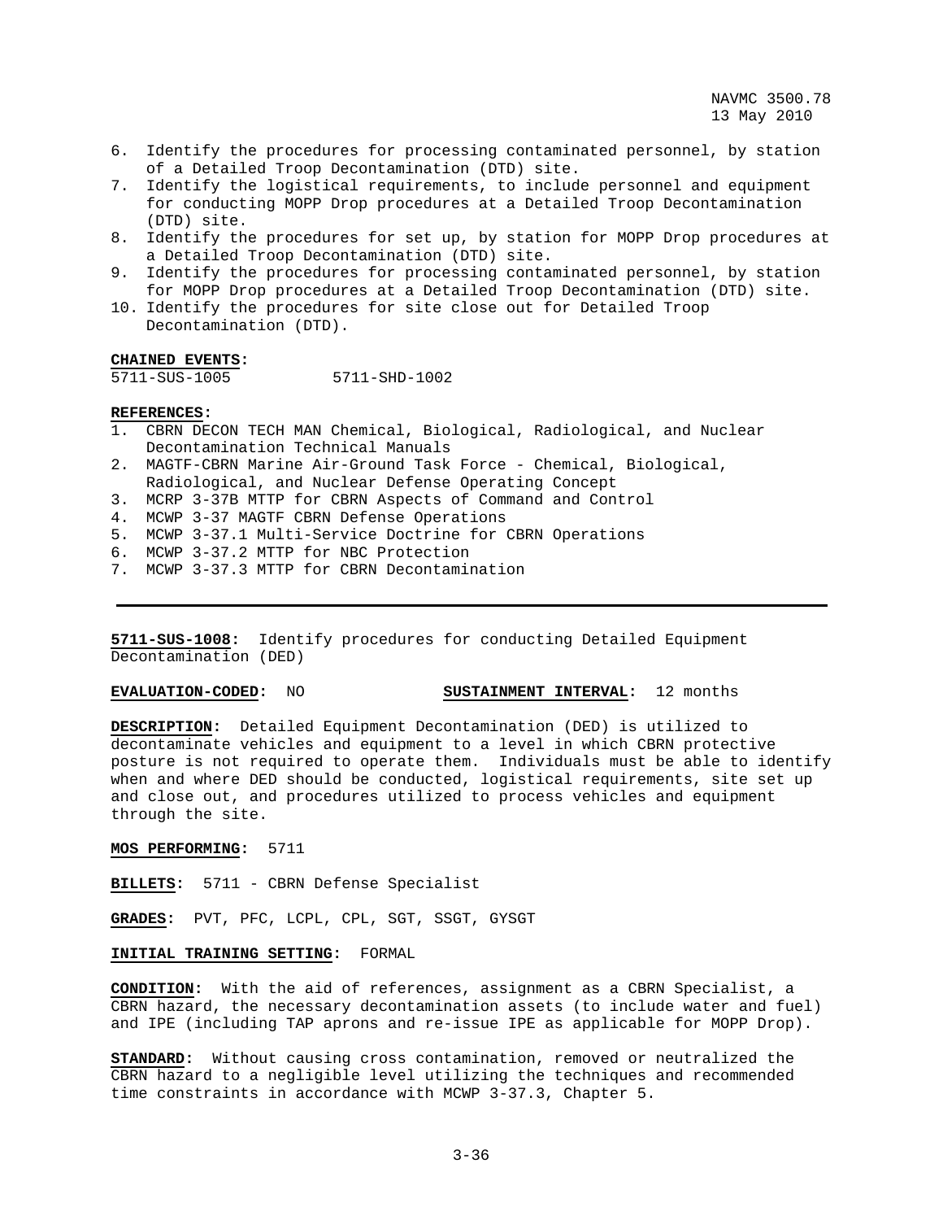6. Identify the procedures for processing contaminated personnel, by station of a Detailed Troop Decontamination (DTD) site.
7. Identify the logistical requirements, to include personnel and equipment for conducting MOPP Drop procedures at a Detailed Troop Decontamination (DTD) site.
8. Identify the procedures for set up, by station for MOPP Drop procedures at a Detailed Troop Decontamination (DTD) site.
9. Identify the procedures for processing contaminated personnel, by station for MOPP Drop procedures at a Detailed Troop Decontamination (DTD) site.
10. Identify the procedures for site close out for Detailed Troop Decontamination (DTD).

**CHAINED EVENTS:**
5711-SUS-1005 5711-SHD-1002

**REFERENCES:**
1. CBRN DECON TECH MAN Chemical, Biological, Radiological, and Nuclear Decontamination Technical Manuals
2. MAGTF-CBRN Marine Air-Ground Task Force - Chemical, Biological, Radiological, and Nuclear Defense Operating Concept
3. MCRP 3-37B MTTP for CBRN Aspects of Command and Control
4. MCWP 3-37 MAGTF CBRN Defense Operations
5. MCWP 3-37.1 Multi-Service Doctrine for CBRN Operations
6. MCWP 3-37.2 MTTP for NBC Protection
7. MCWP 3-37.3 MTTP for CBRN Decontamination

---

**5711-SUS-1008:** Identify procedures for conducting Detailed Equipment Decontamination (DED)

**EVALUATION-CODED:** NO **SUSTAINMENT INTERVAL:** 12 months

**DESCRIPTION:** Detailed Equipment Decontamination (DED) is utilized to decontaminate vehicles and equipment to a level in which CBRN protective posture is not required to operate them. Individuals must be able to identify when and where DED should be conducted, logistical requirements, site set up and close out, and procedures utilized to process vehicles and equipment through the site.

**MOS PERFORMING:** 5711

**BILLETS:** 5711 - CBRN Defense Specialist

**GRADES:** PVT, PFC, LCPL, CPL, SGT, SSGT, GYSGT

**INITIAL TRAINING SETTING:** FORMAL

**CONDITION:** With the aid of references, assignment as a CBRN Specialist, a CBRN hazard, the necessary decontamination assets (to include water and fuel) and IPE (including TAP aprons and re-issue IPE as applicable for MOPP Drop).

**STANDARD:** Without causing cross contamination, removed or neutralized the CBRN hazard to a negligible level utilizing the techniques and recommended time constraints in accordance with MCWP 3-37.3, Chapter 5.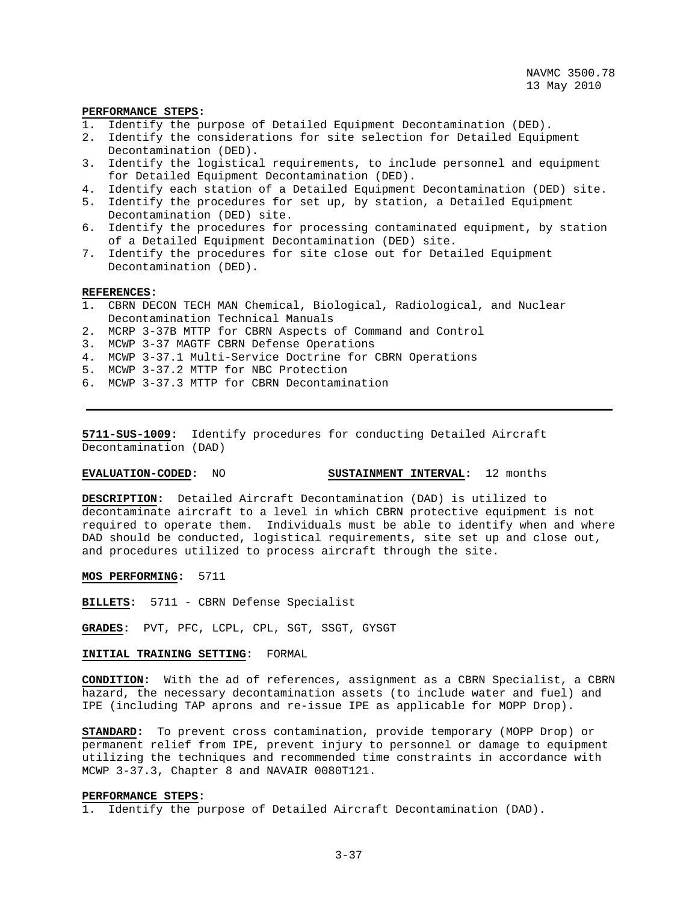**PERFORMANCE STEPS:**

1. Identify the purpose of Detailed Equipment Decontamination (DED).
2. Identify the considerations for site selection for Detailed Equipment Decontamination (DED).
3. Identify the logistical requirements, to include personnel and equipment for Detailed Equipment Decontamination (DED).
4. Identify each station of a Detailed Equipment Decontamination (DED) site.
5. Identify the procedures for set up, by station, a Detailed Equipment Decontamination (DED) site.
6. Identify the procedures for processing contaminated equipment, by station of a Detailed Equipment Decontamination (DED) site.
7. Identify the procedures for site close out for Detailed Equipment Decontamination (DED).

**REFERENCES:**

1. CBRN DECON TECH MAN Chemical, Biological, Radiological, and Nuclear Decontamination Technical Manuals
2. MCRP 3-37B MTTP for CBRN Aspects of Command and Control
3. MCWP 3-37 MAGTF CBRN Defense Operations
4. MCWP 3-37.1 Multi-Service Doctrine for CBRN Operations
5. MCWP 3-37.2 MTTP for NBC Protection
6. MCWP 3-37.3 MTTP for CBRN Decontamination

---

**5711-SUS-1009:** Identify procedures for conducting Detailed Aircraft Decontamination (DAD)

**EVALUATION-CODED:** NO **SUSTAINMENT INTERVAL:** 12 months

**DESCRIPTION:** Detailed Aircraft Decontamination (DAD) is utilized to decontaminate aircraft to a level in which CBRN protective equipment is not required to operate them. Individuals must be able to identify when and where DAD should be conducted, logistical requirements, site set up and close out, and procedures utilized to process aircraft through the site.

**MOS PERFORMING:** 5711

**BILLETS:** 5711 - CBRN Defense Specialist

**GRADES:** PVT, PFC, LCPL, CPL, SGT, SSGT, GYSGT

**INITIAL TRAINING SETTING:** FORMAL

**CONDITION:** With the ad of references, assignment as a CBRN Specialist, a CBRN hazard, the necessary decontamination assets (to include water and fuel) and IPE (including TAP aprons and re-issue IPE as applicable for MOPP Drop).

**STANDARD:** To prevent cross contamination, provide temporary (MOPP Drop) or permanent relief from IPE, prevent injury to personnel or damage to equipment utilizing the techniques and recommended time constraints in accordance with MCWP 3-37.3, Chapter 8 and NAVAIR 0080T121.

**PERFORMANCE STEPS:**

1. Identify the purpose of Detailed Aircraft Decontamination (DAD).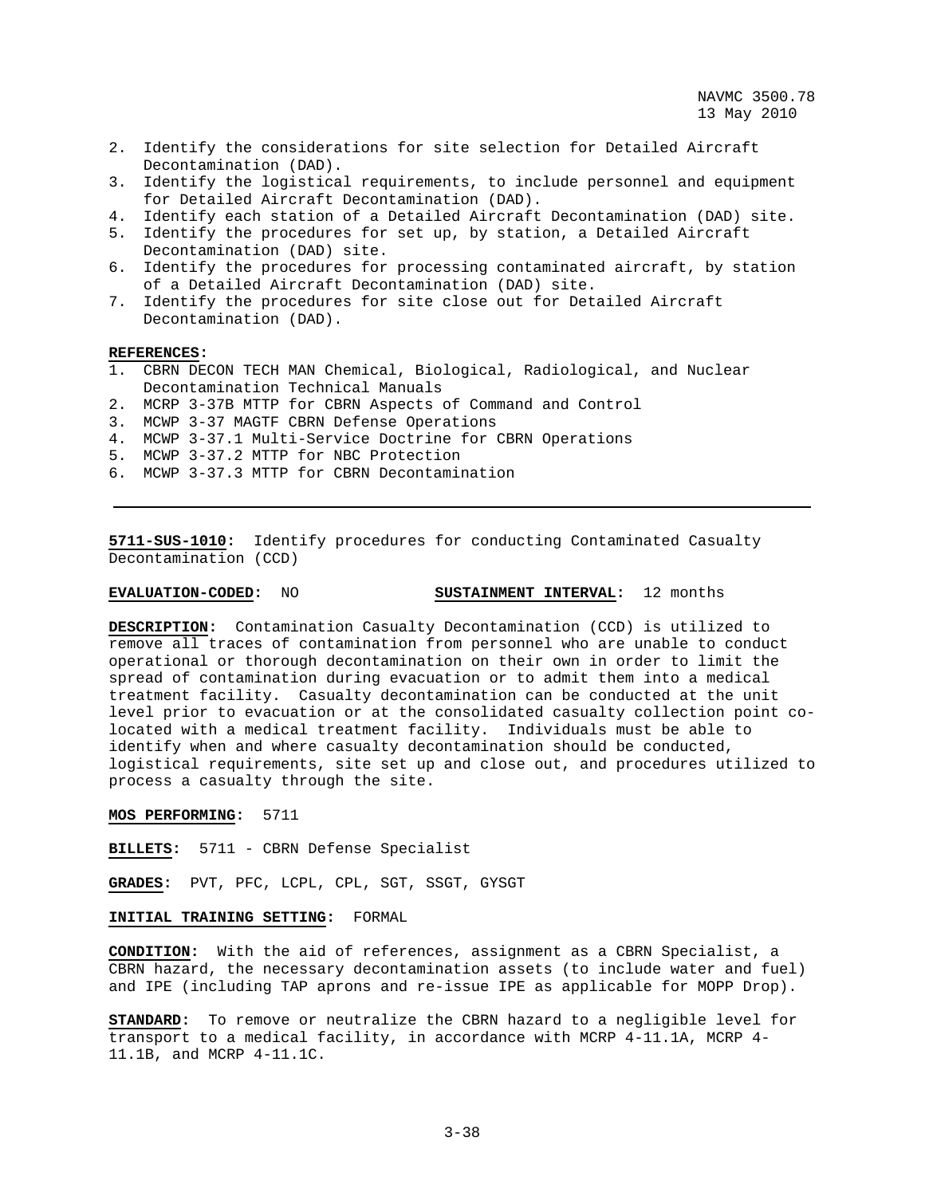2. Identify the considerations for site selection for Detailed Aircraft Decontamination (DAD).
3. Identify the logistical requirements, to include personnel and equipment for Detailed Aircraft Decontamination (DAD).
4. Identify each station of a Detailed Aircraft Decontamination (DAD) site.
5. Identify the procedures for set up, by station, a Detailed Aircraft Decontamination (DAD) site.
6. Identify the procedures for processing contaminated aircraft, by station of a Detailed Aircraft Decontamination (DAD) site.
7. Identify the procedures for site close out for Detailed Aircraft Decontamination (DAD).

**REFERENCES:**
1. CBRN DECON TECH MAN Chemical, Biological, Radiological, and Nuclear Decontamination Technical Manuals
2. MCRP 3-37B MTTP for CBRN Aspects of Command and Control
3. MCWP 3-37 MAGTF CBRN Defense Operations
4. MCWP 3-37.1 Multi-Service Doctrine for CBRN Operations
5. MCWP 3-37.2 MTTP for NBC Protection
6. MCWP 3-37.3 MTTP for CBRN Decontamination

---

**5711-SUS-1010:** Identify procedures for conducting Contaminated Casualty Decontamination (CCD)

**EVALUATION-CODED:** NO **SUSTAINMENT INTERVAL:** 12 months

**DESCRIPTION:** Contamination Casualty Decontamination (CCD) is utilized to remove all traces of contamination from personnel who are unable to conduct operational or thorough decontamination on their own in order to limit the spread of contamination during evacuation or to admit them into a medical treatment facility. Casualty decontamination can be conducted at the unit level prior to evacuation or at the consolidated casualty collection point co-located with a medical treatment facility. Individuals must be able to identify when and where casualty decontamination should be conducted, logistical requirements, site set up and close out, and procedures utilized to process a casualty through the site.

**MOS PERFORMING:** 5711

**BILLETS:** 5711 - CBRN Defense Specialist

**GRADES:** PVT, PFC, LCPL, CPL, SGT, SSGT, GYSGT

**INITIAL TRAINING SETTING:** FORMAL

**CONDITION:** With the aid of references, assignment as a CBRN Specialist, a CBRN hazard, the necessary decontamination assets (to include water and fuel) and IPE (including TAP aprons and re-issue IPE as applicable for MOPP Drop).

**STANDARD:** To remove or neutralize the CBRN hazard to a negligible level for transport to a medical facility, in accordance with MCRP 4-11.1A, MCRP 4-11.1B, and MCRP 4-11.1C.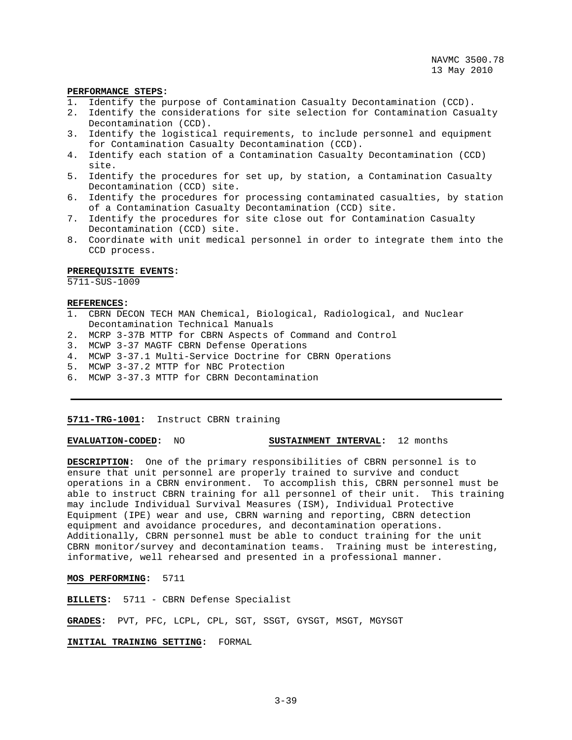**PERFORMANCE STEPS:**

1. Identify the purpose of Contamination Casualty Decontamination (CCD).
2. Identify the considerations for site selection for Contamination Casualty Decontamination (CCD).
3. Identify the logistical requirements, to include personnel and equipment for Contamination Casualty Decontamination (CCD).
4. Identify each station of a Contamination Casualty Decontamination (CCD) site.
5. Identify the procedures for set up, by station, a Contamination Casualty Decontamination (CCD) site.
6. Identify the procedures for processing contaminated casualties, by station of a Contamination Casualty Decontamination (CCD) site.
7. Identify the procedures for site close out for Contamination Casualty Decontamination (CCD) site.
8. Coordinate with unit medical personnel in order to integrate them into the CCD process.

**PREREQUISITE EVENTS:**
5711-SUS-1009

**REFERENCES:**

1. CBRN DECON TECH MAN Chemical, Biological, Radiological, and Nuclear Decontamination Technical Manuals
2. MCRP 3-37B MTTP for CBRN Aspects of Command and Control
3. MCWP 3-37 MAGTF CBRN Defense Operations
4. MCWP 3-37.1 Multi-Service Doctrine for CBRN Operations
5. MCWP 3-37.2 MTTP for NBC Protection
6. MCWP 3-37.3 MTTP for CBRN Decontamination

---

**5711-TRG-1001:** Instruct CBRN training

**EVALUATION-CODED:** NO **SUSTAINMENT INTERVAL:** 12 months

**DESCRIPTION:** One of the primary responsibilities of CBRN personnel is to ensure that unit personnel are properly trained to survive and conduct operations in a CBRN environment. To accomplish this, CBRN personnel must be able to instruct CBRN training for all personnel of their unit. This training may include Individual Survival Measures (ISM), Individual Protective Equipment (IPE) wear and use, CBRN warning and reporting, CBRN detection equipment and avoidance procedures, and decontamination operations. Additionally, CBRN personnel must be able to conduct training for the unit CBRN monitor/survey and decontamination teams. Training must be interesting, informative, well rehearsed and presented in a professional manner.

**MOS PERFORMING:** 5711

**BILLETS:** 5711 - CBRN Defense Specialist

**GRADES:** PVT, PFC, LCPL, CPL, SGT, SSGT, GYSGT, MSGT, MGYSGT

**INITIAL TRAINING SETTING:** FORMAL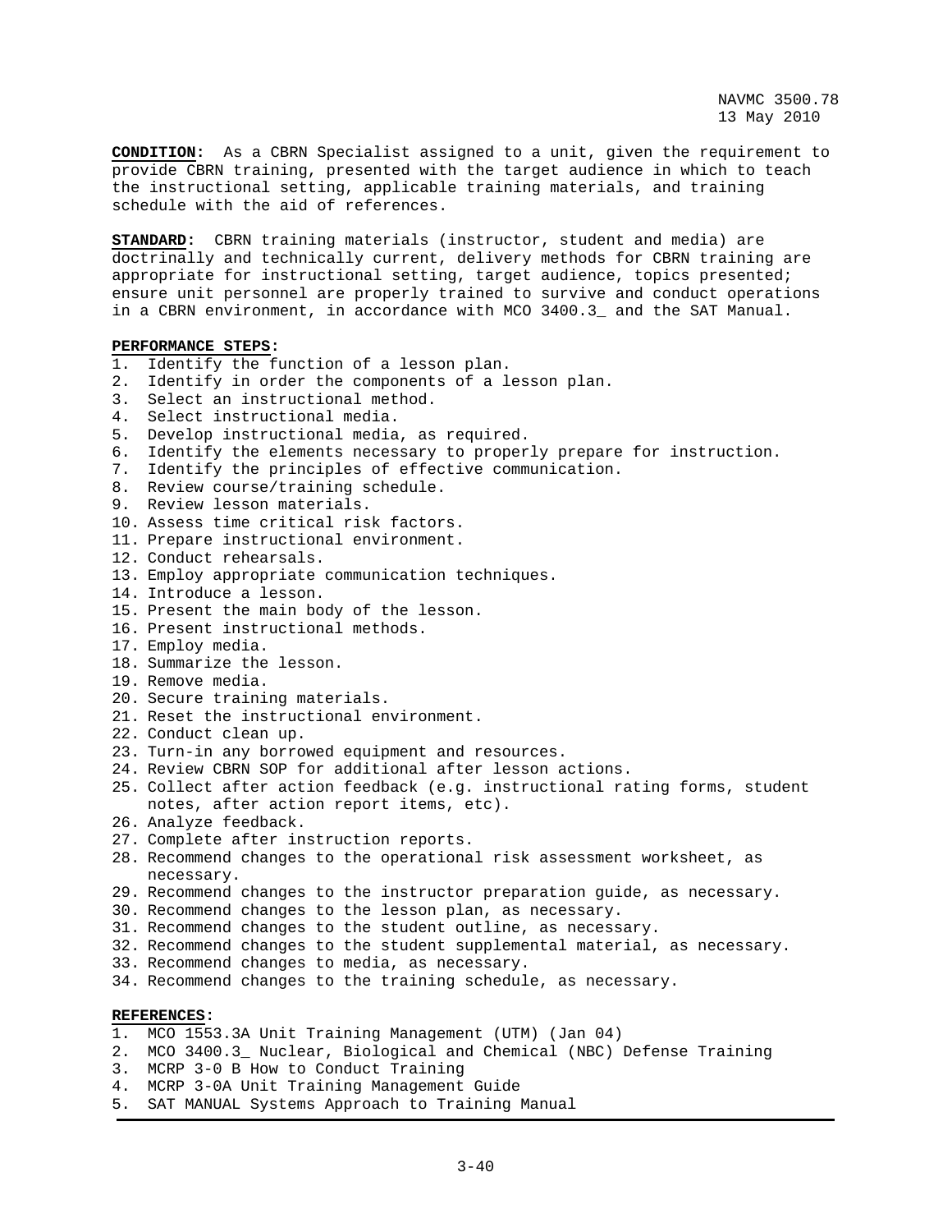**CONDITION**: As a CBRN Specialist assigned to a unit, given the requirement to provide CBRN training, presented with the target audience in which to teach the instructional setting, applicable training materials, and training schedule with the aid of references.

**STANDARD**: CBRN training materials (instructor, student and media) are doctrinally and technically current, delivery methods for CBRN training are appropriate for instructional setting, target audience, topics presented; ensure unit personnel are properly trained to survive and conduct operations in a CBRN environment, in accordance with MCO 3400.3_ and the SAT Manual.

**PERFORMANCE STEPS**:

1. Identify the function of a lesson plan.
2. Identify in order the components of a lesson plan.
3. Select an instructional method.
4. Select instructional media.
5. Develop instructional media, as required.
6. Identify the elements necessary to properly prepare for instruction.
7. Identify the principles of effective communication.
8. Review course/training schedule.
9. Review lesson materials.
10. Assess time critical risk factors.
11. Prepare instructional environment.
12. Conduct rehearsals.
13. Employ appropriate communication techniques.
14. Introduce a lesson.
15. Present the main body of the lesson.
16. Present instructional methods.
17. Employ media.
18. Summarize the lesson.
19. Remove media.
20. Secure training materials.
21. Reset the instructional environment.
22. Conduct clean up.
23. Turn-in any borrowed equipment and resources.
24. Review CBRN SOP for additional after lesson actions.
25. Collect after action feedback (e.g. instructional rating forms, student notes, after action report items, etc).
26. Analyze feedback.
27. Complete after instruction reports.
28. Recommend changes to the operational risk assessment worksheet, as necessary.
29. Recommend changes to the instructor preparation guide, as necessary.
30. Recommend changes to the lesson plan, as necessary.
31. Recommend changes to the student outline, as necessary.
32. Recommend changes to the student supplemental material, as necessary.
33. Recommend changes to media, as necessary.
34. Recommend changes to the training schedule, as necessary.

**REFERENCES**:

1. MCO 1553.3A Unit Training Management (UTM) (Jan 04)
2. MCO 3400.3_ Nuclear, Biological and Chemical (NBC) Defense Training
3. MCRP 3-0 B How to Conduct Training
4. MCRP 3-0A Unit Training Management Guide
5. SAT MANUAL Systems Approach to Training Manual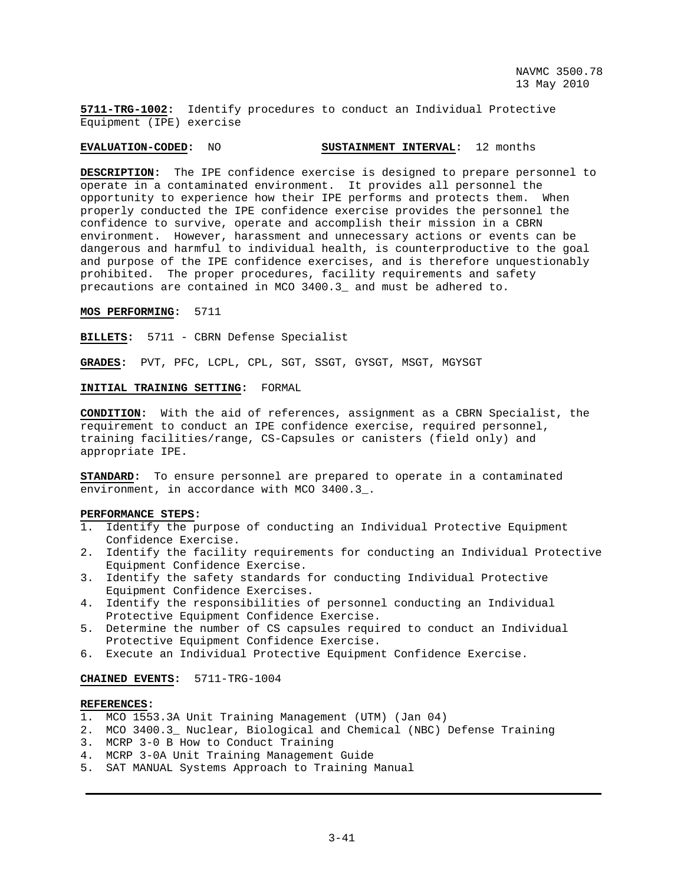**5711-TRG-1002**: Identify procedures to conduct an Individual Protective Equipment (IPE) exercise

**EVALUATION-CODED**: NO **SUSTAINMENT INTERVAL**: 12 months

**DESCRIPTION**: The IPE confidence exercise is designed to prepare personnel to operate in a contaminated environment. It provides all personnel the opportunity to experience how their IPE performs and protects them. When properly conducted the IPE confidence exercise provides the personnel the confidence to survive, operate and accomplish their mission in a CBRN environment. However, harassment and unnecessary actions or events can be dangerous and harmful to individual health, is counterproductive to the goal and purpose of the IPE confidence exercises, and is therefore unquestionably prohibited. The proper procedures, facility requirements and safety precautions are contained in MCO 3400.3_ and must be adhered to.

**MOS PERFORMING**: 5711

**BILLETS**: 5711 - CBRN Defense Specialist

**GRADES**: PVT, PFC, LCPL, CPL, SGT, SSGT, GYSGT, MSGT, MGYSGT

**INITIAL TRAINING SETTING**: FORMAL

**CONDITION**: With the aid of references, assignment as a CBRN Specialist, the requirement to conduct an IPE confidence exercise, required personnel, training facilities/range, CS-Capsules or canisters (field only) and appropriate IPE.

**STANDARD**: To ensure personnel are prepared to operate in a contaminated environment, in accordance with MCO 3400.3_.

**PERFORMANCE STEPS**:
1. Identify the purpose of conducting an Individual Protective Equipment Confidence Exercise.
2. Identify the facility requirements for conducting an Individual Protective Equipment Confidence Exercise.
3. Identify the safety standards for conducting Individual Protective Equipment Confidence Exercises.
4. Identify the responsibilities of personnel conducting an Individual Protective Equipment Confidence Exercise.
5. Determine the number of CS capsules required to conduct an Individual Protective Equipment Confidence Exercise.
6. Execute an Individual Protective Equipment Confidence Exercise.

**CHAINED EVENTS**: 5711-TRG-1004

**REFERENCES**:
1. MCO 1553.3A Unit Training Management (UTM) (Jan 04)
2. MCO 3400.3_ Nuclear, Biological and Chemical (NBC) Defense Training
3. MCRP 3-0 B How to Conduct Training
4. MCRP 3-0A Unit Training Management Guide
5. SAT MANUAL Systems Approach to Training Manual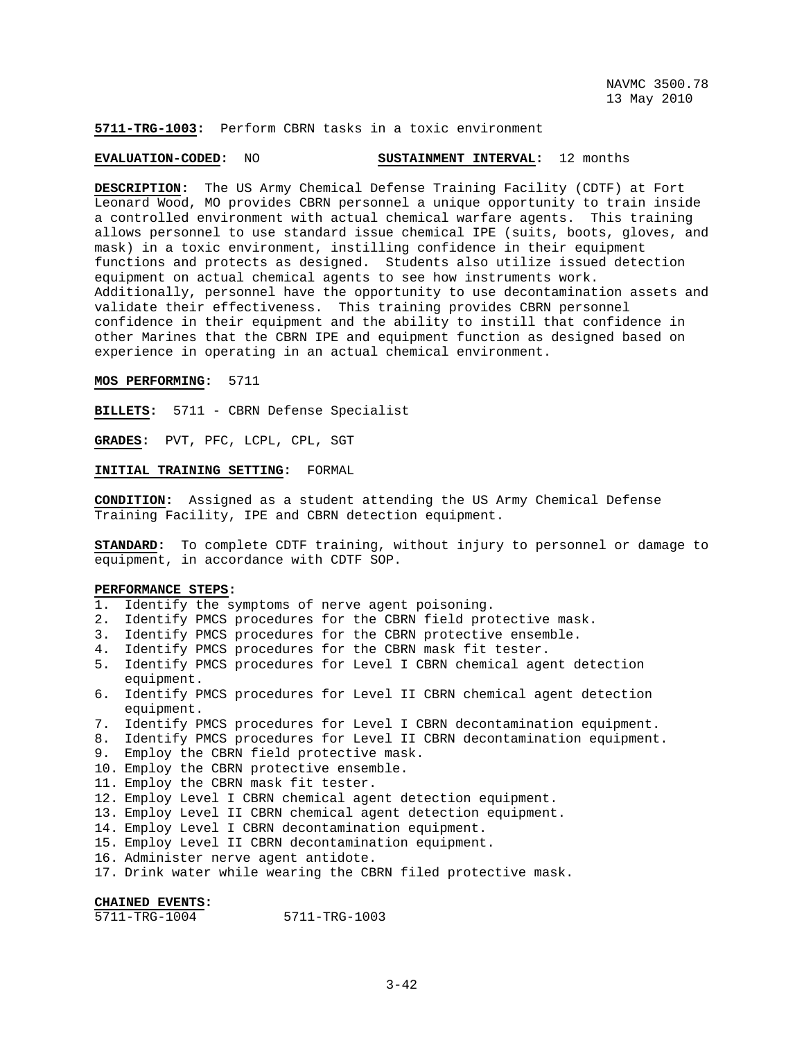**5711-TRG-1003**: Perform CBRN tasks in a toxic environment

**EVALUATION-CODED**: NO **SUSTAINMENT INTERVAL**: 12 months

**DESCRIPTION**: The US Army Chemical Defense Training Facility (CDTF) at Fort Leonard Wood, MO provides CBRN personnel a unique opportunity to train inside a controlled environment with actual chemical warfare agents. This training allows personnel to use standard issue chemical IPE (suits, boots, gloves, and mask) in a toxic environment, instilling confidence in their equipment functions and protects as designed. Students also utilize issued detection equipment on actual chemical agents to see how instruments work. Additionally, personnel have the opportunity to use decontamination assets and validate their effectiveness. This training provides CBRN personnel confidence in their equipment and the ability to instill that confidence in other Marines that the CBRN IPE and equipment function as designed based on experience in operating in an actual chemical environment.

**MOS PERFORMING**: 5711

**BILLETS**: 5711 - CBRN Defense Specialist

**GRADES**: PVT, PFC, LCPL, CPL, SGT

**INITIAL TRAINING SETTING**: FORMAL

**CONDITION**: Assigned as a student attending the US Army Chemical Defense Training Facility, IPE and CBRN detection equipment.

**STANDARD**: To complete CDTF training, without injury to personnel or damage to equipment, in accordance with CDTF SOP.

**PERFORMANCE STEPS**:

1. Identify the symptoms of nerve agent poisoning.
2. Identify PMCS procedures for the CBRN field protective mask.
3. Identify PMCS procedures for the CBRN protective ensemble.
4. Identify PMCS procedures for the CBRN mask fit tester.
5. Identify PMCS procedures for Level I CBRN chemical agent detection equipment.
6. Identify PMCS procedures for Level II CBRN chemical agent detection equipment.
7. Identify PMCS procedures for Level I CBRN decontamination equipment.
8. Identify PMCS procedures for Level II CBRN decontamination equipment.
9. Employ the CBRN field protective mask.
10. Employ the CBRN protective ensemble.
11. Employ the CBRN mask fit tester.
12. Employ Level I CBRN chemical agent detection equipment.
13. Employ Level II CBRN chemical agent detection equipment.
14. Employ Level I CBRN decontamination equipment.
15. Employ Level II CBRN decontamination equipment.
16. Administer nerve agent antidote.
17. Drink water while wearing the CBRN filed protective mask.

**CHAINED EVENTS**:

5711-TRG-1004 5711-TRG-1003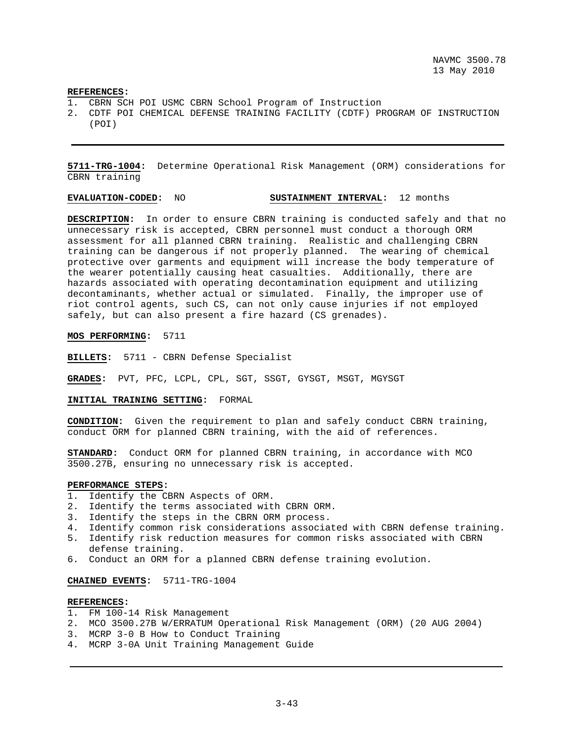**REFERENCES:**
1. CBRN SCH POI USMC CBRN School Program of Instruction
2. CDTF POI CHEMICAL DEFENSE TRAINING FACILITY (CDTF) PROGRAM OF INSTRUCTION (POI)

---

**5711-TRG-1004:** Determine Operational Risk Management (ORM) considerations for CBRN training

**EVALUATION-CODED:** NO **SUSTAINMENT INTERVAL:** 12 months

**DESCRIPTION:** In order to ensure CBRN training is conducted safely and that no unnecessary risk is accepted, CBRN personnel must conduct a thorough ORM assessment for all planned CBRN training. Realistic and challenging CBRN training can be dangerous if not properly planned. The wearing of chemical protective over garments and equipment will increase the body temperature of the wearer potentially causing heat casualties. Additionally, there are hazards associated with operating decontamination equipment and utilizing decontaminants, whether actual or simulated. Finally, the improper use of riot control agents, such CS, can not only cause injuries if not employed safely, but can also present a fire hazard (CS grenades).

**MOS PERFORMING:** 5711

**BILLETS:** 5711 - CBRN Defense Specialist

**GRADES:** PVT, PFC, LCPL, CPL, SGT, SSGT, GYSGT, MSGT, MGYSGT

**INITIAL TRAINING SETTING:** FORMAL

**CONDITION:** Given the requirement to plan and safely conduct CBRN training, conduct ORM for planned CBRN training, with the aid of references.

**STANDARD:** Conduct ORM for planned CBRN training, in accordance with MCO 3500.27B, ensuring no unnecessary risk is accepted.

**PERFORMANCE STEPS:**
1. Identify the CBRN Aspects of ORM.
2. Identify the terms associated with CBRN ORM.
3. Identify the steps in the CBRN ORM process.
4. Identify common risk considerations associated with CBRN defense training.
5. Identify risk reduction measures for common risks associated with CBRN defense training.
6. Conduct an ORM for a planned CBRN defense training evolution.

**CHAINED EVENTS:** 5711-TRG-1004

**REFERENCES:**
1. FM 100-14 Risk Management
2. MCO 3500.27B W/ERRATUM Operational Risk Management (ORM) (20 AUG 2004)
3. MCRP 3-0 B How to Conduct Training
4. MCRP 3-0A Unit Training Management Guide

---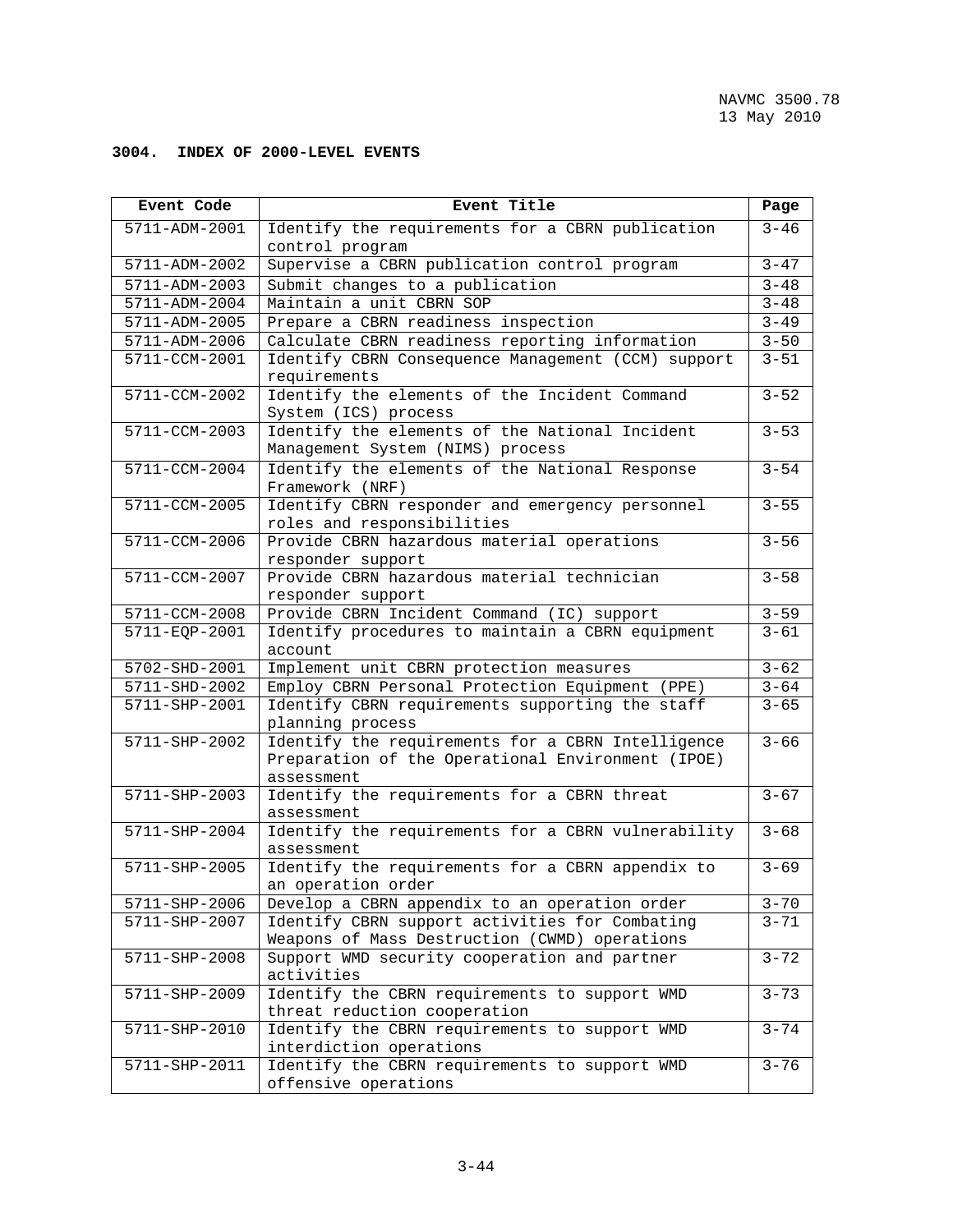## 3004. INDEX OF 2000-LEVEL EVENTS

| Event Code | Event Title | Page |
|---|---|---|
| 5711-ADM-2001 | Identify the requirements for a CBRN publication control program | 3-46 |
| 5711-ADM-2002 | Supervise a CBRN publication control program | 3-47 |
| 5711-ADM-2003 | Submit changes to a publication | 3-48 |
| 5711-ADM-2004 | Maintain a unit CBRN SOP | 3-48 |
| 5711-ADM-2005 | Prepare a CBRN readiness inspection | 3-49 |
| 5711-ADM-2006 | Calculate CBRN readiness reporting information | 3-50 |
| 5711-CCM-2001 | Identify CBRN Consequence Management (CCM) support requirements | 3-51 |
| 5711-CCM-2002 | Identify the elements of the Incident Command System (ICS) process | 3-52 |
| 5711-CCM-2003 | Identify the elements of the National Incident Management System (NIMS) process | 3-53 |
| 5711-CCM-2004 | Identify the elements of the National Response Framework (NRF) | 3-54 |
| 5711-CCM-2005 | Identify CBRN responder and emergency personnel roles and responsibilities | 3-55 |
| 5711-CCM-2006 | Provide CBRN hazardous material operations responder support | 3-56 |
| 5711-CCM-2007 | Provide CBRN hazardous material technician responder support | 3-58 |
| 5711-CCM-2008 | Provide CBRN Incident Command (IC) support | 3-59 |
| 5711-EQP-2001 | Identify procedures to maintain a CBRN equipment account | 3-61 |
| 5702-SHD-2001 | Implement unit CBRN protection measures | 3-62 |
| 5711-SHD-2002 | Employ CBRN Personal Protection Equipment (PPE) | 3-64 |
| 5711-SHP-2001 | Identify CBRN requirements supporting the staff planning process | 3-65 |
| 5711-SHP-2002 | Identify the requirements for a CBRN Intelligence Preparation of the Operational Environment (IPOE) assessment | 3-66 |
| 5711-SHP-2003 | Identify the requirements for a CBRN threat assessment | 3-67 |
| 5711-SHP-2004 | Identify the requirements for a CBRN vulnerability assessment | 3-68 |
| 5711-SHP-2005 | Identify the requirements for a CBRN appendix to an operation order | 3-69 |
| 5711-SHP-2006 | Develop a CBRN appendix to an operation order | 3-70 |
| 5711-SHP-2007 | Identify CBRN support activities for Combating Weapons of Mass Destruction (CWMD) operations | 3-71 |
| 5711-SHP-2008 | Support WMD security cooperation and partner activities | 3-72 |
| 5711-SHP-2009 | Identify the CBRN requirements to support WMD threat reduction cooperation | 3-73 |
| 5711-SHP-2010 | Identify the CBRN requirements to support WMD interdiction operations | 3-74 |
| 5711-SHP-2011 | Identify the CBRN requirements to support WMD offensive operations | 3-76 |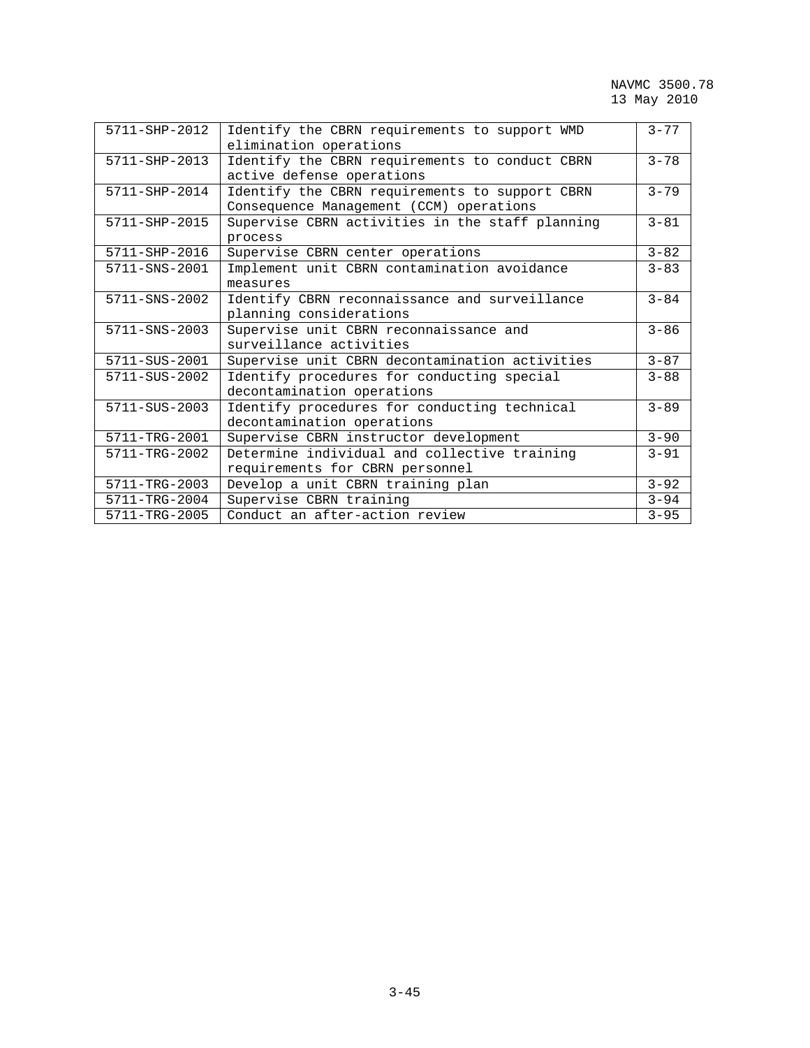| | | |
|---|---|---|
| 5711-SHP-2012 | Identify the CBRN requirements to support WMD elimination operations | 3-77 |
| 5711-SHP-2013 | Identify the CBRN requirements to conduct CBRN active defense operations | 3-78 |
| 5711-SHP-2014 | Identify the CBRN requirements to support CBRN Consequence Management (CCM) operations | 3-79 |
| 5711-SHP-2015 | Supervise CBRN activities in the staff planning process | 3-81 |
| 5711-SHP-2016 | Supervise CBRN center operations | 3-82 |
| 5711-SNS-2001 | Implement unit CBRN contamination avoidance measures | 3-83 |
| 5711-SNS-2002 | Identify CBRN reconnaissance and surveillance planning considerations | 3-84 |
| 5711-SNS-2003 | Supervise unit CBRN reconnaissance and surveillance activities | 3-86 |
| 5711-SUS-2001 | Supervise unit CBRN decontamination activities | 3-87 |
| 5711-SUS-2002 | Identify procedures for conducting special decontamination operations | 3-88 |
| 5711-SUS-2003 | Identify procedures for conducting technical decontamination operations | 3-89 |
| 5711-TRG-2001 | Supervise CBRN instructor development | 3-90 |
| 5711-TRG-2002 | Determine individual and collective training requirements for CBRN personnel | 3-91 |
| 5711-TRG-2003 | Develop a unit CBRN training plan | 3-92 |
| 5711-TRG-2004 | Supervise CBRN training | 3-94 |
| 5711-TRG-2005 | Conduct an after-action review | 3-95 |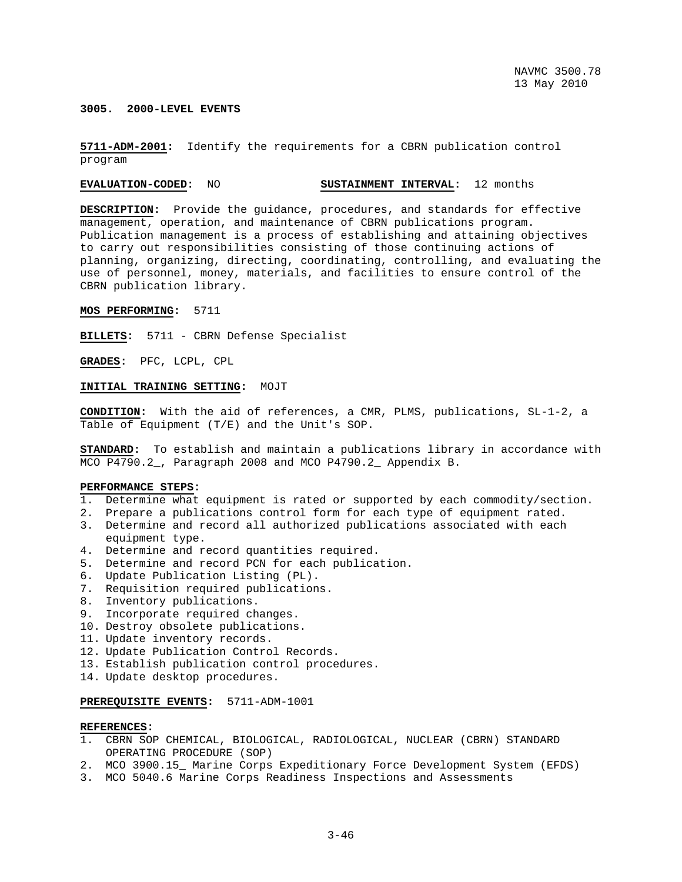**3005. 2000-LEVEL EVENTS**

**5711-ADM-2001:** Identify the requirements for a CBRN publication control program

**EVALUATION-CODED:** NO **SUSTAINMENT INTERVAL:** 12 months

**DESCRIPTION:** Provide the guidance, procedures, and standards for effective management, operation, and maintenance of CBRN publications program. Publication management is a process of establishing and attaining objectives to carry out responsibilities consisting of those continuing actions of planning, organizing, directing, coordinating, controlling, and evaluating the use of personnel, money, materials, and facilities to ensure control of the CBRN publication library.

**MOS PERFORMING:** 5711

**BILLETS:** 5711 - CBRN Defense Specialist

**GRADES:** PFC, LCPL, CPL

**INITIAL TRAINING SETTING:** MOJT

**CONDITION:** With the aid of references, a CMR, PLMS, publications, SL-1-2, a Table of Equipment (T/E) and the Unit's SOP.

**STANDARD:** To establish and maintain a publications library in accordance with MCO P4790.2_, Paragraph 2008 and MCO P4790.2_ Appendix B.

**PERFORMANCE STEPS:**
1. Determine what equipment is rated or supported by each commodity/section.
2. Prepare a publications control form for each type of equipment rated.
3. Determine and record all authorized publications associated with each equipment type.
4. Determine and record quantities required.
5. Determine and record PCN for each publication.
6. Update Publication Listing (PL).
7. Requisition required publications.
8. Inventory publications.
9. Incorporate required changes.
10. Destroy obsolete publications.
11. Update inventory records.
12. Update Publication Control Records.
13. Establish publication control procedures.
14. Update desktop procedures.

**PREREQUISITE EVENTS:** 5711-ADM-1001

**REFERENCES:**
1. CBRN SOP CHEMICAL, BIOLOGICAL, RADIOLOGICAL, NUCLEAR (CBRN) STANDARD OPERATING PROCEDURE (SOP)
2. MCO 3900.15_ Marine Corps Expeditionary Force Development System (EFDS)
3. MCO 5040.6 Marine Corps Readiness Inspections and Assessments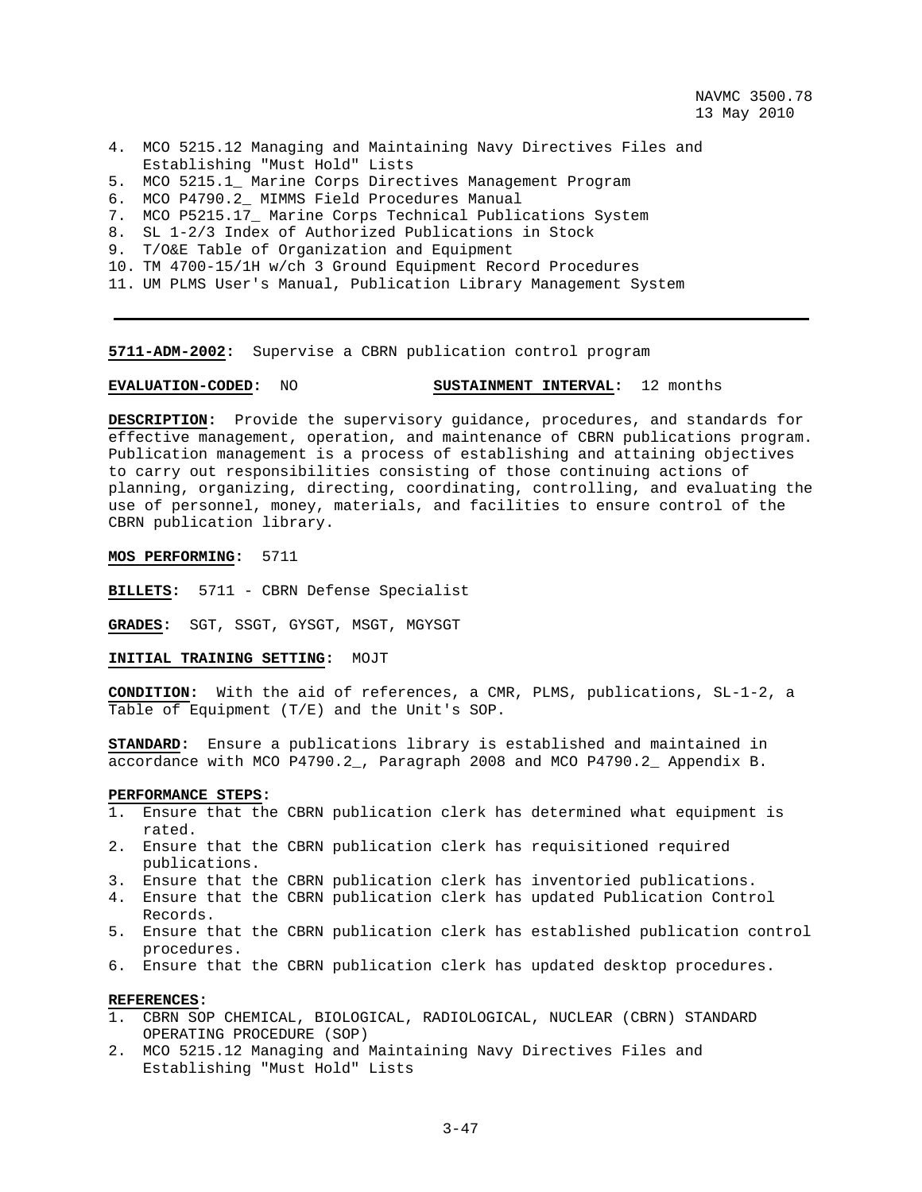4. MCO 5215.12 Managing and Maintaining Navy Directives Files and Establishing "Must Hold" Lists
5. MCO 5215.1_ Marine Corps Directives Management Program
6. MCO P4790.2_ MIMMS Field Procedures Manual
7. MCO P5215.17_ Marine Corps Technical Publications System
8. SL 1-2/3 Index of Authorized Publications in Stock
9. T/O&E Table of Organization and Equipment
10. TM 4700-15/1H w/ch 3 Ground Equipment Record Procedures
11. UM PLMS User's Manual, Publication Library Management System

---

**5711-ADM-2002:** Supervise a CBRN publication control program

**EVALUATION-CODED:** NO **SUSTAINMENT INTERVAL:** 12 months

**DESCRIPTION:** Provide the supervisory guidance, procedures, and standards for effective management, operation, and maintenance of CBRN publications program. Publication management is a process of establishing and attaining objectives to carry out responsibilities consisting of those continuing actions of planning, organizing, directing, coordinating, controlling, and evaluating the use of personnel, money, materials, and facilities to ensure control of the CBRN publication library.

**MOS PERFORMING:** 5711

**BILLETS:** 5711 - CBRN Defense Specialist

**GRADES:** SGT, SSGT, GYSGT, MSGT, MGYSGT

**INITIAL TRAINING SETTING:** MOJT

**CONDITION:** With the aid of references, a CMR, PLMS, publications, SL-1-2, a Table of Equipment (T/E) and the Unit's SOP.

**STANDARD:** Ensure a publications library is established and maintained in accordance with MCO P4790.2_, Paragraph 2008 and MCO P4790.2_ Appendix B.

**PERFORMANCE STEPS:**
1. Ensure that the CBRN publication clerk has determined what equipment is rated.
2. Ensure that the CBRN publication clerk has requisitioned required publications.
3. Ensure that the CBRN publication clerk has inventoried publications.
4. Ensure that the CBRN publication clerk has updated Publication Control Records.
5. Ensure that the CBRN publication clerk has established publication control procedures.
6. Ensure that the CBRN publication clerk has updated desktop procedures.

**REFERENCES:**
1. CBRN SOP CHEMICAL, BIOLOGICAL, RADIOLOGICAL, NUCLEAR (CBRN) STANDARD OPERATING PROCEDURE (SOP)
2. MCO 5215.12 Managing and Maintaining Navy Directives Files and Establishing "Must Hold" Lists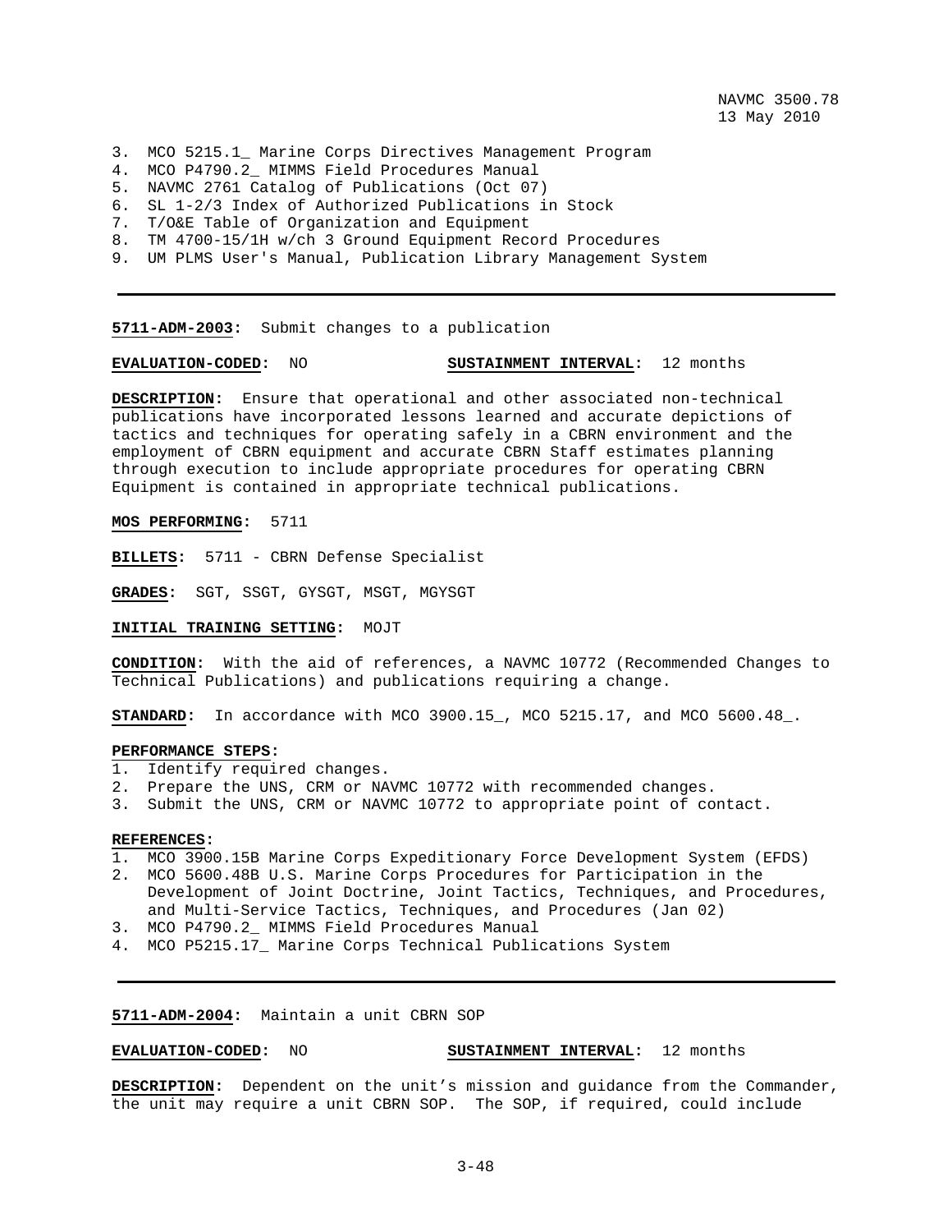3. MCO 5215.1_ Marine Corps Directives Management Program
4. MCO P4790.2_ MIMMS Field Procedures Manual
5. NAVMC 2761 Catalog of Publications (Oct 07)
6. SL 1-2/3 Index of Authorized Publications in Stock
7. T/O&E Table of Organization and Equipment
8. TM 4700-15/1H w/ch 3 Ground Equipment Record Procedures
9. UM PLMS User's Manual, Publication Library Management System

---

**5711-ADM-2003:** Submit changes to a publication

**EVALUATION-CODED:** NO **SUSTAINMENT INTERVAL:** 12 months

**DESCRIPTION:** Ensure that operational and other associated non-technical publications have incorporated lessons learned and accurate depictions of tactics and techniques for operating safely in a CBRN environment and the employment of CBRN equipment and accurate CBRN Staff estimates planning through execution to include appropriate procedures for operating CBRN Equipment is contained in appropriate technical publications.

**MOS PERFORMING:** 5711

**BILLETS:** 5711 - CBRN Defense Specialist

**GRADES:** SGT, SSGT, GYSGT, MSGT, MGYSGT

**INITIAL TRAINING SETTING:** MOJT

**CONDITION:** With the aid of references, a NAVMC 10772 (Recommended Changes to Technical Publications) and publications requiring a change.

**STANDARD:** In accordance with MCO 3900.15_, MCO 5215.17, and MCO 5600.48_.

**PERFORMANCE STEPS:**
1. Identify required changes.
2. Prepare the UNS, CRM or NAVMC 10772 with recommended changes.
3. Submit the UNS, CRM or NAVMC 10772 to appropriate point of contact.

**REFERENCES:**
1. MCO 3900.15B Marine Corps Expeditionary Force Development System (EFDS)
2. MCO 5600.48B U.S. Marine Corps Procedures for Participation in the Development of Joint Doctrine, Joint Tactics, Techniques, and Procedures, and Multi-Service Tactics, Techniques, and Procedures (Jan 02)
3. MCO P4790.2_ MIMMS Field Procedures Manual
4. MCO P5215.17_ Marine Corps Technical Publications System

---

**5711-ADM-2004:** Maintain a unit CBRN SOP

**EVALUATION-CODED:** NO **SUSTAINMENT INTERVAL:** 12 months

**DESCRIPTION:** Dependent on the unit's mission and guidance from the Commander, the unit may require a unit CBRN SOP. The SOP, if required, could include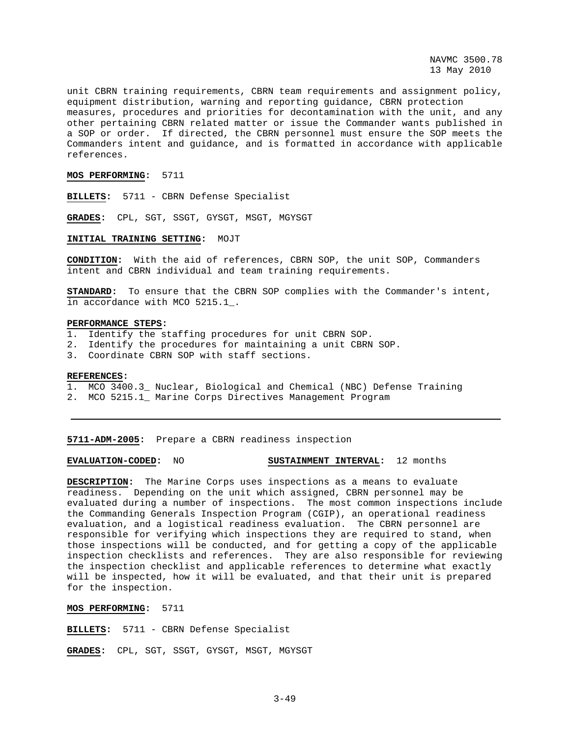unit CBRN training requirements, CBRN team requirements and assignment policy, equipment distribution, warning and reporting guidance, CBRN protection measures, procedures and priorities for decontamination with the unit, and any other pertaining CBRN related matter or issue the Commander wants published in a SOP or order. If directed, the CBRN personnel must ensure the SOP meets the Commanders intent and guidance, and is formatted in accordance with applicable references.

**MOS PERFORMING:** 5711

**BILLETS:** 5711 - CBRN Defense Specialist

**GRADES:** CPL, SGT, SSGT, GYSGT, MSGT, MGYSGT

**INITIAL TRAINING SETTING:** MOJT

**CONDITION:** With the aid of references, CBRN SOP, the unit SOP, Commanders intent and CBRN individual and team training requirements.

**STANDARD:** To ensure that the CBRN SOP complies with the Commander's intent, in accordance with MCO 5215.1_.

**PERFORMANCE STEPS:**
1. Identify the staffing procedures for unit CBRN SOP.
2. Identify the procedures for maintaining a unit CBRN SOP.
3. Coordinate CBRN SOP with staff sections.

**REFERENCES:**
1. MCO 3400.3_ Nuclear, Biological and Chemical (NBC) Defense Training
2. MCO 5215.1_ Marine Corps Directives Management Program

---

**5711-ADM-2005:** Prepare a CBRN readiness inspection

**EVALUATION-CODED:** NO **SUSTAINMENT INTERVAL:** 12 months

**DESCRIPTION:** The Marine Corps uses inspections as a means to evaluate readiness. Depending on the unit which assigned, CBRN personnel may be evaluated during a number of inspections. The most common inspections include the Commanding Generals Inspection Program (CGIP), an operational readiness evaluation, and a logistical readiness evaluation. The CBRN personnel are responsible for verifying which inspections they are required to stand, when those inspections will be conducted, and for getting a copy of the applicable inspection checklists and references. They are also responsible for reviewing the inspection checklist and applicable references to determine what exactly will be inspected, how it will be evaluated, and that their unit is prepared for the inspection.

**MOS PERFORMING:** 5711

**BILLETS:** 5711 - CBRN Defense Specialist

**GRADES:** CPL, SGT, SSGT, GYSGT, MSGT, MGYSGT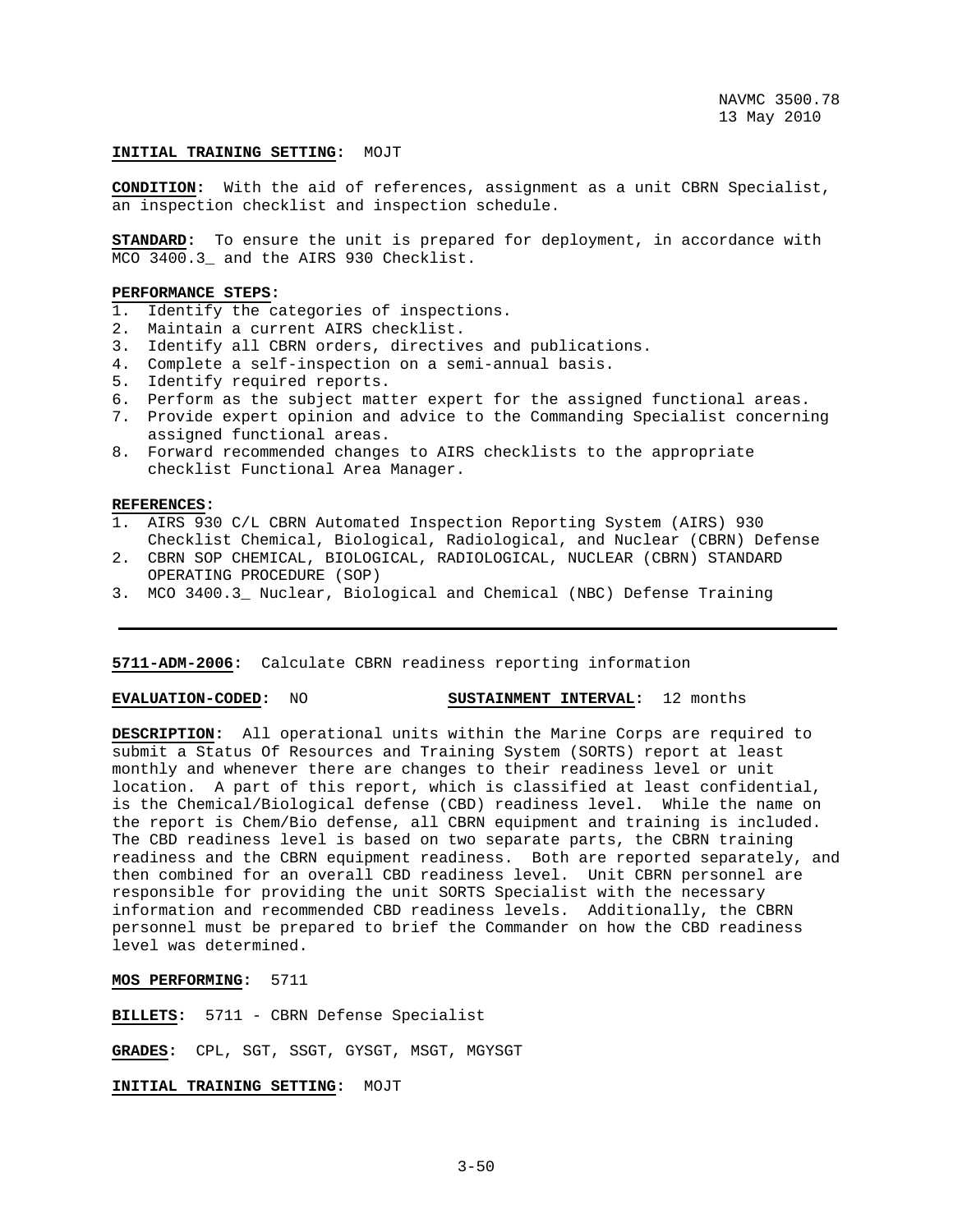**INITIAL TRAINING SETTING:** MOJT

**CONDITION:** With the aid of references, assignment as a unit CBRN Specialist, an inspection checklist and inspection schedule.

**STANDARD:** To ensure the unit is prepared for deployment, in accordance with MCO 3400.3_ and the AIRS 930 Checklist.

**PERFORMANCE STEPS:**

1. Identify the categories of inspections.
2. Maintain a current AIRS checklist.
3. Identify all CBRN orders, directives and publications.
4. Complete a self-inspection on a semi-annual basis.
5. Identify required reports.
6. Perform as the subject matter expert for the assigned functional areas.
7. Provide expert opinion and advice to the Commanding Specialist concerning assigned functional areas.
8. Forward recommended changes to AIRS checklists to the appropriate checklist Functional Area Manager.

**REFERENCES:**

1. AIRS 930 C/L CBRN Automated Inspection Reporting System (AIRS) 930 Checklist Chemical, Biological, Radiological, and Nuclear (CBRN) Defense
2. CBRN SOP CHEMICAL, BIOLOGICAL, RADIOLOGICAL, NUCLEAR (CBRN) STANDARD OPERATING PROCEDURE (SOP)
3. MCO 3400.3_ Nuclear, Biological and Chemical (NBC) Defense Training

---

**5711-ADM-2006:** Calculate CBRN readiness reporting information

**EVALUATION-CODED:** NO **SUSTAINMENT INTERVAL:** 12 months

**DESCRIPTION:** All operational units within the Marine Corps are required to submit a Status Of Resources and Training System (SORTS) report at least monthly and whenever there are changes to their readiness level or unit location. A part of this report, which is classified at least confidential, is the Chemical/Biological defense (CBD) readiness level. While the name on the report is Chem/Bio defense, all CBRN equipment and training is included. The CBD readiness level is based on two separate parts, the CBRN training readiness and the CBRN equipment readiness. Both are reported separately, and then combined for an overall CBD readiness level. Unit CBRN personnel are responsible for providing the unit SORTS Specialist with the necessary information and recommended CBD readiness levels. Additionally, the CBRN personnel must be prepared to brief the Commander on how the CBD readiness level was determined.

**MOS PERFORMING:** 5711

**BILLETS:** 5711 - CBRN Defense Specialist

**GRADES:** CPL, SGT, SSGT, GYSGT, MSGT, MGYSGT

**INITIAL TRAINING SETTING:** MOJT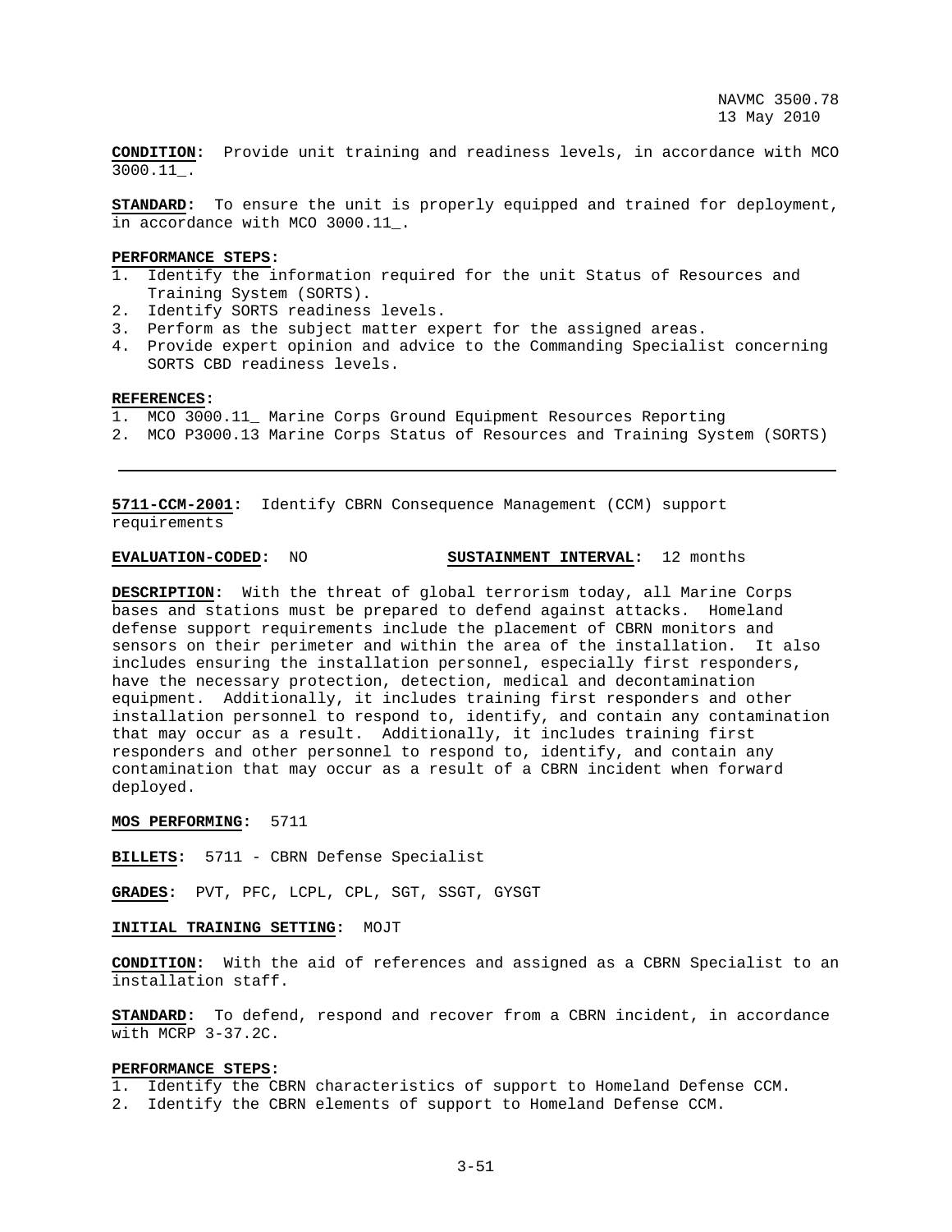**CONDITION:** Provide unit training and readiness levels, in accordance with MCO 3000.11_.

**STANDARD:** To ensure the unit is properly equipped and trained for deployment, in accordance with MCO 3000.11_.

**PERFORMANCE STEPS:**

1. Identify the information required for the unit Status of Resources and Training System (SORTS).
2. Identify SORTS readiness levels.
3. Perform as the subject matter expert for the assigned areas.
4. Provide expert opinion and advice to the Commanding Specialist concerning SORTS CBD readiness levels.

**REFERENCES:**

1. MCO 3000.11_ Marine Corps Ground Equipment Resources Reporting
2. MCO P3000.13 Marine Corps Status of Resources and Training System (SORTS)

---

**5711-CCM-2001:** Identify CBRN Consequence Management (CCM) support requirements

**EVALUATION-CODED:** NO **SUSTAINMENT INTERVAL:** 12 months

**DESCRIPTION:** With the threat of global terrorism today, all Marine Corps bases and stations must be prepared to defend against attacks. Homeland defense support requirements include the placement of CBRN monitors and sensors on their perimeter and within the area of the installation. It also includes ensuring the installation personnel, especially first responders, have the necessary protection, detection, medical and decontamination equipment. Additionally, it includes training first responders and other installation personnel to respond to, identify, and contain any contamination that may occur as a result. Additionally, it includes training first responders and other personnel to respond to, identify, and contain any contamination that may occur as a result of a CBRN incident when forward deployed.

**MOS PERFORMING:** 5711

**BILLETS:** 5711 - CBRN Defense Specialist

**GRADES:** PVT, PFC, LCPL, CPL, SGT, SSGT, GYSGT

**INITIAL TRAINING SETTING:** MOJT

**CONDITION:** With the aid of references and assigned as a CBRN Specialist to an installation staff.

**STANDARD:** To defend, respond and recover from a CBRN incident, in accordance with MCRP 3-37.2C.

**PERFORMANCE STEPS:**

1. Identify the CBRN characteristics of support to Homeland Defense CCM.
2. Identify the CBRN elements of support to Homeland Defense CCM.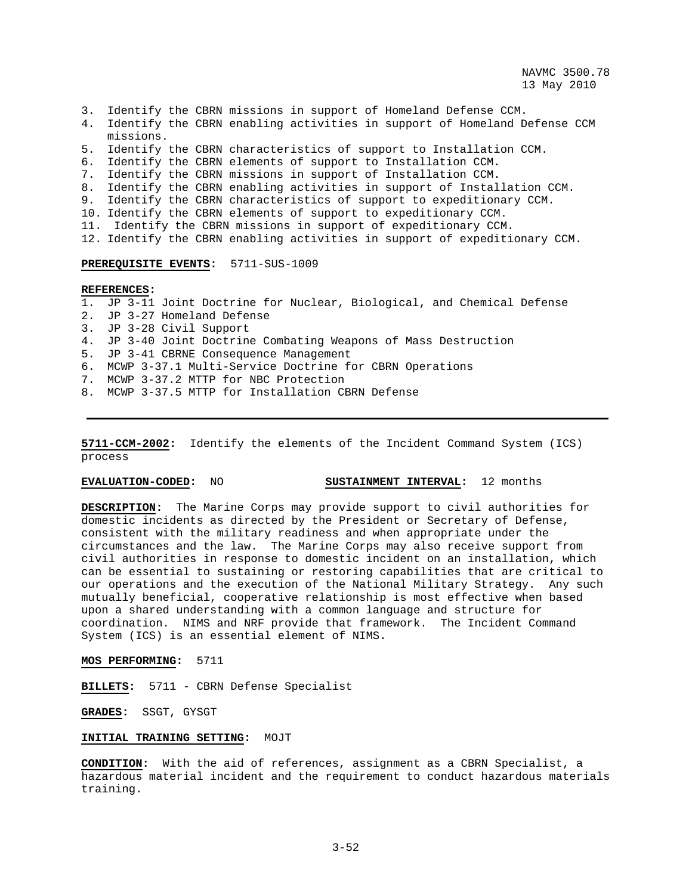3. Identify the CBRN missions in support of Homeland Defense CCM.
4. Identify the CBRN enabling activities in support of Homeland Defense CCM missions.
5. Identify the CBRN characteristics of support to Installation CCM.
6. Identify the CBRN elements of support to Installation CCM.
7. Identify the CBRN missions in support of Installation CCM.
8. Identify the CBRN enabling activities in support of Installation CCM.
9. Identify the CBRN characteristics of support to expeditionary CCM.
10. Identify the CBRN elements of support to expeditionary CCM.
11. Identify the CBRN missions in support of expeditionary CCM.
12. Identify the CBRN enabling activities in support of expeditionary CCM.

**PREREQUISITE EVENTS:** 5711-SUS-1009

**REFERENCES:**
1. JP 3-11 Joint Doctrine for Nuclear, Biological, and Chemical Defense
2. JP 3-27 Homeland Defense
3. JP 3-28 Civil Support
4. JP 3-40 Joint Doctrine Combating Weapons of Mass Destruction
5. JP 3-41 CBRNE Consequence Management
6. MCWP 3-37.1 Multi-Service Doctrine for CBRN Operations
7. MCWP 3-37.2 MTTP for NBC Protection
8. MCWP 3-37.5 MTTP for Installation CBRN Defense

---

**5711-CCM-2002:** Identify the elements of the Incident Command System (ICS) process

**EVALUATION-CODED:** NO **SUSTAINMENT INTERVAL:** 12 months

**DESCRIPTION:** The Marine Corps may provide support to civil authorities for domestic incidents as directed by the President or Secretary of Defense, consistent with the military readiness and when appropriate under the circumstances and the law. The Marine Corps may also receive support from civil authorities in response to domestic incident on an installation, which can be essential to sustaining or restoring capabilities that are critical to our operations and the execution of the National Military Strategy. Any such mutually beneficial, cooperative relationship is most effective when based upon a shared understanding with a common language and structure for coordination. NIMS and NRF provide that framework. The Incident Command System (ICS) is an essential element of NIMS.

**MOS PERFORMING:** 5711

**BILLETS:** 5711 - CBRN Defense Specialist

**GRADES:** SSGT, GYSGT

**INITIAL TRAINING SETTING:** MOJT

**CONDITION:** With the aid of references, assignment as a CBRN Specialist, a hazardous material incident and the requirement to conduct hazardous materials training.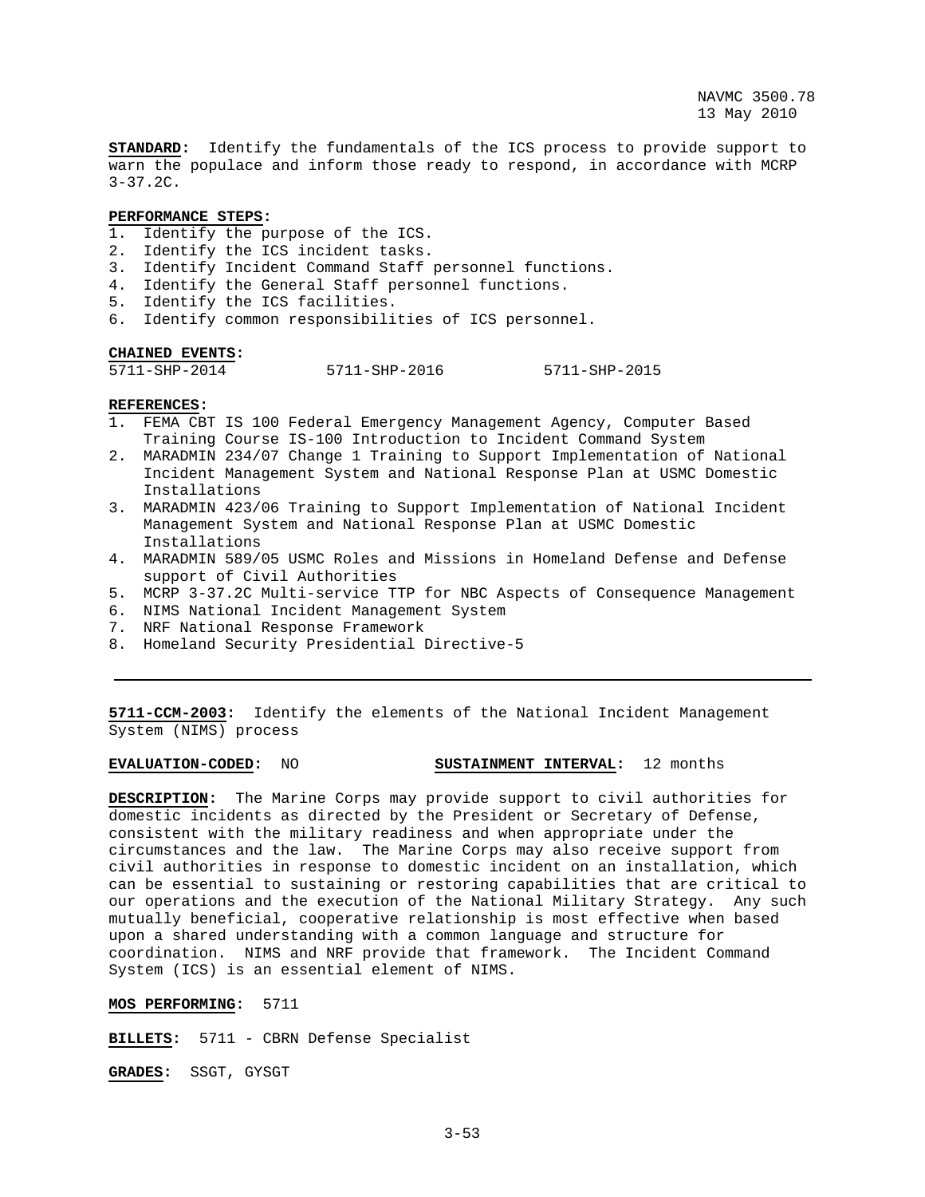**STANDARD:** Identify the fundamentals of the ICS process to provide support to warn the populace and inform those ready to respond, in accordance with MCRP 3-37.2C.

**PERFORMANCE STEPS:**
1. Identify the purpose of the ICS.
2. Identify the ICS incident tasks.
3. Identify Incident Command Staff personnel functions.
4. Identify the General Staff personnel functions.
5. Identify the ICS facilities.
6. Identify common responsibilities of ICS personnel.

**CHAINED EVENTS:**
5711-SHP-2014 5711-SHP-2016 5711-SHP-2015

**REFERENCES:**
1. FEMA CBT IS 100 Federal Emergency Management Agency, Computer Based Training Course IS-100 Introduction to Incident Command System
2. MARADMIN 234/07 Change 1 Training to Support Implementation of National Incident Management System and National Response Plan at USMC Domestic Installations
3. MARADMIN 423/06 Training to Support Implementation of National Incident Management System and National Response Plan at USMC Domestic Installations
4. MARADMIN 589/05 USMC Roles and Missions in Homeland Defense and Defense support of Civil Authorities
5. MCRP 3-37.2C Multi-service TTP for NBC Aspects of Consequence Management
6. NIMS National Incident Management System
7. NRF National Response Framework
8. Homeland Security Presidential Directive-5

---

**5711-CCM-2003:** Identify the elements of the National Incident Management System (NIMS) process

**EVALUATION-CODED:** NO **SUSTAINMENT INTERVAL:** 12 months

**DESCRIPTION:** The Marine Corps may provide support to civil authorities for domestic incidents as directed by the President or Secretary of Defense, consistent with the military readiness and when appropriate under the circumstances and the law. The Marine Corps may also receive support from civil authorities in response to domestic incident on an installation, which can be essential to sustaining or restoring capabilities that are critical to our operations and the execution of the National Military Strategy. Any such mutually beneficial, cooperative relationship is most effective when based upon a shared understanding with a common language and structure for coordination. NIMS and NRF provide that framework. The Incident Command System (ICS) is an essential element of NIMS.

**MOS PERFORMING:** 5711

**BILLETS:** 5711 - CBRN Defense Specialist

**GRADES:** SSGT, GYSGT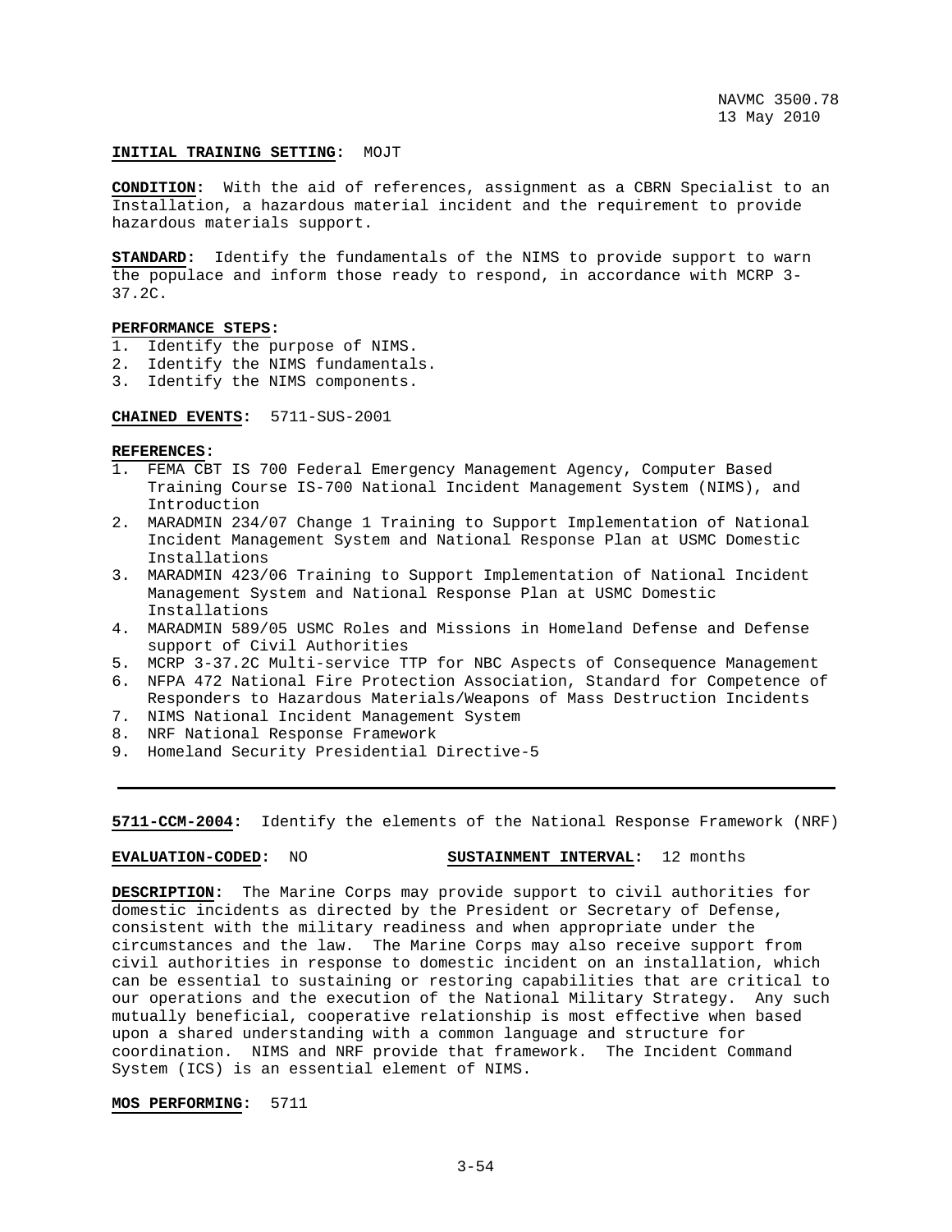**INITIAL TRAINING SETTING:** MOJT

**CONDITION:** With the aid of references, assignment as a CBRN Specialist to an Installation, a hazardous material incident and the requirement to provide hazardous materials support.

**STANDARD:** Identify the fundamentals of the NIMS to provide support to warn the populace and inform those ready to respond, in accordance with MCRP 3-37.2C.

**PERFORMANCE STEPS:**

1. Identify the purpose of NIMS.
2. Identify the NIMS fundamentals.
3. Identify the NIMS components.

**CHAINED EVENTS:** 5711-SUS-2001

**REFERENCES:**

1. FEMA CBT IS 700 Federal Emergency Management Agency, Computer Based Training Course IS-700 National Incident Management System (NIMS), and Introduction
2. MARADMIN 234/07 Change 1 Training to Support Implementation of National Incident Management System and National Response Plan at USMC Domestic Installations
3. MARADMIN 423/06 Training to Support Implementation of National Incident Management System and National Response Plan at USMC Domestic Installations
4. MARADMIN 589/05 USMC Roles and Missions in Homeland Defense and Defense support of Civil Authorities
5. MCRP 3-37.2C Multi-service TTP for NBC Aspects of Consequence Management
6. NFPA 472 National Fire Protection Association, Standard for Competence of Responders to Hazardous Materials/Weapons of Mass Destruction Incidents
7. NIMS National Incident Management System
8. NRF National Response Framework
9. Homeland Security Presidential Directive-5

---

**5711-CCM-2004:** Identify the elements of the National Response Framework (NRF)

**EVALUATION-CODED:** NO **SUSTAINMENT INTERVAL:** 12 months

**DESCRIPTION:** The Marine Corps may provide support to civil authorities for domestic incidents as directed by the President or Secretary of Defense, consistent with the military readiness and when appropriate under the circumstances and the law. The Marine Corps may also receive support from civil authorities in response to domestic incident on an installation, which can be essential to sustaining or restoring capabilities that are critical to our operations and the execution of the National Military Strategy. Any such mutually beneficial, cooperative relationship is most effective when based upon a shared understanding with a common language and structure for coordination. NIMS and NRF provide that framework. The Incident Command System (ICS) is an essential element of NIMS.

**MOS PERFORMING:** 5711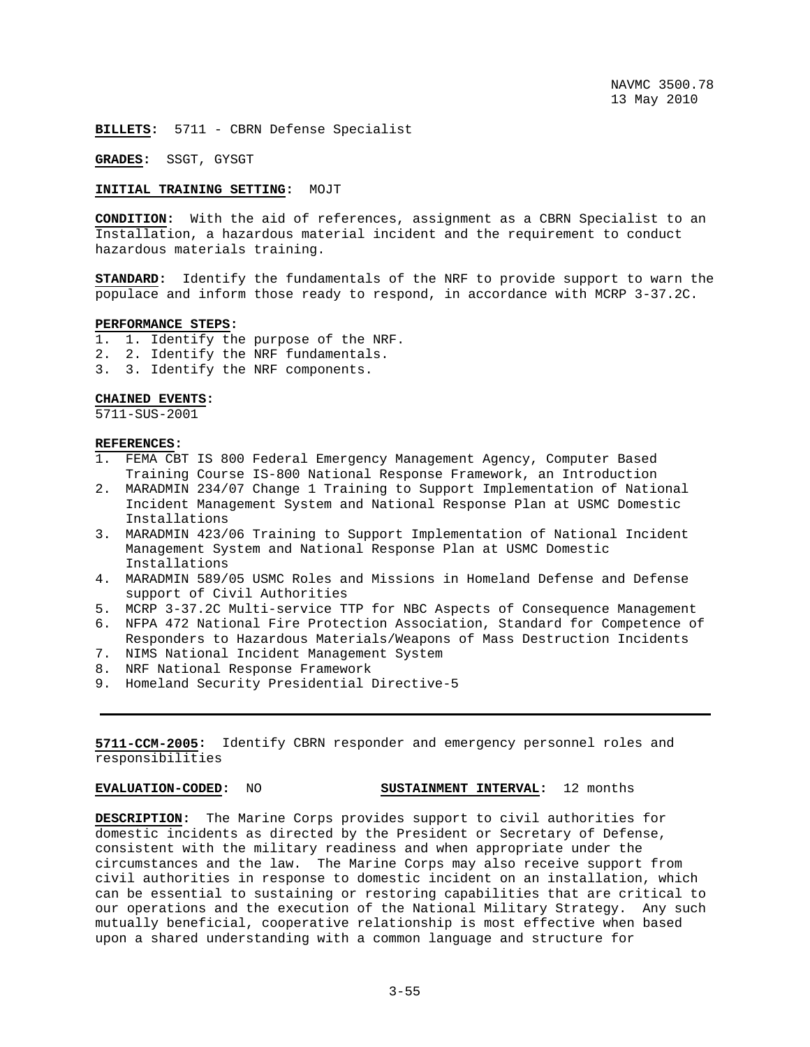**BILLETS:** 5711 - CBRN Defense Specialist

**GRADES:** SSGT, GYSGT

**INITIAL TRAINING SETTING:** MOJT

**CONDITION:** With the aid of references, assignment as a CBRN Specialist to an Installation, a hazardous material incident and the requirement to conduct hazardous materials training.

**STANDARD:** Identify the fundamentals of the NRF to provide support to warn the populace and inform those ready to respond, in accordance with MCRP 3-37.2C.

**PERFORMANCE STEPS:**

1. 1. Identify the purpose of the NRF.
2. 2. Identify the NRF fundamentals.
3. 3. Identify the NRF components.

**CHAINED EVENTS:**
5711-SUS-2001

**REFERENCES:**

1. FEMA CBT IS 800 Federal Emergency Management Agency, Computer Based Training Course IS-800 National Response Framework, an Introduction
2. MARADMIN 234/07 Change 1 Training to Support Implementation of National Incident Management System and National Response Plan at USMC Domestic Installations
3. MARADMIN 423/06 Training to Support Implementation of National Incident Management System and National Response Plan at USMC Domestic Installations
4. MARADMIN 589/05 USMC Roles and Missions in Homeland Defense and Defense support of Civil Authorities
5. MCRP 3-37.2C Multi-service TTP for NBC Aspects of Consequence Management
6. NFPA 472 National Fire Protection Association, Standard for Competence of Responders to Hazardous Materials/Weapons of Mass Destruction Incidents
7. NIMS National Incident Management System
8. NRF National Response Framework
9. Homeland Security Presidential Directive-5

---

**5711-CCM-2005:** Identify CBRN responder and emergency personnel roles and responsibilities

**EVALUATION-CODED:** NO **SUSTAINMENT INTERVAL:** 12 months

**DESCRIPTION:** The Marine Corps provides support to civil authorities for domestic incidents as directed by the President or Secretary of Defense, consistent with the military readiness and when appropriate under the circumstances and the law. The Marine Corps may also receive support from civil authorities in response to domestic incident on an installation, which can be essential to sustaining or restoring capabilities that are critical to our operations and the execution of the National Military Strategy. Any such mutually beneficial, cooperative relationship is most effective when based upon a shared understanding with a common language and structure for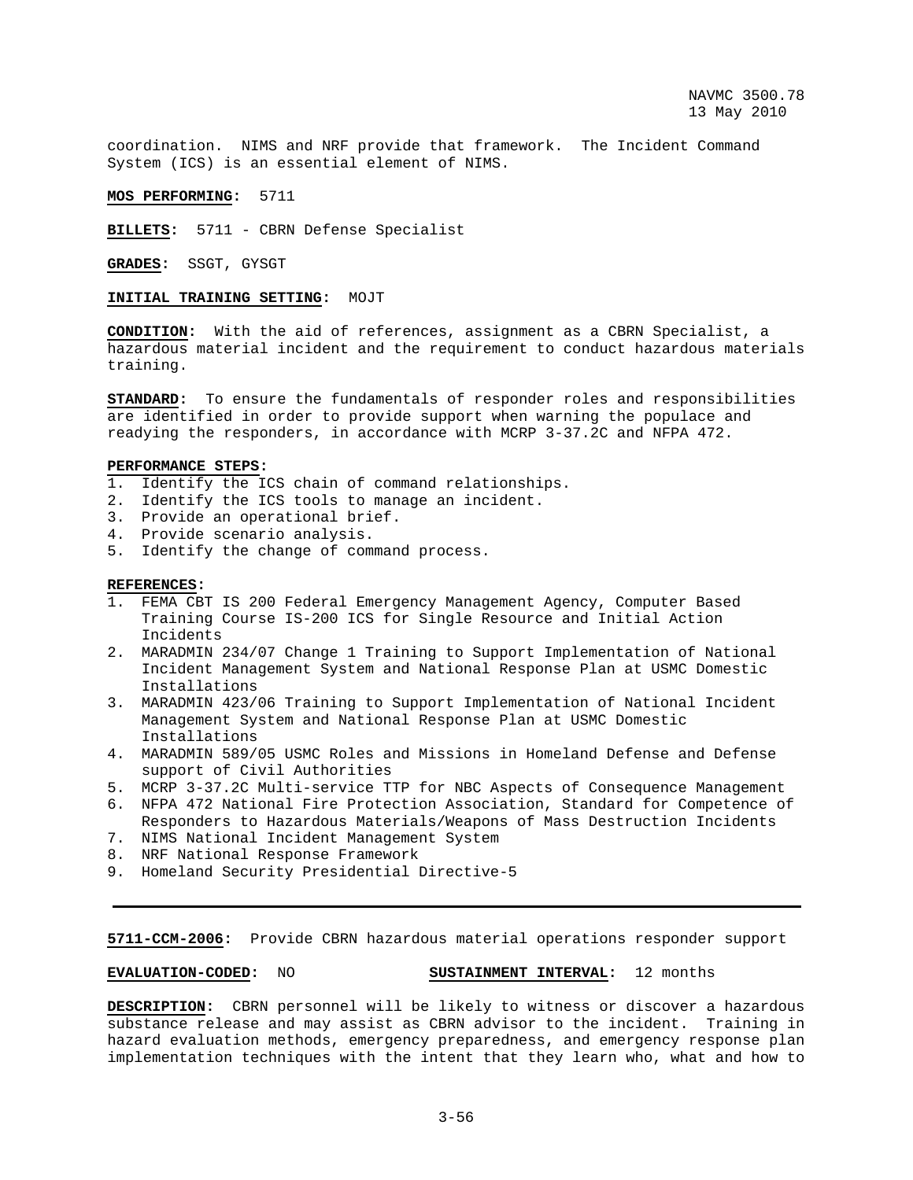coordination. NIMS and NRF provide that framework. The Incident Command System (ICS) is an essential element of NIMS.

**MOS PERFORMING:** 5711

**BILLETS:** 5711 - CBRN Defense Specialist

**GRADES:** SSGT, GYSGT

**INITIAL TRAINING SETTING:** MOJT

**CONDITION:** With the aid of references, assignment as a CBRN Specialist, a hazardous material incident and the requirement to conduct hazardous materials training.

**STANDARD:** To ensure the fundamentals of responder roles and responsibilities are identified in order to provide support when warning the populace and readying the responders, in accordance with MCRP 3-37.2C and NFPA 472.

**PERFORMANCE STEPS:**

1. Identify the ICS chain of command relationships.
2. Identify the ICS tools to manage an incident.
3. Provide an operational brief.
4. Provide scenario analysis.
5. Identify the change of command process.

**REFERENCES:**

1. FEMA CBT IS 200 Federal Emergency Management Agency, Computer Based Training Course IS-200 ICS for Single Resource and Initial Action Incidents
2. MARADMIN 234/07 Change 1 Training to Support Implementation of National Incident Management System and National Response Plan at USMC Domestic Installations
3. MARADMIN 423/06 Training to Support Implementation of National Incident Management System and National Response Plan at USMC Domestic Installations
4. MARADMIN 589/05 USMC Roles and Missions in Homeland Defense and Defense support of Civil Authorities
5. MCRP 3-37.2C Multi-service TTP for NBC Aspects of Consequence Management
6. NFPA 472 National Fire Protection Association, Standard for Competence of Responders to Hazardous Materials/Weapons of Mass Destruction Incidents
7. NIMS National Incident Management System
8. NRF National Response Framework
9. Homeland Security Presidential Directive-5

---

**5711-CCM-2006:** Provide CBRN hazardous material operations responder support

**EVALUATION-CODED:** NO **SUSTAINMENT INTERVAL:** 12 months

**DESCRIPTION:** CBRN personnel will be likely to witness or discover a hazardous substance release and may assist as CBRN advisor to the incident. Training in hazard evaluation methods, emergency preparedness, and emergency response plan implementation techniques with the intent that they learn who, what and how to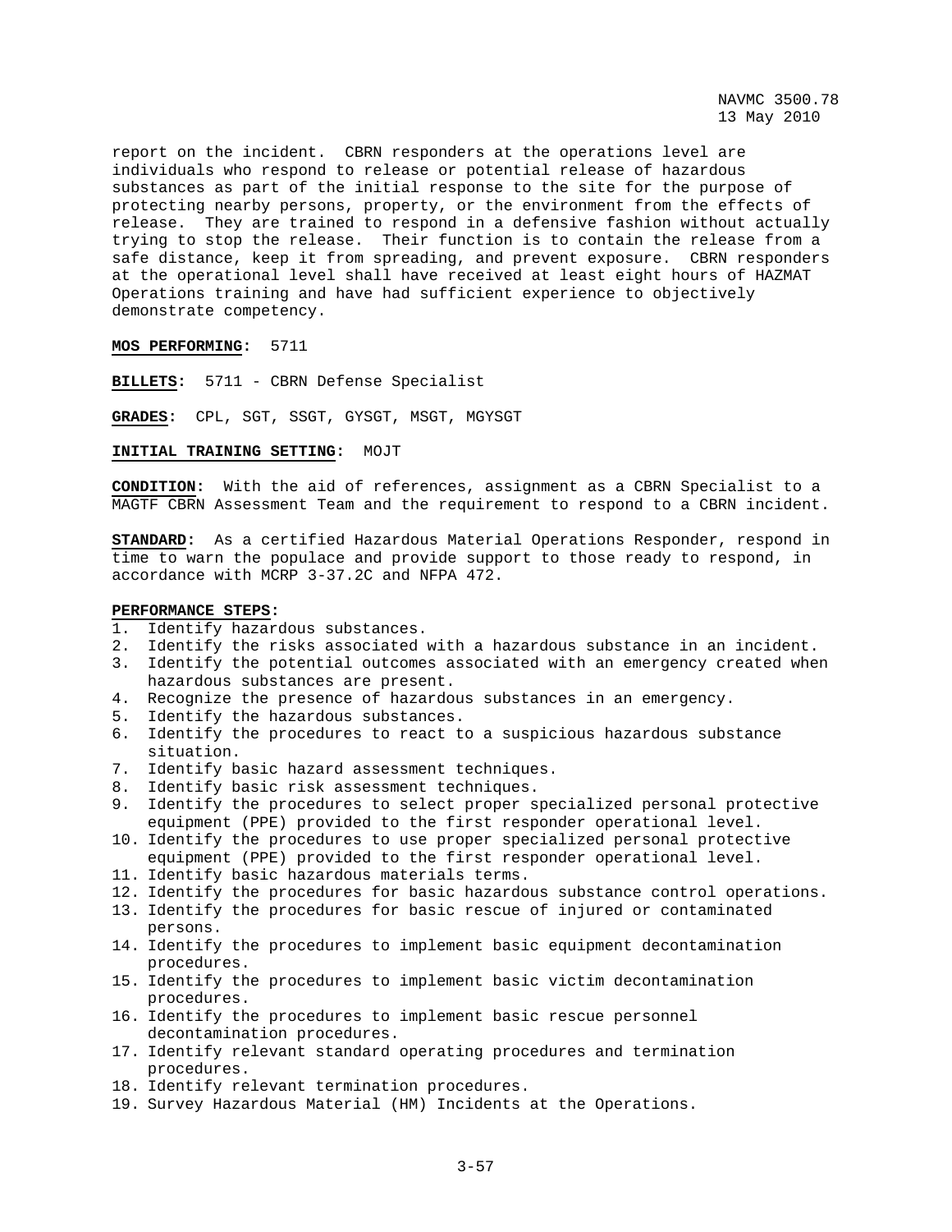report on the incident. CBRN responders at the operations level are individuals who respond to release or potential release of hazardous substances as part of the initial response to the site for the purpose of protecting nearby persons, property, or the environment from the effects of release. They are trained to respond in a defensive fashion without actually trying to stop the release. Their function is to contain the release from a safe distance, keep it from spreading, and prevent exposure. CBRN responders at the operational level shall have received at least eight hours of HAZMAT Operations training and have had sufficient experience to objectively demonstrate competency.

**MOS PERFORMING:** 5711

**BILLETS:** 5711 - CBRN Defense Specialist

**GRADES:** CPL, SGT, SSGT, GYSGT, MSGT, MGYSGT

**INITIAL TRAINING SETTING:** MOJT

**CONDITION:** With the aid of references, assignment as a CBRN Specialist to a MAGTF CBRN Assessment Team and the requirement to respond to a CBRN incident.

**STANDARD:** As a certified Hazardous Material Operations Responder, respond in time to warn the populace and provide support to those ready to respond, in accordance with MCRP 3-37.2C and NFPA 472.

**PERFORMANCE STEPS:**

1. Identify hazardous substances.
2. Identify the risks associated with a hazardous substance in an incident.
3. Identify the potential outcomes associated with an emergency created when hazardous substances are present.
4. Recognize the presence of hazardous substances in an emergency.
5. Identify the hazardous substances.
6. Identify the procedures to react to a suspicious hazardous substance situation.
7. Identify basic hazard assessment techniques.
8. Identify basic risk assessment techniques.
9. Identify the procedures to select proper specialized personal protective equipment (PPE) provided to the first responder operational level.
10. Identify the procedures to use proper specialized personal protective equipment (PPE) provided to the first responder operational level.
11. Identify basic hazardous materials terms.
12. Identify the procedures for basic hazardous substance control operations.
13. Identify the procedures for basic rescue of injured or contaminated persons.
14. Identify the procedures to implement basic equipment decontamination procedures.
15. Identify the procedures to implement basic victim decontamination procedures.
16. Identify the procedures to implement basic rescue personnel decontamination procedures.
17. Identify relevant standard operating procedures and termination procedures.
18. Identify relevant termination procedures.
19. Survey Hazardous Material (HM) Incidents at the Operations.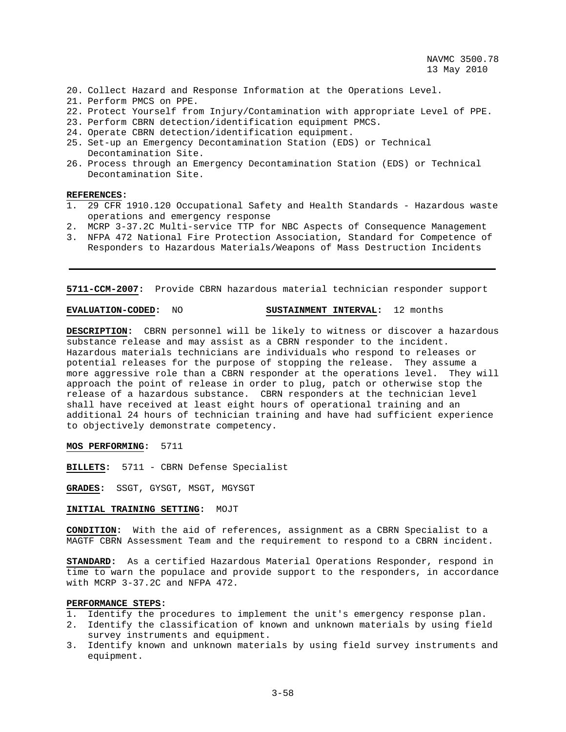20. Collect Hazard and Response Information at the Operations Level.
21. Perform PMCS on PPE.
22. Protect Yourself from Injury/Contamination with appropriate Level of PPE.
23. Perform CBRN detection/identification equipment PMCS.
24. Operate CBRN detection/identification equipment.
25. Set-up an Emergency Decontamination Station (EDS) or Technical Decontamination Site.
26. Process through an Emergency Decontamination Station (EDS) or Technical Decontamination Site.

**REFERENCES:**

1. 29 CFR 1910.120 Occupational Safety and Health Standards - Hazardous waste operations and emergency response
2. MCRP 3-37.2C Multi-service TTP for NBC Aspects of Consequence Management
3. NFPA 472 National Fire Protection Association, Standard for Competence of Responders to Hazardous Materials/Weapons of Mass Destruction Incidents

---

**5711-CCM-2007:** Provide CBRN hazardous material technician responder support

**EVALUATION-CODED:** NO **SUSTAINMENT INTERVAL:** 12 months

**DESCRIPTION:** CBRN personnel will be likely to witness or discover a hazardous substance release and may assist as a CBRN responder to the incident. Hazardous materials technicians are individuals who respond to releases or potential releases for the purpose of stopping the release. They assume a more aggressive role than a CBRN responder at the operations level. They will approach the point of release in order to plug, patch or otherwise stop the release of a hazardous substance. CBRN responders at the technician level shall have received at least eight hours of operational training and an additional 24 hours of technician training and have had sufficient experience to objectively demonstrate competency.

**MOS PERFORMING:** 5711

**BILLETS:** 5711 - CBRN Defense Specialist

**GRADES:** SSGT, GYSGT, MSGT, MGYSGT

**INITIAL TRAINING SETTING:** MOJT

**CONDITION:** With the aid of references, assignment as a CBRN Specialist to a MAGTF CBRN Assessment Team and the requirement to respond to a CBRN incident.

**STANDARD:** As a certified Hazardous Material Operations Responder, respond in time to warn the populace and provide support to the responders, in accordance with MCRP 3-37.2C and NFPA 472.

**PERFORMANCE STEPS:**

1. Identify the procedures to implement the unit's emergency response plan.
2. Identify the classification of known and unknown materials by using field survey instruments and equipment.
3. Identify known and unknown materials by using field survey instruments and equipment.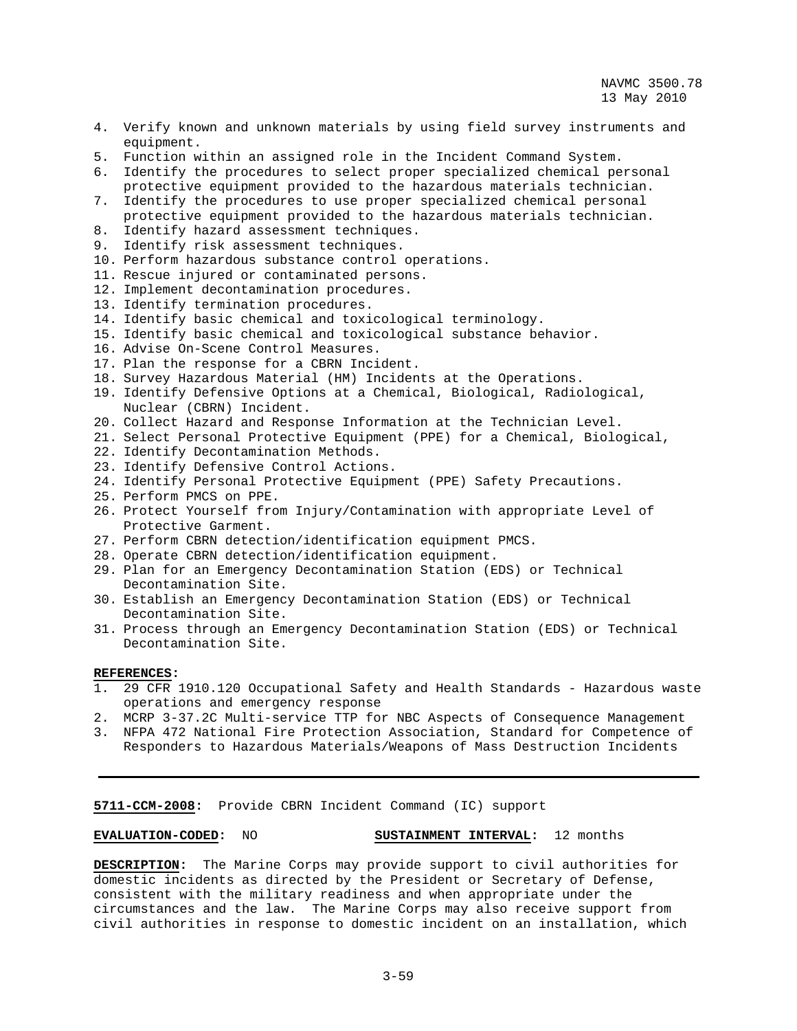4. Verify known and unknown materials by using field survey instruments and equipment.
5. Function within an assigned role in the Incident Command System.
6. Identify the procedures to select proper specialized chemical personal protective equipment provided to the hazardous materials technician.
7. Identify the procedures to use proper specialized chemical personal protective equipment provided to the hazardous materials technician.
8. Identify hazard assessment techniques.
9. Identify risk assessment techniques.
10. Perform hazardous substance control operations.
11. Rescue injured or contaminated persons.
12. Implement decontamination procedures.
13. Identify termination procedures.
14. Identify basic chemical and toxicological terminology.
15. Identify basic chemical and toxicological substance behavior.
16. Advise On-Scene Control Measures.
17. Plan the response for a CBRN Incident.
18. Survey Hazardous Material (HM) Incidents at the Operations.
19. Identify Defensive Options at a Chemical, Biological, Radiological, Nuclear (CBRN) Incident.
20. Collect Hazard and Response Information at the Technician Level.
21. Select Personal Protective Equipment (PPE) for a Chemical, Biological,
22. Identify Decontamination Methods.
23. Identify Defensive Control Actions.
24. Identify Personal Protective Equipment (PPE) Safety Precautions.
25. Perform PMCS on PPE.
26. Protect Yourself from Injury/Contamination with appropriate Level of Protective Garment.
27. Perform CBRN detection/identification equipment PMCS.
28. Operate CBRN detection/identification equipment.
29. Plan for an Emergency Decontamination Station (EDS) or Technical Decontamination Site.
30. Establish an Emergency Decontamination Station (EDS) or Technical Decontamination Site.
31. Process through an Emergency Decontamination Station (EDS) or Technical Decontamination Site.

**REFERENCES:**
1. 29 CFR 1910.120 Occupational Safety and Health Standards - Hazardous waste operations and emergency response
2. MCRP 3-37.2C Multi-service TTP for NBC Aspects of Consequence Management
3. NFPA 472 National Fire Protection Association, Standard for Competence of Responders to Hazardous Materials/Weapons of Mass Destruction Incidents

---

**5711-CCM-2008:** Provide CBRN Incident Command (IC) support

**EVALUATION-CODED:** NO **SUSTAINMENT INTERVAL:** 12 months

**DESCRIPTION:** The Marine Corps may provide support to civil authorities for domestic incidents as directed by the President or Secretary of Defense, consistent with the military readiness and when appropriate under the circumstances and the law. The Marine Corps may also receive support from civil authorities in response to domestic incident on an installation, which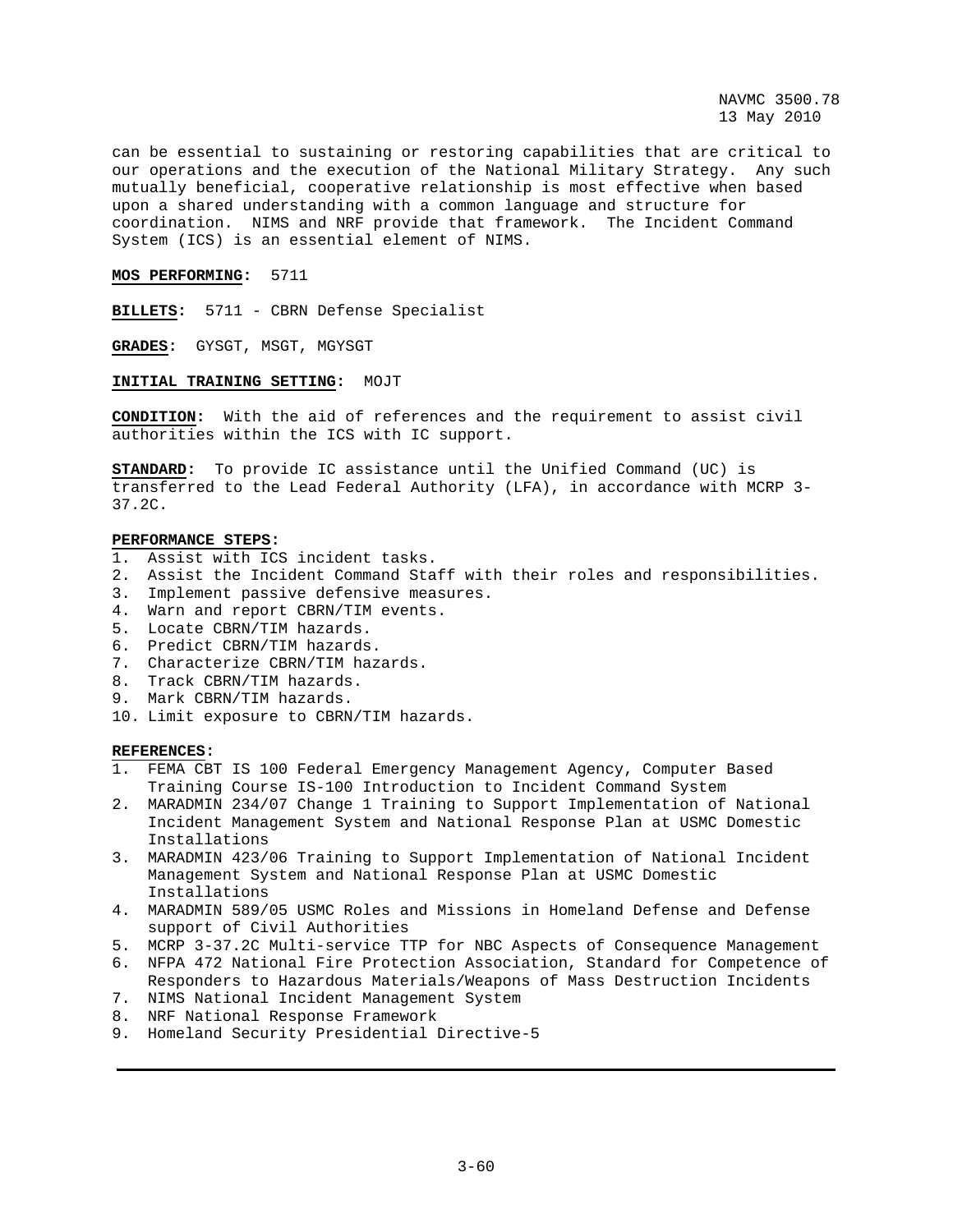can be essential to sustaining or restoring capabilities that are critical to our operations and the execution of the National Military Strategy. Any such mutually beneficial, cooperative relationship is most effective when based upon a shared understanding with a common language and structure for coordination. NIMS and NRF provide that framework. The Incident Command System (ICS) is an essential element of NIMS.

**MOS PERFORMING:** 5711

**BILLETS:** 5711 - CBRN Defense Specialist

**GRADES:** GYSGT, MSGT, MGYSGT

**INITIAL TRAINING SETTING:** MOJT

**CONDITION:** With the aid of references and the requirement to assist civil authorities within the ICS with IC support.

**STANDARD:** To provide IC assistance until the Unified Command (UC) is transferred to the Lead Federal Authority (LFA), in accordance with MCRP 3-37.2C.

**PERFORMANCE STEPS:**

1. Assist with ICS incident tasks.
2. Assist the Incident Command Staff with their roles and responsibilities.
3. Implement passive defensive measures.
4. Warn and report CBRN/TIM events.
5. Locate CBRN/TIM hazards.
6. Predict CBRN/TIM hazards.
7. Characterize CBRN/TIM hazards.
8. Track CBRN/TIM hazards.
9. Mark CBRN/TIM hazards.
10. Limit exposure to CBRN/TIM hazards.

**REFERENCES:**

1. FEMA CBT IS 100 Federal Emergency Management Agency, Computer Based Training Course IS-100 Introduction to Incident Command System
2. MARADMIN 234/07 Change 1 Training to Support Implementation of National Incident Management System and National Response Plan at USMC Domestic Installations
3. MARADMIN 423/06 Training to Support Implementation of National Incident Management System and National Response Plan at USMC Domestic Installations
4. MARADMIN 589/05 USMC Roles and Missions in Homeland Defense and Defense support of Civil Authorities
5. MCRP 3-37.2C Multi-service TTP for NBC Aspects of Consequence Management
6. NFPA 472 National Fire Protection Association, Standard for Competence of Responders to Hazardous Materials/Weapons of Mass Destruction Incidents
7. NIMS National Incident Management System
8. NRF National Response Framework
9. Homeland Security Presidential Directive-5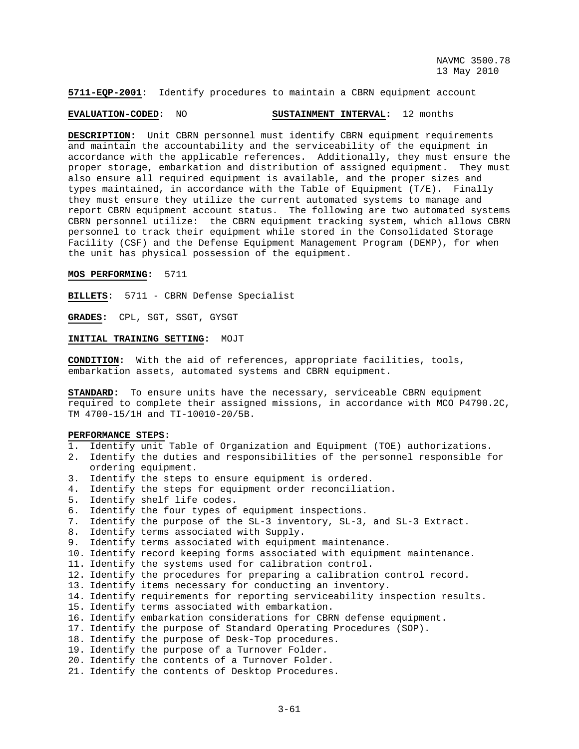**5711-EQP-2001:** Identify procedures to maintain a CBRN equipment account

**EVALUATION-CODED:** NO **SUSTAINMENT INTERVAL:** 12 months

**DESCRIPTION:** Unit CBRN personnel must identify CBRN equipment requirements and maintain the accountability and the serviceability of the equipment in accordance with the applicable references. Additionally, they must ensure the proper storage, embarkation and distribution of assigned equipment. They must also ensure all required equipment is available, and the proper sizes and types maintained, in accordance with the Table of Equipment (T/E). Finally they must ensure they utilize the current automated systems to manage and report CBRN equipment account status. The following are two automated systems CBRN personnel utilize: the CBRN equipment tracking system, which allows CBRN personnel to track their equipment while stored in the Consolidated Storage Facility (CSF) and the Defense Equipment Management Program (DEMP), for when the unit has physical possession of the equipment.

**MOS PERFORMING:** 5711

**BILLETS:** 5711 - CBRN Defense Specialist

**GRADES:** CPL, SGT, SSGT, GYSGT

**INITIAL TRAINING SETTING:** MOJT

**CONDITION:** With the aid of references, appropriate facilities, tools, embarkation assets, automated systems and CBRN equipment.

**STANDARD:** To ensure units have the necessary, serviceable CBRN equipment required to complete their assigned missions, in accordance with MCO P4790.2C, TM 4700-15/1H and TI-10010-20/5B.

**PERFORMANCE STEPS:**

1. Identify unit Table of Organization and Equipment (TOE) authorizations.
2. Identify the duties and responsibilities of the personnel responsible for ordering equipment.
3. Identify the steps to ensure equipment is ordered.
4. Identify the steps for equipment order reconciliation.
5. Identify shelf life codes.
6. Identify the four types of equipment inspections.
7. Identify the purpose of the SL-3 inventory, SL-3, and SL-3 Extract.
8. Identify terms associated with Supply.
9. Identify terms associated with equipment maintenance.
10. Identify record keeping forms associated with equipment maintenance.
11. Identify the systems used for calibration control.
12. Identify the procedures for preparing a calibration control record.
13. Identify items necessary for conducting an inventory.
14. Identify requirements for reporting serviceability inspection results.
15. Identify terms associated with embarkation.
16. Identify embarkation considerations for CBRN defense equipment.
17. Identify the purpose of Standard Operating Procedures (SOP).
18. Identify the purpose of Desk-Top procedures.
19. Identify the purpose of a Turnover Folder.
20. Identify the contents of a Turnover Folder.
21. Identify the contents of Desktop Procedures.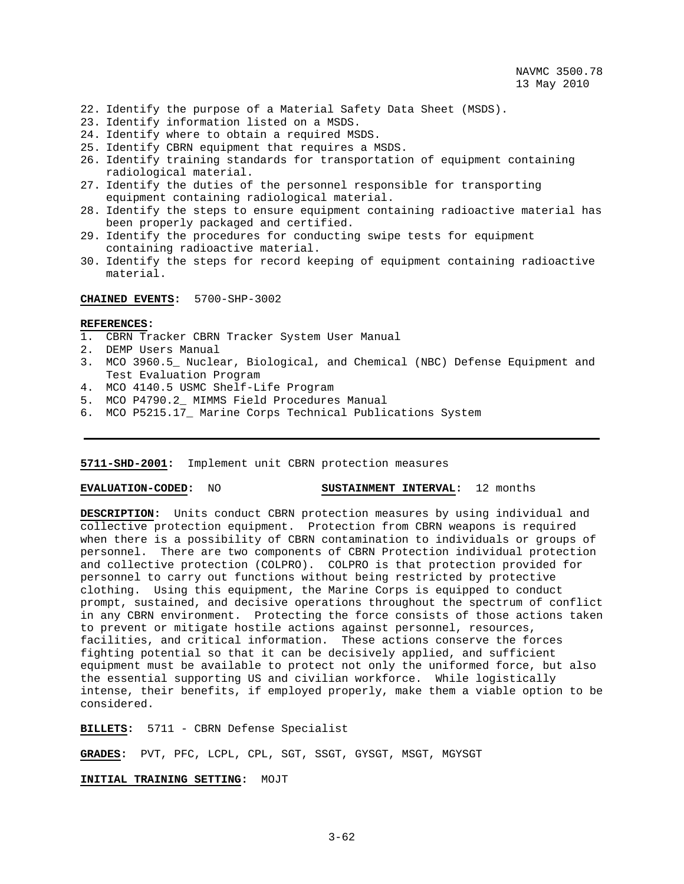22. Identify the purpose of a Material Safety Data Sheet (MSDS).
23. Identify information listed on a MSDS.
24. Identify where to obtain a required MSDS.
25. Identify CBRN equipment that requires a MSDS.
26. Identify training standards for transportation of equipment containing radiological material.
27. Identify the duties of the personnel responsible for transporting equipment containing radiological material.
28. Identify the steps to ensure equipment containing radioactive material has been properly packaged and certified.
29. Identify the procedures for conducting swipe tests for equipment containing radioactive material.
30. Identify the steps for record keeping of equipment containing radioactive material.

**CHAINED EVENTS:** 5700-SHP-3002

**REFERENCES:**
1. CBRN Tracker CBRN Tracker System User Manual
2. DEMP Users Manual
3. MCO 3960.5_ Nuclear, Biological, and Chemical (NBC) Defense Equipment and Test Evaluation Program
4. MCO 4140.5 USMC Shelf-Life Program
5. MCO P4790.2_ MIMMS Field Procedures Manual
6. MCO P5215.17_ Marine Corps Technical Publications System

---

**5711-SHD-2001:** Implement unit CBRN protection measures

**EVALUATION-CODED:** NO **SUSTAINMENT INTERVAL:** 12 months

**DESCRIPTION:** Units conduct CBRN protection measures by using individual and collective protection equipment. Protection from CBRN weapons is required when there is a possibility of CBRN contamination to individuals or groups of personnel. There are two components of CBRN Protection individual protection and collective protection (COLPRO). COLPRO is that protection provided for personnel to carry out functions without being restricted by protective clothing. Using this equipment, the Marine Corps is equipped to conduct prompt, sustained, and decisive operations throughout the spectrum of conflict in any CBRN environment. Protecting the force consists of those actions taken to prevent or mitigate hostile actions against personnel, resources, facilities, and critical information. These actions conserve the forces fighting potential so that it can be decisively applied, and sufficient equipment must be available to protect not only the uniformed force, but also the essential supporting US and civilian workforce. While logistically intense, their benefits, if employed properly, make them a viable option to be considered.

**BILLETS:** 5711 - CBRN Defense Specialist

**GRADES:** PVT, PFC, LCPL, CPL, SGT, SSGT, GYSGT, MSGT, MGYSGT

**INITIAL TRAINING SETTING:** MOJT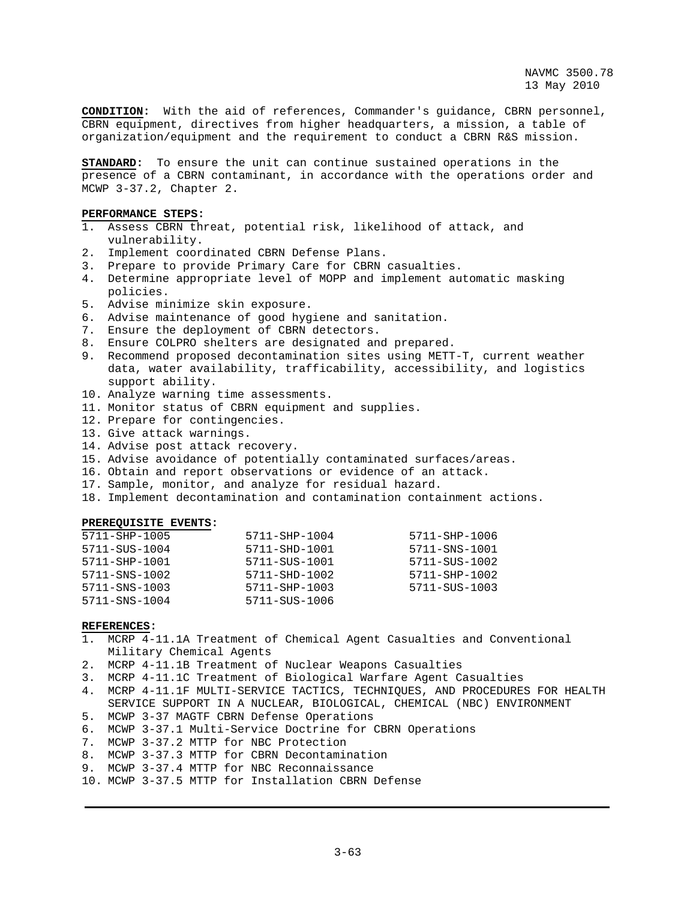**CONDITION**: With the aid of references, Commander's guidance, CBRN personnel, CBRN equipment, directives from higher headquarters, a mission, a table of organization/equipment and the requirement to conduct a CBRN R&S mission.

**STANDARD**: To ensure the unit can continue sustained operations in the presence of a CBRN contaminant, in accordance with the operations order and MCWP 3-37.2, Chapter 2.

**PERFORMANCE STEPS:**
1. Assess CBRN threat, potential risk, likelihood of attack, and vulnerability.
2. Implement coordinated CBRN Defense Plans.
3. Prepare to provide Primary Care for CBRN casualties.
4. Determine appropriate level of MOPP and implement automatic masking policies.
5. Advise minimize skin exposure.
6. Advise maintenance of good hygiene and sanitation.
7. Ensure the deployment of CBRN detectors.
8. Ensure COLPRO shelters are designated and prepared.
9. Recommend proposed decontamination sites using METT-T, current weather data, water availability, trafficability, accessibility, and logistics support ability.
10. Analyze warning time assessments.
11. Monitor status of CBRN equipment and supplies.
12. Prepare for contingencies.
13. Give attack warnings.
14. Advise post attack recovery.
15. Advise avoidance of potentially contaminated surfaces/areas.
16. Obtain and report observations or evidence of an attack.
17. Sample, monitor, and analyze for residual hazard.
18. Implement decontamination and contamination containment actions.

**PREREQUISITE EVENTS:**

| | | |
|---|---|---|
| 5711-SHP-1005 | 5711-SHP-1004 | 5711-SHP-1006 |
| 5711-SUS-1004 | 5711-SHD-1001 | 5711-SNS-1001 |
| 5711-SHP-1001 | 5711-SUS-1001 | 5711-SUS-1002 |
| 5711-SNS-1002 | 5711-SHD-1002 | 5711-SHP-1002 |
| 5711-SNS-1003 | 5711-SHP-1003 | 5711-SUS-1003 |
| 5711-SNS-1004 | 5711-SUS-1006 | |

**REFERENCES:**
1. MCRP 4-11.1A Treatment of Chemical Agent Casualties and Conventional Military Chemical Agents
2. MCRP 4-11.1B Treatment of Nuclear Weapons Casualties
3. MCRP 4-11.1C Treatment of Biological Warfare Agent Casualties
4. MCRP 4-11.1F MULTI-SERVICE TACTICS, TECHNIQUES, AND PROCEDURES FOR HEALTH SERVICE SUPPORT IN A NUCLEAR, BIOLOGICAL, CHEMICAL (NBC) ENVIRONMENT
5. MCWP 3-37 MAGTF CBRN Defense Operations
6. MCWP 3-37.1 Multi-Service Doctrine for CBRN Operations
7. MCWP 3-37.2 MTTP for NBC Protection
8. MCWP 3-37.3 MTTP for CBRN Decontamination
9. MCWP 3-37.4 MTTP for NBC Reconnaissance
10. MCWP 3-37.5 MTTP for Installation CBRN Defense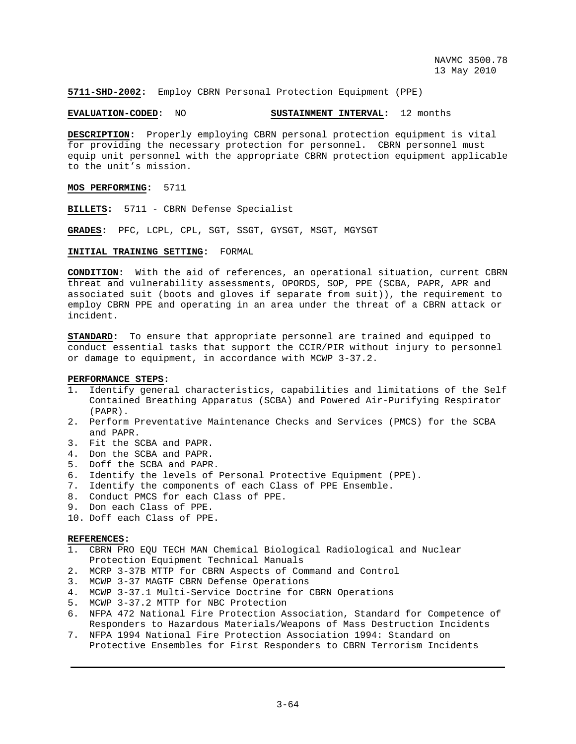**5711-SHD-2002:** Employ CBRN Personal Protection Equipment (PPE)

**EVALUATION-CODED:** NO **SUSTAINMENT INTERVAL:** 12 months

**DESCRIPTION:** Properly employing CBRN personal protection equipment is vital for providing the necessary protection for personnel. CBRN personnel must equip unit personnel with the appropriate CBRN protection equipment applicable to the unit's mission.

**MOS PERFORMING:** 5711

**BILLETS:** 5711 - CBRN Defense Specialist

**GRADES:** PFC, LCPL, CPL, SGT, SSGT, GYSGT, MSGT, MGYSGT

**INITIAL TRAINING SETTING:** FORMAL

**CONDITION:** With the aid of references, an operational situation, current CBRN threat and vulnerability assessments, OPORDS, SOP, PPE (SCBA, PAPR, APR and associated suit (boots and gloves if separate from suit)), the requirement to employ CBRN PPE and operating in an area under the threat of a CBRN attack or incident.

**STANDARD:** To ensure that appropriate personnel are trained and equipped to conduct essential tasks that support the CCIR/PIR without injury to personnel or damage to equipment, in accordance with MCWP 3-37.2.

**PERFORMANCE STEPS:**

1. Identify general characteristics, capabilities and limitations of the Self Contained Breathing Apparatus (SCBA) and Powered Air-Purifying Respirator (PAPR).
2. Perform Preventative Maintenance Checks and Services (PMCS) for the SCBA and PAPR.
3. Fit the SCBA and PAPR.
4. Don the SCBA and PAPR.
5. Doff the SCBA and PAPR.
6. Identify the levels of Personal Protective Equipment (PPE).
7. Identify the components of each Class of PPE Ensemble.
8. Conduct PMCS for each Class of PPE.
9. Don each Class of PPE.
10. Doff each Class of PPE.

**REFERENCES:**

1. CBRN PRO EQU TECH MAN Chemical Biological Radiological and Nuclear Protection Equipment Technical Manuals
2. MCRP 3-37B MTTP for CBRN Aspects of Command and Control
3. MCWP 3-37 MAGTF CBRN Defense Operations
4. MCWP 3-37.1 Multi-Service Doctrine for CBRN Operations
5. MCWP 3-37.2 MTTP for NBC Protection
6. NFPA 472 National Fire Protection Association, Standard for Competence of Responders to Hazardous Materials/Weapons of Mass Destruction Incidents
7. NFPA 1994 National Fire Protection Association 1994: Standard on Protective Ensembles for First Responders to CBRN Terrorism Incidents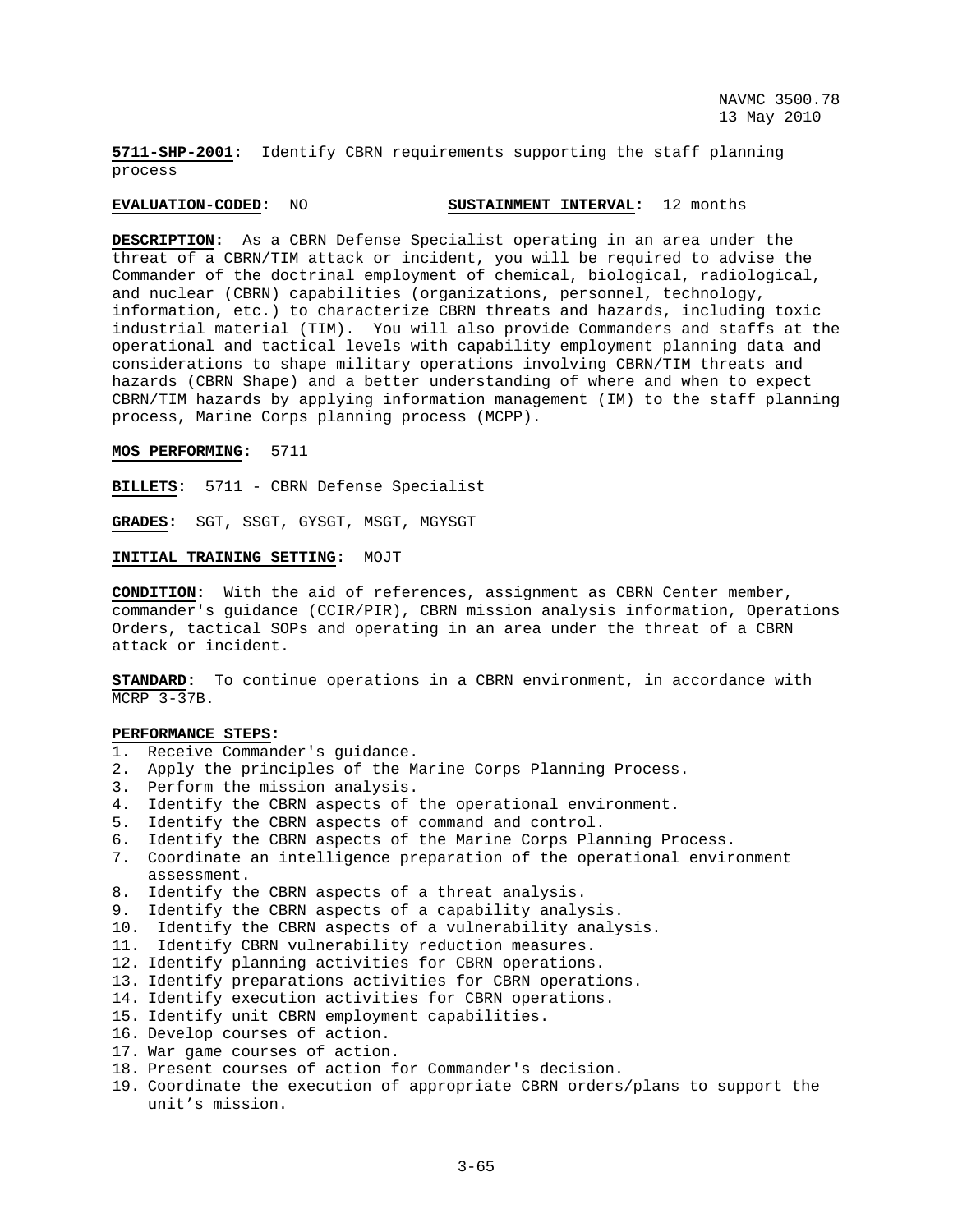**5711-SHP-2001**: Identify CBRN requirements supporting the staff planning process

**EVALUATION-CODED**: NO **SUSTAINMENT INTERVAL**: 12 months

**DESCRIPTION**: As a CBRN Defense Specialist operating in an area under the threat of a CBRN/TIM attack or incident, you will be required to advise the Commander of the doctrinal employment of chemical, biological, radiological, and nuclear (CBRN) capabilities (organizations, personnel, technology, information, etc.) to characterize CBRN threats and hazards, including toxic industrial material (TIM). You will also provide Commanders and staffs at the operational and tactical levels with capability employment planning data and considerations to shape military operations involving CBRN/TIM threats and hazards (CBRN Shape) and a better understanding of where and when to expect CBRN/TIM hazards by applying information management (IM) to the staff planning process, Marine Corps planning process (MCPP).

**MOS PERFORMING**: 5711

**BILLETS**: 5711 - CBRN Defense Specialist

**GRADES**: SGT, SSGT, GYSGT, MSGT, MGYSGT

**INITIAL TRAINING SETTING**: MOJT

**CONDITION**: With the aid of references, assignment as CBRN Center member, commander's guidance (CCIR/PIR), CBRN mission analysis information, Operations Orders, tactical SOPs and operating in an area under the threat of a CBRN attack or incident.

**STANDARD**: To continue operations in a CBRN environment, in accordance with MCRP 3-37B.

**PERFORMANCE STEPS**:

1. Receive Commander's guidance.
2. Apply the principles of the Marine Corps Planning Process.
3. Perform the mission analysis.
4. Identify the CBRN aspects of the operational environment.
5. Identify the CBRN aspects of command and control.
6. Identify the CBRN aspects of the Marine Corps Planning Process.
7. Coordinate an intelligence preparation of the operational environment assessment.
8. Identify the CBRN aspects of a threat analysis.
9. Identify the CBRN aspects of a capability analysis.
10. Identify the CBRN aspects of a vulnerability analysis.
11. Identify CBRN vulnerability reduction measures.
12. Identify planning activities for CBRN operations.
13. Identify preparations activities for CBRN operations.
14. Identify execution activities for CBRN operations.
15. Identify unit CBRN employment capabilities.
16. Develop courses of action.
17. War game courses of action.
18. Present courses of action for Commander's decision.
19. Coordinate the execution of appropriate CBRN orders/plans to support the unit's mission.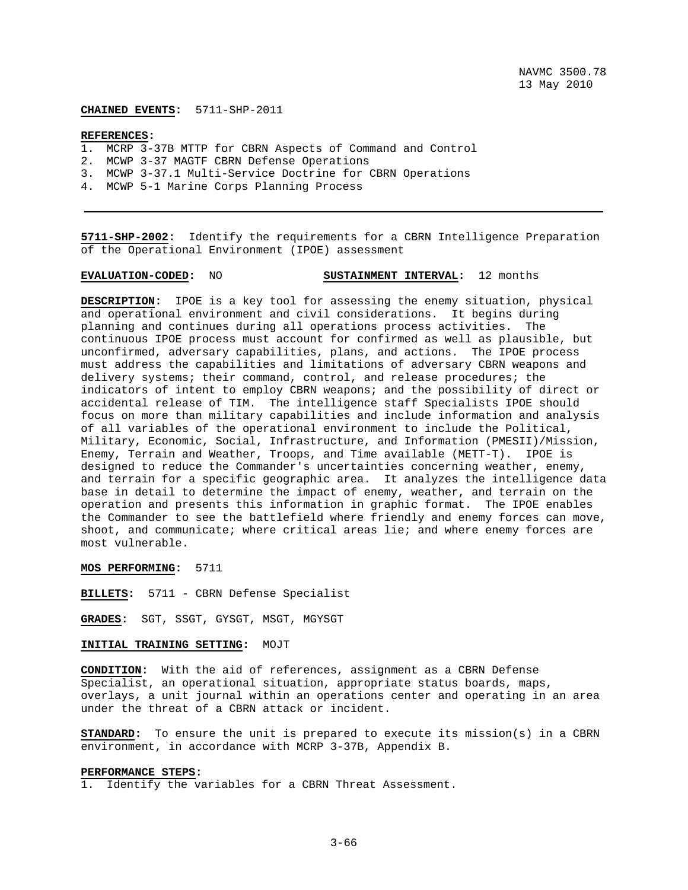**CHAINED EVENTS:** 5711-SHP-2011

**REFERENCES:**

1. MCRP 3-37B MTTP for CBRN Aspects of Command and Control
2. MCWP 3-37 MAGTF CBRN Defense Operations
3. MCWP 3-37.1 Multi-Service Doctrine for CBRN Operations
4. MCWP 5-1 Marine Corps Planning Process

---

**5711-SHP-2002:** Identify the requirements for a CBRN Intelligence Preparation of the Operational Environment (IPOE) assessment

**EVALUATION-CODED:** NO **SUSTAINMENT INTERVAL:** 12 months

**DESCRIPTION:** IPOE is a key tool for assessing the enemy situation, physical and operational environment and civil considerations. It begins during planning and continues during all operations process activities. The continuous IPOE process must account for confirmed as well as plausible, but unconfirmed, adversary capabilities, plans, and actions. The IPOE process must address the capabilities and limitations of adversary CBRN weapons and delivery systems; their command, control, and release procedures; the indicators of intent to employ CBRN weapons; and the possibility of direct or accidental release of TIM. The intelligence staff Specialists IPOE should focus on more than military capabilities and include information and analysis of all variables of the operational environment to include the Political, Military, Economic, Social, Infrastructure, and Information (PMESII)/Mission, Enemy, Terrain and Weather, Troops, and Time available (METT-T). IPOE is designed to reduce the Commander's uncertainties concerning weather, enemy, and terrain for a specific geographic area. It analyzes the intelligence data base in detail to determine the impact of enemy, weather, and terrain on the operation and presents this information in graphic format. The IPOE enables the Commander to see the battlefield where friendly and enemy forces can move, shoot, and communicate; where critical areas lie; and where enemy forces are most vulnerable.

**MOS PERFORMING:** 5711

**BILLETS:** 5711 - CBRN Defense Specialist

**GRADES:** SGT, SSGT, GYSGT, MSGT, MGYSGT

**INITIAL TRAINING SETTING:** MOJT

**CONDITION:** With the aid of references, assignment as a CBRN Defense Specialist, an operational situation, appropriate status boards, maps, overlays, a unit journal within an operations center and operating in an area under the threat of a CBRN attack or incident.

**STANDARD:** To ensure the unit is prepared to execute its mission(s) in a CBRN environment, in accordance with MCRP 3-37B, Appendix B.

**PERFORMANCE STEPS:**

1. Identify the variables for a CBRN Threat Assessment.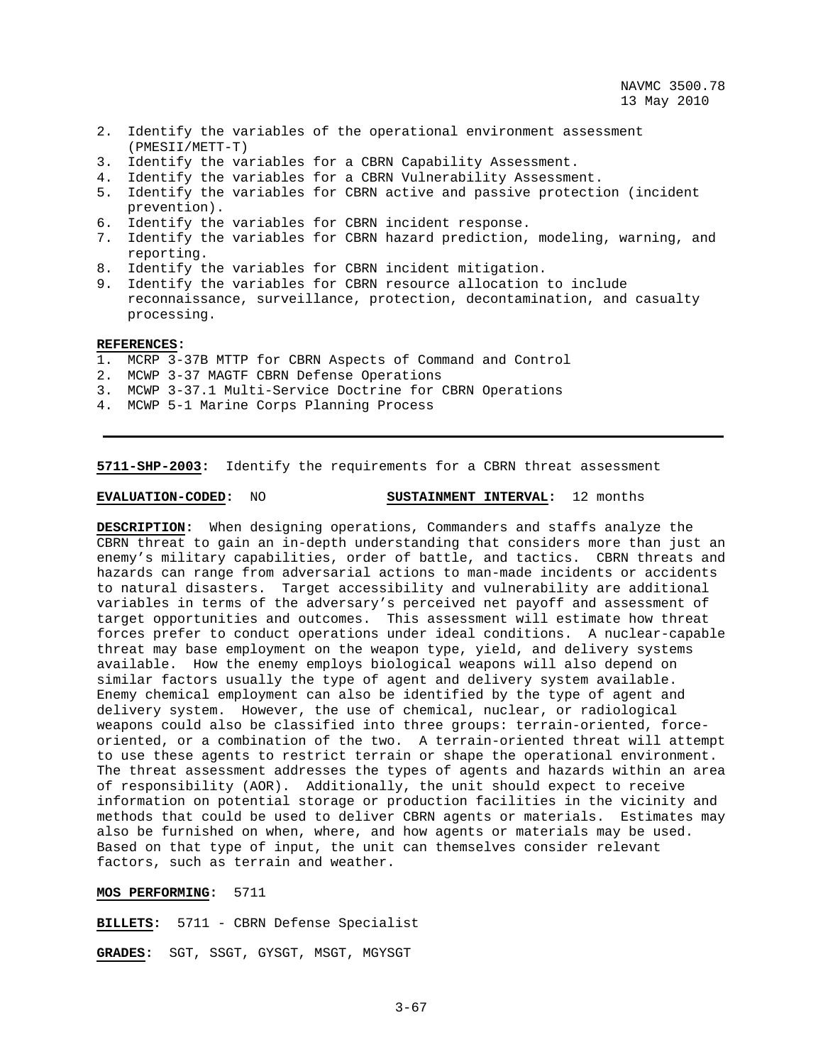2. Identify the variables of the operational environment assessment (PMESII/METT-T)
3. Identify the variables for a CBRN Capability Assessment.
4. Identify the variables for a CBRN Vulnerability Assessment.
5. Identify the variables for CBRN active and passive protection (incident prevention).
6. Identify the variables for CBRN incident response.
7. Identify the variables for CBRN hazard prediction, modeling, warning, and reporting.
8. Identify the variables for CBRN incident mitigation.
9. Identify the variables for CBRN resource allocation to include reconnaissance, surveillance, protection, decontamination, and casualty processing.

**REFERENCES:**
1. MCRP 3-37B MTTP for CBRN Aspects of Command and Control
2. MCWP 3-37 MAGTF CBRN Defense Operations
3. MCWP 3-37.1 Multi-Service Doctrine for CBRN Operations
4. MCWP 5-1 Marine Corps Planning Process

---

**5711-SHP-2003:** Identify the requirements for a CBRN threat assessment

**EVALUATION-CODED:** NO **SUSTAINMENT INTERVAL:** 12 months

**DESCRIPTION:** When designing operations, Commanders and staffs analyze the CBRN threat to gain an in-depth understanding that considers more than just an enemy's military capabilities, order of battle, and tactics. CBRN threats and hazards can range from adversarial actions to man-made incidents or accidents to natural disasters. Target accessibility and vulnerability are additional variables in terms of the adversary's perceived net payoff and assessment of target opportunities and outcomes. This assessment will estimate how threat forces prefer to conduct operations under ideal conditions. A nuclear-capable threat may base employment on the weapon type, yield, and delivery systems available. How the enemy employs biological weapons will also depend on similar factors usually the type of agent and delivery system available. Enemy chemical employment can also be identified by the type of agent and delivery system. However, the use of chemical, nuclear, or radiological weapons could also be classified into three groups: terrain-oriented, force-oriented, or a combination of the two. A terrain-oriented threat will attempt to use these agents to restrict terrain or shape the operational environment. The threat assessment addresses the types of agents and hazards within an area of responsibility (AOR). Additionally, the unit should expect to receive information on potential storage or production facilities in the vicinity and methods that could be used to deliver CBRN agents or materials. Estimates may also be furnished on when, where, and how agents or materials may be used. Based on that type of input, the unit can themselves consider relevant factors, such as terrain and weather.

**MOS PERFORMING:** 5711

**BILLETS:** 5711 - CBRN Defense Specialist

**GRADES:** SGT, SSGT, GYSGT, MSGT, MGYSGT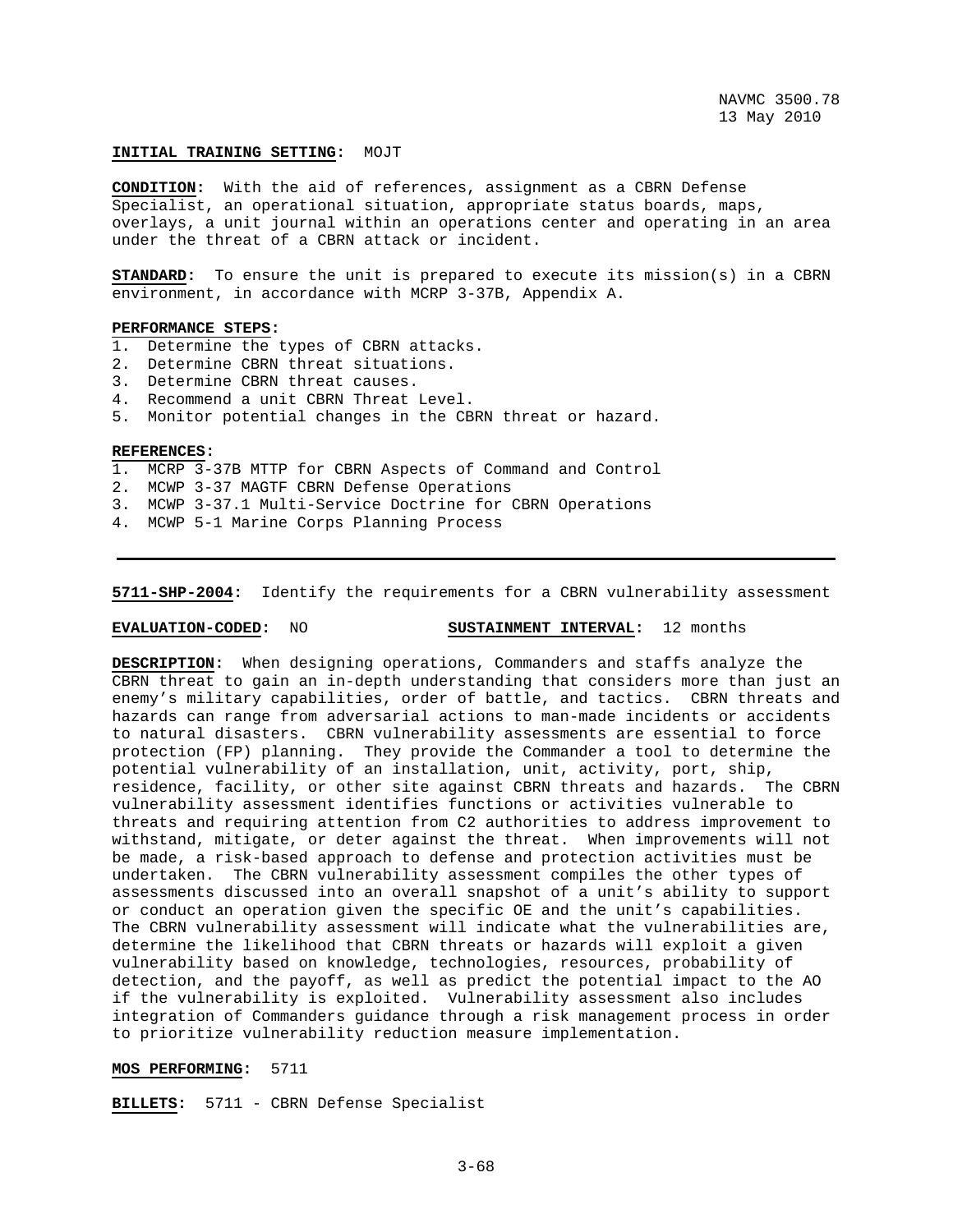**INITIAL TRAINING SETTING:** MOJT

**CONDITION:** With the aid of references, assignment as a CBRN Defense Specialist, an operational situation, appropriate status boards, maps, overlays, a unit journal within an operations center and operating in an area under the threat of a CBRN attack or incident.

**STANDARD:** To ensure the unit is prepared to execute its mission(s) in a CBRN environment, in accordance with MCRP 3-37B, Appendix A.

**PERFORMANCE STEPS:**

1. Determine the types of CBRN attacks.
2. Determine CBRN threat situations.
3. Determine CBRN threat causes.
4. Recommend a unit CBRN Threat Level.
5. Monitor potential changes in the CBRN threat or hazard.

**REFERENCES:**

1. MCRP 3-37B MTTP for CBRN Aspects of Command and Control
2. MCWP 3-37 MAGTF CBRN Defense Operations
3. MCWP 3-37.1 Multi-Service Doctrine for CBRN Operations
4. MCWP 5-1 Marine Corps Planning Process

---

**5711-SHP-2004:** Identify the requirements for a CBRN vulnerability assessment

**EVALUATION-CODED:** NO **SUSTAINMENT INTERVAL:** 12 months

**DESCRIPTION:** When designing operations, Commanders and staffs analyze the CBRN threat to gain an in-depth understanding that considers more than just an enemy's military capabilities, order of battle, and tactics. CBRN threats and hazards can range from adversarial actions to man-made incidents or accidents to natural disasters. CBRN vulnerability assessments are essential to force protection (FP) planning. They provide the Commander a tool to determine the potential vulnerability of an installation, unit, activity, port, ship, residence, facility, or other site against CBRN threats and hazards. The CBRN vulnerability assessment identifies functions or activities vulnerable to threats and requiring attention from C2 authorities to address improvement to withstand, mitigate, or deter against the threat. When improvements will not be made, a risk-based approach to defense and protection activities must be undertaken. The CBRN vulnerability assessment compiles the other types of assessments discussed into an overall snapshot of a unit's ability to support or conduct an operation given the specific OE and the unit's capabilities. The CBRN vulnerability assessment will indicate what the vulnerabilities are, determine the likelihood that CBRN threats or hazards will exploit a given vulnerability based on knowledge, technologies, resources, probability of detection, and the payoff, as well as predict the potential impact to the AO if the vulnerability is exploited. Vulnerability assessment also includes integration of Commanders guidance through a risk management process in order to prioritize vulnerability reduction measure implementation.

**MOS PERFORMING:** 5711

**BILLETS:** 5711 - CBRN Defense Specialist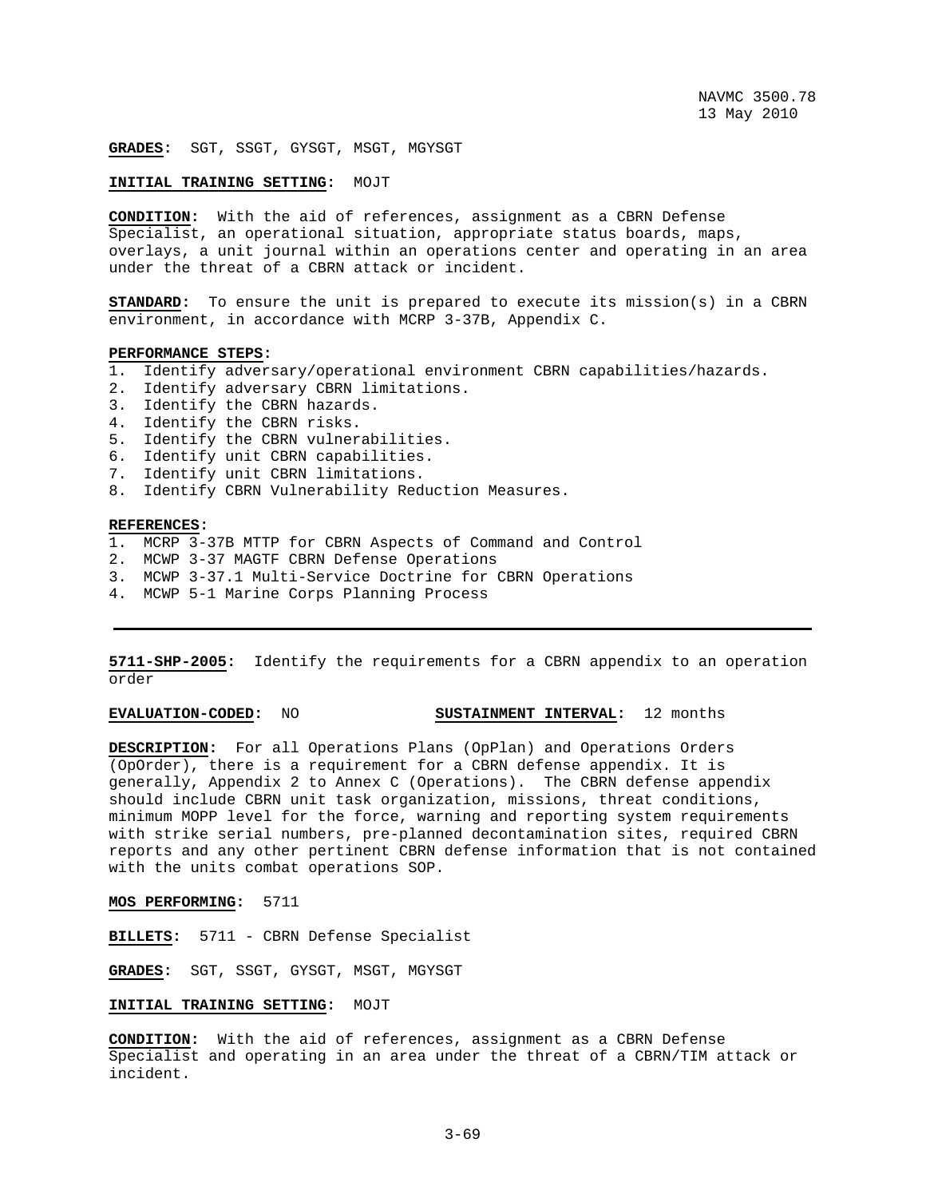**GRADES:** SGT, SSGT, GYSGT, MSGT, MGYSGT

**INITIAL TRAINING SETTING:** MOJT

**CONDITION:** With the aid of references, assignment as a CBRN Defense Specialist, an operational situation, appropriate status boards, maps, overlays, a unit journal within an operations center and operating in an area under the threat of a CBRN attack or incident.

**STANDARD:** To ensure the unit is prepared to execute its mission(s) in a CBRN environment, in accordance with MCRP 3-37B, Appendix C.

**PERFORMANCE STEPS:**

1. Identify adversary/operational environment CBRN capabilities/hazards.
2. Identify adversary CBRN limitations.
3. Identify the CBRN hazards.
4. Identify the CBRN risks.
5. Identify the CBRN vulnerabilities.
6. Identify unit CBRN capabilities.
7. Identify unit CBRN limitations.
8. Identify CBRN Vulnerability Reduction Measures.

**REFERENCES:**

1. MCRP 3-37B MTTP for CBRN Aspects of Command and Control
2. MCWP 3-37 MAGTF CBRN Defense Operations
3. MCWP 3-37.1 Multi-Service Doctrine for CBRN Operations
4. MCWP 5-1 Marine Corps Planning Process

---

**5711-SHP-2005:** Identify the requirements for a CBRN appendix to an operation order

**EVALUATION-CODED:** NO **SUSTAINMENT INTERVAL:** 12 months

**DESCRIPTION:** For all Operations Plans (OpPlan) and Operations Orders (OpOrder), there is a requirement for a CBRN defense appendix. It is generally, Appendix 2 to Annex C (Operations). The CBRN defense appendix should include CBRN unit task organization, missions, threat conditions, minimum MOPP level for the force, warning and reporting system requirements with strike serial numbers, pre-planned decontamination sites, required CBRN reports and any other pertinent CBRN defense information that is not contained with the units combat operations SOP.

**MOS PERFORMING:** 5711

**BILLETS:** 5711 - CBRN Defense Specialist

**GRADES:** SGT, SSGT, GYSGT, MSGT, MGYSGT

**INITIAL TRAINING SETTING:** MOJT

**CONDITION:** With the aid of references, assignment as a CBRN Defense Specialist and operating in an area under the threat of a CBRN/TIM attack or incident.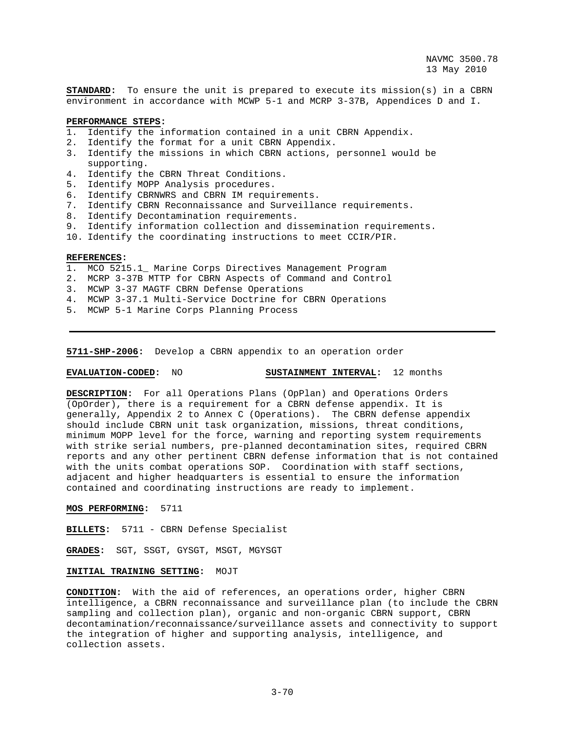**STANDARD:** To ensure the unit is prepared to execute its mission(s) in a CBRN environment in accordance with MCWP 5-1 and MCRP 3-37B, Appendices D and I.

**PERFORMANCE STEPS:**

1. Identify the information contained in a unit CBRN Appendix.
2. Identify the format for a unit CBRN Appendix.
3. Identify the missions in which CBRN actions, personnel would be supporting.
4. Identify the CBRN Threat Conditions.
5. Identify MOPP Analysis procedures.
6. Identify CBRNWRS and CBRN IM requirements.
7. Identify CBRN Reconnaissance and Surveillance requirements.
8. Identify Decontamination requirements.
9. Identify information collection and dissemination requirements.
10. Identify the coordinating instructions to meet CCIR/PIR.

**REFERENCES:**

1. MCO 5215.1_ Marine Corps Directives Management Program
2. MCRP 3-37B MTTP for CBRN Aspects of Command and Control
3. MCWP 3-37 MAGTF CBRN Defense Operations
4. MCWP 3-37.1 Multi-Service Doctrine for CBRN Operations
5. MCWP 5-1 Marine Corps Planning Process

---

**5711-SHP-2006:** Develop a CBRN appendix to an operation order

**EVALUATION-CODED:** NO **SUSTAINMENT INTERVAL:** 12 months

**DESCRIPTION:** For all Operations Plans (OpPlan) and Operations Orders (OpOrder), there is a requirement for a CBRN defense appendix. It is generally, Appendix 2 to Annex C (Operations). The CBRN defense appendix should include CBRN unit task organization, missions, threat conditions, minimum MOPP level for the force, warning and reporting system requirements with strike serial numbers, pre-planned decontamination sites, required CBRN reports and any other pertinent CBRN defense information that is not contained with the units combat operations SOP. Coordination with staff sections, adjacent and higher headquarters is essential to ensure the information contained and coordinating instructions are ready to implement.

**MOS PERFORMING:** 5711

**BILLETS:** 5711 - CBRN Defense Specialist

**GRADES:** SGT, SSGT, GYSGT, MSGT, MGYSGT

**INITIAL TRAINING SETTING:** MOJT

**CONDITION:** With the aid of references, an operations order, higher CBRN intelligence, a CBRN reconnaissance and surveillance plan (to include the CBRN sampling and collection plan), organic and non-organic CBRN support, CBRN decontamination/reconnaissance/surveillance assets and connectivity to support the integration of higher and supporting analysis, intelligence, and collection assets.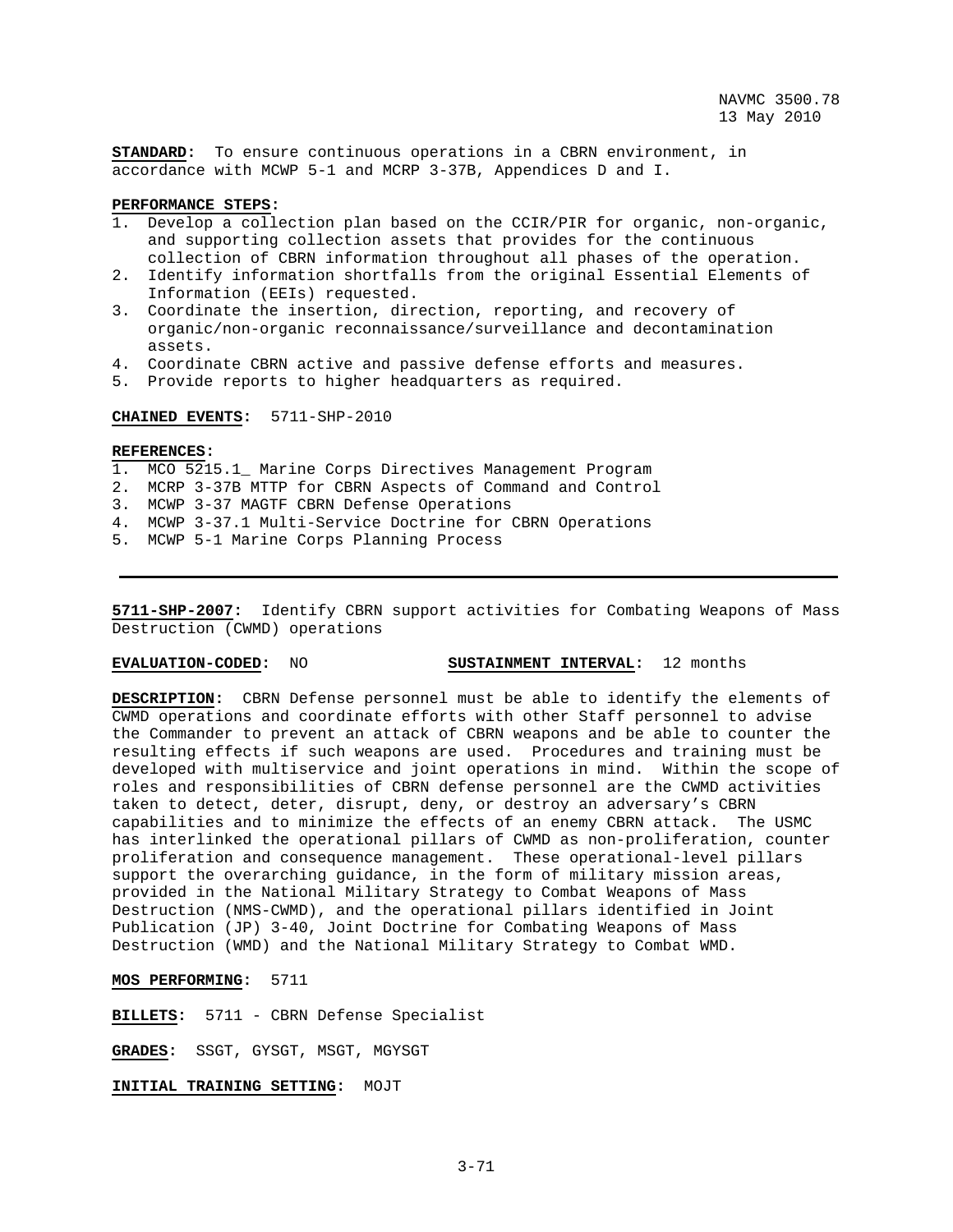**STANDARD:** To ensure continuous operations in a CBRN environment, in accordance with MCWP 5-1 and MCRP 3-37B, Appendices D and I.

**PERFORMANCE STEPS:**

1. Develop a collection plan based on the CCIR/PIR for organic, non-organic, and supporting collection assets that provides for the continuous collection of CBRN information throughout all phases of the operation.
2. Identify information shortfalls from the original Essential Elements of Information (EEIs) requested.
3. Coordinate the insertion, direction, reporting, and recovery of organic/non-organic reconnaissance/surveillance and decontamination assets.
4. Coordinate CBRN active and passive defense efforts and measures.
5. Provide reports to higher headquarters as required.

**CHAINED EVENTS:** 5711-SHP-2010

**REFERENCES:**

1. MCO 5215.1_ Marine Corps Directives Management Program
2. MCRP 3-37B MTTP for CBRN Aspects of Command and Control
3. MCWP 3-37 MAGTF CBRN Defense Operations
4. MCWP 3-37.1 Multi-Service Doctrine for CBRN Operations
5. MCWP 5-1 Marine Corps Planning Process

---

**5711-SHP-2007:** Identify CBRN support activities for Combating Weapons of Mass Destruction (CWMD) operations

**EVALUATION-CODED:** NO **SUSTAINMENT INTERVAL:** 12 months

**DESCRIPTION:** CBRN Defense personnel must be able to identify the elements of CWMD operations and coordinate efforts with other Staff personnel to advise the Commander to prevent an attack of CBRN weapons and be able to counter the resulting effects if such weapons are used. Procedures and training must be developed with multiservice and joint operations in mind. Within the scope of roles and responsibilities of CBRN defense personnel are the CWMD activities taken to detect, deter, disrupt, deny, or destroy an adversary's CBRN capabilities and to minimize the effects of an enemy CBRN attack. The USMC has interlinked the operational pillars of CWMD as non-proliferation, counter proliferation and consequence management. These operational-level pillars support the overarching guidance, in the form of military mission areas, provided in the National Military Strategy to Combat Weapons of Mass Destruction (NMS-CWMD), and the operational pillars identified in Joint Publication (JP) 3-40, Joint Doctrine for Combating Weapons of Mass Destruction (WMD) and the National Military Strategy to Combat WMD.

**MOS PERFORMING:** 5711

**BILLETS:** 5711 - CBRN Defense Specialist

**GRADES:** SSGT, GYSGT, MSGT, MGYSGT

**INITIAL TRAINING SETTING:** MOJT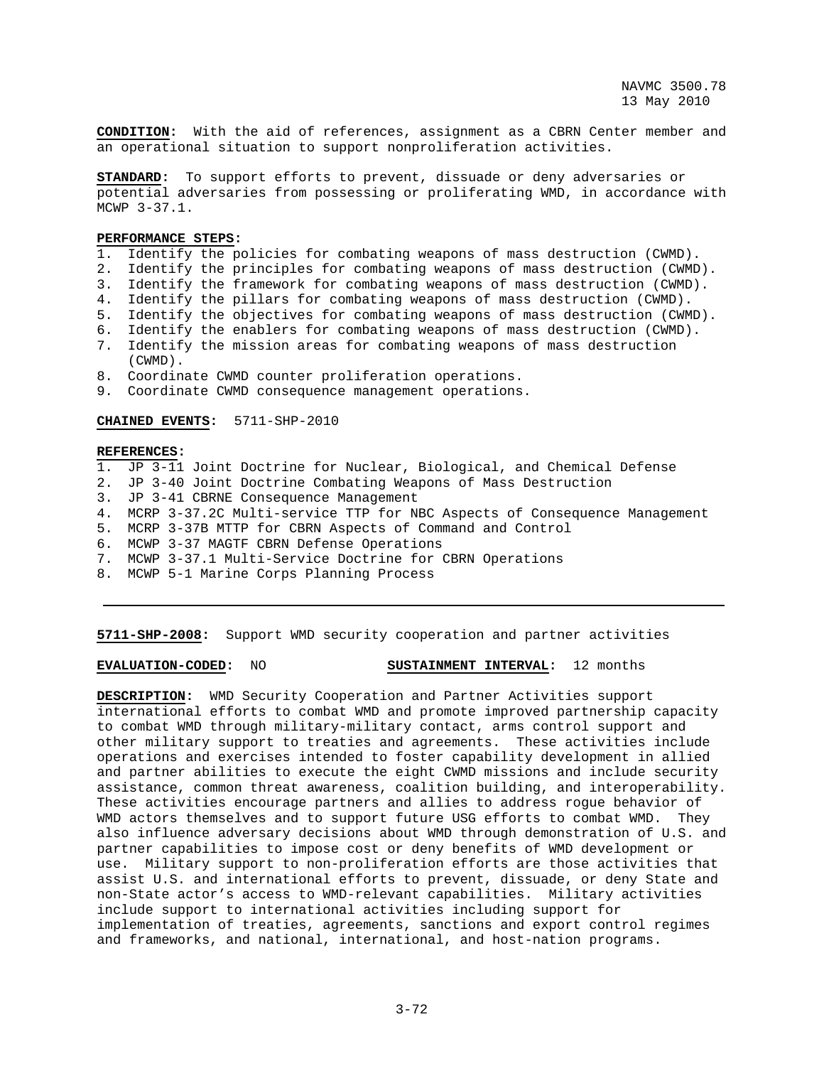**CONDITION:** With the aid of references, assignment as a CBRN Center member and an operational situation to support nonproliferation activities.

**STANDARD:** To support efforts to prevent, dissuade or deny adversaries or potential adversaries from possessing or proliferating WMD, in accordance with MCWP 3-37.1.

**PERFORMANCE STEPS:**

1. Identify the policies for combating weapons of mass destruction (CWMD).
2. Identify the principles for combating weapons of mass destruction (CWMD).
3. Identify the framework for combating weapons of mass destruction (CWMD).
4. Identify the pillars for combating weapons of mass destruction (CWMD).
5. Identify the objectives for combating weapons of mass destruction (CWMD).
6. Identify the enablers for combating weapons of mass destruction (CWMD).
7. Identify the mission areas for combating weapons of mass destruction (CWMD).
8. Coordinate CWMD counter proliferation operations.
9. Coordinate CWMD consequence management operations.

**CHAINED EVENTS:** 5711-SHP-2010

**REFERENCES:**

1. JP 3-11 Joint Doctrine for Nuclear, Biological, and Chemical Defense
2. JP 3-40 Joint Doctrine Combating Weapons of Mass Destruction
3. JP 3-41 CBRNE Consequence Management
4. MCRP 3-37.2C Multi-service TTP for NBC Aspects of Consequence Management
5. MCRP 3-37B MTTP for CBRN Aspects of Command and Control
6. MCWP 3-37 MAGTF CBRN Defense Operations
7. MCWP 3-37.1 Multi-Service Doctrine for CBRN Operations
8. MCWP 5-1 Marine Corps Planning Process

---

**5711-SHP-2008:** Support WMD security cooperation and partner activities

**EVALUATION-CODED:** NO **SUSTAINMENT INTERVAL:** 12 months

**DESCRIPTION:** WMD Security Cooperation and Partner Activities support international efforts to combat WMD and promote improved partnership capacity to combat WMD through military-military contact, arms control support and other military support to treaties and agreements. These activities include operations and exercises intended to foster capability development in allied and partner abilities to execute the eight CWMD missions and include security assistance, common threat awareness, coalition building, and interoperability. These activities encourage partners and allies to address rogue behavior of WMD actors themselves and to support future USG efforts to combat WMD. They also influence adversary decisions about WMD through demonstration of U.S. and partner capabilities to impose cost or deny benefits of WMD development or use. Military support to non-proliferation efforts are those activities that assist U.S. and international efforts to prevent, dissuade, or deny State and non-State actor's access to WMD-relevant capabilities. Military activities include support to international activities including support for implementation of treaties, agreements, sanctions and export control regimes and frameworks, and national, international, and host-nation programs.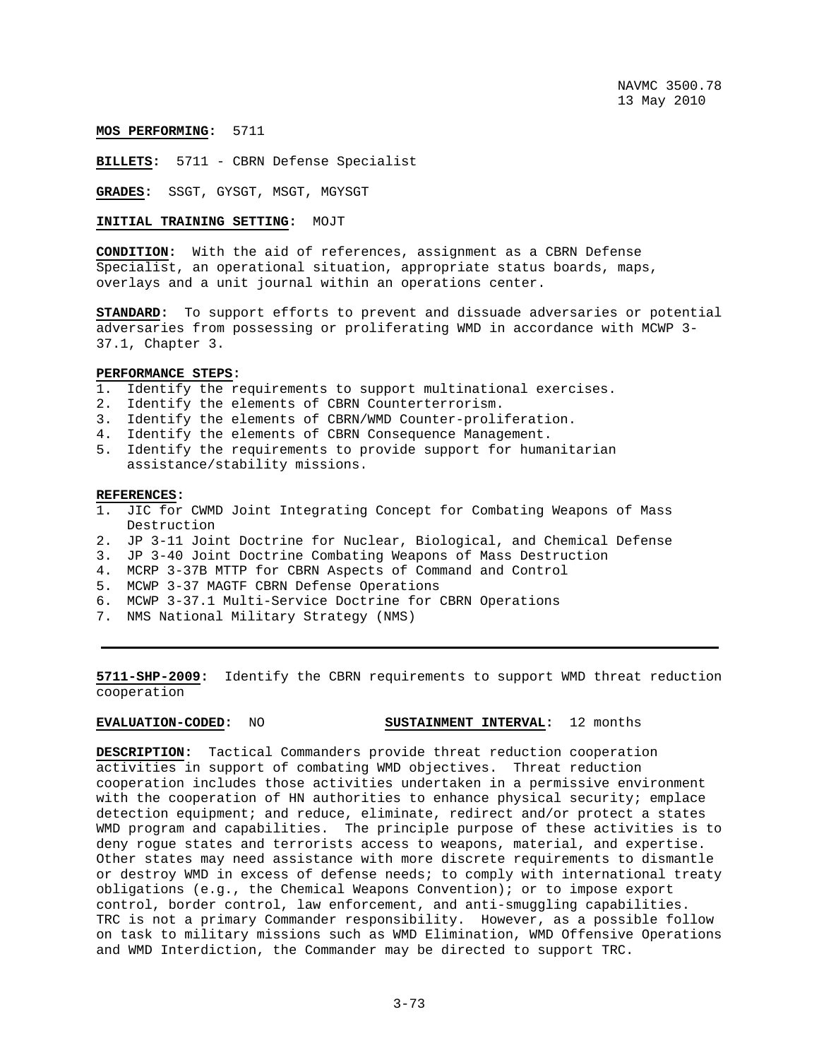**MOS PERFORMING:** 5711

**BILLETS:** 5711 - CBRN Defense Specialist

**GRADES:** SSGT, GYSGT, MSGT, MGYSGT

**INITIAL TRAINING SETTING:** MOJT

**CONDITION:** With the aid of references, assignment as a CBRN Defense Specialist, an operational situation, appropriate status boards, maps, overlays and a unit journal within an operations center.

**STANDARD:** To support efforts to prevent and dissuade adversaries or potential adversaries from possessing or proliferating WMD in accordance with MCWP 3-37.1, Chapter 3.

**PERFORMANCE STEPS:**

1. Identify the requirements to support multinational exercises.
2. Identify the elements of CBRN Counterterrorism.
3. Identify the elements of CBRN/WMD Counter-proliferation.
4. Identify the elements of CBRN Consequence Management.
5. Identify the requirements to provide support for humanitarian assistance/stability missions.

**REFERENCES:**

1. JIC for CWMD Joint Integrating Concept for Combating Weapons of Mass Destruction
2. JP 3-11 Joint Doctrine for Nuclear, Biological, and Chemical Defense
3. JP 3-40 Joint Doctrine Combating Weapons of Mass Destruction
4. MCRP 3-37B MTTP for CBRN Aspects of Command and Control
5. MCWP 3-37 MAGTF CBRN Defense Operations
6. MCWP 3-37.1 Multi-Service Doctrine for CBRN Operations
7. NMS National Military Strategy (NMS)

---

**5711-SHP-2009:** Identify the CBRN requirements to support WMD threat reduction cooperation

**EVALUATION-CODED:** NO **SUSTAINMENT INTERVAL:** 12 months

**DESCRIPTION:** Tactical Commanders provide threat reduction cooperation activities in support of combating WMD objectives. Threat reduction cooperation includes those activities undertaken in a permissive environment with the cooperation of HN authorities to enhance physical security; emplace detection equipment; and reduce, eliminate, redirect and/or protect a states WMD program and capabilities. The principle purpose of these activities is to deny rogue states and terrorists access to weapons, material, and expertise. Other states may need assistance with more discrete requirements to dismantle or destroy WMD in excess of defense needs; to comply with international treaty obligations (e.g., the Chemical Weapons Convention); or to impose export control, border control, law enforcement, and anti-smuggling capabilities. TRC is not a primary Commander responsibility. However, as a possible follow on task to military missions such as WMD Elimination, WMD Offensive Operations and WMD Interdiction, the Commander may be directed to support TRC.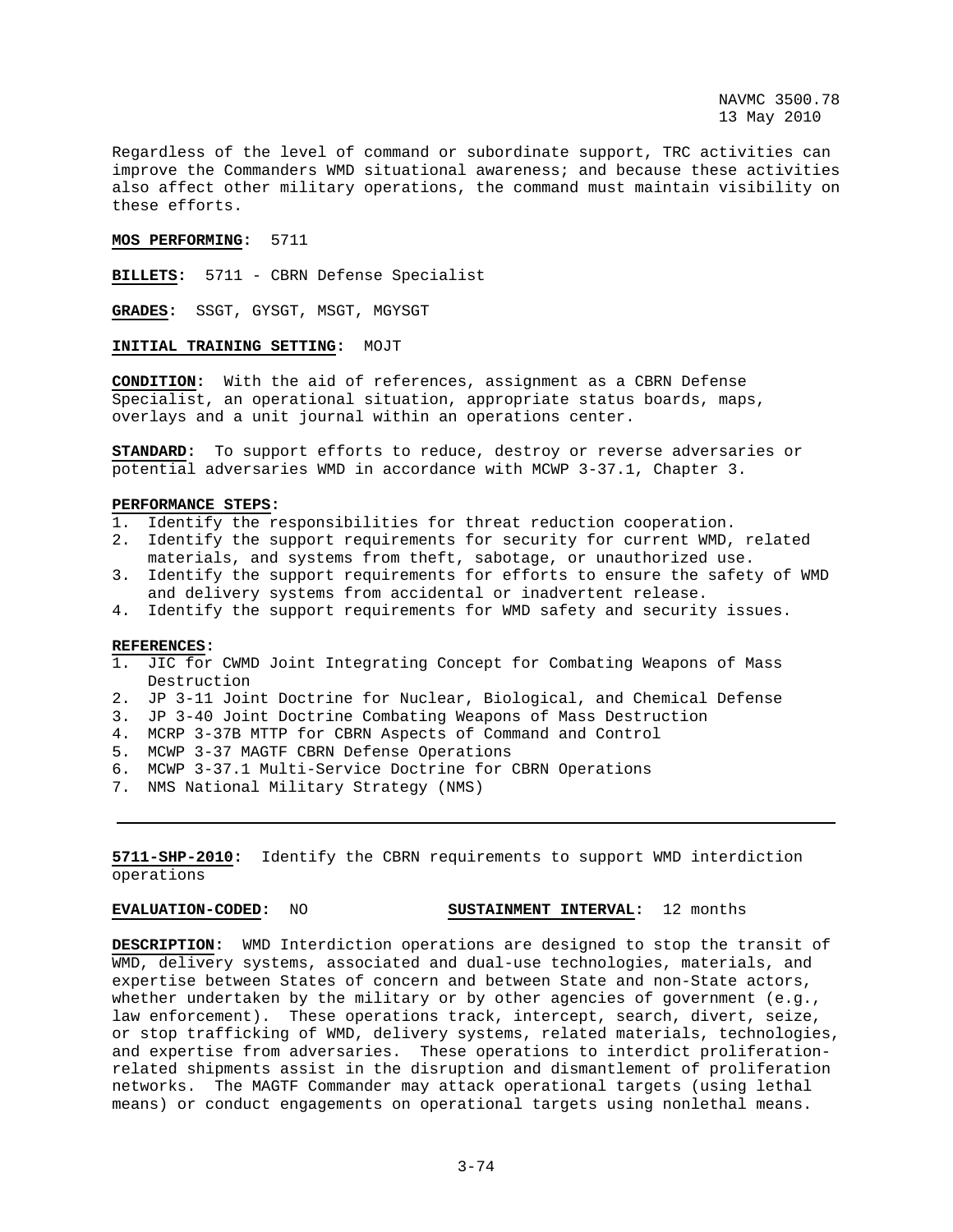Regardless of the level of command or subordinate support, TRC activities can improve the Commanders WMD situational awareness; and because these activities also affect other military operations, the command must maintain visibility on these efforts.

**MOS PERFORMING:** 5711

**BILLETS:** 5711 - CBRN Defense Specialist

**GRADES:** SSGT, GYSGT, MSGT, MGYSGT

**INITIAL TRAINING SETTING:** MOJT

**CONDITION:** With the aid of references, assignment as a CBRN Defense Specialist, an operational situation, appropriate status boards, maps, overlays and a unit journal within an operations center.

**STANDARD:** To support efforts to reduce, destroy or reverse adversaries or potential adversaries WMD in accordance with MCWP 3-37.1, Chapter 3.

**PERFORMANCE STEPS:**
1. Identify the responsibilities for threat reduction cooperation.
2. Identify the support requirements for security for current WMD, related materials, and systems from theft, sabotage, or unauthorized use.
3. Identify the support requirements for efforts to ensure the safety of WMD and delivery systems from accidental or inadvertent release.
4. Identify the support requirements for WMD safety and security issues.

**REFERENCES:**
1. JIC for CWMD Joint Integrating Concept for Combating Weapons of Mass Destruction
2. JP 3-11 Joint Doctrine for Nuclear, Biological, and Chemical Defense
3. JP 3-40 Joint Doctrine Combating Weapons of Mass Destruction
4. MCRP 3-37B MTTP for CBRN Aspects of Command and Control
5. MCWP 3-37 MAGTF CBRN Defense Operations
6. MCWP 3-37.1 Multi-Service Doctrine for CBRN Operations
7. NMS National Military Strategy (NMS)

---

**5711-SHP-2010:** Identify the CBRN requirements to support WMD interdiction operations

**EVALUATION-CODED:** NO **SUSTAINMENT INTERVAL:** 12 months

**DESCRIPTION:** WMD Interdiction operations are designed to stop the transit of WMD, delivery systems, associated and dual-use technologies, materials, and expertise between States of concern and between State and non-State actors, whether undertaken by the military or by other agencies of government (e.g., law enforcement). These operations track, intercept, search, divert, seize, or stop trafficking of WMD, delivery systems, related materials, technologies, and expertise from adversaries. These operations to interdict proliferation-related shipments assist in the disruption and dismantlement of proliferation networks. The MAGTF Commander may attack operational targets (using lethal means) or conduct engagements on operational targets using nonlethal means.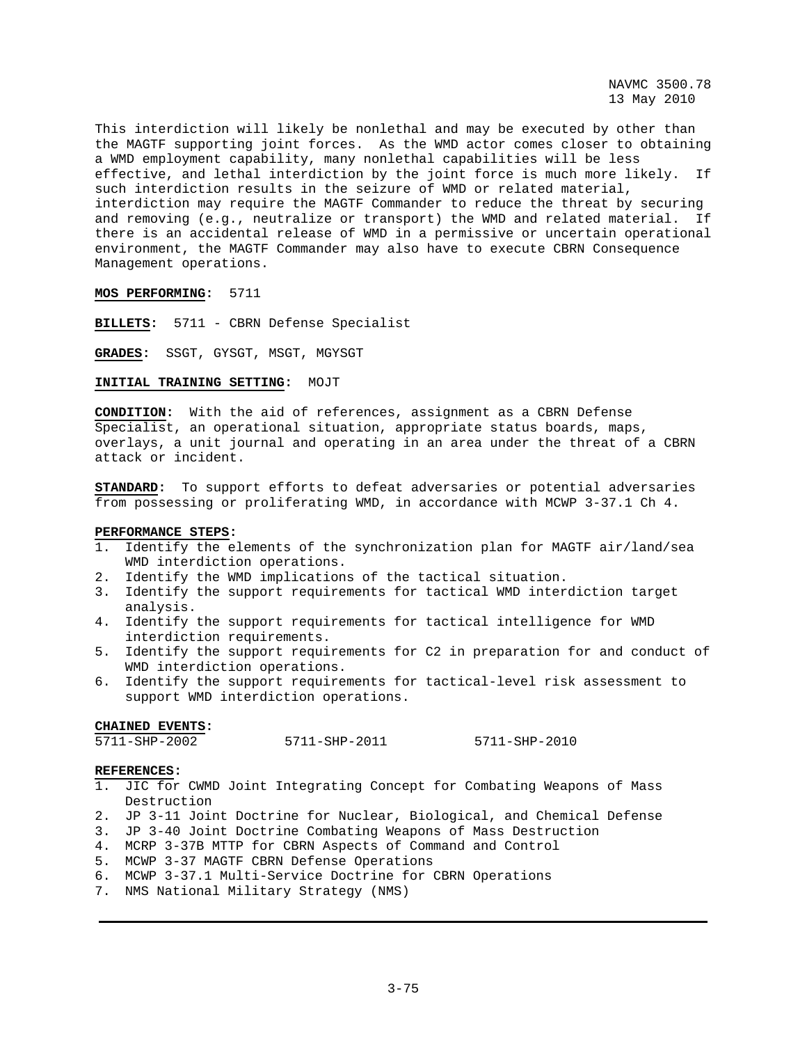This interdiction will likely be nonlethal and may be executed by other than the MAGTF supporting joint forces. As the WMD actor comes closer to obtaining a WMD employment capability, many nonlethal capabilities will be less effective, and lethal interdiction by the joint force is much more likely. If such interdiction results in the seizure of WMD or related material, interdiction may require the MAGTF Commander to reduce the threat by securing and removing (e.g., neutralize or transport) the WMD and related material. If there is an accidental release of WMD in a permissive or uncertain operational environment, the MAGTF Commander may also have to execute CBRN Consequence Management operations.

**MOS PERFORMING:** 5711

**BILLETS:** 5711 - CBRN Defense Specialist

**GRADES:** SSGT, GYSGT, MSGT, MGYSGT

**INITIAL TRAINING SETTING:** MOJT

**CONDITION:** With the aid of references, assignment as a CBRN Defense Specialist, an operational situation, appropriate status boards, maps, overlays, a unit journal and operating in an area under the threat of a CBRN attack or incident.

**STANDARD:** To support efforts to defeat adversaries or potential adversaries from possessing or proliferating WMD, in accordance with MCWP 3-37.1 Ch 4.

**PERFORMANCE STEPS:**

1. Identify the elements of the synchronization plan for MAGTF air/land/sea WMD interdiction operations.
2. Identify the WMD implications of the tactical situation.
3. Identify the support requirements for tactical WMD interdiction target analysis.
4. Identify the support requirements for tactical intelligence for WMD interdiction requirements.
5. Identify the support requirements for C2 in preparation for and conduct of WMD interdiction operations.
6. Identify the support requirements for tactical-level risk assessment to support WMD interdiction operations.

**CHAINED EVENTS:**

5711-SHP-2002 5711-SHP-2011 5711-SHP-2010

**REFERENCES:**

1. JIC for CWMD Joint Integrating Concept for Combating Weapons of Mass Destruction
2. JP 3-11 Joint Doctrine for Nuclear, Biological, and Chemical Defense
3. JP 3-40 Joint Doctrine Combating Weapons of Mass Destruction
4. MCRP 3-37B MTTP for CBRN Aspects of Command and Control
5. MCWP 3-37 MAGTF CBRN Defense Operations
6. MCWP 3-37.1 Multi-Service Doctrine for CBRN Operations
7. NMS National Military Strategy (NMS)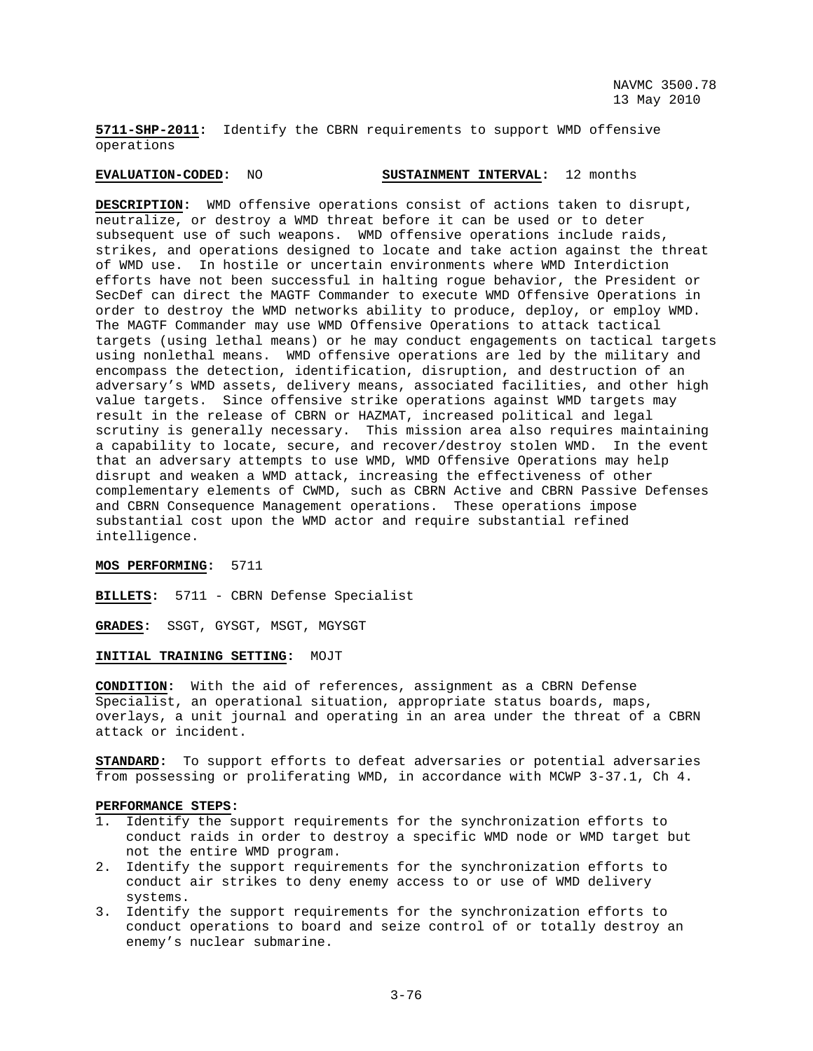**5711-SHP-2011:** Identify the CBRN requirements to support WMD offensive operations

**EVALUATION-CODED:** NO **SUSTAINMENT INTERVAL:** 12 months

**DESCRIPTION:** WMD offensive operations consist of actions taken to disrupt, neutralize, or destroy a WMD threat before it can be used or to deter subsequent use of such weapons. WMD offensive operations include raids, strikes, and operations designed to locate and take action against the threat of WMD use. In hostile or uncertain environments where WMD Interdiction efforts have not been successful in halting rogue behavior, the President or SecDef can direct the MAGTF Commander to execute WMD Offensive Operations in order to destroy the WMD networks ability to produce, deploy, or employ WMD. The MAGTF Commander may use WMD Offensive Operations to attack tactical targets (using lethal means) or he may conduct engagements on tactical targets using nonlethal means. WMD offensive operations are led by the military and encompass the detection, identification, disruption, and destruction of an adversary's WMD assets, delivery means, associated facilities, and other high value targets. Since offensive strike operations against WMD targets may result in the release of CBRN or HAZMAT, increased political and legal scrutiny is generally necessary. This mission area also requires maintaining a capability to locate, secure, and recover/destroy stolen WMD. In the event that an adversary attempts to use WMD, WMD Offensive Operations may help disrupt and weaken a WMD attack, increasing the effectiveness of other complementary elements of CWMD, such as CBRN Active and CBRN Passive Defenses and CBRN Consequence Management operations. These operations impose substantial cost upon the WMD actor and require substantial refined intelligence.

**MOS PERFORMING:** 5711

**BILLETS:** 5711 - CBRN Defense Specialist

**GRADES:** SSGT, GYSGT, MSGT, MGYSGT

**INITIAL TRAINING SETTING:** MOJT

**CONDITION:** With the aid of references, assignment as a CBRN Defense Specialist, an operational situation, appropriate status boards, maps, overlays, a unit journal and operating in an area under the threat of a CBRN attack or incident.

**STANDARD:** To support efforts to defeat adversaries or potential adversaries from possessing or proliferating WMD, in accordance with MCWP 3-37.1, Ch 4.

**PERFORMANCE STEPS:**

1. Identify the support requirements for the synchronization efforts to conduct raids in order to destroy a specific WMD node or WMD target but not the entire WMD program.
2. Identify the support requirements for the synchronization efforts to conduct air strikes to deny enemy access to or use of WMD delivery systems.
3. Identify the support requirements for the synchronization efforts to conduct operations to board and seize control of or totally destroy an enemy's nuclear submarine.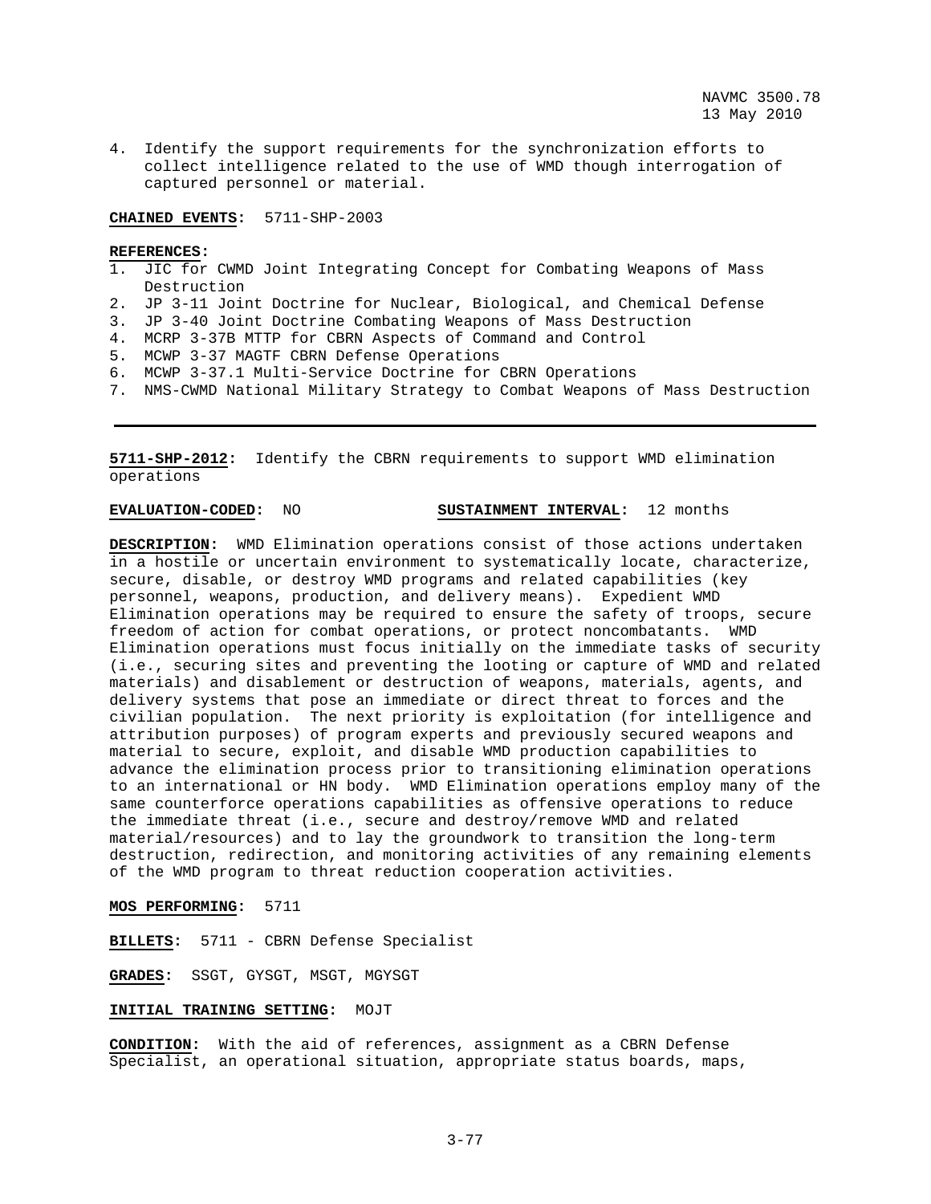4. Identify the support requirements for the synchronization efforts to collect intelligence related to the use of WMD though interrogation of captured personnel or material.

**CHAINED EVENTS:** 5711-SHP-2003

**REFERENCES:**
1. JIC for CWMD Joint Integrating Concept for Combating Weapons of Mass Destruction
2. JP 3-11 Joint Doctrine for Nuclear, Biological, and Chemical Defense
3. JP 3-40 Joint Doctrine Combating Weapons of Mass Destruction
4. MCRP 3-37B MTTP for CBRN Aspects of Command and Control
5. MCWP 3-37 MAGTF CBRN Defense Operations
6. MCWP 3-37.1 Multi-Service Doctrine for CBRN Operations
7. NMS-CWMD National Military Strategy to Combat Weapons of Mass Destruction

---

**5711-SHP-2012:** Identify the CBRN requirements to support WMD elimination operations

**EVALUATION-CODED:** NO **SUSTAINMENT INTERVAL:** 12 months

**DESCRIPTION:** WMD Elimination operations consist of those actions undertaken in a hostile or uncertain environment to systematically locate, characterize, secure, disable, or destroy WMD programs and related capabilities (key personnel, weapons, production, and delivery means). Expedient WMD Elimination operations may be required to ensure the safety of troops, secure freedom of action for combat operations, or protect noncombatants. WMD Elimination operations must focus initially on the immediate tasks of security (i.e., securing sites and preventing the looting or capture of WMD and related materials) and disablement or destruction of weapons, materials, agents, and delivery systems that pose an immediate or direct threat to forces and the civilian population. The next priority is exploitation (for intelligence and attribution purposes) of program experts and previously secured weapons and material to secure, exploit, and disable WMD production capabilities to advance the elimination process prior to transitioning elimination operations to an international or HN body. WMD Elimination operations employ many of the same counterforce operations capabilities as offensive operations to reduce the immediate threat (i.e., secure and destroy/remove WMD and related material/resources) and to lay the groundwork to transition the long-term destruction, redirection, and monitoring activities of any remaining elements of the WMD program to threat reduction cooperation activities.

**MOS PERFORMING:** 5711

**BILLETS:** 5711 - CBRN Defense Specialist

**GRADES:** SSGT, GYSGT, MSGT, MGYSGT

**INITIAL TRAINING SETTING:** MOJT

**CONDITION:** With the aid of references, assignment as a CBRN Defense Specialist, an operational situation, appropriate status boards, maps,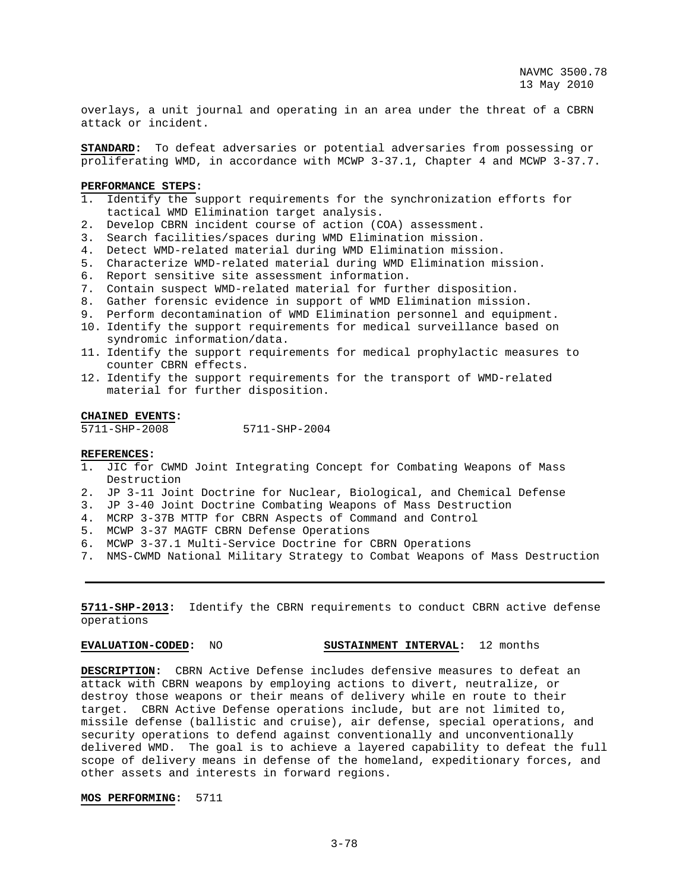overlays, a unit journal and operating in an area under the threat of a CBRN attack or incident.

**STANDARD:** To defeat adversaries or potential adversaries from possessing or proliferating WMD, in accordance with MCWP 3-37.1, Chapter 4 and MCWP 3-37.7.

**PERFORMANCE STEPS:**

1. Identify the support requirements for the synchronization efforts for tactical WMD Elimination target analysis.
2. Develop CBRN incident course of action (COA) assessment.
3. Search facilities/spaces during WMD Elimination mission.
4. Detect WMD-related material during WMD Elimination mission.
5. Characterize WMD-related material during WMD Elimination mission.
6. Report sensitive site assessment information.
7. Contain suspect WMD-related material for further disposition.
8. Gather forensic evidence in support of WMD Elimination mission.
9. Perform decontamination of WMD Elimination personnel and equipment.
10. Identify the support requirements for medical surveillance based on syndromic information/data.
11. Identify the support requirements for medical prophylactic measures to counter CBRN effects.
12. Identify the support requirements for the transport of WMD-related material for further disposition.

**CHAINED EVENTS:**

5711-SHP-2008 5711-SHP-2004

**REFERENCES:**

1. JIC for CWMD Joint Integrating Concept for Combating Weapons of Mass Destruction
2. JP 3-11 Joint Doctrine for Nuclear, Biological, and Chemical Defense
3. JP 3-40 Joint Doctrine Combating Weapons of Mass Destruction
4. MCRP 3-37B MTTP for CBRN Aspects of Command and Control
5. MCWP 3-37 MAGTF CBRN Defense Operations
6. MCWP 3-37.1 Multi-Service Doctrine for CBRN Operations
7. NMS-CWMD National Military Strategy to Combat Weapons of Mass Destruction

---

**5711-SHP-2013:** Identify the CBRN requirements to conduct CBRN active defense operations

**EVALUATION-CODED:** NO **SUSTAINMENT INTERVAL:** 12 months

**DESCRIPTION:** CBRN Active Defense includes defensive measures to defeat an attack with CBRN weapons by employing actions to divert, neutralize, or destroy those weapons or their means of delivery while en route to their target. CBRN Active Defense operations include, but are not limited to, missile defense (ballistic and cruise), air defense, special operations, and security operations to defend against conventionally and unconventionally delivered WMD. The goal is to achieve a layered capability to defeat the full scope of delivery means in defense of the homeland, expeditionary forces, and other assets and interests in forward regions.

**MOS PERFORMING:** 5711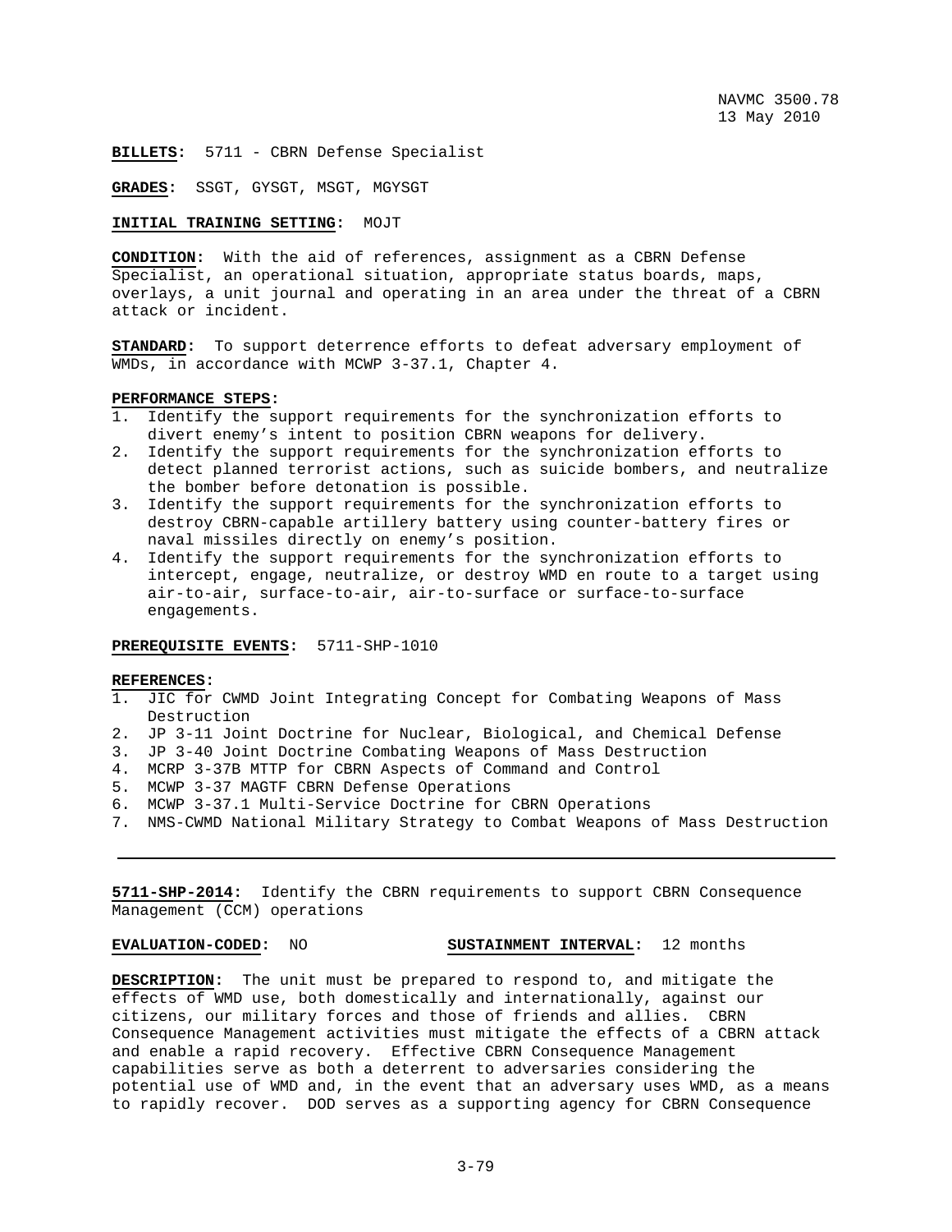**BILLETS:** 5711 - CBRN Defense Specialist

**GRADES:** SSGT, GYSGT, MSGT, MGYSGT

**INITIAL TRAINING SETTING:** MOJT

**CONDITION:** With the aid of references, assignment as a CBRN Defense Specialist, an operational situation, appropriate status boards, maps, overlays, a unit journal and operating in an area under the threat of a CBRN attack or incident.

**STANDARD:** To support deterrence efforts to defeat adversary employment of WMDs, in accordance with MCWP 3-37.1, Chapter 4.

**PERFORMANCE STEPS:**

1. Identify the support requirements for the synchronization efforts to divert enemy's intent to position CBRN weapons for delivery.
2. Identify the support requirements for the synchronization efforts to detect planned terrorist actions, such as suicide bombers, and neutralize the bomber before detonation is possible.
3. Identify the support requirements for the synchronization efforts to destroy CBRN-capable artillery battery using counter-battery fires or naval missiles directly on enemy's position.
4. Identify the support requirements for the synchronization efforts to intercept, engage, neutralize, or destroy WMD en route to a target using air-to-air, surface-to-air, air-to-surface or surface-to-surface engagements.

**PREREQUISITE EVENTS:** 5711-SHP-1010

**REFERENCES:**

1. JIC for CWMD Joint Integrating Concept for Combating Weapons of Mass Destruction
2. JP 3-11 Joint Doctrine for Nuclear, Biological, and Chemical Defense
3. JP 3-40 Joint Doctrine Combating Weapons of Mass Destruction
4. MCRP 3-37B MTTP for CBRN Aspects of Command and Control
5. MCWP 3-37 MAGTF CBRN Defense Operations
6. MCWP 3-37.1 Multi-Service Doctrine for CBRN Operations
7. NMS-CWMD National Military Strategy to Combat Weapons of Mass Destruction

---

**5711-SHP-2014:** Identify the CBRN requirements to support CBRN Consequence Management (CCM) operations

**EVALUATION-CODED:** NO **SUSTAINMENT INTERVAL:** 12 months

**DESCRIPTION:** The unit must be prepared to respond to, and mitigate the effects of WMD use, both domestically and internationally, against our citizens, our military forces and those of friends and allies. CBRN Consequence Management activities must mitigate the effects of a CBRN attack and enable a rapid recovery. Effective CBRN Consequence Management capabilities serve as both a deterrent to adversaries considering the potential use of WMD and, in the event that an adversary uses WMD, as a means to rapidly recover. DOD serves as a supporting agency for CBRN Consequence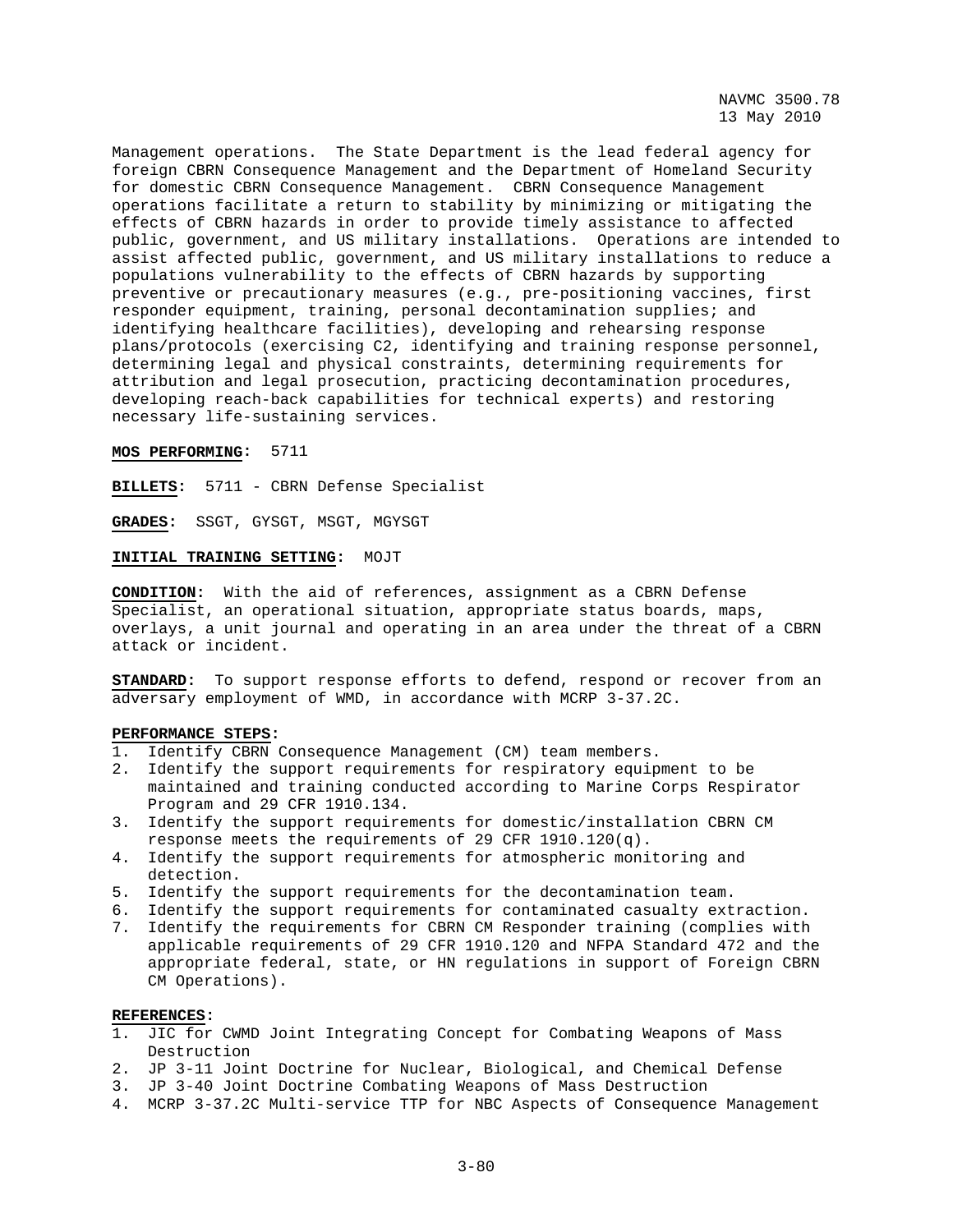Management operations. The State Department is the lead federal agency for foreign CBRN Consequence Management and the Department of Homeland Security for domestic CBRN Consequence Management. CBRN Consequence Management operations facilitate a return to stability by minimizing or mitigating the effects of CBRN hazards in order to provide timely assistance to affected public, government, and US military installations. Operations are intended to assist affected public, government, and US military installations to reduce a populations vulnerability to the effects of CBRN hazards by supporting preventive or precautionary measures (e.g., pre-positioning vaccines, first responder equipment, training, personal decontamination supplies; and identifying healthcare facilities), developing and rehearsing response plans/protocols (exercising C2, identifying and training response personnel, determining legal and physical constraints, determining requirements for attribution and legal prosecution, practicing decontamination procedures, developing reach-back capabilities for technical experts) and restoring necessary life-sustaining services.

**MOS PERFORMING:** 5711

**BILLETS:** 5711 - CBRN Defense Specialist

**GRADES:** SSGT, GYSGT, MSGT, MGYSGT

**INITIAL TRAINING SETTING:** MOJT

**CONDITION:** With the aid of references, assignment as a CBRN Defense Specialist, an operational situation, appropriate status boards, maps, overlays, a unit journal and operating in an area under the threat of a CBRN attack or incident.

**STANDARD:** To support response efforts to defend, respond or recover from an adversary employment of WMD, in accordance with MCRP 3-37.2C.

**PERFORMANCE STEPS:**

1. Identify CBRN Consequence Management (CM) team members.
2. Identify the support requirements for respiratory equipment to be maintained and training conducted according to Marine Corps Respirator Program and 29 CFR 1910.134.
3. Identify the support requirements for domestic/installation CBRN CM response meets the requirements of 29 CFR 1910.120(q).
4. Identify the support requirements for atmospheric monitoring and detection.
5. Identify the support requirements for the decontamination team.
6. Identify the support requirements for contaminated casualty extraction.
7. Identify the requirements for CBRN CM Responder training (complies with applicable requirements of 29 CFR 1910.120 and NFPA Standard 472 and the appropriate federal, state, or HN regulations in support of Foreign CBRN CM Operations).

**REFERENCES:**

1. JIC for CWMD Joint Integrating Concept for Combating Weapons of Mass Destruction
2. JP 3-11 Joint Doctrine for Nuclear, Biological, and Chemical Defense
3. JP 3-40 Joint Doctrine Combating Weapons of Mass Destruction
4. MCRP 3-37.2C Multi-service TTP for NBC Aspects of Consequence Management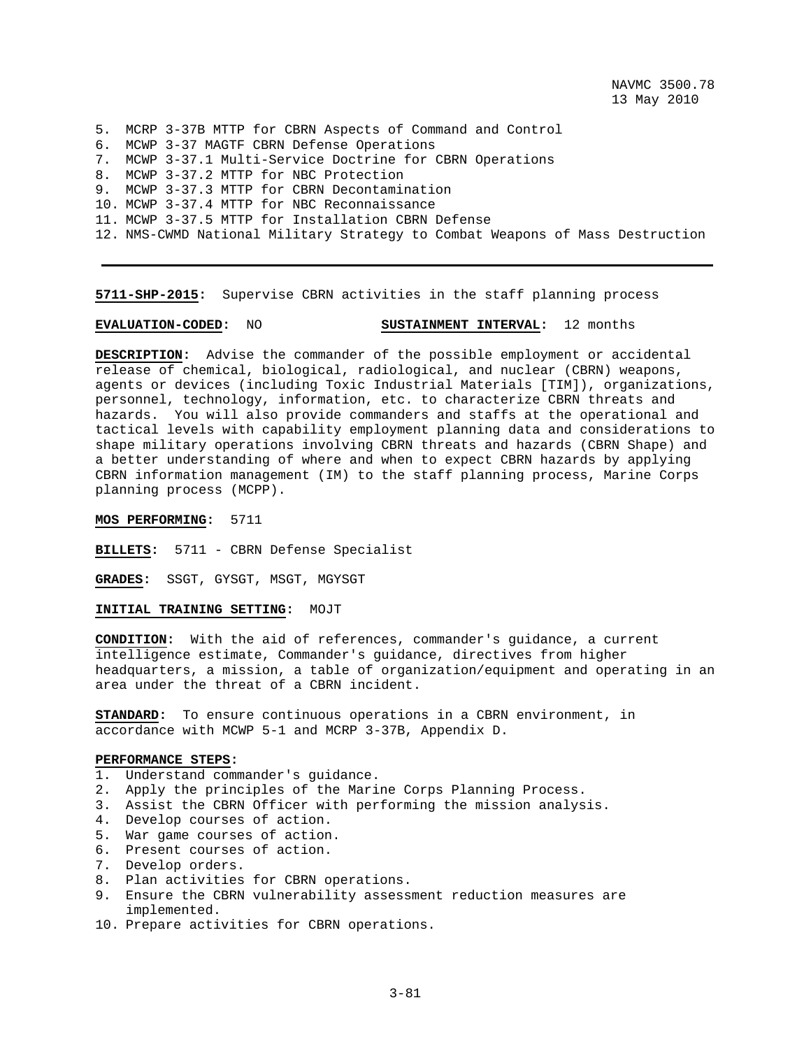5. MCRP 3-37B MTTP for CBRN Aspects of Command and Control
6. MCWP 3-37 MAGTF CBRN Defense Operations
7. MCWP 3-37.1 Multi-Service Doctrine for CBRN Operations
8. MCWP 3-37.2 MTTP for NBC Protection
9. MCWP 3-37.3 MTTP for CBRN Decontamination
10. MCWP 3-37.4 MTTP for NBC Reconnaissance
11. MCWP 3-37.5 MTTP for Installation CBRN Defense
12. NMS-CWMD National Military Strategy to Combat Weapons of Mass Destruction

---

**5711-SHP-2015:** Supervise CBRN activities in the staff planning process

**EVALUATION-CODED:** NO **SUSTAINMENT INTERVAL:** 12 months

**DESCRIPTION:** Advise the commander of the possible employment or accidental release of chemical, biological, radiological, and nuclear (CBRN) weapons, agents or devices (including Toxic Industrial Materials [TIM]), organizations, personnel, technology, information, etc. to characterize CBRN threats and hazards. You will also provide commanders and staffs at the operational and tactical levels with capability employment planning data and considerations to shape military operations involving CBRN threats and hazards (CBRN Shape) and a better understanding of where and when to expect CBRN hazards by applying CBRN information management (IM) to the staff planning process, Marine Corps planning process (MCPP).

**MOS PERFORMING:** 5711

**BILLETS:** 5711 - CBRN Defense Specialist

**GRADES:** SSGT, GYSGT, MSGT, MGYSGT

**INITIAL TRAINING SETTING:** MOJT

**CONDITION:** With the aid of references, commander's guidance, a current intelligence estimate, Commander's guidance, directives from higher headquarters, a mission, a table of organization/equipment and operating in an area under the threat of a CBRN incident.

**STANDARD:** To ensure continuous operations in a CBRN environment, in accordance with MCWP 5-1 and MCRP 3-37B, Appendix D.

**PERFORMANCE STEPS:**
1. Understand commander's guidance.
2. Apply the principles of the Marine Corps Planning Process.
3. Assist the CBRN Officer with performing the mission analysis.
4. Develop courses of action.
5. War game courses of action.
6. Present courses of action.
7. Develop orders.
8. Plan activities for CBRN operations.
9. Ensure the CBRN vulnerability assessment reduction measures are implemented.
10. Prepare activities for CBRN operations.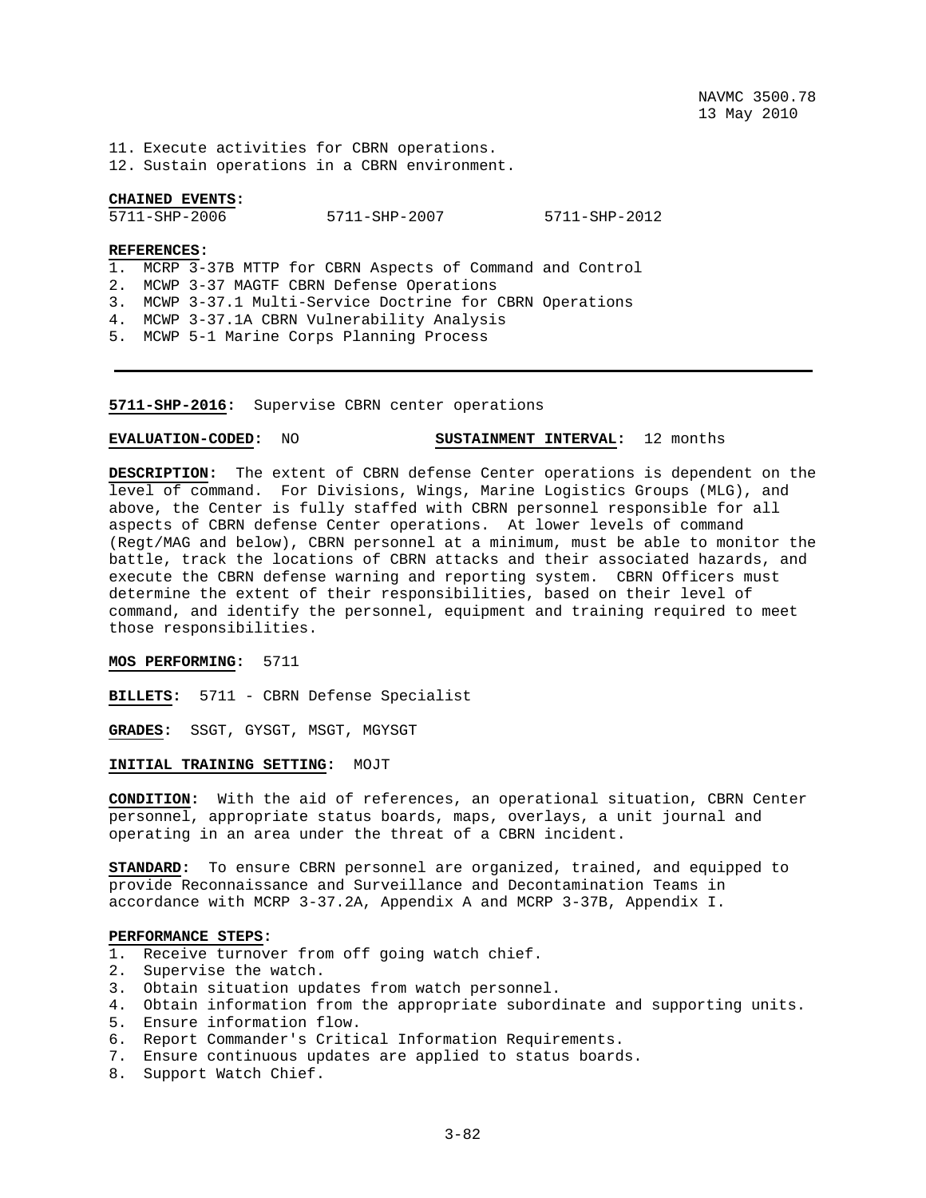11. Execute activities for CBRN operations.
12. Sustain operations in a CBRN environment.

**CHAINED EVENTS:**

5711-SHP-2006 5711-SHP-2007 5711-SHP-2012

**REFERENCES:**

1. MCRP 3-37B MTTP for CBRN Aspects of Command and Control
2. MCWP 3-37 MAGTF CBRN Defense Operations
3. MCWP 3-37.1 Multi-Service Doctrine for CBRN Operations
4. MCWP 3-37.1A CBRN Vulnerability Analysis
5. MCWP 5-1 Marine Corps Planning Process

---

**5711-SHP-2016:** Supervise CBRN center operations

**EVALUATION-CODED:** NO **SUSTAINMENT INTERVAL:** 12 months

**DESCRIPTION:** The extent of CBRN defense Center operations is dependent on the level of command. For Divisions, Wings, Marine Logistics Groups (MLG), and above, the Center is fully staffed with CBRN personnel responsible for all aspects of CBRN defense Center operations. At lower levels of command (Regt/MAG and below), CBRN personnel at a minimum, must be able to monitor the battle, track the locations of CBRN attacks and their associated hazards, and execute the CBRN defense warning and reporting system. CBRN Officers must determine the extent of their responsibilities, based on their level of command, and identify the personnel, equipment and training required to meet those responsibilities.

**MOS PERFORMING:** 5711

**BILLETS:** 5711 - CBRN Defense Specialist

**GRADES:** SSGT, GYSGT, MSGT, MGYSGT

**INITIAL TRAINING SETTING:** MOJT

**CONDITION:** With the aid of references, an operational situation, CBRN Center personnel, appropriate status boards, maps, overlays, a unit journal and operating in an area under the threat of a CBRN incident.

**STANDARD:** To ensure CBRN personnel are organized, trained, and equipped to provide Reconnaissance and Surveillance and Decontamination Teams in accordance with MCRP 3-37.2A, Appendix A and MCRP 3-37B, Appendix I.

**PERFORMANCE STEPS:**

1. Receive turnover from off going watch chief.
2. Supervise the watch.
3. Obtain situation updates from watch personnel.
4. Obtain information from the appropriate subordinate and supporting units.
5. Ensure information flow.
6. Report Commander's Critical Information Requirements.
7. Ensure continuous updates are applied to status boards.
8. Support Watch Chief.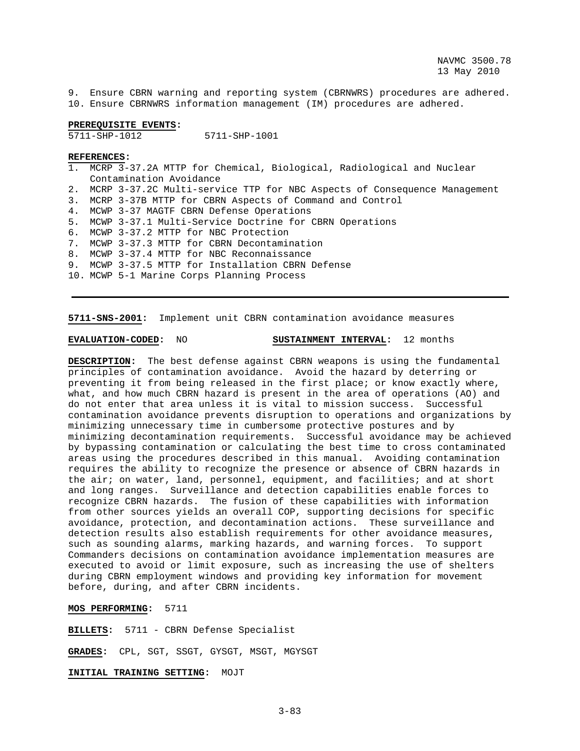9. Ensure CBRN warning and reporting system (CBRNWRS) procedures are adhered.
10. Ensure CBRNWRS information management (IM) procedures are adhered.

**PREREQUISITE EVENTS:**
5711-SHP-1012 5711-SHP-1001

**REFERENCES:**
1. MCRP 3-37.2A MTTP for Chemical, Biological, Radiological and Nuclear Contamination Avoidance
2. MCRP 3-37.2C Multi-service TTP for NBC Aspects of Consequence Management
3. MCRP 3-37B MTTP for CBRN Aspects of Command and Control
4. MCWP 3-37 MAGTF CBRN Defense Operations
5. MCWP 3-37.1 Multi-Service Doctrine for CBRN Operations
6. MCWP 3-37.2 MTTP for NBC Protection
7. MCWP 3-37.3 MTTP for CBRN Decontamination
8. MCWP 3-37.4 MTTP for NBC Reconnaissance
9. MCWP 3-37.5 MTTP for Installation CBRN Defense
10. MCWP 5-1 Marine Corps Planning Process

---

**5711-SNS-2001:** Implement unit CBRN contamination avoidance measures

**EVALUATION-CODED:** NO **SUSTAINMENT INTERVAL:** 12 months

**DESCRIPTION:** The best defense against CBRN weapons is using the fundamental principles of contamination avoidance. Avoid the hazard by deterring or preventing it from being released in the first place; or know exactly where, what, and how much CBRN hazard is present in the area of operations (AO) and do not enter that area unless it is vital to mission success. Successful contamination avoidance prevents disruption to operations and organizations by minimizing unnecessary time in cumbersome protective postures and by minimizing decontamination requirements. Successful avoidance may be achieved by bypassing contamination or calculating the best time to cross contaminated areas using the procedures described in this manual. Avoiding contamination requires the ability to recognize the presence or absence of CBRN hazards in the air; on water, land, personnel, equipment, and facilities; and at short and long ranges. Surveillance and detection capabilities enable forces to recognize CBRN hazards. The fusion of these capabilities with information from other sources yields an overall COP, supporting decisions for specific avoidance, protection, and decontamination actions. These surveillance and detection results also establish requirements for other avoidance measures, such as sounding alarms, marking hazards, and warning forces. To support Commanders decisions on contamination avoidance implementation measures are executed to avoid or limit exposure, such as increasing the use of shelters during CBRN employment windows and providing key information for movement before, during, and after CBRN incidents.

**MOS PERFORMING:** 5711

**BILLETS:** 5711 - CBRN Defense Specialist

**GRADES:** CPL, SGT, SSGT, GYSGT, MSGT, MGYSGT

**INITIAL TRAINING SETTING:** MOJT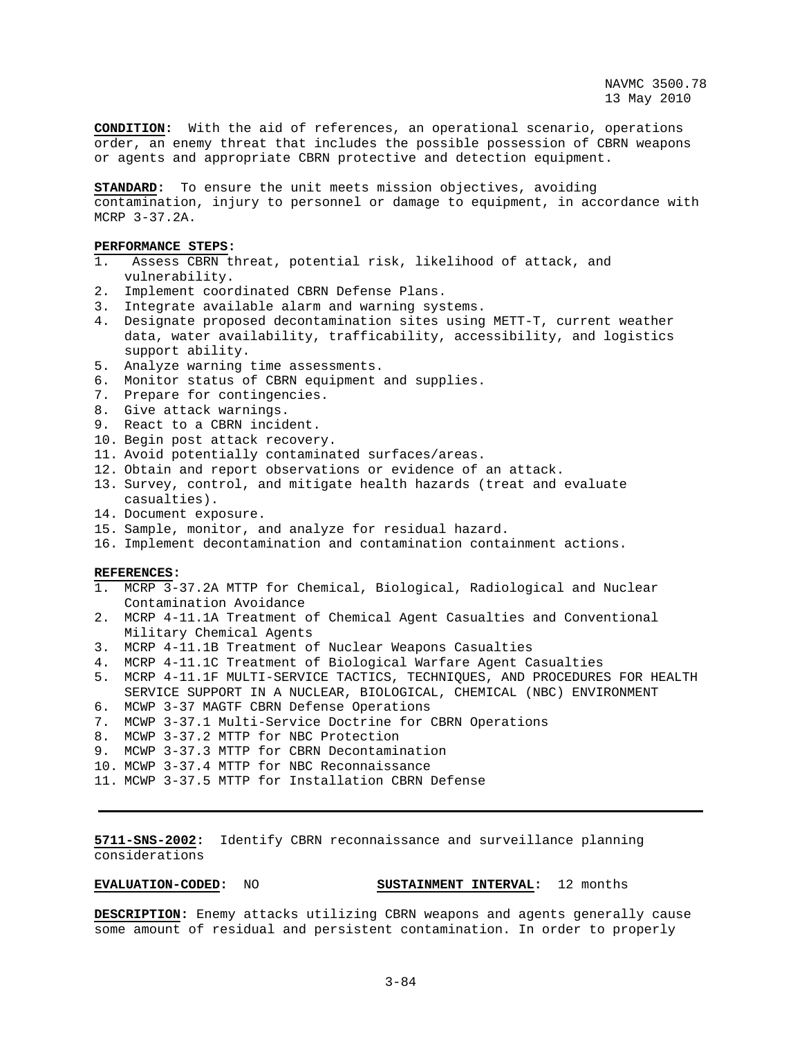**CONDITION:** With the aid of references, an operational scenario, operations order, an enemy threat that includes the possible possession of CBRN weapons or agents and appropriate CBRN protective and detection equipment.

**STANDARD:** To ensure the unit meets mission objectives, avoiding contamination, injury to personnel or damage to equipment, in accordance with MCRP 3-37.2A.

**PERFORMANCE STEPS:**

1. Assess CBRN threat, potential risk, likelihood of attack, and vulnerability.
2. Implement coordinated CBRN Defense Plans.
3. Integrate available alarm and warning systems.
4. Designate proposed decontamination sites using METT-T, current weather data, water availability, trafficability, accessibility, and logistics support ability.
5. Analyze warning time assessments.
6. Monitor status of CBRN equipment and supplies.
7. Prepare for contingencies.
8. Give attack warnings.
9. React to a CBRN incident.
10. Begin post attack recovery.
11. Avoid potentially contaminated surfaces/areas.
12. Obtain and report observations or evidence of an attack.
13. Survey, control, and mitigate health hazards (treat and evaluate casualties).
14. Document exposure.
15. Sample, monitor, and analyze for residual hazard.
16. Implement decontamination and contamination containment actions.

**REFERENCES:**

1. MCRP 3-37.2A MTTP for Chemical, Biological, Radiological and Nuclear Contamination Avoidance
2. MCRP 4-11.1A Treatment of Chemical Agent Casualties and Conventional Military Chemical Agents
3. MCRP 4-11.1B Treatment of Nuclear Weapons Casualties
4. MCRP 4-11.1C Treatment of Biological Warfare Agent Casualties
5. MCRP 4-11.1F MULTI-SERVICE TACTICS, TECHNIQUES, AND PROCEDURES FOR HEALTH SERVICE SUPPORT IN A NUCLEAR, BIOLOGICAL, CHEMICAL (NBC) ENVIRONMENT
6. MCWP 3-37 MAGTF CBRN Defense Operations
7. MCWP 3-37.1 Multi-Service Doctrine for CBRN Operations
8. MCWP 3-37.2 MTTP for NBC Protection
9. MCWP 3-37.3 MTTP for CBRN Decontamination
10. MCWP 3-37.4 MTTP for NBC Reconnaissance
11. MCWP 3-37.5 MTTP for Installation CBRN Defense

---

**5711-SNS-2002:** Identify CBRN reconnaissance and surveillance planning considerations

**EVALUATION-CODED:** NO **SUSTAINMENT INTERVAL:** 12 months

**DESCRIPTION:** Enemy attacks utilizing CBRN weapons and agents generally cause some amount of residual and persistent contamination. In order to properly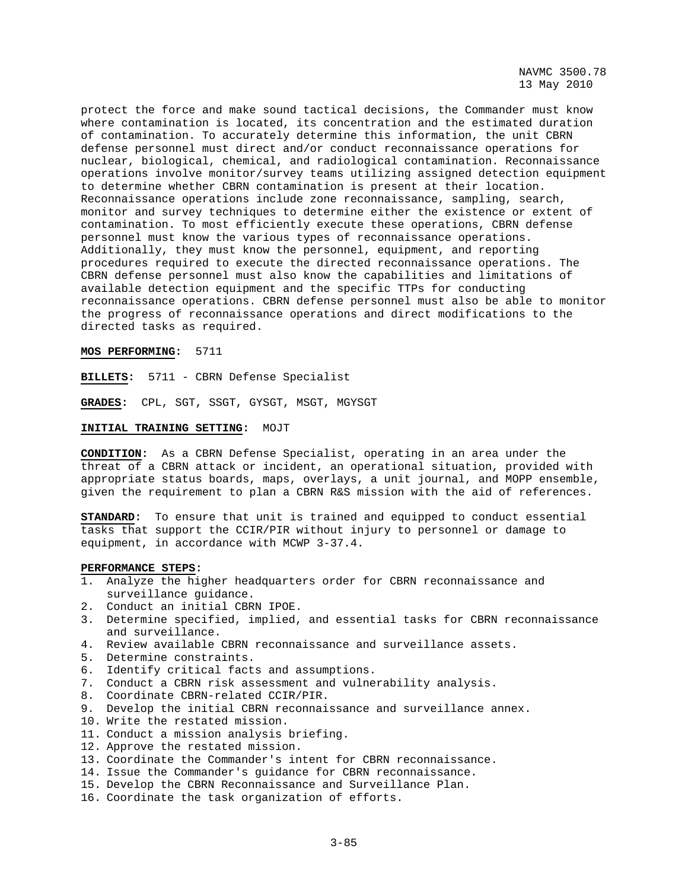protect the force and make sound tactical decisions, the Commander must know where contamination is located, its concentration and the estimated duration of contamination. To accurately determine this information, the unit CBRN defense personnel must direct and/or conduct reconnaissance operations for nuclear, biological, chemical, and radiological contamination. Reconnaissance operations involve monitor/survey teams utilizing assigned detection equipment to determine whether CBRN contamination is present at their location. Reconnaissance operations include zone reconnaissance, sampling, search, monitor and survey techniques to determine either the existence or extent of contamination. To most efficiently execute these operations, CBRN defense personnel must know the various types of reconnaissance operations. Additionally, they must know the personnel, equipment, and reporting procedures required to execute the directed reconnaissance operations. The CBRN defense personnel must also know the capabilities and limitations of available detection equipment and the specific TTPs for conducting reconnaissance operations. CBRN defense personnel must also be able to monitor the progress of reconnaissance operations and direct modifications to the directed tasks as required.

**MOS PERFORMING:** 5711

**BILLETS:** 5711 - CBRN Defense Specialist

**GRADES:** CPL, SGT, SSGT, GYSGT, MSGT, MGYSGT

**INITIAL TRAINING SETTING:** MOJT

**CONDITION:** As a CBRN Defense Specialist, operating in an area under the threat of a CBRN attack or incident, an operational situation, provided with appropriate status boards, maps, overlays, a unit journal, and MOPP ensemble, given the requirement to plan a CBRN R&S mission with the aid of references.

**STANDARD:** To ensure that unit is trained and equipped to conduct essential tasks that support the CCIR/PIR without injury to personnel or damage to equipment, in accordance with MCWP 3-37.4.

**PERFORMANCE STEPS:**

1. Analyze the higher headquarters order for CBRN reconnaissance and surveillance guidance.
2. Conduct an initial CBRN IPOE.
3. Determine specified, implied, and essential tasks for CBRN reconnaissance and surveillance.
4. Review available CBRN reconnaissance and surveillance assets.
5. Determine constraints.
6. Identify critical facts and assumptions.
7. Conduct a CBRN risk assessment and vulnerability analysis.
8. Coordinate CBRN-related CCIR/PIR.
9. Develop the initial CBRN reconnaissance and surveillance annex.
10. Write the restated mission.
11. Conduct a mission analysis briefing.
12. Approve the restated mission.
13. Coordinate the Commander's intent for CBRN reconnaissance.
14. Issue the Commander's guidance for CBRN reconnaissance.
15. Develop the CBRN Reconnaissance and Surveillance Plan.
16. Coordinate the task organization of efforts.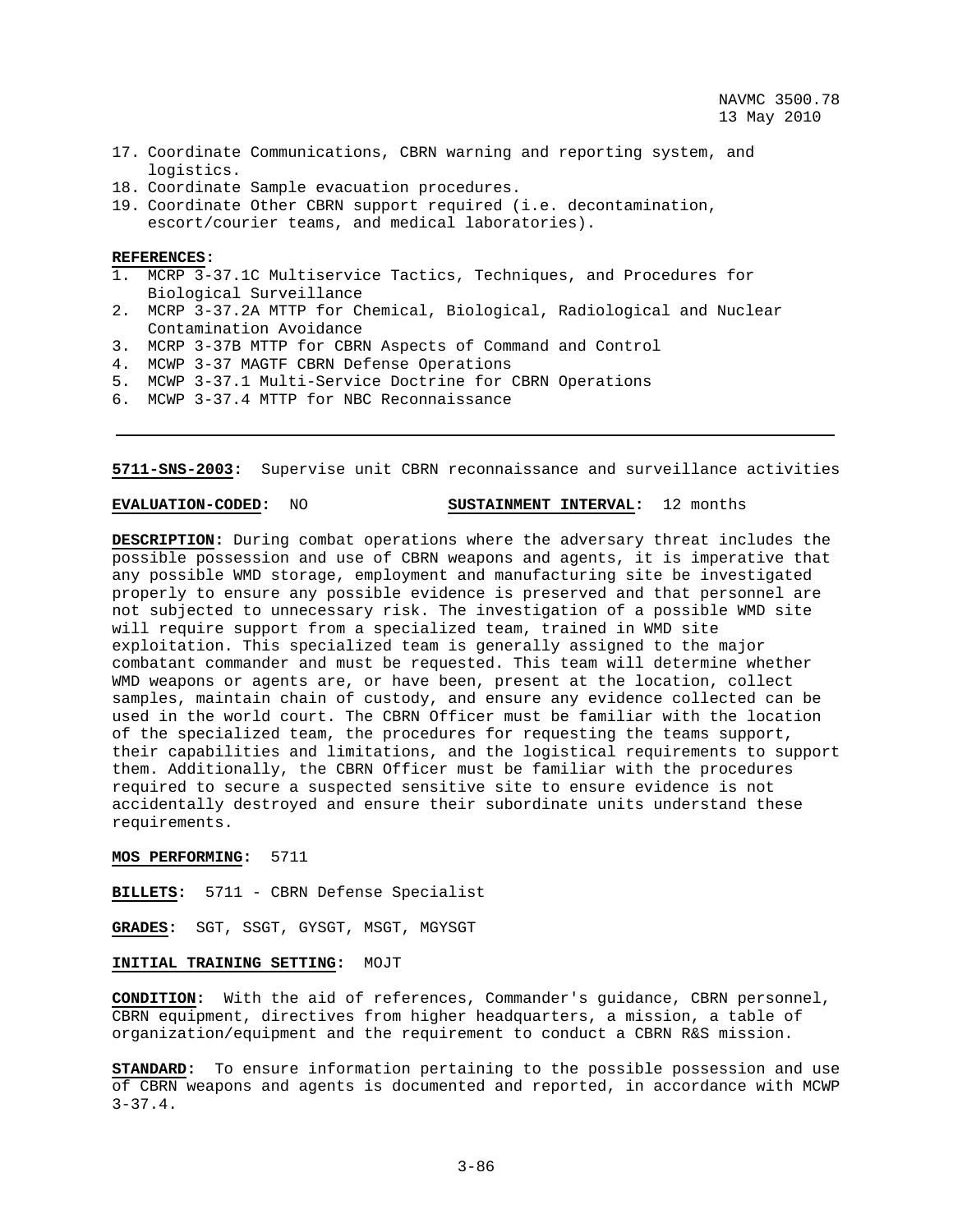17. Coordinate Communications, CBRN warning and reporting system, and logistics.
18. Coordinate Sample evacuation procedures.
19. Coordinate Other CBRN support required (i.e. decontamination, escort/courier teams, and medical laboratories).

**REFERENCES:**

1. MCRP 3-37.1C Multiservice Tactics, Techniques, and Procedures for Biological Surveillance
2. MCRP 3-37.2A MTTP for Chemical, Biological, Radiological and Nuclear Contamination Avoidance
3. MCRP 3-37B MTTP for CBRN Aspects of Command and Control
4. MCWP 3-37 MAGTF CBRN Defense Operations
5. MCWP 3-37.1 Multi-Service Doctrine for CBRN Operations
6. MCWP 3-37.4 MTTP for NBC Reconnaissance

---

**5711-SNS-2003:** Supervise unit CBRN reconnaissance and surveillance activities

**EVALUATION-CODED:** NO **SUSTAINMENT INTERVAL:** 12 months

**DESCRIPTION:** During combat operations where the adversary threat includes the possible possession and use of CBRN weapons and agents, it is imperative that any possible WMD storage, employment and manufacturing site be investigated properly to ensure any possible evidence is preserved and that personnel are not subjected to unnecessary risk. The investigation of a possible WMD site will require support from a specialized team, trained in WMD site exploitation. This specialized team is generally assigned to the major combatant commander and must be requested. This team will determine whether WMD weapons or agents are, or have been, present at the location, collect samples, maintain chain of custody, and ensure any evidence collected can be used in the world court. The CBRN Officer must be familiar with the location of the specialized team, the procedures for requesting the teams support, their capabilities and limitations, and the logistical requirements to support them. Additionally, the CBRN Officer must be familiar with the procedures required to secure a suspected sensitive site to ensure evidence is not accidentally destroyed and ensure their subordinate units understand these requirements.

**MOS PERFORMING:** 5711

**BILLETS:** 5711 - CBRN Defense Specialist

**GRADES:** SGT, SSGT, GYSGT, MSGT, MGYSGT

**INITIAL TRAINING SETTING:** MOJT

**CONDITION:** With the aid of references, Commander's guidance, CBRN personnel, CBRN equipment, directives from higher headquarters, a mission, a table of organization/equipment and the requirement to conduct a CBRN R&S mission.

**STANDARD:** To ensure information pertaining to the possible possession and use of CBRN weapons and agents is documented and reported, in accordance with MCWP 3-37.4.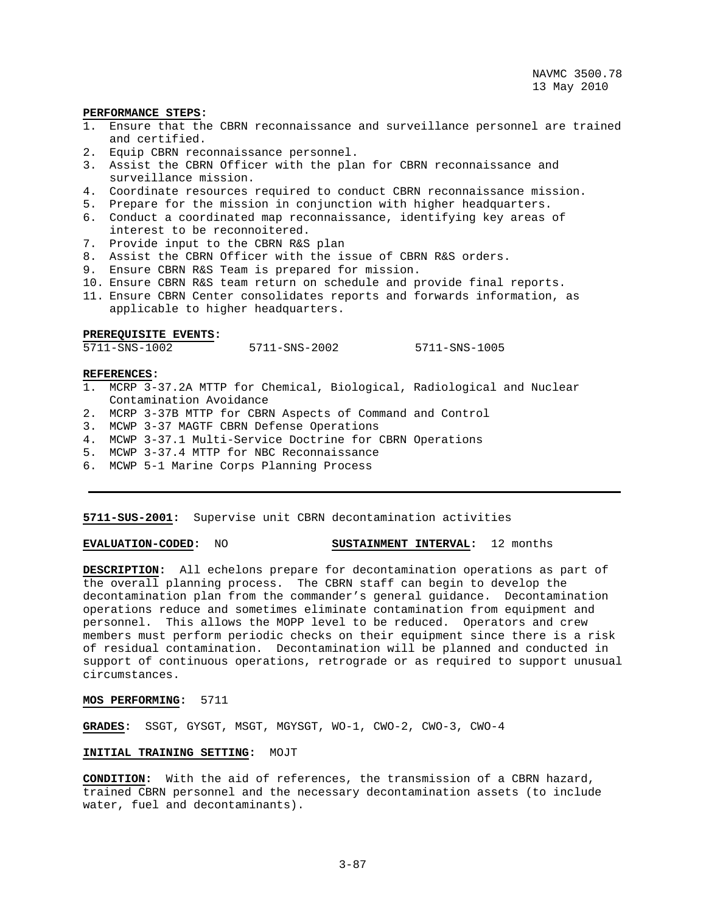**PERFORMANCE STEPS:**

1. Ensure that the CBRN reconnaissance and surveillance personnel are trained and certified.
2. Equip CBRN reconnaissance personnel.
3. Assist the CBRN Officer with the plan for CBRN reconnaissance and surveillance mission.
4. Coordinate resources required to conduct CBRN reconnaissance mission.
5. Prepare for the mission in conjunction with higher headquarters.
6. Conduct a coordinated map reconnaissance, identifying key areas of interest to be reconnoitered.
7. Provide input to the CBRN R&S plan
8. Assist the CBRN Officer with the issue of CBRN R&S orders.
9. Ensure CBRN R&S Team is prepared for mission.
10. Ensure CBRN R&S team return on schedule and provide final reports.
11. Ensure CBRN Center consolidates reports and forwards information, as applicable to higher headquarters.

**PREREQUISITE EVENTS:**

5711-SNS-1002 5711-SNS-2002 5711-SNS-1005

**REFERENCES:**

1. MCRP 3-37.2A MTTP for Chemical, Biological, Radiological and Nuclear Contamination Avoidance
2. MCRP 3-37B MTTP for CBRN Aspects of Command and Control
3. MCWP 3-37 MAGTF CBRN Defense Operations
4. MCWP 3-37.1 Multi-Service Doctrine for CBRN Operations
5. MCWP 3-37.4 MTTP for NBC Reconnaissance
6. MCWP 5-1 Marine Corps Planning Process

---

**5711-SUS-2001:** Supervise unit CBRN decontamination activities

**EVALUATION-CODED:** NO **SUSTAINMENT INTERVAL:** 12 months

**DESCRIPTION:** All echelons prepare for decontamination operations as part of the overall planning process. The CBRN staff can begin to develop the decontamination plan from the commander's general guidance. Decontamination operations reduce and sometimes eliminate contamination from equipment and personnel. This allows the MOPP level to be reduced. Operators and crew members must perform periodic checks on their equipment since there is a risk of residual contamination. Decontamination will be planned and conducted in support of continuous operations, retrograde or as required to support unusual circumstances.

**MOS PERFORMING:** 5711

**GRADES:** SSGT, GYSGT, MSGT, MGYSGT, WO-1, CWO-2, CWO-3, CWO-4

**INITIAL TRAINING SETTING:** MOJT

**CONDITION:** With the aid of references, the transmission of a CBRN hazard, trained CBRN personnel and the necessary decontamination assets (to include water, fuel and decontaminants).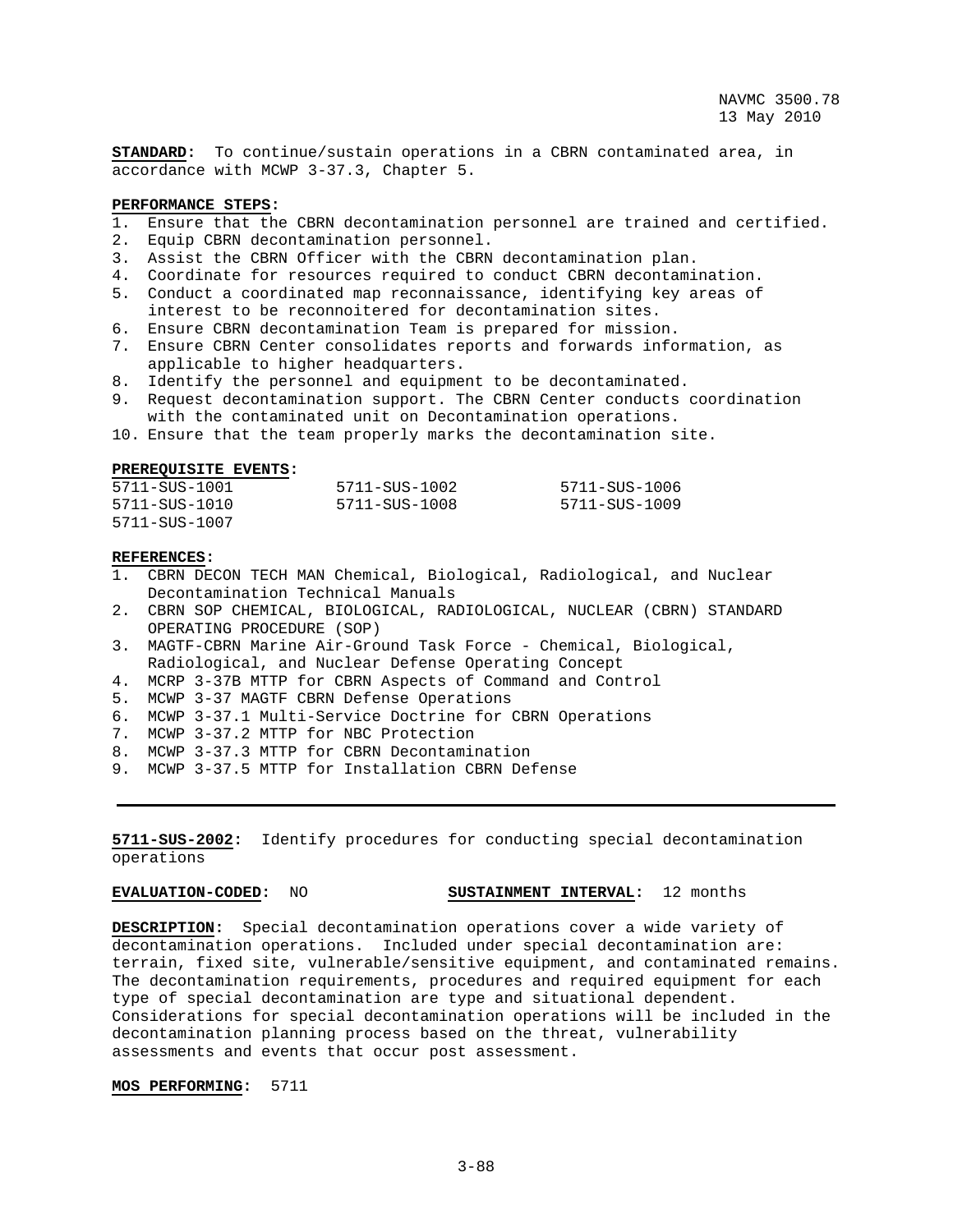**STANDARD:** To continue/sustain operations in a CBRN contaminated area, in accordance with MCWP 3-37.3, Chapter 5.

**PERFORMANCE STEPS:**

1. Ensure that the CBRN decontamination personnel are trained and certified.
2. Equip CBRN decontamination personnel.
3. Assist the CBRN Officer with the CBRN decontamination plan.
4. Coordinate for resources required to conduct CBRN decontamination.
5. Conduct a coordinated map reconnaissance, identifying key areas of interest to be reconnoitered for decontamination sites.
6. Ensure CBRN decontamination Team is prepared for mission.
7. Ensure CBRN Center consolidates reports and forwards information, as applicable to higher headquarters.
8. Identify the personnel and equipment to be decontaminated.
9. Request decontamination support. The CBRN Center conducts coordination with the contaminated unit on Decontamination operations.
10. Ensure that the team properly marks the decontamination site.

**PREREQUISITE EVENTS:**

| | | |
|---|---|---|
| 5711-SUS-1001 | 5711-SUS-1002 | 5711-SUS-1006 |
| 5711-SUS-1010 | 5711-SUS-1008 | 5711-SUS-1009 |
| 5711-SUS-1007 | | |

**REFERENCES:**

1. CBRN DECON TECH MAN Chemical, Biological, Radiological, and Nuclear Decontamination Technical Manuals
2. CBRN SOP CHEMICAL, BIOLOGICAL, RADIOLOGICAL, NUCLEAR (CBRN) STANDARD OPERATING PROCEDURE (SOP)
3. MAGTF-CBRN Marine Air-Ground Task Force - Chemical, Biological, Radiological, and Nuclear Defense Operating Concept
4. MCRP 3-37B MTTP for CBRN Aspects of Command and Control
5. MCWP 3-37 MAGTF CBRN Defense Operations
6. MCWP 3-37.1 Multi-Service Doctrine for CBRN Operations
7. MCWP 3-37.2 MTTP for NBC Protection
8. MCWP 3-37.3 MTTP for CBRN Decontamination
9. MCWP 3-37.5 MTTP for Installation CBRN Defense

---

**5711-SUS-2002:** Identify procedures for conducting special decontamination operations

**EVALUATION-CODED:** NO **SUSTAINMENT INTERVAL:** 12 months

**DESCRIPTION:** Special decontamination operations cover a wide variety of decontamination operations. Included under special decontamination are: terrain, fixed site, vulnerable/sensitive equipment, and contaminated remains. The decontamination requirements, procedures and required equipment for each type of special decontamination are type and situational dependent. Considerations for special decontamination operations will be included in the decontamination planning process based on the threat, vulnerability assessments and events that occur post assessment.

**MOS PERFORMING:** 5711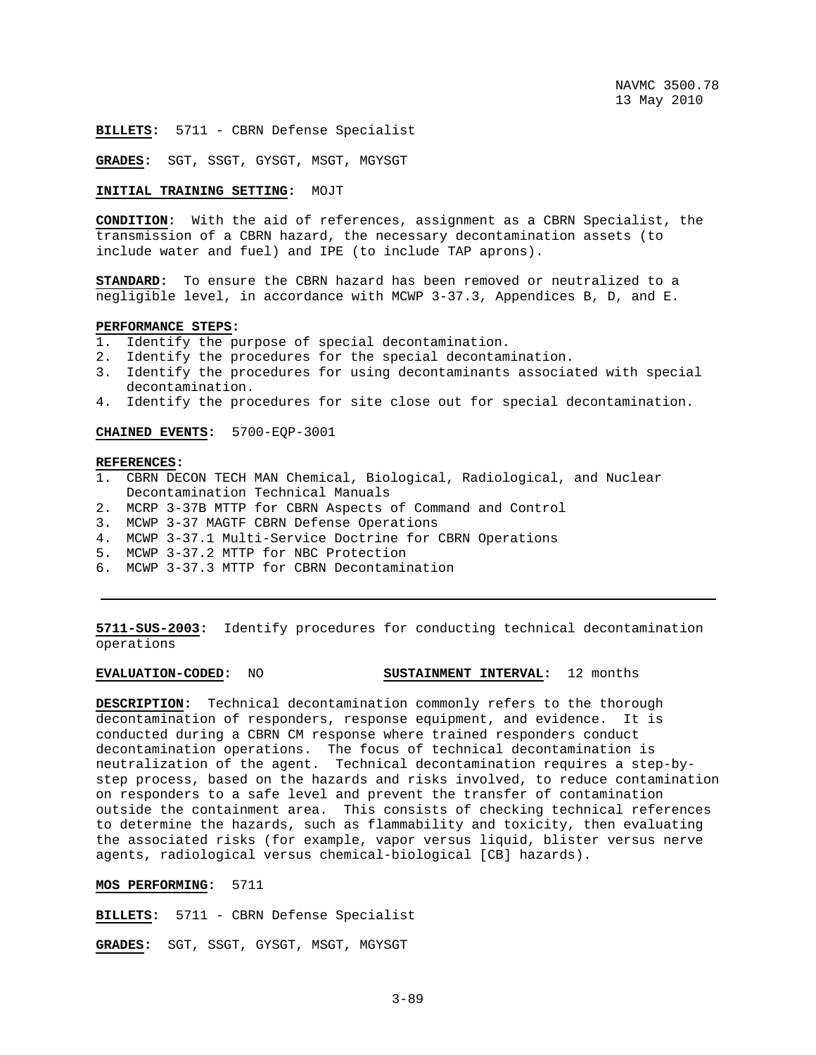**BILLETS:** 5711 - CBRN Defense Specialist

**GRADES:** SGT, SSGT, GYSGT, MSGT, MGYSGT

**INITIAL TRAINING SETTING:** MOJT

**CONDITION:** With the aid of references, assignment as a CBRN Specialist, the transmission of a CBRN hazard, the necessary decontamination assets (to include water and fuel) and IPE (to include TAP aprons).

**STANDARD:** To ensure the CBRN hazard has been removed or neutralized to a negligible level, in accordance with MCWP 3-37.3, Appendices B, D, and E.

**PERFORMANCE STEPS:**

1. Identify the purpose of special decontamination.
2. Identify the procedures for the special decontamination.
3. Identify the procedures for using decontaminants associated with special decontamination.
4. Identify the procedures for site close out for special decontamination.

**CHAINED EVENTS:** 5700-EQP-3001

**REFERENCES:**

1. CBRN DECON TECH MAN Chemical, Biological, Radiological, and Nuclear Decontamination Technical Manuals
2. MCRP 3-37B MTTP for CBRN Aspects of Command and Control
3. MCWP 3-37 MAGTF CBRN Defense Operations
4. MCWP 3-37.1 Multi-Service Doctrine for CBRN Operations
5. MCWP 3-37.2 MTTP for NBC Protection
6. MCWP 3-37.3 MTTP for CBRN Decontamination

---

**5711-SUS-2003:** Identify procedures for conducting technical decontamination operations

**EVALUATION-CODED:** NO **SUSTAINMENT INTERVAL:** 12 months

**DESCRIPTION:** Technical decontamination commonly refers to the thorough decontamination of responders, response equipment, and evidence. It is conducted during a CBRN CM response where trained responders conduct decontamination operations. The focus of technical decontamination is neutralization of the agent. Technical decontamination requires a step-by-step process, based on the hazards and risks involved, to reduce contamination on responders to a safe level and prevent the transfer of contamination outside the containment area. This consists of checking technical references to determine the hazards, such as flammability and toxicity, then evaluating the associated risks (for example, vapor versus liquid, blister versus nerve agents, radiological versus chemical-biological [CB] hazards).

**MOS PERFORMING:** 5711

**BILLETS:** 5711 - CBRN Defense Specialist

**GRADES:** SGT, SSGT, GYSGT, MSGT, MGYSGT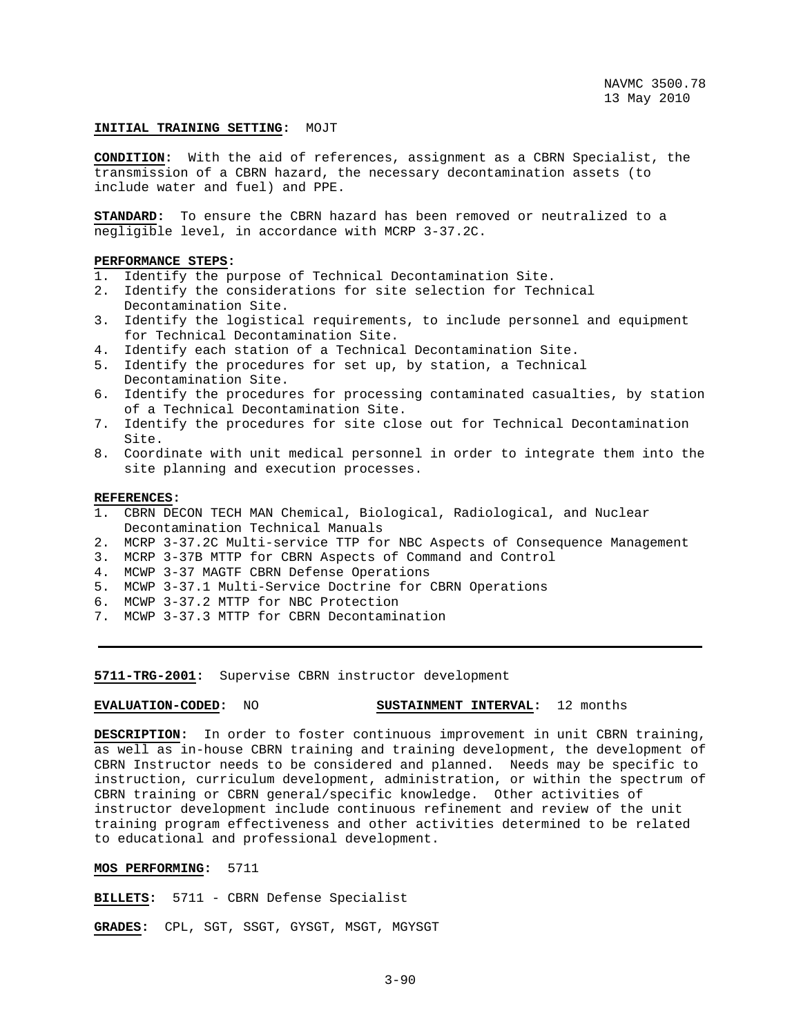**INITIAL TRAINING SETTING:** MOJT

**CONDITION:** With the aid of references, assignment as a CBRN Specialist, the transmission of a CBRN hazard, the necessary decontamination assets (to include water and fuel) and PPE.

**STANDARD:** To ensure the CBRN hazard has been removed or neutralized to a negligible level, in accordance with MCRP 3-37.2C.

**PERFORMANCE STEPS:**

1. Identify the purpose of Technical Decontamination Site.
2. Identify the considerations for site selection for Technical Decontamination Site.
3. Identify the logistical requirements, to include personnel and equipment for Technical Decontamination Site.
4. Identify each station of a Technical Decontamination Site.
5. Identify the procedures for set up, by station, a Technical Decontamination Site.
6. Identify the procedures for processing contaminated casualties, by station of a Technical Decontamination Site.
7. Identify the procedures for site close out for Technical Decontamination Site.
8. Coordinate with unit medical personnel in order to integrate them into the site planning and execution processes.

**REFERENCES:**

1. CBRN DECON TECH MAN Chemical, Biological, Radiological, and Nuclear Decontamination Technical Manuals
2. MCRP 3-37.2C Multi-service TTP for NBC Aspects of Consequence Management
3. MCRP 3-37B MTTP for CBRN Aspects of Command and Control
4. MCWP 3-37 MAGTF CBRN Defense Operations
5. MCWP 3-37.1 Multi-Service Doctrine for CBRN Operations
6. MCWP 3-37.2 MTTP for NBC Protection
7. MCWP 3-37.3 MTTP for CBRN Decontamination

---

**5711-TRG-2001:** Supervise CBRN instructor development

**EVALUATION-CODED:** NO **SUSTAINMENT INTERVAL:** 12 months

**DESCRIPTION:** In order to foster continuous improvement in unit CBRN training, as well as in-house CBRN training and training development, the development of CBRN Instructor needs to be considered and planned. Needs may be specific to instruction, curriculum development, administration, or within the spectrum of CBRN training or CBRN general/specific knowledge. Other activities of instructor development include continuous refinement and review of the unit training program effectiveness and other activities determined to be related to educational and professional development.

**MOS PERFORMING:** 5711

**BILLETS:** 5711 - CBRN Defense Specialist

**GRADES:** CPL, SGT, SSGT, GYSGT, MSGT, MGYSGT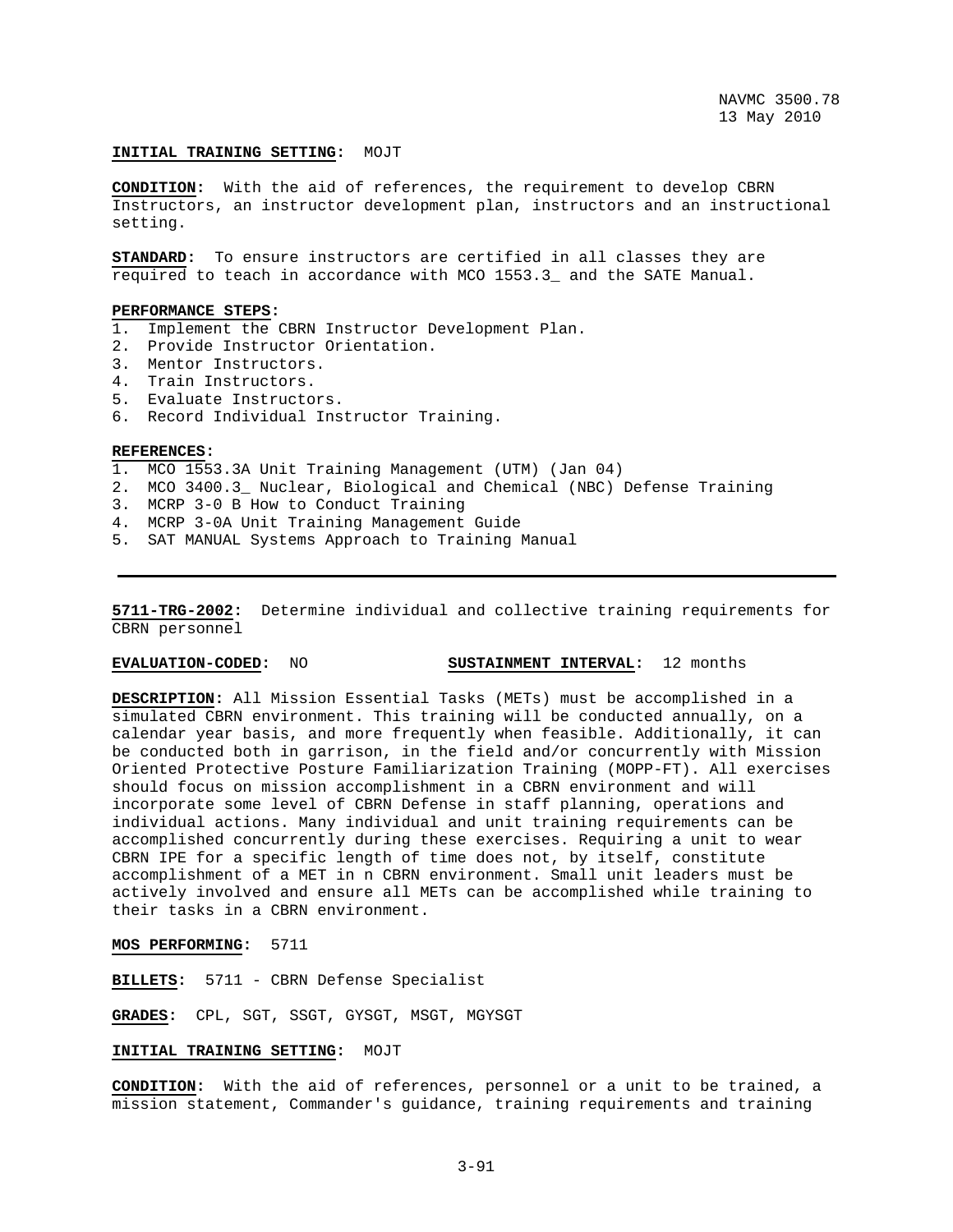**INITIAL TRAINING SETTING:** MOJT

**CONDITION:** With the aid of references, the requirement to develop CBRN Instructors, an instructor development plan, instructors and an instructional setting.

**STANDARD:** To ensure instructors are certified in all classes they are required to teach in accordance with MCO 1553.3_ and the SATE Manual.

**PERFORMANCE STEPS:**
1. Implement the CBRN Instructor Development Plan.
2. Provide Instructor Orientation.
3. Mentor Instructors.
4. Train Instructors.
5. Evaluate Instructors.
6. Record Individual Instructor Training.

**REFERENCES:**
1. MCO 1553.3A Unit Training Management (UTM) (Jan 04)
2. MCO 3400.3_ Nuclear, Biological and Chemical (NBC) Defense Training
3. MCRP 3-0 B How to Conduct Training
4. MCRP 3-0A Unit Training Management Guide
5. SAT MANUAL Systems Approach to Training Manual

---

**5711-TRG-2002:** Determine individual and collective training requirements for CBRN personnel

**EVALUATION-CODED:** NO **SUSTAINMENT INTERVAL:** 12 months

**DESCRIPTION:** All Mission Essential Tasks (METs) must be accomplished in a simulated CBRN environment. This training will be conducted annually, on a calendar year basis, and more frequently when feasible. Additionally, it can be conducted both in garrison, in the field and/or concurrently with Mission Oriented Protective Posture Familiarization Training (MOPP-FT). All exercises should focus on mission accomplishment in a CBRN environment and will incorporate some level of CBRN Defense in staff planning, operations and individual actions. Many individual and unit training requirements can be accomplished concurrently during these exercises. Requiring a unit to wear CBRN IPE for a specific length of time does not, by itself, constitute accomplishment of a MET in n CBRN environment. Small unit leaders must be actively involved and ensure all METs can be accomplished while training to their tasks in a CBRN environment.

**MOS PERFORMING:** 5711

**BILLETS:** 5711 - CBRN Defense Specialist

**GRADES:** CPL, SGT, SSGT, GYSGT, MSGT, MGYSGT

**INITIAL TRAINING SETTING:** MOJT

**CONDITION:** With the aid of references, personnel or a unit to be trained, a mission statement, Commander's guidance, training requirements and training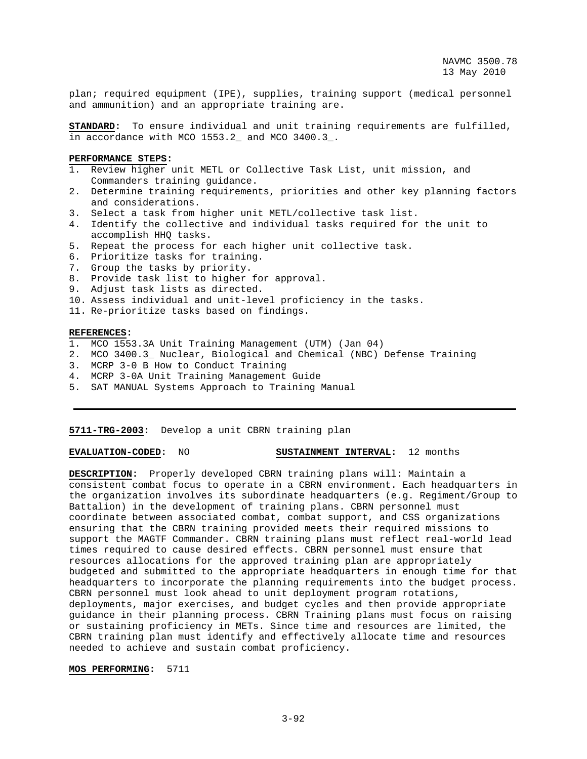plan; required equipment (IPE), supplies, training support (medical personnel and ammunition) and an appropriate training are.

**STANDARD:** To ensure individual and unit training requirements are fulfilled, in accordance with MCO 1553.2_ and MCO 3400.3_.

**PERFORMANCE STEPS:**

1. Review higher unit METL or Collective Task List, unit mission, and Commanders training guidance.
2. Determine training requirements, priorities and other key planning factors and considerations.
3. Select a task from higher unit METL/collective task list.
4. Identify the collective and individual tasks required for the unit to accomplish HHQ tasks.
5. Repeat the process for each higher unit collective task.
6. Prioritize tasks for training.
7. Group the tasks by priority.
8. Provide task list to higher for approval.
9. Adjust task lists as directed.
10. Assess individual and unit-level proficiency in the tasks.
11. Re-prioritize tasks based on findings.

**REFERENCES:**

1. MCO 1553.3A Unit Training Management (UTM) (Jan 04)
2. MCO 3400.3_ Nuclear, Biological and Chemical (NBC) Defense Training
3. MCRP 3-0 B How to Conduct Training
4. MCRP 3-0A Unit Training Management Guide
5. SAT MANUAL Systems Approach to Training Manual

---

**5711-TRG-2003:** Develop a unit CBRN training plan

**EVALUATION-CODED:** NO **SUSTAINMENT INTERVAL:** 12 months

**DESCRIPTION:** Properly developed CBRN training plans will: Maintain a consistent combat focus to operate in a CBRN environment. Each headquarters in the organization involves its subordinate headquarters (e.g. Regiment/Group to Battalion) in the development of training plans. CBRN personnel must coordinate between associated combat, combat support, and CSS organizations ensuring that the CBRN training provided meets their required missions to support the MAGTF Commander. CBRN training plans must reflect real-world lead times required to cause desired effects. CBRN personnel must ensure that resources allocations for the approved training plan are appropriately budgeted and submitted to the appropriate headquarters in enough time for that headquarters to incorporate the planning requirements into the budget process. CBRN personnel must look ahead to unit deployment program rotations, deployments, major exercises, and budget cycles and then provide appropriate guidance in their planning process. CBRN Training plans must focus on raising or sustaining proficiency in METs. Since time and resources are limited, the CBRN training plan must identify and effectively allocate time and resources needed to achieve and sustain combat proficiency.

**MOS PERFORMING:** 5711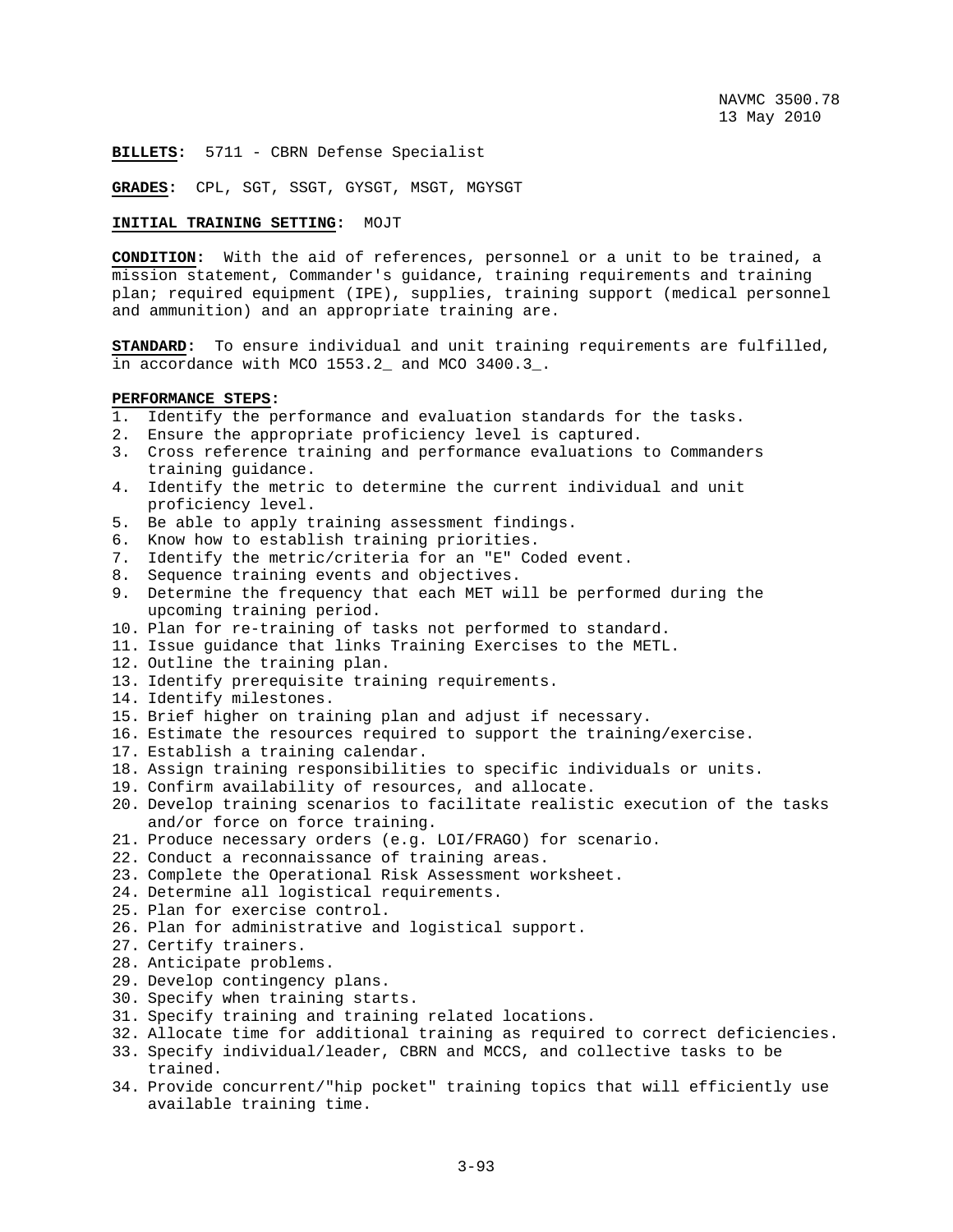**BILLETS:** 5711 - CBRN Defense Specialist

**GRADES:** CPL, SGT, SSGT, GYSGT, MSGT, MGYSGT

**INITIAL TRAINING SETTING:** MOJT

**CONDITION:** With the aid of references, personnel or a unit to be trained, a mission statement, Commander's guidance, training requirements and training plan; required equipment (IPE), supplies, training support (medical personnel and ammunition) and an appropriate training are.

**STANDARD:** To ensure individual and unit training requirements are fulfilled, in accordance with MCO 1553.2_ and MCO 3400.3_.

**PERFORMANCE STEPS:**

1. Identify the performance and evaluation standards for the tasks.
2. Ensure the appropriate proficiency level is captured.
3. Cross reference training and performance evaluations to Commanders training guidance.
4. Identify the metric to determine the current individual and unit proficiency level.
5. Be able to apply training assessment findings.
6. Know how to establish training priorities.
7. Identify the metric/criteria for an "E" Coded event.
8. Sequence training events and objectives.
9. Determine the frequency that each MET will be performed during the upcoming training period.
10. Plan for re-training of tasks not performed to standard.
11. Issue guidance that links Training Exercises to the METL.
12. Outline the training plan.
13. Identify prerequisite training requirements.
14. Identify milestones.
15. Brief higher on training plan and adjust if necessary.
16. Estimate the resources required to support the training/exercise.
17. Establish a training calendar.
18. Assign training responsibilities to specific individuals or units.
19. Confirm availability of resources, and allocate.
20. Develop training scenarios to facilitate realistic execution of the tasks and/or force on force training.
21. Produce necessary orders (e.g. LOI/FRAGO) for scenario.
22. Conduct a reconnaissance of training areas.
23. Complete the Operational Risk Assessment worksheet.
24. Determine all logistical requirements.
25. Plan for exercise control.
26. Plan for administrative and logistical support.
27. Certify trainers.
28. Anticipate problems.
29. Develop contingency plans.
30. Specify when training starts.
31. Specify training and training related locations.
32. Allocate time for additional training as required to correct deficiencies.
33. Specify individual/leader, CBRN and MCCS, and collective tasks to be trained.
34. Provide concurrent/"hip pocket" training topics that will efficiently use available training time.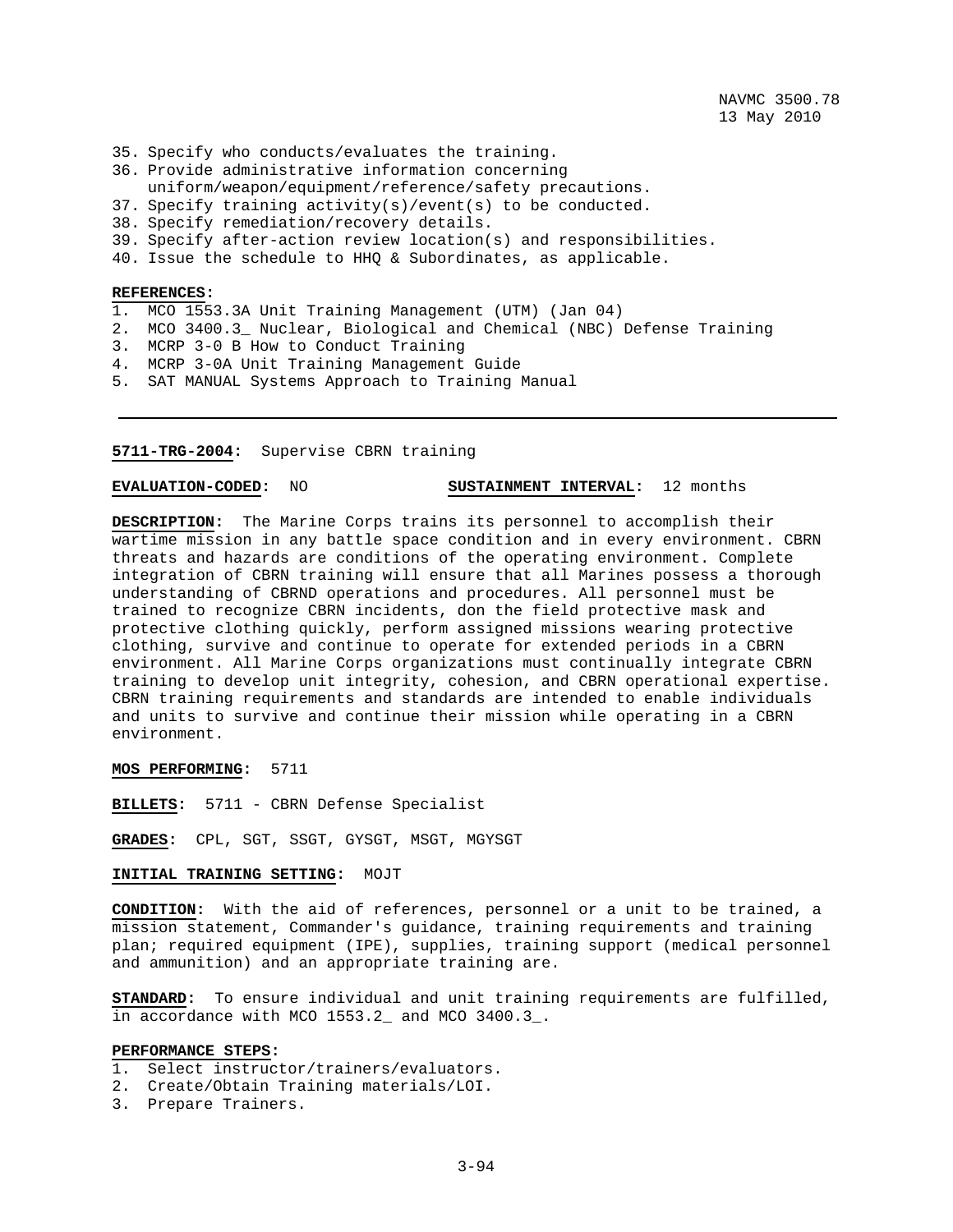35. Specify who conducts/evaluates the training.
36. Provide administrative information concerning uniform/weapon/equipment/reference/safety precautions.
37. Specify training activity(s)/event(s) to be conducted.
38. Specify remediation/recovery details.
39. Specify after-action review location(s) and responsibilities.
40. Issue the schedule to HHQ & Subordinates, as applicable.

**REFERENCES:**
1. MCO 1553.3A Unit Training Management (UTM) (Jan 04)
2. MCO 3400.3_ Nuclear, Biological and Chemical (NBC) Defense Training
3. MCRP 3-0 B How to Conduct Training
4. MCRP 3-0A Unit Training Management Guide
5. SAT MANUAL Systems Approach to Training Manual

---

**5711-TRG-2004:** Supervise CBRN training

**EVALUATION-CODED:** NO **SUSTAINMENT INTERVAL:** 12 months

**DESCRIPTION:** The Marine Corps trains its personnel to accomplish their wartime mission in any battle space condition and in every environment. CBRN threats and hazards are conditions of the operating environment. Complete integration of CBRN training will ensure that all Marines possess a thorough understanding of CBRND operations and procedures. All personnel must be trained to recognize CBRN incidents, don the field protective mask and protective clothing quickly, perform assigned missions wearing protective clothing, survive and continue to operate for extended periods in a CBRN environment. All Marine Corps organizations must continually integrate CBRN training to develop unit integrity, cohesion, and CBRN operational expertise. CBRN training requirements and standards are intended to enable individuals and units to survive and continue their mission while operating in a CBRN environment.

**MOS PERFORMING:** 5711

**BILLETS:** 5711 - CBRN Defense Specialist

**GRADES:** CPL, SGT, SSGT, GYSGT, MSGT, MGYSGT

**INITIAL TRAINING SETTING:** MOJT

**CONDITION:** With the aid of references, personnel or a unit to be trained, a mission statement, Commander's guidance, training requirements and training plan; required equipment (IPE), supplies, training support (medical personnel and ammunition) and an appropriate training are.

**STANDARD:** To ensure individual and unit training requirements are fulfilled, in accordance with MCO 1553.2_ and MCO 3400.3_.

**PERFORMANCE STEPS:**
1. Select instructor/trainers/evaluators.
2. Create/Obtain Training materials/LOI.
3. Prepare Trainers.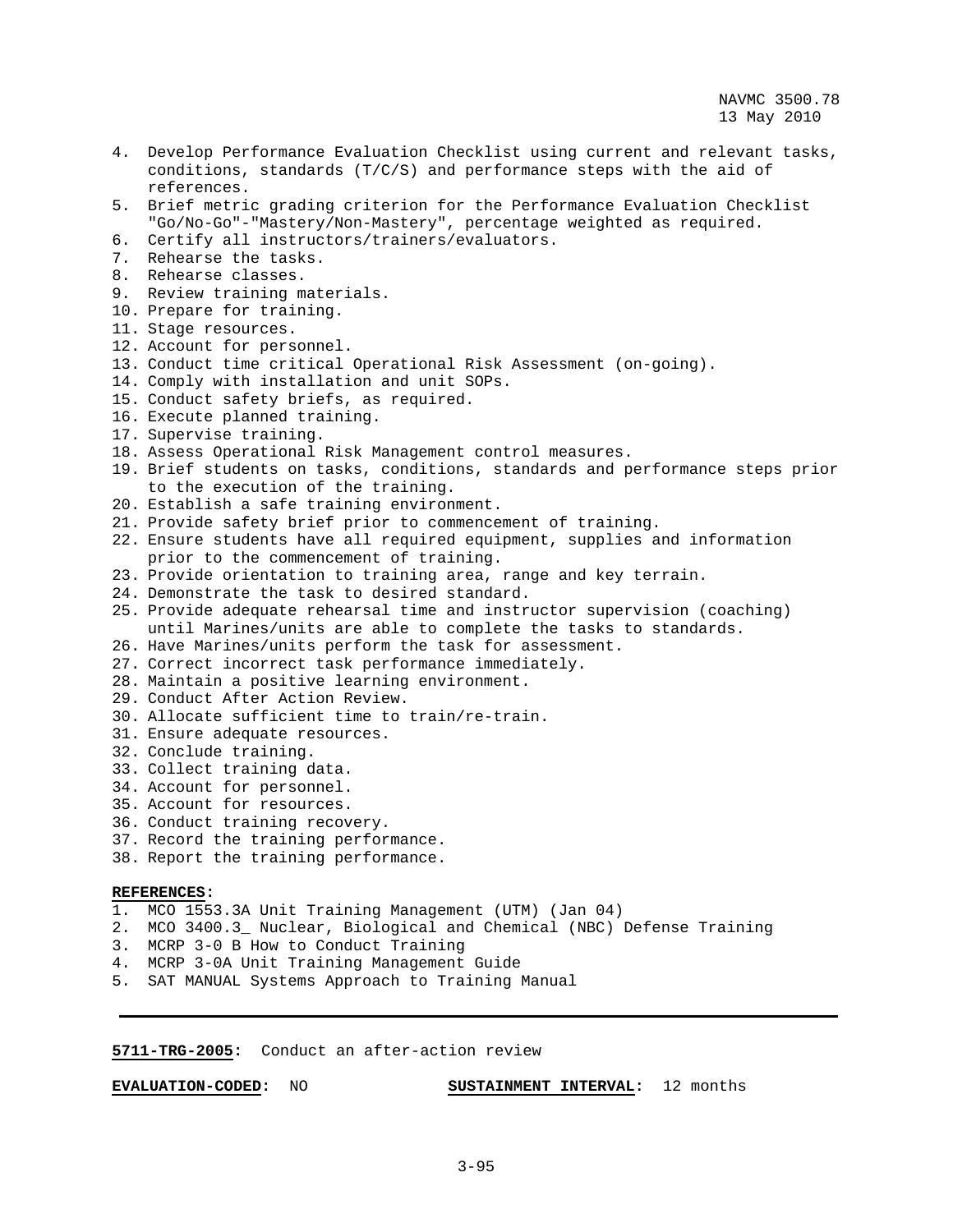4. Develop Performance Evaluation Checklist using current and relevant tasks, conditions, standards (T/C/S) and performance steps with the aid of references.
5. Brief metric grading criterion for the Performance Evaluation Checklist "Go/No-Go"-"Mastery/Non-Mastery", percentage weighted as required.
6. Certify all instructors/trainers/evaluators.
7. Rehearse the tasks.
8. Rehearse classes.
9. Review training materials.
10. Prepare for training.
11. Stage resources.
12. Account for personnel.
13. Conduct time critical Operational Risk Assessment (on-going).
14. Comply with installation and unit SOPs.
15. Conduct safety briefs, as required.
16. Execute planned training.
17. Supervise training.
18. Assess Operational Risk Management control measures.
19. Brief students on tasks, conditions, standards and performance steps prior to the execution of the training.
20. Establish a safe training environment.
21. Provide safety brief prior to commencement of training.
22. Ensure students have all required equipment, supplies and information prior to the commencement of training.
23. Provide orientation to training area, range and key terrain.
24. Demonstrate the task to desired standard.
25. Provide adequate rehearsal time and instructor supervision (coaching) until Marines/units are able to complete the tasks to standards.
26. Have Marines/units perform the task for assessment.
27. Correct incorrect task performance immediately.
28. Maintain a positive learning environment.
29. Conduct After Action Review.
30. Allocate sufficient time to train/re-train.
31. Ensure adequate resources.
32. Conclude training.
33. Collect training data.
34. Account for personnel.
35. Account for resources.
36. Conduct training recovery.
37. Record the training performance.
38. Report the training performance.

**REFERENCES:**
1. MCO 1553.3A Unit Training Management (UTM) (Jan 04)
2. MCO 3400.3_ Nuclear, Biological and Chemical (NBC) Defense Training
3. MCRP 3-0 B How to Conduct Training
4. MCRP 3-0A Unit Training Management Guide
5. SAT MANUAL Systems Approach to Training Manual

---

**5711-TRG-2005:** Conduct an after-action review

**EVALUATION-CODED:** NO **SUSTAINMENT INTERVAL:** 12 months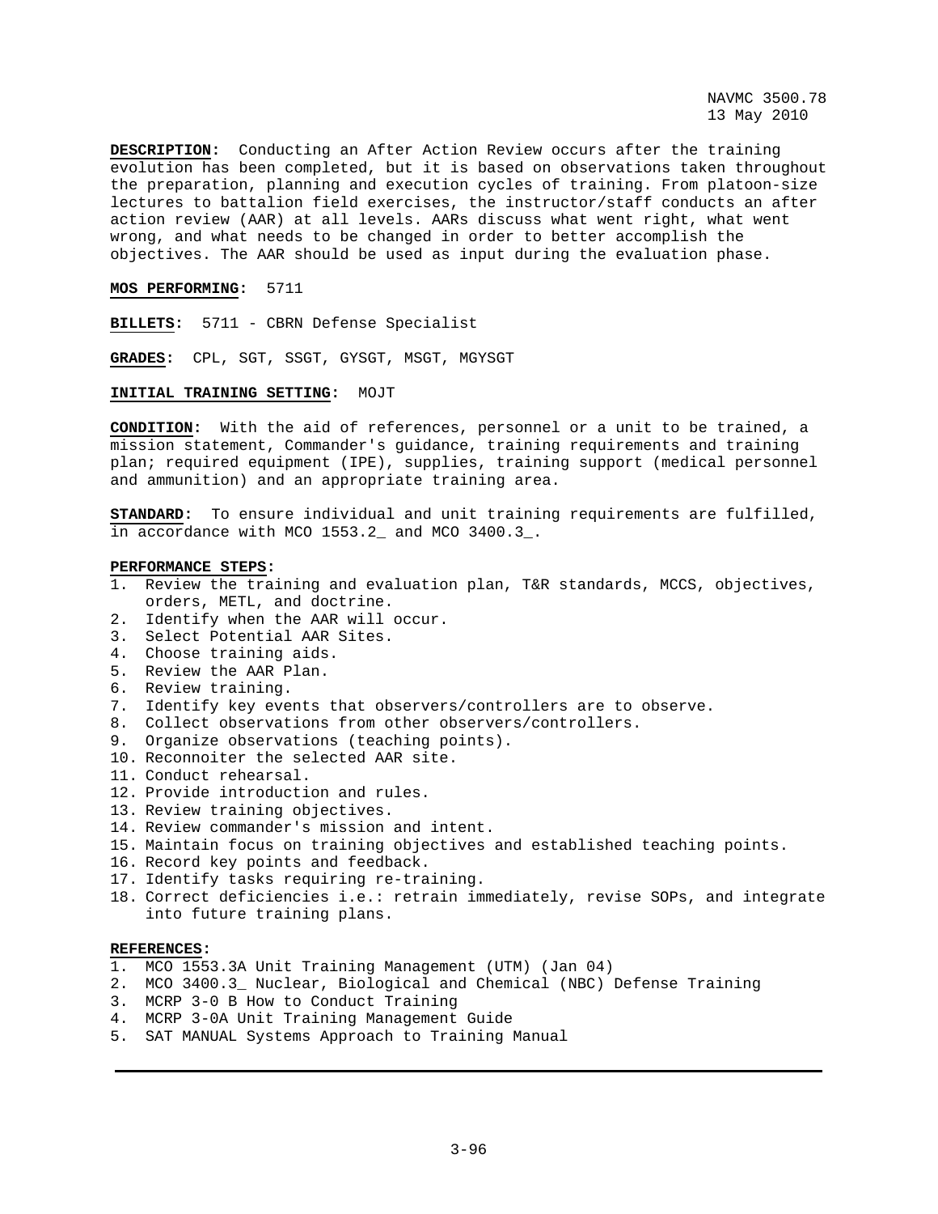**DESCRIPTION:** Conducting an After Action Review occurs after the training evolution has been completed, but it is based on observations taken throughout the preparation, planning and execution cycles of training. From platoon-size lectures to battalion field exercises, the instructor/staff conducts an after action review (AAR) at all levels. AARs discuss what went right, what went wrong, and what needs to be changed in order to better accomplish the objectives. The AAR should be used as input during the evaluation phase.

**MOS PERFORMING:** 5711

**BILLETS:** 5711 - CBRN Defense Specialist

**GRADES:** CPL, SGT, SSGT, GYSGT, MSGT, MGYSGT

**INITIAL TRAINING SETTING:** MOJT

**CONDITION:** With the aid of references, personnel or a unit to be trained, a mission statement, Commander's guidance, training requirements and training plan; required equipment (IPE), supplies, training support (medical personnel and ammunition) and an appropriate training area.

**STANDARD:** To ensure individual and unit training requirements are fulfilled, in accordance with MCO 1553.2_ and MCO 3400.3_.

**PERFORMANCE STEPS:**

1. Review the training and evaluation plan, T&R standards, MCCS, objectives, orders, METL, and doctrine.
2. Identify when the AAR will occur.
3. Select Potential AAR Sites.
4. Choose training aids.
5. Review the AAR Plan.
6. Review training.
7. Identify key events that observers/controllers are to observe.
8. Collect observations from other observers/controllers.
9. Organize observations (teaching points).
10. Reconnoiter the selected AAR site.
11. Conduct rehearsal.
12. Provide introduction and rules.
13. Review training objectives.
14. Review commander's mission and intent.
15. Maintain focus on training objectives and established teaching points.
16. Record key points and feedback.
17. Identify tasks requiring re-training.
18. Correct deficiencies i.e.: retrain immediately, revise SOPs, and integrate into future training plans.

**REFERENCES:**

1. MCO 1553.3A Unit Training Management (UTM) (Jan 04)
2. MCO 3400.3_ Nuclear, Biological and Chemical (NBC) Defense Training
3. MCRP 3-0 B How to Conduct Training
4. MCRP 3-0A Unit Training Management Guide
5. SAT MANUAL Systems Approach to Training Manual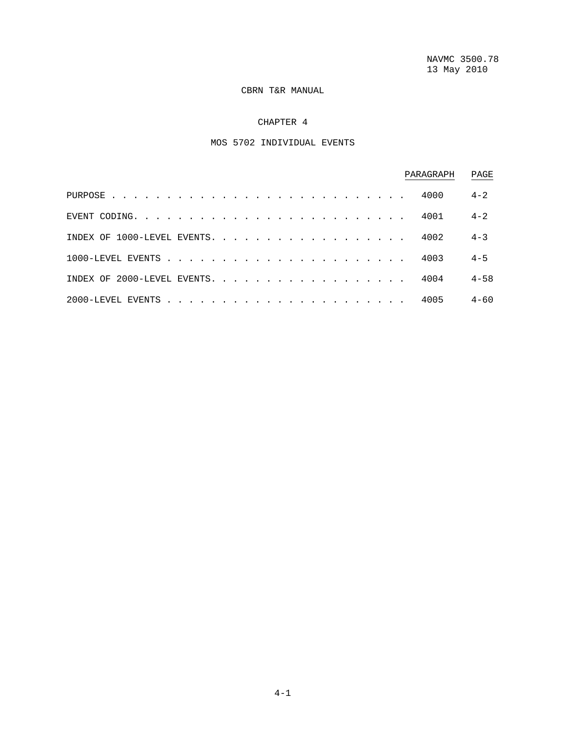CBRN T&R MANUAL

# CHAPTER 4

## MOS 5702 INDIVIDUAL EVENTS

| | PARAGRAPH | PAGE |
|---|---|---|
| PURPOSE | 4000 | 4-2 |
| EVENT CODING | 4001 | 4-2 |
| INDEX OF 1000-LEVEL EVENTS | 4002 | 4-3 |
| 1000-LEVEL EVENTS | 4003 | 4-5 |
| INDEX OF 2000-LEVEL EVENTS | 4004 | 4-58 |
| 2000-LEVEL EVENTS | 4005 | 4-60 |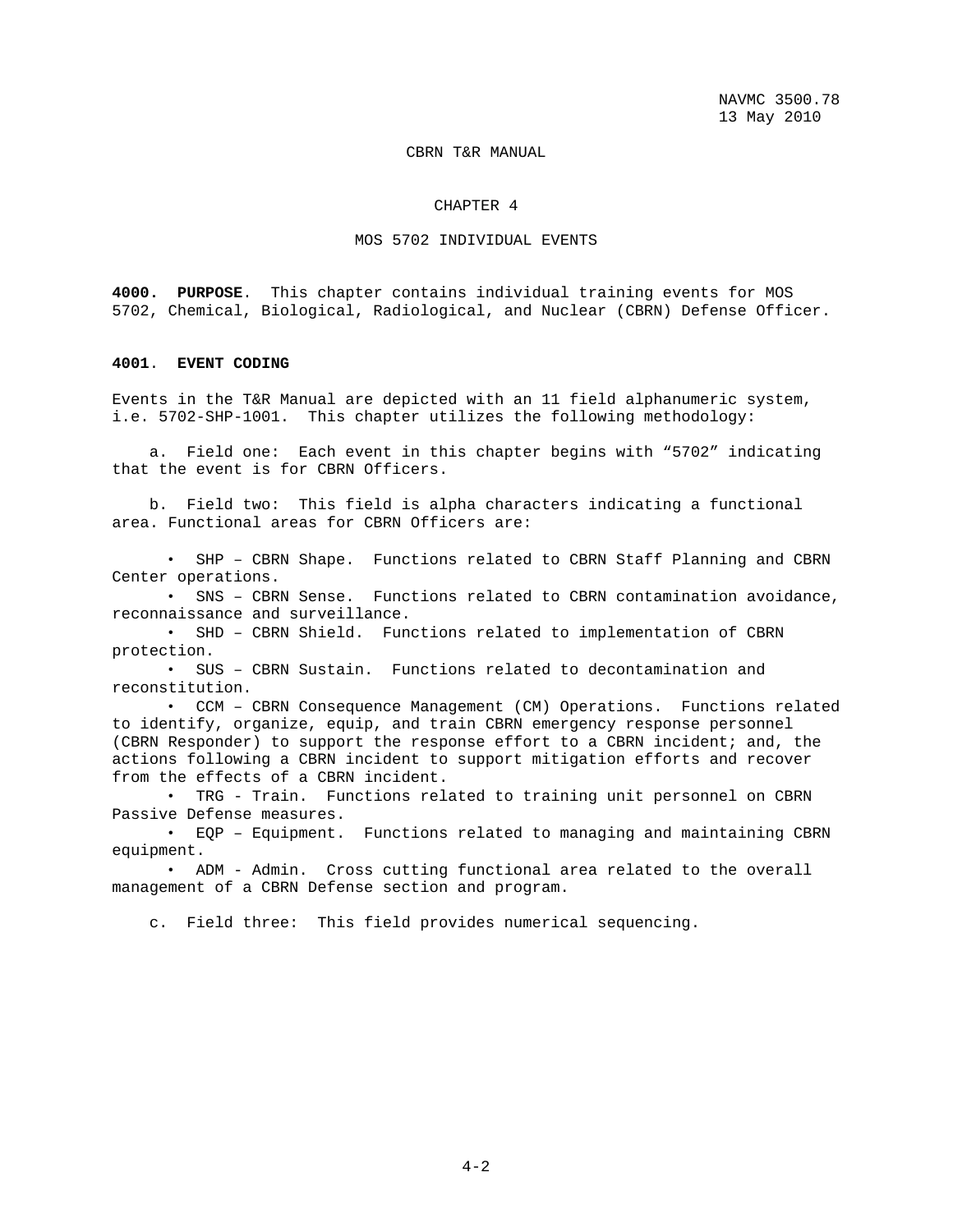CBRN T&R MANUAL

# CHAPTER 4

# MOS 5702 INDIVIDUAL EVENTS

**4000. PURPOSE**. This chapter contains individual training events for MOS 5702, Chemical, Biological, Radiological, and Nuclear (CBRN) Defense Officer.

**4001. EVENT CODING**

Events in the T&R Manual are depicted with an 11 field alphanumeric system, i.e. 5702-SHP-1001. This chapter utilizes the following methodology:

a. Field one: Each event in this chapter begins with "5702" indicating that the event is for CBRN Officers.

b. Field two: This field is alpha characters indicating a functional area. Functional areas for CBRN Officers are:

- SHP – CBRN Shape. Functions related to CBRN Staff Planning and CBRN Center operations.
- SNS – CBRN Sense. Functions related to CBRN contamination avoidance, reconnaissance and surveillance.
- SHD – CBRN Shield. Functions related to implementation of CBRN protection.
- SUS – CBRN Sustain. Functions related to decontamination and reconstitution.
- CCM – CBRN Consequence Management (CM) Operations. Functions related to identify, organize, equip, and train CBRN emergency response personnel (CBRN Responder) to support the response effort to a CBRN incident; and, the actions following a CBRN incident to support mitigation efforts and recover from the effects of a CBRN incident.
- TRG - Train. Functions related to training unit personnel on CBRN Passive Defense measures.
- EQP – Equipment. Functions related to managing and maintaining CBRN equipment.
- ADM - Admin. Cross cutting functional area related to the overall management of a CBRN Defense section and program.

c. Field three: This field provides numerical sequencing.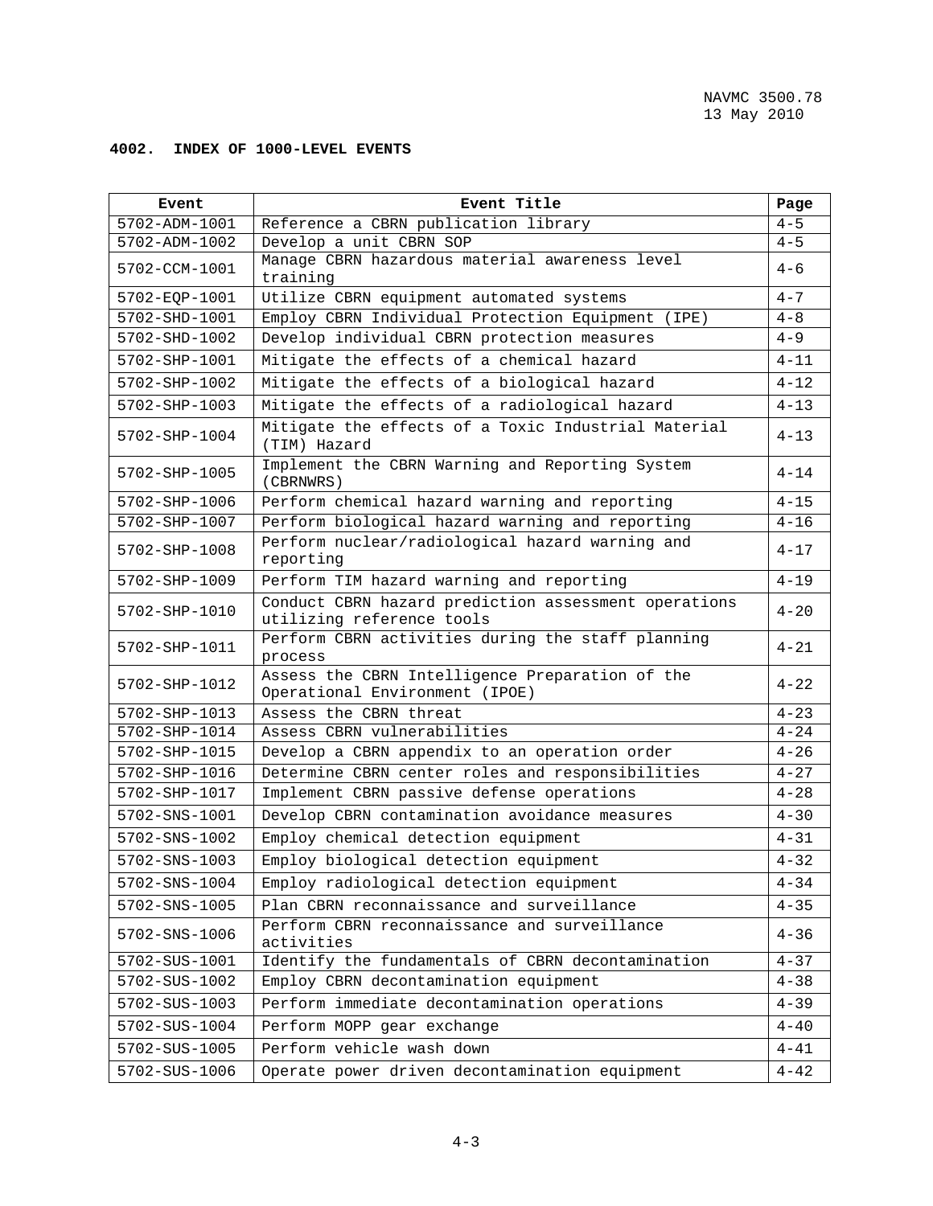## 4002. INDEX OF 1000-LEVEL EVENTS

| Event | Event Title | Page |
|---|---|---|
| 5702-ADM-1001 | Reference a CBRN publication library | 4-5 |
| 5702-ADM-1002 | Develop a unit CBRN SOP | 4-5 |
| 5702-CCM-1001 | Manage CBRN hazardous material awareness level training | 4-6 |
| 5702-EQP-1001 | Utilize CBRN equipment automated systems | 4-7 |
| 5702-SHD-1001 | Employ CBRN Individual Protection Equipment (IPE) | 4-8 |
| 5702-SHD-1002 | Develop individual CBRN protection measures | 4-9 |
| 5702-SHP-1001 | Mitigate the effects of a chemical hazard | 4-11 |
| 5702-SHP-1002 | Mitigate the effects of a biological hazard | 4-12 |
| 5702-SHP-1003 | Mitigate the effects of a radiological hazard | 4-13 |
| 5702-SHP-1004 | Mitigate the effects of a Toxic Industrial Material (TIM) Hazard | 4-13 |
| 5702-SHP-1005 | Implement the CBRN Warning and Reporting System (CBRNWRS) | 4-14 |
| 5702-SHP-1006 | Perform chemical hazard warning and reporting | 4-15 |
| 5702-SHP-1007 | Perform biological hazard warning and reporting | 4-16 |
| 5702-SHP-1008 | Perform nuclear/radiological hazard warning and reporting | 4-17 |
| 5702-SHP-1009 | Perform TIM hazard warning and reporting | 4-19 |
| 5702-SHP-1010 | Conduct CBRN hazard prediction assessment operations utilizing reference tools | 4-20 |
| 5702-SHP-1011 | Perform CBRN activities during the staff planning process | 4-21 |
| 5702-SHP-1012 | Assess the CBRN Intelligence Preparation of the Operational Environment (IPOE) | 4-22 |
| 5702-SHP-1013 | Assess the CBRN threat | 4-23 |
| 5702-SHP-1014 | Assess CBRN vulnerabilities | 4-24 |
| 5702-SHP-1015 | Develop a CBRN appendix to an operation order | 4-26 |
| 5702-SHP-1016 | Determine CBRN center roles and responsibilities | 4-27 |
| 5702-SHP-1017 | Implement CBRN passive defense operations | 4-28 |
| 5702-SNS-1001 | Develop CBRN contamination avoidance measures | 4-30 |
| 5702-SNS-1002 | Employ chemical detection equipment | 4-31 |
| 5702-SNS-1003 | Employ biological detection equipment | 4-32 |
| 5702-SNS-1004 | Employ radiological detection equipment | 4-34 |
| 5702-SNS-1005 | Plan CBRN reconnaissance and surveillance | 4-35 |
| 5702-SNS-1006 | Perform CBRN reconnaissance and surveillance activities | 4-36 |
| 5702-SUS-1001 | Identify the fundamentals of CBRN decontamination | 4-37 |
| 5702-SUS-1002 | Employ CBRN decontamination equipment | 4-38 |
| 5702-SUS-1003 | Perform immediate decontamination operations | 4-39 |
| 5702-SUS-1004 | Perform MOPP gear exchange | 4-40 |
| 5702-SUS-1005 | Perform vehicle wash down | 4-41 |
| 5702-SUS-1006 | Operate power driven decontamination equipment | 4-42 |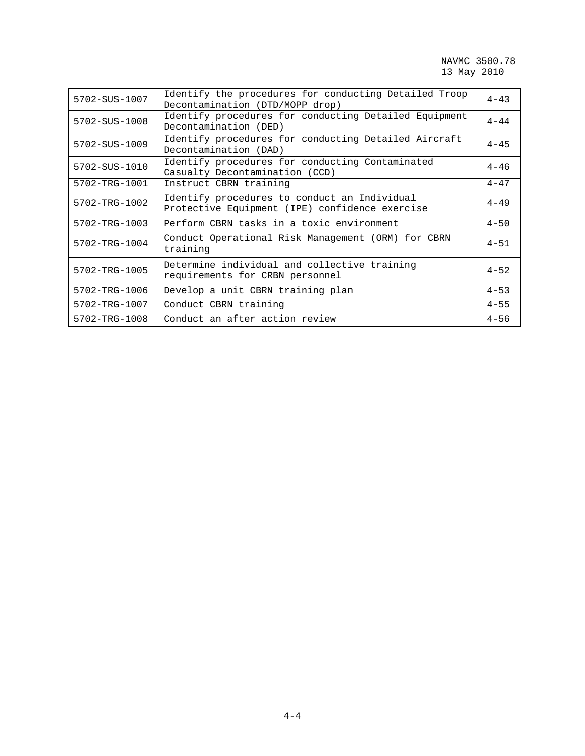| | | |
|---|---|---|
| 5702-SUS-1007 | Identify the procedures for conducting Detailed Troop Decontamination (DTD/MOPP drop) | 4-43 |
| 5702-SUS-1008 | Identify procedures for conducting Detailed Equipment Decontamination (DED) | 4-44 |
| 5702-SUS-1009 | Identify procedures for conducting Detailed Aircraft Decontamination (DAD) | 4-45 |
| 5702-SUS-1010 | Identify procedures for conducting Contaminated Casualty Decontamination (CCD) | 4-46 |
| 5702-TRG-1001 | Instruct CBRN training | 4-47 |
| 5702-TRG-1002 | Identify procedures to conduct an Individual Protective Equipment (IPE) confidence exercise | 4-49 |
| 5702-TRG-1003 | Perform CBRN tasks in a toxic environment | 4-50 |
| 5702-TRG-1004 | Conduct Operational Risk Management (ORM) for CBRN training | 4-51 |
| 5702-TRG-1005 | Determine individual and collective training requirements for CRBN personnel | 4-52 |
| 5702-TRG-1006 | Develop a unit CBRN training plan | 4-53 |
| 5702-TRG-1007 | Conduct CBRN training | 4-55 |
| 5702-TRG-1008 | Conduct an after action review | 4-56 |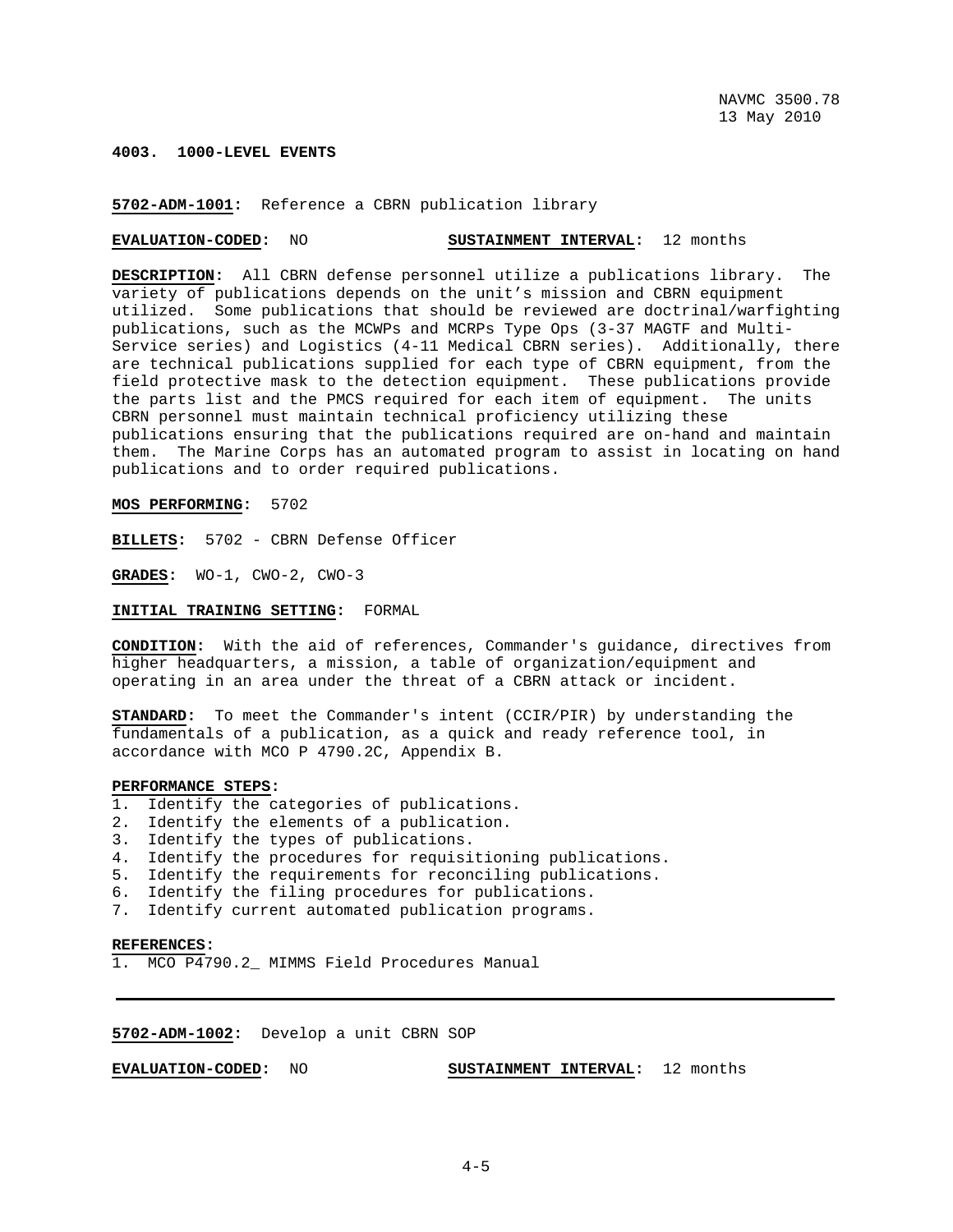### 4003. 1000-LEVEL EVENTS

**5702-ADM-1001**: Reference a CBRN publication library

**EVALUATION-CODED**: NO **SUSTAINMENT INTERVAL**: 12 months

**DESCRIPTION**: All CBRN defense personnel utilize a publications library. The variety of publications depends on the unit's mission and CBRN equipment utilized. Some publications that should be reviewed are doctrinal/warfighting publications, such as the MCWPs and MCRPs Type Ops (3-37 MAGTF and Multi-Service series) and Logistics (4-11 Medical CBRN series). Additionally, there are technical publications supplied for each type of CBRN equipment, from the field protective mask to the detection equipment. These publications provide the parts list and the PMCS required for each item of equipment. The units CBRN personnel must maintain technical proficiency utilizing these publications ensuring that the publications required are on-hand and maintain them. The Marine Corps has an automated program to assist in locating on hand publications and to order required publications.

**MOS PERFORMING**: 5702

**BILLETS**: 5702 - CBRN Defense Officer

**GRADES**: WO-1, CWO-2, CWO-3

**INITIAL TRAINING SETTING**: FORMAL

**CONDITION**: With the aid of references, Commander's guidance, directives from higher headquarters, a mission, a table of organization/equipment and operating in an area under the threat of a CBRN attack or incident.

**STANDARD**: To meet the Commander's intent (CCIR/PIR) by understanding the fundamentals of a publication, as a quick and ready reference tool, in accordance with MCO P 4790.2C, Appendix B.

**PERFORMANCE STEPS**:

1. Identify the categories of publications.
2. Identify the elements of a publication.
3. Identify the types of publications.
4. Identify the procedures for requisitioning publications.
5. Identify the requirements for reconciling publications.
6. Identify the filing procedures for publications.
7. Identify current automated publication programs.

**REFERENCES**:

1. MCO P4790.2_ MIMMS Field Procedures Manual

---

**5702-ADM-1002**: Develop a unit CBRN SOP

**EVALUATION-CODED**: NO **SUSTAINMENT INTERVAL**: 12 months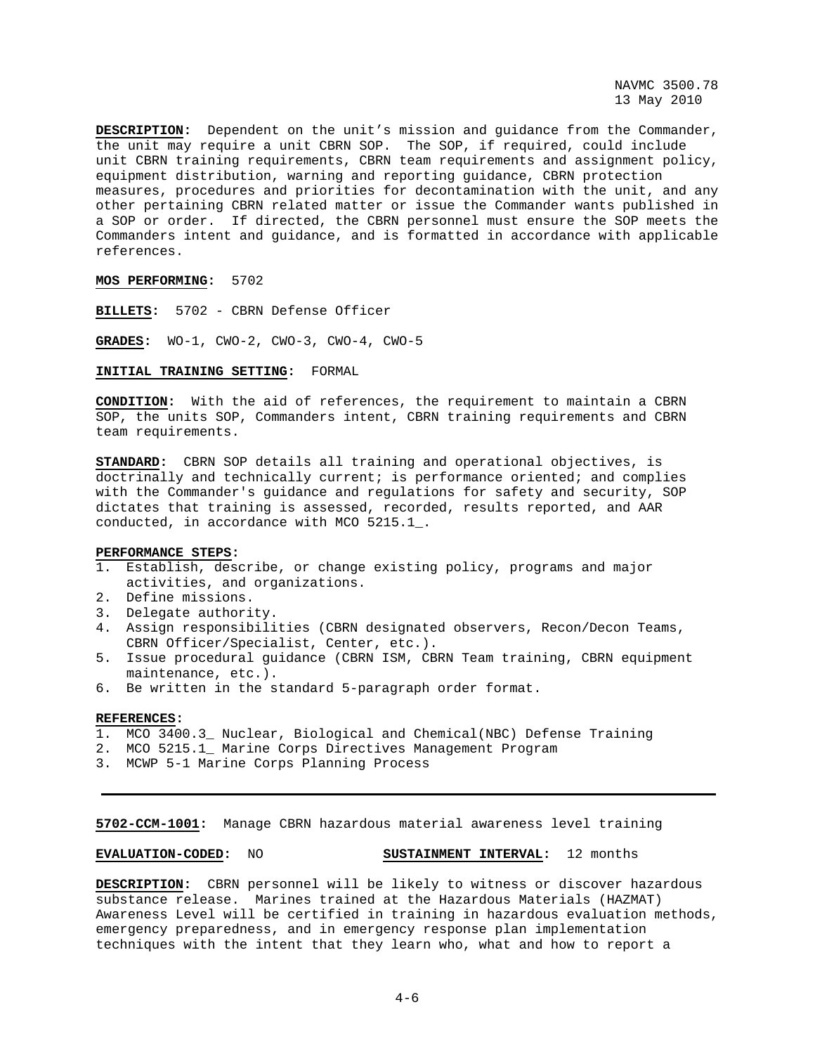**DESCRIPTION:** Dependent on the unit's mission and guidance from the Commander, the unit may require a unit CBRN SOP. The SOP, if required, could include unit CBRN training requirements, CBRN team requirements and assignment policy, equipment distribution, warning and reporting guidance, CBRN protection measures, procedures and priorities for decontamination with the unit, and any other pertaining CBRN related matter or issue the Commander wants published in a SOP or order. If directed, the CBRN personnel must ensure the SOP meets the Commanders intent and guidance, and is formatted in accordance with applicable references.

**MOS PERFORMING:** 5702

**BILLETS:** 5702 - CBRN Defense Officer

**GRADES:** WO-1, CWO-2, CWO-3, CWO-4, CWO-5

**INITIAL TRAINING SETTING:** FORMAL

**CONDITION:** With the aid of references, the requirement to maintain a CBRN SOP, the units SOP, Commanders intent, CBRN training requirements and CBRN team requirements.

**STANDARD:** CBRN SOP details all training and operational objectives, is doctrinally and technically current; is performance oriented; and complies with the Commander's guidance and regulations for safety and security, SOP dictates that training is assessed, recorded, results reported, and AAR conducted, in accordance with MCO 5215.1_.

**PERFORMANCE STEPS:**
1. Establish, describe, or change existing policy, programs and major activities, and organizations.
2. Define missions.
3. Delegate authority.
4. Assign responsibilities (CBRN designated observers, Recon/Decon Teams, CBRN Officer/Specialist, Center, etc.).
5. Issue procedural guidance (CBRN ISM, CBRN Team training, CBRN equipment maintenance, etc.).
6. Be written in the standard 5-paragraph order format.

**REFERENCES:**
1. MCO 3400.3_ Nuclear, Biological and Chemical(NBC) Defense Training
2. MCO 5215.1_ Marine Corps Directives Management Program
3. MCWP 5-1 Marine Corps Planning Process

---

**5702-CCM-1001:** Manage CBRN hazardous material awareness level training

**EVALUATION-CODED:** NO **SUSTAINMENT INTERVAL:** 12 months

**DESCRIPTION:** CBRN personnel will be likely to witness or discover hazardous substance release. Marines trained at the Hazardous Materials (HAZMAT) Awareness Level will be certified in training in hazardous evaluation methods, emergency preparedness, and in emergency response plan implementation techniques with the intent that they learn who, what and how to report a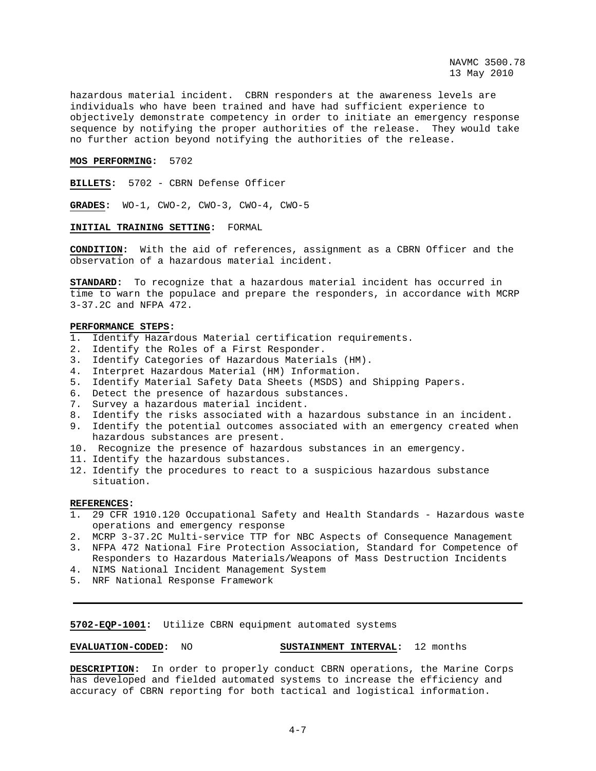hazardous material incident. CBRN responders at the awareness levels are individuals who have been trained and have had sufficient experience to objectively demonstrate competency in order to initiate an emergency response sequence by notifying the proper authorities of the release. They would take no further action beyond notifying the authorities of the release.

**MOS PERFORMING:** 5702

**BILLETS:** 5702 - CBRN Defense Officer

**GRADES:** WO-1, CWO-2, CWO-3, CWO-4, CWO-5

**INITIAL TRAINING SETTING:** FORMAL

**CONDITION:** With the aid of references, assignment as a CBRN Officer and the observation of a hazardous material incident.

**STANDARD:** To recognize that a hazardous material incident has occurred in time to warn the populace and prepare the responders, in accordance with MCRP 3-37.2C and NFPA 472.

**PERFORMANCE STEPS:**

1. Identify Hazardous Material certification requirements.
2. Identify the Roles of a First Responder.
3. Identify Categories of Hazardous Materials (HM).
4. Interpret Hazardous Material (HM) Information.
5. Identify Material Safety Data Sheets (MSDS) and Shipping Papers.
6. Detect the presence of hazardous substances.
7. Survey a hazardous material incident.
8. Identify the risks associated with a hazardous substance in an incident.
9. Identify the potential outcomes associated with an emergency created when hazardous substances are present.
10. Recognize the presence of hazardous substances in an emergency.
11. Identify the hazardous substances.
12. Identify the procedures to react to a suspicious hazardous substance situation.

**REFERENCES:**

1. 29 CFR 1910.120 Occupational Safety and Health Standards - Hazardous waste operations and emergency response
2. MCRP 3-37.2C Multi-service TTP for NBC Aspects of Consequence Management
3. NFPA 472 National Fire Protection Association, Standard for Competence of Responders to Hazardous Materials/Weapons of Mass Destruction Incidents
4. NIMS National Incident Management System
5. NRF National Response Framework

---

**5702-EQP-1001:** Utilize CBRN equipment automated systems

**EVALUATION-CODED:** NO **SUSTAINMENT INTERVAL:** 12 months

**DESCRIPTION:** In order to properly conduct CBRN operations, the Marine Corps has developed and fielded automated systems to increase the efficiency and accuracy of CBRN reporting for both tactical and logistical information.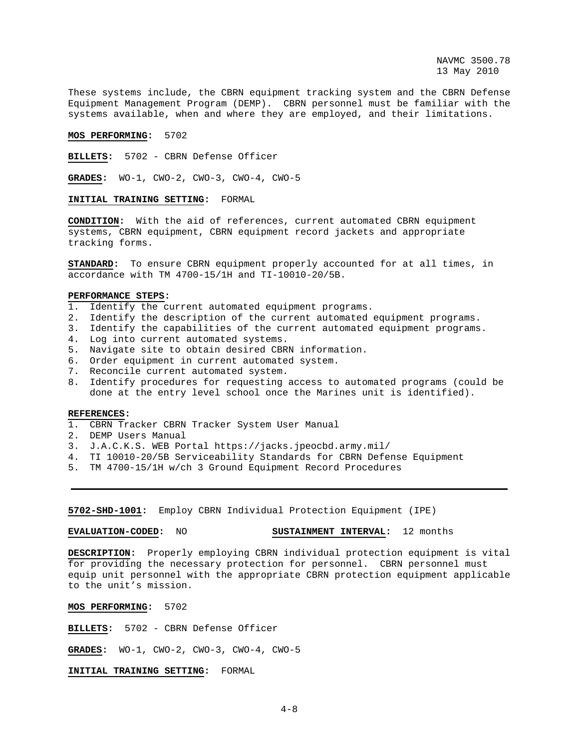These systems include, the CBRN equipment tracking system and the CBRN Defense Equipment Management Program (DEMP). CBRN personnel must be familiar with the systems available, when and where they are employed, and their limitations.

**MOS PERFORMING:** 5702

**BILLETS:** 5702 - CBRN Defense Officer

**GRADES:** WO-1, CWO-2, CWO-3, CWO-4, CWO-5

**INITIAL TRAINING SETTING:** FORMAL

**CONDITION:** With the aid of references, current automated CBRN equipment systems, CBRN equipment, CBRN equipment record jackets and appropriate tracking forms.

**STANDARD:** To ensure CBRN equipment properly accounted for at all times, in accordance with TM 4700-15/1H and TI-10010-20/5B.

**PERFORMANCE STEPS:**
1. Identify the current automated equipment programs.
2. Identify the description of the current automated equipment programs.
3. Identify the capabilities of the current automated equipment programs.
4. Log into current automated systems.
5. Navigate site to obtain desired CBRN information.
6. Order equipment in current automated system.
7. Reconcile current automated system.
8. Identify procedures for requesting access to automated programs (could be done at the entry level school once the Marines unit is identified).

**REFERENCES:**
1. CBRN Tracker CBRN Tracker System User Manual
2. DEMP Users Manual
3. J.A.C.K.S. WEB Portal https://jacks.jpeocbd.army.mil/
4. TI 10010-20/5B Serviceability Standards for CBRN Defense Equipment
5. TM 4700-15/1H w/ch 3 Ground Equipment Record Procedures

---

**5702-SHD-1001:** Employ CBRN Individual Protection Equipment (IPE)

**EVALUATION-CODED:** NO **SUSTAINMENT INTERVAL:** 12 months

**DESCRIPTION:** Properly employing CBRN individual protection equipment is vital for providing the necessary protection for personnel. CBRN personnel must equip unit personnel with the appropriate CBRN protection equipment applicable to the unit's mission.

**MOS PERFORMING:** 5702

**BILLETS:** 5702 - CBRN Defense Officer

**GRADES:** WO-1, CWO-2, CWO-3, CWO-4, CWO-5

**INITIAL TRAINING SETTING:** FORMAL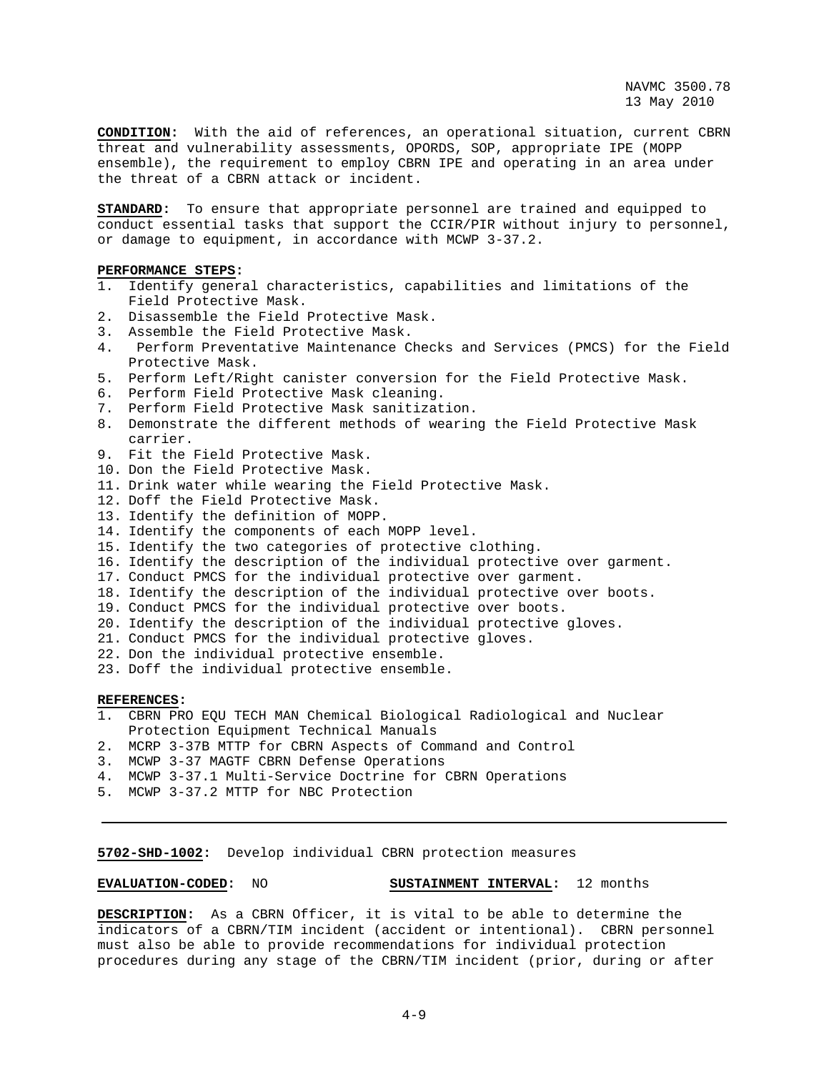**CONDITION:** With the aid of references, an operational situation, current CBRN threat and vulnerability assessments, OPORDS, SOP, appropriate IPE (MOPP ensemble), the requirement to employ CBRN IPE and operating in an area under the threat of a CBRN attack or incident.

**STANDARD:** To ensure that appropriate personnel are trained and equipped to conduct essential tasks that support the CCIR/PIR without injury to personnel, or damage to equipment, in accordance with MCWP 3-37.2.

**PERFORMANCE STEPS:**

1. Identify general characteristics, capabilities and limitations of the Field Protective Mask.
2. Disassemble the Field Protective Mask.
3. Assemble the Field Protective Mask.
4. Perform Preventative Maintenance Checks and Services (PMCS) for the Field Protective Mask.
5. Perform Left/Right canister conversion for the Field Protective Mask.
6. Perform Field Protective Mask cleaning.
7. Perform Field Protective Mask sanitization.
8. Demonstrate the different methods of wearing the Field Protective Mask carrier.
9. Fit the Field Protective Mask.
10. Don the Field Protective Mask.
11. Drink water while wearing the Field Protective Mask.
12. Doff the Field Protective Mask.
13. Identify the definition of MOPP.
14. Identify the components of each MOPP level.
15. Identify the two categories of protective clothing.
16. Identify the description of the individual protective over garment.
17. Conduct PMCS for the individual protective over garment.
18. Identify the description of the individual protective over boots.
19. Conduct PMCS for the individual protective over boots.
20. Identify the description of the individual protective gloves.
21. Conduct PMCS for the individual protective gloves.
22. Don the individual protective ensemble.
23. Doff the individual protective ensemble.

**REFERENCES:**

1. CBRN PRO EQU TECH MAN Chemical Biological Radiological and Nuclear Protection Equipment Technical Manuals
2. MCRP 3-37B MTTP for CBRN Aspects of Command and Control
3. MCWP 3-37 MAGTF CBRN Defense Operations
4. MCWP 3-37.1 Multi-Service Doctrine for CBRN Operations
5. MCWP 3-37.2 MTTP for NBC Protection

---

**5702-SHD-1002:** Develop individual CBRN protection measures

**EVALUATION-CODED:** NO **SUSTAINMENT INTERVAL:** 12 months

**DESCRIPTION:** As a CBRN Officer, it is vital to be able to determine the indicators of a CBRN/TIM incident (accident or intentional). CBRN personnel must also be able to provide recommendations for individual protection procedures during any stage of the CBRN/TIM incident (prior, during or after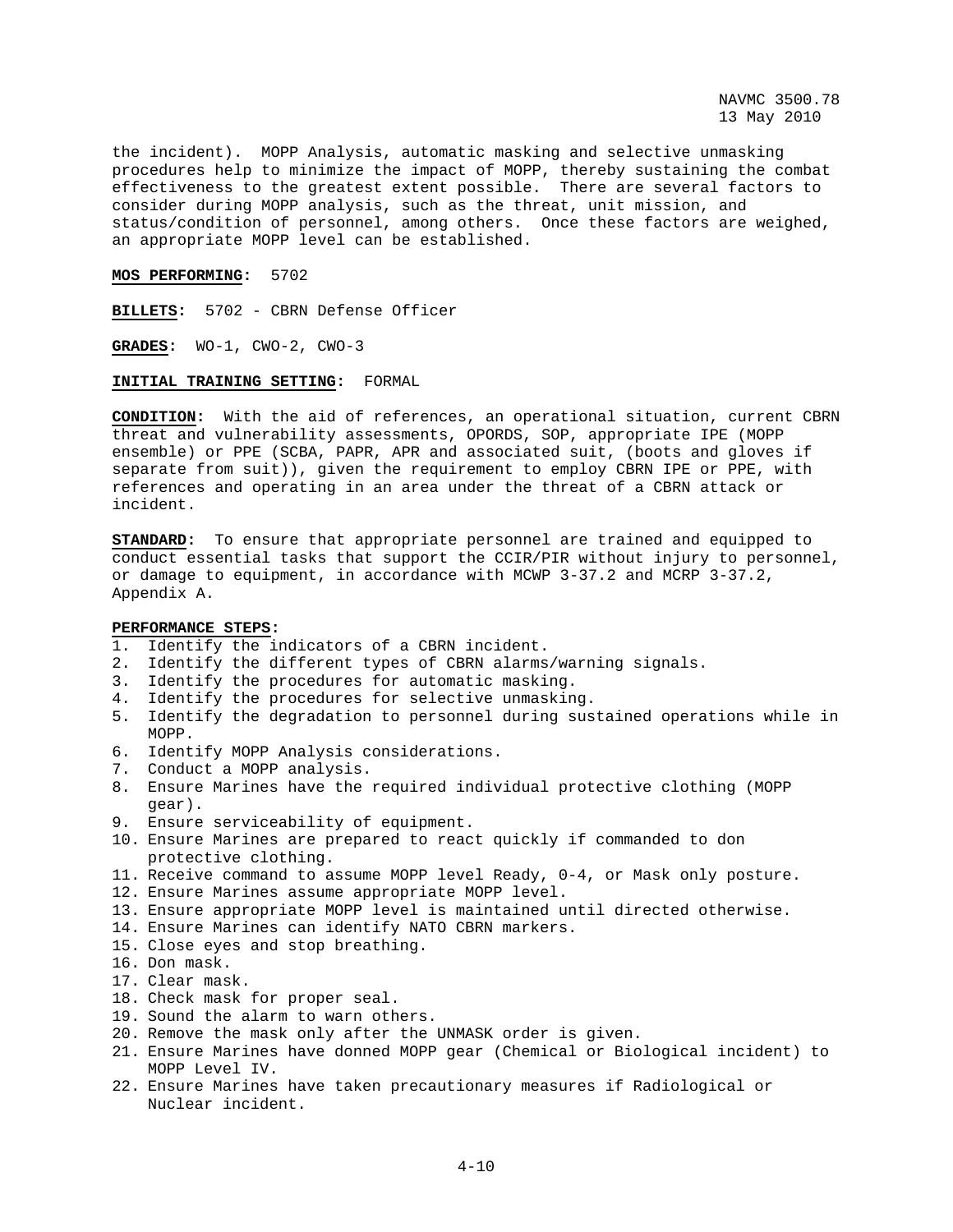the incident). MOPP Analysis, automatic masking and selective unmasking procedures help to minimize the impact of MOPP, thereby sustaining the combat effectiveness to the greatest extent possible. There are several factors to consider during MOPP analysis, such as the threat, unit mission, and status/condition of personnel, among others. Once these factors are weighed, an appropriate MOPP level can be established.

**MOS PERFORMING:** 5702

**BILLETS:** 5702 - CBRN Defense Officer

**GRADES:** WO-1, CWO-2, CWO-3

**INITIAL TRAINING SETTING:** FORMAL

**CONDITION:** With the aid of references, an operational situation, current CBRN threat and vulnerability assessments, OPORDS, SOP, appropriate IPE (MOPP ensemble) or PPE (SCBA, PAPR, APR and associated suit, (boots and gloves if separate from suit)), given the requirement to employ CBRN IPE or PPE, with references and operating in an area under the threat of a CBRN attack or incident.

**STANDARD:** To ensure that appropriate personnel are trained and equipped to conduct essential tasks that support the CCIR/PIR without injury to personnel, or damage to equipment, in accordance with MCWP 3-37.2 and MCRP 3-37.2, Appendix A.

**PERFORMANCE STEPS:**

1. Identify the indicators of a CBRN incident.
2. Identify the different types of CBRN alarms/warning signals.
3. Identify the procedures for automatic masking.
4. Identify the procedures for selective unmasking.
5. Identify the degradation to personnel during sustained operations while in MOPP.
6. Identify MOPP Analysis considerations.
7. Conduct a MOPP analysis.
8. Ensure Marines have the required individual protective clothing (MOPP gear).
9. Ensure serviceability of equipment.
10. Ensure Marines are prepared to react quickly if commanded to don protective clothing.
11. Receive command to assume MOPP level Ready, 0-4, or Mask only posture.
12. Ensure Marines assume appropriate MOPP level.
13. Ensure appropriate MOPP level is maintained until directed otherwise.
14. Ensure Marines can identify NATO CBRN markers.
15. Close eyes and stop breathing.
16. Don mask.
17. Clear mask.
18. Check mask for proper seal.
19. Sound the alarm to warn others.
20. Remove the mask only after the UNMASK order is given.
21. Ensure Marines have donned MOPP gear (Chemical or Biological incident) to MOPP Level IV.
22. Ensure Marines have taken precautionary measures if Radiological or Nuclear incident.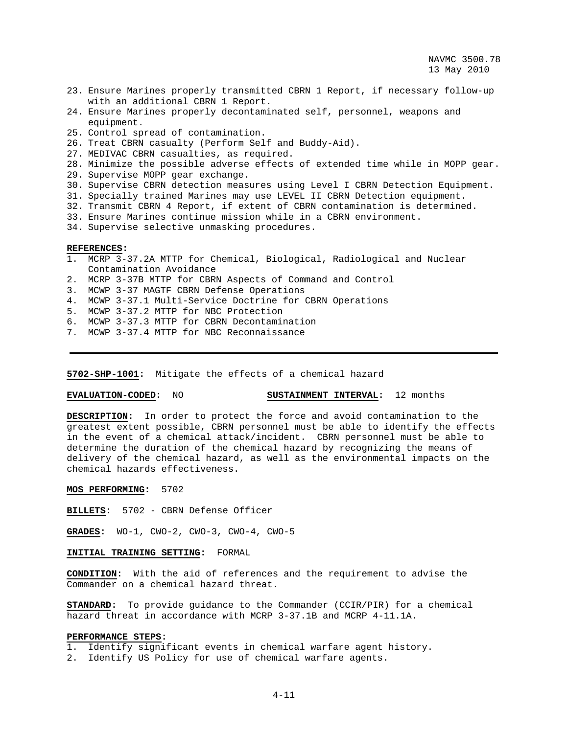23. Ensure Marines properly transmitted CBRN 1 Report, if necessary follow-up with an additional CBRN 1 Report.
24. Ensure Marines properly decontaminated self, personnel, weapons and equipment.
25. Control spread of contamination.
26. Treat CBRN casualty (Perform Self and Buddy-Aid).
27. MEDIVAC CBRN casualties, as required.
28. Minimize the possible adverse effects of extended time while in MOPP gear.
29. Supervise MOPP gear exchange.
30. Supervise CBRN detection measures using Level I CBRN Detection Equipment.
31. Specially trained Marines may use LEVEL II CBRN Detection equipment.
32. Transmit CBRN 4 Report, if extent of CBRN contamination is determined.
33. Ensure Marines continue mission while in a CBRN environment.
34. Supervise selective unmasking procedures.

**REFERENCES:**
1. MCRP 3-37.2A MTTP for Chemical, Biological, Radiological and Nuclear Contamination Avoidance
2. MCRP 3-37B MTTP for CBRN Aspects of Command and Control
3. MCWP 3-37 MAGTF CBRN Defense Operations
4. MCWP 3-37.1 Multi-Service Doctrine for CBRN Operations
5. MCWP 3-37.2 MTTP for NBC Protection
6. MCWP 3-37.3 MTTP for CBRN Decontamination
7. MCWP 3-37.4 MTTP for NBC Reconnaissance

---

**5702-SHP-1001:** Mitigate the effects of a chemical hazard

**EVALUATION-CODED:** NO **SUSTAINMENT INTERVAL:** 12 months

**DESCRIPTION:** In order to protect the force and avoid contamination to the greatest extent possible, CBRN personnel must be able to identify the effects in the event of a chemical attack/incident. CBRN personnel must be able to determine the duration of the chemical hazard by recognizing the means of delivery of the chemical hazard, as well as the environmental impacts on the chemical hazards effectiveness.

**MOS PERFORMING:** 5702

**BILLETS:** 5702 - CBRN Defense Officer

**GRADES:** WO-1, CWO-2, CWO-3, CWO-4, CWO-5

**INITIAL TRAINING SETTING:** FORMAL

**CONDITION:** With the aid of references and the requirement to advise the Commander on a chemical hazard threat.

**STANDARD:** To provide guidance to the Commander (CCIR/PIR) for a chemical hazard threat in accordance with MCRP 3-37.1B and MCRP 4-11.1A.

**PERFORMANCE STEPS:**
1. Identify significant events in chemical warfare agent history.
2. Identify US Policy for use of chemical warfare agents.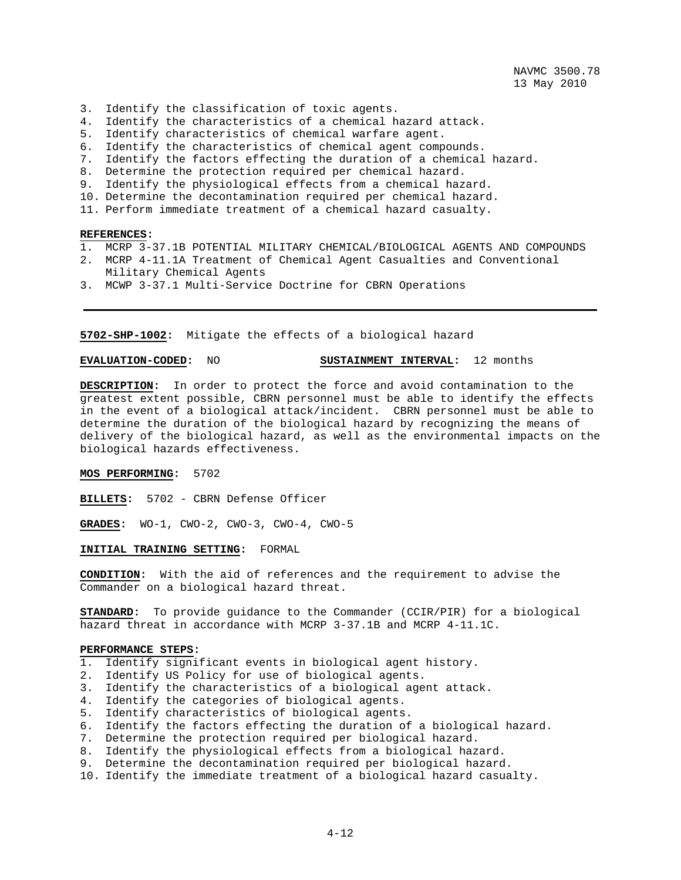3. Identify the classification of toxic agents.
4. Identify the characteristics of a chemical hazard attack.
5. Identify characteristics of chemical warfare agent.
6. Identify the characteristics of chemical agent compounds.
7. Identify the factors effecting the duration of a chemical hazard.
8. Determine the protection required per chemical hazard.
9. Identify the physiological effects from a chemical hazard.
10. Determine the decontamination required per chemical hazard.
11. Perform immediate treatment of a chemical hazard casualty.

**REFERENCES:**
1. MCRP 3-37.1B POTENTIAL MILITARY CHEMICAL/BIOLOGICAL AGENTS AND COMPOUNDS
2. MCRP 4-11.1A Treatment of Chemical Agent Casualties and Conventional Military Chemical Agents
3. MCWP 3-37.1 Multi-Service Doctrine for CBRN Operations

---

**5702-SHP-1002:** Mitigate the effects of a biological hazard

**EVALUATION-CODED:** NO **SUSTAINMENT INTERVAL:** 12 months

**DESCRIPTION:** In order to protect the force and avoid contamination to the greatest extent possible, CBRN personnel must be able to identify the effects in the event of a biological attack/incident. CBRN personnel must be able to determine the duration of the biological hazard by recognizing the means of delivery of the biological hazard, as well as the environmental impacts on the biological hazards effectiveness.

**MOS PERFORMING:** 5702

**BILLETS:** 5702 - CBRN Defense Officer

**GRADES:** WO-1, CWO-2, CWO-3, CWO-4, CWO-5

**INITIAL TRAINING SETTING:** FORMAL

**CONDITION:** With the aid of references and the requirement to advise the Commander on a biological hazard threat.

**STANDARD:** To provide guidance to the Commander (CCIR/PIR) for a biological hazard threat in accordance with MCRP 3-37.1B and MCRP 4-11.1C.

**PERFORMANCE STEPS:**
1. Identify significant events in biological agent history.
2. Identify US Policy for use of biological agents.
3. Identify the characteristics of a biological agent attack.
4. Identify the categories of biological agents.
5. Identify characteristics of biological agents.
6. Identify the factors effecting the duration of a biological hazard.
7. Determine the protection required per biological hazard.
8. Identify the physiological effects from a biological hazard.
9. Determine the decontamination required per biological hazard.
10. Identify the immediate treatment of a biological hazard casualty.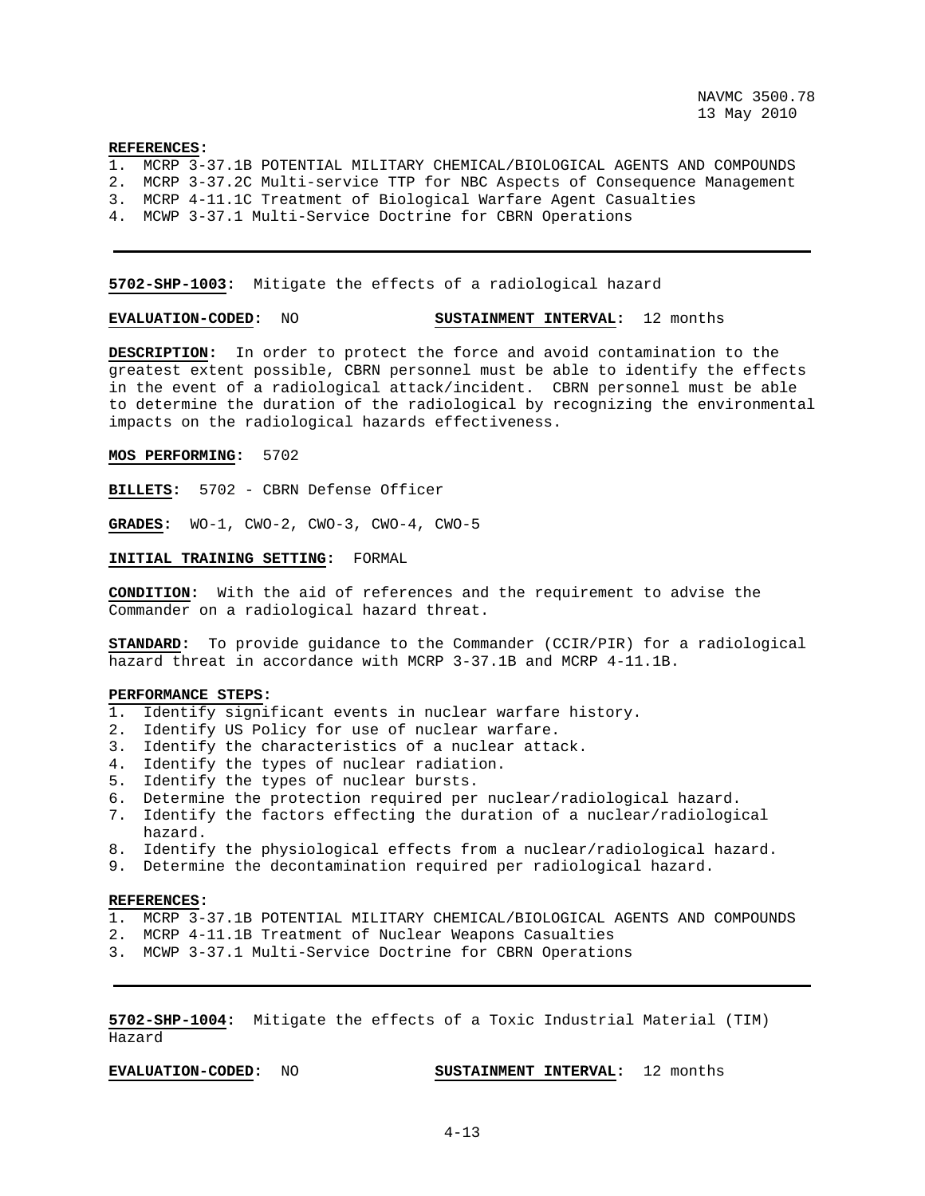**REFERENCES:**

1. MCRP 3-37.1B POTENTIAL MILITARY CHEMICAL/BIOLOGICAL AGENTS AND COMPOUNDS
2. MCRP 3-37.2C Multi-service TTP for NBC Aspects of Consequence Management
3. MCRP 4-11.1C Treatment of Biological Warfare Agent Casualties
4. MCWP 3-37.1 Multi-Service Doctrine for CBRN Operations

---

**5702-SHP-1003**: Mitigate the effects of a radiological hazard

**EVALUATION-CODED:** NO **SUSTAINMENT INTERVAL:** 12 months

**DESCRIPTION:** In order to protect the force and avoid contamination to the greatest extent possible, CBRN personnel must be able to identify the effects in the event of a radiological attack/incident. CBRN personnel must be able to determine the duration of the radiological by recognizing the environmental impacts on the radiological hazards effectiveness.

**MOS PERFORMING:** 5702

**BILLETS:** 5702 - CBRN Defense Officer

**GRADES:** WO-1, CWO-2, CWO-3, CWO-4, CWO-5

**INITIAL TRAINING SETTING:** FORMAL

**CONDITION:** With the aid of references and the requirement to advise the Commander on a radiological hazard threat.

**STANDARD:** To provide guidance to the Commander (CCIR/PIR) for a radiological hazard threat in accordance with MCRP 3-37.1B and MCRP 4-11.1B.

**PERFORMANCE STEPS:**

1. Identify significant events in nuclear warfare history.
2. Identify US Policy for use of nuclear warfare.
3. Identify the characteristics of a nuclear attack.
4. Identify the types of nuclear radiation.
5. Identify the types of nuclear bursts.
6. Determine the protection required per nuclear/radiological hazard.
7. Identify the factors effecting the duration of a nuclear/radiological hazard.
8. Identify the physiological effects from a nuclear/radiological hazard.
9. Determine the decontamination required per radiological hazard.

**REFERENCES:**

1. MCRP 3-37.1B POTENTIAL MILITARY CHEMICAL/BIOLOGICAL AGENTS AND COMPOUNDS
2. MCRP 4-11.1B Treatment of Nuclear Weapons Casualties
3. MCWP 3-37.1 Multi-Service Doctrine for CBRN Operations

---

**5702-SHP-1004**: Mitigate the effects of a Toxic Industrial Material (TIM) Hazard

**EVALUATION-CODED:** NO **SUSTAINMENT INTERVAL:** 12 months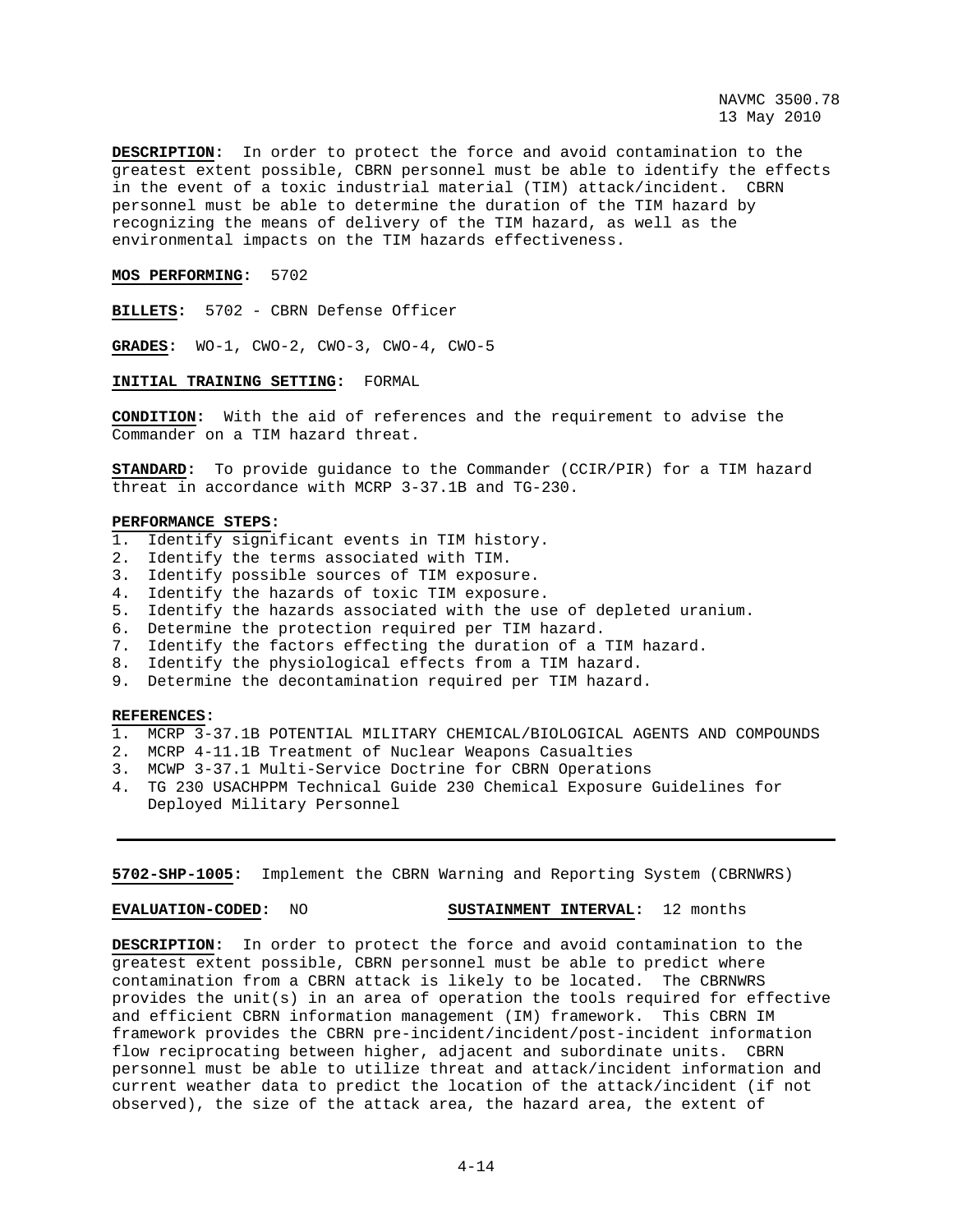**DESCRIPTION:** In order to protect the force and avoid contamination to the greatest extent possible, CBRN personnel must be able to identify the effects in the event of a toxic industrial material (TIM) attack/incident. CBRN personnel must be able to determine the duration of the TIM hazard by recognizing the means of delivery of the TIM hazard, as well as the environmental impacts on the TIM hazards effectiveness.

**MOS PERFORMING:** 5702

**BILLETS:** 5702 - CBRN Defense Officer

**GRADES:** WO-1, CWO-2, CWO-3, CWO-4, CWO-5

**INITIAL TRAINING SETTING:** FORMAL

**CONDITION:** With the aid of references and the requirement to advise the Commander on a TIM hazard threat.

**STANDARD:** To provide guidance to the Commander (CCIR/PIR) for a TIM hazard threat in accordance with MCRP 3-37.1B and TG-230.

**PERFORMANCE STEPS:**

1. Identify significant events in TIM history.
2. Identify the terms associated with TIM.
3. Identify possible sources of TIM exposure.
4. Identify the hazards of toxic TIM exposure.
5. Identify the hazards associated with the use of depleted uranium.
6. Determine the protection required per TIM hazard.
7. Identify the factors effecting the duration of a TIM hazard.
8. Identify the physiological effects from a TIM hazard.
9. Determine the decontamination required per TIM hazard.

**REFERENCES:**

1. MCRP 3-37.1B POTENTIAL MILITARY CHEMICAL/BIOLOGICAL AGENTS AND COMPOUNDS
2. MCRP 4-11.1B Treatment of Nuclear Weapons Casualties
3. MCWP 3-37.1 Multi-Service Doctrine for CBRN Operations
4. TG 230 USACHPPM Technical Guide 230 Chemical Exposure Guidelines for Deployed Military Personnel

---

**5702-SHP-1005:** Implement the CBRN Warning and Reporting System (CBRNWRS)

**EVALUATION-CODED:** NO **SUSTAINMENT INTERVAL:** 12 months

**DESCRIPTION:** In order to protect the force and avoid contamination to the greatest extent possible, CBRN personnel must be able to predict where contamination from a CBRN attack is likely to be located. The CBRNWRS provides the unit(s) in an area of operation the tools required for effective and efficient CBRN information management (IM) framework. This CBRN IM framework provides the CBRN pre-incident/incident/post-incident information flow reciprocating between higher, adjacent and subordinate units. CBRN personnel must be able to utilize threat and attack/incident information and current weather data to predict the location of the attack/incident (if not observed), the size of the attack area, the hazard area, the extent of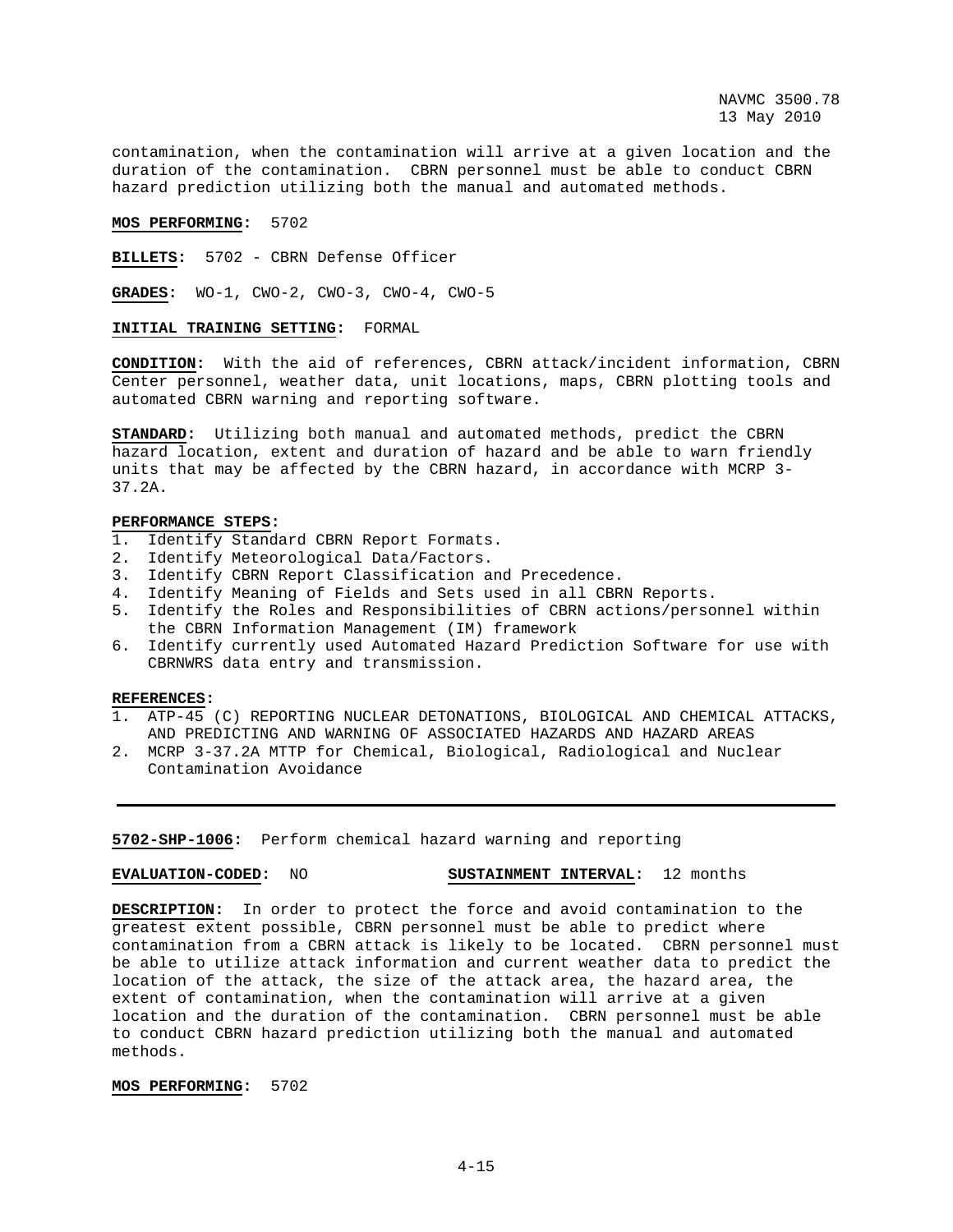contamination, when the contamination will arrive at a given location and the duration of the contamination. CBRN personnel must be able to conduct CBRN hazard prediction utilizing both the manual and automated methods.

**MOS PERFORMING:** 5702

**BILLETS:** 5702 - CBRN Defense Officer

**GRADES:** WO-1, CWO-2, CWO-3, CWO-4, CWO-5

**INITIAL TRAINING SETTING:** FORMAL

**CONDITION:** With the aid of references, CBRN attack/incident information, CBRN Center personnel, weather data, unit locations, maps, CBRN plotting tools and automated CBRN warning and reporting software.

**STANDARD:** Utilizing both manual and automated methods, predict the CBRN hazard location, extent and duration of hazard and be able to warn friendly units that may be affected by the CBRN hazard, in accordance with MCRP 3-37.2A.

**PERFORMANCE STEPS:**

1. Identify Standard CBRN Report Formats.
2. Identify Meteorological Data/Factors.
3. Identify CBRN Report Classification and Precedence.
4. Identify Meaning of Fields and Sets used in all CBRN Reports.
5. Identify the Roles and Responsibilities of CBRN actions/personnel within the CBRN Information Management (IM) framework
6. Identify currently used Automated Hazard Prediction Software for use with CBRNWRS data entry and transmission.

**REFERENCES:**

1. ATP-45 (C) REPORTING NUCLEAR DETONATIONS, BIOLOGICAL AND CHEMICAL ATTACKS, AND PREDICTING AND WARNING OF ASSOCIATED HAZARDS AND HAZARD AREAS
2. MCRP 3-37.2A MTTP for Chemical, Biological, Radiological and Nuclear Contamination Avoidance

---

**5702-SHP-1006:** Perform chemical hazard warning and reporting

**EVALUATION-CODED:** NO **SUSTAINMENT INTERVAL:** 12 months

**DESCRIPTION:** In order to protect the force and avoid contamination to the greatest extent possible, CBRN personnel must be able to predict where contamination from a CBRN attack is likely to be located. CBRN personnel must be able to utilize attack information and current weather data to predict the location of the attack, the size of the attack area, the hazard area, the extent of contamination, when the contamination will arrive at a given location and the duration of the contamination. CBRN personnel must be able to conduct CBRN hazard prediction utilizing both the manual and automated methods.

**MOS PERFORMING:** 5702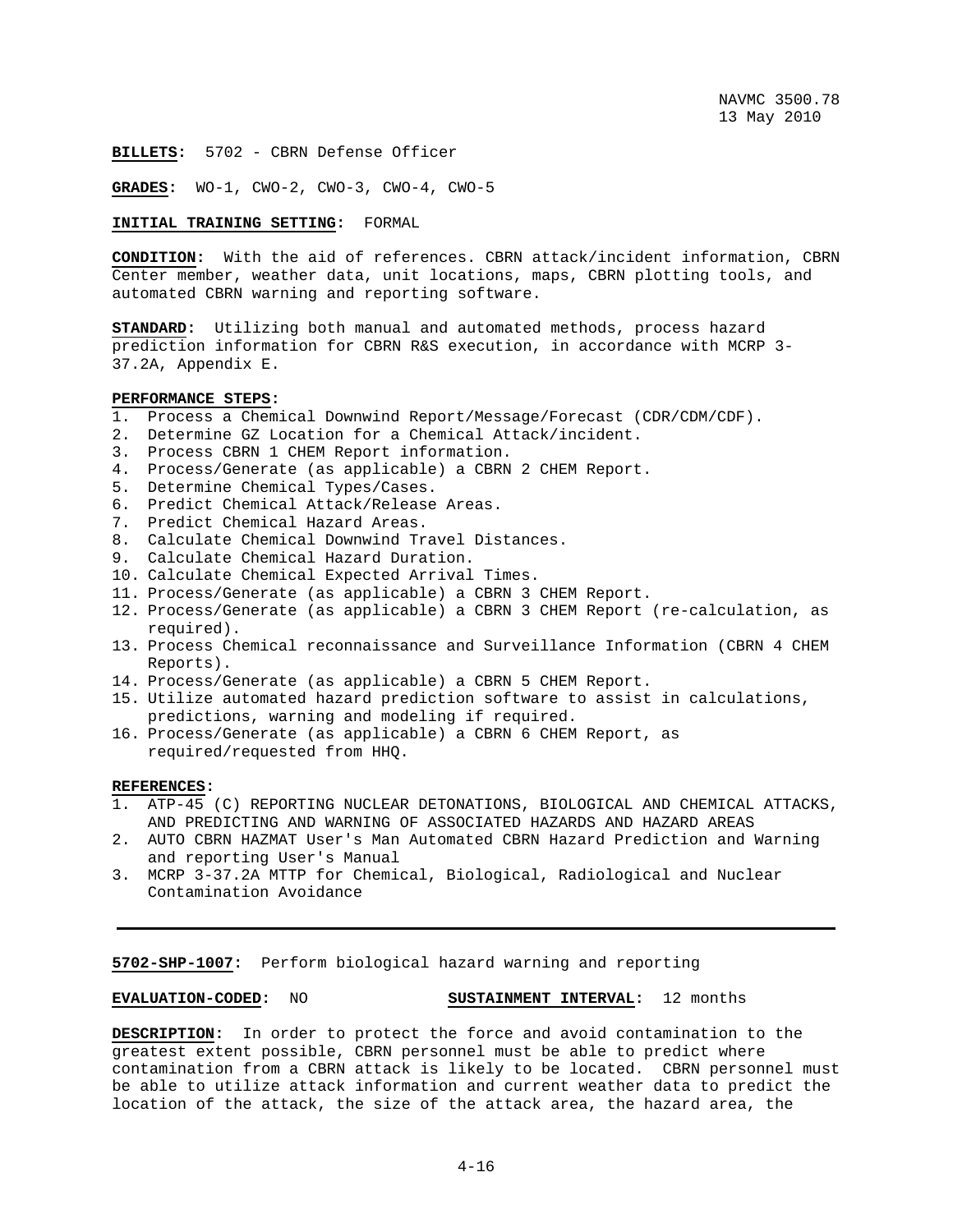**BILLETS**: 5702 - CBRN Defense Officer

**GRADES**: WO-1, CWO-2, CWO-3, CWO-4, CWO-5

**INITIAL TRAINING SETTING**: FORMAL

**CONDITION**: With the aid of references. CBRN attack/incident information, CBRN Center member, weather data, unit locations, maps, CBRN plotting tools, and automated CBRN warning and reporting software.

**STANDARD**: Utilizing both manual and automated methods, process hazard prediction information for CBRN R&S execution, in accordance with MCRP 3-37.2A, Appendix E.

**PERFORMANCE STEPS**:
1. Process a Chemical Downwind Report/Message/Forecast (CDR/CDM/CDF).
2. Determine GZ Location for a Chemical Attack/incident.
3. Process CBRN 1 CHEM Report information.
4. Process/Generate (as applicable) a CBRN 2 CHEM Report.
5. Determine Chemical Types/Cases.
6. Predict Chemical Attack/Release Areas.
7. Predict Chemical Hazard Areas.
8. Calculate Chemical Downwind Travel Distances.
9. Calculate Chemical Hazard Duration.
10. Calculate Chemical Expected Arrival Times.
11. Process/Generate (as applicable) a CBRN 3 CHEM Report.
12. Process/Generate (as applicable) a CBRN 3 CHEM Report (re-calculation, as required).
13. Process Chemical reconnaissance and Surveillance Information (CBRN 4 CHEM Reports).
14. Process/Generate (as applicable) a CBRN 5 CHEM Report.
15. Utilize automated hazard prediction software to assist in calculations, predictions, warning and modeling if required.
16. Process/Generate (as applicable) a CBRN 6 CHEM Report, as required/requested from HHQ.

**REFERENCES**:
1. ATP-45 (C) REPORTING NUCLEAR DETONATIONS, BIOLOGICAL AND CHEMICAL ATTACKS, AND PREDICTING AND WARNING OF ASSOCIATED HAZARDS AND HAZARD AREAS
2. AUTO CBRN HAZMAT User's Man Automated CBRN Hazard Prediction and Warning and reporting User's Manual
3. MCRP 3-37.2A MTTP for Chemical, Biological, Radiological and Nuclear Contamination Avoidance

---

**5702-SHP-1007**: Perform biological hazard warning and reporting

**EVALUATION-CODED**: NO **SUSTAINMENT INTERVAL**: 12 months

**DESCRIPTION**: In order to protect the force and avoid contamination to the greatest extent possible, CBRN personnel must be able to predict where contamination from a CBRN attack is likely to be located. CBRN personnel must be able to utilize attack information and current weather data to predict the location of the attack, the size of the attack area, the hazard area, the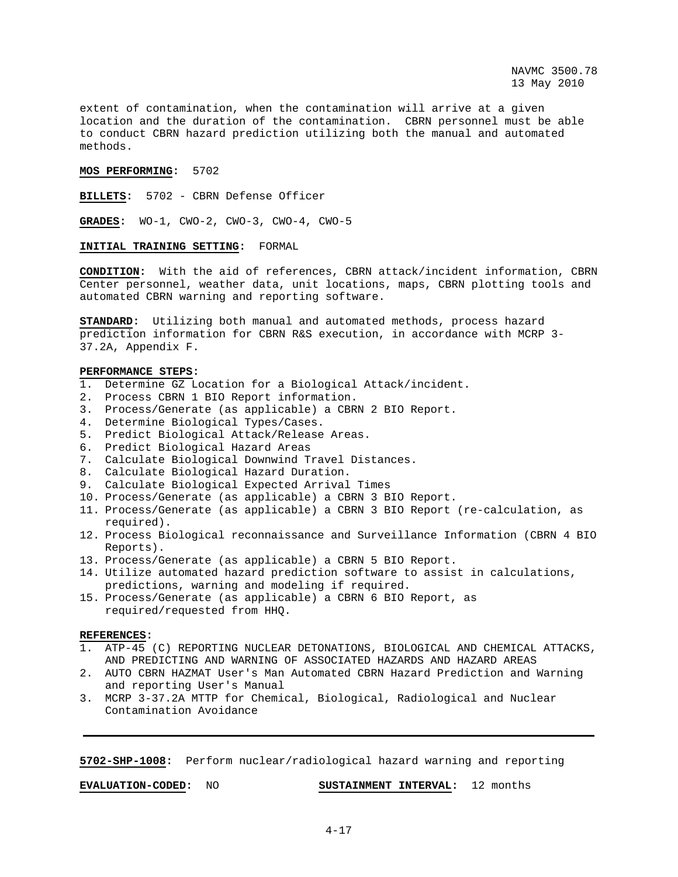extent of contamination, when the contamination will arrive at a given location and the duration of the contamination. CBRN personnel must be able to conduct CBRN hazard prediction utilizing both the manual and automated methods.

**MOS PERFORMING:** 5702

**BILLETS:** 5702 - CBRN Defense Officer

**GRADES:** WO-1, CWO-2, CWO-3, CWO-4, CWO-5

**INITIAL TRAINING SETTING:** FORMAL

**CONDITION:** With the aid of references, CBRN attack/incident information, CBRN Center personnel, weather data, unit locations, maps, CBRN plotting tools and automated CBRN warning and reporting software.

**STANDARD:** Utilizing both manual and automated methods, process hazard prediction information for CBRN R&S execution, in accordance with MCRP 3-37.2A, Appendix F.

**PERFORMANCE STEPS:**

1. Determine GZ Location for a Biological Attack/incident.
2. Process CBRN 1 BIO Report information.
3. Process/Generate (as applicable) a CBRN 2 BIO Report.
4. Determine Biological Types/Cases.
5. Predict Biological Attack/Release Areas.
6. Predict Biological Hazard Areas
7. Calculate Biological Downwind Travel Distances.
8. Calculate Biological Hazard Duration.
9. Calculate Biological Expected Arrival Times
10. Process/Generate (as applicable) a CBRN 3 BIO Report.
11. Process/Generate (as applicable) a CBRN 3 BIO Report (re-calculation, as required).
12. Process Biological reconnaissance and Surveillance Information (CBRN 4 BIO Reports).
13. Process/Generate (as applicable) a CBRN 5 BIO Report.
14. Utilize automated hazard prediction software to assist in calculations, predictions, warning and modeling if required.
15. Process/Generate (as applicable) a CBRN 6 BIO Report, as required/requested from HHQ.

**REFERENCES:**

1. ATP-45 (C) REPORTING NUCLEAR DETONATIONS, BIOLOGICAL AND CHEMICAL ATTACKS, AND PREDICTING AND WARNING OF ASSOCIATED HAZARDS AND HAZARD AREAS
2. AUTO CBRN HAZMAT User's Man Automated CBRN Hazard Prediction and Warning and reporting User's Manual
3. MCRP 3-37.2A MTTP for Chemical, Biological, Radiological and Nuclear Contamination Avoidance

---

**5702-SHP-1008:** Perform nuclear/radiological hazard warning and reporting

**EVALUATION-CODED:** NO **SUSTAINMENT INTERVAL:** 12 months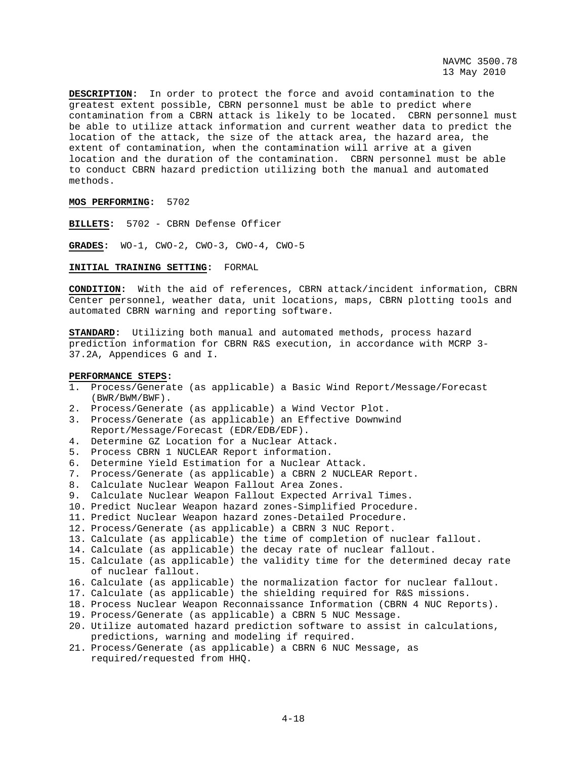**DESCRIPTION:** In order to protect the force and avoid contamination to the greatest extent possible, CBRN personnel must be able to predict where contamination from a CBRN attack is likely to be located. CBRN personnel must be able to utilize attack information and current weather data to predict the location of the attack, the size of the attack area, the hazard area, the extent of contamination, when the contamination will arrive at a given location and the duration of the contamination. CBRN personnel must be able to conduct CBRN hazard prediction utilizing both the manual and automated methods.

**MOS PERFORMING:** 5702

**BILLETS:** 5702 - CBRN Defense Officer

**GRADES:** WO-1, CWO-2, CWO-3, CWO-4, CWO-5

**INITIAL TRAINING SETTING:** FORMAL

**CONDITION:** With the aid of references, CBRN attack/incident information, CBRN Center personnel, weather data, unit locations, maps, CBRN plotting tools and automated CBRN warning and reporting software.

**STANDARD:** Utilizing both manual and automated methods, process hazard prediction information for CBRN R&S execution, in accordance with MCRP 3-37.2A, Appendices G and I.

**PERFORMANCE STEPS:**

1. Process/Generate (as applicable) a Basic Wind Report/Message/Forecast (BWR/BWM/BWF).
2. Process/Generate (as applicable) a Wind Vector Plot.
3. Process/Generate (as applicable) an Effective Downwind Report/Message/Forecast (EDR/EDB/EDF).
4. Determine GZ Location for a Nuclear Attack.
5. Process CBRN 1 NUCLEAR Report information.
6. Determine Yield Estimation for a Nuclear Attack.
7. Process/Generate (as applicable) a CBRN 2 NUCLEAR Report.
8. Calculate Nuclear Weapon Fallout Area Zones.
9. Calculate Nuclear Weapon Fallout Expected Arrival Times.
10. Predict Nuclear Weapon hazard zones-Simplified Procedure.
11. Predict Nuclear Weapon hazard zones-Detailed Procedure.
12. Process/Generate (as applicable) a CBRN 3 NUC Report.
13. Calculate (as applicable) the time of completion of nuclear fallout.
14. Calculate (as applicable) the decay rate of nuclear fallout.
15. Calculate (as applicable) the validity time for the determined decay rate of nuclear fallout.
16. Calculate (as applicable) the normalization factor for nuclear fallout.
17. Calculate (as applicable) the shielding required for R&S missions.
18. Process Nuclear Weapon Reconnaissance Information (CBRN 4 NUC Reports).
19. Process/Generate (as applicable) a CBRN 5 NUC Message.
20. Utilize automated hazard prediction software to assist in calculations, predictions, warning and modeling if required.
21. Process/Generate (as applicable) a CBRN 6 NUC Message, as required/requested from HHQ.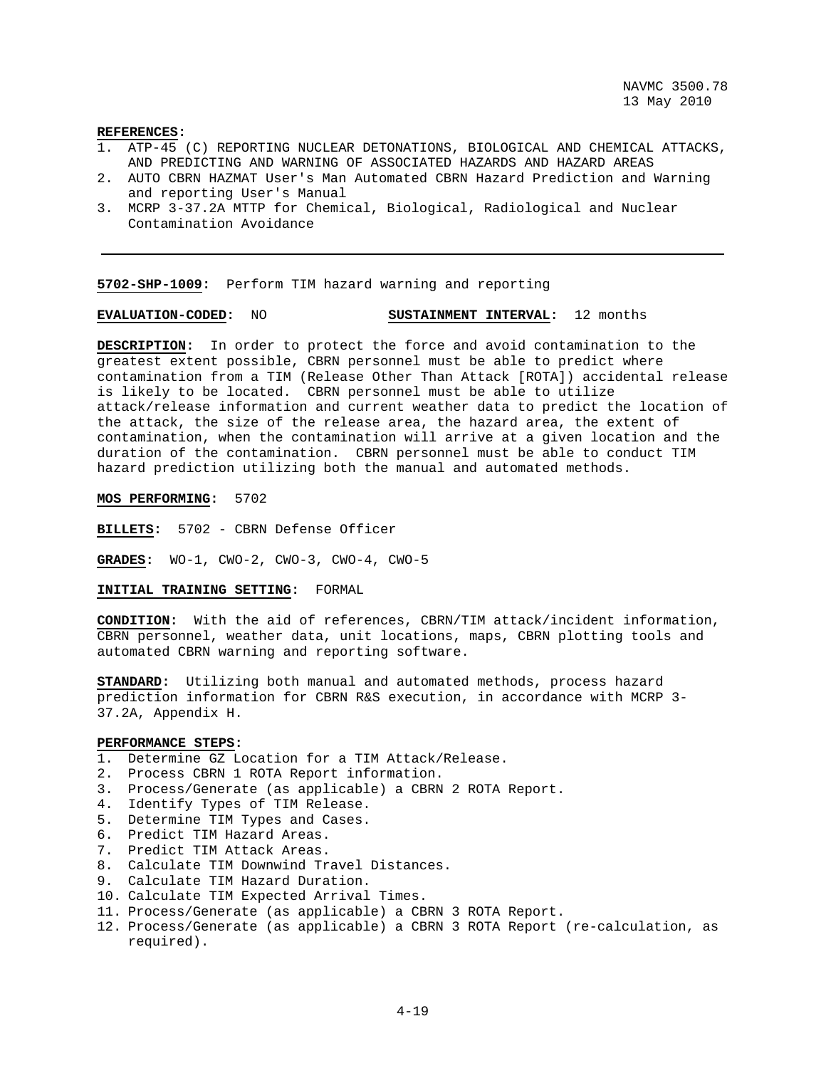**REFERENCES:**

1. ATP-45 (C) REPORTING NUCLEAR DETONATIONS, BIOLOGICAL AND CHEMICAL ATTACKS, AND PREDICTING AND WARNING OF ASSOCIATED HAZARDS AND HAZARD AREAS
2. AUTO CBRN HAZMAT User's Man Automated CBRN Hazard Prediction and Warning and reporting User's Manual
3. MCRP 3-37.2A MTTP for Chemical, Biological, Radiological and Nuclear Contamination Avoidance

---

**5702-SHP-1009:** Perform TIM hazard warning and reporting

**EVALUATION-CODED:** NO **SUSTAINMENT INTERVAL:** 12 months

**DESCRIPTION:** In order to protect the force and avoid contamination to the greatest extent possible, CBRN personnel must be able to predict where contamination from a TIM (Release Other Than Attack [ROTA]) accidental release is likely to be located. CBRN personnel must be able to utilize attack/release information and current weather data to predict the location of the attack, the size of the release area, the hazard area, the extent of contamination, when the contamination will arrive at a given location and the duration of the contamination. CBRN personnel must be able to conduct TIM hazard prediction utilizing both the manual and automated methods.

**MOS PERFORMING:** 5702

**BILLETS:** 5702 - CBRN Defense Officer

**GRADES:** WO-1, CWO-2, CWO-3, CWO-4, CWO-5

**INITIAL TRAINING SETTING:** FORMAL

**CONDITION:** With the aid of references, CBRN/TIM attack/incident information, CBRN personnel, weather data, unit locations, maps, CBRN plotting tools and automated CBRN warning and reporting software.

**STANDARD:** Utilizing both manual and automated methods, process hazard prediction information for CBRN R&S execution, in accordance with MCRP 3-37.2A, Appendix H.

**PERFORMANCE STEPS:**

1. Determine GZ Location for a TIM Attack/Release.
2. Process CBRN 1 ROTA Report information.
3. Process/Generate (as applicable) a CBRN 2 ROTA Report.
4. Identify Types of TIM Release.
5. Determine TIM Types and Cases.
6. Predict TIM Hazard Areas.
7. Predict TIM Attack Areas.
8. Calculate TIM Downwind Travel Distances.
9. Calculate TIM Hazard Duration.
10. Calculate TIM Expected Arrival Times.
11. Process/Generate (as applicable) a CBRN 3 ROTA Report.
12. Process/Generate (as applicable) a CBRN 3 ROTA Report (re-calculation, as required).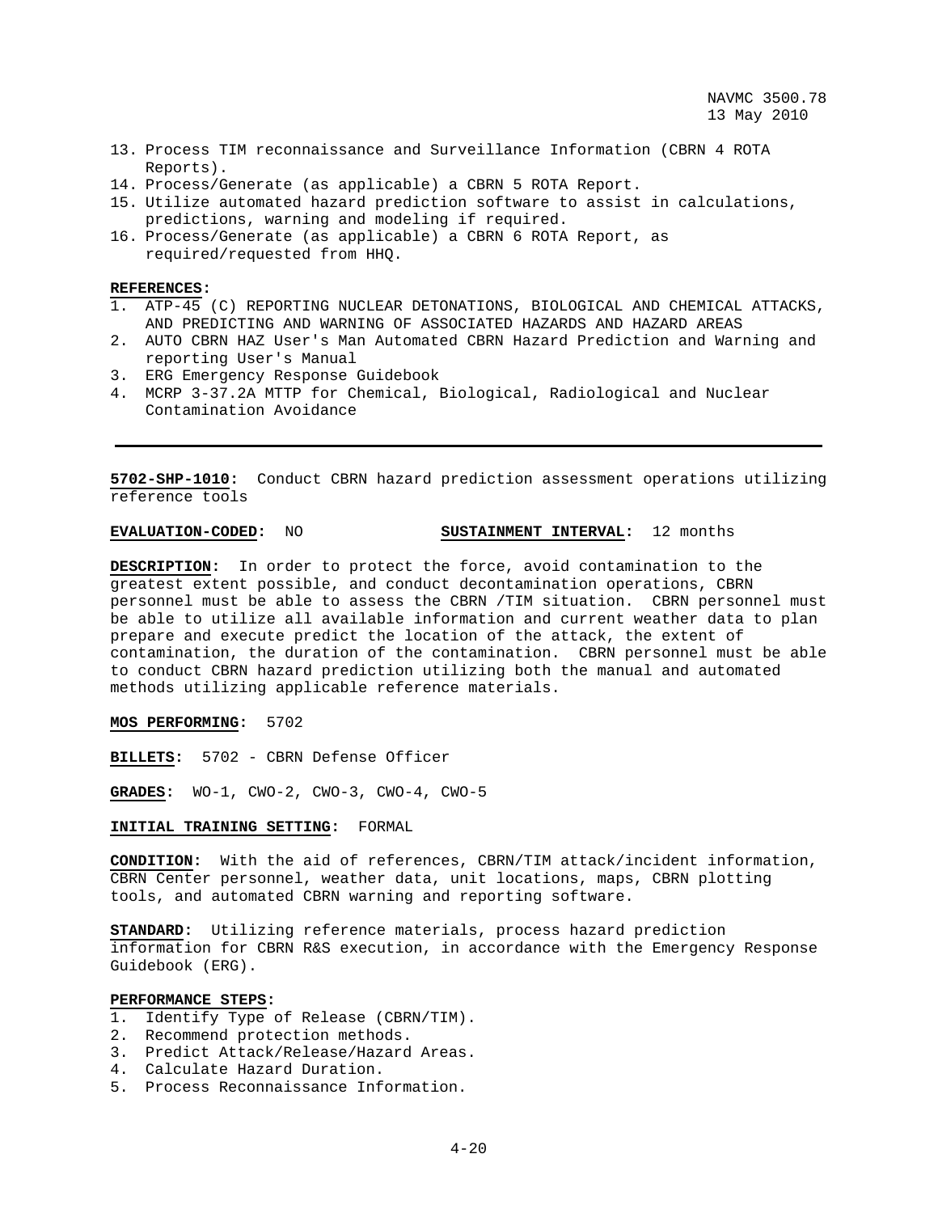13. Process TIM reconnaissance and Surveillance Information (CBRN 4 ROTA Reports).
14. Process/Generate (as applicable) a CBRN 5 ROTA Report.
15. Utilize automated hazard prediction software to assist in calculations, predictions, warning and modeling if required.
16. Process/Generate (as applicable) a CBRN 6 ROTA Report, as required/requested from HHQ.

**REFERENCES:**
1. ATP-45 (C) REPORTING NUCLEAR DETONATIONS, BIOLOGICAL AND CHEMICAL ATTACKS, AND PREDICTING AND WARNING OF ASSOCIATED HAZARDS AND HAZARD AREAS
2. AUTO CBRN HAZ User's Man Automated CBRN Hazard Prediction and Warning and reporting User's Manual
3. ERG Emergency Response Guidebook
4. MCRP 3-37.2A MTTP for Chemical, Biological, Radiological and Nuclear Contamination Avoidance

---

**5702-SHP-1010:** Conduct CBRN hazard prediction assessment operations utilizing reference tools

**EVALUATION-CODED:** NO **SUSTAINMENT INTERVAL:** 12 months

**DESCRIPTION:** In order to protect the force, avoid contamination to the greatest extent possible, and conduct decontamination operations, CBRN personnel must be able to assess the CBRN /TIM situation. CBRN personnel must be able to utilize all available information and current weather data to plan prepare and execute predict the location of the attack, the extent of contamination, the duration of the contamination. CBRN personnel must be able to conduct CBRN hazard prediction utilizing both the manual and automated methods utilizing applicable reference materials.

**MOS PERFORMING:** 5702

**BILLETS:** 5702 - CBRN Defense Officer

**GRADES:** WO-1, CWO-2, CWO-3, CWO-4, CWO-5

**INITIAL TRAINING SETTING:** FORMAL

**CONDITION:** With the aid of references, CBRN/TIM attack/incident information, CBRN Center personnel, weather data, unit locations, maps, CBRN plotting tools, and automated CBRN warning and reporting software.

**STANDARD:** Utilizing reference materials, process hazard prediction information for CBRN R&S execution, in accordance with the Emergency Response Guidebook (ERG).

**PERFORMANCE STEPS:**
1. Identify Type of Release (CBRN/TIM).
2. Recommend protection methods.
3. Predict Attack/Release/Hazard Areas.
4. Calculate Hazard Duration.
5. Process Reconnaissance Information.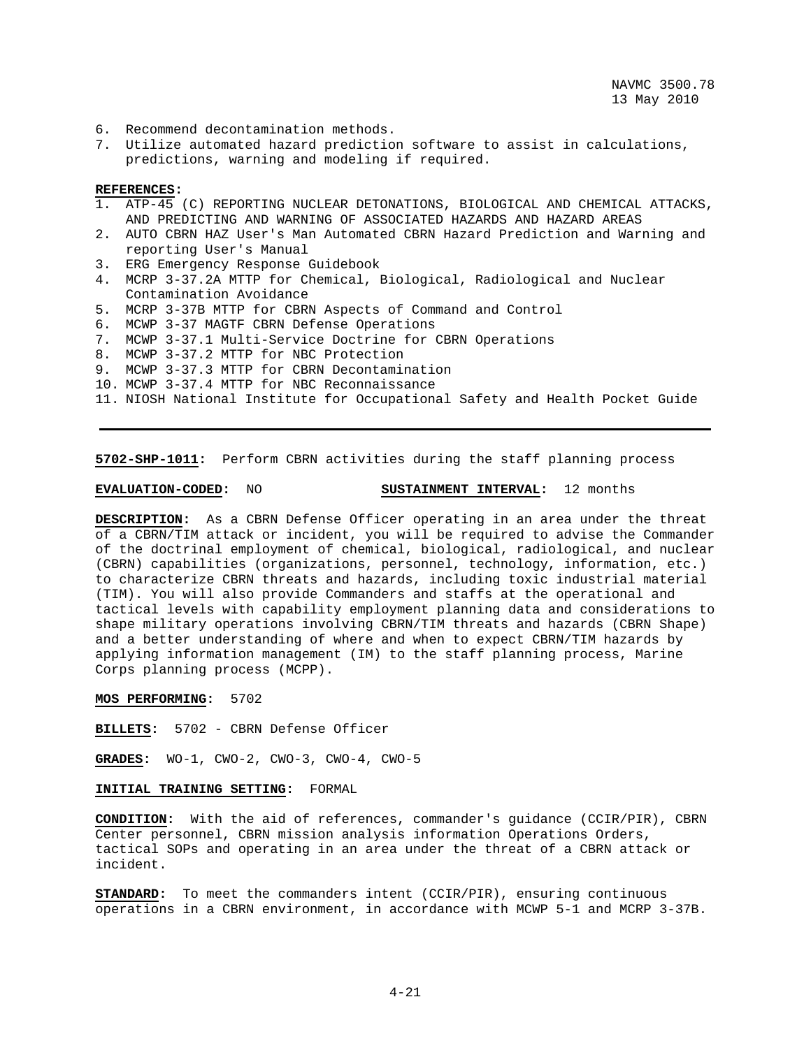6. Recommend decontamination methods.
7. Utilize automated hazard prediction software to assist in calculations, predictions, warning and modeling if required.

**REFERENCES:**
1. ATP-45 (C) REPORTING NUCLEAR DETONATIONS, BIOLOGICAL AND CHEMICAL ATTACKS, AND PREDICTING AND WARNING OF ASSOCIATED HAZARDS AND HAZARD AREAS
2. AUTO CBRN HAZ User's Man Automated CBRN Hazard Prediction and Warning and reporting User's Manual
3. ERG Emergency Response Guidebook
4. MCRP 3-37.2A MTTP for Chemical, Biological, Radiological and Nuclear Contamination Avoidance
5. MCRP 3-37B MTTP for CBRN Aspects of Command and Control
6. MCWP 3-37 MAGTF CBRN Defense Operations
7. MCWP 3-37.1 Multi-Service Doctrine for CBRN Operations
8. MCWP 3-37.2 MTTP for NBC Protection
9. MCWP 3-37.3 MTTP for CBRN Decontamination
10. MCWP 3-37.4 MTTP for NBC Reconnaissance
11. NIOSH National Institute for Occupational Safety and Health Pocket Guide

---

**5702-SHP-1011:** Perform CBRN activities during the staff planning process

**EVALUATION-CODED:** NO **SUSTAINMENT INTERVAL:** 12 months

**DESCRIPTION:** As a CBRN Defense Officer operating in an area under the threat of a CBRN/TIM attack or incident, you will be required to advise the Commander of the doctrinal employment of chemical, biological, radiological, and nuclear (CBRN) capabilities (organizations, personnel, technology, information, etc.) to characterize CBRN threats and hazards, including toxic industrial material (TIM). You will also provide Commanders and staffs at the operational and tactical levels with capability employment planning data and considerations to shape military operations involving CBRN/TIM threats and hazards (CBRN Shape) and a better understanding of where and when to expect CBRN/TIM hazards by applying information management (IM) to the staff planning process, Marine Corps planning process (MCPP).

**MOS PERFORMING:** 5702

**BILLETS:** 5702 - CBRN Defense Officer

**GRADES:** WO-1, CWO-2, CWO-3, CWO-4, CWO-5

**INITIAL TRAINING SETTING:** FORMAL

**CONDITION:** With the aid of references, commander's guidance (CCIR/PIR), CBRN Center personnel, CBRN mission analysis information Operations Orders, tactical SOPs and operating in an area under the threat of a CBRN attack or incident.

**STANDARD:** To meet the commanders intent (CCIR/PIR), ensuring continuous operations in a CBRN environment, in accordance with MCWP 5-1 and MCRP 3-37B.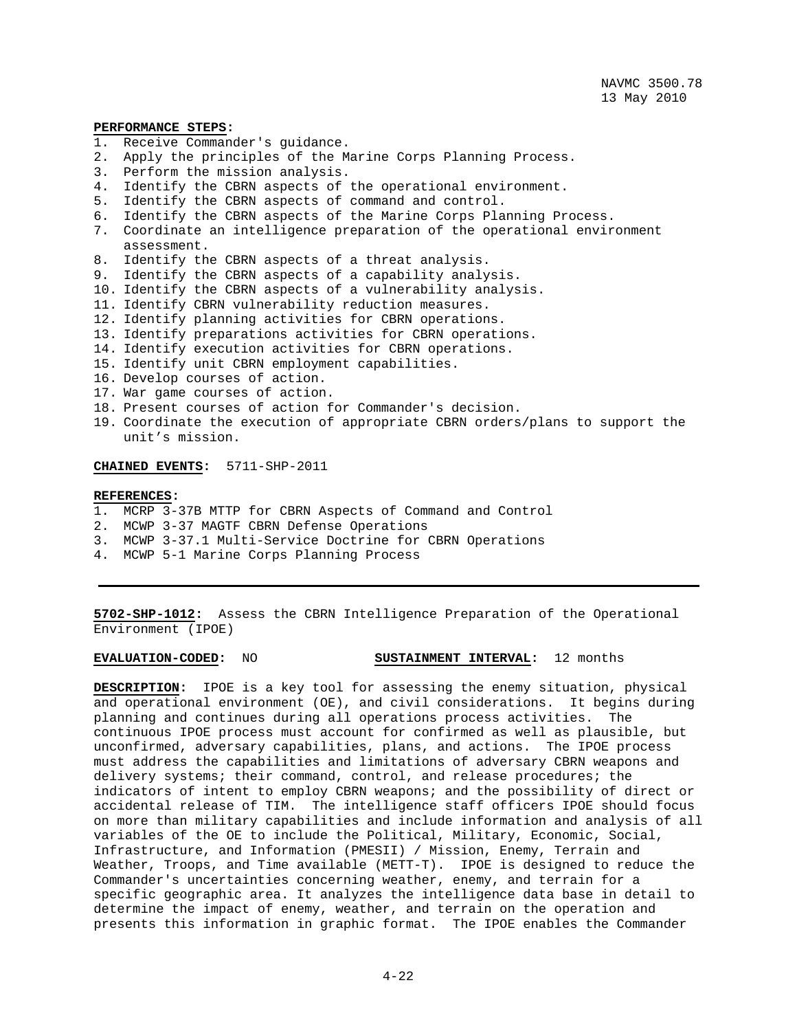**PERFORMANCE STEPS:**

1. Receive Commander's guidance.
2. Apply the principles of the Marine Corps Planning Process.
3. Perform the mission analysis.
4. Identify the CBRN aspects of the operational environment.
5. Identify the CBRN aspects of command and control.
6. Identify the CBRN aspects of the Marine Corps Planning Process.
7. Coordinate an intelligence preparation of the operational environment assessment.
8. Identify the CBRN aspects of a threat analysis.
9. Identify the CBRN aspects of a capability analysis.
10. Identify the CBRN aspects of a vulnerability analysis.
11. Identify CBRN vulnerability reduction measures.
12. Identify planning activities for CBRN operations.
13. Identify preparations activities for CBRN operations.
14. Identify execution activities for CBRN operations.
15. Identify unit CBRN employment capabilities.
16. Develop courses of action.
17. War game courses of action.
18. Present courses of action for Commander's decision.
19. Coordinate the execution of appropriate CBRN orders/plans to support the unit's mission.

**CHAINED EVENTS:** 5711-SHP-2011

**REFERENCES:**

1. MCRP 3-37B MTTP for CBRN Aspects of Command and Control
2. MCWP 3-37 MAGTF CBRN Defense Operations
3. MCWP 3-37.1 Multi-Service Doctrine for CBRN Operations
4. MCWP 5-1 Marine Corps Planning Process

---

**5702-SHP-1012:** Assess the CBRN Intelligence Preparation of the Operational Environment (IPOE)

**EVALUATION-CODED:** NO **SUSTAINMENT INTERVAL:** 12 months

**DESCRIPTION:** IPOE is a key tool for assessing the enemy situation, physical and operational environment (OE), and civil considerations. It begins during planning and continues during all operations process activities. The continuous IPOE process must account for confirmed as well as plausible, but unconfirmed, adversary capabilities, plans, and actions. The IPOE process must address the capabilities and limitations of adversary CBRN weapons and delivery systems; their command, control, and release procedures; the indicators of intent to employ CBRN weapons; and the possibility of direct or accidental release of TIM. The intelligence staff officers IPOE should focus on more than military capabilities and include information and analysis of all variables of the OE to include the Political, Military, Economic, Social, Infrastructure, and Information (PMESII) / Mission, Enemy, Terrain and Weather, Troops, and Time available (METT-T). IPOE is designed to reduce the Commander's uncertainties concerning weather, enemy, and terrain for a specific geographic area. It analyzes the intelligence data base in detail to determine the impact of enemy, weather, and terrain on the operation and presents this information in graphic format. The IPOE enables the Commander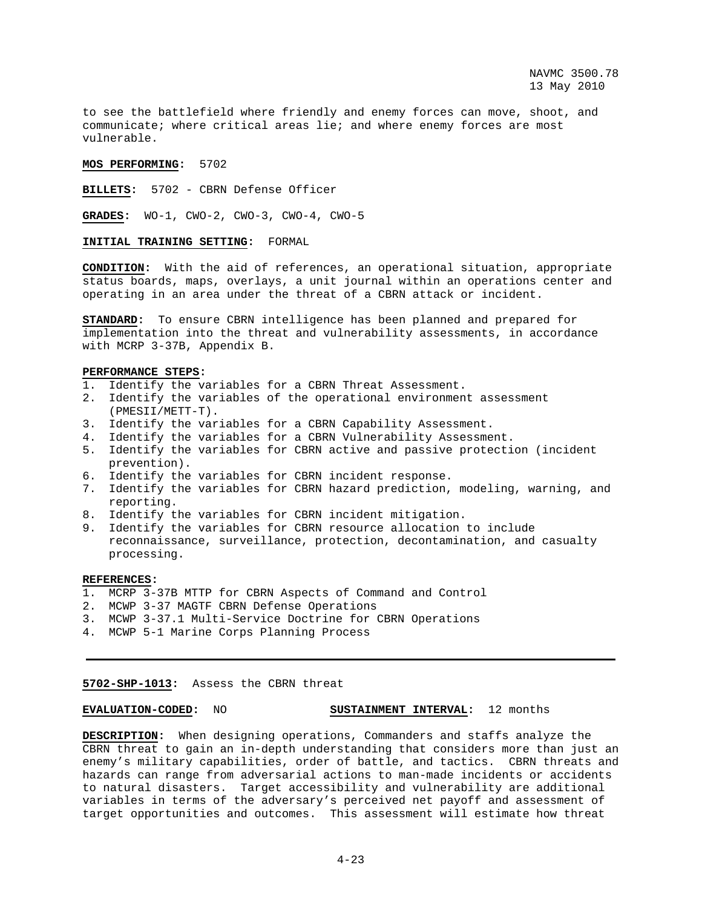to see the battlefield where friendly and enemy forces can move, shoot, and communicate; where critical areas lie; and where enemy forces are most vulnerable.

**MOS PERFORMING:** 5702

**BILLETS:** 5702 - CBRN Defense Officer

**GRADES:** WO-1, CWO-2, CWO-3, CWO-4, CWO-5

**INITIAL TRAINING SETTING:** FORMAL

**CONDITION:** With the aid of references, an operational situation, appropriate status boards, maps, overlays, a unit journal within an operations center and operating in an area under the threat of a CBRN attack or incident.

**STANDARD:** To ensure CBRN intelligence has been planned and prepared for implementation into the threat and vulnerability assessments, in accordance with MCRP 3-37B, Appendix B.

**PERFORMANCE STEPS:**

1. Identify the variables for a CBRN Threat Assessment.
2. Identify the variables of the operational environment assessment (PMESII/METT-T).
3. Identify the variables for a CBRN Capability Assessment.
4. Identify the variables for a CBRN Vulnerability Assessment.
5. Identify the variables for CBRN active and passive protection (incident prevention).
6. Identify the variables for CBRN incident response.
7. Identify the variables for CBRN hazard prediction, modeling, warning, and reporting.
8. Identify the variables for CBRN incident mitigation.
9. Identify the variables for CBRN resource allocation to include reconnaissance, surveillance, protection, decontamination, and casualty processing.

**REFERENCES:**

1. MCRP 3-37B MTTP for CBRN Aspects of Command and Control
2. MCWP 3-37 MAGTF CBRN Defense Operations
3. MCWP 3-37.1 Multi-Service Doctrine for CBRN Operations
4. MCWP 5-1 Marine Corps Planning Process

---

**5702-SHP-1013:** Assess the CBRN threat

**EVALUATION-CODED:** NO **SUSTAINMENT INTERVAL:** 12 months

**DESCRIPTION:** When designing operations, Commanders and staffs analyze the CBRN threat to gain an in-depth understanding that considers more than just an enemy's military capabilities, order of battle, and tactics. CBRN threats and hazards can range from adversarial actions to man-made incidents or accidents to natural disasters. Target accessibility and vulnerability are additional variables in terms of the adversary's perceived net payoff and assessment of target opportunities and outcomes. This assessment will estimate how threat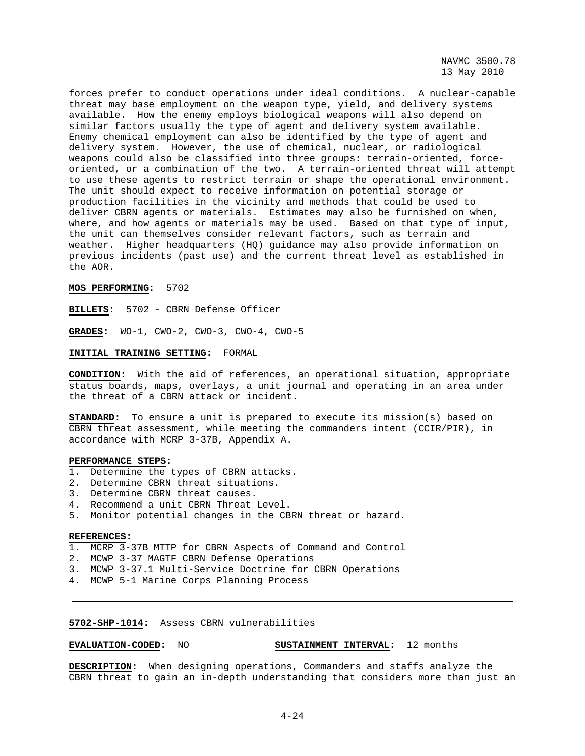forces prefer to conduct operations under ideal conditions. A nuclear-capable threat may base employment on the weapon type, yield, and delivery systems available. How the enemy employs biological weapons will also depend on similar factors usually the type of agent and delivery system available. Enemy chemical employment can also be identified by the type of agent and delivery system. However, the use of chemical, nuclear, or radiological weapons could also be classified into three groups: terrain-oriented, force-oriented, or a combination of the two. A terrain-oriented threat will attempt to use these agents to restrict terrain or shape the operational environment. The unit should expect to receive information on potential storage or production facilities in the vicinity and methods that could be used to deliver CBRN agents or materials. Estimates may also be furnished on when, where, and how agents or materials may be used. Based on that type of input, the unit can themselves consider relevant factors, such as terrain and weather. Higher headquarters (HQ) guidance may also provide information on previous incidents (past use) and the current threat level as established in the AOR.

**MOS PERFORMING:** 5702

**BILLETS:** 5702 - CBRN Defense Officer

**GRADES:** WO-1, CWO-2, CWO-3, CWO-4, CWO-5

**INITIAL TRAINING SETTING:** FORMAL

**CONDITION:** With the aid of references, an operational situation, appropriate status boards, maps, overlays, a unit journal and operating in an area under the threat of a CBRN attack or incident.

**STANDARD:** To ensure a unit is prepared to execute its mission(s) based on CBRN threat assessment, while meeting the commanders intent (CCIR/PIR), in accordance with MCRP 3-37B, Appendix A.

**PERFORMANCE STEPS:**

1. Determine the types of CBRN attacks.
2. Determine CBRN threat situations.
3. Determine CBRN threat causes.
4. Recommend a unit CBRN Threat Level.
5. Monitor potential changes in the CBRN threat or hazard.

**REFERENCES:**

1. MCRP 3-37B MTTP for CBRN Aspects of Command and Control
2. MCWP 3-37 MAGTF CBRN Defense Operations
3. MCWP 3-37.1 Multi-Service Doctrine for CBRN Operations
4. MCWP 5-1 Marine Corps Planning Process

---

**5702-SHP-1014:** Assess CBRN vulnerabilities

**EVALUATION-CODED:** NO **SUSTAINMENT INTERVAL:** 12 months

**DESCRIPTION:** When designing operations, Commanders and staffs analyze the CBRN threat to gain an in-depth understanding that considers more than just an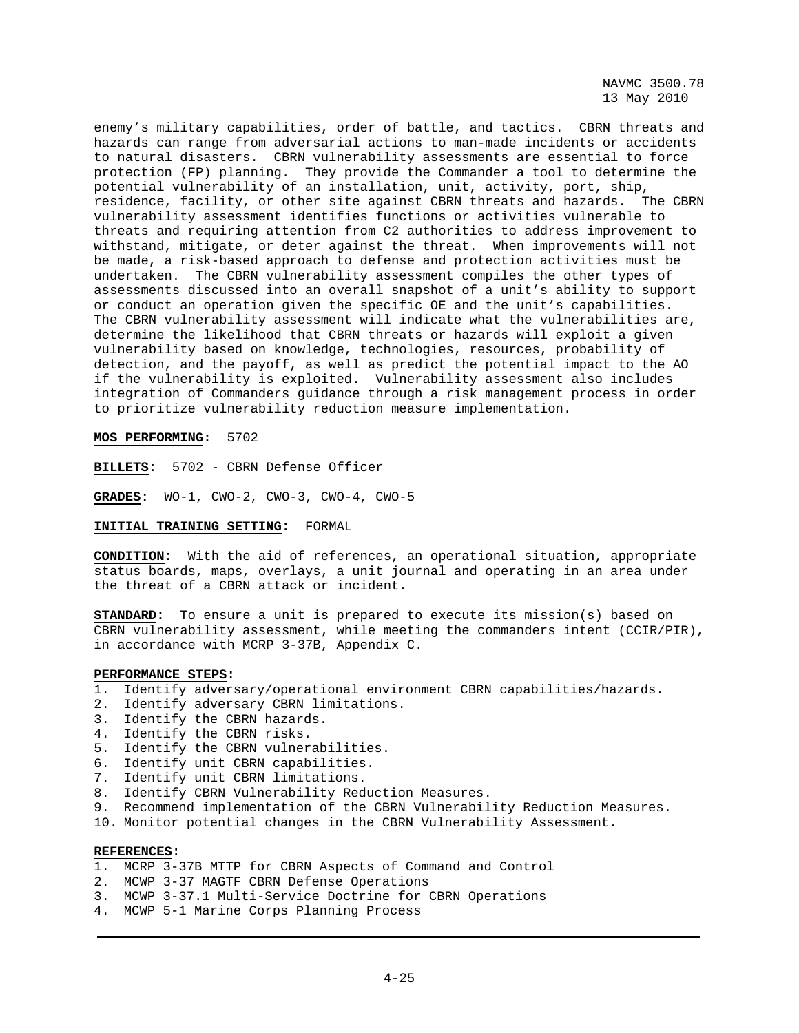enemy's military capabilities, order of battle, and tactics. CBRN threats and hazards can range from adversarial actions to man-made incidents or accidents to natural disasters. CBRN vulnerability assessments are essential to force protection (FP) planning. They provide the Commander a tool to determine the potential vulnerability of an installation, unit, activity, port, ship, residence, facility, or other site against CBRN threats and hazards. The CBRN vulnerability assessment identifies functions or activities vulnerable to threats and requiring attention from C2 authorities to address improvement to withstand, mitigate, or deter against the threat. When improvements will not be made, a risk-based approach to defense and protection activities must be undertaken. The CBRN vulnerability assessment compiles the other types of assessments discussed into an overall snapshot of a unit's ability to support or conduct an operation given the specific OE and the unit's capabilities. The CBRN vulnerability assessment will indicate what the vulnerabilities are, determine the likelihood that CBRN threats or hazards will exploit a given vulnerability based on knowledge, technologies, resources, probability of detection, and the payoff, as well as predict the potential impact to the AO if the vulnerability is exploited. Vulnerability assessment also includes integration of Commanders guidance through a risk management process in order to prioritize vulnerability reduction measure implementation.

**MOS PERFORMING:** 5702

**BILLETS:** 5702 - CBRN Defense Officer

**GRADES:** WO-1, CWO-2, CWO-3, CWO-4, CWO-5

**INITIAL TRAINING SETTING:** FORMAL

**CONDITION:** With the aid of references, an operational situation, appropriate status boards, maps, overlays, a unit journal and operating in an area under the threat of a CBRN attack or incident.

**STANDARD:** To ensure a unit is prepared to execute its mission(s) based on CBRN vulnerability assessment, while meeting the commanders intent (CCIR/PIR), in accordance with MCRP 3-37B, Appendix C.

**PERFORMANCE STEPS:**

1. Identify adversary/operational environment CBRN capabilities/hazards.
2. Identify adversary CBRN limitations.
3. Identify the CBRN hazards.
4. Identify the CBRN risks.
5. Identify the CBRN vulnerabilities.
6. Identify unit CBRN capabilities.
7. Identify unit CBRN limitations.
8. Identify CBRN Vulnerability Reduction Measures.
9. Recommend implementation of the CBRN Vulnerability Reduction Measures.
10. Monitor potential changes in the CBRN Vulnerability Assessment.

**REFERENCES:**

1. MCRP 3-37B MTTP for CBRN Aspects of Command and Control
2. MCWP 3-37 MAGTF CBRN Defense Operations
3. MCWP 3-37.1 Multi-Service Doctrine for CBRN Operations
4. MCWP 5-1 Marine Corps Planning Process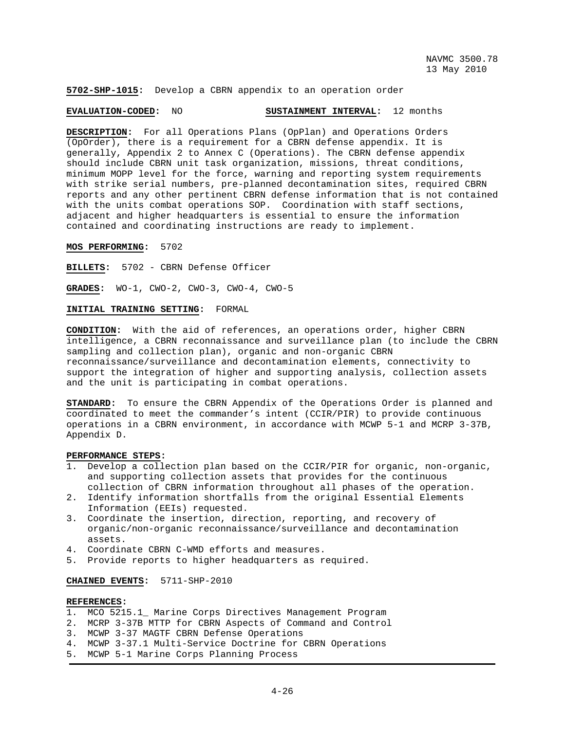**5702-SHP-1015:** Develop a CBRN appendix to an operation order

**EVALUATION-CODED:** NO **SUSTAINMENT INTERVAL:** 12 months

**DESCRIPTION:** For all Operations Plans (OpPlan) and Operations Orders (OpOrder), there is a requirement for a CBRN defense appendix. It is generally, Appendix 2 to Annex C (Operations). The CBRN defense appendix should include CBRN unit task organization, missions, threat conditions, minimum MOPP level for the force, warning and reporting system requirements with strike serial numbers, pre-planned decontamination sites, required CBRN reports and any other pertinent CBRN defense information that is not contained with the units combat operations SOP. Coordination with staff sections, adjacent and higher headquarters is essential to ensure the information contained and coordinating instructions are ready to implement.

**MOS PERFORMING:** 5702

**BILLETS:** 5702 - CBRN Defense Officer

**GRADES:** WO-1, CWO-2, CWO-3, CWO-4, CWO-5

**INITIAL TRAINING SETTING:** FORMAL

**CONDITION:** With the aid of references, an operations order, higher CBRN intelligence, a CBRN reconnaissance and surveillance plan (to include the CBRN sampling and collection plan), organic and non-organic CBRN reconnaissance/surveillance and decontamination elements, connectivity to support the integration of higher and supporting analysis, collection assets and the unit is participating in combat operations.

**STANDARD:** To ensure the CBRN Appendix of the Operations Order is planned and coordinated to meet the commander's intent (CCIR/PIR) to provide continuous operations in a CBRN environment, in accordance with MCWP 5-1 and MCRP 3-37B, Appendix D.

**PERFORMANCE STEPS:**

1. Develop a collection plan based on the CCIR/PIR for organic, non-organic, and supporting collection assets that provides for the continuous collection of CBRN information throughout all phases of the operation.
2. Identify information shortfalls from the original Essential Elements Information (EEIs) requested.
3. Coordinate the insertion, direction, reporting, and recovery of organic/non-organic reconnaissance/surveillance and decontamination assets.
4. Coordinate CBRN C-WMD efforts and measures.
5. Provide reports to higher headquarters as required.

**CHAINED EVENTS:** 5711-SHP-2010

**REFERENCES:**

1. MCO 5215.1_ Marine Corps Directives Management Program
2. MCRP 3-37B MTTP for CBRN Aspects of Command and Control
3. MCWP 3-37 MAGTF CBRN Defense Operations
4. MCWP 3-37.1 Multi-Service Doctrine for CBRN Operations
5. MCWP 5-1 Marine Corps Planning Process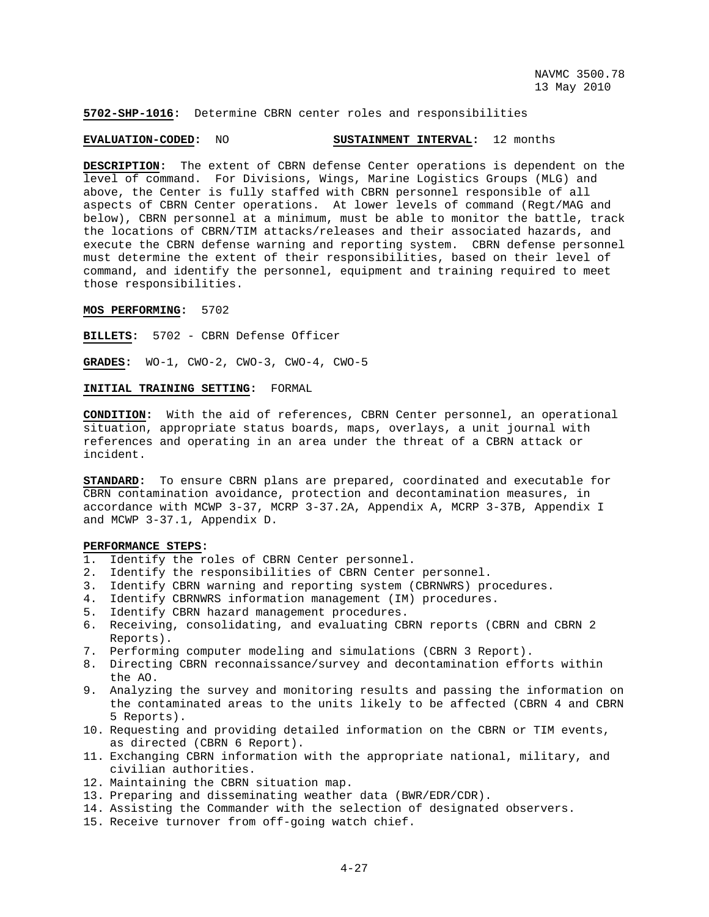**5702-SHP-1016:** Determine CBRN center roles and responsibilities

**EVALUATION-CODED:** NO **SUSTAINMENT INTERVAL:** 12 months

**DESCRIPTION:** The extent of CBRN defense Center operations is dependent on the level of command. For Divisions, Wings, Marine Logistics Groups (MLG) and above, the Center is fully staffed with CBRN personnel responsible of all aspects of CBRN Center operations. At lower levels of command (Regt/MAG and below), CBRN personnel at a minimum, must be able to monitor the battle, track the locations of CBRN/TIM attacks/releases and their associated hazards, and execute the CBRN defense warning and reporting system. CBRN defense personnel must determine the extent of their responsibilities, based on their level of command, and identify the personnel, equipment and training required to meet those responsibilities.

**MOS PERFORMING:** 5702

**BILLETS:** 5702 - CBRN Defense Officer

**GRADES:** WO-1, CWO-2, CWO-3, CWO-4, CWO-5

**INITIAL TRAINING SETTING:** FORMAL

**CONDITION:** With the aid of references, CBRN Center personnel, an operational situation, appropriate status boards, maps, overlays, a unit journal with references and operating in an area under the threat of a CBRN attack or incident.

**STANDARD:** To ensure CBRN plans are prepared, coordinated and executable for CBRN contamination avoidance, protection and decontamination measures, in accordance with MCWP 3-37, MCRP 3-37.2A, Appendix A, MCRP 3-37B, Appendix I and MCWP 3-37.1, Appendix D.

**PERFORMANCE STEPS:**

1. Identify the roles of CBRN Center personnel.
2. Identify the responsibilities of CBRN Center personnel.
3. Identify CBRN warning and reporting system (CBRNWRS) procedures.
4. Identify CBRNWRS information management (IM) procedures.
5. Identify CBRN hazard management procedures.
6. Receiving, consolidating, and evaluating CBRN reports (CBRN and CBRN 2 Reports).
7. Performing computer modeling and simulations (CBRN 3 Report).
8. Directing CBRN reconnaissance/survey and decontamination efforts within the AO.
9. Analyzing the survey and monitoring results and passing the information on the contaminated areas to the units likely to be affected (CBRN 4 and CBRN 5 Reports).
10. Requesting and providing detailed information on the CBRN or TIM events, as directed (CBRN 6 Report).
11. Exchanging CBRN information with the appropriate national, military, and civilian authorities.
12. Maintaining the CBRN situation map.
13. Preparing and disseminating weather data (BWR/EDR/CDR).
14. Assisting the Commander with the selection of designated observers.
15. Receive turnover from off-going watch chief.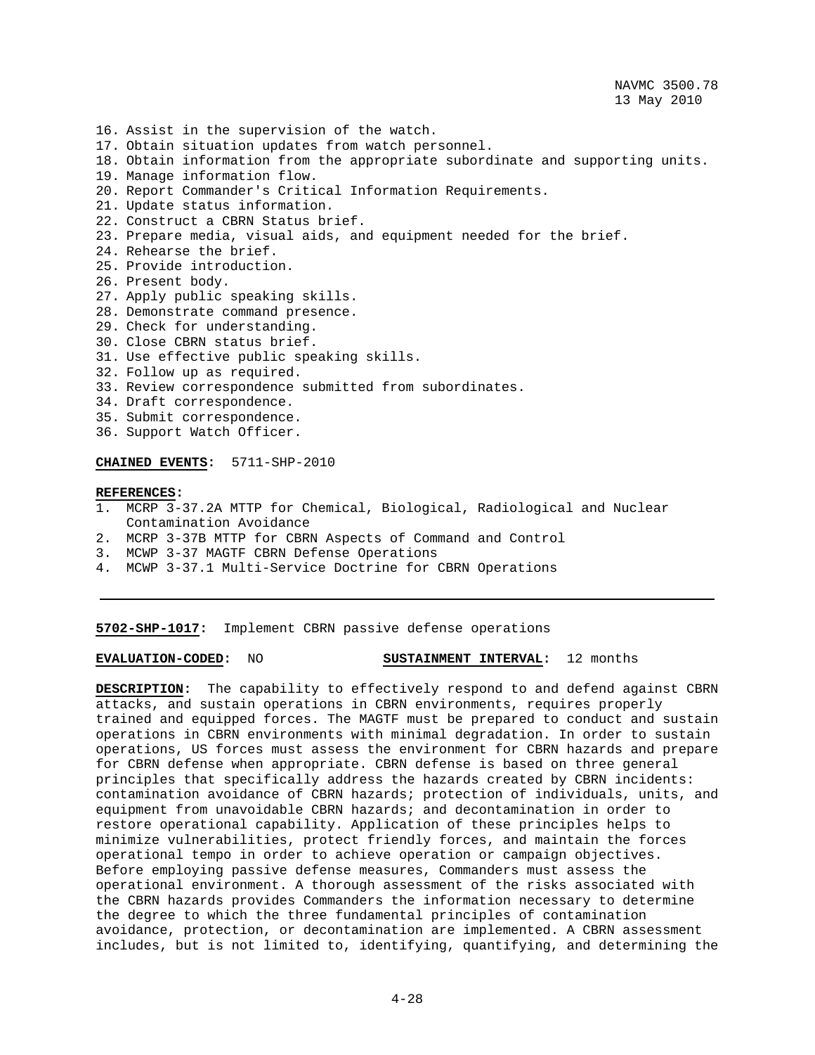16. Assist in the supervision of the watch.
17. Obtain situation updates from watch personnel.
18. Obtain information from the appropriate subordinate and supporting units.
19. Manage information flow.
20. Report Commander's Critical Information Requirements.
21. Update status information.
22. Construct a CBRN Status brief.
23. Prepare media, visual aids, and equipment needed for the brief.
24. Rehearse the brief.
25. Provide introduction.
26. Present body.
27. Apply public speaking skills.
28. Demonstrate command presence.
29. Check for understanding.
30. Close CBRN status brief.
31. Use effective public speaking skills.
32. Follow up as required.
33. Review correspondence submitted from subordinates.
34. Draft correspondence.
35. Submit correspondence.
36. Support Watch Officer.

**CHAINED EVENTS:** 5711-SHP-2010

**REFERENCES:**
1. MCRP 3-37.2A MTTP for Chemical, Biological, Radiological and Nuclear Contamination Avoidance
2. MCRP 3-37B MTTP for CBRN Aspects of Command and Control
3. MCWP 3-37 MAGTF CBRN Defense Operations
4. MCWP 3-37.1 Multi-Service Doctrine for CBRN Operations

---

**5702-SHP-1017:** Implement CBRN passive defense operations

**EVALUATION-CODED:** NO **SUSTAINMENT INTERVAL:** 12 months

**DESCRIPTION:** The capability to effectively respond to and defend against CBRN attacks, and sustain operations in CBRN environments, requires properly trained and equipped forces. The MAGTF must be prepared to conduct and sustain operations in CBRN environments with minimal degradation. In order to sustain operations, US forces must assess the environment for CBRN hazards and prepare for CBRN defense when appropriate. CBRN defense is based on three general principles that specifically address the hazards created by CBRN incidents: contamination avoidance of CBRN hazards; protection of individuals, units, and equipment from unavoidable CBRN hazards; and decontamination in order to restore operational capability. Application of these principles helps to minimize vulnerabilities, protect friendly forces, and maintain the forces operational tempo in order to achieve operation or campaign objectives. Before employing passive defense measures, Commanders must assess the operational environment. A thorough assessment of the risks associated with the CBRN hazards provides Commanders the information necessary to determine the degree to which the three fundamental principles of contamination avoidance, protection, or decontamination are implemented. A CBRN assessment includes, but is not limited to, identifying, quantifying, and determining the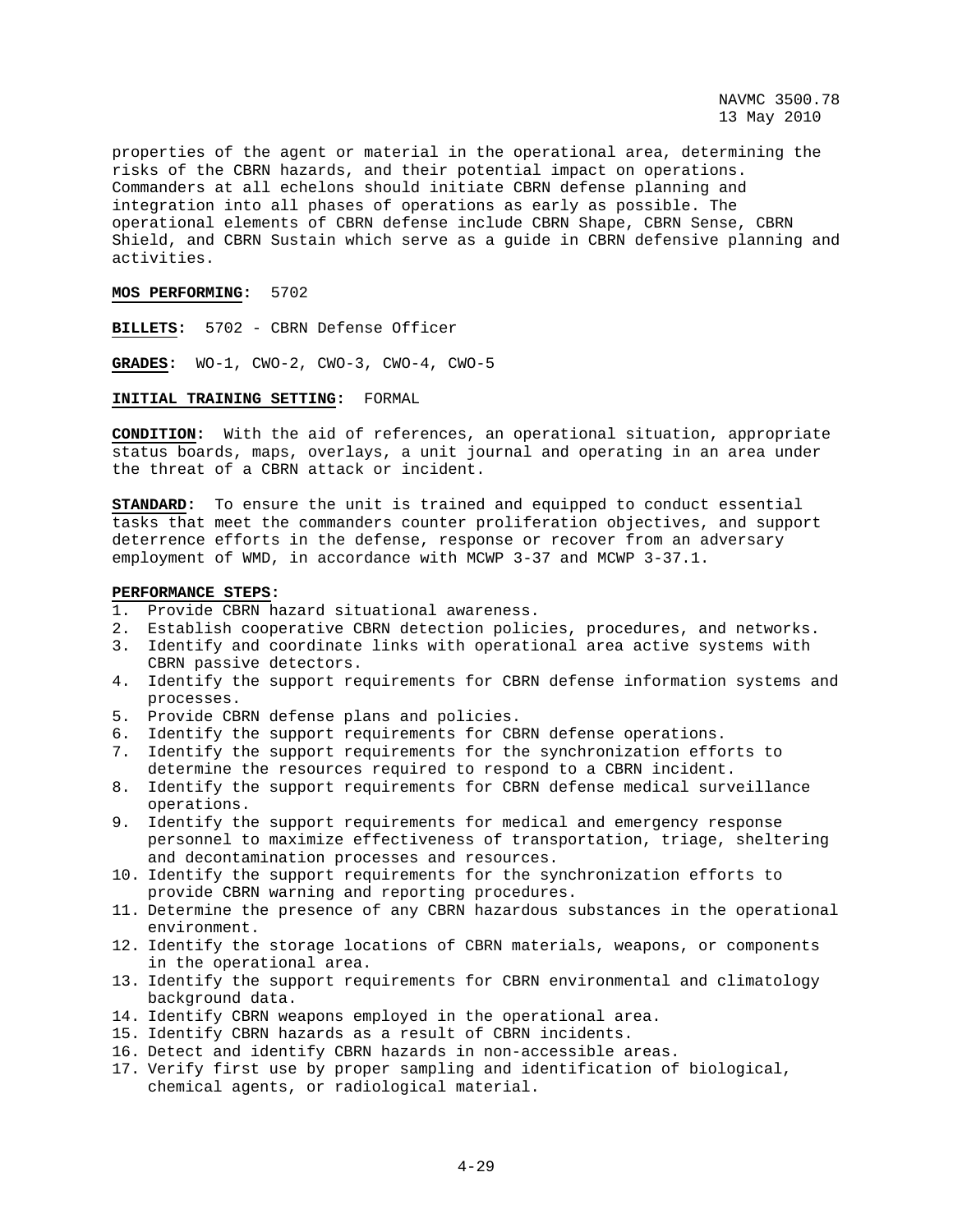properties of the agent or material in the operational area, determining the risks of the CBRN hazards, and their potential impact on operations. Commanders at all echelons should initiate CBRN defense planning and integration into all phases of operations as early as possible. The operational elements of CBRN defense include CBRN Shape, CBRN Sense, CBRN Shield, and CBRN Sustain which serve as a guide in CBRN defensive planning and activities.

**MOS PERFORMING:** 5702

**BILLETS:** 5702 - CBRN Defense Officer

**GRADES:** WO-1, CWO-2, CWO-3, CWO-4, CWO-5

**INITIAL TRAINING SETTING:** FORMAL

**CONDITION:** With the aid of references, an operational situation, appropriate status boards, maps, overlays, a unit journal and operating in an area under the threat of a CBRN attack or incident.

**STANDARD:** To ensure the unit is trained and equipped to conduct essential tasks that meet the commanders counter proliferation objectives, and support deterrence efforts in the defense, response or recover from an adversary employment of WMD, in accordance with MCWP 3-37 and MCWP 3-37.1.

**PERFORMANCE STEPS:**

1. Provide CBRN hazard situational awareness.
2. Establish cooperative CBRN detection policies, procedures, and networks.
3. Identify and coordinate links with operational area active systems with CBRN passive detectors.
4. Identify the support requirements for CBRN defense information systems and processes.
5. Provide CBRN defense plans and policies.
6. Identify the support requirements for CBRN defense operations.
7. Identify the support requirements for the synchronization efforts to determine the resources required to respond to a CBRN incident.
8. Identify the support requirements for CBRN defense medical surveillance operations.
9. Identify the support requirements for medical and emergency response personnel to maximize effectiveness of transportation, triage, sheltering and decontamination processes and resources.
10. Identify the support requirements for the synchronization efforts to provide CBRN warning and reporting procedures.
11. Determine the presence of any CBRN hazardous substances in the operational environment.
12. Identify the storage locations of CBRN materials, weapons, or components in the operational area.
13. Identify the support requirements for CBRN environmental and climatology background data.
14. Identify CBRN weapons employed in the operational area.
15. Identify CBRN hazards as a result of CBRN incidents.
16. Detect and identify CBRN hazards in non-accessible areas.
17. Verify first use by proper sampling and identification of biological, chemical agents, or radiological material.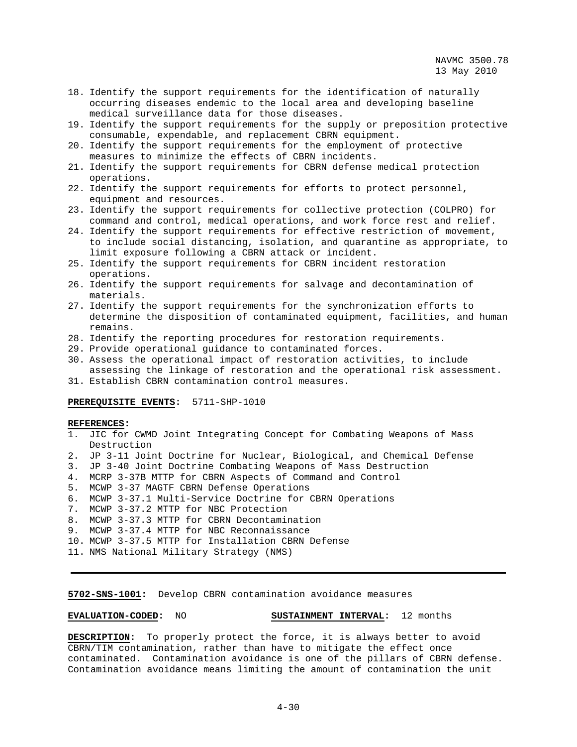18. Identify the support requirements for the identification of naturally occurring diseases endemic to the local area and developing baseline medical surveillance data for those diseases.
19. Identify the support requirements for the supply or preposition protective consumable, expendable, and replacement CBRN equipment.
20. Identify the support requirements for the employment of protective measures to minimize the effects of CBRN incidents.
21. Identify the support requirements for CBRN defense medical protection operations.
22. Identify the support requirements for efforts to protect personnel, equipment and resources.
23. Identify the support requirements for collective protection (COLPRO) for command and control, medical operations, and work force rest and relief.
24. Identify the support requirements for effective restriction of movement, to include social distancing, isolation, and quarantine as appropriate, to limit exposure following a CBRN attack or incident.
25. Identify the support requirements for CBRN incident restoration operations.
26. Identify the support requirements for salvage and decontamination of materials.
27. Identify the support requirements for the synchronization efforts to determine the disposition of contaminated equipment, facilities, and human remains.
28. Identify the reporting procedures for restoration requirements.
29. Provide operational guidance to contaminated forces.
30. Assess the operational impact of restoration activities, to include assessing the linkage of restoration and the operational risk assessment.
31. Establish CBRN contamination control measures.

**PREREQUISITE EVENTS:** 5711-SHP-1010

**REFERENCES:**
1. JIC for CWMD Joint Integrating Concept for Combating Weapons of Mass Destruction
2. JP 3-11 Joint Doctrine for Nuclear, Biological, and Chemical Defense
3. JP 3-40 Joint Doctrine Combating Weapons of Mass Destruction
4. MCRP 3-37B MTTP for CBRN Aspects of Command and Control
5. MCWP 3-37 MAGTF CBRN Defense Operations
6. MCWP 3-37.1 Multi-Service Doctrine for CBRN Operations
7. MCWP 3-37.2 MTTP for NBC Protection
8. MCWP 3-37.3 MTTP for CBRN Decontamination
9. MCWP 3-37.4 MTTP for NBC Reconnaissance
10. MCWP 3-37.5 MTTP for Installation CBRN Defense
11. NMS National Military Strategy (NMS)

---

**5702-SNS-1001:** Develop CBRN contamination avoidance measures

**EVALUATION-CODED:** NO **SUSTAINMENT INTERVAL:** 12 months

**DESCRIPTION:** To properly protect the force, it is always better to avoid CBRN/TIM contamination, rather than have to mitigate the effect once contaminated. Contamination avoidance is one of the pillars of CBRN defense. Contamination avoidance means limiting the amount of contamination the unit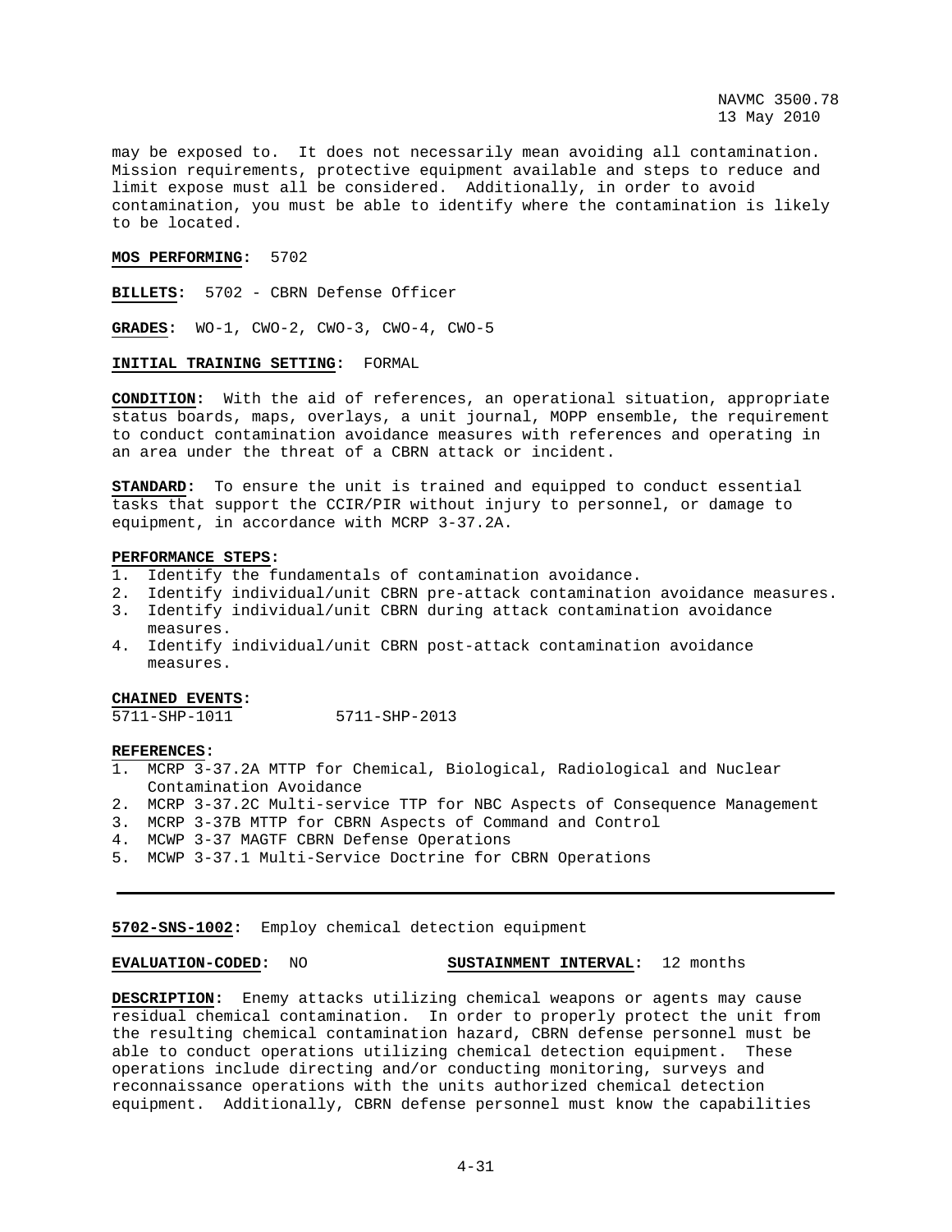may be exposed to. It does not necessarily mean avoiding all contamination. Mission requirements, protective equipment available and steps to reduce and limit expose must all be considered. Additionally, in order to avoid contamination, you must be able to identify where the contamination is likely to be located.

**MOS PERFORMING:** 5702

**BILLETS:** 5702 - CBRN Defense Officer

**GRADES:** WO-1, CWO-2, CWO-3, CWO-4, CWO-5

**INITIAL TRAINING SETTING:** FORMAL

**CONDITION:** With the aid of references, an operational situation, appropriate status boards, maps, overlays, a unit journal, MOPP ensemble, the requirement to conduct contamination avoidance measures with references and operating in an area under the threat of a CBRN attack or incident.

**STANDARD:** To ensure the unit is trained and equipped to conduct essential tasks that support the CCIR/PIR without injury to personnel, or damage to equipment, in accordance with MCRP 3-37.2A.

**PERFORMANCE STEPS:**

1. Identify the fundamentals of contamination avoidance.
2. Identify individual/unit CBRN pre-attack contamination avoidance measures.
3. Identify individual/unit CBRN during attack contamination avoidance measures.
4. Identify individual/unit CBRN post-attack contamination avoidance measures.

**CHAINED EVENTS:**

5711-SHP-1011 5711-SHP-2013

**REFERENCES:**

1. MCRP 3-37.2A MTTP for Chemical, Biological, Radiological and Nuclear Contamination Avoidance
2. MCRP 3-37.2C Multi-service TTP for NBC Aspects of Consequence Management
3. MCRP 3-37B MTTP for CBRN Aspects of Command and Control
4. MCWP 3-37 MAGTF CBRN Defense Operations
5. MCWP 3-37.1 Multi-Service Doctrine for CBRN Operations

---

**5702-SNS-1002:** Employ chemical detection equipment

**EVALUATION-CODED:** NO **SUSTAINMENT INTERVAL:** 12 months

**DESCRIPTION:** Enemy attacks utilizing chemical weapons or agents may cause residual chemical contamination. In order to properly protect the unit from the resulting chemical contamination hazard, CBRN defense personnel must be able to conduct operations utilizing chemical detection equipment. These operations include directing and/or conducting monitoring, surveys and reconnaissance operations with the units authorized chemical detection equipment. Additionally, CBRN defense personnel must know the capabilities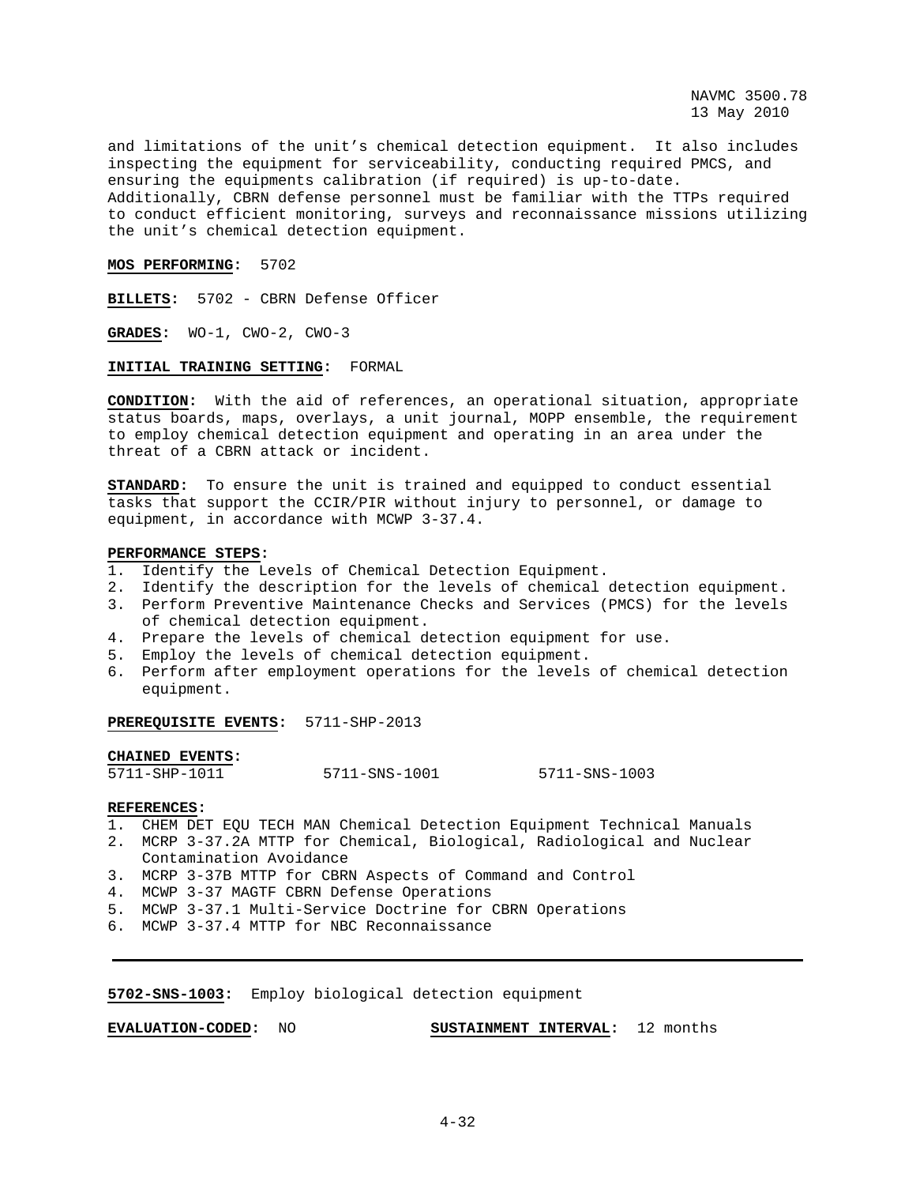and limitations of the unit's chemical detection equipment. It also includes inspecting the equipment for serviceability, conducting required PMCS, and ensuring the equipments calibration (if required) is up-to-date. Additionally, CBRN defense personnel must be familiar with the TTPs required to conduct efficient monitoring, surveys and reconnaissance missions utilizing the unit's chemical detection equipment.

**MOS PERFORMING:** 5702

**BILLETS:** 5702 - CBRN Defense Officer

**GRADES:** WO-1, CWO-2, CWO-3

**INITIAL TRAINING SETTING:** FORMAL

**CONDITION:** With the aid of references, an operational situation, appropriate status boards, maps, overlays, a unit journal, MOPP ensemble, the requirement to employ chemical detection equipment and operating in an area under the threat of a CBRN attack or incident.

**STANDARD:** To ensure the unit is trained and equipped to conduct essential tasks that support the CCIR/PIR without injury to personnel, or damage to equipment, in accordance with MCWP 3-37.4.

**PERFORMANCE STEPS:**

1. Identify the Levels of Chemical Detection Equipment.
2. Identify the description for the levels of chemical detection equipment.
3. Perform Preventive Maintenance Checks and Services (PMCS) for the levels of chemical detection equipment.
4. Prepare the levels of chemical detection equipment for use.
5. Employ the levels of chemical detection equipment.
6. Perform after employment operations for the levels of chemical detection equipment.

**PREREQUISITE EVENTS:** 5711-SHP-2013

**CHAINED EVENTS:**

5711-SHP-1011    5711-SNS-1001    5711-SNS-1003

**REFERENCES:**

1. CHEM DET EQU TECH MAN Chemical Detection Equipment Technical Manuals
2. MCRP 3-37.2A MTTP for Chemical, Biological, Radiological and Nuclear Contamination Avoidance
3. MCRP 3-37B MTTP for CBRN Aspects of Command and Control
4. MCWP 3-37 MAGTF CBRN Defense Operations
5. MCWP 3-37.1 Multi-Service Doctrine for CBRN Operations
6. MCWP 3-37.4 MTTP for NBC Reconnaissance

---

**5702-SNS-1003:** Employ biological detection equipment

**EVALUATION-CODED:** NO    **SUSTAINMENT INTERVAL:** 12 months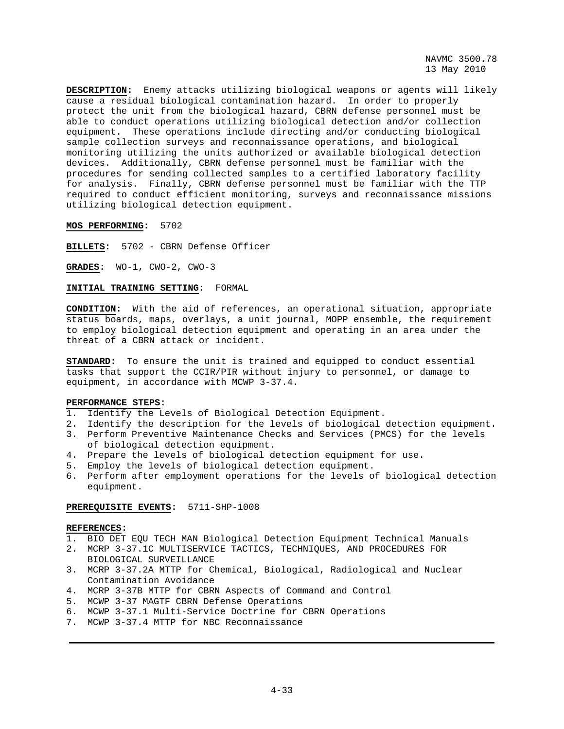**DESCRIPTION:** Enemy attacks utilizing biological weapons or agents will likely cause a residual biological contamination hazard. In order to properly protect the unit from the biological hazard, CBRN defense personnel must be able to conduct operations utilizing biological detection and/or collection equipment. These operations include directing and/or conducting biological sample collection surveys and reconnaissance operations, and biological monitoring utilizing the units authorized or available biological detection devices. Additionally, CBRN defense personnel must be familiar with the procedures for sending collected samples to a certified laboratory facility for analysis. Finally, CBRN defense personnel must be familiar with the TTP required to conduct efficient monitoring, surveys and reconnaissance missions utilizing biological detection equipment.

**MOS PERFORMING:** 5702

**BILLETS:** 5702 - CBRN Defense Officer

**GRADES:** WO-1, CWO-2, CWO-3

**INITIAL TRAINING SETTING:** FORMAL

**CONDITION:** With the aid of references, an operational situation, appropriate status boards, maps, overlays, a unit journal, MOPP ensemble, the requirement to employ biological detection equipment and operating in an area under the threat of a CBRN attack or incident.

**STANDARD:** To ensure the unit is trained and equipped to conduct essential tasks that support the CCIR/PIR without injury to personnel, or damage to equipment, in accordance with MCWP 3-37.4.

**PERFORMANCE STEPS:**

1. Identify the Levels of Biological Detection Equipment.
2. Identify the description for the levels of biological detection equipment.
3. Perform Preventive Maintenance Checks and Services (PMCS) for the levels of biological detection equipment.
4. Prepare the levels of biological detection equipment for use.
5. Employ the levels of biological detection equipment.
6. Perform after employment operations for the levels of biological detection equipment.

**PREREQUISITE EVENTS:** 5711-SHP-1008

**REFERENCES:**

1. BIO DET EQU TECH MAN Biological Detection Equipment Technical Manuals
2. MCRP 3-37.1C MULTISERVICE TACTICS, TECHNIQUES, AND PROCEDURES FOR BIOLOGICAL SURVEILLANCE
3. MCRP 3-37.2A MTTP for Chemical, Biological, Radiological and Nuclear Contamination Avoidance
4. MCRP 3-37B MTTP for CBRN Aspects of Command and Control
5. MCWP 3-37 MAGTF CBRN Defense Operations
6. MCWP 3-37.1 Multi-Service Doctrine for CBRN Operations
7. MCWP 3-37.4 MTTP for NBC Reconnaissance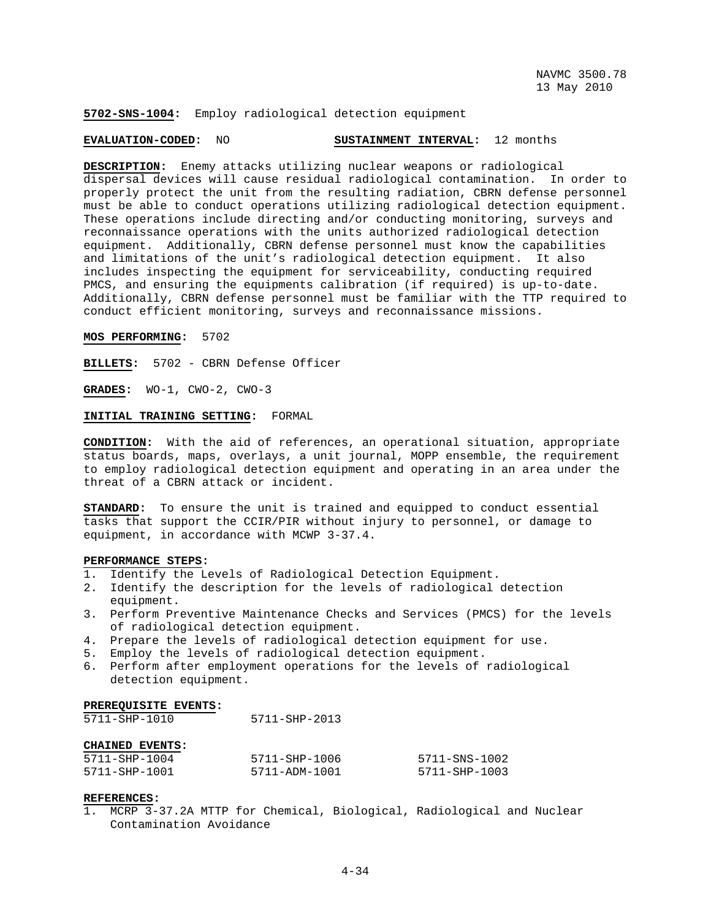**5702-SNS-1004:** Employ radiological detection equipment

**EVALUATION-CODED:** NO **SUSTAINMENT INTERVAL:** 12 months

**DESCRIPTION:** Enemy attacks utilizing nuclear weapons or radiological dispersal devices will cause residual radiological contamination. In order to properly protect the unit from the resulting radiation, CBRN defense personnel must be able to conduct operations utilizing radiological detection equipment. These operations include directing and/or conducting monitoring, surveys and reconnaissance operations with the units authorized radiological detection equipment. Additionally, CBRN defense personnel must know the capabilities and limitations of the unit's radiological detection equipment. It also includes inspecting the equipment for serviceability, conducting required PMCS, and ensuring the equipments calibration (if required) is up-to-date. Additionally, CBRN defense personnel must be familiar with the TTP required to conduct efficient monitoring, surveys and reconnaissance missions.

**MOS PERFORMING:** 5702

**BILLETS:** 5702 - CBRN Defense Officer

**GRADES:** WO-1, CWO-2, CWO-3

**INITIAL TRAINING SETTING:** FORMAL

**CONDITION:** With the aid of references, an operational situation, appropriate status boards, maps, overlays, a unit journal, MOPP ensemble, the requirement to employ radiological detection equipment and operating in an area under the threat of a CBRN attack or incident.

**STANDARD:** To ensure the unit is trained and equipped to conduct essential tasks that support the CCIR/PIR without injury to personnel, or damage to equipment, in accordance with MCWP 3-37.4.

**PERFORMANCE STEPS:**

1. Identify the Levels of Radiological Detection Equipment.
2. Identify the description for the levels of radiological detection equipment.
3. Perform Preventive Maintenance Checks and Services (PMCS) for the levels of radiological detection equipment.
4. Prepare the levels of radiological detection equipment for use.
5. Employ the levels of radiological detection equipment.
6. Perform after employment operations for the levels of radiological detection equipment.

**PREREQUISITE EVENTS:**

| | |
|---|---|
| 5711-SHP-1010 | 5711-SHP-2013 |

**CHAINED EVENTS:**

| | | |
|---|---|---|
| 5711-SHP-1004 | 5711-SHP-1006 | 5711-SNS-1002 |
| 5711-SHP-1001 | 5711-ADM-1001 | 5711-SHP-1003 |

**REFERENCES:**

1. MCRP 3-37.2A MTTP for Chemical, Biological, Radiological and Nuclear Contamination Avoidance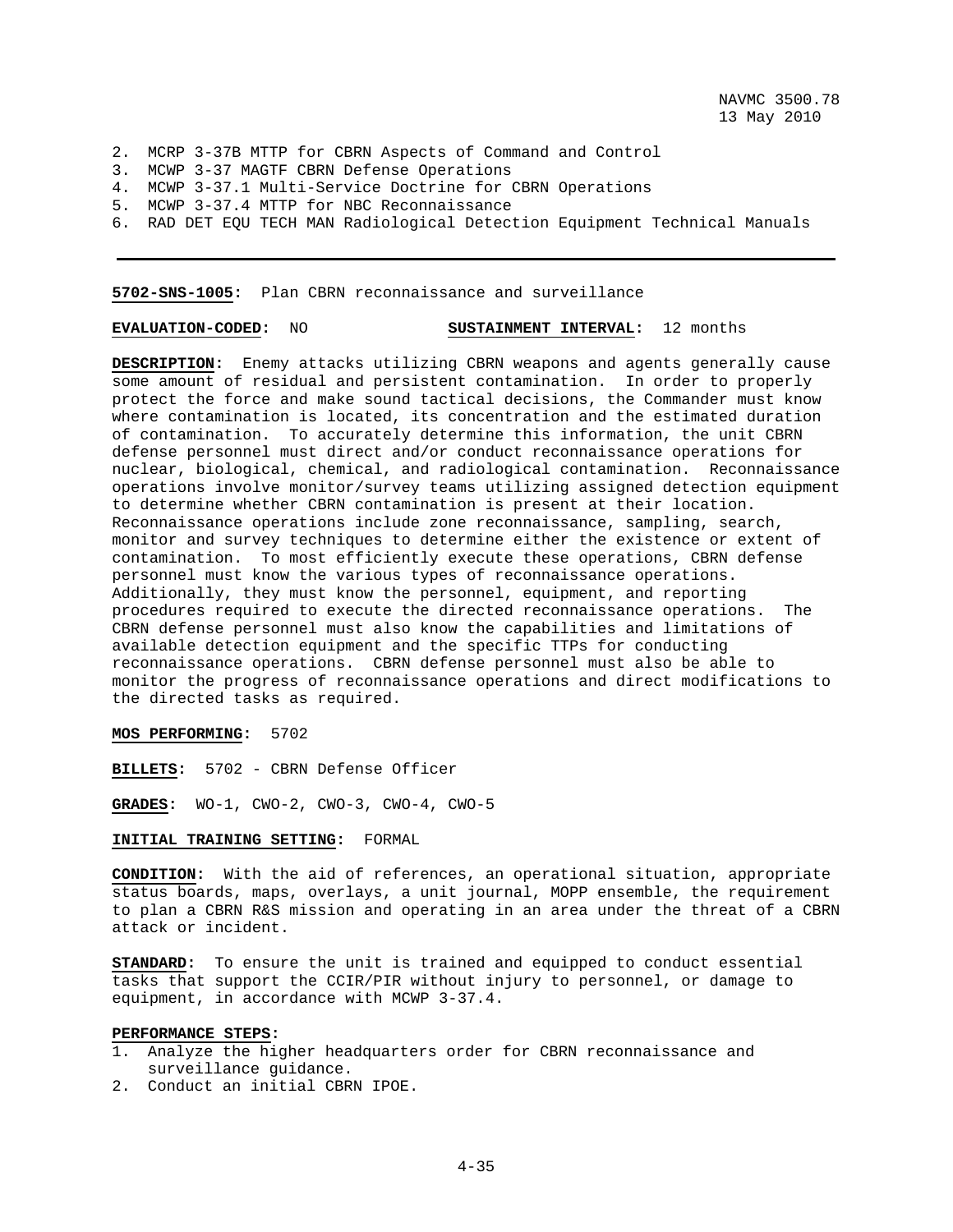2. MCRP 3-37B MTTP for CBRN Aspects of Command and Control
3. MCWP 3-37 MAGTF CBRN Defense Operations
4. MCWP 3-37.1 Multi-Service Doctrine for CBRN Operations
5. MCWP 3-37.4 MTTP for NBC Reconnaissance
6. RAD DET EQU TECH MAN Radiological Detection Equipment Technical Manuals

---

**5702-SNS-1005**: Plan CBRN reconnaissance and surveillance

**EVALUATION-CODED**: NO **SUSTAINMENT INTERVAL**: 12 months

**DESCRIPTION**: Enemy attacks utilizing CBRN weapons and agents generally cause some amount of residual and persistent contamination. In order to properly protect the force and make sound tactical decisions, the Commander must know where contamination is located, its concentration and the estimated duration of contamination. To accurately determine this information, the unit CBRN defense personnel must direct and/or conduct reconnaissance operations for nuclear, biological, chemical, and radiological contamination. Reconnaissance operations involve monitor/survey teams utilizing assigned detection equipment to determine whether CBRN contamination is present at their location. Reconnaissance operations include zone reconnaissance, sampling, search, monitor and survey techniques to determine either the existence or extent of contamination. To most efficiently execute these operations, CBRN defense personnel must know the various types of reconnaissance operations. Additionally, they must know the personnel, equipment, and reporting procedures required to execute the directed reconnaissance operations. The CBRN defense personnel must also know the capabilities and limitations of available detection equipment and the specific TTPs for conducting reconnaissance operations. CBRN defense personnel must also be able to monitor the progress of reconnaissance operations and direct modifications to the directed tasks as required.

**MOS PERFORMING**: 5702

**BILLETS**: 5702 - CBRN Defense Officer

**GRADES**: WO-1, CWO-2, CWO-3, CWO-4, CWO-5

**INITIAL TRAINING SETTING**: FORMAL

**CONDITION**: With the aid of references, an operational situation, appropriate status boards, maps, overlays, a unit journal, MOPP ensemble, the requirement to plan a CBRN R&S mission and operating in an area under the threat of a CBRN attack or incident.

**STANDARD**: To ensure the unit is trained and equipped to conduct essential tasks that support the CCIR/PIR without injury to personnel, or damage to equipment, in accordance with MCWP 3-37.4.

**PERFORMANCE STEPS**:
1. Analyze the higher headquarters order for CBRN reconnaissance and surveillance guidance.
2. Conduct an initial CBRN IPOE.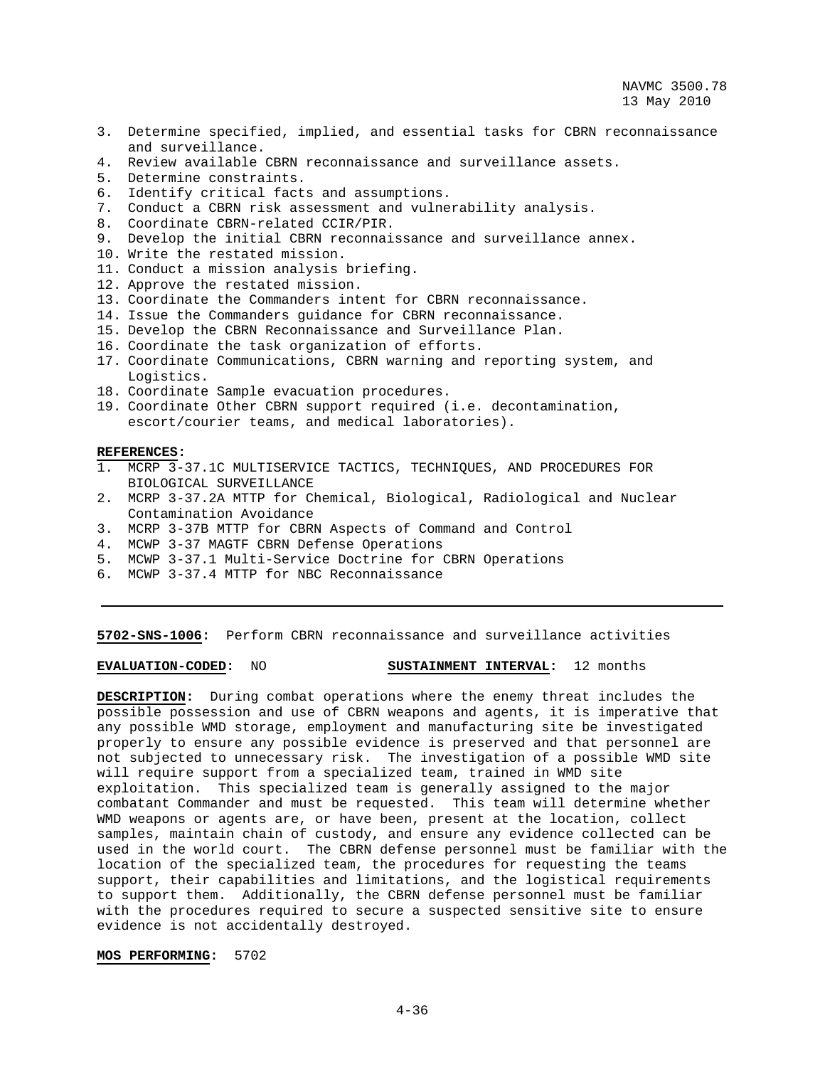3. Determine specified, implied, and essential tasks for CBRN reconnaissance and surveillance.
4. Review available CBRN reconnaissance and surveillance assets.
5. Determine constraints.
6. Identify critical facts and assumptions.
7. Conduct a CBRN risk assessment and vulnerability analysis.
8. Coordinate CBRN-related CCIR/PIR.
9. Develop the initial CBRN reconnaissance and surveillance annex.
10. Write the restated mission.
11. Conduct a mission analysis briefing.
12. Approve the restated mission.
13. Coordinate the Commanders intent for CBRN reconnaissance.
14. Issue the Commanders guidance for CBRN reconnaissance.
15. Develop the CBRN Reconnaissance and Surveillance Plan.
16. Coordinate the task organization of efforts.
17. Coordinate Communications, CBRN warning and reporting system, and Logistics.
18. Coordinate Sample evacuation procedures.
19. Coordinate Other CBRN support required (i.e. decontamination, escort/courier teams, and medical laboratories).

**REFERENCES:**
1. MCRP 3-37.1C MULTISERVICE TACTICS, TECHNIQUES, AND PROCEDURES FOR BIOLOGICAL SURVEILLANCE
2. MCRP 3-37.2A MTTP for Chemical, Biological, Radiological and Nuclear Contamination Avoidance
3. MCRP 3-37B MTTP for CBRN Aspects of Command and Control
4. MCWP 3-37 MAGTF CBRN Defense Operations
5. MCWP 3-37.1 Multi-Service Doctrine for CBRN Operations
6. MCWP 3-37.4 MTTP for NBC Reconnaissance

---

**5702-SNS-1006:** Perform CBRN reconnaissance and surveillance activities

**EVALUATION-CODED:** NO **SUSTAINMENT INTERVAL:** 12 months

**DESCRIPTION:** During combat operations where the enemy threat includes the possible possession and use of CBRN weapons and agents, it is imperative that any possible WMD storage, employment and manufacturing site be investigated properly to ensure any possible evidence is preserved and that personnel are not subjected to unnecessary risk. The investigation of a possible WMD site will require support from a specialized team, trained in WMD site exploitation. This specialized team is generally assigned to the major combatant Commander and must be requested. This team will determine whether WMD weapons or agents are, or have been, present at the location, collect samples, maintain chain of custody, and ensure any evidence collected can be used in the world court. The CBRN defense personnel must be familiar with the location of the specialized team, the procedures for requesting the teams support, their capabilities and limitations, and the logistical requirements to support them. Additionally, the CBRN defense personnel must be familiar with the procedures required to secure a suspected sensitive site to ensure evidence is not accidentally destroyed.

**MOS PERFORMING:** 5702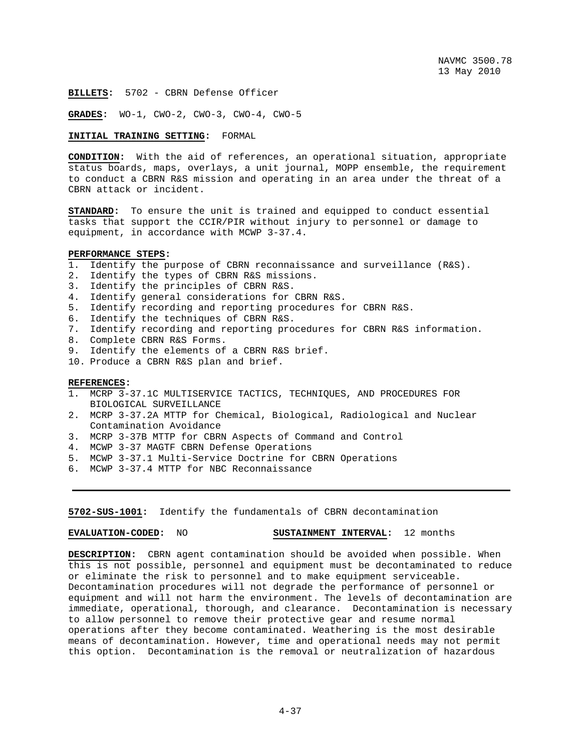**BILLETS:** 5702 - CBRN Defense Officer

**GRADES:** WO-1, CWO-2, CWO-3, CWO-4, CWO-5

**INITIAL TRAINING SETTING:** FORMAL

**CONDITION:** With the aid of references, an operational situation, appropriate status boards, maps, overlays, a unit journal, MOPP ensemble, the requirement to conduct a CBRN R&S mission and operating in an area under the threat of a CBRN attack or incident.

**STANDARD:** To ensure the unit is trained and equipped to conduct essential tasks that support the CCIR/PIR without injury to personnel or damage to equipment, in accordance with MCWP 3-37.4.

**PERFORMANCE STEPS:**

1. Identify the purpose of CBRN reconnaissance and surveillance (R&S).
2. Identify the types of CBRN R&S missions.
3. Identify the principles of CBRN R&S.
4. Identify general considerations for CBRN R&S.
5. Identify recording and reporting procedures for CBRN R&S.
6. Identify the techniques of CBRN R&S.
7. Identify recording and reporting procedures for CBRN R&S information.
8. Complete CBRN R&S Forms.
9. Identify the elements of a CBRN R&S brief.
10. Produce a CBRN R&S plan and brief.

**REFERENCES:**

1. MCRP 3-37.1C MULTISERVICE TACTICS, TECHNIQUES, AND PROCEDURES FOR BIOLOGICAL SURVEILLANCE
2. MCRP 3-37.2A MTTP for Chemical, Biological, Radiological and Nuclear Contamination Avoidance
3. MCRP 3-37B MTTP for CBRN Aspects of Command and Control
4. MCWP 3-37 MAGTF CBRN Defense Operations
5. MCWP 3-37.1 Multi-Service Doctrine for CBRN Operations
6. MCWP 3-37.4 MTTP for NBC Reconnaissance

---

**5702-SUS-1001:** Identify the fundamentals of CBRN decontamination

**EVALUATION-CODED:** NO **SUSTAINMENT INTERVAL:** 12 months

**DESCRIPTION:** CBRN agent contamination should be avoided when possible. When this is not possible, personnel and equipment must be decontaminated to reduce or eliminate the risk to personnel and to make equipment serviceable. Decontamination procedures will not degrade the performance of personnel or equipment and will not harm the environment. The levels of decontamination are immediate, operational, thorough, and clearance. Decontamination is necessary to allow personnel to remove their protective gear and resume normal operations after they become contaminated. Weathering is the most desirable means of decontamination. However, time and operational needs may not permit this option. Decontamination is the removal or neutralization of hazardous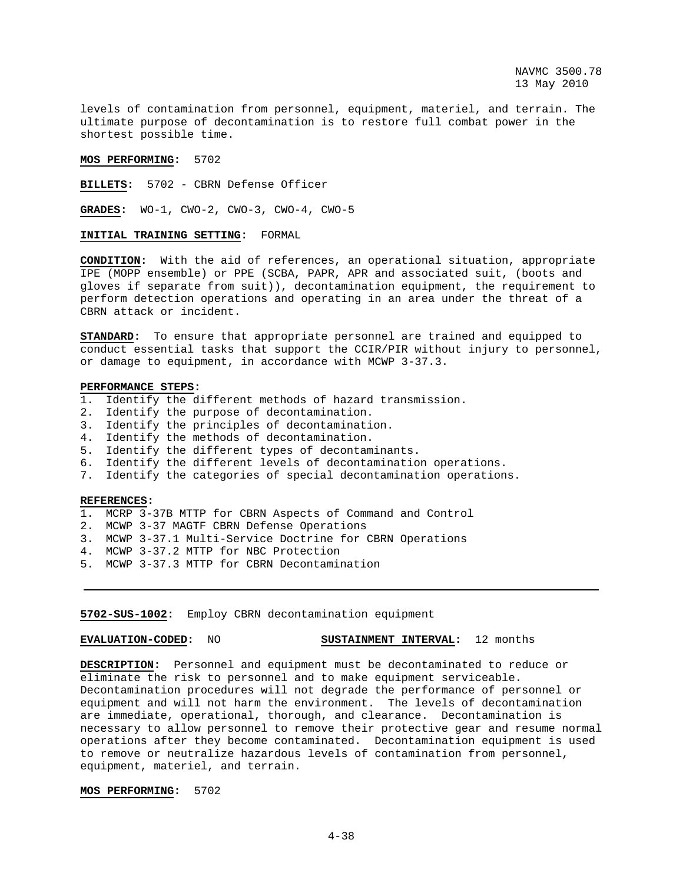levels of contamination from personnel, equipment, materiel, and terrain. The ultimate purpose of decontamination is to restore full combat power in the shortest possible time.

**MOS PERFORMING:** 5702

**BILLETS:** 5702 - CBRN Defense Officer

**GRADES:** WO-1, CWO-2, CWO-3, CWO-4, CWO-5

**INITIAL TRAINING SETTING:** FORMAL

**CONDITION:** With the aid of references, an operational situation, appropriate IPE (MOPP ensemble) or PPE (SCBA, PAPR, APR and associated suit, (boots and gloves if separate from suit)), decontamination equipment, the requirement to perform detection operations and operating in an area under the threat of a CBRN attack or incident.

**STANDARD:** To ensure that appropriate personnel are trained and equipped to conduct essential tasks that support the CCIR/PIR without injury to personnel, or damage to equipment, in accordance with MCWP 3-37.3.

**PERFORMANCE STEPS:**
1. Identify the different methods of hazard transmission.
2. Identify the purpose of decontamination.
3. Identify the principles of decontamination.
4. Identify the methods of decontamination.
5. Identify the different types of decontaminants.
6. Identify the different levels of decontamination operations.
7. Identify the categories of special decontamination operations.

**REFERENCES:**
1. MCRP 3-37B MTTP for CBRN Aspects of Command and Control
2. MCWP 3-37 MAGTF CBRN Defense Operations
3. MCWP 3-37.1 Multi-Service Doctrine for CBRN Operations
4. MCWP 3-37.2 MTTP for NBC Protection
5. MCWP 3-37.3 MTTP for CBRN Decontamination

---

**5702-SUS-1002:** Employ CBRN decontamination equipment

**EVALUATION-CODED:** NO **SUSTAINMENT INTERVAL:** 12 months

**DESCRIPTION:** Personnel and equipment must be decontaminated to reduce or eliminate the risk to personnel and to make equipment serviceable. Decontamination procedures will not degrade the performance of personnel or equipment and will not harm the environment. The levels of decontamination are immediate, operational, thorough, and clearance. Decontamination is necessary to allow personnel to remove their protective gear and resume normal operations after they become contaminated. Decontamination equipment is used to remove or neutralize hazardous levels of contamination from personnel, equipment, materiel, and terrain.

**MOS PERFORMING:** 5702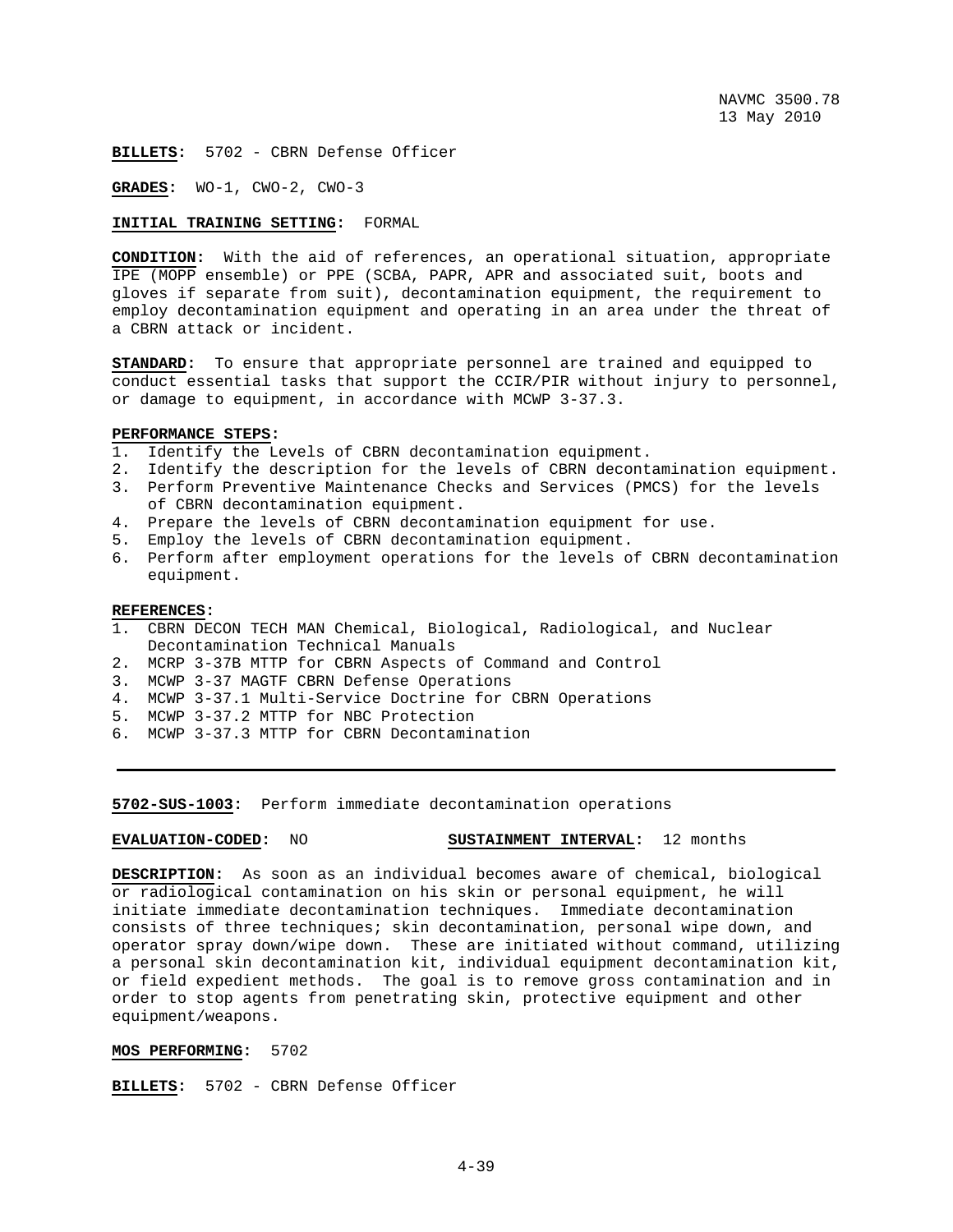**BILLETS:** 5702 - CBRN Defense Officer

**GRADES:** WO-1, CWO-2, CWO-3

**INITIAL TRAINING SETTING:** FORMAL

**CONDITION:** With the aid of references, an operational situation, appropriate IPE (MOPP ensemble) or PPE (SCBA, PAPR, APR and associated suit, boots and gloves if separate from suit), decontamination equipment, the requirement to employ decontamination equipment and operating in an area under the threat of a CBRN attack or incident.

**STANDARD:** To ensure that appropriate personnel are trained and equipped to conduct essential tasks that support the CCIR/PIR without injury to personnel, or damage to equipment, in accordance with MCWP 3-37.3.

**PERFORMANCE STEPS:**

1. Identify the Levels of CBRN decontamination equipment.
2. Identify the description for the levels of CBRN decontamination equipment.
3. Perform Preventive Maintenance Checks and Services (PMCS) for the levels of CBRN decontamination equipment.
4. Prepare the levels of CBRN decontamination equipment for use.
5. Employ the levels of CBRN decontamination equipment.
6. Perform after employment operations for the levels of CBRN decontamination equipment.

**REFERENCES:**

1. CBRN DECON TECH MAN Chemical, Biological, Radiological, and Nuclear Decontamination Technical Manuals
2. MCRP 3-37B MTTP for CBRN Aspects of Command and Control
3. MCWP 3-37 MAGTF CBRN Defense Operations
4. MCWP 3-37.1 Multi-Service Doctrine for CBRN Operations
5. MCWP 3-37.2 MTTP for NBC Protection
6. MCWP 3-37.3 MTTP for CBRN Decontamination

---

**5702-SUS-1003:** Perform immediate decontamination operations

**EVALUATION-CODED:** NO **SUSTAINMENT INTERVAL:** 12 months

**DESCRIPTION:** As soon as an individual becomes aware of chemical, biological or radiological contamination on his skin or personal equipment, he will initiate immediate decontamination techniques. Immediate decontamination consists of three techniques; skin decontamination, personal wipe down, and operator spray down/wipe down. These are initiated without command, utilizing a personal skin decontamination kit, individual equipment decontamination kit, or field expedient methods. The goal is to remove gross contamination and in order to stop agents from penetrating skin, protective equipment and other equipment/weapons.

**MOS PERFORMING:** 5702

**BILLETS:** 5702 - CBRN Defense Officer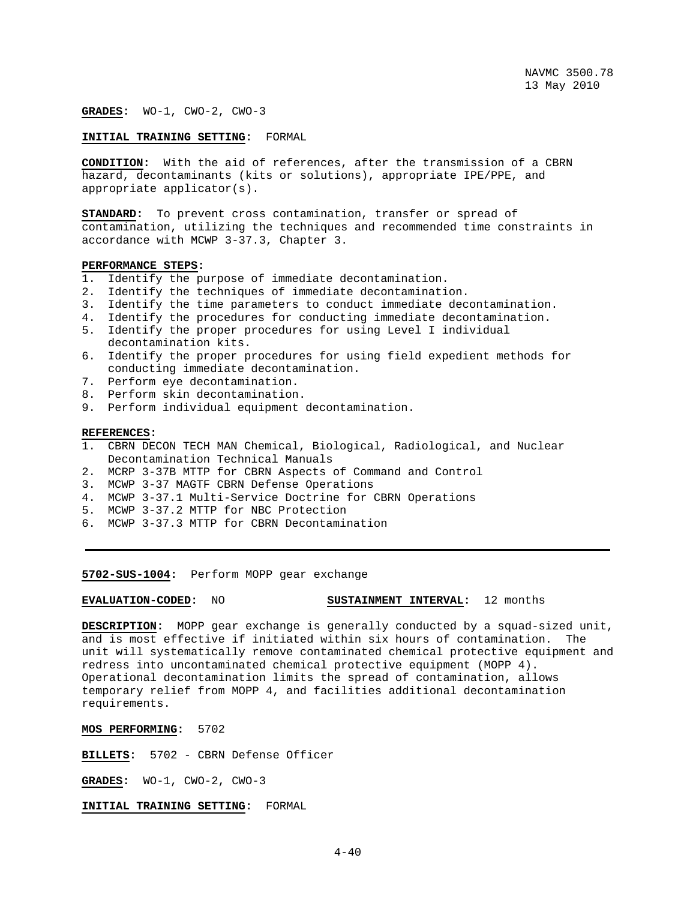**GRADES:** WO-1, CWO-2, CWO-3

**INITIAL TRAINING SETTING:** FORMAL

**CONDITION:** With the aid of references, after the transmission of a CBRN hazard, decontaminants (kits or solutions), appropriate IPE/PPE, and appropriate applicator(s).

**STANDARD:** To prevent cross contamination, transfer or spread of contamination, utilizing the techniques and recommended time constraints in accordance with MCWP 3-37.3, Chapter 3.

**PERFORMANCE STEPS:**

1. Identify the purpose of immediate decontamination.
2. Identify the techniques of immediate decontamination.
3. Identify the time parameters to conduct immediate decontamination.
4. Identify the procedures for conducting immediate decontamination.
5. Identify the proper procedures for using Level I individual decontamination kits.
6. Identify the proper procedures for using field expedient methods for conducting immediate decontamination.
7. Perform eye decontamination.
8. Perform skin decontamination.
9. Perform individual equipment decontamination.

**REFERENCES:**

1. CBRN DECON TECH MAN Chemical, Biological, Radiological, and Nuclear Decontamination Technical Manuals
2. MCRP 3-37B MTTP for CBRN Aspects of Command and Control
3. MCWP 3-37 MAGTF CBRN Defense Operations
4. MCWP 3-37.1 Multi-Service Doctrine for CBRN Operations
5. MCWP 3-37.2 MTTP for NBC Protection
6. MCWP 3-37.3 MTTP for CBRN Decontamination

---

**5702-SUS-1004:** Perform MOPP gear exchange

**EVALUATION-CODED:** NO **SUSTAINMENT INTERVAL:** 12 months

**DESCRIPTION:** MOPP gear exchange is generally conducted by a squad-sized unit, and is most effective if initiated within six hours of contamination. The unit will systematically remove contaminated chemical protective equipment and redress into uncontaminated chemical protective equipment (MOPP 4). Operational decontamination limits the spread of contamination, allows temporary relief from MOPP 4, and facilities additional decontamination requirements.

**MOS PERFORMING:** 5702

**BILLETS:** 5702 - CBRN Defense Officer

**GRADES:** WO-1, CWO-2, CWO-3

**INITIAL TRAINING SETTING:** FORMAL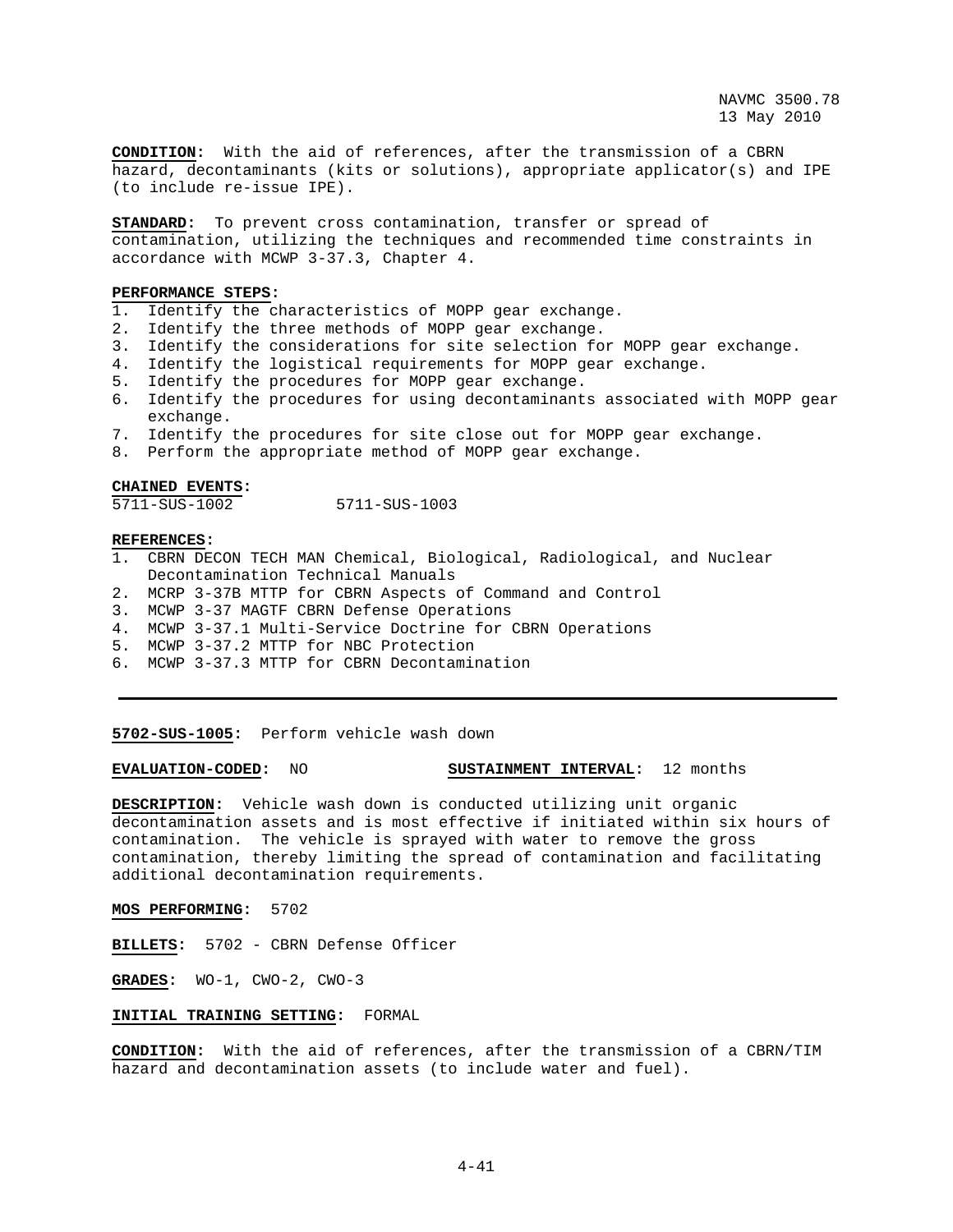**CONDITION**: With the aid of references, after the transmission of a CBRN hazard, decontaminants (kits or solutions), appropriate applicator(s) and IPE (to include re-issue IPE).

**STANDARD**: To prevent cross contamination, transfer or spread of contamination, utilizing the techniques and recommended time constraints in accordance with MCWP 3-37.3, Chapter 4.

**PERFORMANCE STEPS**:

1. Identify the characteristics of MOPP gear exchange.
2. Identify the three methods of MOPP gear exchange.
3. Identify the considerations for site selection for MOPP gear exchange.
4. Identify the logistical requirements for MOPP gear exchange.
5. Identify the procedures for MOPP gear exchange.
6. Identify the procedures for using decontaminants associated with MOPP gear exchange.
7. Identify the procedures for site close out for MOPP gear exchange.
8. Perform the appropriate method of MOPP gear exchange.

**CHAINED EVENTS**:

5711-SUS-1002 5711-SUS-1003

**REFERENCES**:

1. CBRN DECON TECH MAN Chemical, Biological, Radiological, and Nuclear Decontamination Technical Manuals
2. MCRP 3-37B MTTP for CBRN Aspects of Command and Control
3. MCWP 3-37 MAGTF CBRN Defense Operations
4. MCWP 3-37.1 Multi-Service Doctrine for CBRN Operations
5. MCWP 3-37.2 MTTP for NBC Protection
6. MCWP 3-37.3 MTTP for CBRN Decontamination

---

**5702-SUS-1005**: Perform vehicle wash down

**EVALUATION-CODED**: NO **SUSTAINMENT INTERVAL**: 12 months

**DESCRIPTION**: Vehicle wash down is conducted utilizing unit organic decontamination assets and is most effective if initiated within six hours of contamination. The vehicle is sprayed with water to remove the gross contamination, thereby limiting the spread of contamination and facilitating additional decontamination requirements.

**MOS PERFORMING**: 5702

**BILLETS**: 5702 - CBRN Defense Officer

**GRADES**: WO-1, CWO-2, CWO-3

**INITIAL TRAINING SETTING**: FORMAL

**CONDITION**: With the aid of references, after the transmission of a CBRN/TIM hazard and decontamination assets (to include water and fuel).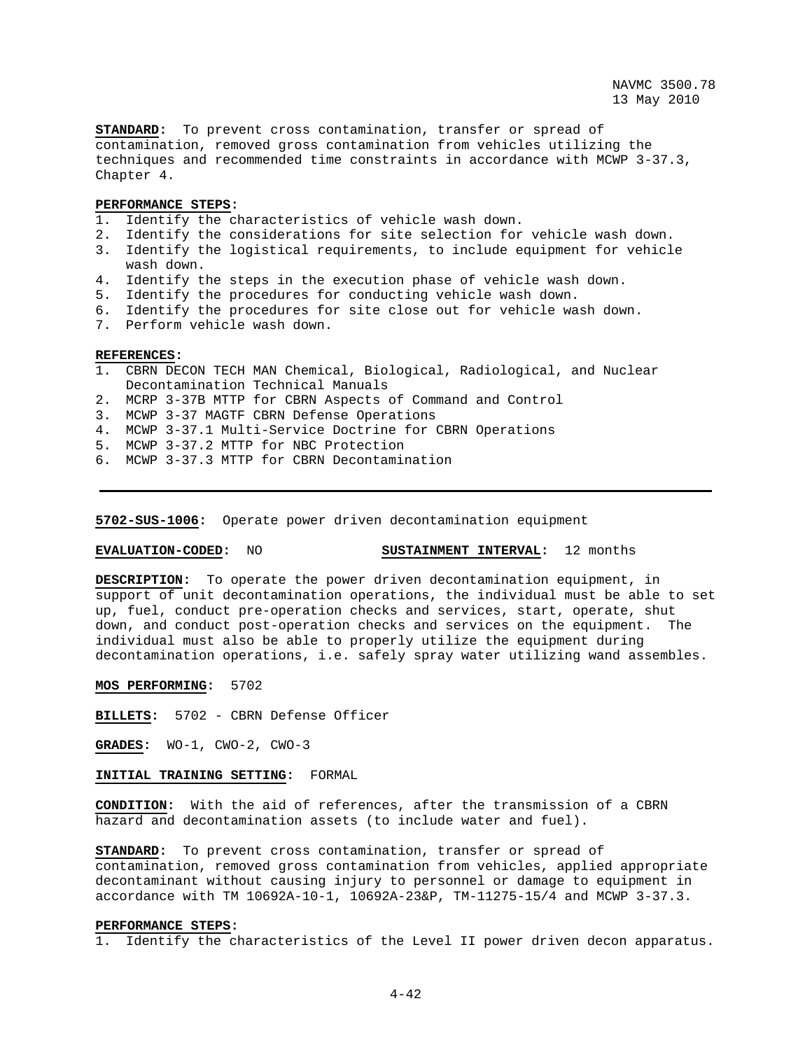**STANDARD:** To prevent cross contamination, transfer or spread of contamination, removed gross contamination from vehicles utilizing the techniques and recommended time constraints in accordance with MCWP 3-37.3, Chapter 4.

**PERFORMANCE STEPS:**

1. Identify the characteristics of vehicle wash down.
2. Identify the considerations for site selection for vehicle wash down.
3. Identify the logistical requirements, to include equipment for vehicle wash down.
4. Identify the steps in the execution phase of vehicle wash down.
5. Identify the procedures for conducting vehicle wash down.
6. Identify the procedures for site close out for vehicle wash down.
7. Perform vehicle wash down.

**REFERENCES:**

1. CBRN DECON TECH MAN Chemical, Biological, Radiological, and Nuclear Decontamination Technical Manuals
2. MCRP 3-37B MTTP for CBRN Aspects of Command and Control
3. MCWP 3-37 MAGTF CBRN Defense Operations
4. MCWP 3-37.1 Multi-Service Doctrine for CBRN Operations
5. MCWP 3-37.2 MTTP for NBC Protection
6. MCWP 3-37.3 MTTP for CBRN Decontamination

---

**5702-SUS-1006:** Operate power driven decontamination equipment

**EVALUATION-CODED:** NO **SUSTAINMENT INTERVAL:** 12 months

**DESCRIPTION:** To operate the power driven decontamination equipment, in support of unit decontamination operations, the individual must be able to set up, fuel, conduct pre-operation checks and services, start, operate, shut down, and conduct post-operation checks and services on the equipment. The individual must also be able to properly utilize the equipment during decontamination operations, i.e. safely spray water utilizing wand assembles.

**MOS PERFORMING:** 5702

**BILLETS:** 5702 - CBRN Defense Officer

**GRADES:** WO-1, CWO-2, CWO-3

**INITIAL TRAINING SETTING:** FORMAL

**CONDITION:** With the aid of references, after the transmission of a CBRN hazard and decontamination assets (to include water and fuel).

**STANDARD:** To prevent cross contamination, transfer or spread of contamination, removed gross contamination from vehicles, applied appropriate decontaminant without causing injury to personnel or damage to equipment in accordance with TM 10692A-10-1, 10692A-23&P, TM-11275-15/4 and MCWP 3-37.3.

**PERFORMANCE STEPS:**

1. Identify the characteristics of the Level II power driven decon apparatus.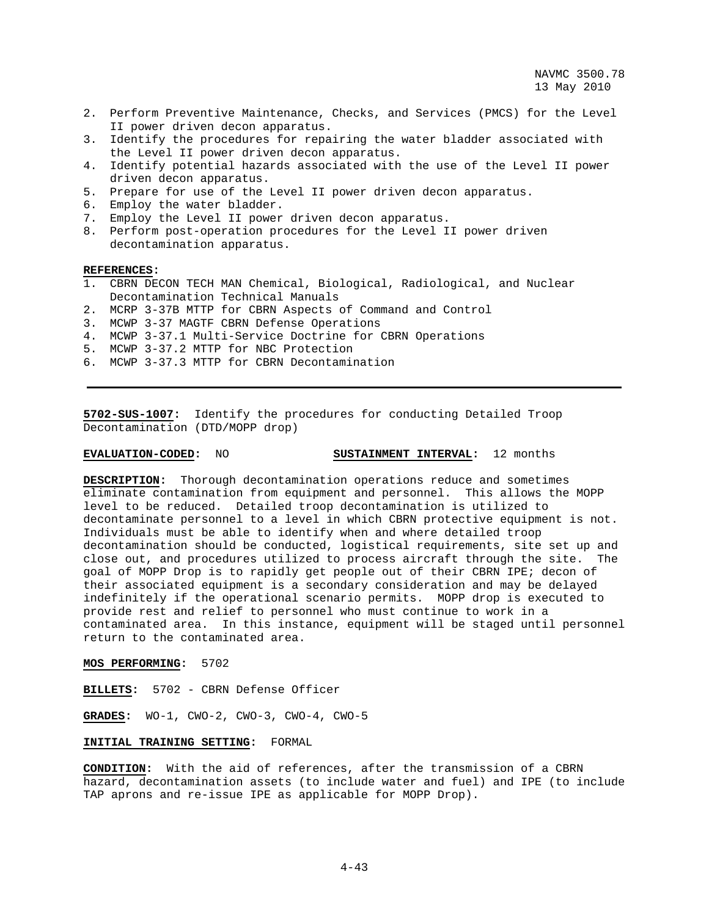2. Perform Preventive Maintenance, Checks, and Services (PMCS) for the Level II power driven decon apparatus.
3. Identify the procedures for repairing the water bladder associated with the Level II power driven decon apparatus.
4. Identify potential hazards associated with the use of the Level II power driven decon apparatus.
5. Prepare for use of the Level II power driven decon apparatus.
6. Employ the water bladder.
7. Employ the Level II power driven decon apparatus.
8. Perform post-operation procedures for the Level II power driven decontamination apparatus.

**REFERENCES:**
1. CBRN DECON TECH MAN Chemical, Biological, Radiological, and Nuclear Decontamination Technical Manuals
2. MCRP 3-37B MTTP for CBRN Aspects of Command and Control
3. MCWP 3-37 MAGTF CBRN Defense Operations
4. MCWP 3-37.1 Multi-Service Doctrine for CBRN Operations
5. MCWP 3-37.2 MTTP for NBC Protection
6. MCWP 3-37.3 MTTP for CBRN Decontamination

---

**5702-SUS-1007:** Identify the procedures for conducting Detailed Troop Decontamination (DTD/MOPP drop)

**EVALUATION-CODED:** NO **SUSTAINMENT INTERVAL:** 12 months

**DESCRIPTION:** Thorough decontamination operations reduce and sometimes eliminate contamination from equipment and personnel. This allows the MOPP level to be reduced. Detailed troop decontamination is utilized to decontaminate personnel to a level in which CBRN protective equipment is not. Individuals must be able to identify when and where detailed troop decontamination should be conducted, logistical requirements, site set up and close out, and procedures utilized to process aircraft through the site. The goal of MOPP Drop is to rapidly get people out of their CBRN IPE; decon of their associated equipment is a secondary consideration and may be delayed indefinitely if the operational scenario permits. MOPP drop is executed to provide rest and relief to personnel who must continue to work in a contaminated area. In this instance, equipment will be staged until personnel return to the contaminated area.

**MOS PERFORMING:** 5702

**BILLETS:** 5702 - CBRN Defense Officer

**GRADES:** WO-1, CWO-2, CWO-3, CWO-4, CWO-5

**INITIAL TRAINING SETTING:** FORMAL

**CONDITION:** With the aid of references, after the transmission of a CBRN hazard, decontamination assets (to include water and fuel) and IPE (to include TAP aprons and re-issue IPE as applicable for MOPP Drop).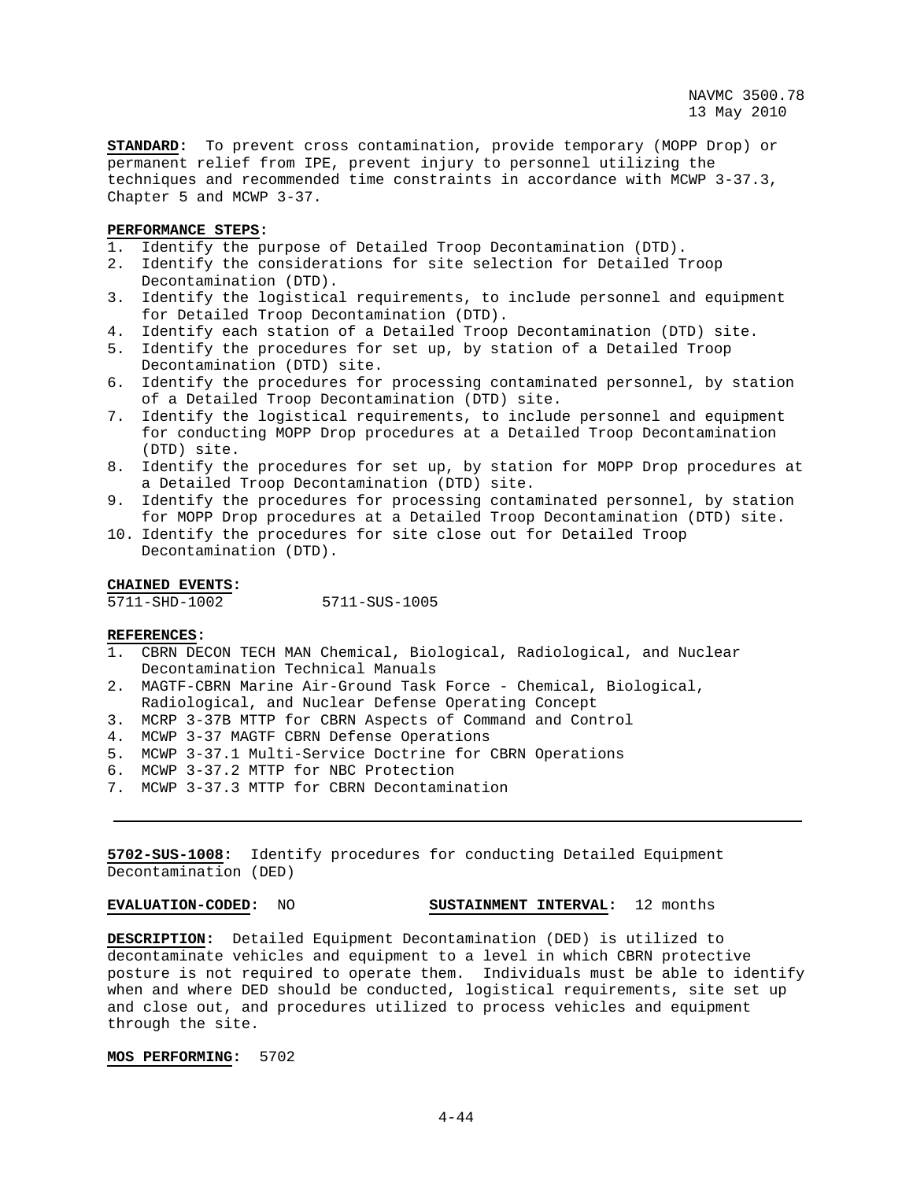**STANDARD:** To prevent cross contamination, provide temporary (MOPP Drop) or permanent relief from IPE, prevent injury to personnel utilizing the techniques and recommended time constraints in accordance with MCWP 3-37.3, Chapter 5 and MCWP 3-37.

**PERFORMANCE STEPS:**

1. Identify the purpose of Detailed Troop Decontamination (DTD).
2. Identify the considerations for site selection for Detailed Troop Decontamination (DTD).
3. Identify the logistical requirements, to include personnel and equipment for Detailed Troop Decontamination (DTD).
4. Identify each station of a Detailed Troop Decontamination (DTD) site.
5. Identify the procedures for set up, by station of a Detailed Troop Decontamination (DTD) site.
6. Identify the procedures for processing contaminated personnel, by station of a Detailed Troop Decontamination (DTD) site.
7. Identify the logistical requirements, to include personnel and equipment for conducting MOPP Drop procedures at a Detailed Troop Decontamination (DTD) site.
8. Identify the procedures for set up, by station for MOPP Drop procedures at a Detailed Troop Decontamination (DTD) site.
9. Identify the procedures for processing contaminated personnel, by station for MOPP Drop procedures at a Detailed Troop Decontamination (DTD) site.
10. Identify the procedures for site close out for Detailed Troop Decontamination (DTD).

**CHAINED EVENTS:**

5711-SHD-1002 5711-SUS-1005

**REFERENCES:**

1. CBRN DECON TECH MAN Chemical, Biological, Radiological, and Nuclear Decontamination Technical Manuals
2. MAGTF-CBRN Marine Air-Ground Task Force - Chemical, Biological, Radiological, and Nuclear Defense Operating Concept
3. MCRP 3-37B MTTP for CBRN Aspects of Command and Control
4. MCWP 3-37 MAGTF CBRN Defense Operations
5. MCWP 3-37.1 Multi-Service Doctrine for CBRN Operations
6. MCWP 3-37.2 MTTP for NBC Protection
7. MCWP 3-37.3 MTTP for CBRN Decontamination

---

**5702-SUS-1008:** Identify procedures for conducting Detailed Equipment Decontamination (DED)

**EVALUATION-CODED:** NO **SUSTAINMENT INTERVAL:** 12 months

**DESCRIPTION:** Detailed Equipment Decontamination (DED) is utilized to decontaminate vehicles and equipment to a level in which CBRN protective posture is not required to operate them. Individuals must be able to identify when and where DED should be conducted, logistical requirements, site set up and close out, and procedures utilized to process vehicles and equipment through the site.

**MOS PERFORMING:** 5702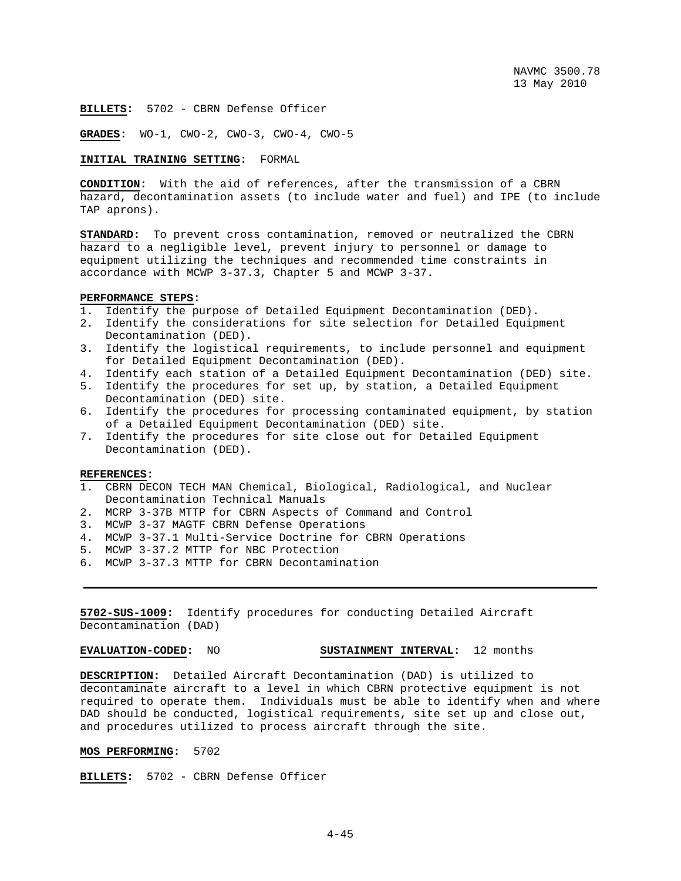**BILLETS:** 5702 - CBRN Defense Officer

**GRADES:** WO-1, CWO-2, CWO-3, CWO-4, CWO-5

**INITIAL TRAINING SETTING:** FORMAL

**CONDITION:** With the aid of references, after the transmission of a CBRN hazard, decontamination assets (to include water and fuel) and IPE (to include TAP aprons).

**STANDARD:** To prevent cross contamination, removed or neutralized the CBRN hazard to a negligible level, prevent injury to personnel or damage to equipment utilizing the techniques and recommended time constraints in accordance with MCWP 3-37.3, Chapter 5 and MCWP 3-37.

**PERFORMANCE STEPS:**

1. Identify the purpose of Detailed Equipment Decontamination (DED).
2. Identify the considerations for site selection for Detailed Equipment Decontamination (DED).
3. Identify the logistical requirements, to include personnel and equipment for Detailed Equipment Decontamination (DED).
4. Identify each station of a Detailed Equipment Decontamination (DED) site.
5. Identify the procedures for set up, by station, a Detailed Equipment Decontamination (DED) site.
6. Identify the procedures for processing contaminated equipment, by station of a Detailed Equipment Decontamination (DED) site.
7. Identify the procedures for site close out for Detailed Equipment Decontamination (DED).

**REFERENCES:**

1. CBRN DECON TECH MAN Chemical, Biological, Radiological, and Nuclear Decontamination Technical Manuals
2. MCRP 3-37B MTTP for CBRN Aspects of Command and Control
3. MCWP 3-37 MAGTF CBRN Defense Operations
4. MCWP 3-37.1 Multi-Service Doctrine for CBRN Operations
5. MCWP 3-37.2 MTTP for NBC Protection
6. MCWP 3-37.3 MTTP for CBRN Decontamination

---

**5702-SUS-1009:** Identify procedures for conducting Detailed Aircraft Decontamination (DAD)

**EVALUATION-CODED:** NO **SUSTAINMENT INTERVAL:** 12 months

**DESCRIPTION:** Detailed Aircraft Decontamination (DAD) is utilized to decontaminate aircraft to a level in which CBRN protective equipment is not required to operate them. Individuals must be able to identify when and where DAD should be conducted, logistical requirements, site set up and close out, and procedures utilized to process aircraft through the site.

**MOS PERFORMING:** 5702

**BILLETS:** 5702 - CBRN Defense Officer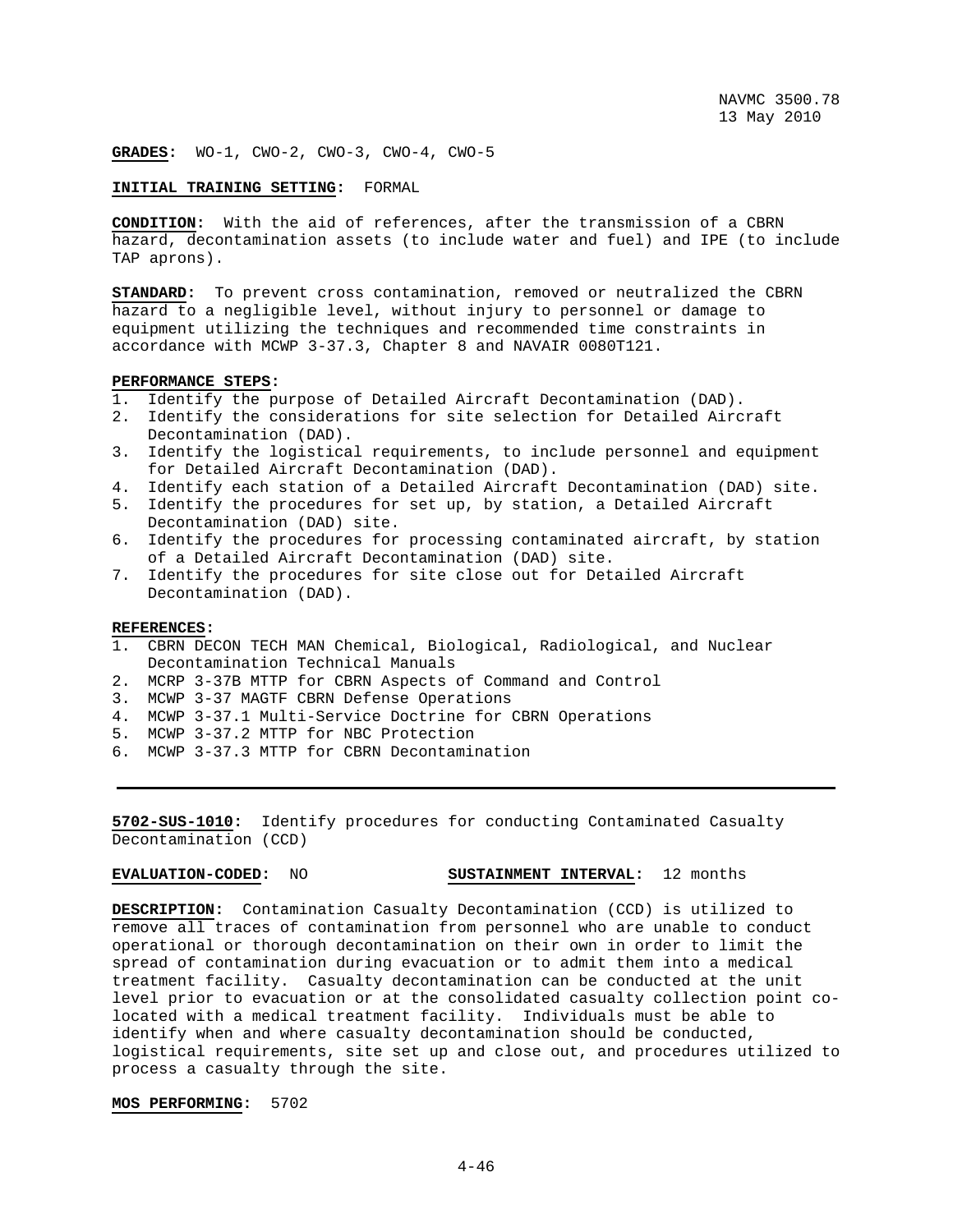**GRADES:** WO-1, CWO-2, CWO-3, CWO-4, CWO-5

**INITIAL TRAINING SETTING:** FORMAL

**CONDITION:** With the aid of references, after the transmission of a CBRN hazard, decontamination assets (to include water and fuel) and IPE (to include TAP aprons).

**STANDARD:** To prevent cross contamination, removed or neutralized the CBRN hazard to a negligible level, without injury to personnel or damage to equipment utilizing the techniques and recommended time constraints in accordance with MCWP 3-37.3, Chapter 8 and NAVAIR 0080T121.

**PERFORMANCE STEPS:**

1. Identify the purpose of Detailed Aircraft Decontamination (DAD).
2. Identify the considerations for site selection for Detailed Aircraft Decontamination (DAD).
3. Identify the logistical requirements, to include personnel and equipment for Detailed Aircraft Decontamination (DAD).
4. Identify each station of a Detailed Aircraft Decontamination (DAD) site.
5. Identify the procedures for set up, by station, a Detailed Aircraft Decontamination (DAD) site.
6. Identify the procedures for processing contaminated aircraft, by station of a Detailed Aircraft Decontamination (DAD) site.
7. Identify the procedures for site close out for Detailed Aircraft Decontamination (DAD).

**REFERENCES:**

1. CBRN DECON TECH MAN Chemical, Biological, Radiological, and Nuclear Decontamination Technical Manuals
2. MCRP 3-37B MTTP for CBRN Aspects of Command and Control
3. MCWP 3-37 MAGTF CBRN Defense Operations
4. MCWP 3-37.1 Multi-Service Doctrine for CBRN Operations
5. MCWP 3-37.2 MTTP for NBC Protection
6. MCWP 3-37.3 MTTP for CBRN Decontamination

---

**5702-SUS-1010:** Identify procedures for conducting Contaminated Casualty Decontamination (CCD)

**EVALUATION-CODED:** NO **SUSTAINMENT INTERVAL:** 12 months

**DESCRIPTION:** Contamination Casualty Decontamination (CCD) is utilized to remove all traces of contamination from personnel who are unable to conduct operational or thorough decontamination on their own in order to limit the spread of contamination during evacuation or to admit them into a medical treatment facility. Casualty decontamination can be conducted at the unit level prior to evacuation or at the consolidated casualty collection point co-located with a medical treatment facility. Individuals must be able to identify when and where casualty decontamination should be conducted, logistical requirements, site set up and close out, and procedures utilized to process a casualty through the site.

**MOS PERFORMING:** 5702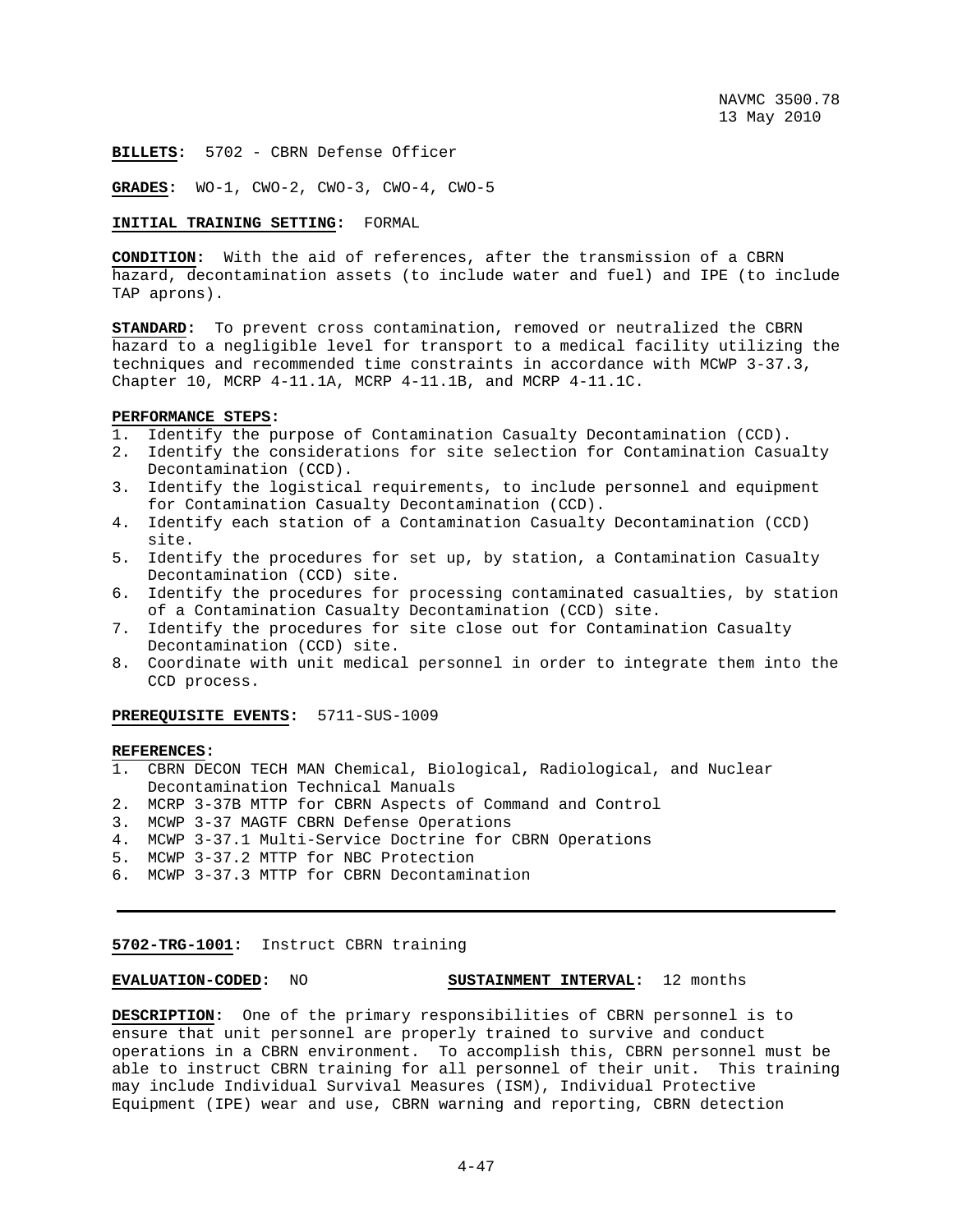**BILLETS:** 5702 - CBRN Defense Officer

**GRADES:** WO-1, CWO-2, CWO-3, CWO-4, CWO-5

**INITIAL TRAINING SETTING:** FORMAL

**CONDITION:** With the aid of references, after the transmission of a CBRN hazard, decontamination assets (to include water and fuel) and IPE (to include TAP aprons).

**STANDARD:** To prevent cross contamination, removed or neutralized the CBRN hazard to a negligible level for transport to a medical facility utilizing the techniques and recommended time constraints in accordance with MCWP 3-37.3, Chapter 10, MCRP 4-11.1A, MCRP 4-11.1B, and MCRP 4-11.1C.

**PERFORMANCE STEPS:**

1. Identify the purpose of Contamination Casualty Decontamination (CCD).
2. Identify the considerations for site selection for Contamination Casualty Decontamination (CCD).
3. Identify the logistical requirements, to include personnel and equipment for Contamination Casualty Decontamination (CCD).
4. Identify each station of a Contamination Casualty Decontamination (CCD) site.
5. Identify the procedures for set up, by station, a Contamination Casualty Decontamination (CCD) site.
6. Identify the procedures for processing contaminated casualties, by station of a Contamination Casualty Decontamination (CCD) site.
7. Identify the procedures for site close out for Contamination Casualty Decontamination (CCD) site.
8. Coordinate with unit medical personnel in order to integrate them into the CCD process.

**PREREQUISITE EVENTS:** 5711-SUS-1009

**REFERENCES:**

1. CBRN DECON TECH MAN Chemical, Biological, Radiological, and Nuclear Decontamination Technical Manuals
2. MCRP 3-37B MTTP for CBRN Aspects of Command and Control
3. MCWP 3-37 MAGTF CBRN Defense Operations
4. MCWP 3-37.1 Multi-Service Doctrine for CBRN Operations
5. MCWP 3-37.2 MTTP for NBC Protection
6. MCWP 3-37.3 MTTP for CBRN Decontamination

---

**5702-TRG-1001:** Instruct CBRN training

**EVALUATION-CODED:** NO **SUSTAINMENT INTERVAL:** 12 months

**DESCRIPTION:** One of the primary responsibilities of CBRN personnel is to ensure that unit personnel are properly trained to survive and conduct operations in a CBRN environment. To accomplish this, CBRN personnel must be able to instruct CBRN training for all personnel of their unit. This training may include Individual Survival Measures (ISM), Individual Protective Equipment (IPE) wear and use, CBRN warning and reporting, CBRN detection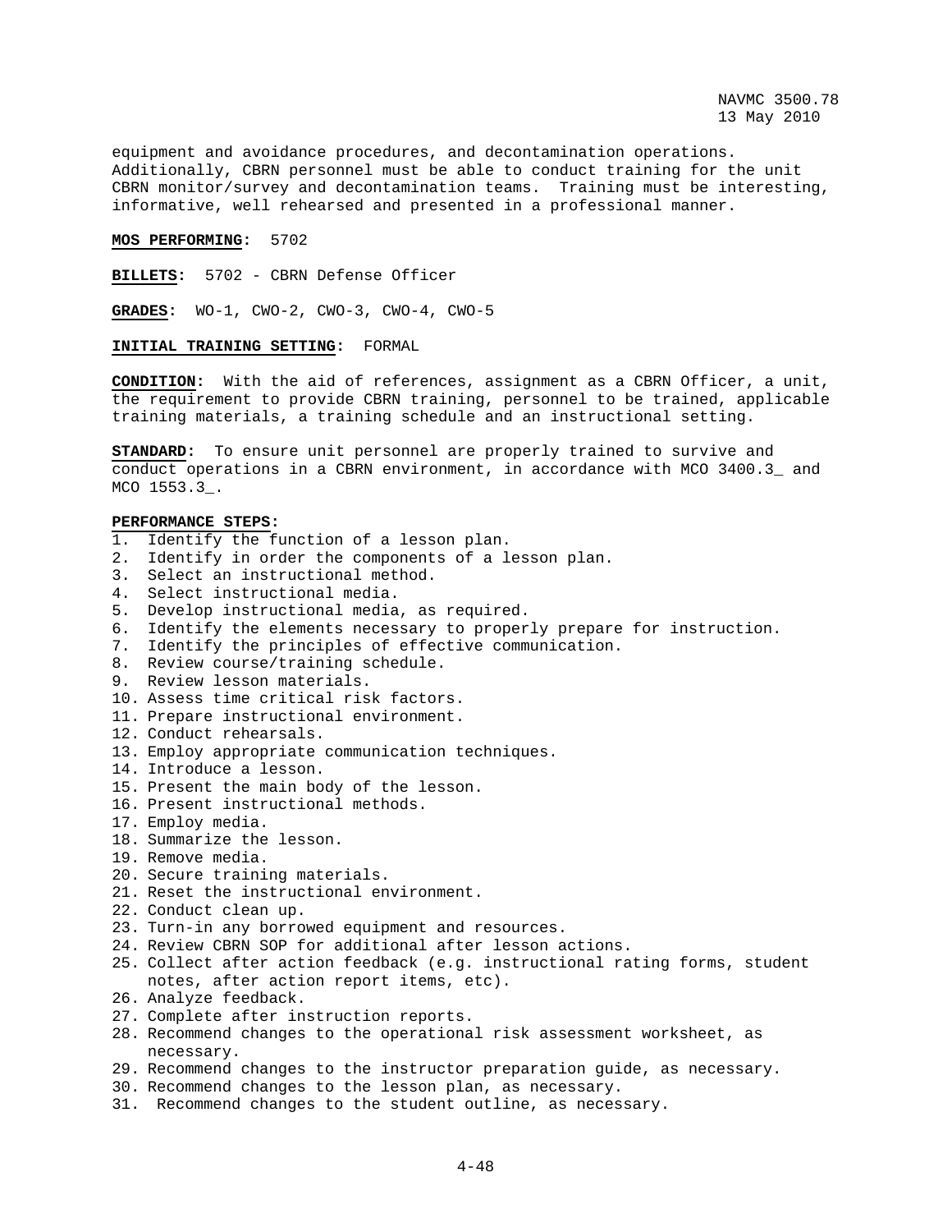equipment and avoidance procedures, and decontamination operations. Additionally, CBRN personnel must be able to conduct training for the unit CBRN monitor/survey and decontamination teams. Training must be interesting, informative, well rehearsed and presented in a professional manner.

**MOS PERFORMING:** 5702

**BILLETS:** 5702 - CBRN Defense Officer

**GRADES:** WO-1, CWO-2, CWO-3, CWO-4, CWO-5

**INITIAL TRAINING SETTING:** FORMAL

**CONDITION:** With the aid of references, assignment as a CBRN Officer, a unit, the requirement to provide CBRN training, personnel to be trained, applicable training materials, a training schedule and an instructional setting.

**STANDARD:** To ensure unit personnel are properly trained to survive and conduct operations in a CBRN environment, in accordance with MCO 3400.3_ and MCO 1553.3_.

**PERFORMANCE STEPS:**

1. Identify the function of a lesson plan.
2. Identify in order the components of a lesson plan.
3. Select an instructional method.
4. Select instructional media.
5. Develop instructional media, as required.
6. Identify the elements necessary to properly prepare for instruction.
7. Identify the principles of effective communication.
8. Review course/training schedule.
9. Review lesson materials.
10. Assess time critical risk factors.
11. Prepare instructional environment.
12. Conduct rehearsals.
13. Employ appropriate communication techniques.
14. Introduce a lesson.
15. Present the main body of the lesson.
16. Present instructional methods.
17. Employ media.
18. Summarize the lesson.
19. Remove media.
20. Secure training materials.
21. Reset the instructional environment.
22. Conduct clean up.
23. Turn-in any borrowed equipment and resources.
24. Review CBRN SOP for additional after lesson actions.
25. Collect after action feedback (e.g. instructional rating forms, student notes, after action report items, etc).
26. Analyze feedback.
27. Complete after instruction reports.
28. Recommend changes to the operational risk assessment worksheet, as necessary.
29. Recommend changes to the instructor preparation guide, as necessary.
30. Recommend changes to the lesson plan, as necessary.
31. Recommend changes to the student outline, as necessary.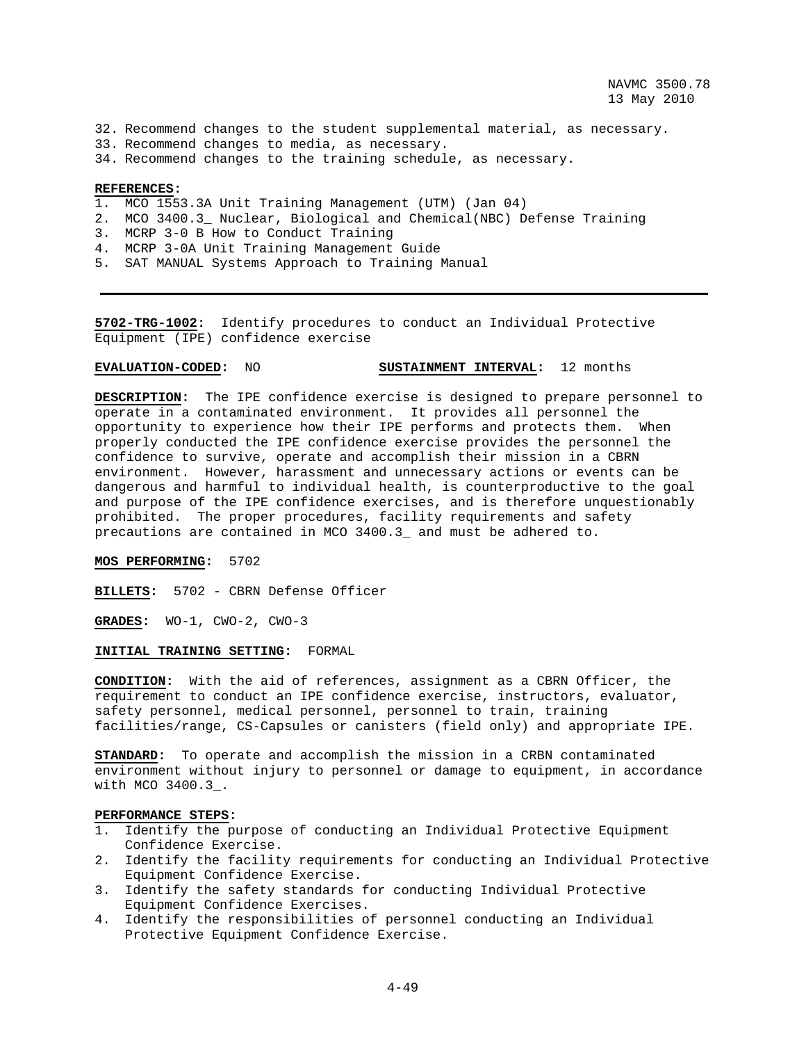32. Recommend changes to the student supplemental material, as necessary.
33. Recommend changes to media, as necessary.
34. Recommend changes to the training schedule, as necessary.

**REFERENCES:**
1. MCO 1553.3A Unit Training Management (UTM) (Jan 04)
2. MCO 3400.3_ Nuclear, Biological and Chemical(NBC) Defense Training
3. MCRP 3-0 B How to Conduct Training
4. MCRP 3-0A Unit Training Management Guide
5. SAT MANUAL Systems Approach to Training Manual

---

**5702-TRG-1002:** Identify procedures to conduct an Individual Protective Equipment (IPE) confidence exercise

**EVALUATION-CODED:** NO **SUSTAINMENT INTERVAL:** 12 months

**DESCRIPTION:** The IPE confidence exercise is designed to prepare personnel to operate in a contaminated environment. It provides all personnel the opportunity to experience how their IPE performs and protects them. When properly conducted the IPE confidence exercise provides the personnel the confidence to survive, operate and accomplish their mission in a CBRN environment. However, harassment and unnecessary actions or events can be dangerous and harmful to individual health, is counterproductive to the goal and purpose of the IPE confidence exercises, and is therefore unquestionably prohibited. The proper procedures, facility requirements and safety precautions are contained in MCO 3400.3_ and must be adhered to.

**MOS PERFORMING:** 5702

**BILLETS:** 5702 - CBRN Defense Officer

**GRADES:** WO-1, CWO-2, CWO-3

**INITIAL TRAINING SETTING:** FORMAL

**CONDITION:** With the aid of references, assignment as a CBRN Officer, the requirement to conduct an IPE confidence exercise, instructors, evaluator, safety personnel, medical personnel, personnel to train, training facilities/range, CS-Capsules or canisters (field only) and appropriate IPE.

**STANDARD:** To operate and accomplish the mission in a CRBN contaminated environment without injury to personnel or damage to equipment, in accordance with MCO 3400.3_.

**PERFORMANCE STEPS:**
1. Identify the purpose of conducting an Individual Protective Equipment Confidence Exercise.
2. Identify the facility requirements for conducting an Individual Protective Equipment Confidence Exercise.
3. Identify the safety standards for conducting Individual Protective Equipment Confidence Exercises.
4. Identify the responsibilities of personnel conducting an Individual Protective Equipment Confidence Exercise.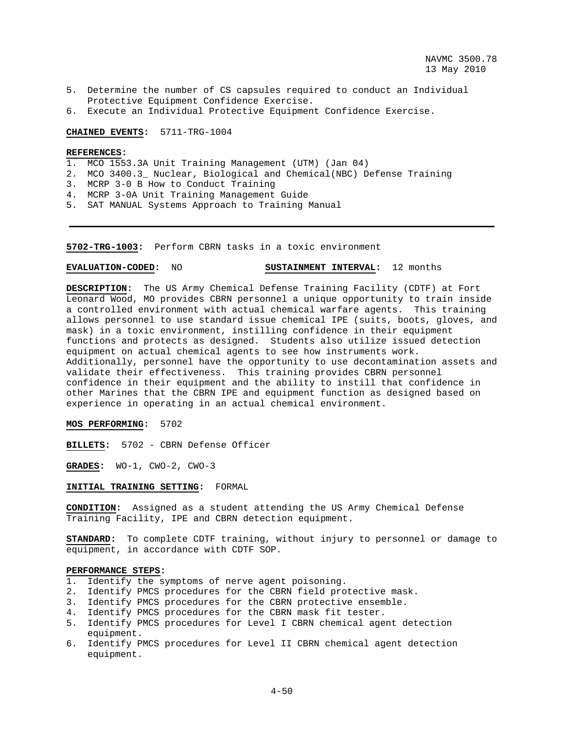5. Determine the number of CS capsules required to conduct an Individual Protective Equipment Confidence Exercise.
6. Execute an Individual Protective Equipment Confidence Exercise.

**CHAINED EVENTS:** 5711-TRG-1004

**REFERENCES:**
1. MCO 1553.3A Unit Training Management (UTM) (Jan 04)
2. MCO 3400.3_ Nuclear, Biological and Chemical(NBC) Defense Training
3. MCRP 3-0 B How to Conduct Training
4. MCRP 3-0A Unit Training Management Guide
5. SAT MANUAL Systems Approach to Training Manual

---

**5702-TRG-1003:** Perform CBRN tasks in a toxic environment

**EVALUATION-CODED:** NO **SUSTAINMENT INTERVAL:** 12 months

**DESCRIPTION:** The US Army Chemical Defense Training Facility (CDTF) at Fort Leonard Wood, MO provides CBRN personnel a unique opportunity to train inside a controlled environment with actual chemical warfare agents. This training allows personnel to use standard issue chemical IPE (suits, boots, gloves, and mask) in a toxic environment, instilling confidence in their equipment functions and protects as designed. Students also utilize issued detection equipment on actual chemical agents to see how instruments work. Additionally, personnel have the opportunity to use decontamination assets and validate their effectiveness. This training provides CBRN personnel confidence in their equipment and the ability to instill that confidence in other Marines that the CBRN IPE and equipment function as designed based on experience in operating in an actual chemical environment.

**MOS PERFORMING:** 5702

**BILLETS:** 5702 - CBRN Defense Officer

**GRADES:** WO-1, CWO-2, CWO-3

**INITIAL TRAINING SETTING:** FORMAL

**CONDITION:** Assigned as a student attending the US Army Chemical Defense Training Facility, IPE and CBRN detection equipment.

**STANDARD:** To complete CDTF training, without injury to personnel or damage to equipment, in accordance with CDTF SOP.

**PERFORMANCE STEPS:**
1. Identify the symptoms of nerve agent poisoning.
2. Identify PMCS procedures for the CBRN field protective mask.
3. Identify PMCS procedures for the CBRN protective ensemble.
4. Identify PMCS procedures for the CBRN mask fit tester.
5. Identify PMCS procedures for Level I CBRN chemical agent detection equipment.
6. Identify PMCS procedures for Level II CBRN chemical agent detection equipment.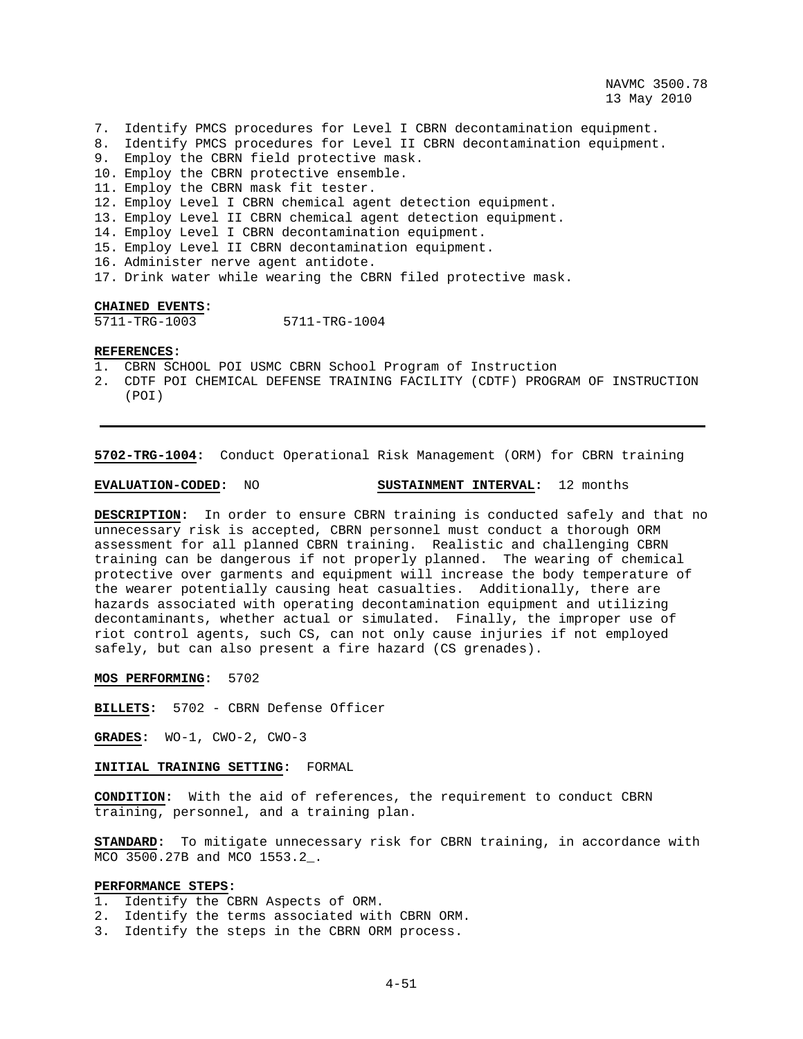7. Identify PMCS procedures for Level I CBRN decontamination equipment.
8. Identify PMCS procedures for Level II CBRN decontamination equipment.
9. Employ the CBRN field protective mask.
10. Employ the CBRN protective ensemble.
11. Employ the CBRN mask fit tester.
12. Employ Level I CBRN chemical agent detection equipment.
13. Employ Level II CBRN chemical agent detection equipment.
14. Employ Level I CBRN decontamination equipment.
15. Employ Level II CBRN decontamination equipment.
16. Administer nerve agent antidote.
17. Drink water while wearing the CBRN filed protective mask.

**CHAINED EVENTS:**
5711-TRG-1003　　　5711-TRG-1004

**REFERENCES:**
1. CBRN SCHOOL POI USMC CBRN School Program of Instruction
2. CDTF POI CHEMICAL DEFENSE TRAINING FACILITY (CDTF) PROGRAM OF INSTRUCTION (POI)

---

**5702-TRG-1004:** Conduct Operational Risk Management (ORM) for CBRN training

**EVALUATION-CODED:** NO　　　**SUSTAINMENT INTERVAL:** 12 months

**DESCRIPTION:** In order to ensure CBRN training is conducted safely and that no unnecessary risk is accepted, CBRN personnel must conduct a thorough ORM assessment for all planned CBRN training. Realistic and challenging CBRN training can be dangerous if not properly planned. The wearing of chemical protective over garments and equipment will increase the body temperature of the wearer potentially causing heat casualties. Additionally, there are hazards associated with operating decontamination equipment and utilizing decontaminants, whether actual or simulated. Finally, the improper use of riot control agents, such CS, can not only cause injuries if not employed safely, but can also present a fire hazard (CS grenades).

**MOS PERFORMING:** 5702

**BILLETS:** 5702 - CBRN Defense Officer

**GRADES:** WO-1, CWO-2, CWO-3

**INITIAL TRAINING SETTING:** FORMAL

**CONDITION:** With the aid of references, the requirement to conduct CBRN training, personnel, and a training plan.

**STANDARD:** To mitigate unnecessary risk for CBRN training, in accordance with MCO 3500.27B and MCO 1553.2_.

**PERFORMANCE STEPS:**
1. Identify the CBRN Aspects of ORM.
2. Identify the terms associated with CBRN ORM.
3. Identify the steps in the CBRN ORM process.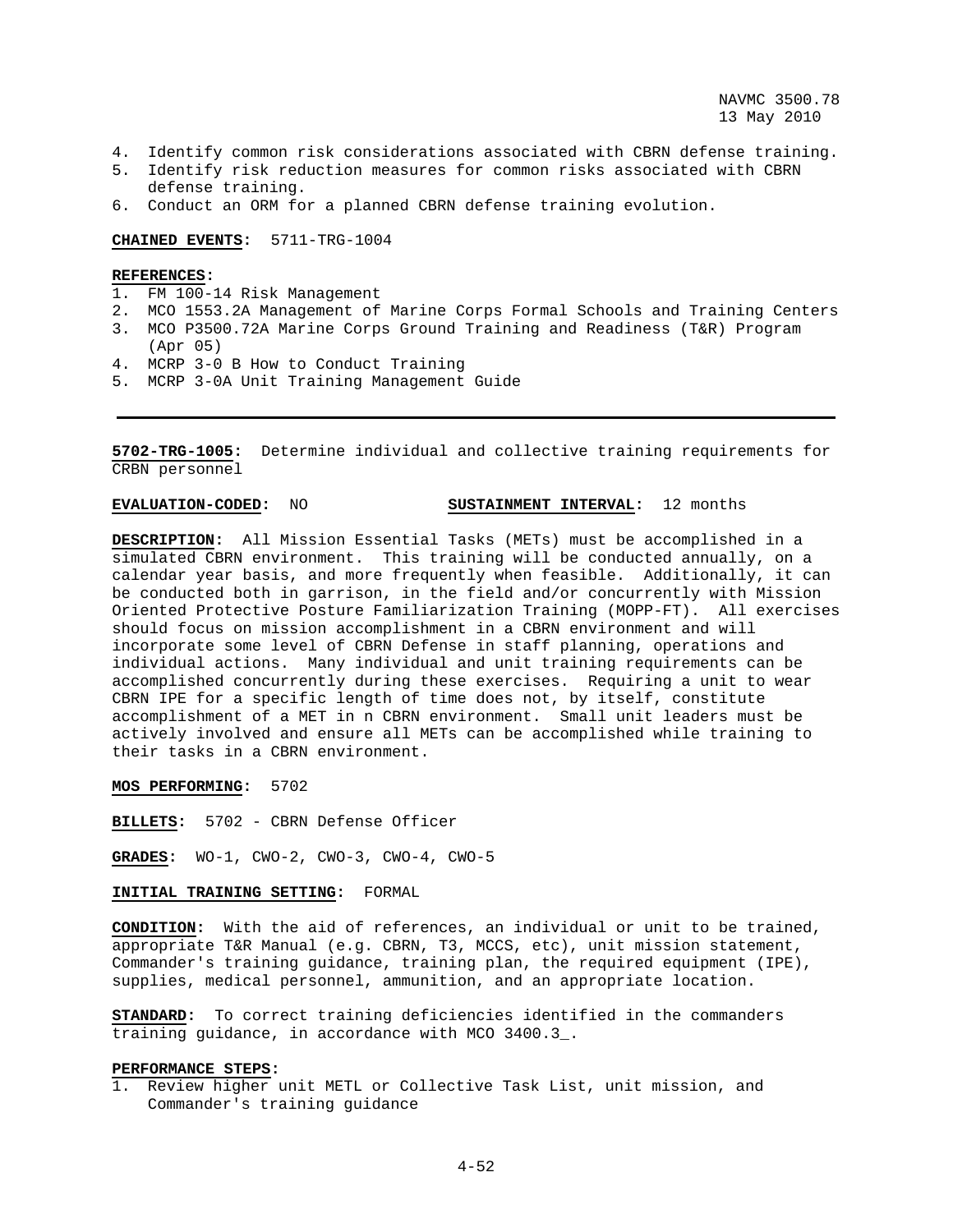4. Identify common risk considerations associated with CBRN defense training.
5. Identify risk reduction measures for common risks associated with CBRN defense training.
6. Conduct an ORM for a planned CBRN defense training evolution.

**CHAINED EVENTS:** 5711-TRG-1004

**REFERENCES:**
1. FM 100-14 Risk Management
2. MCO 1553.2A Management of Marine Corps Formal Schools and Training Centers
3. MCO P3500.72A Marine Corps Ground Training and Readiness (T&R) Program (Apr 05)
4. MCRP 3-0 B How to Conduct Training
5. MCRP 3-0A Unit Training Management Guide

---

**5702-TRG-1005:** Determine individual and collective training requirements for CRBN personnel

**EVALUATION-CODED:** NO **SUSTAINMENT INTERVAL:** 12 months

**DESCRIPTION:** All Mission Essential Tasks (METs) must be accomplished in a simulated CBRN environment. This training will be conducted annually, on a calendar year basis, and more frequently when feasible. Additionally, it can be conducted both in garrison, in the field and/or concurrently with Mission Oriented Protective Posture Familiarization Training (MOPP-FT). All exercises should focus on mission accomplishment in a CBRN environment and will incorporate some level of CBRN Defense in staff planning, operations and individual actions. Many individual and unit training requirements can be accomplished concurrently during these exercises. Requiring a unit to wear CBRN IPE for a specific length of time does not, by itself, constitute accomplishment of a MET in n CBRN environment. Small unit leaders must be actively involved and ensure all METs can be accomplished while training to their tasks in a CBRN environment.

**MOS PERFORMING:** 5702

**BILLETS:** 5702 - CBRN Defense Officer

**GRADES:** WO-1, CWO-2, CWO-3, CWO-4, CWO-5

**INITIAL TRAINING SETTING:** FORMAL

**CONDITION:** With the aid of references, an individual or unit to be trained, appropriate T&R Manual (e.g. CBRN, T3, MCCS, etc), unit mission statement, Commander's training guidance, training plan, the required equipment (IPE), supplies, medical personnel, ammunition, and an appropriate location.

**STANDARD:** To correct training deficiencies identified in the commanders training guidance, in accordance with MCO 3400.3_.

**PERFORMANCE STEPS:**
1. Review higher unit METL or Collective Task List, unit mission, and Commander's training guidance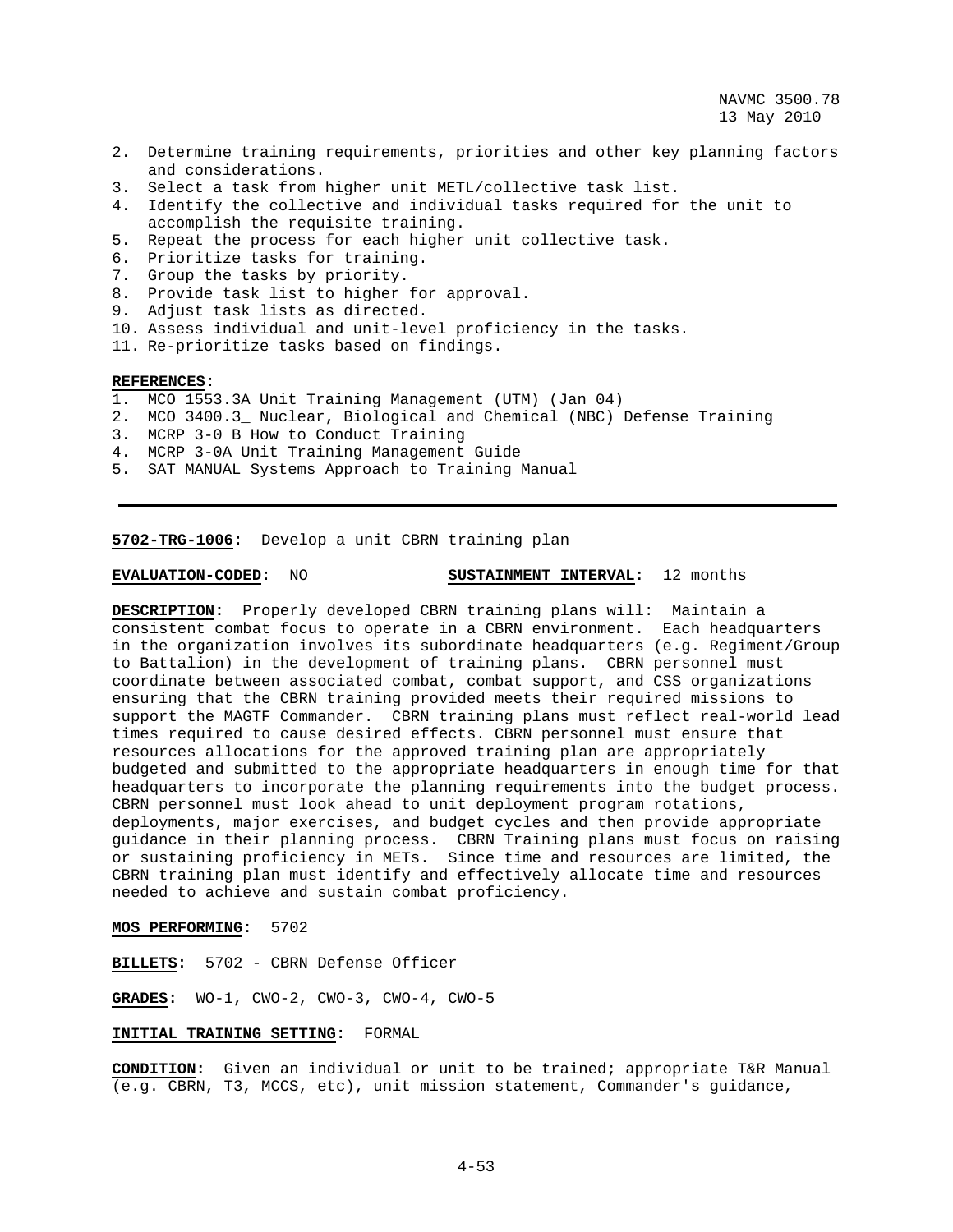2. Determine training requirements, priorities and other key planning factors and considerations.
3. Select a task from higher unit METL/collective task list.
4. Identify the collective and individual tasks required for the unit to accomplish the requisite training.
5. Repeat the process for each higher unit collective task.
6. Prioritize tasks for training.
7. Group the tasks by priority.
8. Provide task list to higher for approval.
9. Adjust task lists as directed.
10. Assess individual and unit-level proficiency in the tasks.
11. Re-prioritize tasks based on findings.

**REFERENCES:**
1. MCO 1553.3A Unit Training Management (UTM) (Jan 04)
2. MCO 3400.3_ Nuclear, Biological and Chemical (NBC) Defense Training
3. MCRP 3-0 B How to Conduct Training
4. MCRP 3-0A Unit Training Management Guide
5. SAT MANUAL Systems Approach to Training Manual

---

**5702-TRG-1006:** Develop a unit CBRN training plan

**EVALUATION-CODED:** NO **SUSTAINMENT INTERVAL:** 12 months

**DESCRIPTION:** Properly developed CBRN training plans will: Maintain a consistent combat focus to operate in a CBRN environment. Each headquarters in the organization involves its subordinate headquarters (e.g. Regiment/Group to Battalion) in the development of training plans. CBRN personnel must coordinate between associated combat, combat support, and CSS organizations ensuring that the CBRN training provided meets their required missions to support the MAGTF Commander. CBRN training plans must reflect real-world lead times required to cause desired effects. CBRN personnel must ensure that resources allocations for the approved training plan are appropriately budgeted and submitted to the appropriate headquarters in enough time for that headquarters to incorporate the planning requirements into the budget process. CBRN personnel must look ahead to unit deployment program rotations, deployments, major exercises, and budget cycles and then provide appropriate guidance in their planning process. CBRN Training plans must focus on raising or sustaining proficiency in METs. Since time and resources are limited, the CBRN training plan must identify and effectively allocate time and resources needed to achieve and sustain combat proficiency.

**MOS PERFORMING:** 5702

**BILLETS:** 5702 - CBRN Defense Officer

**GRADES:** WO-1, CWO-2, CWO-3, CWO-4, CWO-5

**INITIAL TRAINING SETTING:** FORMAL

**CONDITION:** Given an individual or unit to be trained; appropriate T&R Manual (e.g. CBRN, T3, MCCS, etc), unit mission statement, Commander's guidance,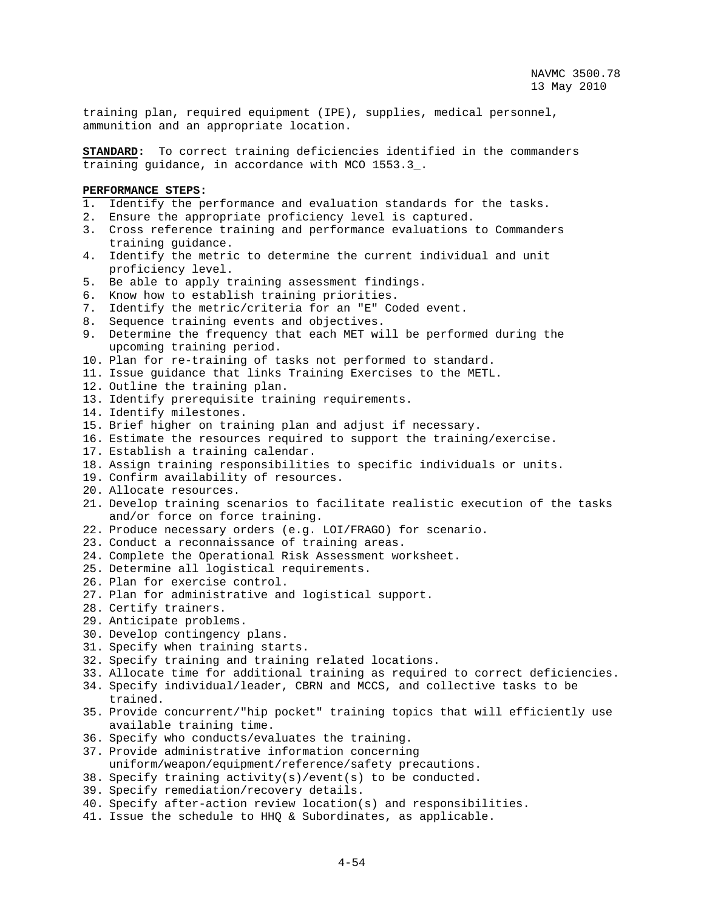training plan, required equipment (IPE), supplies, medical personnel, ammunition and an appropriate location.

**STANDARD:** To correct training deficiencies identified in the commanders training guidance, in accordance with MCO 1553.3_.

**PERFORMANCE STEPS:**

1. Identify the performance and evaluation standards for the tasks.
2. Ensure the appropriate proficiency level is captured.
3. Cross reference training and performance evaluations to Commanders training guidance.
4. Identify the metric to determine the current individual and unit proficiency level.
5. Be able to apply training assessment findings.
6. Know how to establish training priorities.
7. Identify the metric/criteria for an "E" Coded event.
8. Sequence training events and objectives.
9. Determine the frequency that each MET will be performed during the upcoming training period.
10. Plan for re-training of tasks not performed to standard.
11. Issue guidance that links Training Exercises to the METL.
12. Outline the training plan.
13. Identify prerequisite training requirements.
14. Identify milestones.
15. Brief higher on training plan and adjust if necessary.
16. Estimate the resources required to support the training/exercise.
17. Establish a training calendar.
18. Assign training responsibilities to specific individuals or units.
19. Confirm availability of resources.
20. Allocate resources.
21. Develop training scenarios to facilitate realistic execution of the tasks and/or force on force training.
22. Produce necessary orders (e.g. LOI/FRAGO) for scenario.
23. Conduct a reconnaissance of training areas.
24. Complete the Operational Risk Assessment worksheet.
25. Determine all logistical requirements.
26. Plan for exercise control.
27. Plan for administrative and logistical support.
28. Certify trainers.
29. Anticipate problems.
30. Develop contingency plans.
31. Specify when training starts.
32. Specify training and training related locations.
33. Allocate time for additional training as required to correct deficiencies.
34. Specify individual/leader, CBRN and MCCS, and collective tasks to be trained.
35. Provide concurrent/"hip pocket" training topics that will efficiently use available training time.
36. Specify who conducts/evaluates the training.
37. Provide administrative information concerning uniform/weapon/equipment/reference/safety precautions.
38. Specify training activity(s)/event(s) to be conducted.
39. Specify remediation/recovery details.
40. Specify after-action review location(s) and responsibilities.
41. Issue the schedule to HHQ & Subordinates, as applicable.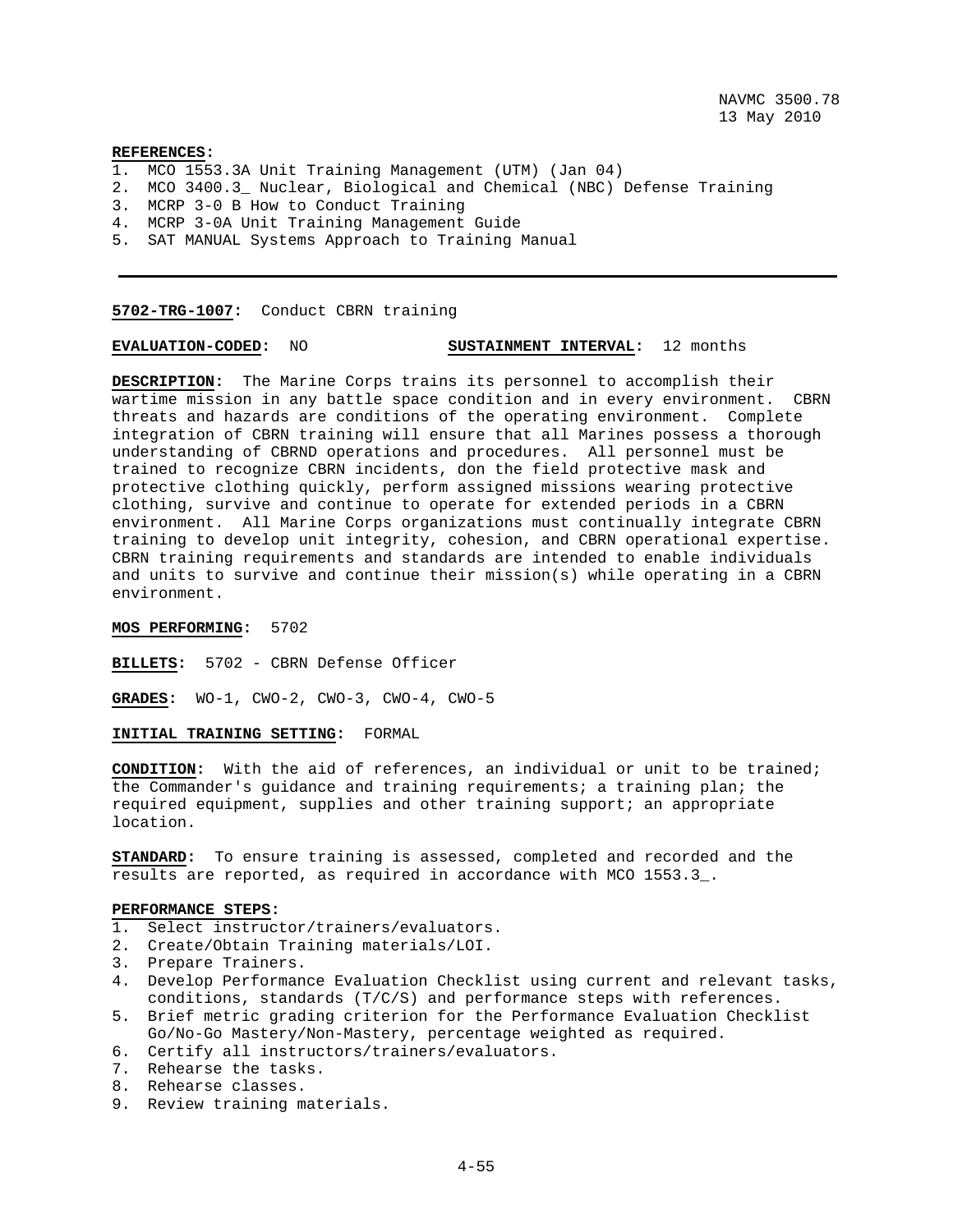**REFERENCES:**

1. MCO 1553.3A Unit Training Management (UTM) (Jan 04)
2. MCO 3400.3_ Nuclear, Biological and Chemical (NBC) Defense Training
3. MCRP 3-0 B How to Conduct Training
4. MCRP 3-0A Unit Training Management Guide
5. SAT MANUAL Systems Approach to Training Manual

---

**5702-TRG-1007:** Conduct CBRN training

**EVALUATION-CODED:** NO **SUSTAINMENT INTERVAL:** 12 months

**DESCRIPTION:** The Marine Corps trains its personnel to accomplish their wartime mission in any battle space condition and in every environment. CBRN threats and hazards are conditions of the operating environment. Complete integration of CBRN training will ensure that all Marines possess a thorough understanding of CBRND operations and procedures. All personnel must be trained to recognize CBRN incidents, don the field protective mask and protective clothing quickly, perform assigned missions wearing protective clothing, survive and continue to operate for extended periods in a CBRN environment. All Marine Corps organizations must continually integrate CBRN training to develop unit integrity, cohesion, and CBRN operational expertise. CBRN training requirements and standards are intended to enable individuals and units to survive and continue their mission(s) while operating in a CBRN environment.

**MOS PERFORMING:** 5702

**BILLETS:** 5702 - CBRN Defense Officer

**GRADES:** WO-1, CWO-2, CWO-3, CWO-4, CWO-5

**INITIAL TRAINING SETTING:** FORMAL

**CONDITION:** With the aid of references, an individual or unit to be trained; the Commander's guidance and training requirements; a training plan; the required equipment, supplies and other training support; an appropriate location.

**STANDARD:** To ensure training is assessed, completed and recorded and the results are reported, as required in accordance with MCO 1553.3_.

**PERFORMANCE STEPS:**

1. Select instructor/trainers/evaluators.
2. Create/Obtain Training materials/LOI.
3. Prepare Trainers.
4. Develop Performance Evaluation Checklist using current and relevant tasks, conditions, standards (T/C/S) and performance steps with references.
5. Brief metric grading criterion for the Performance Evaluation Checklist Go/No-Go Mastery/Non-Mastery, percentage weighted as required.
6. Certify all instructors/trainers/evaluators.
7. Rehearse the tasks.
8. Rehearse classes.
9. Review training materials.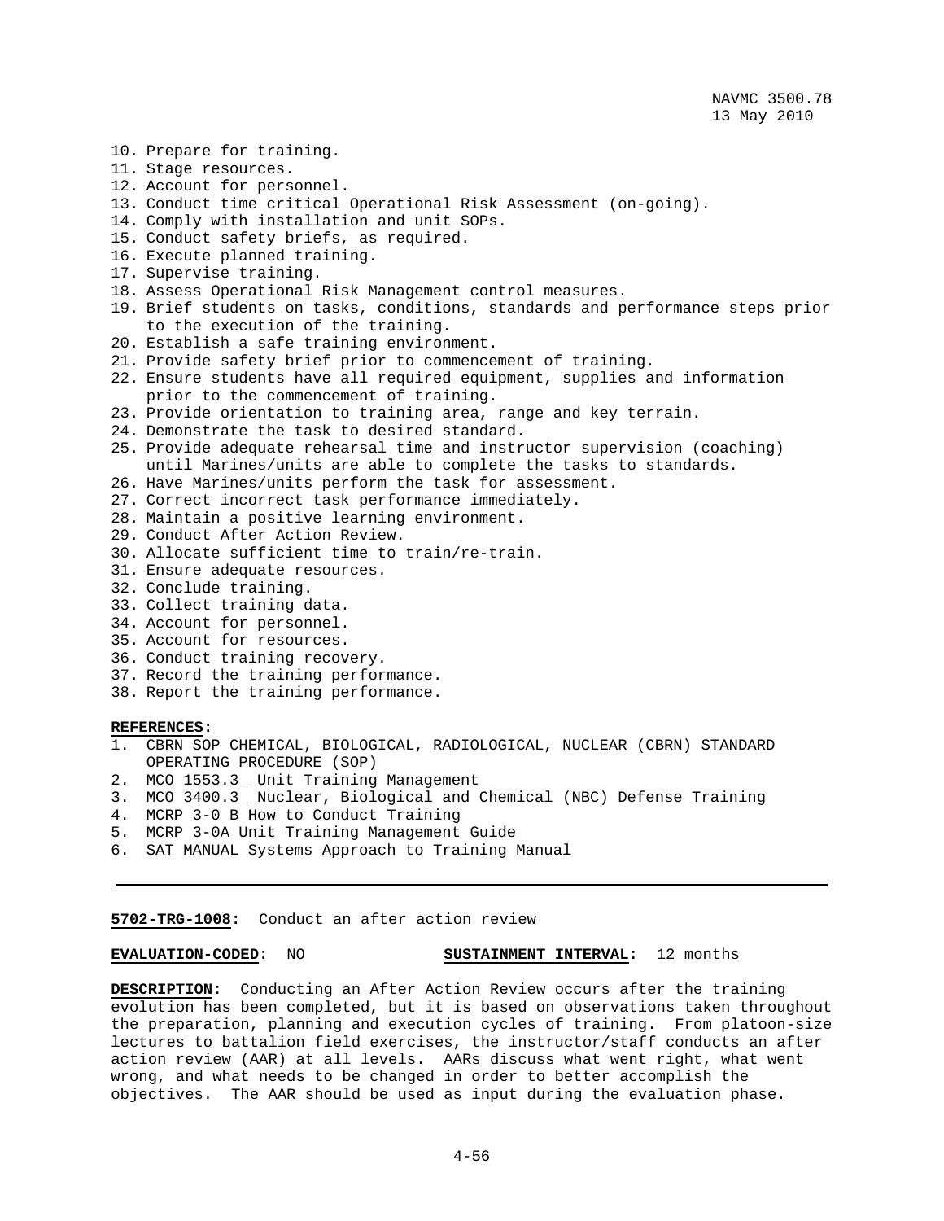10. Prepare for training.
11. Stage resources.
12. Account for personnel.
13. Conduct time critical Operational Risk Assessment (on-going).
14. Comply with installation and unit SOPs.
15. Conduct safety briefs, as required.
16. Execute planned training.
17. Supervise training.
18. Assess Operational Risk Management control measures.
19. Brief students on tasks, conditions, standards and performance steps prior to the execution of the training.
20. Establish a safe training environment.
21. Provide safety brief prior to commencement of training.
22. Ensure students have all required equipment, supplies and information prior to the commencement of training.
23. Provide orientation to training area, range and key terrain.
24. Demonstrate the task to desired standard.
25. Provide adequate rehearsal time and instructor supervision (coaching) until Marines/units are able to complete the tasks to standards.
26. Have Marines/units perform the task for assessment.
27. Correct incorrect task performance immediately.
28. Maintain a positive learning environment.
29. Conduct After Action Review.
30. Allocate sufficient time to train/re-train.
31. Ensure adequate resources.
32. Conclude training.
33. Collect training data.
34. Account for personnel.
35. Account for resources.
36. Conduct training recovery.
37. Record the training performance.
38. Report the training performance.

**REFERENCES:**
1. CBRN SOP CHEMICAL, BIOLOGICAL, RADIOLOGICAL, NUCLEAR (CBRN) STANDARD OPERATING PROCEDURE (SOP)
2. MCO 1553.3_ Unit Training Management
3. MCO 3400.3_ Nuclear, Biological and Chemical (NBC) Defense Training
4. MCRP 3-0 B How to Conduct Training
5. MCRP 3-0A Unit Training Management Guide
6. SAT MANUAL Systems Approach to Training Manual

---

**5702-TRG-1008:** Conduct an after action review

**EVALUATION-CODED:** NO **SUSTAINMENT INTERVAL:** 12 months

**DESCRIPTION:** Conducting an After Action Review occurs after the training evolution has been completed, but it is based on observations taken throughout the preparation, planning and execution cycles of training. From platoon-size lectures to battalion field exercises, the instructor/staff conducts an after action review (AAR) at all levels. AARs discuss what went right, what went wrong, and what needs to be changed in order to better accomplish the objectives. The AAR should be used as input during the evaluation phase.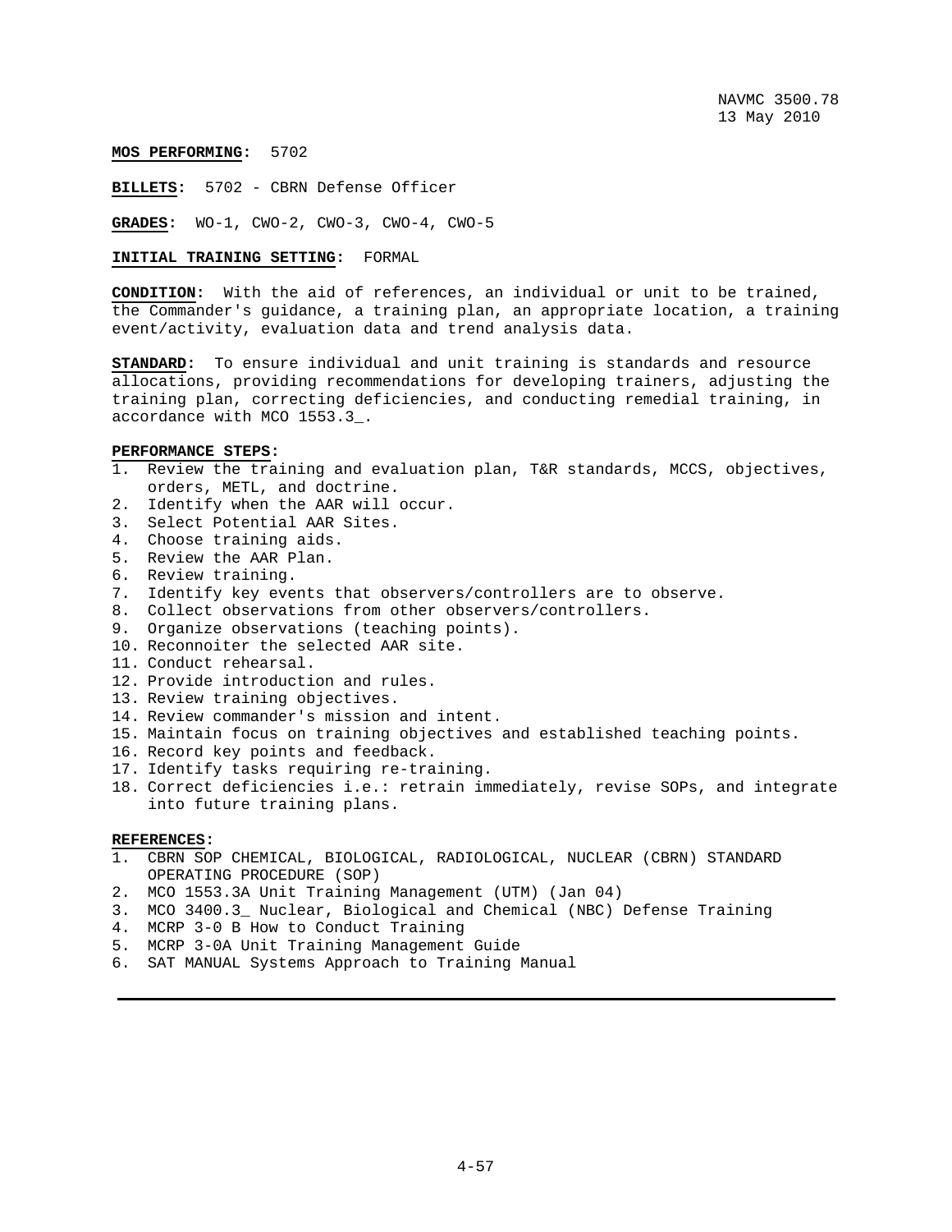**MOS PERFORMING:** 5702

**BILLETS:** 5702 - CBRN Defense Officer

**GRADES:** WO-1, CWO-2, CWO-3, CWO-4, CWO-5

**INITIAL TRAINING SETTING:** FORMAL

**CONDITION:** With the aid of references, an individual or unit to be trained, the Commander's guidance, a training plan, an appropriate location, a training event/activity, evaluation data and trend analysis data.

**STANDARD:** To ensure individual and unit training is standards and resource allocations, providing recommendations for developing trainers, adjusting the training plan, correcting deficiencies, and conducting remedial training, in accordance with MCO 1553.3_.

**PERFORMANCE STEPS:**

1. Review the training and evaluation plan, T&R standards, MCCS, objectives, orders, METL, and doctrine.
2. Identify when the AAR will occur.
3. Select Potential AAR Sites.
4. Choose training aids.
5. Review the AAR Plan.
6. Review training.
7. Identify key events that observers/controllers are to observe.
8. Collect observations from other observers/controllers.
9. Organize observations (teaching points).
10. Reconnoiter the selected AAR site.
11. Conduct rehearsal.
12. Provide introduction and rules.
13. Review training objectives.
14. Review commander's mission and intent.
15. Maintain focus on training objectives and established teaching points.
16. Record key points and feedback.
17. Identify tasks requiring re-training.
18. Correct deficiencies i.e.: retrain immediately, revise SOPs, and integrate into future training plans.

**REFERENCES:**

1. CBRN SOP CHEMICAL, BIOLOGICAL, RADIOLOGICAL, NUCLEAR (CBRN) STANDARD OPERATING PROCEDURE (SOP)
2. MCO 1553.3A Unit Training Management (UTM) (Jan 04)
3. MCO 3400.3_ Nuclear, Biological and Chemical (NBC) Defense Training
4. MCRP 3-0 B How to Conduct Training
5. MCRP 3-0A Unit Training Management Guide
6. SAT MANUAL Systems Approach to Training Manual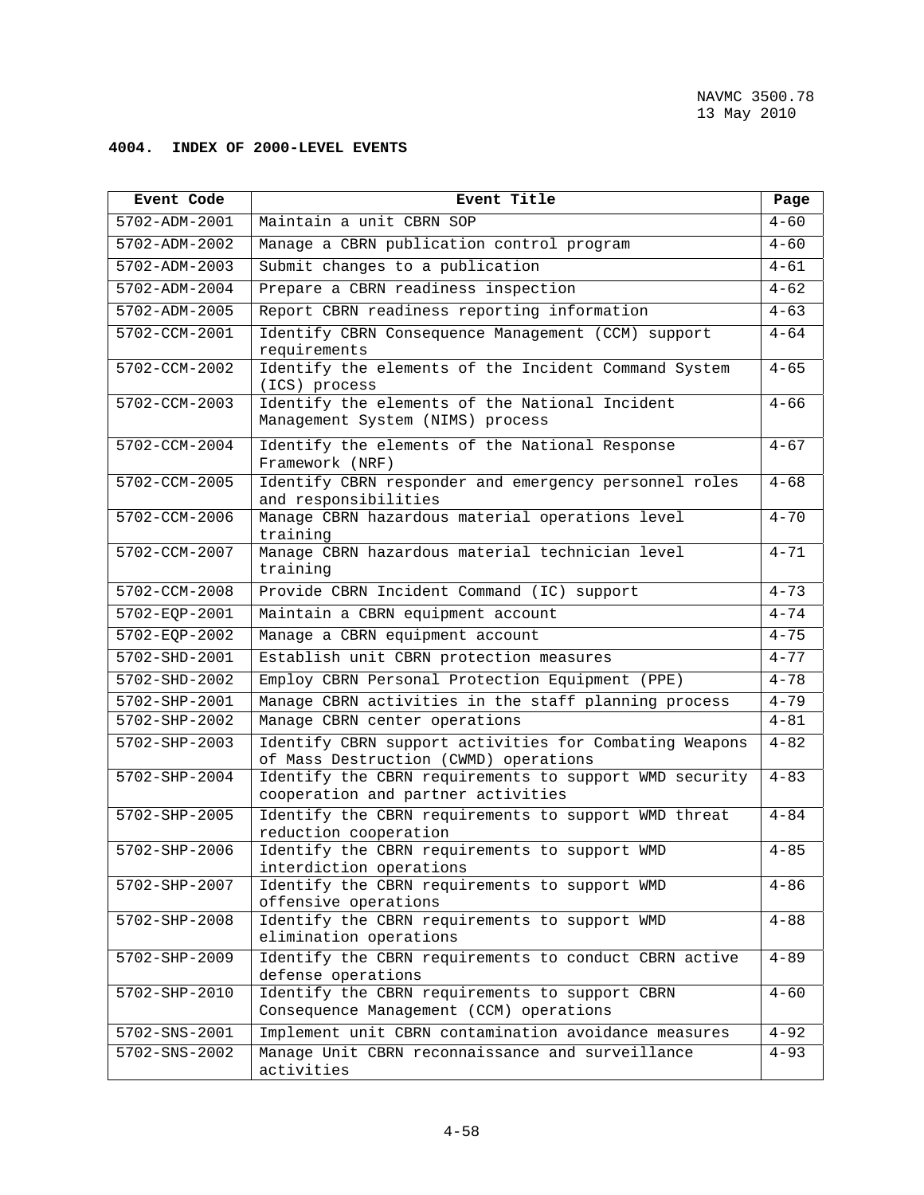## 4004. INDEX OF 2000-LEVEL EVENTS

| Event Code | Event Title | Page |
|---|---|---|
| 5702-ADM-2001 | Maintain a unit CBRN SOP | 4-60 |
| 5702-ADM-2002 | Manage a CBRN publication control program | 4-60 |
| 5702-ADM-2003 | Submit changes to a publication | 4-61 |
| 5702-ADM-2004 | Prepare a CBRN readiness inspection | 4-62 |
| 5702-ADM-2005 | Report CBRN readiness reporting information | 4-63 |
| 5702-CCM-2001 | Identify CBRN Consequence Management (CCM) support requirements | 4-64 |
| 5702-CCM-2002 | Identify the elements of the Incident Command System (ICS) process | 4-65 |
| 5702-CCM-2003 | Identify the elements of the National Incident Management System (NIMS) process | 4-66 |
| 5702-CCM-2004 | Identify the elements of the National Response Framework (NRF) | 4-67 |
| 5702-CCM-2005 | Identify CBRN responder and emergency personnel roles and responsibilities | 4-68 |
| 5702-CCM-2006 | Manage CBRN hazardous material operations level training | 4-70 |
| 5702-CCM-2007 | Manage CBRN hazardous material technician level training | 4-71 |
| 5702-CCM-2008 | Provide CBRN Incident Command (IC) support | 4-73 |
| 5702-EQP-2001 | Maintain a CBRN equipment account | 4-74 |
| 5702-EQP-2002 | Manage a CBRN equipment account | 4-75 |
| 5702-SHD-2001 | Establish unit CBRN protection measures | 4-77 |
| 5702-SHD-2002 | Employ CBRN Personal Protection Equipment (PPE) | 4-78 |
| 5702-SHP-2001 | Manage CBRN activities in the staff planning process | 4-79 |
| 5702-SHP-2002 | Manage CBRN center operations | 4-81 |
| 5702-SHP-2003 | Identify CBRN support activities for Combating Weapons of Mass Destruction (CWMD) operations | 4-82 |
| 5702-SHP-2004 | Identify the CBRN requirements to support WMD security cooperation and partner activities | 4-83 |
| 5702-SHP-2005 | Identify the CBRN requirements to support WMD threat reduction cooperation | 4-84 |
| 5702-SHP-2006 | Identify the CBRN requirements to support WMD interdiction operations | 4-85 |
| 5702-SHP-2007 | Identify the CBRN requirements to support WMD offensive operations | 4-86 |
| 5702-SHP-2008 | Identify the CBRN requirements to support WMD elimination operations | 4-88 |
| 5702-SHP-2009 | Identify the CBRN requirements to conduct CBRN active defense operations | 4-89 |
| 5702-SHP-2010 | Identify the CBRN requirements to support CBRN Consequence Management (CCM) operations | 4-60 |
| 5702-SNS-2001 | Implement unit CBRN contamination avoidance measures | 4-92 |
| 5702-SNS-2002 | Manage Unit CBRN reconnaissance and surveillance activities | 4-93 |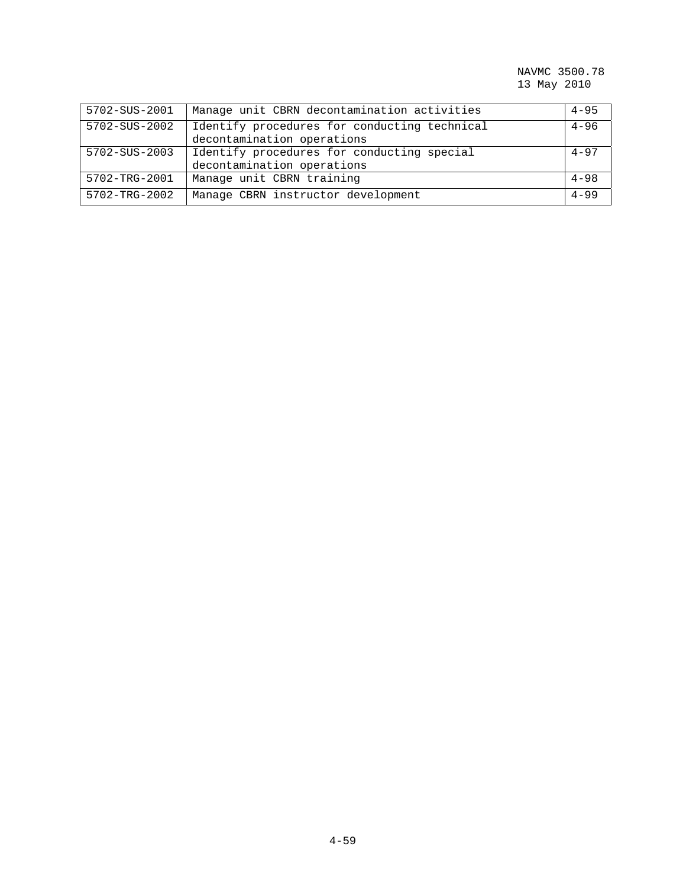| 5702-SUS-2001 | Manage unit CBRN decontamination activities | 4-95 |
|---|---|---|
| 5702-SUS-2002 | Identify procedures for conducting technical decontamination operations | 4-96 |
| 5702-SUS-2003 | Identify procedures for conducting special decontamination operations | 4-97 |
| 5702-TRG-2001 | Manage unit CBRN training | 4-98 |
| 5702-TRG-2002 | Manage CBRN instructor development | 4-99 |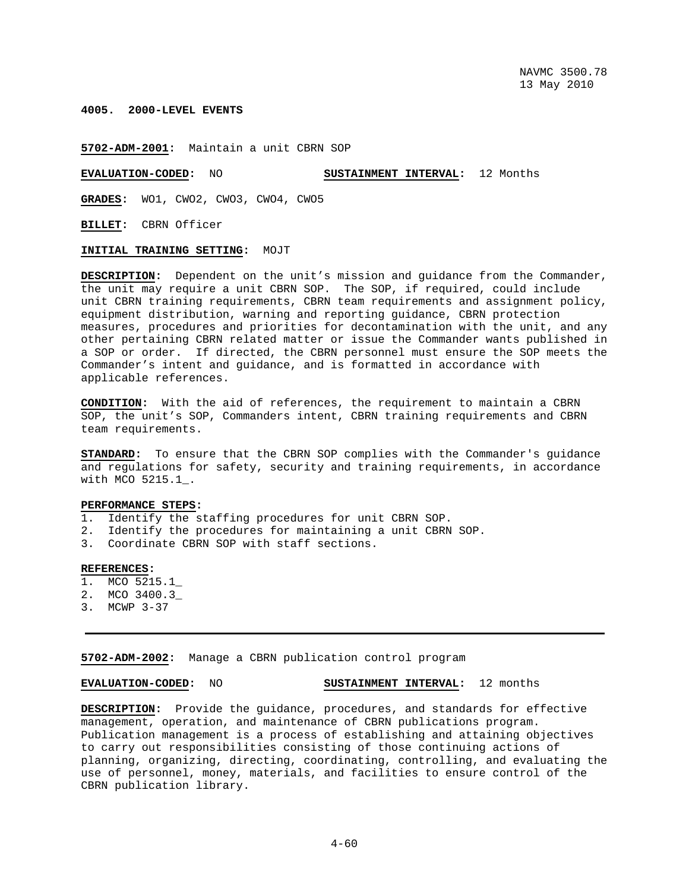**4005. 2000-LEVEL EVENTS**

**5702-ADM-2001:** Maintain a unit CBRN SOP

**EVALUATION-CODED:** NO **SUSTAINMENT INTERVAL:** 12 Months

**GRADES:** WO1, CWO2, CWO3, CWO4, CWO5

**BILLET:** CBRN Officer

**INITIAL TRAINING SETTING:** MOJT

**DESCRIPTION:** Dependent on the unit's mission and guidance from the Commander, the unit may require a unit CBRN SOP. The SOP, if required, could include unit CBRN training requirements, CBRN team requirements and assignment policy, equipment distribution, warning and reporting guidance, CBRN protection measures, procedures and priorities for decontamination with the unit, and any other pertaining CBRN related matter or issue the Commander wants published in a SOP or order. If directed, the CBRN personnel must ensure the SOP meets the Commander's intent and guidance, and is formatted in accordance with applicable references.

**CONDITION:** With the aid of references, the requirement to maintain a CBRN SOP, the unit's SOP, Commanders intent, CBRN training requirements and CBRN team requirements.

**STANDARD:** To ensure that the CBRN SOP complies with the Commander's guidance and regulations for safety, security and training requirements, in accordance with MCO 5215.1_.

**PERFORMANCE STEPS:**

1. Identify the staffing procedures for unit CBRN SOP.
2. Identify the procedures for maintaining a unit CBRN SOP.
3. Coordinate CBRN SOP with staff sections.

**REFERENCES:**

1. MCO 5215.1_
2. MCO 3400.3_
3. MCWP 3-37

---

**5702-ADM-2002:** Manage a CBRN publication control program

**EVALUATION-CODED:** NO **SUSTAINMENT INTERVAL:** 12 months

**DESCRIPTION:** Provide the guidance, procedures, and standards for effective management, operation, and maintenance of CBRN publications program. Publication management is a process of establishing and attaining objectives to carry out responsibilities consisting of those continuing actions of planning, organizing, directing, coordinating, controlling, and evaluating the use of personnel, money, materials, and facilities to ensure control of the CBRN publication library.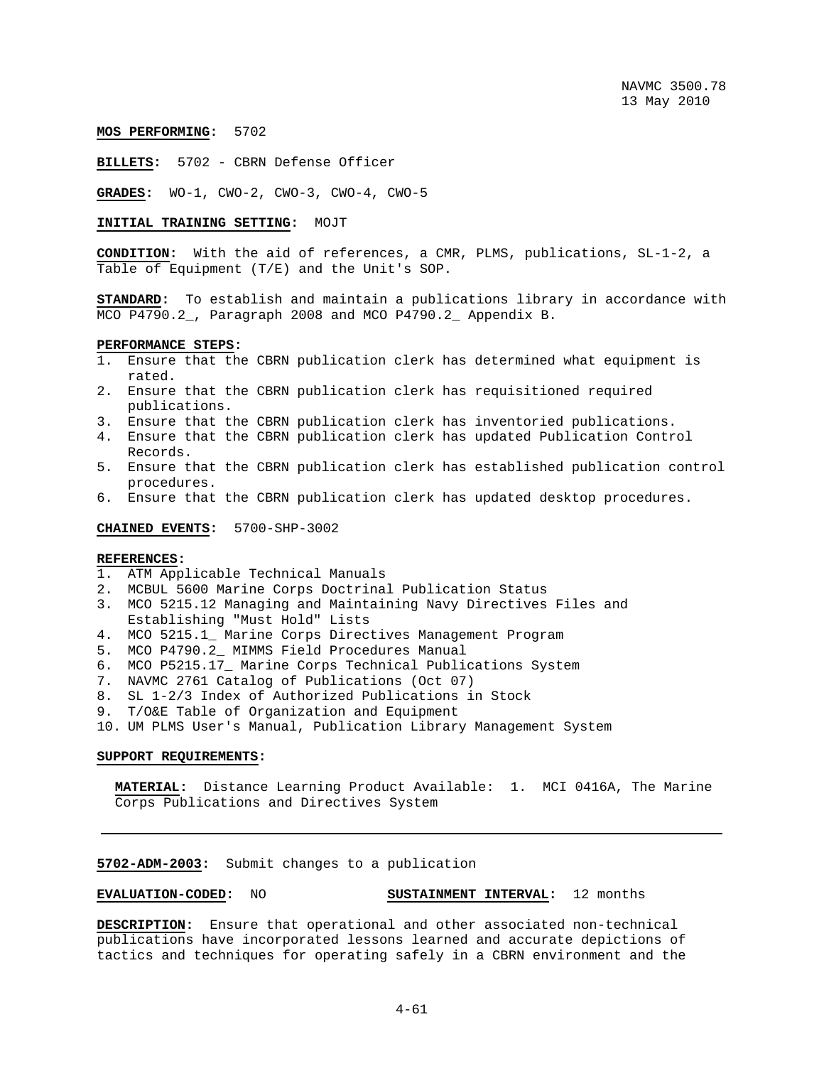**MOS PERFORMING:** 5702

**BILLETS:** 5702 - CBRN Defense Officer

**GRADES:** WO-1, CWO-2, CWO-3, CWO-4, CWO-5

**INITIAL TRAINING SETTING:** MOJT

**CONDITION:** With the aid of references, a CMR, PLMS, publications, SL-1-2, a Table of Equipment (T/E) and the Unit's SOP.

**STANDARD:** To establish and maintain a publications library in accordance with MCO P4790.2_, Paragraph 2008 and MCO P4790.2_ Appendix B.

**PERFORMANCE STEPS:**

1. Ensure that the CBRN publication clerk has determined what equipment is rated.
2. Ensure that the CBRN publication clerk has requisitioned required publications.
3. Ensure that the CBRN publication clerk has inventoried publications.
4. Ensure that the CBRN publication clerk has updated Publication Control Records.
5. Ensure that the CBRN publication clerk has established publication control procedures.
6. Ensure that the CBRN publication clerk has updated desktop procedures.

**CHAINED EVENTS:** 5700-SHP-3002

**REFERENCES:**

1. ATM Applicable Technical Manuals
2. MCBUL 5600 Marine Corps Doctrinal Publication Status
3. MCO 5215.12 Managing and Maintaining Navy Directives Files and Establishing "Must Hold" Lists
4. MCO 5215.1_ Marine Corps Directives Management Program
5. MCO P4790.2_ MIMMS Field Procedures Manual
6. MCO P5215.17_ Marine Corps Technical Publications System
7. NAVMC 2761 Catalog of Publications (Oct 07)
8. SL 1-2/3 Index of Authorized Publications in Stock
9. T/O&E Table of Organization and Equipment
10. UM PLMS User's Manual, Publication Library Management System

**SUPPORT REQUIREMENTS:**

**MATERIAL:** Distance Learning Product Available: 1. MCI 0416A, The Marine Corps Publications and Directives System

---

**5702-ADM-2003:** Submit changes to a publication

**EVALUATION-CODED:** NO **SUSTAINMENT INTERVAL:** 12 months

**DESCRIPTION:** Ensure that operational and other associated non-technical publications have incorporated lessons learned and accurate depictions of tactics and techniques for operating safely in a CBRN environment and the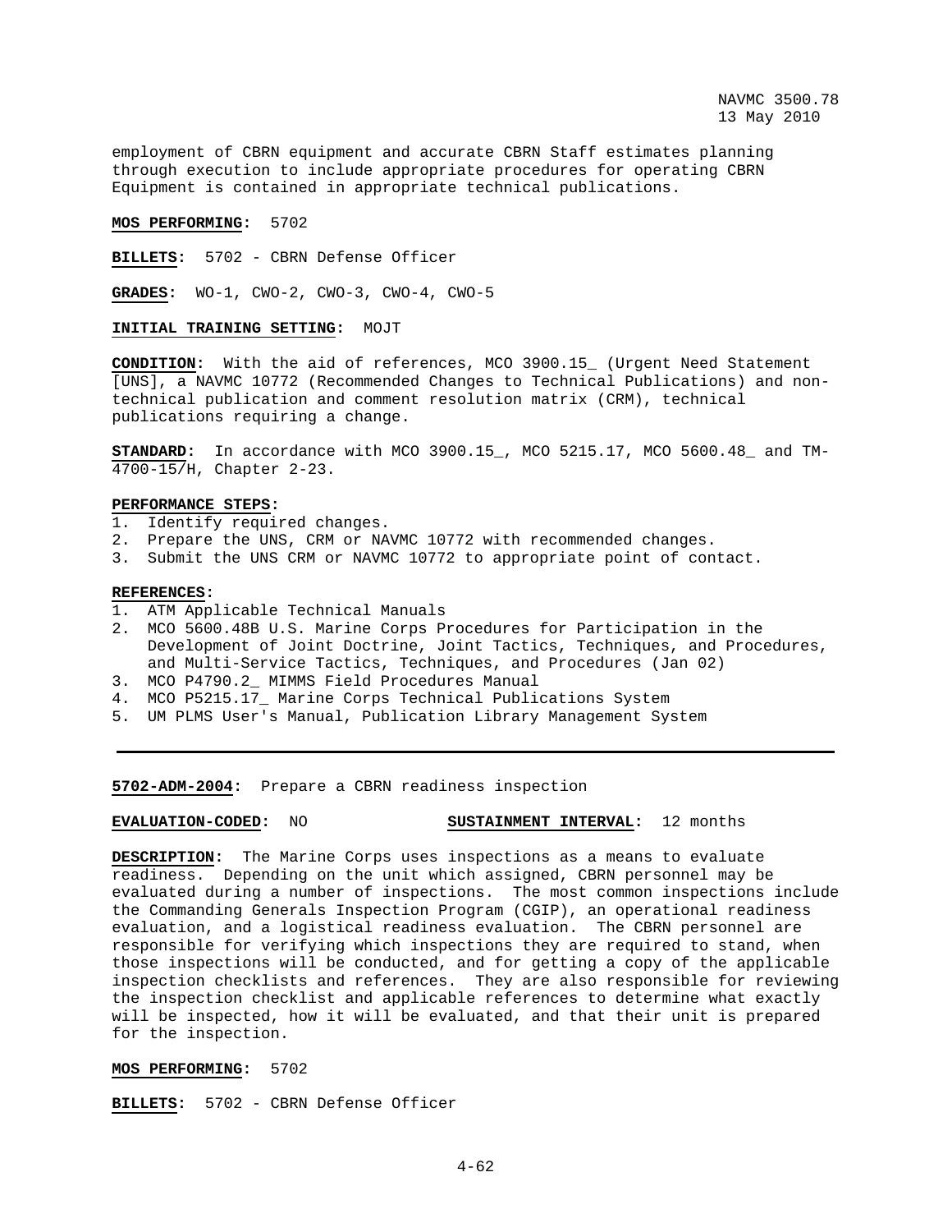employment of CBRN equipment and accurate CBRN Staff estimates planning through execution to include appropriate procedures for operating CBRN Equipment is contained in appropriate technical publications.

**MOS PERFORMING:** 5702

**BILLETS:** 5702 - CBRN Defense Officer

**GRADES:** WO-1, CWO-2, CWO-3, CWO-4, CWO-5

**INITIAL TRAINING SETTING:** MOJT

**CONDITION:** With the aid of references, MCO 3900.15_ (Urgent Need Statement [UNS], a NAVMC 10772 (Recommended Changes to Technical Publications) and non-technical publication and comment resolution matrix (CRM), technical publications requiring a change.

**STANDARD:** In accordance with MCO 3900.15_, MCO 5215.17, MCO 5600.48_ and TM-4700-15/H, Chapter 2-23.

**PERFORMANCE STEPS:**

1. Identify required changes.
2. Prepare the UNS, CRM or NAVMC 10772 with recommended changes.
3. Submit the UNS CRM or NAVMC 10772 to appropriate point of contact.

**REFERENCES:**

1. ATM Applicable Technical Manuals
2. MCO 5600.48B U.S. Marine Corps Procedures for Participation in the Development of Joint Doctrine, Joint Tactics, Techniques, and Procedures, and Multi-Service Tactics, Techniques, and Procedures (Jan 02)
3. MCO P4790.2_ MIMMS Field Procedures Manual
4. MCO P5215.17_ Marine Corps Technical Publications System
5. UM PLMS User's Manual, Publication Library Management System

---

**5702-ADM-2004:** Prepare a CBRN readiness inspection

**EVALUATION-CODED:** NO **SUSTAINMENT INTERVAL:** 12 months

**DESCRIPTION:** The Marine Corps uses inspections as a means to evaluate readiness. Depending on the unit which assigned, CBRN personnel may be evaluated during a number of inspections. The most common inspections include the Commanding Generals Inspection Program (CGIP), an operational readiness evaluation, and a logistical readiness evaluation. The CBRN personnel are responsible for verifying which inspections they are required to stand, when those inspections will be conducted, and for getting a copy of the applicable inspection checklists and references. They are also responsible for reviewing the inspection checklist and applicable references to determine what exactly will be inspected, how it will be evaluated, and that their unit is prepared for the inspection.

**MOS PERFORMING:** 5702

**BILLETS:** 5702 - CBRN Defense Officer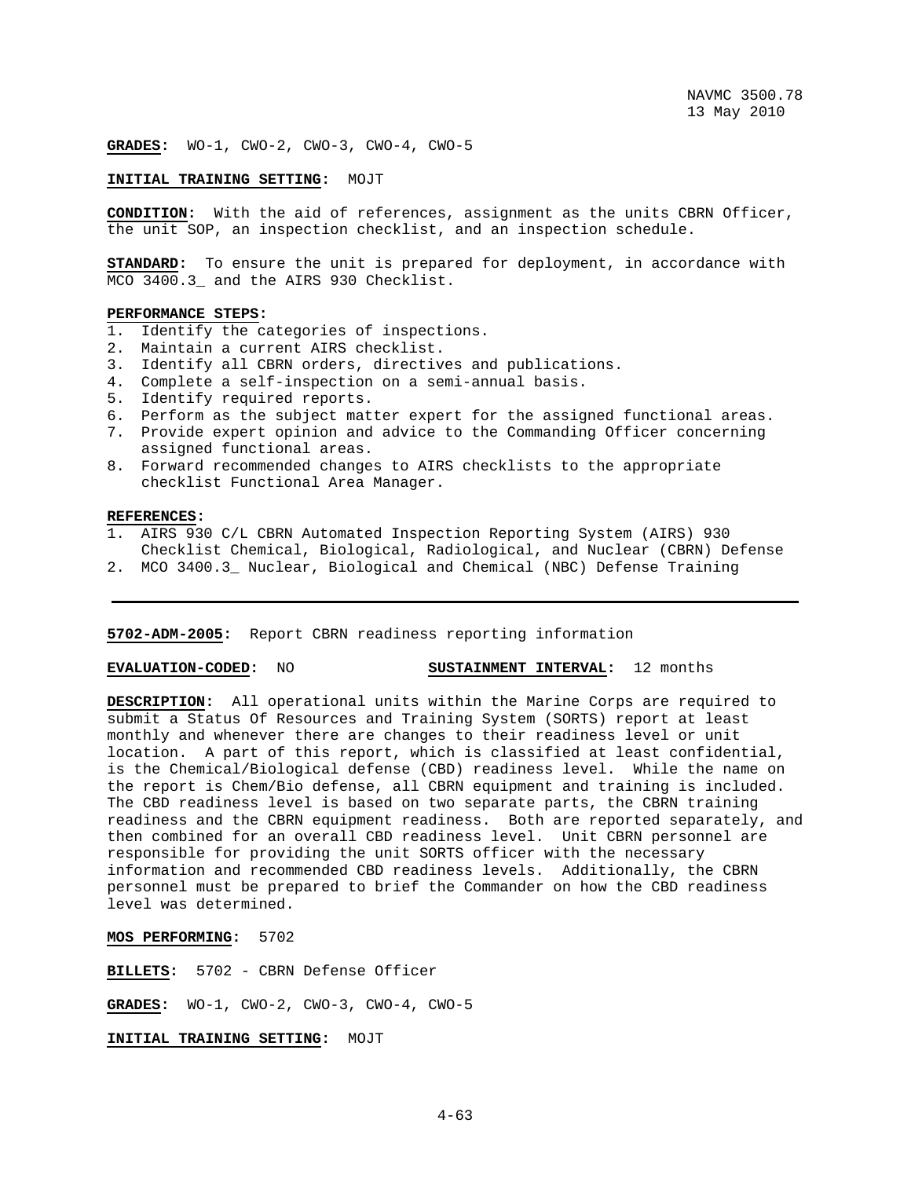**GRADES:** WO-1, CWO-2, CWO-3, CWO-4, CWO-5

**INITIAL TRAINING SETTING:** MOJT

**CONDITION:** With the aid of references, assignment as the units CBRN Officer, the unit SOP, an inspection checklist, and an inspection schedule.

**STANDARD:** To ensure the unit is prepared for deployment, in accordance with MCO 3400.3_ and the AIRS 930 Checklist.

**PERFORMANCE STEPS:**

1. Identify the categories of inspections.
2. Maintain a current AIRS checklist.
3. Identify all CBRN orders, directives and publications.
4. Complete a self-inspection on a semi-annual basis.
5. Identify required reports.
6. Perform as the subject matter expert for the assigned functional areas.
7. Provide expert opinion and advice to the Commanding Officer concerning assigned functional areas.
8. Forward recommended changes to AIRS checklists to the appropriate checklist Functional Area Manager.

**REFERENCES:**

1. AIRS 930 C/L CBRN Automated Inspection Reporting System (AIRS) 930 Checklist Chemical, Biological, Radiological, and Nuclear (CBRN) Defense
2. MCO 3400.3_ Nuclear, Biological and Chemical (NBC) Defense Training

---

**5702-ADM-2005:** Report CBRN readiness reporting information

**EVALUATION-CODED:** NO **SUSTAINMENT INTERVAL:** 12 months

**DESCRIPTION:** All operational units within the Marine Corps are required to submit a Status Of Resources and Training System (SORTS) report at least monthly and whenever there are changes to their readiness level or unit location. A part of this report, which is classified at least confidential, is the Chemical/Biological defense (CBD) readiness level. While the name on the report is Chem/Bio defense, all CBRN equipment and training is included. The CBD readiness level is based on two separate parts, the CBRN training readiness and the CBRN equipment readiness. Both are reported separately, and then combined for an overall CBD readiness level. Unit CBRN personnel are responsible for providing the unit SORTS officer with the necessary information and recommended CBD readiness levels. Additionally, the CBRN personnel must be prepared to brief the Commander on how the CBD readiness level was determined.

**MOS PERFORMING:** 5702

**BILLETS:** 5702 - CBRN Defense Officer

**GRADES:** WO-1, CWO-2, CWO-3, CWO-4, CWO-5

**INITIAL TRAINING SETTING:** MOJT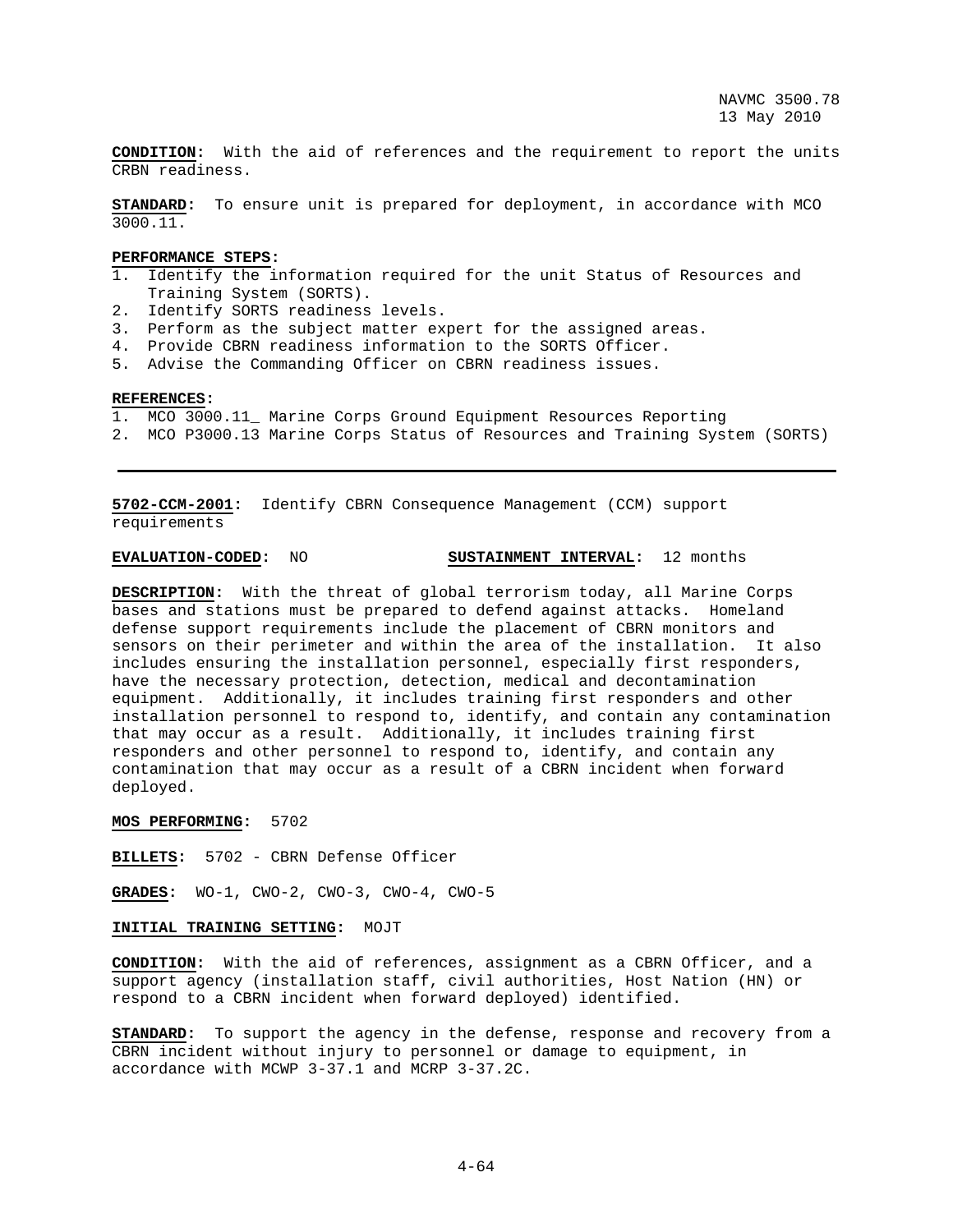**CONDITION:** With the aid of references and the requirement to report the units CRBN readiness.

**STANDARD:** To ensure unit is prepared for deployment, in accordance with MCO 3000.11.

**PERFORMANCE STEPS:**

1. Identify the information required for the unit Status of Resources and Training System (SORTS).
2. Identify SORTS readiness levels.
3. Perform as the subject matter expert for the assigned areas.
4. Provide CBRN readiness information to the SORTS Officer.
5. Advise the Commanding Officer on CBRN readiness issues.

**REFERENCES:**

1. MCO 3000.11_ Marine Corps Ground Equipment Resources Reporting
2. MCO P3000.13 Marine Corps Status of Resources and Training System (SORTS)

---

**5702-CCM-2001:** Identify CBRN Consequence Management (CCM) support requirements

**EVALUATION-CODED:** NO **SUSTAINMENT INTERVAL:** 12 months

**DESCRIPTION:** With the threat of global terrorism today, all Marine Corps bases and stations must be prepared to defend against attacks. Homeland defense support requirements include the placement of CBRN monitors and sensors on their perimeter and within the area of the installation. It also includes ensuring the installation personnel, especially first responders, have the necessary protection, detection, medical and decontamination equipment. Additionally, it includes training first responders and other installation personnel to respond to, identify, and contain any contamination that may occur as a result. Additionally, it includes training first responders and other personnel to respond to, identify, and contain any contamination that may occur as a result of a CBRN incident when forward deployed.

**MOS PERFORMING:** 5702

**BILLETS:** 5702 - CBRN Defense Officer

**GRADES:** WO-1, CWO-2, CWO-3, CWO-4, CWO-5

**INITIAL TRAINING SETTING:** MOJT

**CONDITION:** With the aid of references, assignment as a CBRN Officer, and a support agency (installation staff, civil authorities, Host Nation (HN) or respond to a CBRN incident when forward deployed) identified.

**STANDARD:** To support the agency in the defense, response and recovery from a CBRN incident without injury to personnel or damage to equipment, in accordance with MCWP 3-37.1 and MCRP 3-37.2C.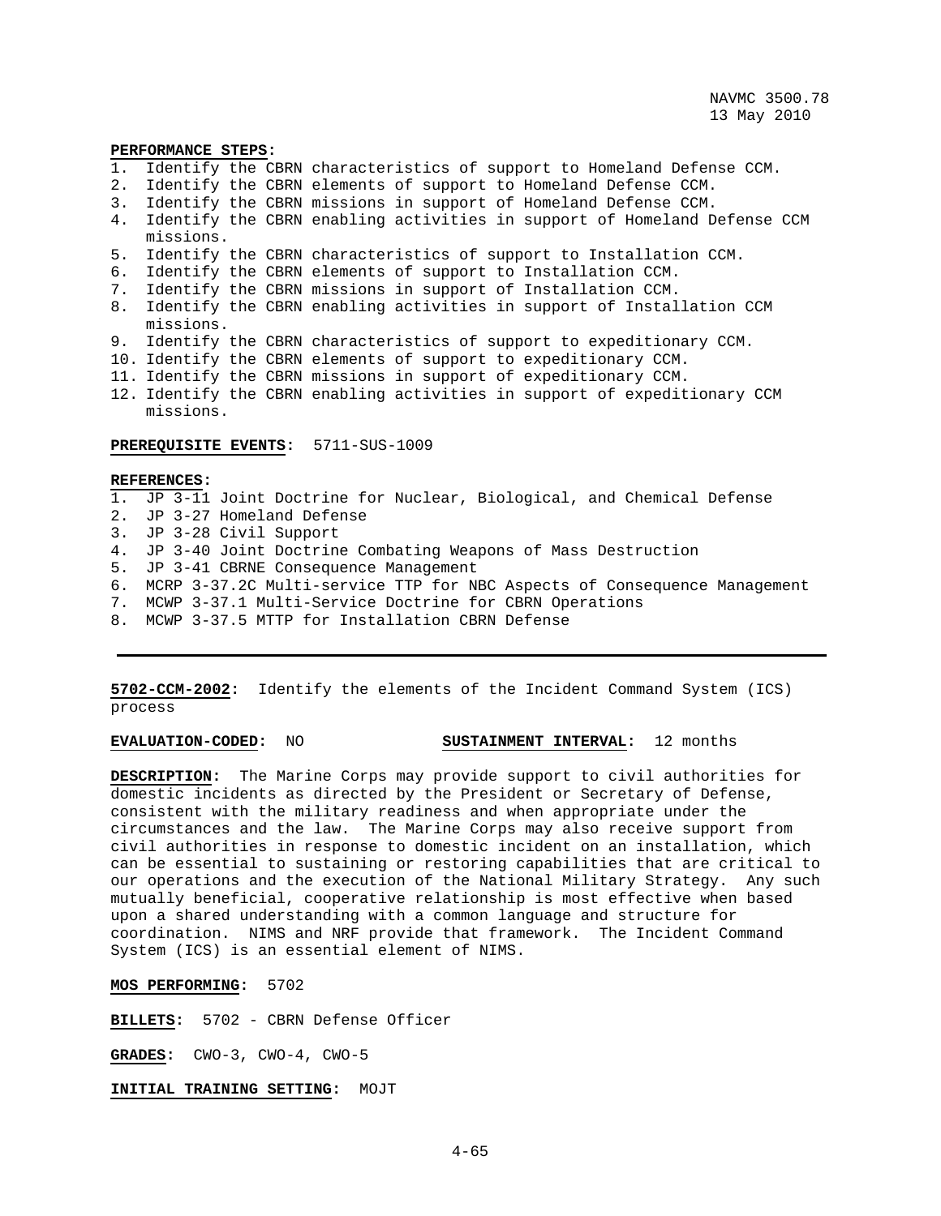**PERFORMANCE STEPS:**

1. Identify the CBRN characteristics of support to Homeland Defense CCM.
2. Identify the CBRN elements of support to Homeland Defense CCM.
3. Identify the CBRN missions in support of Homeland Defense CCM.
4. Identify the CBRN enabling activities in support of Homeland Defense CCM missions.
5. Identify the CBRN characteristics of support to Installation CCM.
6. Identify the CBRN elements of support to Installation CCM.
7. Identify the CBRN missions in support of Installation CCM.
8. Identify the CBRN enabling activities in support of Installation CCM missions.
9. Identify the CBRN characteristics of support to expeditionary CCM.
10. Identify the CBRN elements of support to expeditionary CCM.
11. Identify the CBRN missions in support of expeditionary CCM.
12. Identify the CBRN enabling activities in support of expeditionary CCM missions.

**PREREQUISITE EVENTS:** 5711-SUS-1009

**REFERENCES:**

1. JP 3-11 Joint Doctrine for Nuclear, Biological, and Chemical Defense
2. JP 3-27 Homeland Defense
3. JP 3-28 Civil Support
4. JP 3-40 Joint Doctrine Combating Weapons of Mass Destruction
5. JP 3-41 CBRNE Consequence Management
6. MCRP 3-37.2C Multi-service TTP for NBC Aspects of Consequence Management
7. MCWP 3-37.1 Multi-Service Doctrine for CBRN Operations
8. MCWP 3-37.5 MTTP for Installation CBRN Defense

---

**5702-CCM-2002:** Identify the elements of the Incident Command System (ICS) process

**EVALUATION-CODED:** NO **SUSTAINMENT INTERVAL:** 12 months

**DESCRIPTION:** The Marine Corps may provide support to civil authorities for domestic incidents as directed by the President or Secretary of Defense, consistent with the military readiness and when appropriate under the circumstances and the law. The Marine Corps may also receive support from civil authorities in response to domestic incident on an installation, which can be essential to sustaining or restoring capabilities that are critical to our operations and the execution of the National Military Strategy. Any such mutually beneficial, cooperative relationship is most effective when based upon a shared understanding with a common language and structure for coordination. NIMS and NRF provide that framework. The Incident Command System (ICS) is an essential element of NIMS.

**MOS PERFORMING:** 5702

**BILLETS:** 5702 - CBRN Defense Officer

**GRADES:** CWO-3, CWO-4, CWO-5

**INITIAL TRAINING SETTING:** MOJT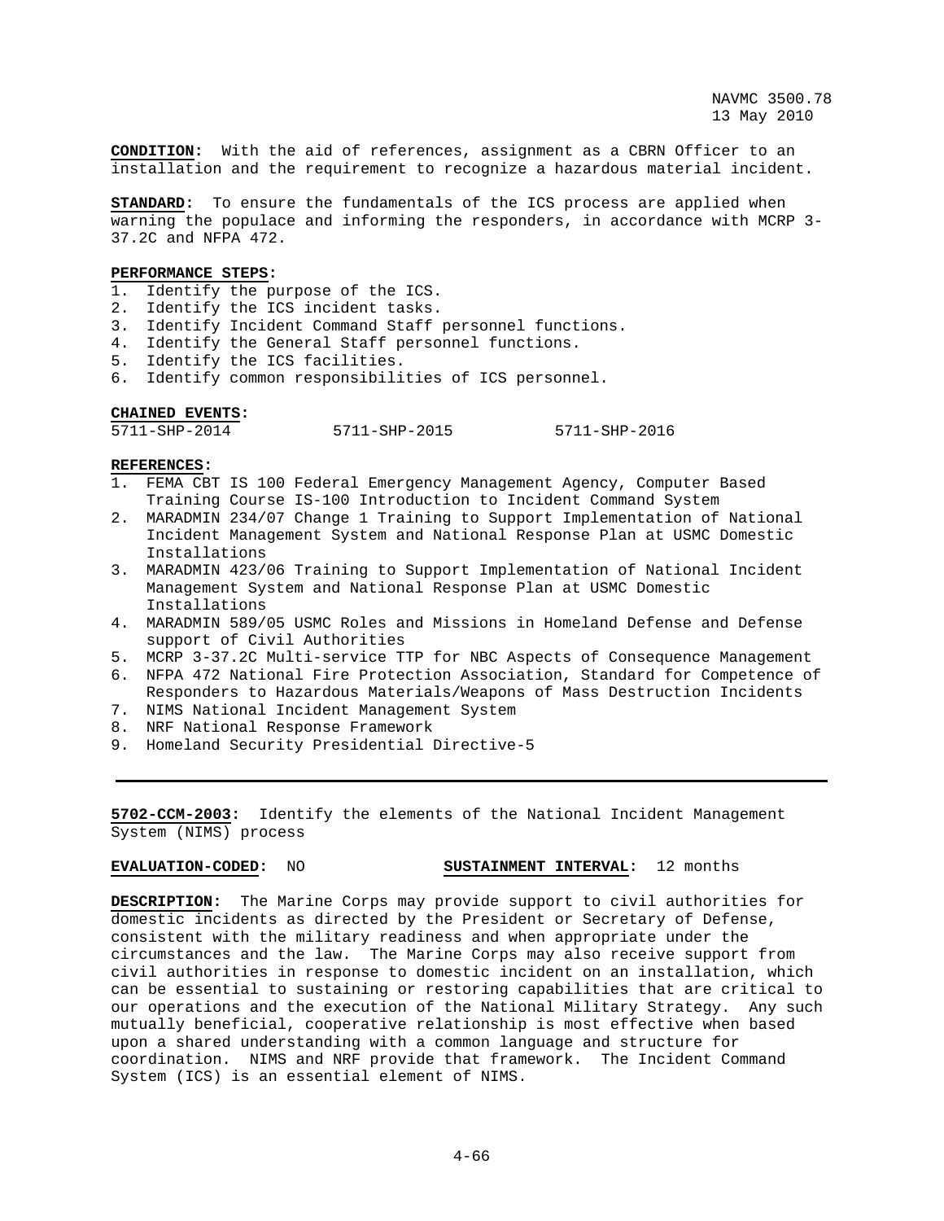**CONDITION:** With the aid of references, assignment as a CBRN Officer to an installation and the requirement to recognize a hazardous material incident.

**STANDARD:** To ensure the fundamentals of the ICS process are applied when warning the populace and informing the responders, in accordance with MCRP 3-37.2C and NFPA 472.

**PERFORMANCE STEPS:**

1. Identify the purpose of the ICS.
2. Identify the ICS incident tasks.
3. Identify Incident Command Staff personnel functions.
4. Identify the General Staff personnel functions.
5. Identify the ICS facilities.
6. Identify common responsibilities of ICS personnel.

**CHAINED EVENTS:**

5711-SHP-2014 5711-SHP-2015 5711-SHP-2016

**REFERENCES:**

1. FEMA CBT IS 100 Federal Emergency Management Agency, Computer Based Training Course IS-100 Introduction to Incident Command System
2. MARADMIN 234/07 Change 1 Training to Support Implementation of National Incident Management System and National Response Plan at USMC Domestic Installations
3. MARADMIN 423/06 Training to Support Implementation of National Incident Management System and National Response Plan at USMC Domestic Installations
4. MARADMIN 589/05 USMC Roles and Missions in Homeland Defense and Defense support of Civil Authorities
5. MCRP 3-37.2C Multi-service TTP for NBC Aspects of Consequence Management
6. NFPA 472 National Fire Protection Association, Standard for Competence of Responders to Hazardous Materials/Weapons of Mass Destruction Incidents
7. NIMS National Incident Management System
8. NRF National Response Framework
9. Homeland Security Presidential Directive-5

---

**5702-CCM-2003:** Identify the elements of the National Incident Management System (NIMS) process

**EVALUATION-CODED:** NO **SUSTAINMENT INTERVAL:** 12 months

**DESCRIPTION:** The Marine Corps may provide support to civil authorities for domestic incidents as directed by the President or Secretary of Defense, consistent with the military readiness and when appropriate under the circumstances and the law. The Marine Corps may also receive support from civil authorities in response to domestic incident on an installation, which can be essential to sustaining or restoring capabilities that are critical to our operations and the execution of the National Military Strategy. Any such mutually beneficial, cooperative relationship is most effective when based upon a shared understanding with a common language and structure for coordination. NIMS and NRF provide that framework. The Incident Command System (ICS) is an essential element of NIMS.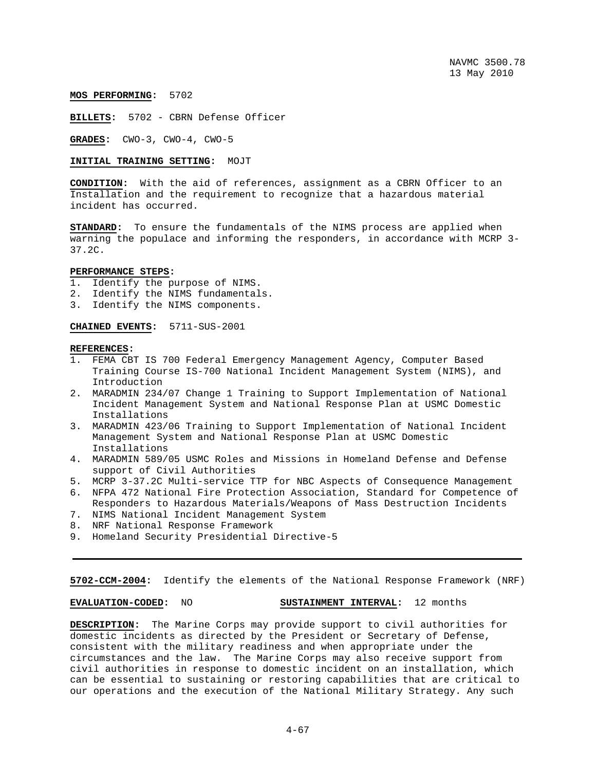**MOS PERFORMING:** 5702

**BILLETS:** 5702 - CBRN Defense Officer

**GRADES:** CWO-3, CWO-4, CWO-5

**INITIAL TRAINING SETTING:** MOJT

**CONDITION:** With the aid of references, assignment as a CBRN Officer to an Installation and the requirement to recognize that a hazardous material incident has occurred.

**STANDARD:** To ensure the fundamentals of the NIMS process are applied when warning the populace and informing the responders, in accordance with MCRP 3-37.2C.

**PERFORMANCE STEPS:**

1. Identify the purpose of NIMS.
2. Identify the NIMS fundamentals.
3. Identify the NIMS components.

**CHAINED EVENTS:** 5711-SUS-2001

**REFERENCES:**

1. FEMA CBT IS 700 Federal Emergency Management Agency, Computer Based Training Course IS-700 National Incident Management System (NIMS), and Introduction
2. MARADMIN 234/07 Change 1 Training to Support Implementation of National Incident Management System and National Response Plan at USMC Domestic Installations
3. MARADMIN 423/06 Training to Support Implementation of National Incident Management System and National Response Plan at USMC Domestic Installations
4. MARADMIN 589/05 USMC Roles and Missions in Homeland Defense and Defense support of Civil Authorities
5. MCRP 3-37.2C Multi-service TTP for NBC Aspects of Consequence Management
6. NFPA 472 National Fire Protection Association, Standard for Competence of Responders to Hazardous Materials/Weapons of Mass Destruction Incidents
7. NIMS National Incident Management System
8. NRF National Response Framework
9. Homeland Security Presidential Directive-5

---

**5702-CCM-2004:** Identify the elements of the National Response Framework (NRF)

**EVALUATION-CODED:** NO **SUSTAINMENT INTERVAL:** 12 months

**DESCRIPTION:** The Marine Corps may provide support to civil authorities for domestic incidents as directed by the President or Secretary of Defense, consistent with the military readiness and when appropriate under the circumstances and the law. The Marine Corps may also receive support from civil authorities in response to domestic incident on an installation, which can be essential to sustaining or restoring capabilities that are critical to our operations and the execution of the National Military Strategy. Any such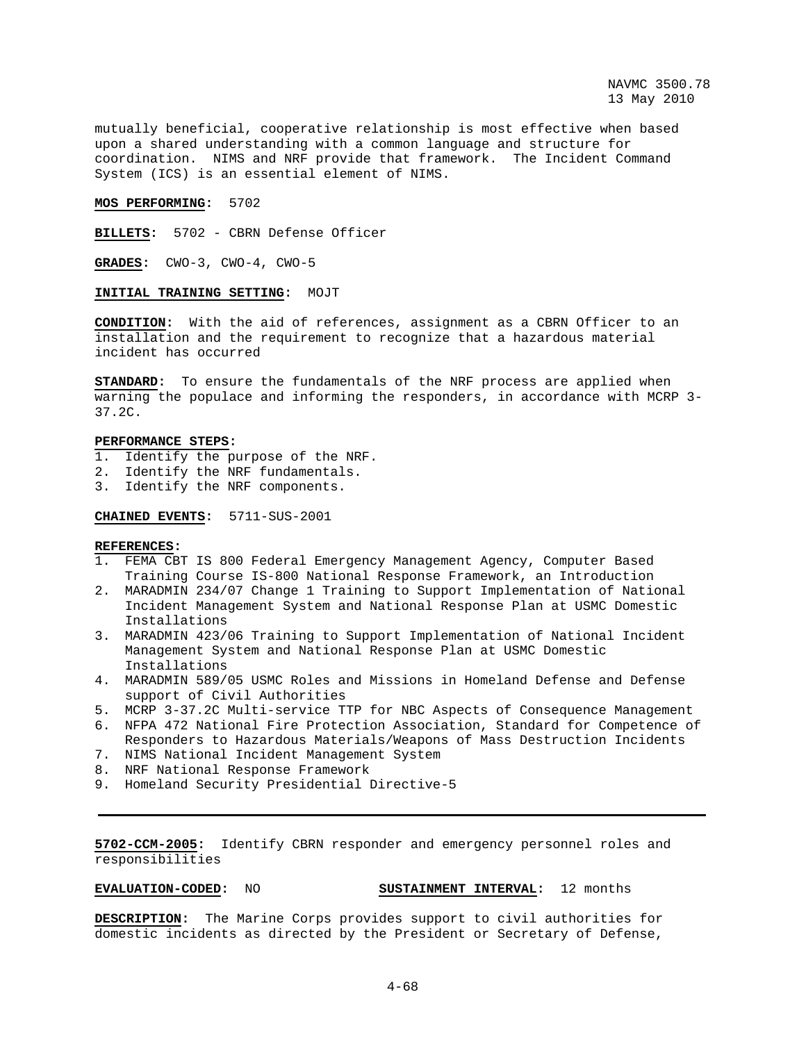mutually beneficial, cooperative relationship is most effective when based upon a shared understanding with a common language and structure for coordination. NIMS and NRF provide that framework. The Incident Command System (ICS) is an essential element of NIMS.

**MOS PERFORMING:** 5702

**BILLETS:** 5702 - CBRN Defense Officer

**GRADES:** CWO-3, CWO-4, CWO-5

**INITIAL TRAINING SETTING:** MOJT

**CONDITION:** With the aid of references, assignment as a CBRN Officer to an installation and the requirement to recognize that a hazardous material incident has occurred

**STANDARD:** To ensure the fundamentals of the NRF process are applied when warning the populace and informing the responders, in accordance with MCRP 3-37.2C.

**PERFORMANCE STEPS:**

1. Identify the purpose of the NRF.
2. Identify the NRF fundamentals.
3. Identify the NRF components.

**CHAINED EVENTS:** 5711-SUS-2001

**REFERENCES:**

1. FEMA CBT IS 800 Federal Emergency Management Agency, Computer Based Training Course IS-800 National Response Framework, an Introduction
2. MARADMIN 234/07 Change 1 Training to Support Implementation of National Incident Management System and National Response Plan at USMC Domestic Installations
3. MARADMIN 423/06 Training to Support Implementation of National Incident Management System and National Response Plan at USMC Domestic Installations
4. MARADMIN 589/05 USMC Roles and Missions in Homeland Defense and Defense support of Civil Authorities
5. MCRP 3-37.2C Multi-service TTP for NBC Aspects of Consequence Management
6. NFPA 472 National Fire Protection Association, Standard for Competence of Responders to Hazardous Materials/Weapons of Mass Destruction Incidents
7. NIMS National Incident Management System
8. NRF National Response Framework
9. Homeland Security Presidential Directive-5

---

**5702-CCM-2005:** Identify CBRN responder and emergency personnel roles and responsibilities

**EVALUATION-CODED:** NO **SUSTAINMENT INTERVAL:** 12 months

**DESCRIPTION:** The Marine Corps provides support to civil authorities for domestic incidents as directed by the President or Secretary of Defense,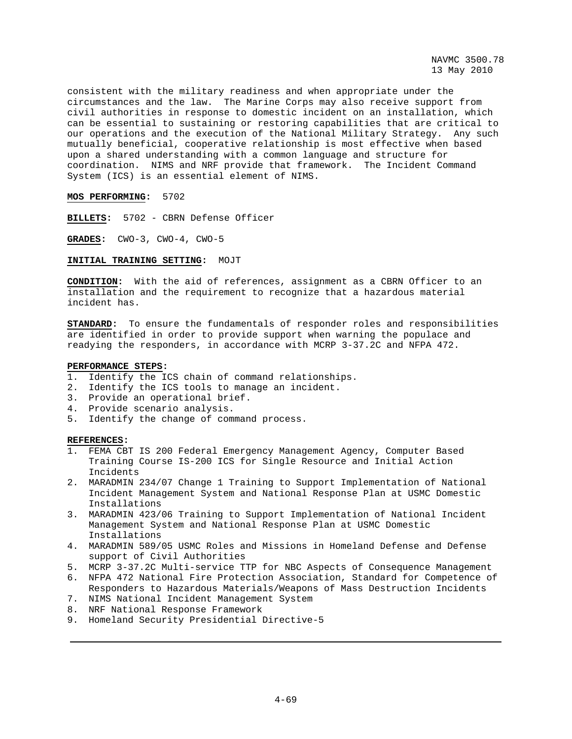consistent with the military readiness and when appropriate under the circumstances and the law. The Marine Corps may also receive support from civil authorities in response to domestic incident on an installation, which can be essential to sustaining or restoring capabilities that are critical to our operations and the execution of the National Military Strategy. Any such mutually beneficial, cooperative relationship is most effective when based upon a shared understanding with a common language and structure for coordination. NIMS and NRF provide that framework. The Incident Command System (ICS) is an essential element of NIMS.

**MOS PERFORMING:** 5702

**BILLETS:** 5702 - CBRN Defense Officer

**GRADES:** CWO-3, CWO-4, CWO-5

**INITIAL TRAINING SETTING:** MOJT

**CONDITION:** With the aid of references, assignment as a CBRN Officer to an installation and the requirement to recognize that a hazardous material incident has.

**STANDARD:** To ensure the fundamentals of responder roles and responsibilities are identified in order to provide support when warning the populace and readying the responders, in accordance with MCRP 3-37.2C and NFPA 472.

**PERFORMANCE STEPS:**

1. Identify the ICS chain of command relationships.
2. Identify the ICS tools to manage an incident.
3. Provide an operational brief.
4. Provide scenario analysis.
5. Identify the change of command process.

**REFERENCES:**

1. FEMA CBT IS 200 Federal Emergency Management Agency, Computer Based Training Course IS-200 ICS for Single Resource and Initial Action Incidents
2. MARADMIN 234/07 Change 1 Training to Support Implementation of National Incident Management System and National Response Plan at USMC Domestic Installations
3. MARADMIN 423/06 Training to Support Implementation of National Incident Management System and National Response Plan at USMC Domestic Installations
4. MARADMIN 589/05 USMC Roles and Missions in Homeland Defense and Defense support of Civil Authorities
5. MCRP 3-37.2C Multi-service TTP for NBC Aspects of Consequence Management
6. NFPA 472 National Fire Protection Association, Standard for Competence of Responders to Hazardous Materials/Weapons of Mass Destruction Incidents
7. NIMS National Incident Management System
8. NRF National Response Framework
9. Homeland Security Presidential Directive-5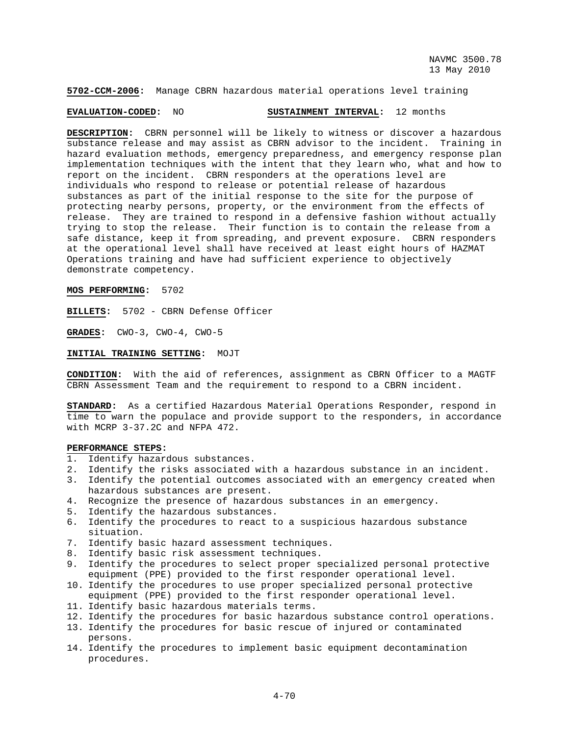**5702-CCM-2006:** Manage CBRN hazardous material operations level training

**EVALUATION-CODED:** NO **SUSTAINMENT INTERVAL:** 12 months

**DESCRIPTION:** CBRN personnel will be likely to witness or discover a hazardous substance release and may assist as CBRN advisor to the incident. Training in hazard evaluation methods, emergency preparedness, and emergency response plan implementation techniques with the intent that they learn who, what and how to report on the incident. CBRN responders at the operations level are individuals who respond to release or potential release of hazardous substances as part of the initial response to the site for the purpose of protecting nearby persons, property, or the environment from the effects of release. They are trained to respond in a defensive fashion without actually trying to stop the release. Their function is to contain the release from a safe distance, keep it from spreading, and prevent exposure. CBRN responders at the operational level shall have received at least eight hours of HAZMAT Operations training and have had sufficient experience to objectively demonstrate competency.

**MOS PERFORMING:** 5702

**BILLETS:** 5702 - CBRN Defense Officer

**GRADES:** CWO-3, CWO-4, CWO-5

**INITIAL TRAINING SETTING:** MOJT

**CONDITION:** With the aid of references, assignment as CBRN Officer to a MAGTF CBRN Assessment Team and the requirement to respond to a CBRN incident.

**STANDARD:** As a certified Hazardous Material Operations Responder, respond in time to warn the populace and provide support to the responders, in accordance with MCRP 3-37.2C and NFPA 472.

**PERFORMANCE STEPS:**

1. Identify hazardous substances.
2. Identify the risks associated with a hazardous substance in an incident.
3. Identify the potential outcomes associated with an emergency created when hazardous substances are present.
4. Recognize the presence of hazardous substances in an emergency.
5. Identify the hazardous substances.
6. Identify the procedures to react to a suspicious hazardous substance situation.
7. Identify basic hazard assessment techniques.
8. Identify basic risk assessment techniques.
9. Identify the procedures to select proper specialized personal protective equipment (PPE) provided to the first responder operational level.
10. Identify the procedures to use proper specialized personal protective equipment (PPE) provided to the first responder operational level.
11. Identify basic hazardous materials terms.
12. Identify the procedures for basic hazardous substance control operations.
13. Identify the procedures for basic rescue of injured or contaminated persons.
14. Identify the procedures to implement basic equipment decontamination procedures.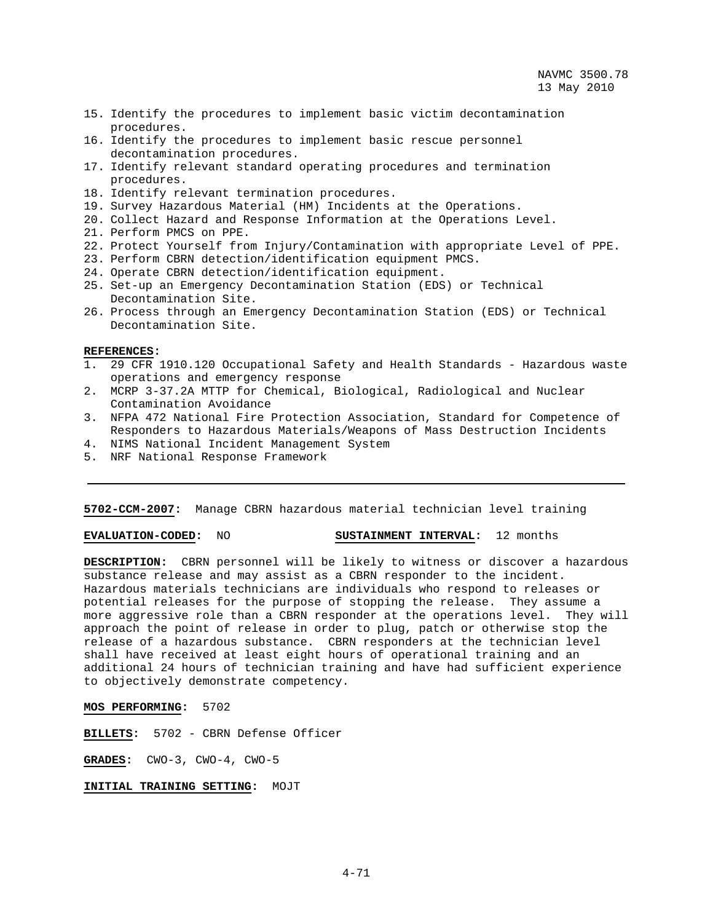15. Identify the procedures to implement basic victim decontamination procedures.
16. Identify the procedures to implement basic rescue personnel decontamination procedures.
17. Identify relevant standard operating procedures and termination procedures.
18. Identify relevant termination procedures.
19. Survey Hazardous Material (HM) Incidents at the Operations.
20. Collect Hazard and Response Information at the Operations Level.
21. Perform PMCS on PPE.
22. Protect Yourself from Injury/Contamination with appropriate Level of PPE.
23. Perform CBRN detection/identification equipment PMCS.
24. Operate CBRN detection/identification equipment.
25. Set-up an Emergency Decontamination Station (EDS) or Technical Decontamination Site.
26. Process through an Emergency Decontamination Station (EDS) or Technical Decontamination Site.

**REFERENCES:**
1. 29 CFR 1910.120 Occupational Safety and Health Standards - Hazardous waste operations and emergency response
2. MCRP 3-37.2A MTTP for Chemical, Biological, Radiological and Nuclear Contamination Avoidance
3. NFPA 472 National Fire Protection Association, Standard for Competence of Responders to Hazardous Materials/Weapons of Mass Destruction Incidents
4. NIMS National Incident Management System
5. NRF National Response Framework

---

**5702-CCM-2007:** Manage CBRN hazardous material technician level training

**EVALUATION-CODED:** NO **SUSTAINMENT INTERVAL:** 12 months

**DESCRIPTION:** CBRN personnel will be likely to witness or discover a hazardous substance release and may assist as a CBRN responder to the incident. Hazardous materials technicians are individuals who respond to releases or potential releases for the purpose of stopping the release. They assume a more aggressive role than a CBRN responder at the operations level. They will approach the point of release in order to plug, patch or otherwise stop the release of a hazardous substance. CBRN responders at the technician level shall have received at least eight hours of operational training and an additional 24 hours of technician training and have had sufficient experience to objectively demonstrate competency.

**MOS PERFORMING:** 5702

**BILLETS:** 5702 - CBRN Defense Officer

**GRADES:** CWO-3, CWO-4, CWO-5

**INITIAL TRAINING SETTING:** MOJT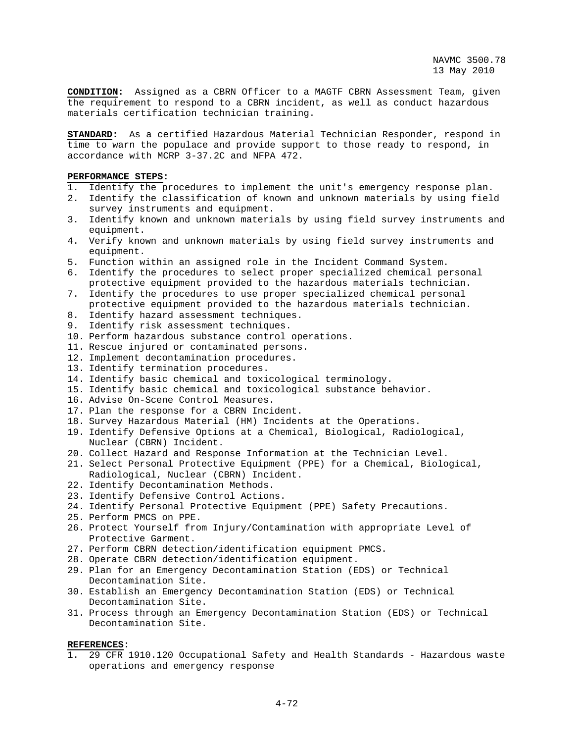**CONDITION:** Assigned as a CBRN Officer to a MAGTF CBRN Assessment Team, given the requirement to respond to a CBRN incident, as well as conduct hazardous materials certification technician training.

**STANDARD:** As a certified Hazardous Material Technician Responder, respond in time to warn the populace and provide support to those ready to respond, in accordance with MCRP 3-37.2C and NFPA 472.

**PERFORMANCE STEPS:**

1. Identify the procedures to implement the unit's emergency response plan.
2. Identify the classification of known and unknown materials by using field survey instruments and equipment.
3. Identify known and unknown materials by using field survey instruments and equipment.
4. Verify known and unknown materials by using field survey instruments and equipment.
5. Function within an assigned role in the Incident Command System.
6. Identify the procedures to select proper specialized chemical personal protective equipment provided to the hazardous materials technician.
7. Identify the procedures to use proper specialized chemical personal protective equipment provided to the hazardous materials technician.
8. Identify hazard assessment techniques.
9. Identify risk assessment techniques.
10. Perform hazardous substance control operations.
11. Rescue injured or contaminated persons.
12. Implement decontamination procedures.
13. Identify termination procedures.
14. Identify basic chemical and toxicological terminology.
15. Identify basic chemical and toxicological substance behavior.
16. Advise On-Scene Control Measures.
17. Plan the response for a CBRN Incident.
18. Survey Hazardous Material (HM) Incidents at the Operations.
19. Identify Defensive Options at a Chemical, Biological, Radiological, Nuclear (CBRN) Incident.
20. Collect Hazard and Response Information at the Technician Level.
21. Select Personal Protective Equipment (PPE) for a Chemical, Biological, Radiological, Nuclear (CBRN) Incident.
22. Identify Decontamination Methods.
23. Identify Defensive Control Actions.
24. Identify Personal Protective Equipment (PPE) Safety Precautions.
25. Perform PMCS on PPE.
26. Protect Yourself from Injury/Contamination with appropriate Level of Protective Garment.
27. Perform CBRN detection/identification equipment PMCS.
28. Operate CBRN detection/identification equipment.
29. Plan for an Emergency Decontamination Station (EDS) or Technical Decontamination Site.
30. Establish an Emergency Decontamination Station (EDS) or Technical Decontamination Site.
31. Process through an Emergency Decontamination Station (EDS) or Technical Decontamination Site.

**REFERENCES:**

1. 29 CFR 1910.120 Occupational Safety and Health Standards - Hazardous waste operations and emergency response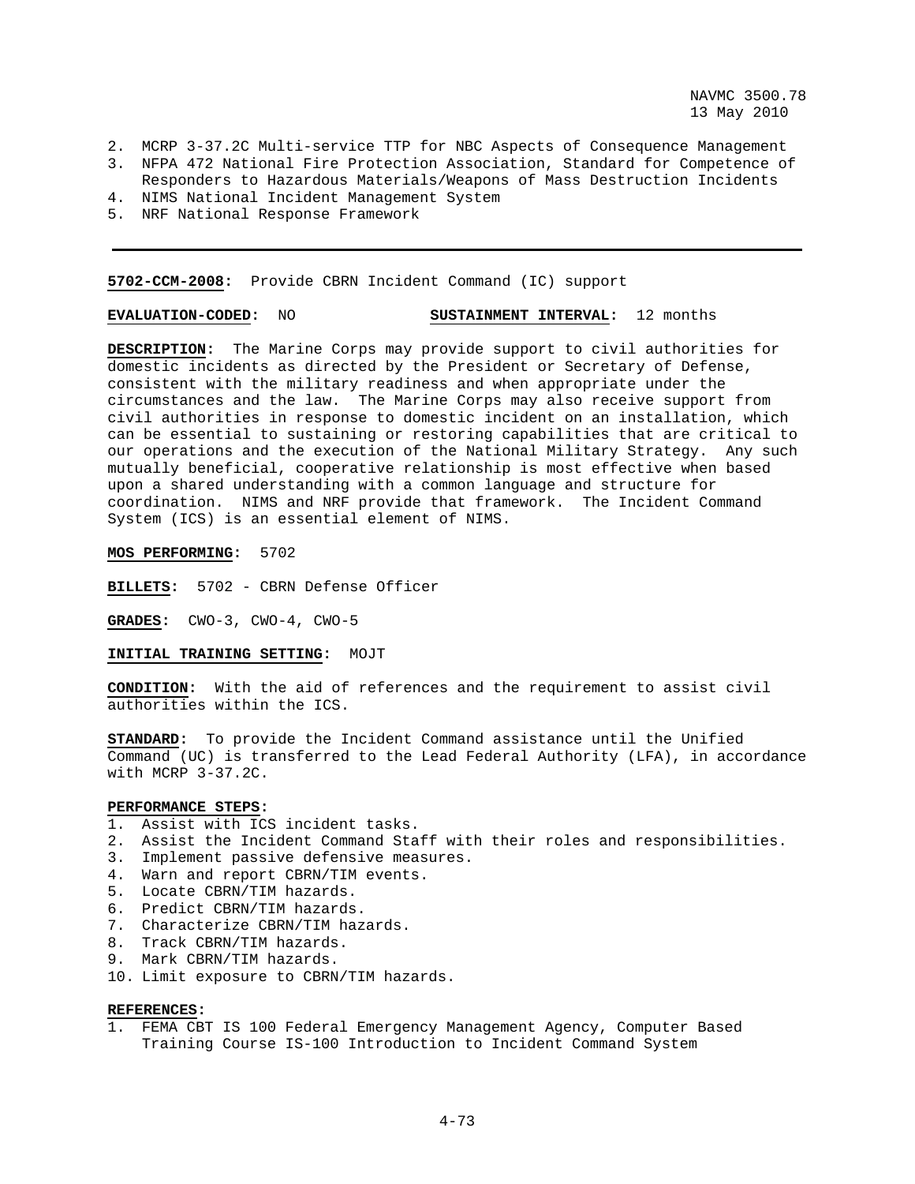2. MCRP 3-37.2C Multi-service TTP for NBC Aspects of Consequence Management
3. NFPA 472 National Fire Protection Association, Standard for Competence of Responders to Hazardous Materials/Weapons of Mass Destruction Incidents
4. NIMS National Incident Management System
5. NRF National Response Framework

---

**5702-CCM-2008:** Provide CBRN Incident Command (IC) support

**EVALUATION-CODED:** NO **SUSTAINMENT INTERVAL:** 12 months

**DESCRIPTION:** The Marine Corps may provide support to civil authorities for domestic incidents as directed by the President or Secretary of Defense, consistent with the military readiness and when appropriate under the circumstances and the law. The Marine Corps may also receive support from civil authorities in response to domestic incident on an installation, which can be essential to sustaining or restoring capabilities that are critical to our operations and the execution of the National Military Strategy. Any such mutually beneficial, cooperative relationship is most effective when based upon a shared understanding with a common language and structure for coordination. NIMS and NRF provide that framework. The Incident Command System (ICS) is an essential element of NIMS.

**MOS PERFORMING:** 5702

**BILLETS:** 5702 - CBRN Defense Officer

**GRADES:** CWO-3, CWO-4, CWO-5

**INITIAL TRAINING SETTING:** MOJT

**CONDITION:** With the aid of references and the requirement to assist civil authorities within the ICS.

**STANDARD:** To provide the Incident Command assistance until the Unified Command (UC) is transferred to the Lead Federal Authority (LFA), in accordance with MCRP 3-37.2C.

**PERFORMANCE STEPS:**
1. Assist with ICS incident tasks.
2. Assist the Incident Command Staff with their roles and responsibilities.
3. Implement passive defensive measures.
4. Warn and report CBRN/TIM events.
5. Locate CBRN/TIM hazards.
6. Predict CBRN/TIM hazards.
7. Characterize CBRN/TIM hazards.
8. Track CBRN/TIM hazards.
9. Mark CBRN/TIM hazards.
10. Limit exposure to CBRN/TIM hazards.

**REFERENCES:**
1. FEMA CBT IS 100 Federal Emergency Management Agency, Computer Based Training Course IS-100 Introduction to Incident Command System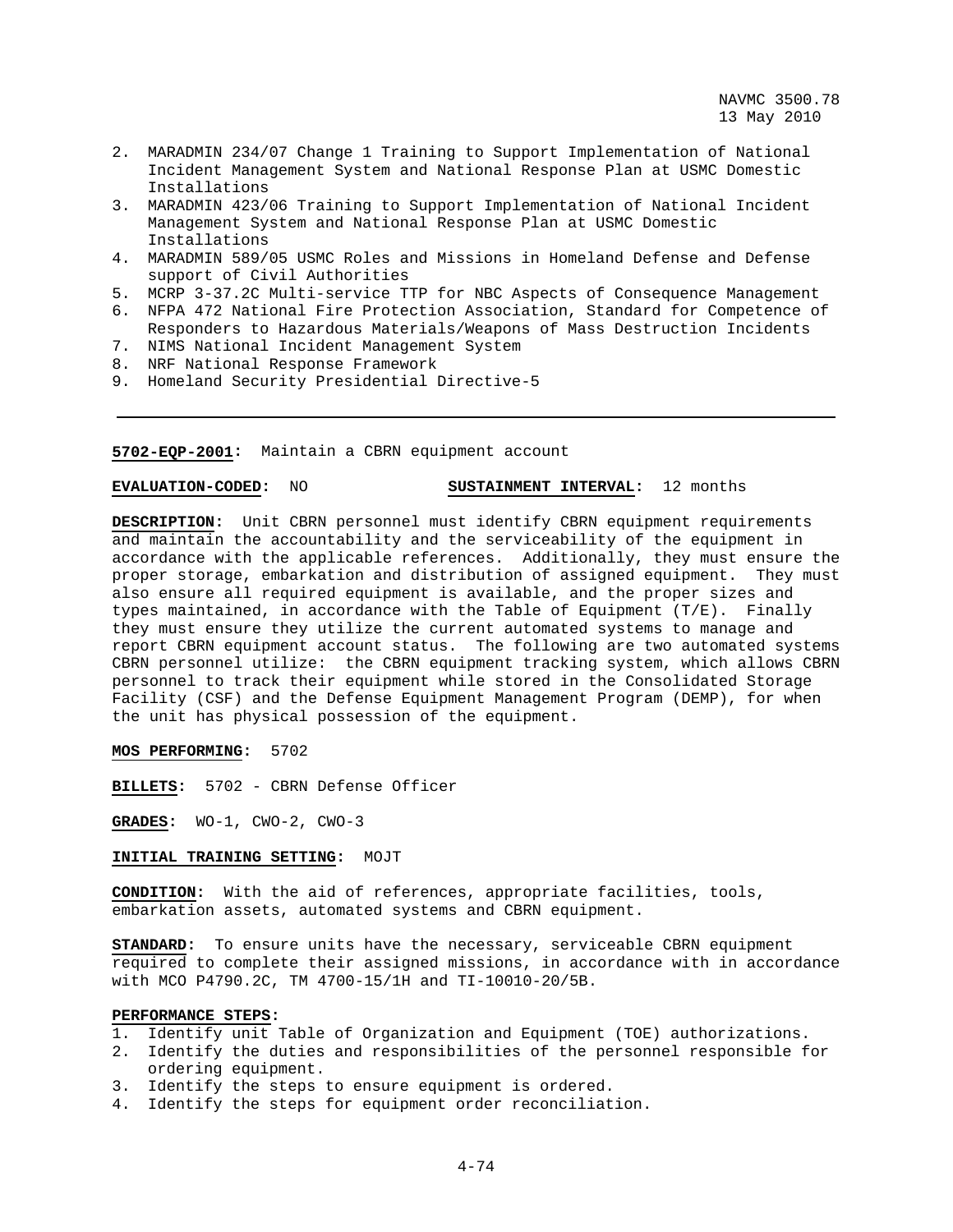2. MARADMIN 234/07 Change 1 Training to Support Implementation of National Incident Management System and National Response Plan at USMC Domestic Installations
3. MARADMIN 423/06 Training to Support Implementation of National Incident Management System and National Response Plan at USMC Domestic Installations
4. MARADMIN 589/05 USMC Roles and Missions in Homeland Defense and Defense support of Civil Authorities
5. MCRP 3-37.2C Multi-service TTP for NBC Aspects of Consequence Management
6. NFPA 472 National Fire Protection Association, Standard for Competence of Responders to Hazardous Materials/Weapons of Mass Destruction Incidents
7. NIMS National Incident Management System
8. NRF National Response Framework
9. Homeland Security Presidential Directive-5

---

**5702-EQP-2001:** Maintain a CBRN equipment account

**EVALUATION-CODED:** NO **SUSTAINMENT INTERVAL:** 12 months

**DESCRIPTION:** Unit CBRN personnel must identify CBRN equipment requirements and maintain the accountability and the serviceability of the equipment in accordance with the applicable references. Additionally, they must ensure the proper storage, embarkation and distribution of assigned equipment. They must also ensure all required equipment is available, and the proper sizes and types maintained, in accordance with the Table of Equipment (T/E). Finally they must ensure they utilize the current automated systems to manage and report CBRN equipment account status. The following are two automated systems CBRN personnel utilize: the CBRN equipment tracking system, which allows CBRN personnel to track their equipment while stored in the Consolidated Storage Facility (CSF) and the Defense Equipment Management Program (DEMP), for when the unit has physical possession of the equipment.

**MOS PERFORMING:** 5702

**BILLETS:** 5702 - CBRN Defense Officer

**GRADES:** WO-1, CWO-2, CWO-3

**INITIAL TRAINING SETTING:** MOJT

**CONDITION:** With the aid of references, appropriate facilities, tools, embarkation assets, automated systems and CBRN equipment.

**STANDARD:** To ensure units have the necessary, serviceable CBRN equipment required to complete their assigned missions, in accordance with in accordance with MCO P4790.2C, TM 4700-15/1H and TI-10010-20/5B.

**PERFORMANCE STEPS:**

1. Identify unit Table of Organization and Equipment (TOE) authorizations.
2. Identify the duties and responsibilities of the personnel responsible for ordering equipment.
3. Identify the steps to ensure equipment is ordered.
4. Identify the steps for equipment order reconciliation.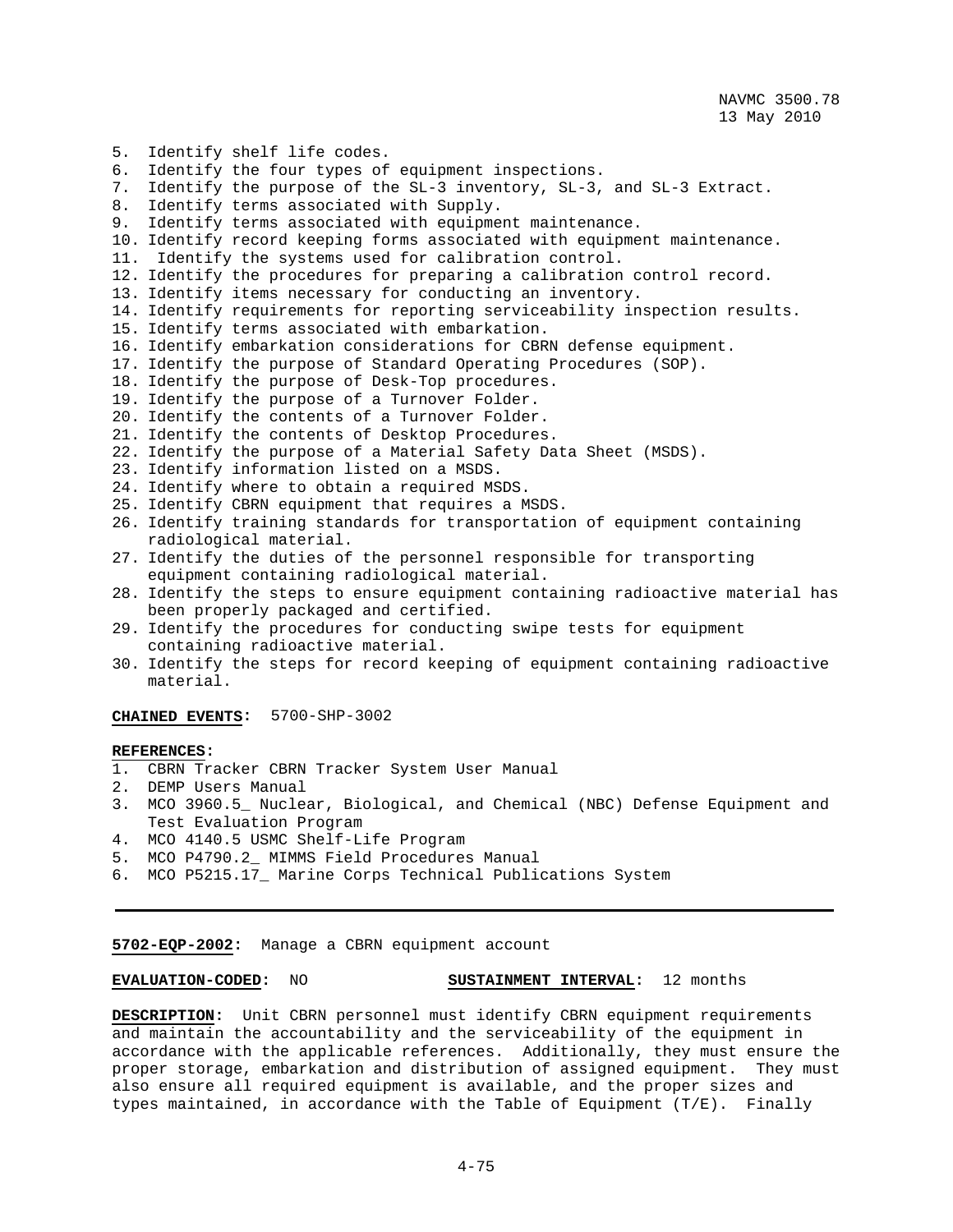5. Identify shelf life codes.
6. Identify the four types of equipment inspections.
7. Identify the purpose of the SL-3 inventory, SL-3, and SL-3 Extract.
8. Identify terms associated with Supply.
9. Identify terms associated with equipment maintenance.
10. Identify record keeping forms associated with equipment maintenance.
11. Identify the systems used for calibration control.
12. Identify the procedures for preparing a calibration control record.
13. Identify items necessary for conducting an inventory.
14. Identify requirements for reporting serviceability inspection results.
15. Identify terms associated with embarkation.
16. Identify embarkation considerations for CBRN defense equipment.
17. Identify the purpose of Standard Operating Procedures (SOP).
18. Identify the purpose of Desk-Top procedures.
19. Identify the purpose of a Turnover Folder.
20. Identify the contents of a Turnover Folder.
21. Identify the contents of Desktop Procedures.
22. Identify the purpose of a Material Safety Data Sheet (MSDS).
23. Identify information listed on a MSDS.
24. Identify where to obtain a required MSDS.
25. Identify CBRN equipment that requires a MSDS.
26. Identify training standards for transportation of equipment containing radiological material.
27. Identify the duties of the personnel responsible for transporting equipment containing radiological material.
28. Identify the steps to ensure equipment containing radioactive material has been properly packaged and certified.
29. Identify the procedures for conducting swipe tests for equipment containing radioactive material.
30. Identify the steps for record keeping of equipment containing radioactive material.

**CHAINED EVENTS:** 5700-SHP-3002

**REFERENCES:**
1. CBRN Tracker CBRN Tracker System User Manual
2. DEMP Users Manual
3. MCO 3960.5_ Nuclear, Biological, and Chemical (NBC) Defense Equipment and Test Evaluation Program
4. MCO 4140.5 USMC Shelf-Life Program
5. MCO P4790.2_ MIMMS Field Procedures Manual
6. MCO P5215.17_ Marine Corps Technical Publications System

---

**5702-EQP-2002:** Manage a CBRN equipment account

**EVALUATION-CODED:** NO **SUSTAINMENT INTERVAL:** 12 months

**DESCRIPTION:** Unit CBRN personnel must identify CBRN equipment requirements and maintain the accountability and the serviceability of the equipment in accordance with the applicable references. Additionally, they must ensure the proper storage, embarkation and distribution of assigned equipment. They must also ensure all required equipment is available, and the proper sizes and types maintained, in accordance with the Table of Equipment (T/E). Finally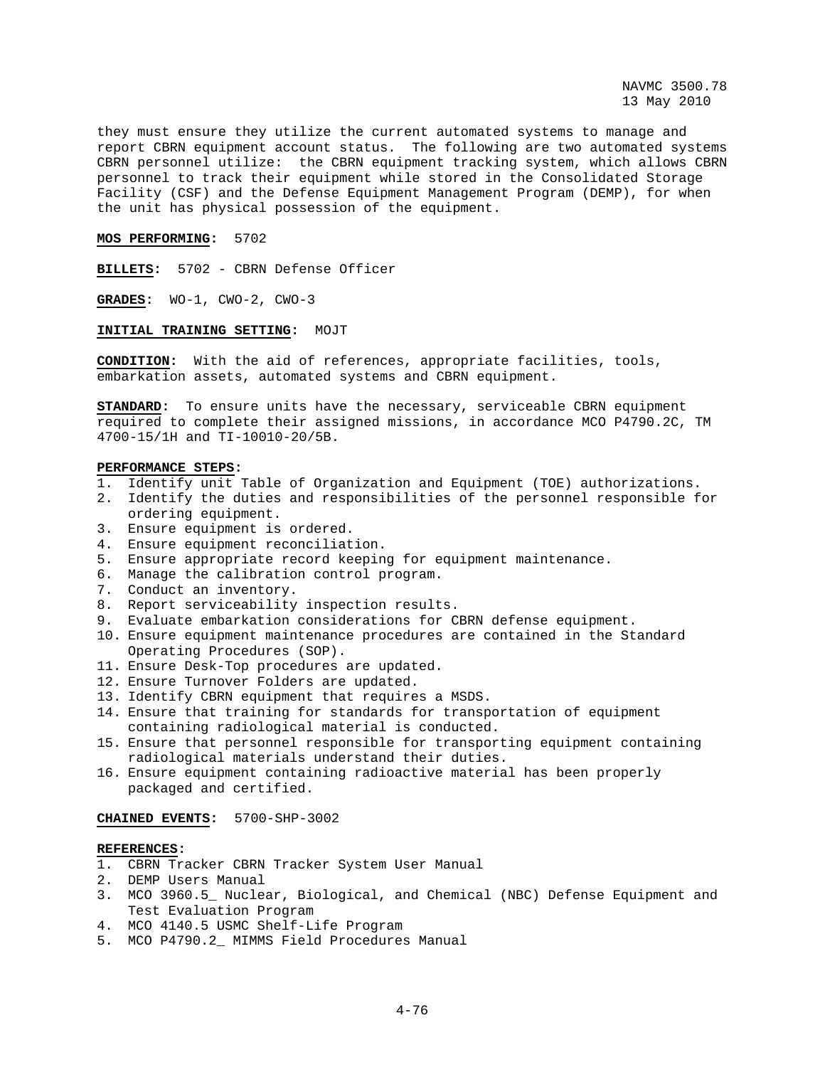they must ensure they utilize the current automated systems to manage and report CBRN equipment account status. The following are two automated systems CBRN personnel utilize: the CBRN equipment tracking system, which allows CBRN personnel to track their equipment while stored in the Consolidated Storage Facility (CSF) and the Defense Equipment Management Program (DEMP), for when the unit has physical possession of the equipment.

**MOS PERFORMING:** 5702

**BILLETS:** 5702 - CBRN Defense Officer

**GRADES:** WO-1, CWO-2, CWO-3

**INITIAL TRAINING SETTING:** MOJT

**CONDITION:** With the aid of references, appropriate facilities, tools, embarkation assets, automated systems and CBRN equipment.

**STANDARD:** To ensure units have the necessary, serviceable CBRN equipment required to complete their assigned missions, in accordance MCO P4790.2C, TM 4700-15/1H and TI-10010-20/5B.

**PERFORMANCE STEPS:**
1. Identify unit Table of Organization and Equipment (TOE) authorizations.
2. Identify the duties and responsibilities of the personnel responsible for ordering equipment.
3. Ensure equipment is ordered.
4. Ensure equipment reconciliation.
5. Ensure appropriate record keeping for equipment maintenance.
6. Manage the calibration control program.
7. Conduct an inventory.
8. Report serviceability inspection results.
9. Evaluate embarkation considerations for CBRN defense equipment.
10. Ensure equipment maintenance procedures are contained in the Standard Operating Procedures (SOP).
11. Ensure Desk-Top procedures are updated.
12. Ensure Turnover Folders are updated.
13. Identify CBRN equipment that requires a MSDS.
14. Ensure that training for standards for transportation of equipment containing radiological material is conducted.
15. Ensure that personnel responsible for transporting equipment containing radiological materials understand their duties.
16. Ensure equipment containing radioactive material has been properly packaged and certified.

**CHAINED EVENTS:** 5700-SHP-3002

**REFERENCES:**
1. CBRN Tracker CBRN Tracker System User Manual
2. DEMP Users Manual
3. MCO 3960.5_ Nuclear, Biological, and Chemical (NBC) Defense Equipment and Test Evaluation Program
4. MCO 4140.5 USMC Shelf-Life Program
5. MCO P4790.2_ MIMMS Field Procedures Manual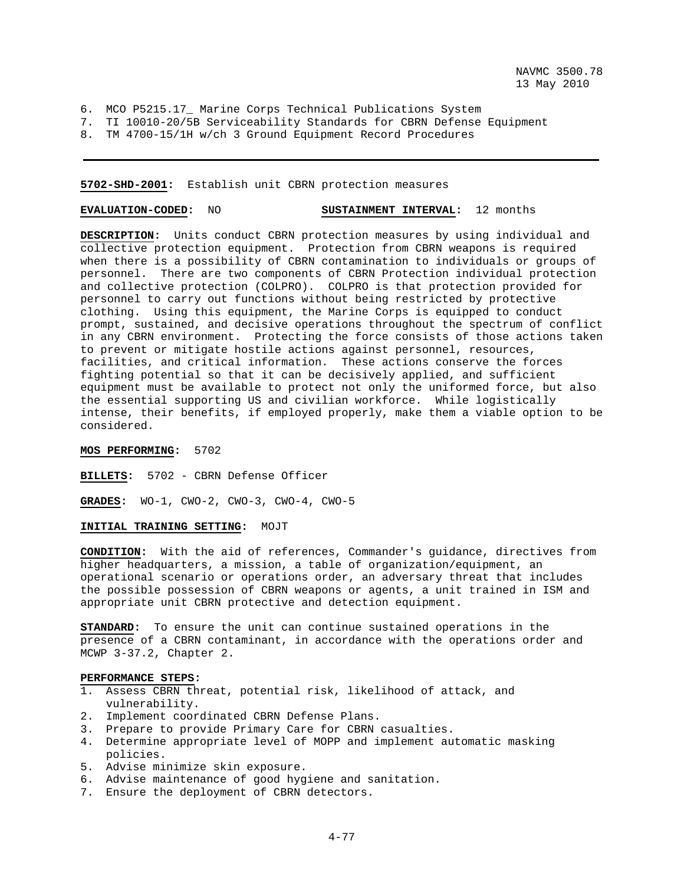6. MCO P5215.17_ Marine Corps Technical Publications System
7. TI 10010-20/5B Serviceability Standards for CBRN Defense Equipment
8. TM 4700-15/1H w/ch 3 Ground Equipment Record Procedures

---

**5702-SHD-2001:** Establish unit CBRN protection measures

**EVALUATION-CODED:** NO **SUSTAINMENT INTERVAL:** 12 months

**DESCRIPTION:** Units conduct CBRN protection measures by using individual and collective protection equipment. Protection from CBRN weapons is required when there is a possibility of CBRN contamination to individuals or groups of personnel. There are two components of CBRN Protection individual protection and collective protection (COLPRO). COLPRO is that protection provided for personnel to carry out functions without being restricted by protective clothing. Using this equipment, the Marine Corps is equipped to conduct prompt, sustained, and decisive operations throughout the spectrum of conflict in any CBRN environment. Protecting the force consists of those actions taken to prevent or mitigate hostile actions against personnel, resources, facilities, and critical information. These actions conserve the forces fighting potential so that it can be decisively applied, and sufficient equipment must be available to protect not only the uniformed force, but also the essential supporting US and civilian workforce. While logistically intense, their benefits, if employed properly, make them a viable option to be considered.

**MOS PERFORMING:** 5702

**BILLETS:** 5702 - CBRN Defense Officer

**GRADES:** WO-1, CWO-2, CWO-3, CWO-4, CWO-5

**INITIAL TRAINING SETTING:** MOJT

**CONDITION:** With the aid of references, Commander's guidance, directives from higher headquarters, a mission, a table of organization/equipment, an operational scenario or operations order, an adversary threat that includes the possible possession of CBRN weapons or agents, a unit trained in ISM and appropriate unit CBRN protective and detection equipment.

**STANDARD:** To ensure the unit can continue sustained operations in the presence of a CBRN contaminant, in accordance with the operations order and MCWP 3-37.2, Chapter 2.

**PERFORMANCE STEPS:**

1. Assess CBRN threat, potential risk, likelihood of attack, and vulnerability.
2. Implement coordinated CBRN Defense Plans.
3. Prepare to provide Primary Care for CBRN casualties.
4. Determine appropriate level of MOPP and implement automatic masking policies.
5. Advise minimize skin exposure.
6. Advise maintenance of good hygiene and sanitation.
7. Ensure the deployment of CBRN detectors.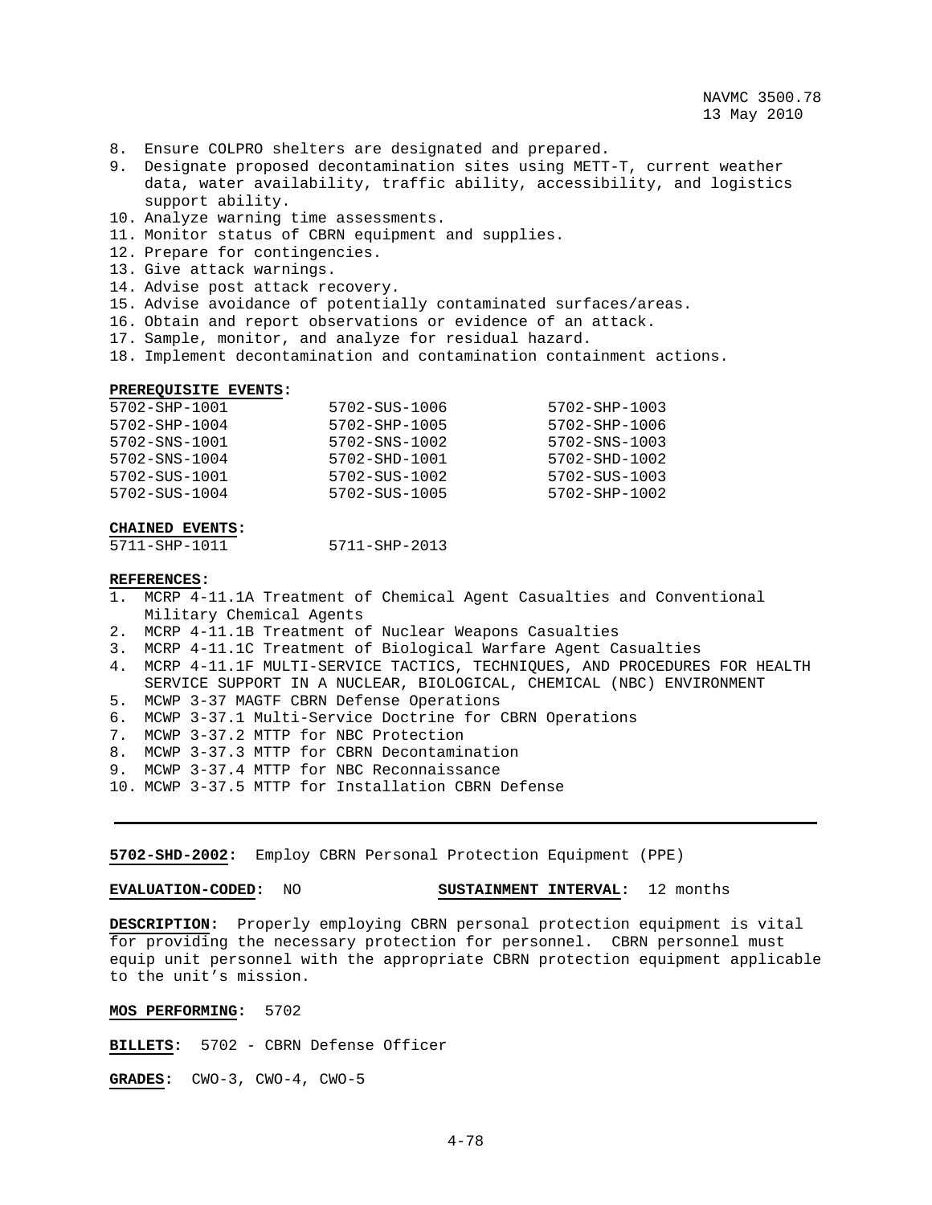8. Ensure COLPRO shelters are designated and prepared.
9. Designate proposed decontamination sites using METT-T, current weather data, water availability, traffic ability, accessibility, and logistics support ability.
10. Analyze warning time assessments.
11. Monitor status of CBRN equipment and supplies.
12. Prepare for contingencies.
13. Give attack warnings.
14. Advise post attack recovery.
15. Advise avoidance of potentially contaminated surfaces/areas.
16. Obtain and report observations or evidence of an attack.
17. Sample, monitor, and analyze for residual hazard.
18. Implement decontamination and contamination containment actions.

**PREREQUISITE EVENTS:**

| | | |
|---|---|---|
| 5702-SHP-1001 | 5702-SUS-1006 | 5702-SHP-1003 |
| 5702-SHP-1004 | 5702-SHP-1005 | 5702-SHP-1006 |
| 5702-SNS-1001 | 5702-SNS-1002 | 5702-SNS-1003 |
| 5702-SNS-1004 | 5702-SHD-1001 | 5702-SHD-1002 |
| 5702-SUS-1001 | 5702-SUS-1002 | 5702-SUS-1003 |
| 5702-SUS-1004 | 5702-SUS-1005 | 5702-SHP-1002 |

**CHAINED EVENTS:**

5711-SHP-1011　　5711-SHP-2013

**REFERENCES:**

1. MCRP 4-11.1A Treatment of Chemical Agent Casualties and Conventional Military Chemical Agents
2. MCRP 4-11.1B Treatment of Nuclear Weapons Casualties
3. MCRP 4-11.1C Treatment of Biological Warfare Agent Casualties
4. MCRP 4-11.1F MULTI-SERVICE TACTICS, TECHNIQUES, AND PROCEDURES FOR HEALTH SERVICE SUPPORT IN A NUCLEAR, BIOLOGICAL, CHEMICAL (NBC) ENVIRONMENT
5. MCWP 3-37 MAGTF CBRN Defense Operations
6. MCWP 3-37.1 Multi-Service Doctrine for CBRN Operations
7. MCWP 3-37.2 MTTP for NBC Protection
8. MCWP 3-37.3 MTTP for CBRN Decontamination
9. MCWP 3-37.4 MTTP for NBC Reconnaissance
10. MCWP 3-37.5 MTTP for Installation CBRN Defense

---

**5702-SHD-2002:** Employ CBRN Personal Protection Equipment (PPE)

**EVALUATION-CODED:** NO　　**SUSTAINMENT INTERVAL:** 12 months

**DESCRIPTION:** Properly employing CBRN personal protection equipment is vital for providing the necessary protection for personnel. CBRN personnel must equip unit personnel with the appropriate CBRN protection equipment applicable to the unit's mission.

**MOS PERFORMING:** 5702

**BILLETS:** 5702 - CBRN Defense Officer

**GRADES:** CWO-3, CWO-4, CWO-5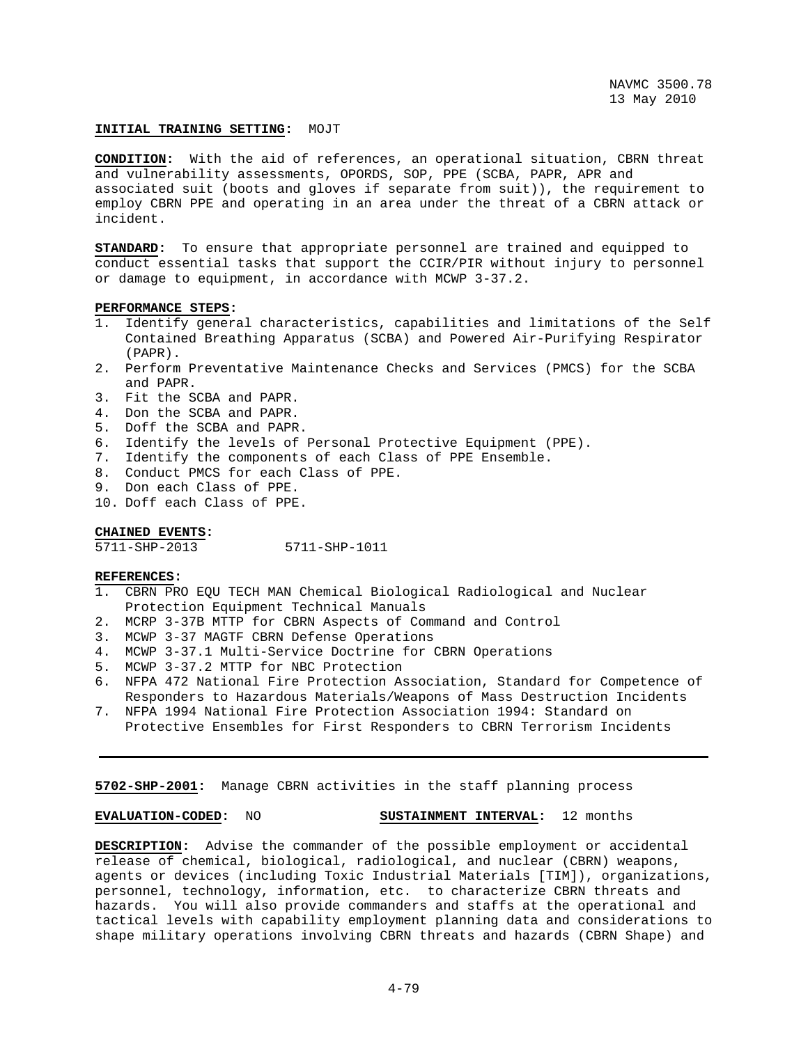**INITIAL TRAINING SETTING:** MOJT

**CONDITION:** With the aid of references, an operational situation, CBRN threat and vulnerability assessments, OPORDS, SOP, PPE (SCBA, PAPR, APR and associated suit (boots and gloves if separate from suit)), the requirement to employ CBRN PPE and operating in an area under the threat of a CBRN attack or incident.

**STANDARD:** To ensure that appropriate personnel are trained and equipped to conduct essential tasks that support the CCIR/PIR without injury to personnel or damage to equipment, in accordance with MCWP 3-37.2.

**PERFORMANCE STEPS:**

1. Identify general characteristics, capabilities and limitations of the Self Contained Breathing Apparatus (SCBA) and Powered Air-Purifying Respirator (PAPR).
2. Perform Preventative Maintenance Checks and Services (PMCS) for the SCBA and PAPR.
3. Fit the SCBA and PAPR.
4. Don the SCBA and PAPR.
5. Doff the SCBA and PAPR.
6. Identify the levels of Personal Protective Equipment (PPE).
7. Identify the components of each Class of PPE Ensemble.
8. Conduct PMCS for each Class of PPE.
9. Don each Class of PPE.
10. Doff each Class of PPE.

**CHAINED EVENTS:**

5711-SHP-2013    5711-SHP-1011

**REFERENCES:**

1. CBRN PRO EQU TECH MAN Chemical Biological Radiological and Nuclear Protection Equipment Technical Manuals
2. MCRP 3-37B MTTP for CBRN Aspects of Command and Control
3. MCWP 3-37 MAGTF CBRN Defense Operations
4. MCWP 3-37.1 Multi-Service Doctrine for CBRN Operations
5. MCWP 3-37.2 MTTP for NBC Protection
6. NFPA 472 National Fire Protection Association, Standard for Competence of Responders to Hazardous Materials/Weapons of Mass Destruction Incidents
7. NFPA 1994 National Fire Protection Association 1994: Standard on Protective Ensembles for First Responders to CBRN Terrorism Incidents

---

**5702-SHP-2001:** Manage CBRN activities in the staff planning process

**EVALUATION-CODED:** NO    **SUSTAINMENT INTERVAL:** 12 months

**DESCRIPTION:** Advise the commander of the possible employment or accidental release of chemical, biological, radiological, and nuclear (CBRN) weapons, agents or devices (including Toxic Industrial Materials [TIM]), organizations, personnel, technology, information, etc. to characterize CBRN threats and hazards. You will also provide commanders and staffs at the operational and tactical levels with capability employment planning data and considerations to shape military operations involving CBRN threats and hazards (CBRN Shape) and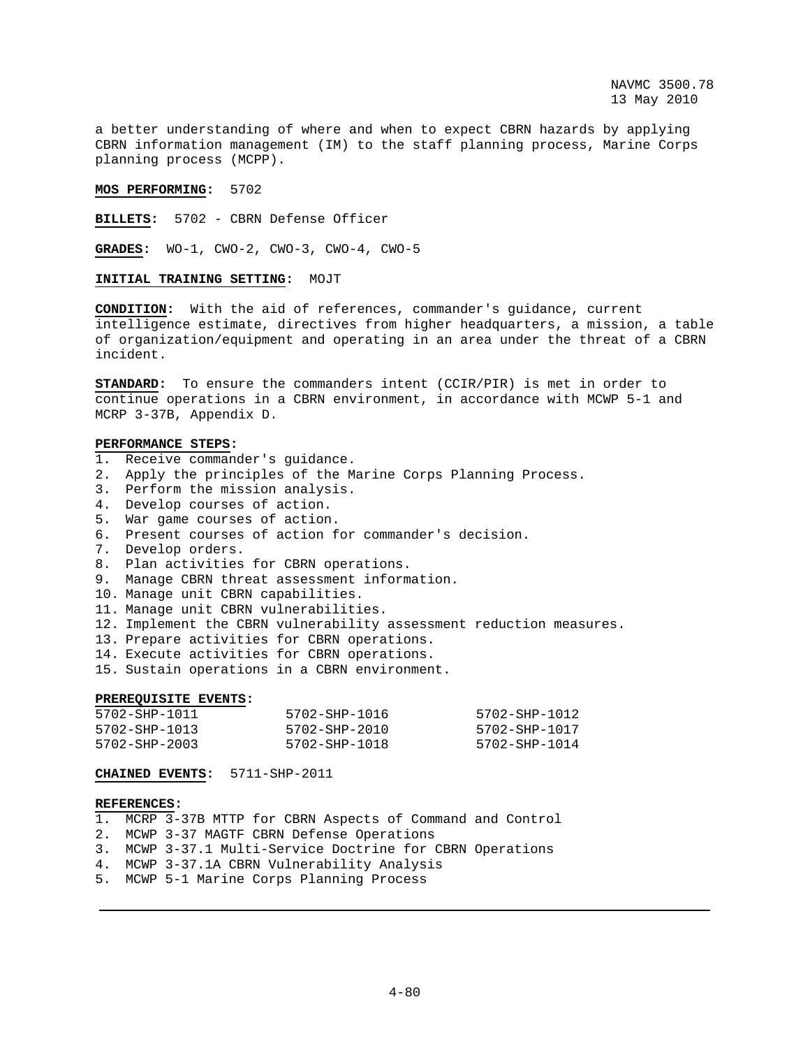a better understanding of where and when to expect CBRN hazards by applying CBRN information management (IM) to the staff planning process, Marine Corps planning process (MCPP).

**MOS PERFORMING:** 5702

**BILLETS:** 5702 - CBRN Defense Officer

**GRADES:** WO-1, CWO-2, CWO-3, CWO-4, CWO-5

**INITIAL TRAINING SETTING:** MOJT

**CONDITION:** With the aid of references, commander's guidance, current intelligence estimate, directives from higher headquarters, a mission, a table of organization/equipment and operating in an area under the threat of a CBRN incident.

**STANDARD:** To ensure the commanders intent (CCIR/PIR) is met in order to continue operations in a CBRN environment, in accordance with MCWP 5-1 and MCRP 3-37B, Appendix D.

**PERFORMANCE STEPS:**
1. Receive commander's guidance.
2. Apply the principles of the Marine Corps Planning Process.
3. Perform the mission analysis.
4. Develop courses of action.
5. War game courses of action.
6. Present courses of action for commander's decision.
7. Develop orders.
8. Plan activities for CBRN operations.
9. Manage CBRN threat assessment information.
10. Manage unit CBRN capabilities.
11. Manage unit CBRN vulnerabilities.
12. Implement the CBRN vulnerability assessment reduction measures.
13. Prepare activities for CBRN operations.
14. Execute activities for CBRN operations.
15. Sustain operations in a CBRN environment.

**PREREQUISITE EVENTS:**

| | | |
|---|---|---|
| 5702-SHP-1011 | 5702-SHP-1016 | 5702-SHP-1012 |
| 5702-SHP-1013 | 5702-SHP-2010 | 5702-SHP-1017 |
| 5702-SHP-2003 | 5702-SHP-1018 | 5702-SHP-1014 |

**CHAINED EVENTS:** 5711-SHP-2011

**REFERENCES:**
1. MCRP 3-37B MTTP for CBRN Aspects of Command and Control
2. MCWP 3-37 MAGTF CBRN Defense Operations
3. MCWP 3-37.1 Multi-Service Doctrine for CBRN Operations
4. MCWP 3-37.1A CBRN Vulnerability Analysis
5. MCWP 5-1 Marine Corps Planning Process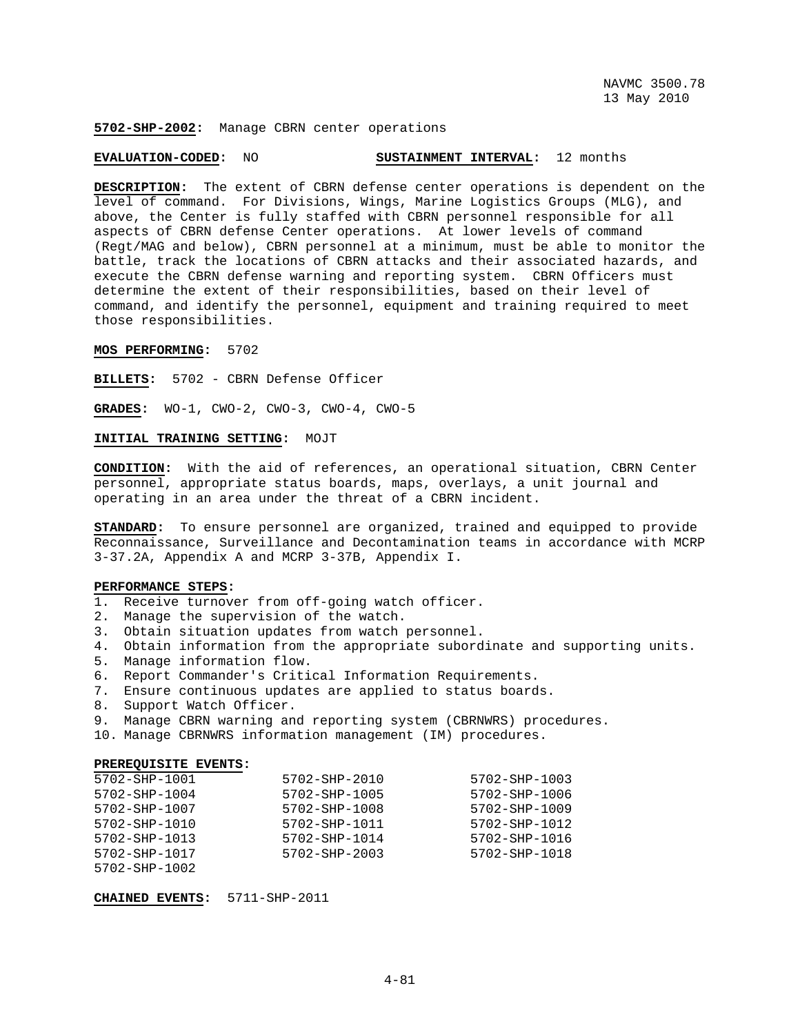**5702-SHP-2002**: Manage CBRN center operations

**EVALUATION-CODED**: NO **SUSTAINMENT INTERVAL**: 12 months

**DESCRIPTION**: The extent of CBRN defense center operations is dependent on the level of command. For Divisions, Wings, Marine Logistics Groups (MLG), and above, the Center is fully staffed with CBRN personnel responsible for all aspects of CBRN defense Center operations. At lower levels of command (Regt/MAG and below), CBRN personnel at a minimum, must be able to monitor the battle, track the locations of CBRN attacks and their associated hazards, and execute the CBRN defense warning and reporting system. CBRN Officers must determine the extent of their responsibilities, based on their level of command, and identify the personnel, equipment and training required to meet those responsibilities.

**MOS PERFORMING**: 5702

**BILLETS**: 5702 - CBRN Defense Officer

**GRADES**: WO-1, CWO-2, CWO-3, CWO-4, CWO-5

**INITIAL TRAINING SETTING**: MOJT

**CONDITION**: With the aid of references, an operational situation, CBRN Center personnel, appropriate status boards, maps, overlays, a unit journal and operating in an area under the threat of a CBRN incident.

**STANDARD**: To ensure personnel are organized, trained and equipped to provide Reconnaissance, Surveillance and Decontamination teams in accordance with MCRP 3-37.2A, Appendix A and MCRP 3-37B, Appendix I.

**PERFORMANCE STEPS**:
1. Receive turnover from off-going watch officer.
2. Manage the supervision of the watch.
3. Obtain situation updates from watch personnel.
4. Obtain information from the appropriate subordinate and supporting units.
5. Manage information flow.
6. Report Commander's Critical Information Requirements.
7. Ensure continuous updates are applied to status boards.
8. Support Watch Officer.
9. Manage CBRN warning and reporting system (CBRNWRS) procedures.
10. Manage CBRNWRS information management (IM) procedures.

**PREREQUISITE EVENTS**:

| | | |
|---|---|---|
| 5702-SHP-1001 | 5702-SHP-2010 | 5702-SHP-1003 |
| 5702-SHP-1004 | 5702-SHP-1005 | 5702-SHP-1006 |
| 5702-SHP-1007 | 5702-SHP-1008 | 5702-SHP-1009 |
| 5702-SHP-1010 | 5702-SHP-1011 | 5702-SHP-1012 |
| 5702-SHP-1013 | 5702-SHP-1014 | 5702-SHP-1016 |
| 5702-SHP-1017 | 5702-SHP-2003 | 5702-SHP-1018 |
| 5702-SHP-1002 | | |

**CHAINED EVENTS**: 5711-SHP-2011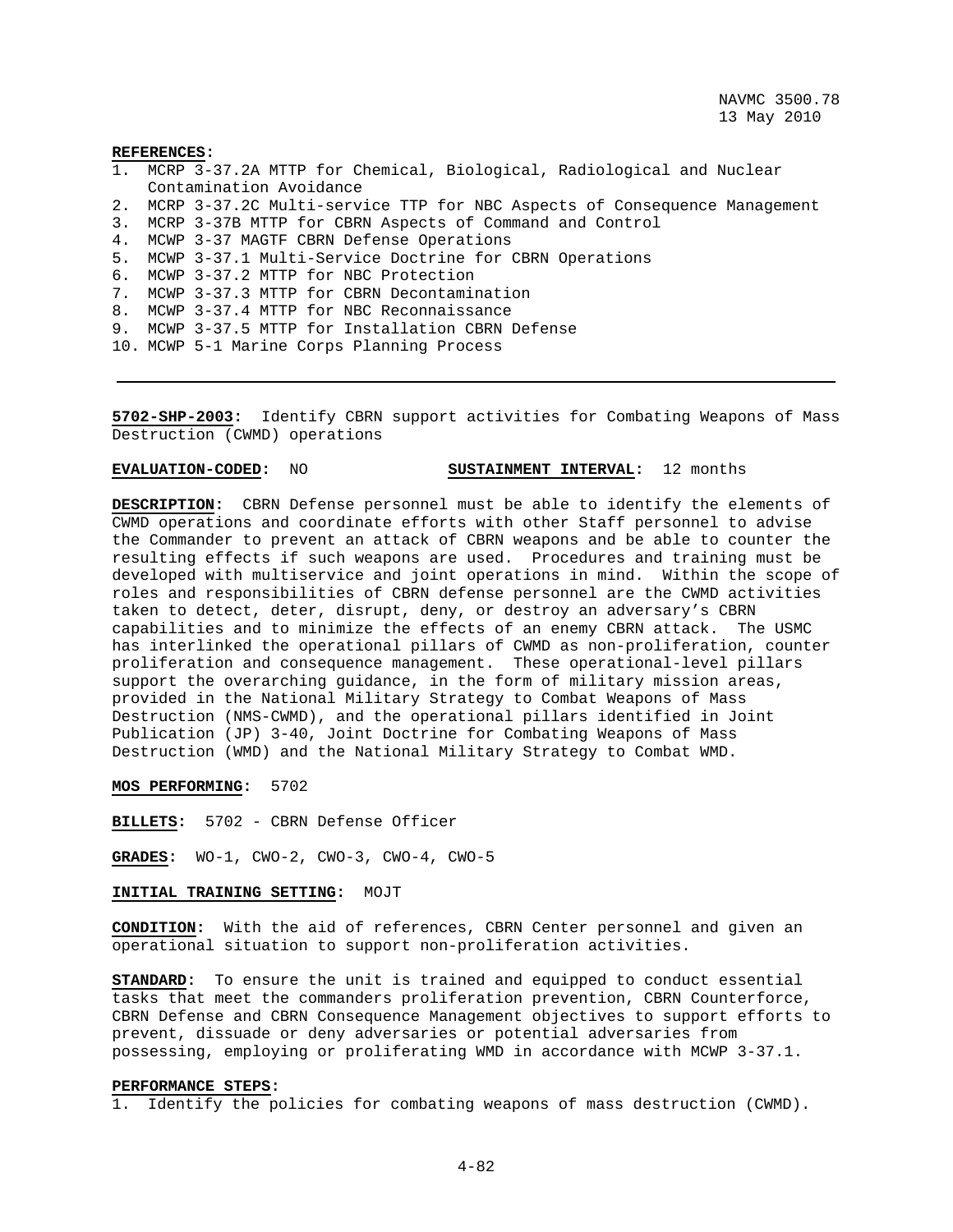**REFERENCES:**

1. MCRP 3-37.2A MTTP for Chemical, Biological, Radiological and Nuclear Contamination Avoidance
2. MCRP 3-37.2C Multi-service TTP for NBC Aspects of Consequence Management
3. MCRP 3-37B MTTP for CBRN Aspects of Command and Control
4. MCWP 3-37 MAGTF CBRN Defense Operations
5. MCWP 3-37.1 Multi-Service Doctrine for CBRN Operations
6. MCWP 3-37.2 MTTP for NBC Protection
7. MCWP 3-37.3 MTTP for CBRN Decontamination
8. MCWP 3-37.4 MTTP for NBC Reconnaissance
9. MCWP 3-37.5 MTTP for Installation CBRN Defense
10. MCWP 5-1 Marine Corps Planning Process

---

**5702-SHP-2003:** Identify CBRN support activities for Combating Weapons of Mass Destruction (CWMD) operations

**EVALUATION-CODED:** NO **SUSTAINMENT INTERVAL:** 12 months

**DESCRIPTION:** CBRN Defense personnel must be able to identify the elements of CWMD operations and coordinate efforts with other Staff personnel to advise the Commander to prevent an attack of CBRN weapons and be able to counter the resulting effects if such weapons are used. Procedures and training must be developed with multiservice and joint operations in mind. Within the scope of roles and responsibilities of CBRN defense personnel are the CWMD activities taken to detect, deter, disrupt, deny, or destroy an adversary's CBRN capabilities and to minimize the effects of an enemy CBRN attack. The USMC has interlinked the operational pillars of CWMD as non-proliferation, counter proliferation and consequence management. These operational-level pillars support the overarching guidance, in the form of military mission areas, provided in the National Military Strategy to Combat Weapons of Mass Destruction (NMS-CWMD), and the operational pillars identified in Joint Publication (JP) 3-40, Joint Doctrine for Combating Weapons of Mass Destruction (WMD) and the National Military Strategy to Combat WMD.

**MOS PERFORMING:** 5702

**BILLETS:** 5702 - CBRN Defense Officer

**GRADES:** WO-1, CWO-2, CWO-3, CWO-4, CWO-5

**INITIAL TRAINING SETTING:** MOJT

**CONDITION:** With the aid of references, CBRN Center personnel and given an operational situation to support non-proliferation activities.

**STANDARD:** To ensure the unit is trained and equipped to conduct essential tasks that meet the commanders proliferation prevention, CBRN Counterforce, CBRN Defense and CBRN Consequence Management objectives to support efforts to prevent, dissuade or deny adversaries or potential adversaries from possessing, employing or proliferating WMD in accordance with MCWP 3-37.1.

**PERFORMANCE STEPS:**

1. Identify the policies for combating weapons of mass destruction (CWMD).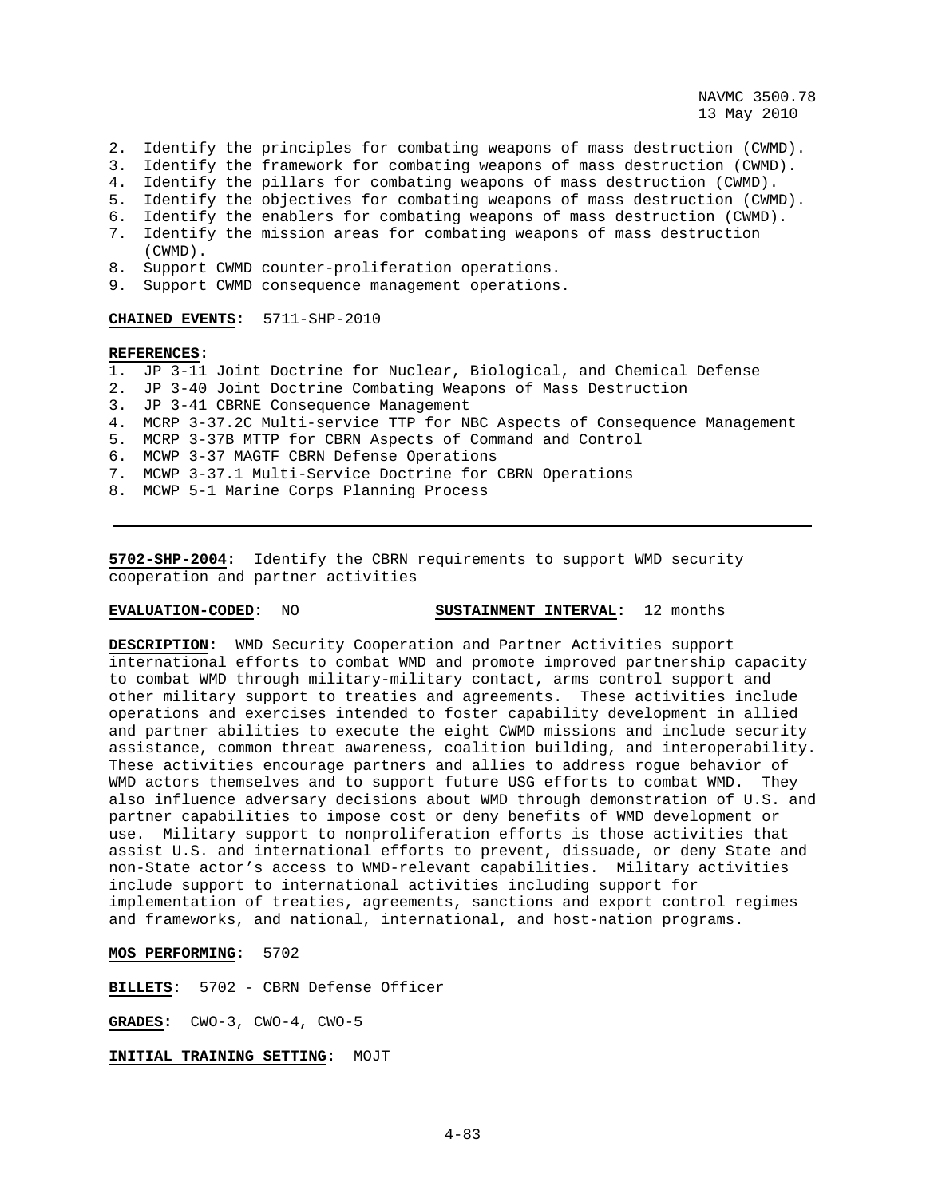2. Identify the principles for combating weapons of mass destruction (CWMD).
3. Identify the framework for combating weapons of mass destruction (CWMD).
4. Identify the pillars for combating weapons of mass destruction (CWMD).
5. Identify the objectives for combating weapons of mass destruction (CWMD).
6. Identify the enablers for combating weapons of mass destruction (CWMD).
7. Identify the mission areas for combating weapons of mass destruction (CWMD).
8. Support CWMD counter-proliferation operations.
9. Support CWMD consequence management operations.

**CHAINED EVENTS:** 5711-SHP-2010

**REFERENCES:**

1. JP 3-11 Joint Doctrine for Nuclear, Biological, and Chemical Defense
2. JP 3-40 Joint Doctrine Combating Weapons of Mass Destruction
3. JP 3-41 CBRNE Consequence Management
4. MCRP 3-37.2C Multi-service TTP for NBC Aspects of Consequence Management
5. MCRP 3-37B MTTP for CBRN Aspects of Command and Control
6. MCWP 3-37 MAGTF CBRN Defense Operations
7. MCWP 3-37.1 Multi-Service Doctrine for CBRN Operations
8. MCWP 5-1 Marine Corps Planning Process

---

**5702-SHP-2004:** Identify the CBRN requirements to support WMD security cooperation and partner activities

**EVALUATION-CODED:** NO **SUSTAINMENT INTERVAL:** 12 months

**DESCRIPTION:** WMD Security Cooperation and Partner Activities support international efforts to combat WMD and promote improved partnership capacity to combat WMD through military-military contact, arms control support and other military support to treaties and agreements. These activities include operations and exercises intended to foster capability development in allied and partner abilities to execute the eight CWMD missions and include security assistance, common threat awareness, coalition building, and interoperability. These activities encourage partners and allies to address rogue behavior of WMD actors themselves and to support future USG efforts to combat WMD. They also influence adversary decisions about WMD through demonstration of U.S. and partner capabilities to impose cost or deny benefits of WMD development or use. Military support to nonproliferation efforts is those activities that assist U.S. and international efforts to prevent, dissuade, or deny State and non-State actor's access to WMD-relevant capabilities. Military activities include support to international activities including support for implementation of treaties, agreements, sanctions and export control regimes and frameworks, and national, international, and host-nation programs.

**MOS PERFORMING:** 5702

**BILLETS:** 5702 - CBRN Defense Officer

**GRADES:** CWO-3, CWO-4, CWO-5

**INITIAL TRAINING SETTING:** MOJT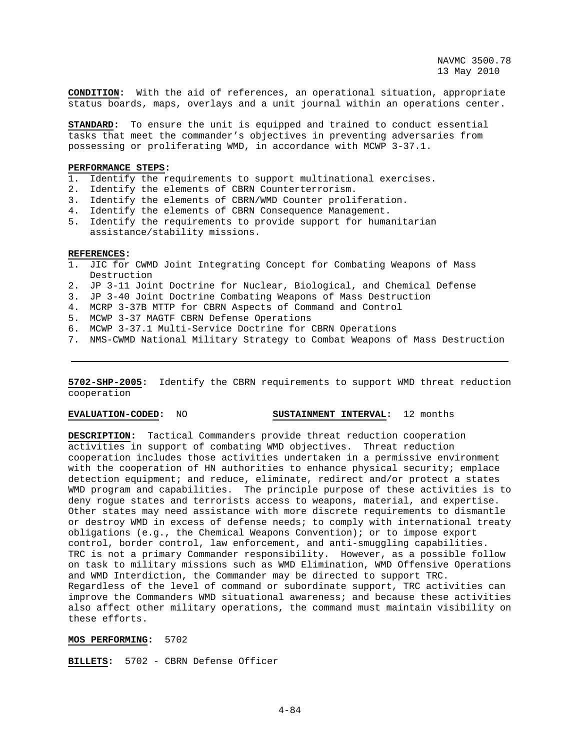**CONDITION:** With the aid of references, an operational situation, appropriate status boards, maps, overlays and a unit journal within an operations center.

**STANDARD:** To ensure the unit is equipped and trained to conduct essential tasks that meet the commander's objectives in preventing adversaries from possessing or proliferating WMD, in accordance with MCWP 3-37.1.

**PERFORMANCE STEPS:**

1. Identify the requirements to support multinational exercises.
2. Identify the elements of CBRN Counterterrorism.
3. Identify the elements of CBRN/WMD Counter proliferation.
4. Identify the elements of CBRN Consequence Management.
5. Identify the requirements to provide support for humanitarian assistance/stability missions.

**REFERENCES:**

1. JIC for CWMD Joint Integrating Concept for Combating Weapons of Mass Destruction
2. JP 3-11 Joint Doctrine for Nuclear, Biological, and Chemical Defense
3. JP 3-40 Joint Doctrine Combating Weapons of Mass Destruction
4. MCRP 3-37B MTTP for CBRN Aspects of Command and Control
5. MCWP 3-37 MAGTF CBRN Defense Operations
6. MCWP 3-37.1 Multi-Service Doctrine for CBRN Operations
7. NMS-CWMD National Military Strategy to Combat Weapons of Mass Destruction

---

**5702-SHP-2005:** Identify the CBRN requirements to support WMD threat reduction cooperation

**EVALUATION-CODED:** NO **SUSTAINMENT INTERVAL:** 12 months

**DESCRIPTION:** Tactical Commanders provide threat reduction cooperation activities in support of combating WMD objectives. Threat reduction cooperation includes those activities undertaken in a permissive environment with the cooperation of HN authorities to enhance physical security; emplace detection equipment; and reduce, eliminate, redirect and/or protect a states WMD program and capabilities. The principle purpose of these activities is to deny rogue states and terrorists access to weapons, material, and expertise. Other states may need assistance with more discrete requirements to dismantle or destroy WMD in excess of defense needs; to comply with international treaty obligations (e.g., the Chemical Weapons Convention); or to impose export control, border control, law enforcement, and anti-smuggling capabilities. TRC is not a primary Commander responsibility. However, as a possible follow on task to military missions such as WMD Elimination, WMD Offensive Operations and WMD Interdiction, the Commander may be directed to support TRC. Regardless of the level of command or subordinate support, TRC activities can improve the Commanders WMD situational awareness; and because these activities also affect other military operations, the command must maintain visibility on these efforts.

**MOS PERFORMING:** 5702

**BILLETS:** 5702 - CBRN Defense Officer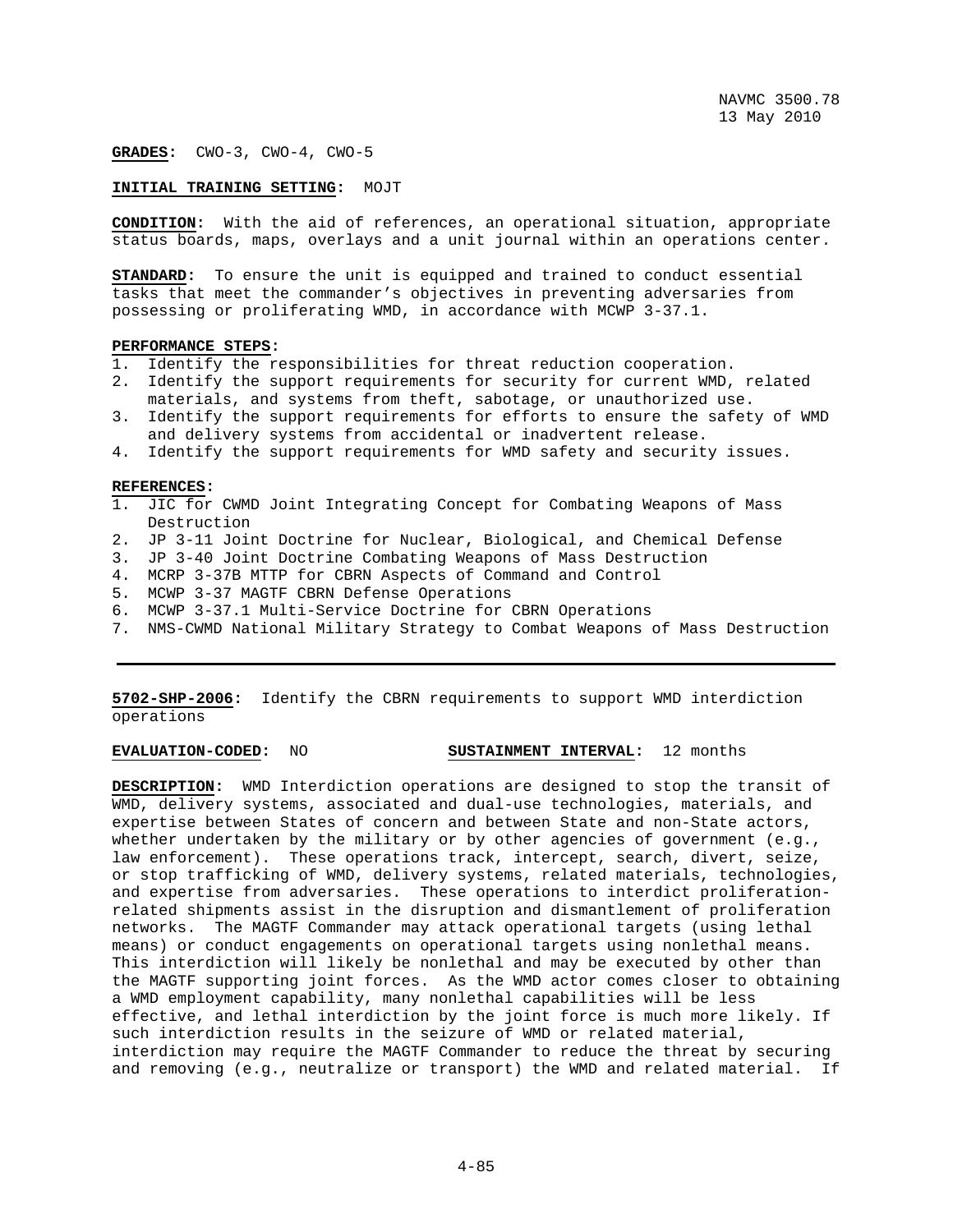**GRADES:** CWO-3, CWO-4, CWO-5

**INITIAL TRAINING SETTING:** MOJT

**CONDITION:** With the aid of references, an operational situation, appropriate status boards, maps, overlays and a unit journal within an operations center.

**STANDARD:** To ensure the unit is equipped and trained to conduct essential tasks that meet the commander's objectives in preventing adversaries from possessing or proliferating WMD, in accordance with MCWP 3-37.1.

**PERFORMANCE STEPS:**

1. Identify the responsibilities for threat reduction cooperation.
2. Identify the support requirements for security for current WMD, related materials, and systems from theft, sabotage, or unauthorized use.
3. Identify the support requirements for efforts to ensure the safety of WMD and delivery systems from accidental or inadvertent release.
4. Identify the support requirements for WMD safety and security issues.

**REFERENCES:**

1. JIC for CWMD Joint Integrating Concept for Combating Weapons of Mass Destruction
2. JP 3-11 Joint Doctrine for Nuclear, Biological, and Chemical Defense
3. JP 3-40 Joint Doctrine Combating Weapons of Mass Destruction
4. MCRP 3-37B MTTP for CBRN Aspects of Command and Control
5. MCWP 3-37 MAGTF CBRN Defense Operations
6. MCWP 3-37.1 Multi-Service Doctrine for CBRN Operations
7. NMS-CWMD National Military Strategy to Combat Weapons of Mass Destruction

---

**5702-SHP-2006:** Identify the CBRN requirements to support WMD interdiction operations

**EVALUATION-CODED:** NO **SUSTAINMENT INTERVAL:** 12 months

**DESCRIPTION:** WMD Interdiction operations are designed to stop the transit of WMD, delivery systems, associated and dual-use technologies, materials, and expertise between States of concern and between State and non-State actors, whether undertaken by the military or by other agencies of government (e.g., law enforcement). These operations track, intercept, search, divert, seize, or stop trafficking of WMD, delivery systems, related materials, technologies, and expertise from adversaries. These operations to interdict proliferation-related shipments assist in the disruption and dismantlement of proliferation networks. The MAGTF Commander may attack operational targets (using lethal means) or conduct engagements on operational targets using nonlethal means. This interdiction will likely be nonlethal and may be executed by other than the MAGTF supporting joint forces. As the WMD actor comes closer to obtaining a WMD employment capability, many nonlethal capabilities will be less effective, and lethal interdiction by the joint force is much more likely. If such interdiction results in the seizure of WMD or related material, interdiction may require the MAGTF Commander to reduce the threat by securing and removing (e.g., neutralize or transport) the WMD and related material. If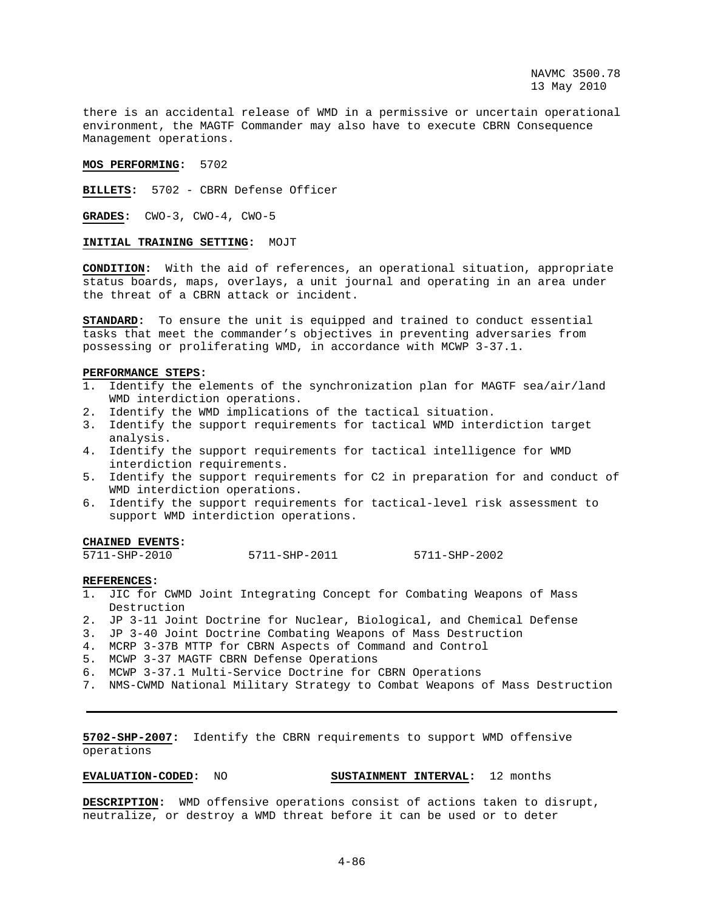there is an accidental release of WMD in a permissive or uncertain operational environment, the MAGTF Commander may also have to execute CBRN Consequence Management operations.

**MOS PERFORMING:** 5702

**BILLETS:** 5702 - CBRN Defense Officer

**GRADES:** CWO-3, CWO-4, CWO-5

**INITIAL TRAINING SETTING:** MOJT

**CONDITION:** With the aid of references, an operational situation, appropriate status boards, maps, overlays, a unit journal and operating in an area under the threat of a CBRN attack or incident.

**STANDARD:** To ensure the unit is equipped and trained to conduct essential tasks that meet the commander's objectives in preventing adversaries from possessing or proliferating WMD, in accordance with MCWP 3-37.1.

**PERFORMANCE STEPS:**

1. Identify the elements of the synchronization plan for MAGTF sea/air/land WMD interdiction operations.
2. Identify the WMD implications of the tactical situation.
3. Identify the support requirements for tactical WMD interdiction target analysis.
4. Identify the support requirements for tactical intelligence for WMD interdiction requirements.
5. Identify the support requirements for C2 in preparation for and conduct of WMD interdiction operations.
6. Identify the support requirements for tactical-level risk assessment to support WMD interdiction operations.

**CHAINED EVENTS:**

5711-SHP-2010 5711-SHP-2011 5711-SHP-2002

**REFERENCES:**

1. JIC for CWMD Joint Integrating Concept for Combating Weapons of Mass Destruction
2. JP 3-11 Joint Doctrine for Nuclear, Biological, and Chemical Defense
3. JP 3-40 Joint Doctrine Combating Weapons of Mass Destruction
4. MCRP 3-37B MTTP for CBRN Aspects of Command and Control
5. MCWP 3-37 MAGTF CBRN Defense Operations
6. MCWP 3-37.1 Multi-Service Doctrine for CBRN Operations
7. NMS-CWMD National Military Strategy to Combat Weapons of Mass Destruction

---

**5702-SHP-2007:** Identify the CBRN requirements to support WMD offensive operations

**EVALUATION-CODED:** NO **SUSTAINMENT INTERVAL:** 12 months

**DESCRIPTION:** WMD offensive operations consist of actions taken to disrupt, neutralize, or destroy a WMD threat before it can be used or to deter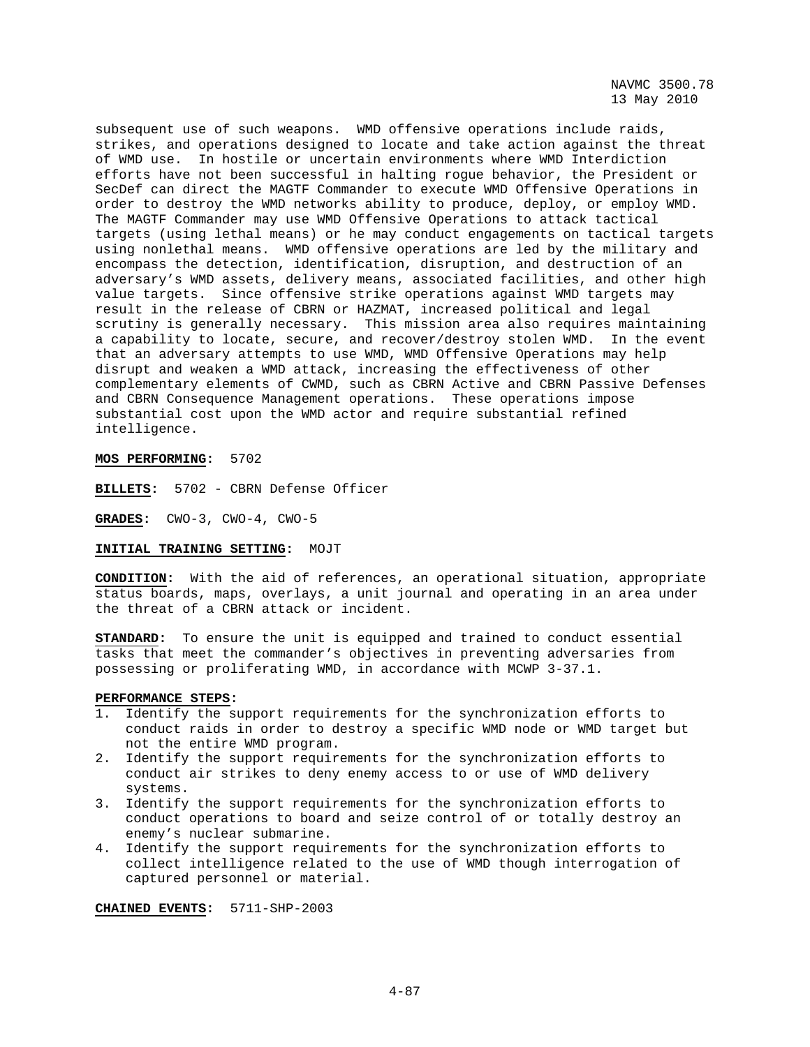subsequent use of such weapons. WMD offensive operations include raids, strikes, and operations designed to locate and take action against the threat of WMD use. In hostile or uncertain environments where WMD Interdiction efforts have not been successful in halting rogue behavior, the President or SecDef can direct the MAGTF Commander to execute WMD Offensive Operations in order to destroy the WMD networks ability to produce, deploy, or employ WMD. The MAGTF Commander may use WMD Offensive Operations to attack tactical targets (using lethal means) or he may conduct engagements on tactical targets using nonlethal means. WMD offensive operations are led by the military and encompass the detection, identification, disruption, and destruction of an adversary's WMD assets, delivery means, associated facilities, and other high value targets. Since offensive strike operations against WMD targets may result in the release of CBRN or HAZMAT, increased political and legal scrutiny is generally necessary. This mission area also requires maintaining a capability to locate, secure, and recover/destroy stolen WMD. In the event that an adversary attempts to use WMD, WMD Offensive Operations may help disrupt and weaken a WMD attack, increasing the effectiveness of other complementary elements of CWMD, such as CBRN Active and CBRN Passive Defenses and CBRN Consequence Management operations. These operations impose substantial cost upon the WMD actor and require substantial refined intelligence.

**MOS PERFORMING:** 5702

**BILLETS:** 5702 - CBRN Defense Officer

**GRADES:** CWO-3, CWO-4, CWO-5

**INITIAL TRAINING SETTING:** MOJT

**CONDITION:** With the aid of references, an operational situation, appropriate status boards, maps, overlays, a unit journal and operating in an area under the threat of a CBRN attack or incident.

**STANDARD:** To ensure the unit is equipped and trained to conduct essential tasks that meet the commander's objectives in preventing adversaries from possessing or proliferating WMD, in accordance with MCWP 3-37.1.

**PERFORMANCE STEPS:**

1. Identify the support requirements for the synchronization efforts to conduct raids in order to destroy a specific WMD node or WMD target but not the entire WMD program.
2. Identify the support requirements for the synchronization efforts to conduct air strikes to deny enemy access to or use of WMD delivery systems.
3. Identify the support requirements for the synchronization efforts to conduct operations to board and seize control of or totally destroy an enemy's nuclear submarine.
4. Identify the support requirements for the synchronization efforts to collect intelligence related to the use of WMD though interrogation of captured personnel or material.

**CHAINED EVENTS:** 5711-SHP-2003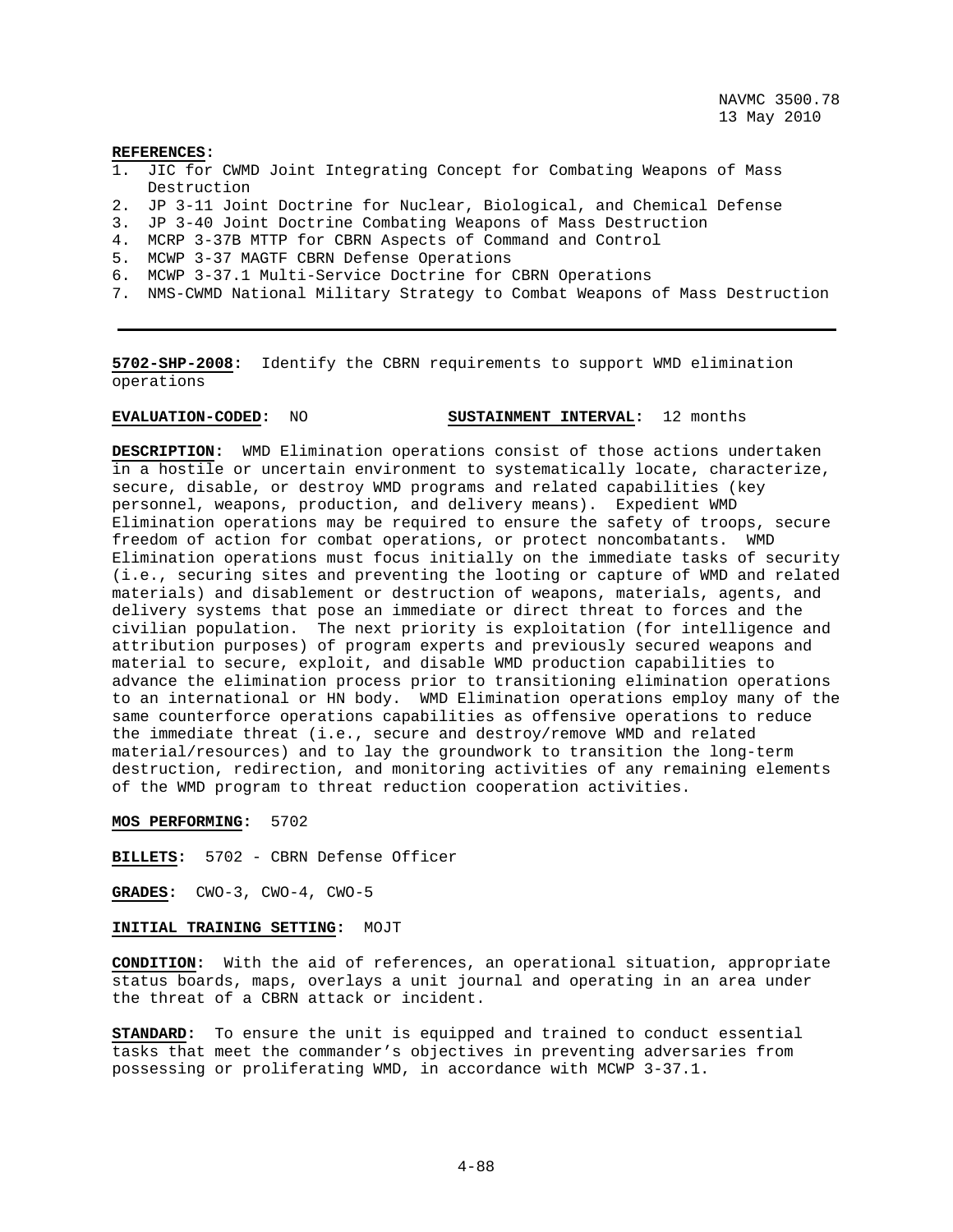**REFERENCES:**

1. JIC for CWMD Joint Integrating Concept for Combating Weapons of Mass Destruction
2. JP 3-11 Joint Doctrine for Nuclear, Biological, and Chemical Defense
3. JP 3-40 Joint Doctrine Combating Weapons of Mass Destruction
4. MCRP 3-37B MTTP for CBRN Aspects of Command and Control
5. MCWP 3-37 MAGTF CBRN Defense Operations
6. MCWP 3-37.1 Multi-Service Doctrine for CBRN Operations
7. NMS-CWMD National Military Strategy to Combat Weapons of Mass Destruction

---

**5702-SHP-2008:** Identify the CBRN requirements to support WMD elimination operations

**EVALUATION-CODED:** NO **SUSTAINMENT INTERVAL:** 12 months

**DESCRIPTION:** WMD Elimination operations consist of those actions undertaken in a hostile or uncertain environment to systematically locate, characterize, secure, disable, or destroy WMD programs and related capabilities (key personnel, weapons, production, and delivery means). Expedient WMD Elimination operations may be required to ensure the safety of troops, secure freedom of action for combat operations, or protect noncombatants. WMD Elimination operations must focus initially on the immediate tasks of security (i.e., securing sites and preventing the looting or capture of WMD and related materials) and disablement or destruction of weapons, materials, agents, and delivery systems that pose an immediate or direct threat to forces and the civilian population. The next priority is exploitation (for intelligence and attribution purposes) of program experts and previously secured weapons and material to secure, exploit, and disable WMD production capabilities to advance the elimination process prior to transitioning elimination operations to an international or HN body. WMD Elimination operations employ many of the same counterforce operations capabilities as offensive operations to reduce the immediate threat (i.e., secure and destroy/remove WMD and related material/resources) and to lay the groundwork to transition the long-term destruction, redirection, and monitoring activities of any remaining elements of the WMD program to threat reduction cooperation activities.

**MOS PERFORMING:** 5702

**BILLETS:** 5702 - CBRN Defense Officer

**GRADES:** CWO-3, CWO-4, CWO-5

**INITIAL TRAINING SETTING:** MOJT

**CONDITION:** With the aid of references, an operational situation, appropriate status boards, maps, overlays a unit journal and operating in an area under the threat of a CBRN attack or incident.

**STANDARD:** To ensure the unit is equipped and trained to conduct essential tasks that meet the commander's objectives in preventing adversaries from possessing or proliferating WMD, in accordance with MCWP 3-37.1.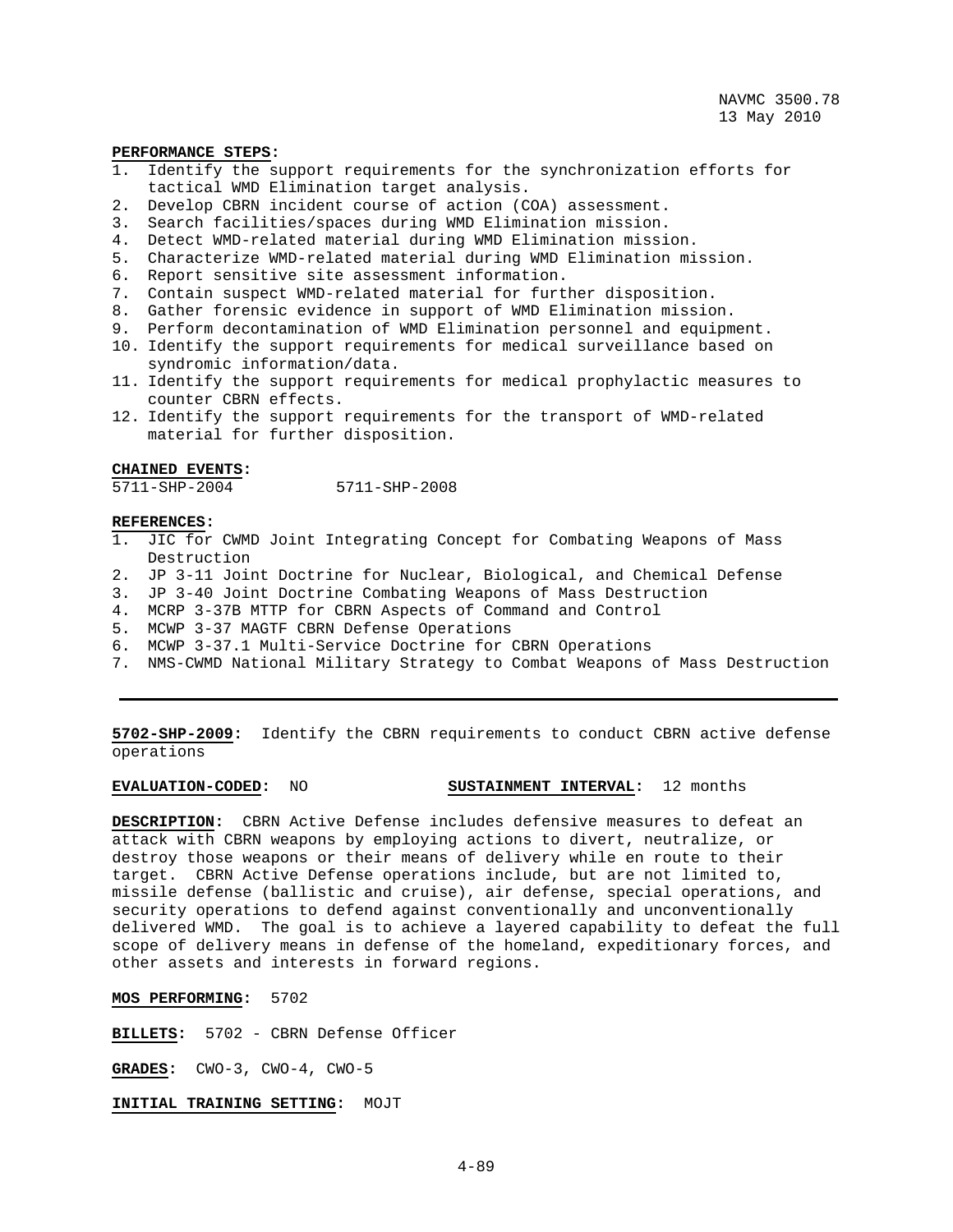**PERFORMANCE STEPS:**

1. Identify the support requirements for the synchronization efforts for tactical WMD Elimination target analysis.
2. Develop CBRN incident course of action (COA) assessment.
3. Search facilities/spaces during WMD Elimination mission.
4. Detect WMD-related material during WMD Elimination mission.
5. Characterize WMD-related material during WMD Elimination mission.
6. Report sensitive site assessment information.
7. Contain suspect WMD-related material for further disposition.
8. Gather forensic evidence in support of WMD Elimination mission.
9. Perform decontamination of WMD Elimination personnel and equipment.
10. Identify the support requirements for medical surveillance based on syndromic information/data.
11. Identify the support requirements for medical prophylactic measures to counter CBRN effects.
12. Identify the support requirements for the transport of WMD-related material for further disposition.

**CHAINED EVENTS:**

5711-SHP-2004 5711-SHP-2008

**REFERENCES:**

1. JIC for CWMD Joint Integrating Concept for Combating Weapons of Mass Destruction
2. JP 3-11 Joint Doctrine for Nuclear, Biological, and Chemical Defense
3. JP 3-40 Joint Doctrine Combating Weapons of Mass Destruction
4. MCRP 3-37B MTTP for CBRN Aspects of Command and Control
5. MCWP 3-37 MAGTF CBRN Defense Operations
6. MCWP 3-37.1 Multi-Service Doctrine for CBRN Operations
7. NMS-CWMD National Military Strategy to Combat Weapons of Mass Destruction

---

**5702-SHP-2009:** Identify the CBRN requirements to conduct CBRN active defense operations

**EVALUATION-CODED:** NO **SUSTAINMENT INTERVAL:** 12 months

**DESCRIPTION:** CBRN Active Defense includes defensive measures to defeat an attack with CBRN weapons by employing actions to divert, neutralize, or destroy those weapons or their means of delivery while en route to their target. CBRN Active Defense operations include, but are not limited to, missile defense (ballistic and cruise), air defense, special operations, and security operations to defend against conventionally and unconventionally delivered WMD. The goal is to achieve a layered capability to defeat the full scope of delivery means in defense of the homeland, expeditionary forces, and other assets and interests in forward regions.

**MOS PERFORMING:** 5702

**BILLETS:** 5702 - CBRN Defense Officer

**GRADES:** CWO-3, CWO-4, CWO-5

**INITIAL TRAINING SETTING:** MOJT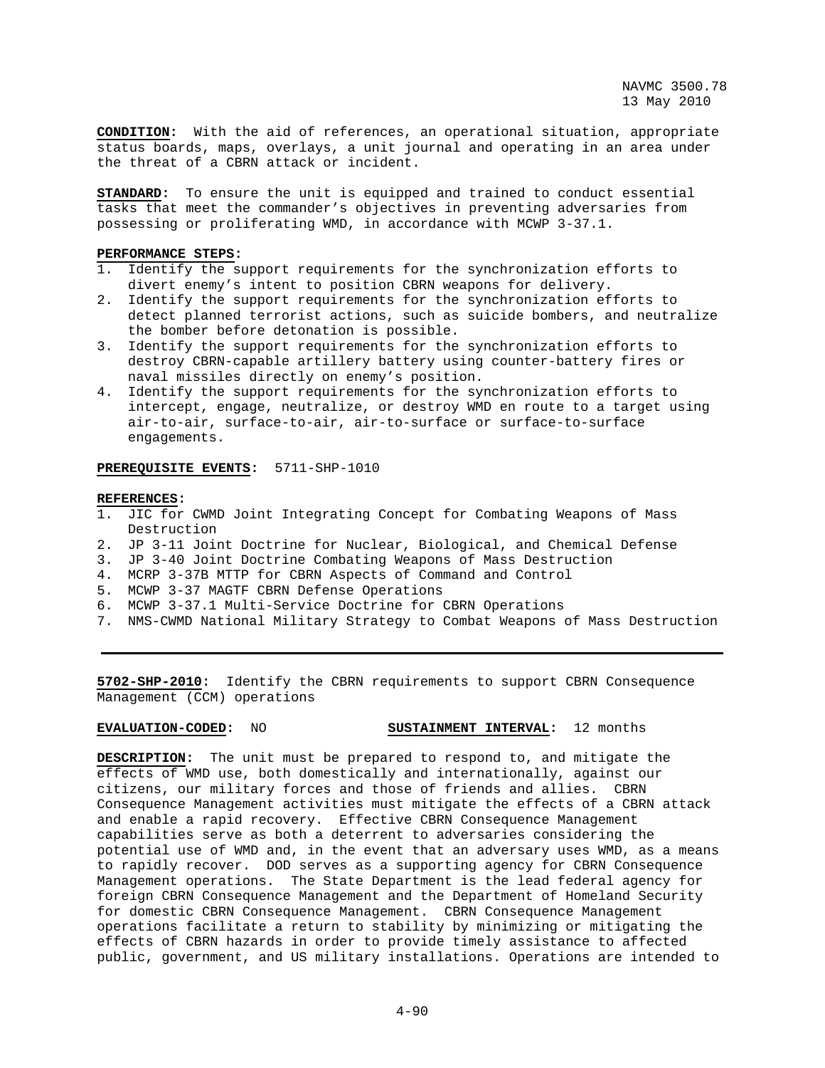**CONDITION:** With the aid of references, an operational situation, appropriate status boards, maps, overlays, a unit journal and operating in an area under the threat of a CBRN attack or incident.

**STANDARD:** To ensure the unit is equipped and trained to conduct essential tasks that meet the commander's objectives in preventing adversaries from possessing or proliferating WMD, in accordance with MCWP 3-37.1.

**PERFORMANCE STEPS:**

1. Identify the support requirements for the synchronization efforts to divert enemy's intent to position CBRN weapons for delivery.
2. Identify the support requirements for the synchronization efforts to detect planned terrorist actions, such as suicide bombers, and neutralize the bomber before detonation is possible.
3. Identify the support requirements for the synchronization efforts to destroy CBRN-capable artillery battery using counter-battery fires or naval missiles directly on enemy's position.
4. Identify the support requirements for the synchronization efforts to intercept, engage, neutralize, or destroy WMD en route to a target using air-to-air, surface-to-air, air-to-surface or surface-to-surface engagements.

**PREREQUISITE EVENTS:** 5711-SHP-1010

**REFERENCES:**

1. JIC for CWMD Joint Integrating Concept for Combating Weapons of Mass Destruction
2. JP 3-11 Joint Doctrine for Nuclear, Biological, and Chemical Defense
3. JP 3-40 Joint Doctrine Combating Weapons of Mass Destruction
4. MCRP 3-37B MTTP for CBRN Aspects of Command and Control
5. MCWP 3-37 MAGTF CBRN Defense Operations
6. MCWP 3-37.1 Multi-Service Doctrine for CBRN Operations
7. NMS-CWMD National Military Strategy to Combat Weapons of Mass Destruction

---

**5702-SHP-2010:** Identify the CBRN requirements to support CBRN Consequence Management (CCM) operations

**EVALUATION-CODED:** NO **SUSTAINMENT INTERVAL:** 12 months

**DESCRIPTION:** The unit must be prepared to respond to, and mitigate the effects of WMD use, both domestically and internationally, against our citizens, our military forces and those of friends and allies. CBRN Consequence Management activities must mitigate the effects of a CBRN attack and enable a rapid recovery. Effective CBRN Consequence Management capabilities serve as both a deterrent to adversaries considering the potential use of WMD and, in the event that an adversary uses WMD, as a means to rapidly recover. DOD serves as a supporting agency for CBRN Consequence Management operations. The State Department is the lead federal agency for foreign CBRN Consequence Management and the Department of Homeland Security for domestic CBRN Consequence Management. CBRN Consequence Management operations facilitate a return to stability by minimizing or mitigating the effects of CBRN hazards in order to provide timely assistance to affected public, government, and US military installations. Operations are intended to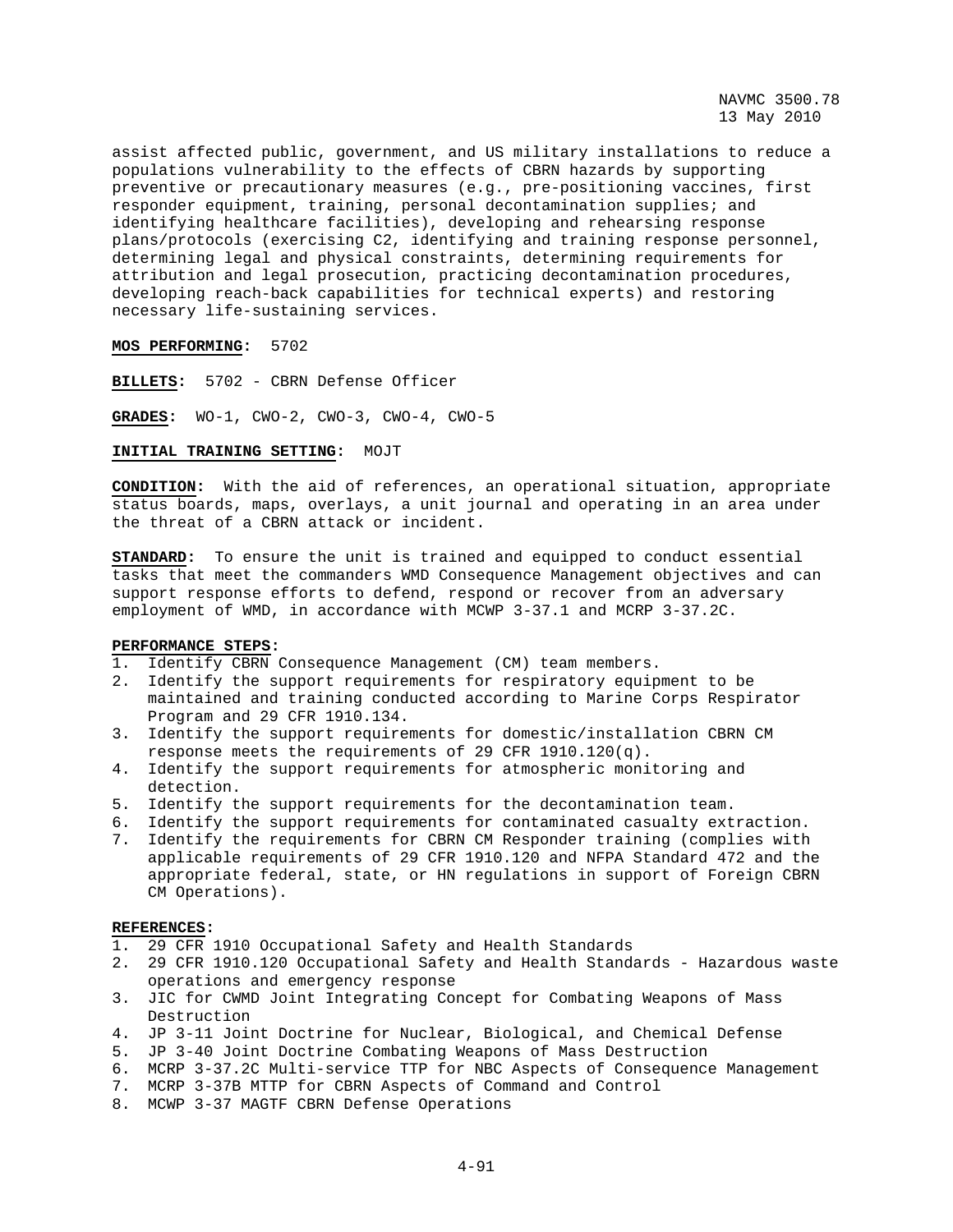assist affected public, government, and US military installations to reduce a populations vulnerability to the effects of CBRN hazards by supporting preventive or precautionary measures (e.g., pre-positioning vaccines, first responder equipment, training, personal decontamination supplies; and identifying healthcare facilities), developing and rehearsing response plans/protocols (exercising C2, identifying and training response personnel, determining legal and physical constraints, determining requirements for attribution and legal prosecution, practicing decontamination procedures, developing reach-back capabilities for technical experts) and restoring necessary life-sustaining services.

**MOS PERFORMING:** 5702

**BILLETS:** 5702 - CBRN Defense Officer

**GRADES:** WO-1, CWO-2, CWO-3, CWO-4, CWO-5

**INITIAL TRAINING SETTING:** MOJT

**CONDITION:** With the aid of references, an operational situation, appropriate status boards, maps, overlays, a unit journal and operating in an area under the threat of a CBRN attack or incident.

**STANDARD:** To ensure the unit is trained and equipped to conduct essential tasks that meet the commanders WMD Consequence Management objectives and can support response efforts to defend, respond or recover from an adversary employment of WMD, in accordance with MCWP 3-37.1 and MCRP 3-37.2C.

**PERFORMANCE STEPS:**

1. Identify CBRN Consequence Management (CM) team members.
2. Identify the support requirements for respiratory equipment to be maintained and training conducted according to Marine Corps Respirator Program and 29 CFR 1910.134.
3. Identify the support requirements for domestic/installation CBRN CM response meets the requirements of 29 CFR 1910.120(q).
4. Identify the support requirements for atmospheric monitoring and detection.
5. Identify the support requirements for the decontamination team.
6. Identify the support requirements for contaminated casualty extraction.
7. Identify the requirements for CBRN CM Responder training (complies with applicable requirements of 29 CFR 1910.120 and NFPA Standard 472 and the appropriate federal, state, or HN regulations in support of Foreign CBRN CM Operations).

**REFERENCES:**

1. 29 CFR 1910 Occupational Safety and Health Standards
2. 29 CFR 1910.120 Occupational Safety and Health Standards - Hazardous waste operations and emergency response
3. JIC for CWMD Joint Integrating Concept for Combating Weapons of Mass Destruction
4. JP 3-11 Joint Doctrine for Nuclear, Biological, and Chemical Defense
5. JP 3-40 Joint Doctrine Combating Weapons of Mass Destruction
6. MCRP 3-37.2C Multi-service TTP for NBC Aspects of Consequence Management
7. MCRP 3-37B MTTP for CBRN Aspects of Command and Control
8. MCWP 3-37 MAGTF CBRN Defense Operations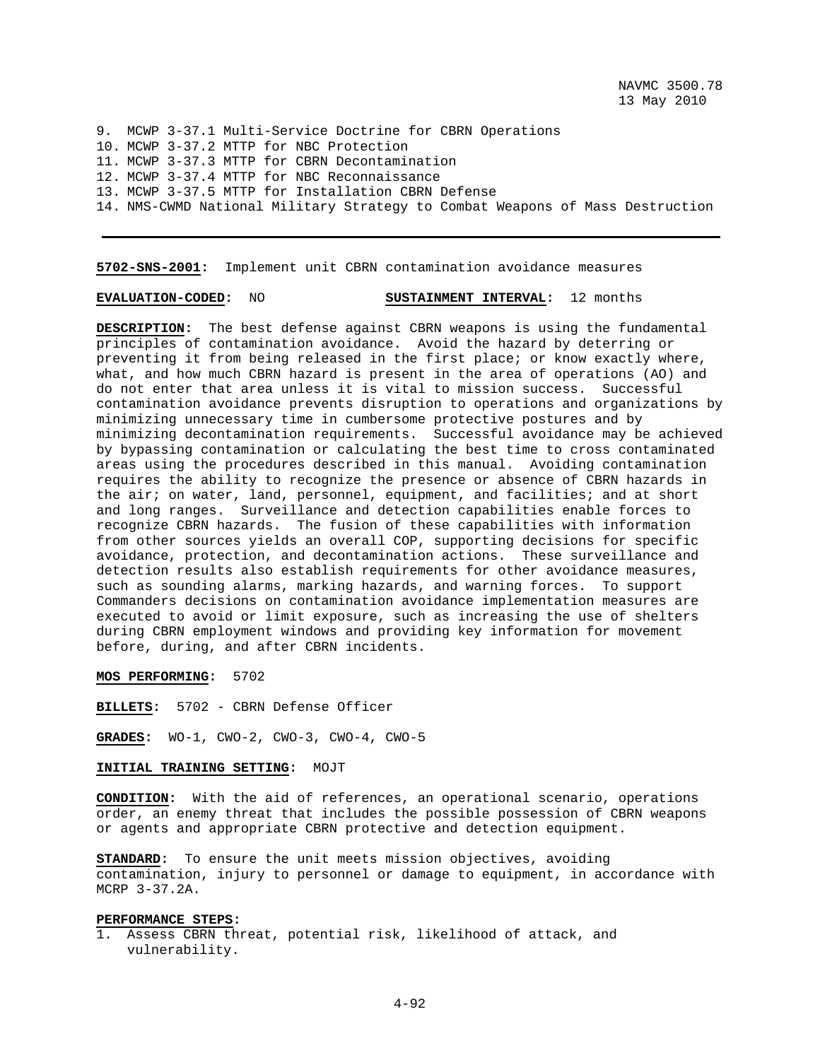9. MCWP 3-37.1 Multi-Service Doctrine for CBRN Operations
10. MCWP 3-37.2 MTTP for NBC Protection
11. MCWP 3-37.3 MTTP for CBRN Decontamination
12. MCWP 3-37.4 MTTP for NBC Reconnaissance
13. MCWP 3-37.5 MTTP for Installation CBRN Defense
14. NMS-CWMD National Military Strategy to Combat Weapons of Mass Destruction

---

**5702-SNS-2001:** Implement unit CBRN contamination avoidance measures

**EVALUATION-CODED:** NO **SUSTAINMENT INTERVAL:** 12 months

**DESCRIPTION:** The best defense against CBRN weapons is using the fundamental principles of contamination avoidance. Avoid the hazard by deterring or preventing it from being released in the first place; or know exactly where, what, and how much CBRN hazard is present in the area of operations (AO) and do not enter that area unless it is vital to mission success. Successful contamination avoidance prevents disruption to operations and organizations by minimizing unnecessary time in cumbersome protective postures and by minimizing decontamination requirements. Successful avoidance may be achieved by bypassing contamination or calculating the best time to cross contaminated areas using the procedures described in this manual. Avoiding contamination requires the ability to recognize the presence or absence of CBRN hazards in the air; on water, land, personnel, equipment, and facilities; and at short and long ranges. Surveillance and detection capabilities enable forces to recognize CBRN hazards. The fusion of these capabilities with information from other sources yields an overall COP, supporting decisions for specific avoidance, protection, and decontamination actions. These surveillance and detection results also establish requirements for other avoidance measures, such as sounding alarms, marking hazards, and warning forces. To support Commanders decisions on contamination avoidance implementation measures are executed to avoid or limit exposure, such as increasing the use of shelters during CBRN employment windows and providing key information for movement before, during, and after CBRN incidents.

**MOS PERFORMING:** 5702

**BILLETS:** 5702 - CBRN Defense Officer

**GRADES:** WO-1, CWO-2, CWO-3, CWO-4, CWO-5

**INITIAL TRAINING SETTING:** MOJT

**CONDITION:** With the aid of references, an operational scenario, operations order, an enemy threat that includes the possible possession of CBRN weapons or agents and appropriate CBRN protective and detection equipment.

**STANDARD:** To ensure the unit meets mission objectives, avoiding contamination, injury to personnel or damage to equipment, in accordance with MCRP 3-37.2A.

**PERFORMANCE STEPS:**
1. Assess CBRN threat, potential risk, likelihood of attack, and vulnerability.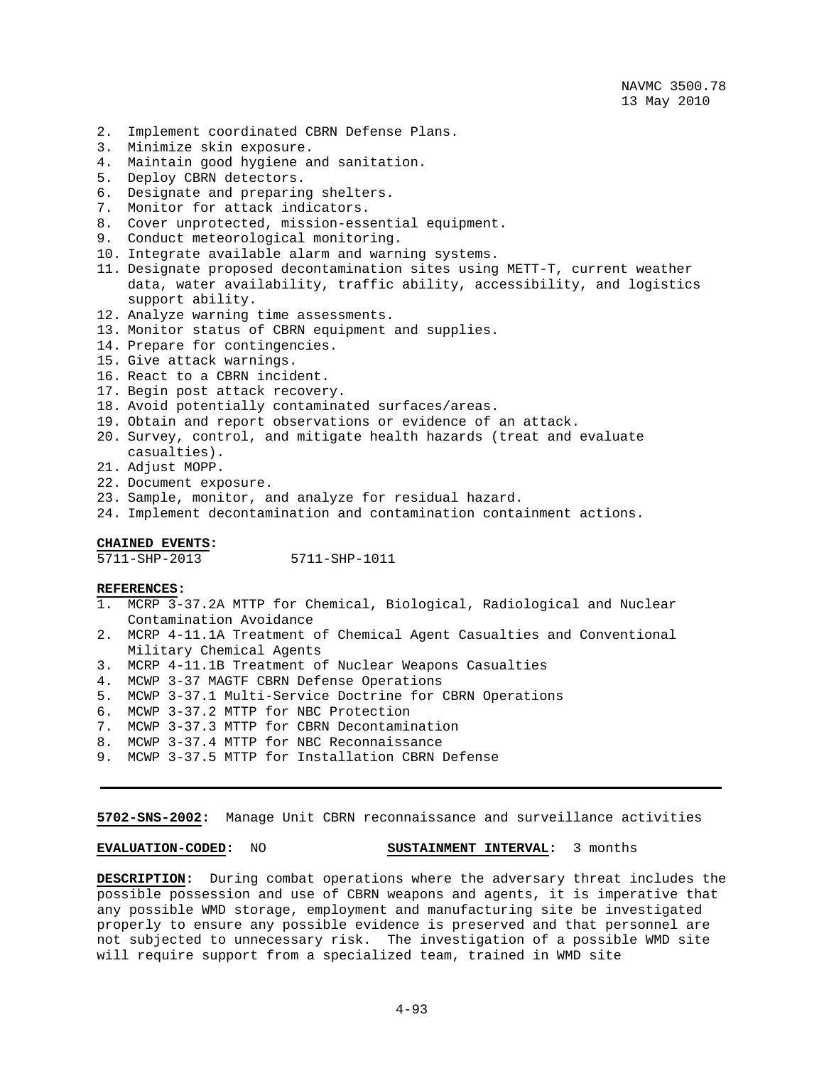2. Implement coordinated CBRN Defense Plans.
3. Minimize skin exposure.
4. Maintain good hygiene and sanitation.
5. Deploy CBRN detectors.
6. Designate and preparing shelters.
7. Monitor for attack indicators.
8. Cover unprotected, mission-essential equipment.
9. Conduct meteorological monitoring.
10. Integrate available alarm and warning systems.
11. Designate proposed decontamination sites using METT-T, current weather data, water availability, traffic ability, accessibility, and logistics support ability.
12. Analyze warning time assessments.
13. Monitor status of CBRN equipment and supplies.
14. Prepare for contingencies.
15. Give attack warnings.
16. React to a CBRN incident.
17. Begin post attack recovery.
18. Avoid potentially contaminated surfaces/areas.
19. Obtain and report observations or evidence of an attack.
20. Survey, control, and mitigate health hazards (treat and evaluate casualties).
21. Adjust MOPP.
22. Document exposure.
23. Sample, monitor, and analyze for residual hazard.
24. Implement decontamination and contamination containment actions.

**CHAINED EVENTS:**

5711-SHP-2013        5711-SHP-1011

**REFERENCES:**

1. MCRP 3-37.2A MTTP for Chemical, Biological, Radiological and Nuclear Contamination Avoidance
2. MCRP 4-11.1A Treatment of Chemical Agent Casualties and Conventional Military Chemical Agents
3. MCRP 4-11.1B Treatment of Nuclear Weapons Casualties
4. MCWP 3-37 MAGTF CBRN Defense Operations
5. MCWP 3-37.1 Multi-Service Doctrine for CBRN Operations
6. MCWP 3-37.2 MTTP for NBC Protection
7. MCWP 3-37.3 MTTP for CBRN Decontamination
8. MCWP 3-37.4 MTTP for NBC Reconnaissance
9. MCWP 3-37.5 MTTP for Installation CBRN Defense

---

**5702-SNS-2002:** Manage Unit CBRN reconnaissance and surveillance activities

**EVALUATION-CODED:** NO        **SUSTAINMENT INTERVAL:** 3 months

**DESCRIPTION:** During combat operations where the adversary threat includes the possible possession and use of CBRN weapons and agents, it is imperative that any possible WMD storage, employment and manufacturing site be investigated properly to ensure any possible evidence is preserved and that personnel are not subjected to unnecessary risk. The investigation of a possible WMD site will require support from a specialized team, trained in WMD site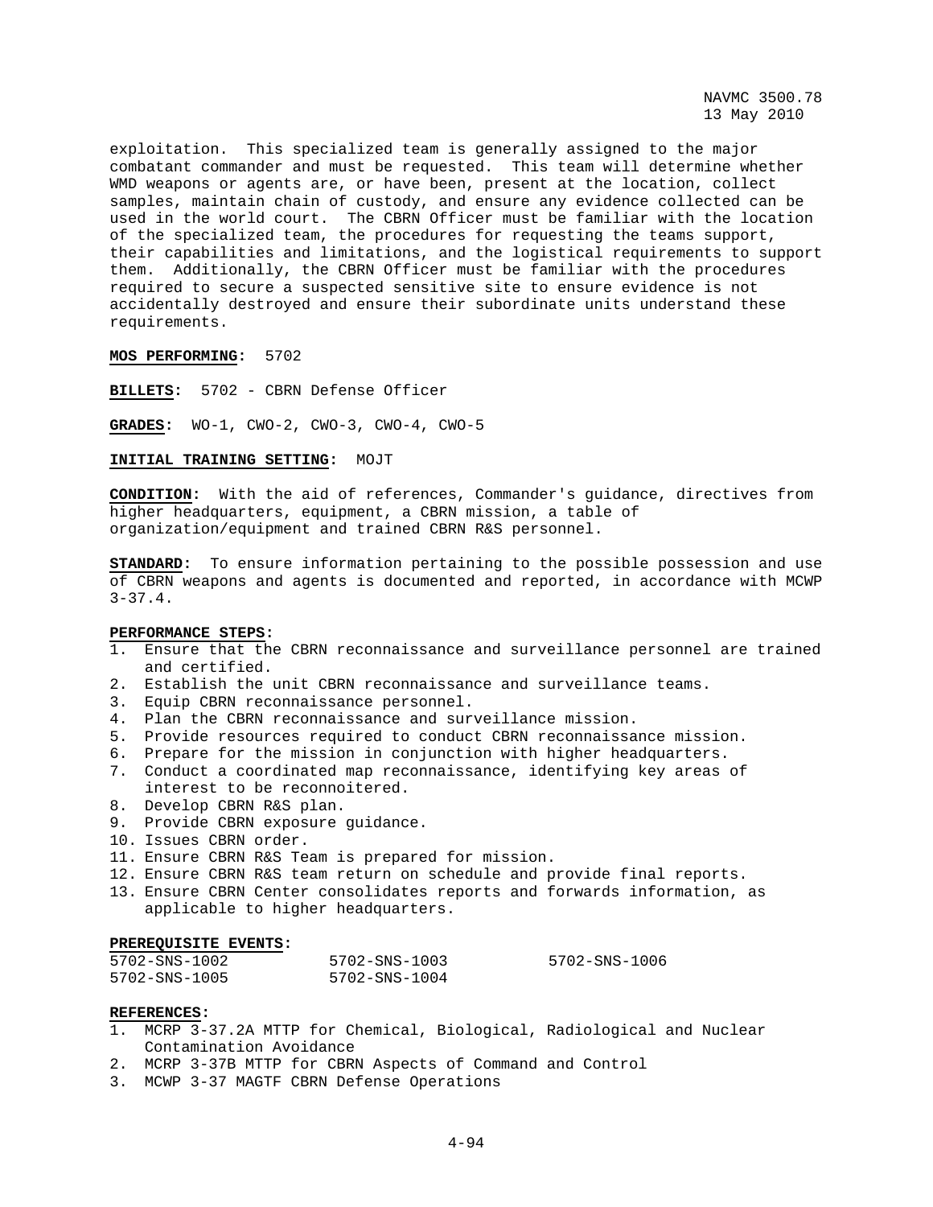exploitation. This specialized team is generally assigned to the major combatant commander and must be requested. This team will determine whether WMD weapons or agents are, or have been, present at the location, collect samples, maintain chain of custody, and ensure any evidence collected can be used in the world court. The CBRN Officer must be familiar with the location of the specialized team, the procedures for requesting the teams support, their capabilities and limitations, and the logistical requirements to support them. Additionally, the CBRN Officer must be familiar with the procedures required to secure a suspected sensitive site to ensure evidence is not accidentally destroyed and ensure their subordinate units understand these requirements.

**MOS PERFORMING:** 5702

**BILLETS:** 5702 - CBRN Defense Officer

**GRADES:** WO-1, CWO-2, CWO-3, CWO-4, CWO-5

**INITIAL TRAINING SETTING:** MOJT

**CONDITION:** With the aid of references, Commander's guidance, directives from higher headquarters, equipment, a CBRN mission, a table of organization/equipment and trained CBRN R&S personnel.

**STANDARD:** To ensure information pertaining to the possible possession and use of CBRN weapons and agents is documented and reported, in accordance with MCWP 3-37.4.

**PERFORMANCE STEPS:**

1. Ensure that the CBRN reconnaissance and surveillance personnel are trained and certified.
2. Establish the unit CBRN reconnaissance and surveillance teams.
3. Equip CBRN reconnaissance personnel.
4. Plan the CBRN reconnaissance and surveillance mission.
5. Provide resources required to conduct CBRN reconnaissance mission.
6. Prepare for the mission in conjunction with higher headquarters.
7. Conduct a coordinated map reconnaissance, identifying key areas of interest to be reconnoitered.
8. Develop CBRN R&S plan.
9. Provide CBRN exposure guidance.
10. Issues CBRN order.
11. Ensure CBRN R&S Team is prepared for mission.
12. Ensure CBRN R&S team return on schedule and provide final reports.
13. Ensure CBRN Center consolidates reports and forwards information, as applicable to higher headquarters.

**PREREQUISITE EVENTS:**

| | | |
|---|---|---|
| 5702-SNS-1002 | 5702-SNS-1003 | 5702-SNS-1006 |
| 5702-SNS-1005 | 5702-SNS-1004 | |

**REFERENCES:**

1. MCRP 3-37.2A MTTP for Chemical, Biological, Radiological and Nuclear Contamination Avoidance
2. MCRP 3-37B MTTP for CBRN Aspects of Command and Control
3. MCWP 3-37 MAGTF CBRN Defense Operations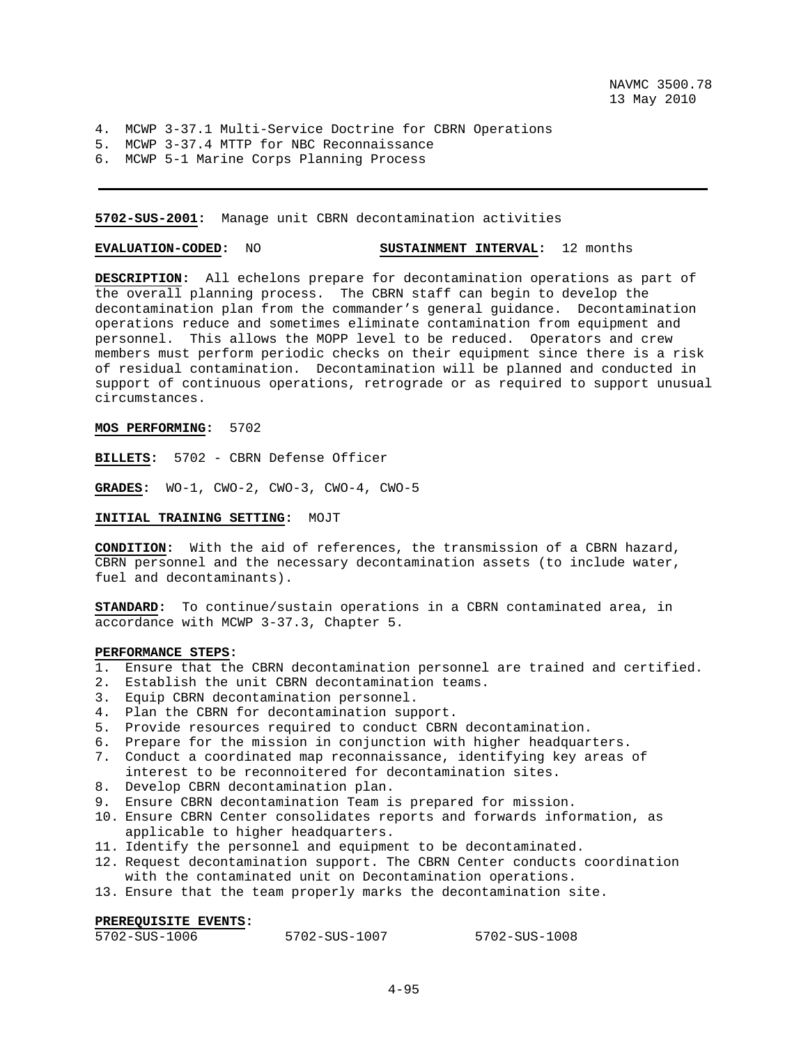4. MCWP 3-37.1 Multi-Service Doctrine for CBRN Operations
5. MCWP 3-37.4 MTTP for NBC Reconnaissance
6. MCWP 5-1 Marine Corps Planning Process

---

**5702-SUS-2001:** Manage unit CBRN decontamination activities

**EVALUATION-CODED:** NO **SUSTAINMENT INTERVAL:** 12 months

**DESCRIPTION:** All echelons prepare for decontamination operations as part of the overall planning process. The CBRN staff can begin to develop the decontamination plan from the commander's general guidance. Decontamination operations reduce and sometimes eliminate contamination from equipment and personnel. This allows the MOPP level to be reduced. Operators and crew members must perform periodic checks on their equipment since there is a risk of residual contamination. Decontamination will be planned and conducted in support of continuous operations, retrograde or as required to support unusual circumstances.

**MOS PERFORMING:** 5702

**BILLETS:** 5702 - CBRN Defense Officer

**GRADES:** WO-1, CWO-2, CWO-3, CWO-4, CWO-5

**INITIAL TRAINING SETTING:** MOJT

**CONDITION:** With the aid of references, the transmission of a CBRN hazard, CBRN personnel and the necessary decontamination assets (to include water, fuel and decontaminants).

**STANDARD:** To continue/sustain operations in a CBRN contaminated area, in accordance with MCWP 3-37.3, Chapter 5.

**PERFORMANCE STEPS:**

1. Ensure that the CBRN decontamination personnel are trained and certified.
2. Establish the unit CBRN decontamination teams.
3. Equip CBRN decontamination personnel.
4. Plan the CBRN for decontamination support.
5. Provide resources required to conduct CBRN decontamination.
6. Prepare for the mission in conjunction with higher headquarters.
7. Conduct a coordinated map reconnaissance, identifying key areas of interest to be reconnoitered for decontamination sites.
8. Develop CBRN decontamination plan.
9. Ensure CBRN decontamination Team is prepared for mission.
10. Ensure CBRN Center consolidates reports and forwards information, as applicable to higher headquarters.
11. Identify the personnel and equipment to be decontaminated.
12. Request decontamination support. The CBRN Center conducts coordination with the contaminated unit on Decontamination operations.
13. Ensure that the team properly marks the decontamination site.

**PREREQUISITE EVENTS:**

| | | |
|---|---|---|
| 5702-SUS-1006 | 5702-SUS-1007 | 5702-SUS-1008 |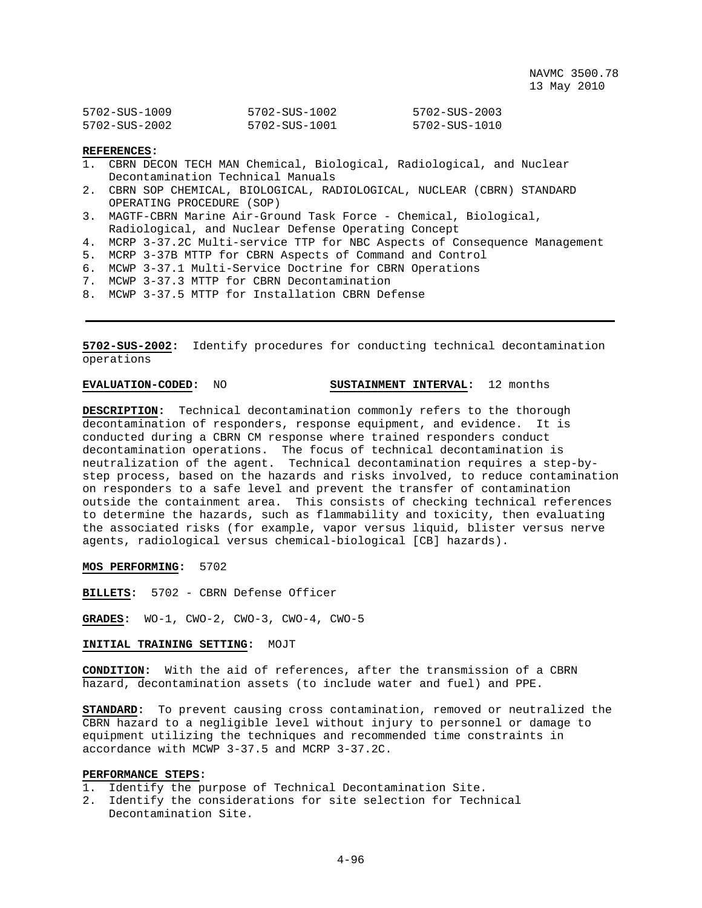| | | |
|---|---|---|
| 5702-SUS-1009 | 5702-SUS-1002 | 5702-SUS-2003 |
| 5702-SUS-2002 | 5702-SUS-1001 | 5702-SUS-1010 |

**REFERENCES:**

1. CBRN DECON TECH MAN Chemical, Biological, Radiological, and Nuclear Decontamination Technical Manuals
2. CBRN SOP CHEMICAL, BIOLOGICAL, RADIOLOGICAL, NUCLEAR (CBRN) STANDARD OPERATING PROCEDURE (SOP)
3. MAGTF-CBRN Marine Air-Ground Task Force - Chemical, Biological, Radiological, and Nuclear Defense Operating Concept
4. MCRP 3-37.2C Multi-service TTP for NBC Aspects of Consequence Management
5. MCRP 3-37B MTTP for CBRN Aspects of Command and Control
6. MCWP 3-37.1 Multi-Service Doctrine for CBRN Operations
7. MCWP 3-37.3 MTTP for CBRN Decontamination
8. MCWP 3-37.5 MTTP for Installation CBRN Defense

---

**5702-SUS-2002:** Identify procedures for conducting technical decontamination operations

**EVALUATION-CODED:** NO **SUSTAINMENT INTERVAL:** 12 months

**DESCRIPTION:** Technical decontamination commonly refers to the thorough decontamination of responders, response equipment, and evidence. It is conducted during a CBRN CM response where trained responders conduct decontamination operations. The focus of technical decontamination is neutralization of the agent. Technical decontamination requires a step-by-step process, based on the hazards and risks involved, to reduce contamination on responders to a safe level and prevent the transfer of contamination outside the containment area. This consists of checking technical references to determine the hazards, such as flammability and toxicity, then evaluating the associated risks (for example, vapor versus liquid, blister versus nerve agents, radiological versus chemical-biological [CB] hazards).

**MOS PERFORMING:** 5702

**BILLETS:** 5702 - CBRN Defense Officer

**GRADES:** WO-1, CWO-2, CWO-3, CWO-4, CWO-5

**INITIAL TRAINING SETTING:** MOJT

**CONDITION:** With the aid of references, after the transmission of a CBRN hazard, decontamination assets (to include water and fuel) and PPE.

**STANDARD:** To prevent causing cross contamination, removed or neutralized the CBRN hazard to a negligible level without injury to personnel or damage to equipment utilizing the techniques and recommended time constraints in accordance with MCWP 3-37.5 and MCRP 3-37.2C.

**PERFORMANCE STEPS:**

1. Identify the purpose of Technical Decontamination Site.
2. Identify the considerations for site selection for Technical Decontamination Site.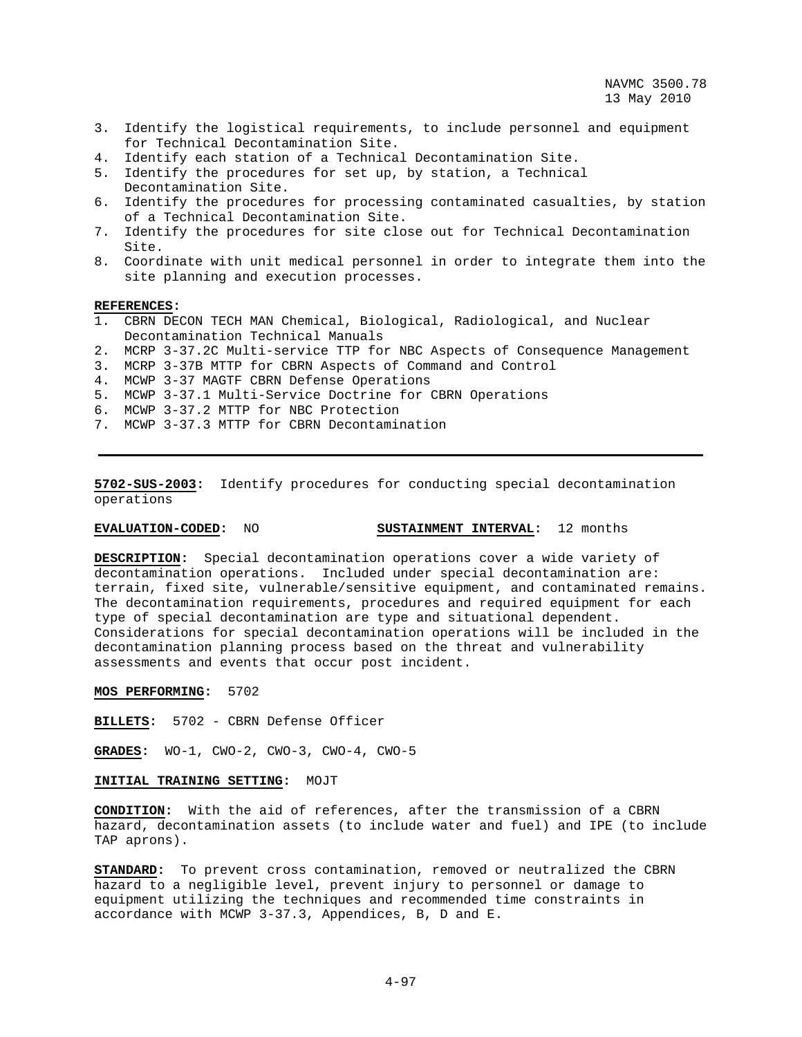3. Identify the logistical requirements, to include personnel and equipment for Technical Decontamination Site.
4. Identify each station of a Technical Decontamination Site.
5. Identify the procedures for set up, by station, a Technical Decontamination Site.
6. Identify the procedures for processing contaminated casualties, by station of a Technical Decontamination Site.
7. Identify the procedures for site close out for Technical Decontamination Site.
8. Coordinate with unit medical personnel in order to integrate them into the site planning and execution processes.

**REFERENCES:**
1. CBRN DECON TECH MAN Chemical, Biological, Radiological, and Nuclear Decontamination Technical Manuals
2. MCRP 3-37.2C Multi-service TTP for NBC Aspects of Consequence Management
3. MCRP 3-37B MTTP for CBRN Aspects of Command and Control
4. MCWP 3-37 MAGTF CBRN Defense Operations
5. MCWP 3-37.1 Multi-Service Doctrine for CBRN Operations
6. MCWP 3-37.2 MTTP for NBC Protection
7. MCWP 3-37.3 MTTP for CBRN Decontamination

---

**5702-SUS-2003:** Identify procedures for conducting special decontamination operations

**EVALUATION-CODED:** NO **SUSTAINMENT INTERVAL:** 12 months

**DESCRIPTION:** Special decontamination operations cover a wide variety of decontamination operations. Included under special decontamination are: terrain, fixed site, vulnerable/sensitive equipment, and contaminated remains. The decontamination requirements, procedures and required equipment for each type of special decontamination are type and situational dependent. Considerations for special decontamination operations will be included in the decontamination planning process based on the threat and vulnerability assessments and events that occur post incident.

**MOS PERFORMING:** 5702

**BILLETS:** 5702 - CBRN Defense Officer

**GRADES:** WO-1, CWO-2, CWO-3, CWO-4, CWO-5

**INITIAL TRAINING SETTING:** MOJT

**CONDITION:** With the aid of references, after the transmission of a CBRN hazard, decontamination assets (to include water and fuel) and IPE (to include TAP aprons).

**STANDARD:** To prevent cross contamination, removed or neutralized the CBRN hazard to a negligible level, prevent injury to personnel or damage to equipment utilizing the techniques and recommended time constraints in accordance with MCWP 3-37.3, Appendices, B, D and E.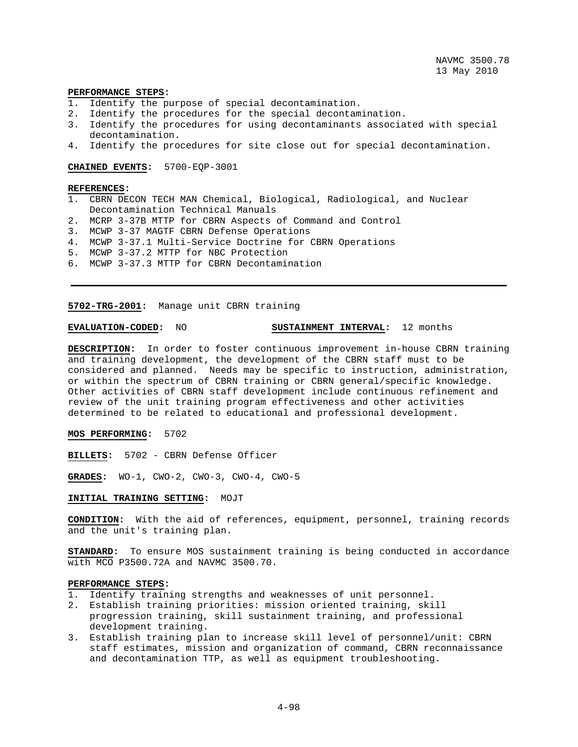**PERFORMANCE STEPS:**

1. Identify the purpose of special decontamination.
2. Identify the procedures for the special decontamination.
3. Identify the procedures for using decontaminants associated with special decontamination.
4. Identify the procedures for site close out for special decontamination.

**CHAINED EVENTS:** 5700-EQP-3001

**REFERENCES:**

1. CBRN DECON TECH MAN Chemical, Biological, Radiological, and Nuclear Decontamination Technical Manuals
2. MCRP 3-37B MTTP for CBRN Aspects of Command and Control
3. MCWP 3-37 MAGTF CBRN Defense Operations
4. MCWP 3-37.1 Multi-Service Doctrine for CBRN Operations
5. MCWP 3-37.2 MTTP for NBC Protection
6. MCWP 3-37.3 MTTP for CBRN Decontamination

---

**5702-TRG-2001:** Manage unit CBRN training

**EVALUATION-CODED:** NO **SUSTAINMENT INTERVAL:** 12 months

**DESCRIPTION:** In order to foster continuous improvement in-house CBRN training and training development, the development of the CBRN staff must to be considered and planned. Needs may be specific to instruction, administration, or within the spectrum of CBRN training or CBRN general/specific knowledge. Other activities of CBRN staff development include continuous refinement and review of the unit training program effectiveness and other activities determined to be related to educational and professional development.

**MOS PERFORMING:** 5702

**BILLETS:** 5702 - CBRN Defense Officer

**GRADES:** WO-1, CWO-2, CWO-3, CWO-4, CWO-5

**INITIAL TRAINING SETTING:** MOJT

**CONDITION:** With the aid of references, equipment, personnel, training records and the unit's training plan.

**STANDARD:** To ensure MOS sustainment training is being conducted in accordance with MCO P3500.72A and NAVMC 3500.70.

**PERFORMANCE STEPS:**

1. Identify training strengths and weaknesses of unit personnel.
2. Establish training priorities: mission oriented training, skill progression training, skill sustainment training, and professional development training.
3. Establish training plan to increase skill level of personnel/unit: CBRN staff estimates, mission and organization of command, CBRN reconnaissance and decontamination TTP, as well as equipment troubleshooting.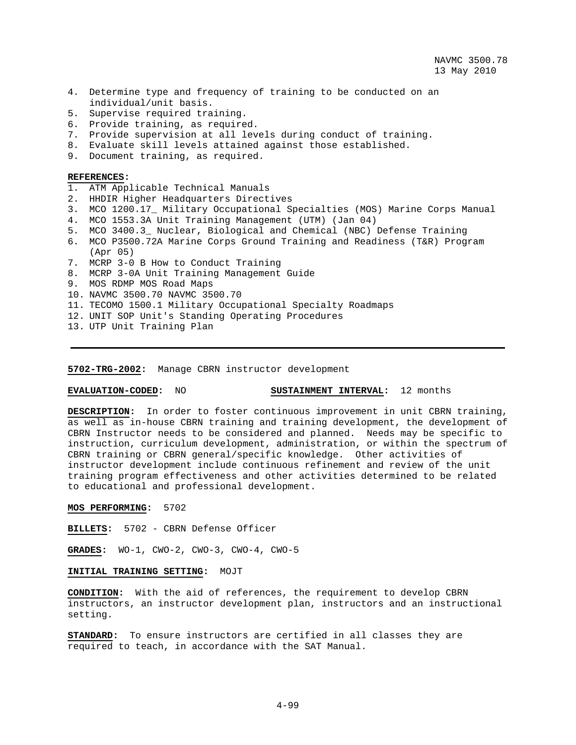4. Determine type and frequency of training to be conducted on an individual/unit basis.
5. Supervise required training.
6. Provide training, as required.
7. Provide supervision at all levels during conduct of training.
8. Evaluate skill levels attained against those established.
9. Document training, as required.

**REFERENCES:**
1. ATM Applicable Technical Manuals
2. HHDIR Higher Headquarters Directives
3. MCO 1200.17_ Military Occupational Specialties (MOS) Marine Corps Manual
4. MCO 1553.3A Unit Training Management (UTM) (Jan 04)
5. MCO 3400.3_ Nuclear, Biological and Chemical (NBC) Defense Training
6. MCO P3500.72A Marine Corps Ground Training and Readiness (T&R) Program (Apr 05)
7. MCRP 3-0 B How to Conduct Training
8. MCRP 3-0A Unit Training Management Guide
9. MOS RDMP MOS Road Maps
10. NAVMC 3500.70 NAVMC 3500.70
11. TECOMO 1500.1 Military Occupational Specialty Roadmaps
12. UNIT SOP Unit's Standing Operating Procedures
13. UTP Unit Training Plan

---

**5702-TRG-2002:** Manage CBRN instructor development

**EVALUATION-CODED:** NO **SUSTAINMENT INTERVAL:** 12 months

**DESCRIPTION:** In order to foster continuous improvement in unit CBRN training, as well as in-house CBRN training and training development, the development of CBRN Instructor needs to be considered and planned. Needs may be specific to instruction, curriculum development, administration, or within the spectrum of CBRN training or CBRN general/specific knowledge. Other activities of instructor development include continuous refinement and review of the unit training program effectiveness and other activities determined to be related to educational and professional development.

**MOS PERFORMING:** 5702

**BILLETS:** 5702 - CBRN Defense Officer

**GRADES:** WO-1, CWO-2, CWO-3, CWO-4, CWO-5

**INITIAL TRAINING SETTING:** MOJT

**CONDITION:** With the aid of references, the requirement to develop CBRN instructors, an instructor development plan, instructors and an instructional setting.

**STANDARD:** To ensure instructors are certified in all classes they are required to teach, in accordance with the SAT Manual.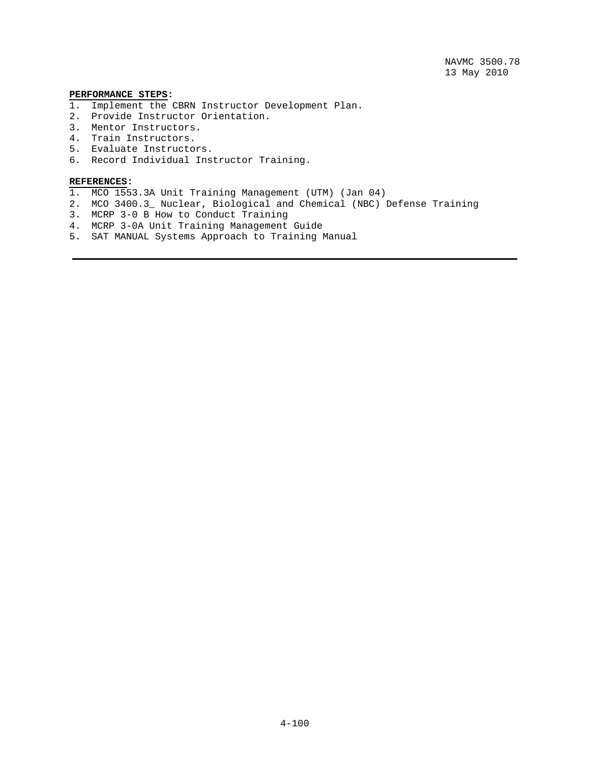**PERFORMANCE STEPS:**

1. Implement the CBRN Instructor Development Plan.
2. Provide Instructor Orientation.
3. Mentor Instructors.
4. Train Instructors.
5. Evaluate Instructors.
6. Record Individual Instructor Training.

**REFERENCES:**

1. MCO 1553.3A Unit Training Management (UTM) (Jan 04)
2. MCO 3400.3_ Nuclear, Biological and Chemical (NBC) Defense Training
3. MCRP 3-0 B How to Conduct Training
4. MCRP 3-0A Unit Training Management Guide
5. SAT MANUAL Systems Approach to Training Manual

---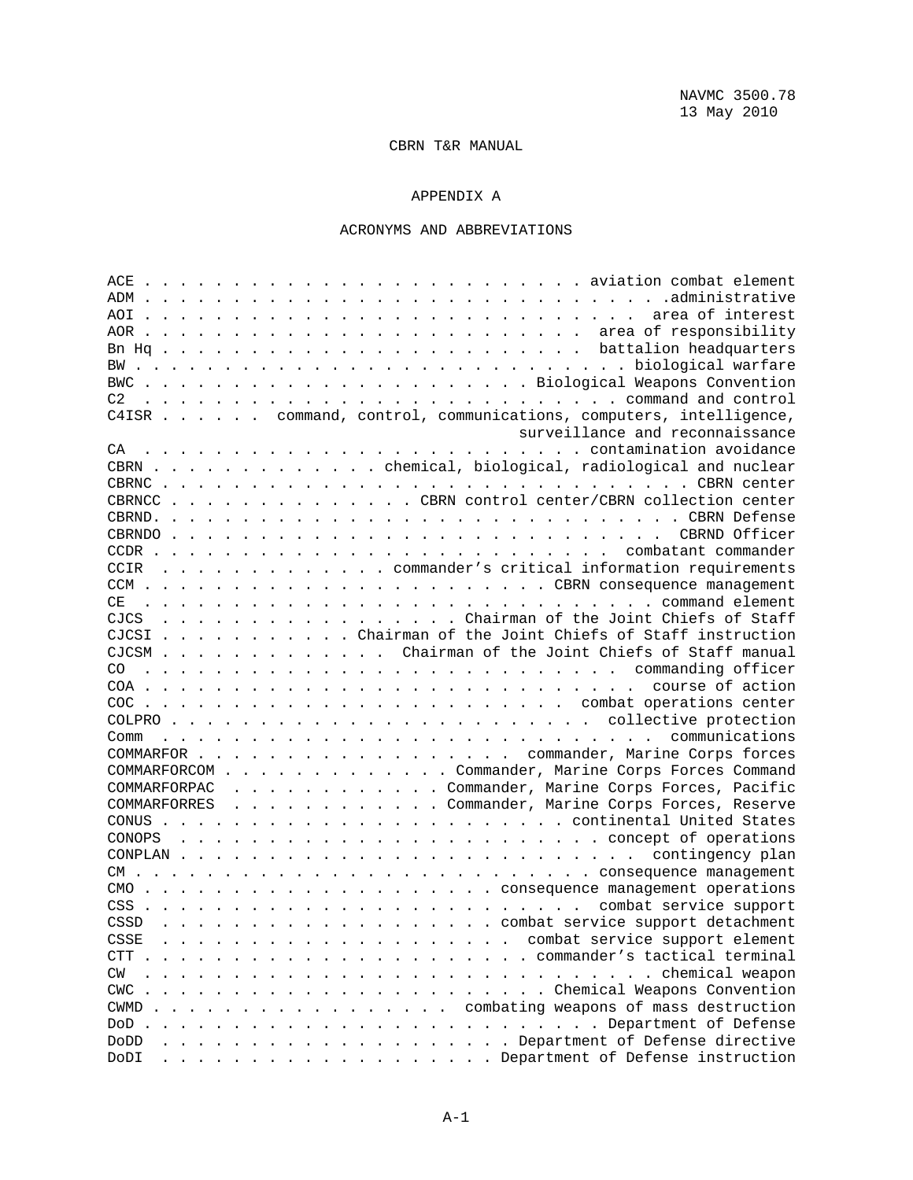NAVMC 3500.78
13 May 2010

CBRN T&R MANUAL

# APPENDIX A

## ACRONYMS AND ABBREVIATIONS

| Acronym | Meaning |
|---|---|
| ACE | aviation combat element |
| ADM | administrative |
| AOI | area of interest |
| AOR | area of responsibility |
| Bn Hq | battalion headquarters |
| BW | biological warfare |
| BWC | Biological Weapons Convention |
| C2 | command and control |
| C4ISR | command, control, communications, computers, intelligence, surveillance and reconnaissance |
| CA | contamination avoidance |
| CBRN | chemical, biological, radiological and nuclear |
| CBRNC | CBRN center |
| CBRNCC | CBRN control center/CBRN collection center |
| CBRND | CBRN Defense |
| CBRNDO | CBRND Officer |
| CCDR | combatant commander |
| CCIR | commander's critical information requirements |
| CCM | CBRN consequence management |
| CE | command element |
| CJCS | Chairman of the Joint Chiefs of Staff |
| CJCSI | Chairman of the Joint Chiefs of Staff instruction |
| CJCSM | Chairman of the Joint Chiefs of Staff manual |
| CO | commanding officer |
| COA | course of action |
| COC | combat operations center |
| COLPRO | collective protection |
| Comm | communications |
| COMMARFOR | commander, Marine Corps forces |
| COMMARFORCOM | Commander, Marine Corps Forces Command |
| COMMARFORPAC | Commander, Marine Corps Forces, Pacific |
| COMMARFORRES | Commander, Marine Corps Forces, Reserve |
| CONUS | continental United States |
| CONOPS | concept of operations |
| CONPLAN | contingency plan |
| CM | consequence management |
| CMO | consequence management operations |
| CSS | combat service support |
| CSSD | combat service support detachment |
| CSSE | combat service support element |
| CTT | commander's tactical terminal |
| CW | chemical weapon |
| CWC | Chemical Weapons Convention |
| CWMD | combating weapons of mass destruction |
| DoD | Department of Defense |
| DoDD | Department of Defense directive |
| DoDI | Department of Defense instruction |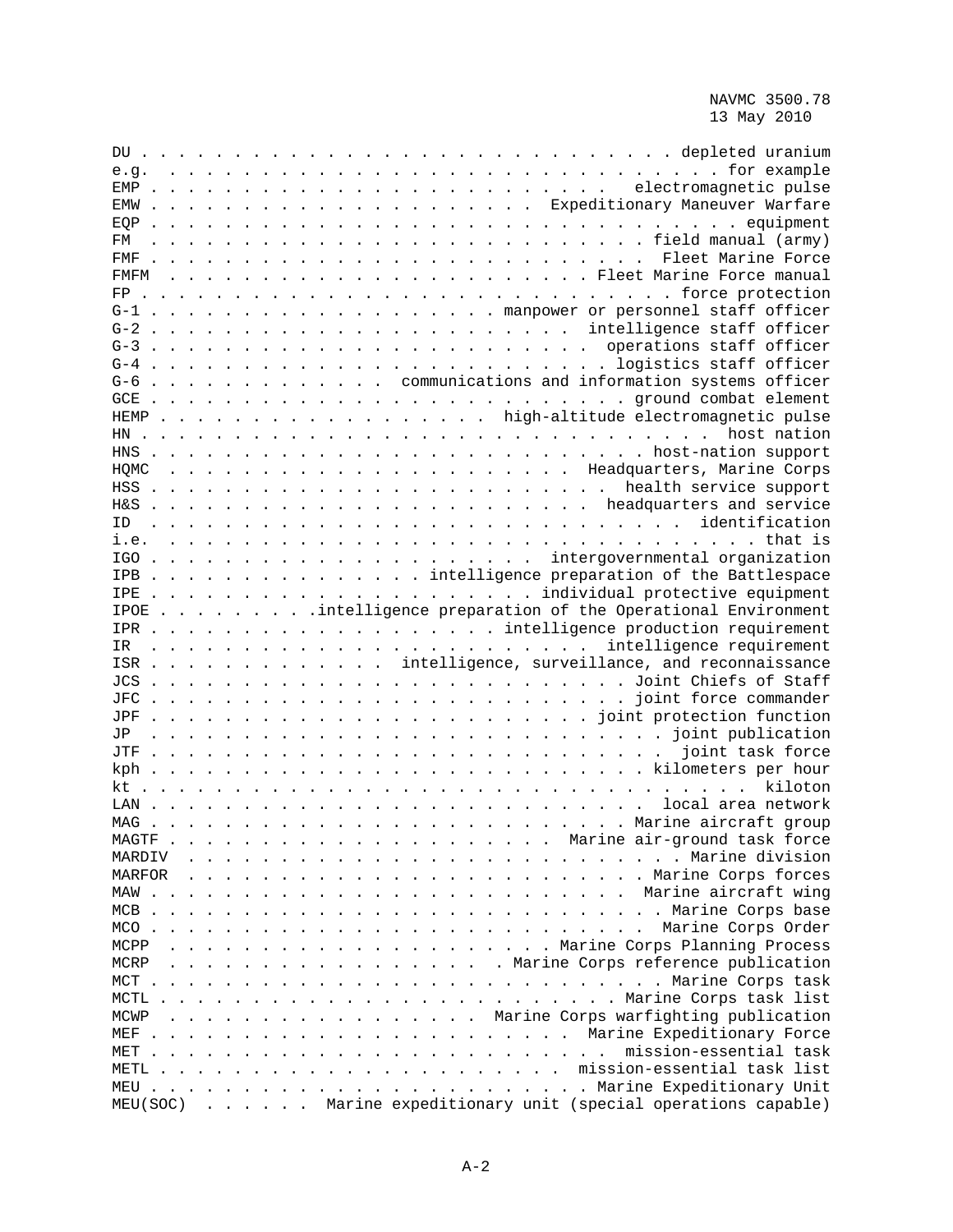DU . . . . . . . . . . . . . . . . . . . . . . . . . . . . . . depleted uranium
e.g. . . . . . . . . . . . . . . . . . . . . . . . . . . . . . . . for example
EMP . . . . . . . . . . . . . . . . . . . . . . . . electromagnetic pulse
EMW . . . . . . . . . . . . . . . . . . . . . Expeditionary Maneuver Warfare
EQP . . . . . . . . . . . . . . . . . . . . . . . . . . . . . . . . . equipment
FM . . . . . . . . . . . . . . . . . . . . . . . . . . . field manual (army)
FMF . . . . . . . . . . . . . . . . . . . . . . . . . . Fleet Marine Force
FMFM . . . . . . . . . . . . . . . . . . . . . . . Fleet Marine Force manual
FP . . . . . . . . . . . . . . . . . . . . . . . . . . . . . force protection
G-1 . . . . . . . . . . . . . . . . . . . . manpower or personnel staff officer
G-2 . . . . . . . . . . . . . . . . . . . . . . . intelligence staff officer
G-3 . . . . . . . . . . . . . . . . . . . . . . . . operations staff officer
G-4 . . . . . . . . . . . . . . . . . . . . . . . . . logistics staff officer
G-6 . . . . . . . . . . . . . communications and information systems officer
GCE . . . . . . . . . . . . . . . . . . . . . . . . . . ground combat element
HEMP . . . . . . . . . . . . . . . . . . high-altitude electromagnetic pulse
HN . . . . . . . . . . . . . . . . . . . . . . . . . . . . . . . . host nation
HNS . . . . . . . . . . . . . . . . . . . . . . . . . . . . host-nation support
HQMC . . . . . . . . . . . . . . . . . . . . . . . Headquarters, Marine Corps
HSS . . . . . . . . . . . . . . . . . . . . . . . . . . health service support
H&S . . . . . . . . . . . . . . . . . . . . . . . . . headquarters and service
ID . . . . . . . . . . . . . . . . . . . . . . . . . . . . . . identification
i.e. . . . . . . . . . . . . . . . . . . . . . . . . . . . . . . . . . that is
IGO . . . . . . . . . . . . . . . . . . . . . . intergovernmental organization
IPB . . . . . . . . . . . . . . . . . intelligence preparation of the Battlespace
IPE . . . . . . . . . . . . . . . . . . . . . . . individual protective equipment
IPOE . . . . . . . . . .intelligence preparation of the Operational Environment
IPR . . . . . . . . . . . . . . . . . . . . . intelligence production requirement
IR . . . . . . . . . . . . . . . . . . . . . . . . . intelligence requirement
ISR . . . . . . . . . . . . . . . intelligence, surveillance, and reconnaissance
JCS . . . . . . . . . . . . . . . . . . . . . . . . . . . . Joint Chiefs of Staff
JFC . . . . . . . . . . . . . . . . . . . . . . . . . . . . joint force commander
JPF . . . . . . . . . . . . . . . . . . . . . . . . . joint protection function
JP . . . . . . . . . . . . . . . . . . . . . . . . . . . . . . joint publication
JTF . . . . . . . . . . . . . . . . . . . . . . . . . . . . . . joint task force
kph . . . . . . . . . . . . . . . . . . . . . . . . . . . . . kilometers per hour
kt . . . . . . . . . . . . . . . . . . . . . . . . . . . . . . . . . . . kiloton
LAN . . . . . . . . . . . . . . . . . . . . . . . . . . . . . local area network
MAG . . . . . . . . . . . . . . . . . . . . . . . . . . . . Marine aircraft group
MAGTF . . . . . . . . . . . . . . . . . . . . . . . . Marine air-ground task force
MARDIV . . . . . . . . . . . . . . . . . . . . . . . . . . . . . Marine division
MARFOR . . . . . . . . . . . . . . . . . . . . . . . . . . . . Marine Corps forces
MAW . . . . . . . . . . . . . . . . . . . . . . . . . . . . . Marine aircraft wing
MCB . . . . . . . . . . . . . . . . . . . . . . . . . . . . . . . Marine Corps base
MCO . . . . . . . . . . . . . . . . . . . . . . . . . . . . . . Marine Corps Order
MCPP . . . . . . . . . . . . . . . . . . . . . . . . Marine Corps Planning Process
MCRP . . . . . . . . . . . . . . . . . . . . . . Marine Corps reference publication
MCT . . . . . . . . . . . . . . . . . . . . . . . . . . . . . . . Marine Corps task
MCTL . . . . . . . . . . . . . . . . . . . . . . . . . . . . Marine Corps task list
MCWP . . . . . . . . . . . . . . . . . . . Marine Corps warfighting publication
MEF . . . . . . . . . . . . . . . . . . . . . . . . . Marine Expeditionary Force
MET . . . . . . . . . . . . . . . . . . . . . . . . . . . . . mission-essential task
METL . . . . . . . . . . . . . . . . . . . . . . . . . mission-essential task list
MEU . . . . . . . . . . . . . . . . . . . . . . . . . . . Marine Expeditionary Unit
MEU(SOC) . . . . . . Marine expeditionary unit (special operations capable)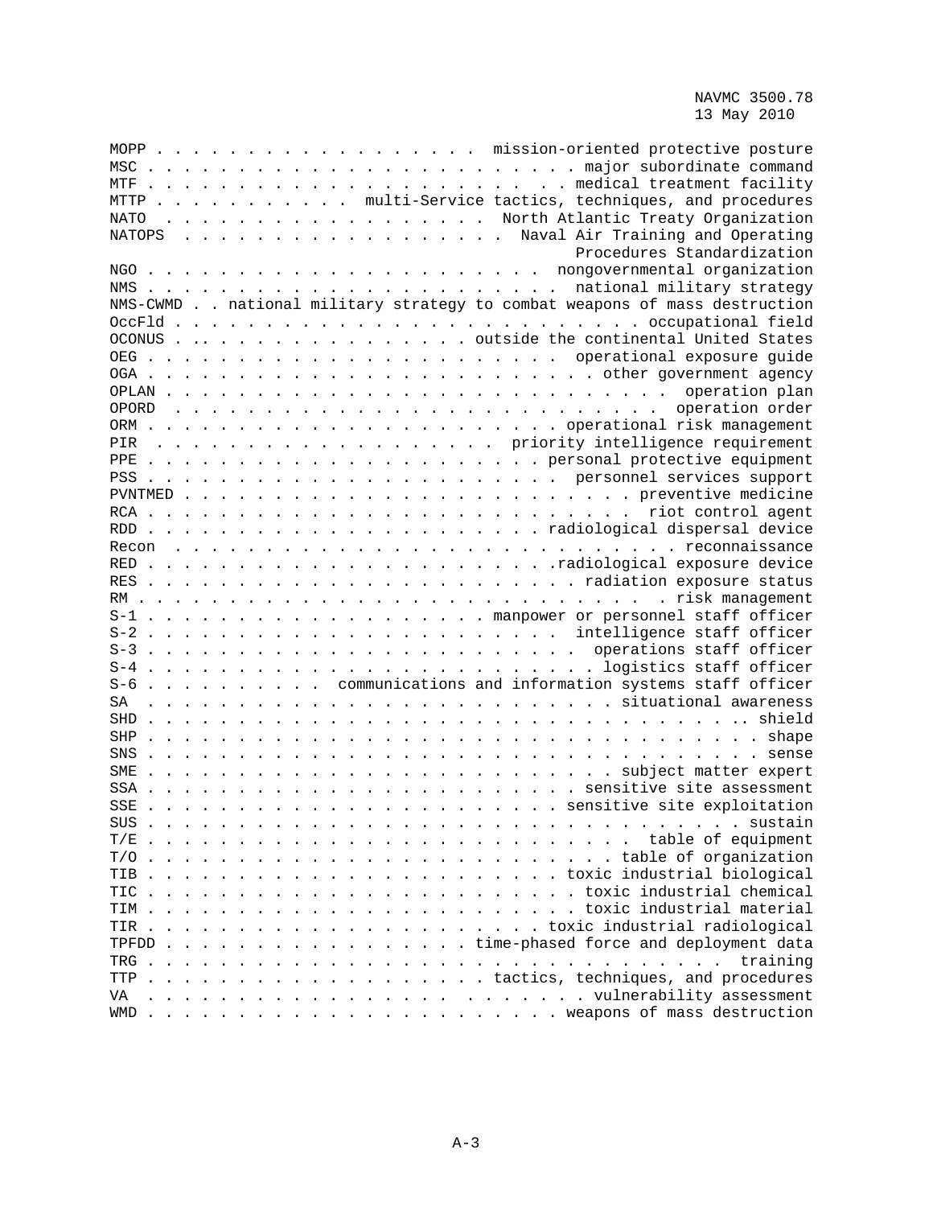MOPP . . . . . . . . . . . . . . . . . . mission-oriented protective posture
MSC . . . . . . . . . . . . . . . . . . . . . . . . major subordinate command
MTF . . . . . . . . . . . . . . . . . . . . . . . medical treatment facility
MTTP . . . . . . . . . . . multi-Service tactics, techniques, and procedures
NATO . . . . . . . . . . . . . . . . . . . North Atlantic Treaty Organization
NATOPS . . . . . . . . . . . . . . . . . . Naval Air Training and Operating Procedures Standardization
NGO . . . . . . . . . . . . . . . . . . . . . . nongovernmental organization
NMS . . . . . . . . . . . . . . . . . . . . . . . national military strategy
NMS-CWMD . . national military strategy to combat weapons of mass destruction
OccFld . . . . . . . . . . . . . . . . . . . . . . . . . . occupational field
OCONUS . . . . . . . . . . . . . . . . . . outside the continental United States
OEG . . . . . . . . . . . . . . . . . . . . . . . operational exposure guide
OGA . . . . . . . . . . . . . . . . . . . . . . . . other government agency
OPLAN . . . . . . . . . . . . . . . . . . . . . . . . . . . operation plan
OPORD . . . . . . . . . . . . . . . . . . . . . . . . . . operation order
ORM . . . . . . . . . . . . . . . . . . . . . . . operational risk management
PIR . . . . . . . . . . . . . . . . . . . . priority intelligence requirement
PPE . . . . . . . . . . . . . . . . . . . . . . personal protective equipment
PSS . . . . . . . . . . . . . . . . . . . . . . . personnel services support
PVNTMED . . . . . . . . . . . . . . . . . . . . . . . . . preventive medicine
RCA . . . . . . . . . . . . . . . . . . . . . . . . . . . riot control agent
RDD . . . . . . . . . . . . . . . . . . . . . . . radiological dispersal device
Recon . . . . . . . . . . . . . . . . . . . . . . . . . . . reconnaissance
RED . . . . . . . . . . . . . . . . . . . . . . .radiological exposure device
RES . . . . . . . . . . . . . . . . . . . . . . . . radiation exposure status
RM . . . . . . . . . . . . . . . . . . . . . . . . . . . . . . risk management
S-1 . . . . . . . . . . . . . . . . . . . . manpower or personnel staff officer
S-2 . . . . . . . . . . . . . . . . . . . . . . . intelligence staff officer
S-3 . . . . . . . . . . . . . . . . . . . . . . . . operations staff officer
S-4 . . . . . . . . . . . . . . . . . . . . . . . . . logistics staff officer
S-6 . . . . . . . . . . communications and information systems staff officer
SA . . . . . . . . . . . . . . . . . . . . . . . . . . . situational awareness
SHD . . . . . . . . . . . . . . . . . . . . . . . . . . . . . . . . . shield
SHP . . . . . . . . . . . . . . . . . . . . . . . . . . . . . . . . . . shape
SNS . . . . . . . . . . . . . . . . . . . . . . . . . . . . . . . . . . sense
SME . . . . . . . . . . . . . . . . . . . . . . . . . . . subject matter expert
SSA . . . . . . . . . . . . . . . . . . . . . . . . sensitive site assessment
SSE . . . . . . . . . . . . . . . . . . . . . . . . sensitive site exploitation
SUS . . . . . . . . . . . . . . . . . . . . . . . . . . . . . . . . . sustain
T/E . . . . . . . . . . . . . . . . . . . . . . . . . . . . table of equipment
T/O . . . . . . . . . . . . . . . . . . . . . . . . . . table of organization
TIB . . . . . . . . . . . . . . . . . . . . . . . . toxic industrial biological
TIC . . . . . . . . . . . . . . . . . . . . . . . . . toxic industrial chemical
TIM . . . . . . . . . . . . . . . . . . . . . . . . . toxic industrial material
TIR . . . . . . . . . . . . . . . . . . . . . . . toxic industrial radiological
TPFDD . . . . . . . . . . . . . . . . . . . . time-phased force and deployment data
TRG . . . . . . . . . . . . . . . . . . . . . . . . . . . . . . . . . . training
TTP . . . . . . . . . . . . . . . . . . . . . tactics, techniques, and procedures
VA . . . . . . . . . . . . . . . . . . . . . . . . . . . vulnerability assessment
WMD . . . . . . . . . . . . . . . . . . . . . . . . weapons of mass destruction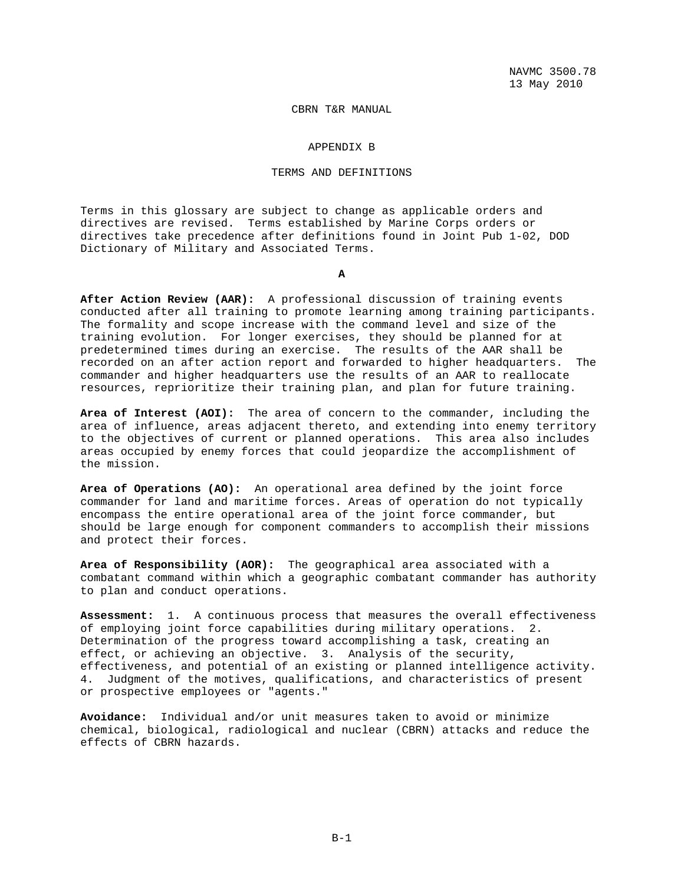CBRN T&R MANUAL

# APPENDIX B

## TERMS AND DEFINITIONS

Terms in this glossary are subject to change as applicable orders and directives are revised. Terms established by Marine Corps orders or directives take precedence after definitions found in Joint Pub 1-02, DOD Dictionary of Military and Associated Terms.

### A

**After Action Review (AAR):** A professional discussion of training events conducted after all training to promote learning among training participants. The formality and scope increase with the command level and size of the training evolution. For longer exercises, they should be planned for at predetermined times during an exercise. The results of the AAR shall be recorded on an after action report and forwarded to higher headquarters. The commander and higher headquarters use the results of an AAR to reallocate resources, reprioritize their training plan, and plan for future training.

**Area of Interest (AOI):** The area of concern to the commander, including the area of influence, areas adjacent thereto, and extending into enemy territory to the objectives of current or planned operations. This area also includes areas occupied by enemy forces that could jeopardize the accomplishment of the mission.

**Area of Operations (AO):** An operational area defined by the joint force commander for land and maritime forces. Areas of operation do not typically encompass the entire operational area of the joint force commander, but should be large enough for component commanders to accomplish their missions and protect their forces.

**Area of Responsibility (AOR):** The geographical area associated with a combatant command within which a geographic combatant commander has authority to plan and conduct operations.

**Assessment:** 1. A continuous process that measures the overall effectiveness of employing joint force capabilities during military operations. 2. Determination of the progress toward accomplishing a task, creating an effect, or achieving an objective. 3. Analysis of the security, effectiveness, and potential of an existing or planned intelligence activity. 4. Judgment of the motives, qualifications, and characteristics of present or prospective employees or "agents."

**Avoidance:** Individual and/or unit measures taken to avoid or minimize chemical, biological, radiological and nuclear (CBRN) attacks and reduce the effects of CBRN hazards.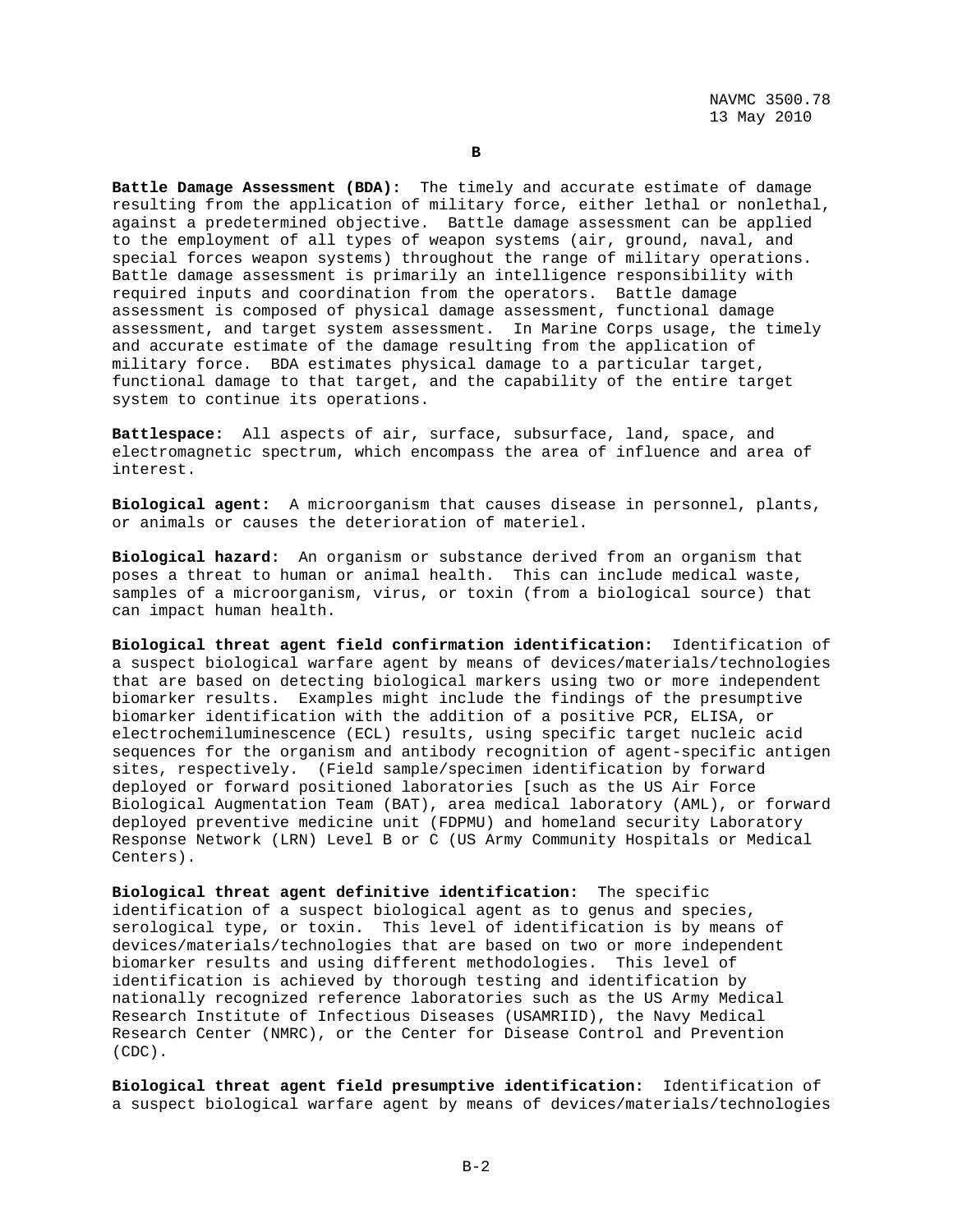**B**

**Battle Damage Assessment (BDA):** The timely and accurate estimate of damage resulting from the application of military force, either lethal or nonlethal, against a predetermined objective. Battle damage assessment can be applied to the employment of all types of weapon systems (air, ground, naval, and special forces weapon systems) throughout the range of military operations. Battle damage assessment is primarily an intelligence responsibility with required inputs and coordination from the operators. Battle damage assessment is composed of physical damage assessment, functional damage assessment, and target system assessment. In Marine Corps usage, the timely and accurate estimate of the damage resulting from the application of military force. BDA estimates physical damage to a particular target, functional damage to that target, and the capability of the entire target system to continue its operations.

**Battlespace:** All aspects of air, surface, subsurface, land, space, and electromagnetic spectrum, which encompass the area of influence and area of interest.

**Biological agent:** A microorganism that causes disease in personnel, plants, or animals or causes the deterioration of materiel.

**Biological hazard:** An organism or substance derived from an organism that poses a threat to human or animal health. This can include medical waste, samples of a microorganism, virus, or toxin (from a biological source) that can impact human health.

**Biological threat agent field confirmation identification:** Identification of a suspect biological warfare agent by means of devices/materials/technologies that are based on detecting biological markers using two or more independent biomarker results. Examples might include the findings of the presumptive biomarker identification with the addition of a positive PCR, ELISA, or electrochemiluminescence (ECL) results, using specific target nucleic acid sequences for the organism and antibody recognition of agent-specific antigen sites, respectively. (Field sample/specimen identification by forward deployed or forward positioned laboratories [such as the US Air Force Biological Augmentation Team (BAT), area medical laboratory (AML), or forward deployed preventive medicine unit (FDPMU) and homeland security Laboratory Response Network (LRN) Level B or C (US Army Community Hospitals or Medical Centers).

**Biological threat agent definitive identification:** The specific identification of a suspect biological agent as to genus and species, serological type, or toxin. This level of identification is by means of devices/materials/technologies that are based on two or more independent biomarker results and using different methodologies. This level of identification is achieved by thorough testing and identification by nationally recognized reference laboratories such as the US Army Medical Research Institute of Infectious Diseases (USAMRIID), the Navy Medical Research Center (NMRC), or the Center for Disease Control and Prevention (CDC).

**Biological threat agent field presumptive identification:** Identification of a suspect biological warfare agent by means of devices/materials/technologies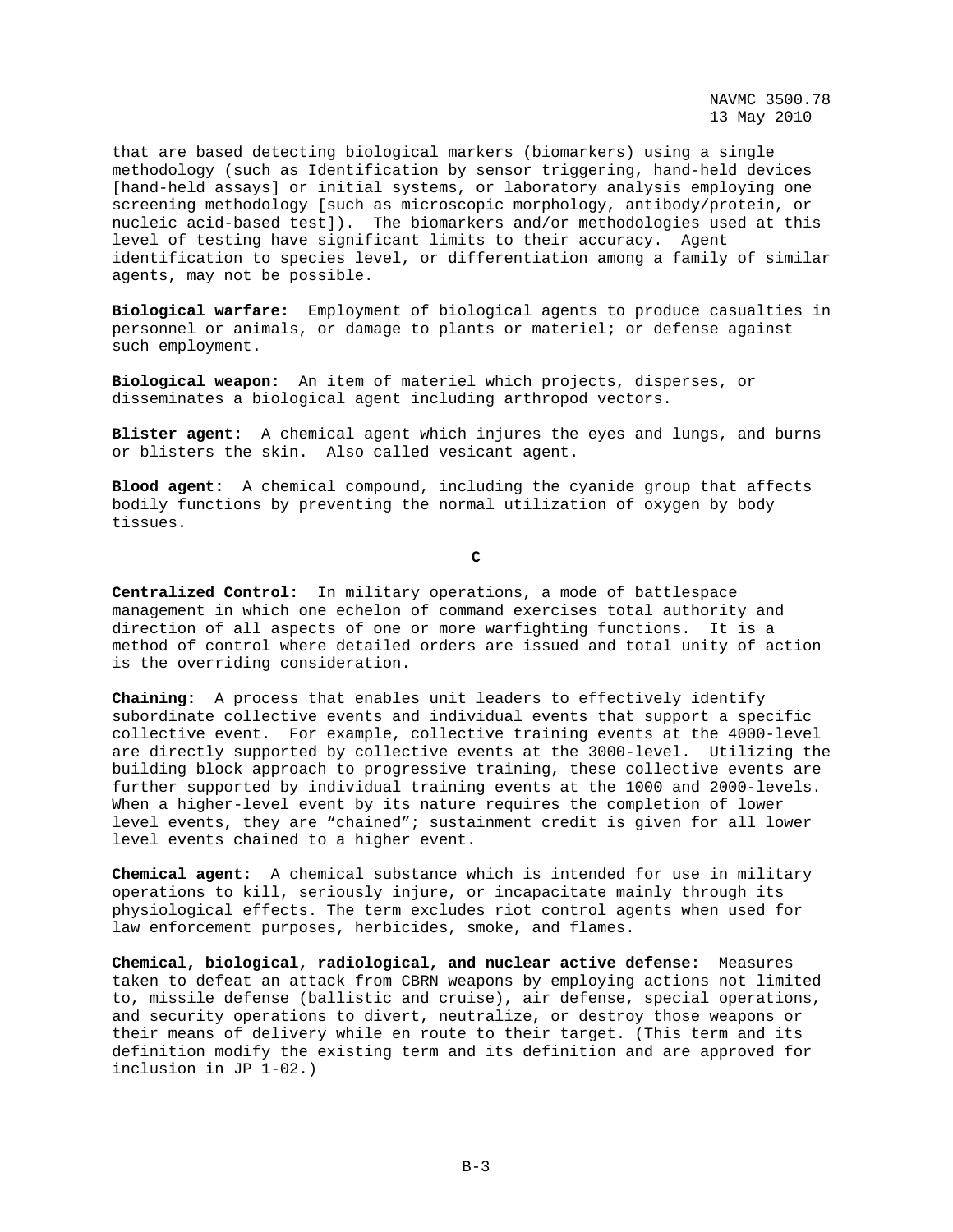that are based detecting biological markers (biomarkers) using a single methodology (such as Identification by sensor triggering, hand-held devices [hand-held assays] or initial systems, or laboratory analysis employing one screening methodology [such as microscopic morphology, antibody/protein, or nucleic acid-based test]). The biomarkers and/or methodologies used at this level of testing have significant limits to their accuracy. Agent identification to species level, or differentiation among a family of similar agents, may not be possible.

**Biological warfare:** Employment of biological agents to produce casualties in personnel or animals, or damage to plants or materiel; or defense against such employment.

**Biological weapon:** An item of materiel which projects, disperses, or disseminates a biological agent including arthropod vectors.

**Blister agent:** A chemical agent which injures the eyes and lungs, and burns or blisters the skin. Also called vesicant agent.

**Blood agent:** A chemical compound, including the cyanide group that affects bodily functions by preventing the normal utilization of oxygen by body tissues.

**C**

**Centralized Control:** In military operations, a mode of battlespace management in which one echelon of command exercises total authority and direction of all aspects of one or more warfighting functions. It is a method of control where detailed orders are issued and total unity of action is the overriding consideration.

**Chaining:** A process that enables unit leaders to effectively identify subordinate collective events and individual events that support a specific collective event. For example, collective training events at the 4000-level are directly supported by collective events at the 3000-level. Utilizing the building block approach to progressive training, these collective events are further supported by individual training events at the 1000 and 2000-levels. When a higher-level event by its nature requires the completion of lower level events, they are "chained"; sustainment credit is given for all lower level events chained to a higher event.

**Chemical agent:** A chemical substance which is intended for use in military operations to kill, seriously injure, or incapacitate mainly through its physiological effects. The term excludes riot control agents when used for law enforcement purposes, herbicides, smoke, and flames.

**Chemical, biological, radiological, and nuclear active defense:** Measures taken to defeat an attack from CBRN weapons by employing actions not limited to, missile defense (ballistic and cruise), air defense, special operations, and security operations to divert, neutralize, or destroy those weapons or their means of delivery while en route to their target. (This term and its definition modify the existing term and its definition and are approved for inclusion in JP 1-02.)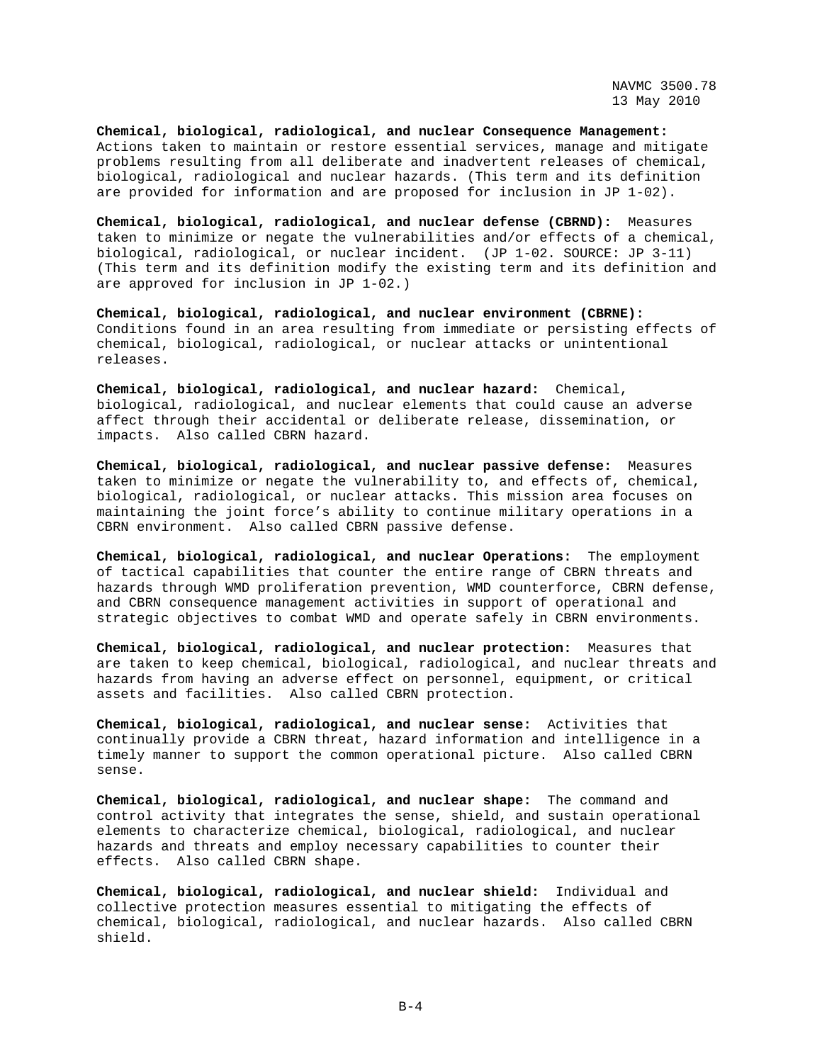**Chemical, biological, radiological, and nuclear Consequence Management:** Actions taken to maintain or restore essential services, manage and mitigate problems resulting from all deliberate and inadvertent releases of chemical, biological, radiological and nuclear hazards. (This term and its definition are provided for information and are proposed for inclusion in JP 1-02).

**Chemical, biological, radiological, and nuclear defense (CBRND):** Measures taken to minimize or negate the vulnerabilities and/or effects of a chemical, biological, radiological, or nuclear incident. (JP 1-02. SOURCE: JP 3-11) (This term and its definition modify the existing term and its definition and are approved for inclusion in JP 1-02.)

**Chemical, biological, radiological, and nuclear environment (CBRNE):** Conditions found in an area resulting from immediate or persisting effects of chemical, biological, radiological, or nuclear attacks or unintentional releases.

**Chemical, biological, radiological, and nuclear hazard:** Chemical, biological, radiological, and nuclear elements that could cause an adverse affect through their accidental or deliberate release, dissemination, or impacts. Also called CBRN hazard.

**Chemical, biological, radiological, and nuclear passive defense:** Measures taken to minimize or negate the vulnerability to, and effects of, chemical, biological, radiological, or nuclear attacks. This mission area focuses on maintaining the joint force's ability to continue military operations in a CBRN environment. Also called CBRN passive defense.

**Chemical, biological, radiological, and nuclear Operations:** The employment of tactical capabilities that counter the entire range of CBRN threats and hazards through WMD proliferation prevention, WMD counterforce, CBRN defense, and CBRN consequence management activities in support of operational and strategic objectives to combat WMD and operate safely in CBRN environments.

**Chemical, biological, radiological, and nuclear protection:** Measures that are taken to keep chemical, biological, radiological, and nuclear threats and hazards from having an adverse effect on personnel, equipment, or critical assets and facilities. Also called CBRN protection.

**Chemical, biological, radiological, and nuclear sense:** Activities that continually provide a CBRN threat, hazard information and intelligence in a timely manner to support the common operational picture. Also called CBRN sense.

**Chemical, biological, radiological, and nuclear shape:** The command and control activity that integrates the sense, shield, and sustain operational elements to characterize chemical, biological, radiological, and nuclear hazards and threats and employ necessary capabilities to counter their effects. Also called CBRN shape.

**Chemical, biological, radiological, and nuclear shield:** Individual and collective protection measures essential to mitigating the effects of chemical, biological, radiological, and nuclear hazards. Also called CBRN shield.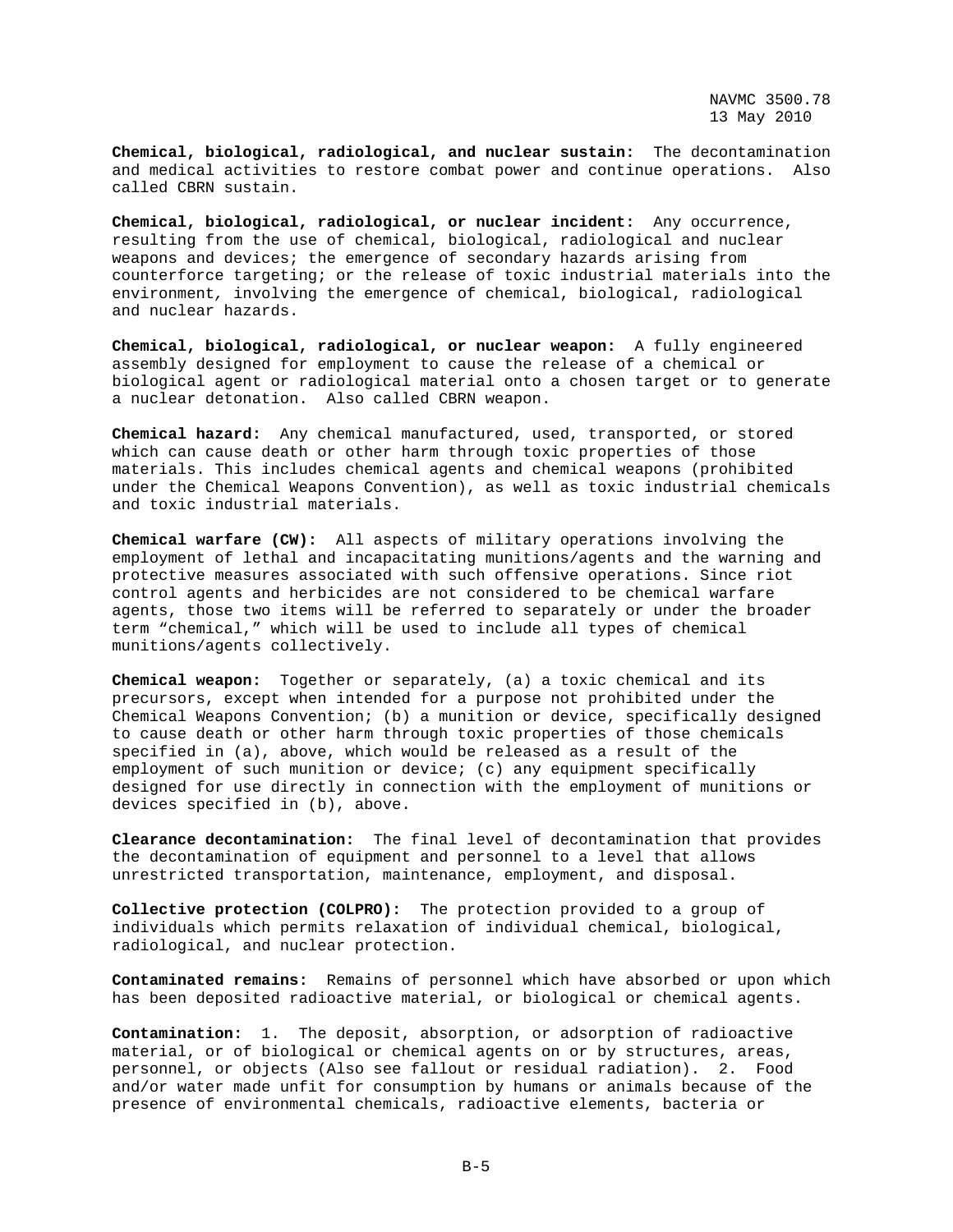**Chemical, biological, radiological, and nuclear sustain:** The decontamination and medical activities to restore combat power and continue operations. Also called CBRN sustain.

**Chemical, biological, radiological, or nuclear incident:** Any occurrence, resulting from the use of chemical, biological, radiological and nuclear weapons and devices; the emergence of secondary hazards arising from counterforce targeting; or the release of toxic industrial materials into the environment, involving the emergence of chemical, biological, radiological and nuclear hazards.

**Chemical, biological, radiological, or nuclear weapon:** A fully engineered assembly designed for employment to cause the release of a chemical or biological agent or radiological material onto a chosen target or to generate a nuclear detonation. Also called CBRN weapon.

**Chemical hazard:** Any chemical manufactured, used, transported, or stored which can cause death or other harm through toxic properties of those materials. This includes chemical agents and chemical weapons (prohibited under the Chemical Weapons Convention), as well as toxic industrial chemicals and toxic industrial materials.

**Chemical warfare (CW):** All aspects of military operations involving the employment of lethal and incapacitating munitions/agents and the warning and protective measures associated with such offensive operations. Since riot control agents and herbicides are not considered to be chemical warfare agents, those two items will be referred to separately or under the broader term "chemical," which will be used to include all types of chemical munitions/agents collectively.

**Chemical weapon:** Together or separately, (a) a toxic chemical and its precursors, except when intended for a purpose not prohibited under the Chemical Weapons Convention; (b) a munition or device, specifically designed to cause death or other harm through toxic properties of those chemicals specified in (a), above, which would be released as a result of the employment of such munition or device; (c) any equipment specifically designed for use directly in connection with the employment of munitions or devices specified in (b), above.

**Clearance decontamination:** The final level of decontamination that provides the decontamination of equipment and personnel to a level that allows unrestricted transportation, maintenance, employment, and disposal.

**Collective protection (COLPRO):** The protection provided to a group of individuals which permits relaxation of individual chemical, biological, radiological, and nuclear protection.

**Contaminated remains:** Remains of personnel which have absorbed or upon which has been deposited radioactive material, or biological or chemical agents.

**Contamination:** 1. The deposit, absorption, or adsorption of radioactive material, or of biological or chemical agents on or by structures, areas, personnel, or objects (Also see fallout or residual radiation). 2. Food and/or water made unfit for consumption by humans or animals because of the presence of environmental chemicals, radioactive elements, bacteria or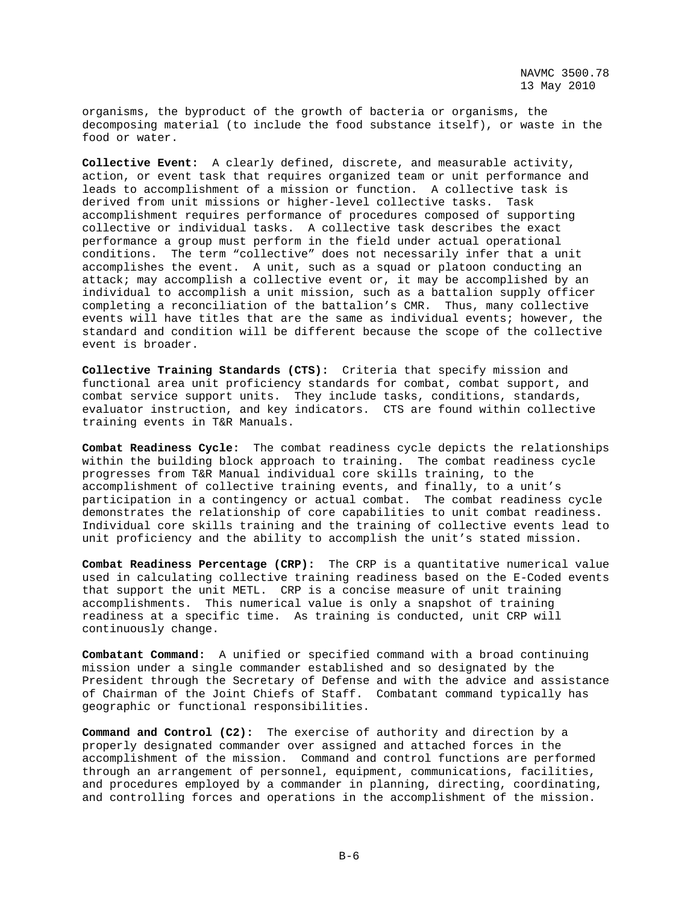organisms, the byproduct of the growth of bacteria or organisms, the decomposing material (to include the food substance itself), or waste in the food or water.

**Collective Event:** A clearly defined, discrete, and measurable activity, action, or event task that requires organized team or unit performance and leads to accomplishment of a mission or function. A collective task is derived from unit missions or higher-level collective tasks. Task accomplishment requires performance of procedures composed of supporting collective or individual tasks. A collective task describes the exact performance a group must perform in the field under actual operational conditions. The term "collective" does not necessarily infer that a unit accomplishes the event. A unit, such as a squad or platoon conducting an attack; may accomplish a collective event or, it may be accomplished by an individual to accomplish a unit mission, such as a battalion supply officer completing a reconciliation of the battalion's CMR. Thus, many collective events will have titles that are the same as individual events; however, the standard and condition will be different because the scope of the collective event is broader.

**Collective Training Standards (CTS):** Criteria that specify mission and functional area unit proficiency standards for combat, combat support, and combat service support units. They include tasks, conditions, standards, evaluator instruction, and key indicators. CTS are found within collective training events in T&R Manuals.

**Combat Readiness Cycle:** The combat readiness cycle depicts the relationships within the building block approach to training. The combat readiness cycle progresses from T&R Manual individual core skills training, to the accomplishment of collective training events, and finally, to a unit's participation in a contingency or actual combat. The combat readiness cycle demonstrates the relationship of core capabilities to unit combat readiness. Individual core skills training and the training of collective events lead to unit proficiency and the ability to accomplish the unit's stated mission.

**Combat Readiness Percentage (CRP):** The CRP is a quantitative numerical value used in calculating collective training readiness based on the E-Coded events that support the unit METL. CRP is a concise measure of unit training accomplishments. This numerical value is only a snapshot of training readiness at a specific time. As training is conducted, unit CRP will continuously change.

**Combatant Command:** A unified or specified command with a broad continuing mission under a single commander established and so designated by the President through the Secretary of Defense and with the advice and assistance of Chairman of the Joint Chiefs of Staff. Combatant command typically has geographic or functional responsibilities.

**Command and Control (C2):** The exercise of authority and direction by a properly designated commander over assigned and attached forces in the accomplishment of the mission. Command and control functions are performed through an arrangement of personnel, equipment, communications, facilities, and procedures employed by a commander in planning, directing, coordinating, and controlling forces and operations in the accomplishment of the mission.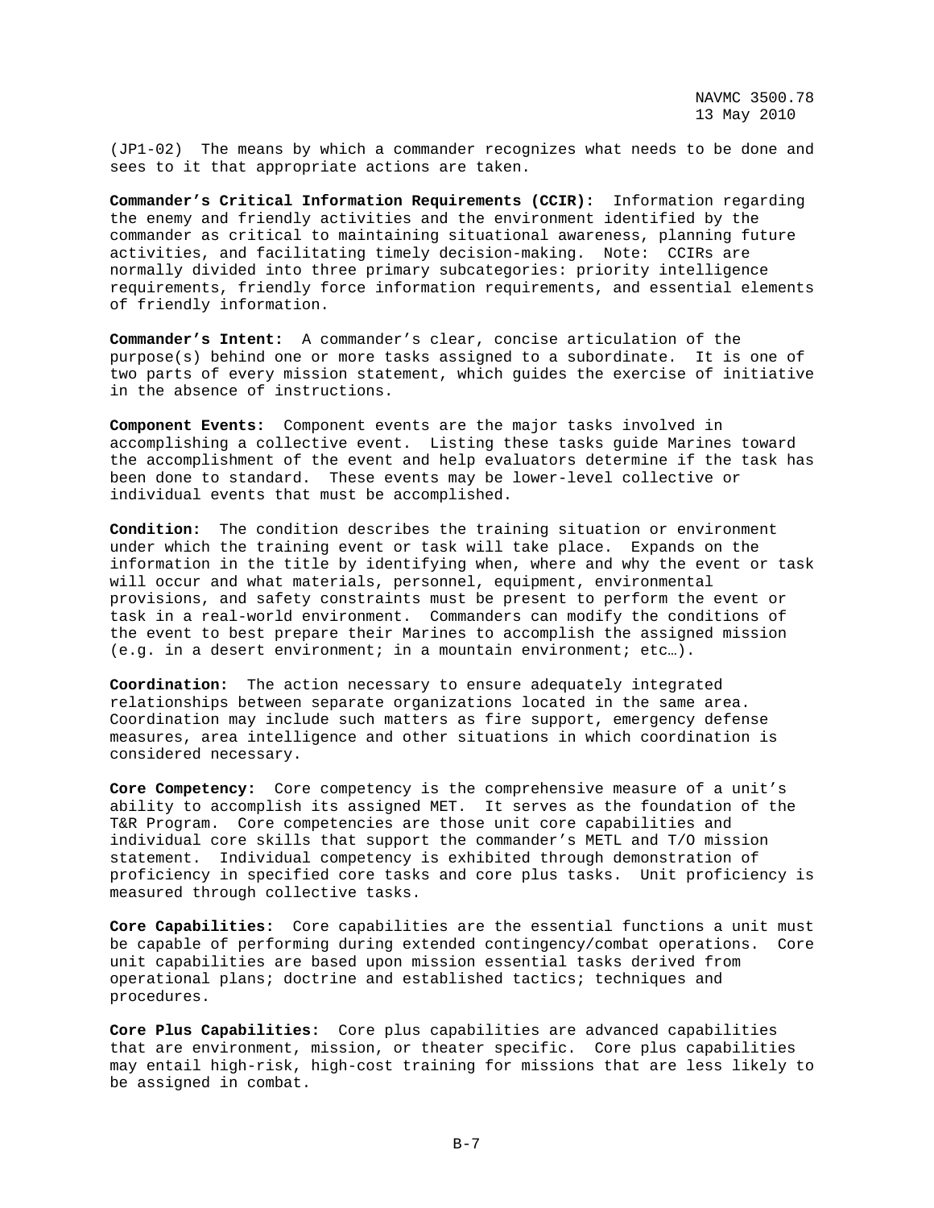(JP1-02) The means by which a commander recognizes what needs to be done and sees to it that appropriate actions are taken.

**Commander's Critical Information Requirements (CCIR):** Information regarding the enemy and friendly activities and the environment identified by the commander as critical to maintaining situational awareness, planning future activities, and facilitating timely decision-making. Note: CCIRs are normally divided into three primary subcategories: priority intelligence requirements, friendly force information requirements, and essential elements of friendly information.

**Commander's Intent:** A commander's clear, concise articulation of the purpose(s) behind one or more tasks assigned to a subordinate. It is one of two parts of every mission statement, which guides the exercise of initiative in the absence of instructions.

**Component Events:** Component events are the major tasks involved in accomplishing a collective event. Listing these tasks guide Marines toward the accomplishment of the event and help evaluators determine if the task has been done to standard. These events may be lower-level collective or individual events that must be accomplished.

**Condition:** The condition describes the training situation or environment under which the training event or task will take place. Expands on the information in the title by identifying when, where and why the event or task will occur and what materials, personnel, equipment, environmental provisions, and safety constraints must be present to perform the event or task in a real-world environment. Commanders can modify the conditions of the event to best prepare their Marines to accomplish the assigned mission (e.g. in a desert environment; in a mountain environment; etc…).

**Coordination:** The action necessary to ensure adequately integrated relationships between separate organizations located in the same area. Coordination may include such matters as fire support, emergency defense measures, area intelligence and other situations in which coordination is considered necessary.

**Core Competency:** Core competency is the comprehensive measure of a unit's ability to accomplish its assigned MET. It serves as the foundation of the T&R Program. Core competencies are those unit core capabilities and individual core skills that support the commander's METL and T/O mission statement. Individual competency is exhibited through demonstration of proficiency in specified core tasks and core plus tasks. Unit proficiency is measured through collective tasks.

**Core Capabilities:** Core capabilities are the essential functions a unit must be capable of performing during extended contingency/combat operations. Core unit capabilities are based upon mission essential tasks derived from operational plans; doctrine and established tactics; techniques and procedures.

**Core Plus Capabilities:** Core plus capabilities are advanced capabilities that are environment, mission, or theater specific. Core plus capabilities may entail high-risk, high-cost training for missions that are less likely to be assigned in combat.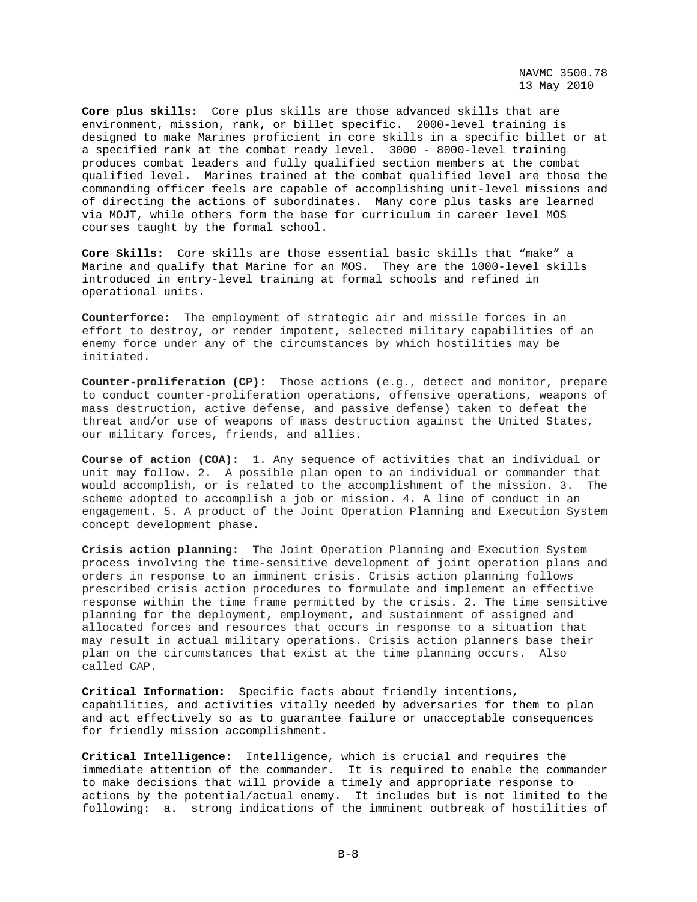**Core plus skills:** Core plus skills are those advanced skills that are environment, mission, rank, or billet specific. 2000-level training is designed to make Marines proficient in core skills in a specific billet or at a specified rank at the combat ready level. 3000 - 8000-level training produces combat leaders and fully qualified section members at the combat qualified level. Marines trained at the combat qualified level are those the commanding officer feels are capable of accomplishing unit-level missions and of directing the actions of subordinates. Many core plus tasks are learned via MOJT, while others form the base for curriculum in career level MOS courses taught by the formal school.

**Core Skills:** Core skills are those essential basic skills that "make" a Marine and qualify that Marine for an MOS. They are the 1000-level skills introduced in entry-level training at formal schools and refined in operational units.

**Counterforce:** The employment of strategic air and missile forces in an effort to destroy, or render impotent, selected military capabilities of an enemy force under any of the circumstances by which hostilities may be initiated.

**Counter-proliferation (CP):** Those actions (e.g., detect and monitor, prepare to conduct counter-proliferation operations, offensive operations, weapons of mass destruction, active defense, and passive defense) taken to defeat the threat and/or use of weapons of mass destruction against the United States, our military forces, friends, and allies.

**Course of action (COA):** 1. Any sequence of activities that an individual or unit may follow. 2. A possible plan open to an individual or commander that would accomplish, or is related to the accomplishment of the mission. 3. The scheme adopted to accomplish a job or mission. 4. A line of conduct in an engagement. 5. A product of the Joint Operation Planning and Execution System concept development phase.

**Crisis action planning:** The Joint Operation Planning and Execution System process involving the time-sensitive development of joint operation plans and orders in response to an imminent crisis. Crisis action planning follows prescribed crisis action procedures to formulate and implement an effective response within the time frame permitted by the crisis. 2. The time sensitive planning for the deployment, employment, and sustainment of assigned and allocated forces and resources that occurs in response to a situation that may result in actual military operations. Crisis action planners base their plan on the circumstances that exist at the time planning occurs. Also called CAP.

**Critical Information:** Specific facts about friendly intentions, capabilities, and activities vitally needed by adversaries for them to plan and act effectively so as to guarantee failure or unacceptable consequences for friendly mission accomplishment.

**Critical Intelligence:** Intelligence, which is crucial and requires the immediate attention of the commander. It is required to enable the commander to make decisions that will provide a timely and appropriate response to actions by the potential/actual enemy. It includes but is not limited to the following: a. strong indications of the imminent outbreak of hostilities of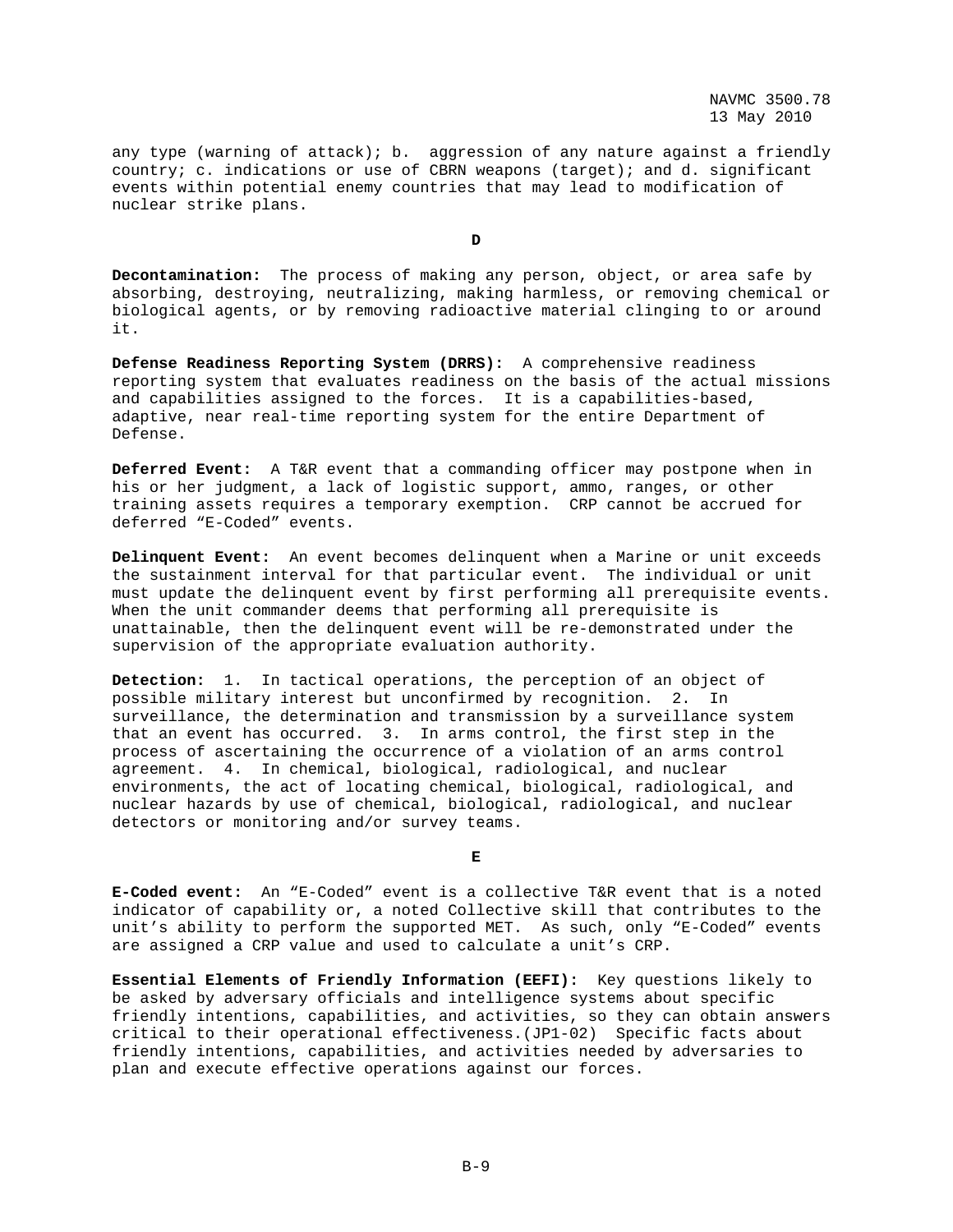any type (warning of attack); b.  aggression of any nature against a friendly country; c. indications or use of CBRN weapons (target); and d. significant events within potential enemy countries that may lead to modification of nuclear strike plans.

## D

**Decontamination:**  The process of making any person, object, or area safe by absorbing, destroying, neutralizing, making harmless, or removing chemical or biological agents, or by removing radioactive material clinging to or around it.

**Defense Readiness Reporting System (DRRS):**  A comprehensive readiness reporting system that evaluates readiness on the basis of the actual missions and capabilities assigned to the forces.  It is a capabilities-based, adaptive, near real-time reporting system for the entire Department of Defense.

**Deferred Event:**  A T&R event that a commanding officer may postpone when in his or her judgment, a lack of logistic support, ammo, ranges, or other training assets requires a temporary exemption.  CRP cannot be accrued for deferred "E-Coded" events.

**Delinquent Event:**  An event becomes delinquent when a Marine or unit exceeds the sustainment interval for that particular event.  The individual or unit must update the delinquent event by first performing all prerequisite events.  When the unit commander deems that performing all prerequisite is unattainable, then the delinquent event will be re-demonstrated under the supervision of the appropriate evaluation authority.

**Detection:**  1.  In tactical operations, the perception of an object of possible military interest but unconfirmed by recognition.  2.  In surveillance, the determination and transmission by a surveillance system that an event has occurred.  3.  In arms control, the first step in the process of ascertaining the occurrence of a violation of an arms control agreement.  4.  In chemical, biological, radiological, and nuclear environments, the act of locating chemical, biological, radiological, and nuclear hazards by use of chemical, biological, radiological, and nuclear detectors or monitoring and/or survey teams.

## E

**E-Coded event:**  An "E-Coded" event is a collective T&R event that is a noted indicator of capability or, a noted Collective skill that contributes to the unit's ability to perform the supported MET.  As such, only "E-Coded" events are assigned a CRP value and used to calculate a unit's CRP.

**Essential Elements of Friendly Information (EEFI):**  Key questions likely to be asked by adversary officials and intelligence systems about specific friendly intentions, capabilities, and activities, so they can obtain answers critical to their operational effectiveness.(JP1-02)  Specific facts about friendly intentions, capabilities, and activities needed by adversaries to plan and execute effective operations against our forces.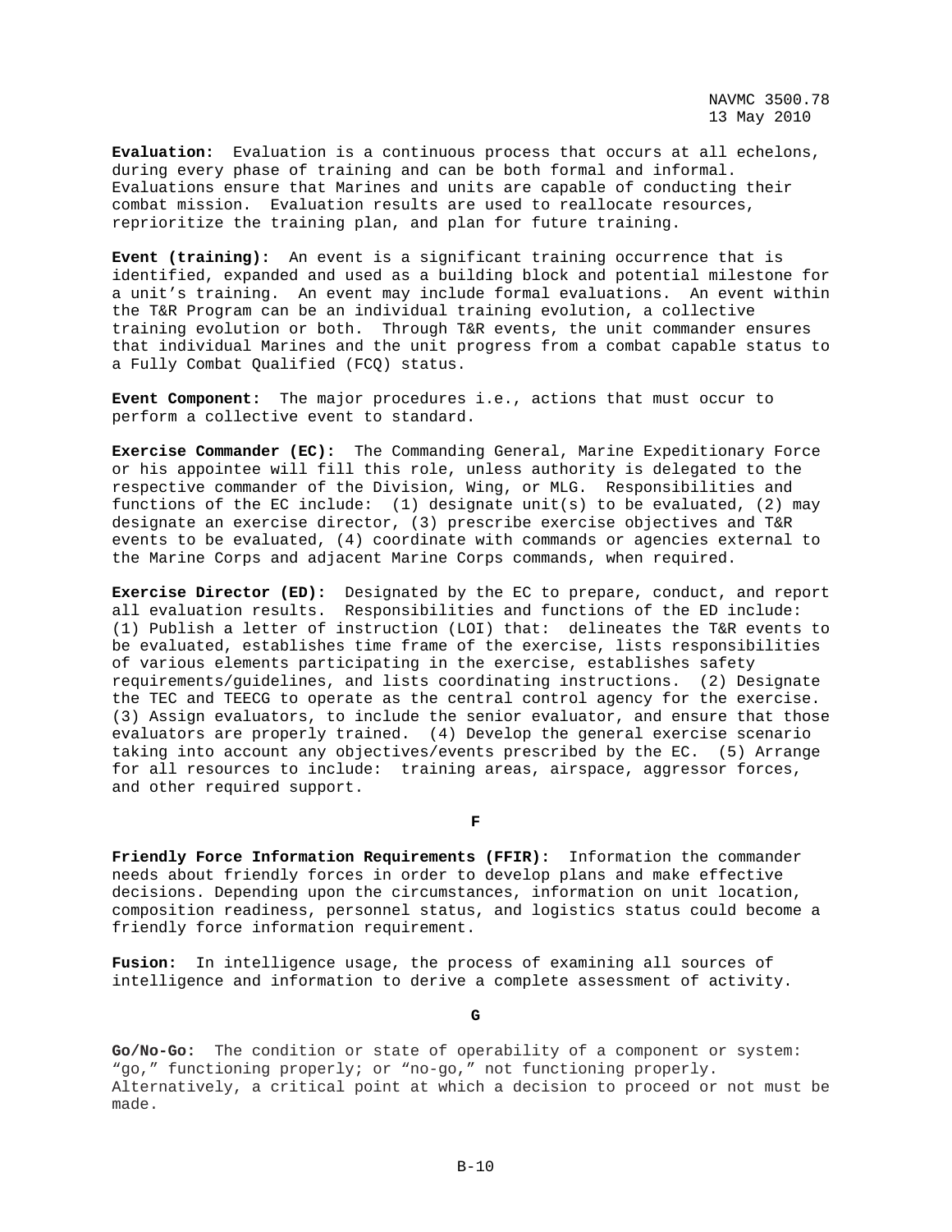**Evaluation:** Evaluation is a continuous process that occurs at all echelons, during every phase of training and can be both formal and informal. Evaluations ensure that Marines and units are capable of conducting their combat mission. Evaluation results are used to reallocate resources, reprioritize the training plan, and plan for future training.

**Event (training):** An event is a significant training occurrence that is identified, expanded and used as a building block and potential milestone for a unit's training. An event may include formal evaluations. An event within the T&R Program can be an individual training evolution, a collective training evolution or both. Through T&R events, the unit commander ensures that individual Marines and the unit progress from a combat capable status to a Fully Combat Qualified (FCQ) status.

**Event Component:** The major procedures i.e., actions that must occur to perform a collective event to standard.

**Exercise Commander (EC):** The Commanding General, Marine Expeditionary Force or his appointee will fill this role, unless authority is delegated to the respective commander of the Division, Wing, or MLG. Responsibilities and functions of the EC include: (1) designate unit(s) to be evaluated, (2) may designate an exercise director, (3) prescribe exercise objectives and T&R events to be evaluated, (4) coordinate with commands or agencies external to the Marine Corps and adjacent Marine Corps commands, when required.

**Exercise Director (ED):** Designated by the EC to prepare, conduct, and report all evaluation results. Responsibilities and functions of the ED include: (1) Publish a letter of instruction (LOI) that: delineates the T&R events to be evaluated, establishes time frame of the exercise, lists responsibilities of various elements participating in the exercise, establishes safety requirements/guidelines, and lists coordinating instructions. (2) Designate the TEC and TEECG to operate as the central control agency for the exercise. (3) Assign evaluators, to include the senior evaluator, and ensure that those evaluators are properly trained. (4) Develop the general exercise scenario taking into account any objectives/events prescribed by the EC. (5) Arrange for all resources to include: training areas, airspace, aggressor forces, and other required support.

**F**

**Friendly Force Information Requirements (FFIR):** Information the commander needs about friendly forces in order to develop plans and make effective decisions. Depending upon the circumstances, information on unit location, composition readiness, personnel status, and logistics status could become a friendly force information requirement.

**Fusion:** In intelligence usage, the process of examining all sources of intelligence and information to derive a complete assessment of activity.

**G**

**Go/No-Go:** The condition or state of operability of a component or system: "go," functioning properly; or "no-go," not functioning properly. Alternatively, a critical point at which a decision to proceed or not must be made.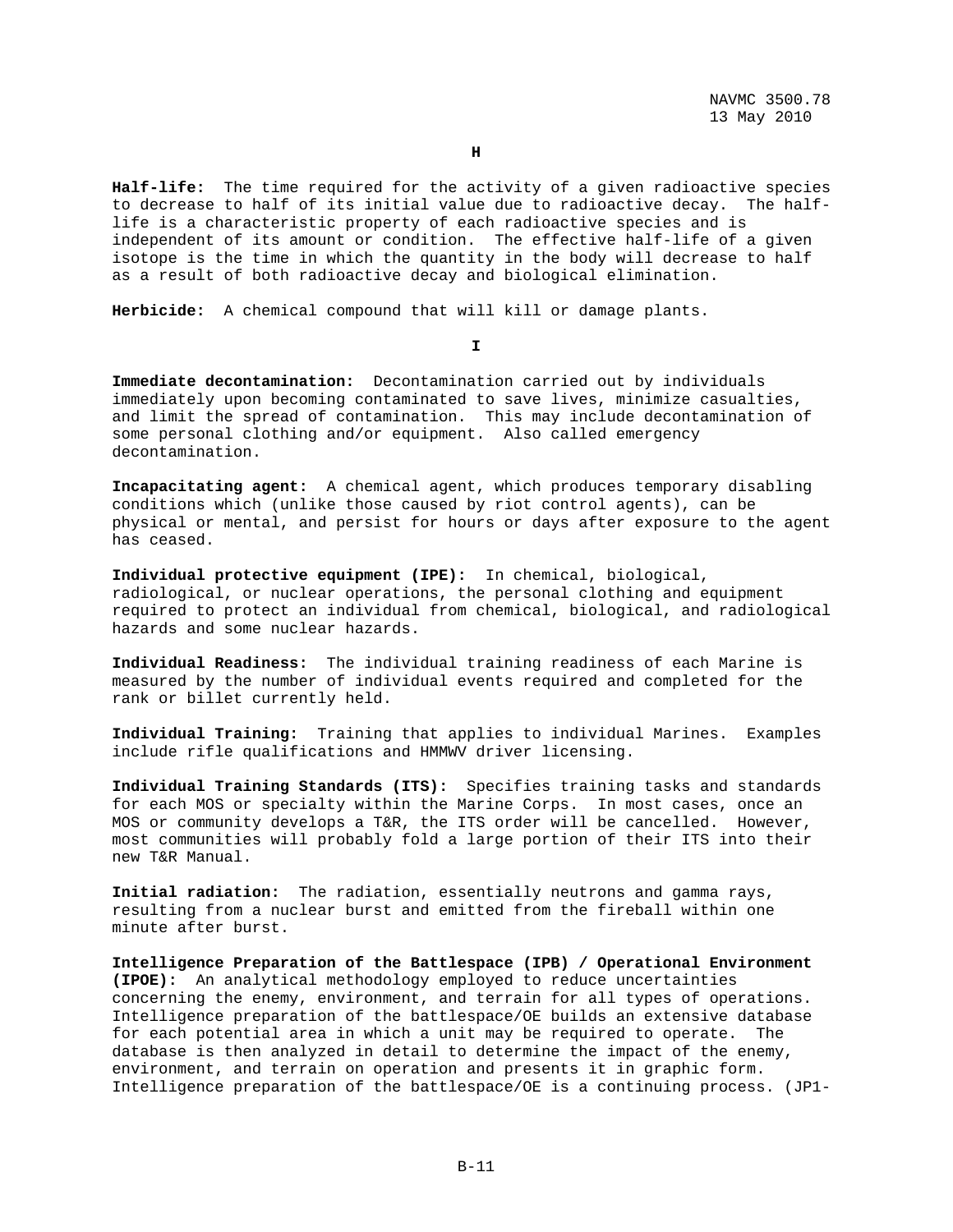## H

**Half-life:** The time required for the activity of a given radioactive species to decrease to half of its initial value due to radioactive decay. The half-life is a characteristic property of each radioactive species and is independent of its amount or condition. The effective half-life of a given isotope is the time in which the quantity in the body will decrease to half as a result of both radioactive decay and biological elimination.

**Herbicide:** A chemical compound that will kill or damage plants.

## I

**Immediate decontamination:** Decontamination carried out by individuals immediately upon becoming contaminated to save lives, minimize casualties, and limit the spread of contamination. This may include decontamination of some personal clothing and/or equipment. Also called emergency decontamination.

**Incapacitating agent:** A chemical agent, which produces temporary disabling conditions which (unlike those caused by riot control agents), can be physical or mental, and persist for hours or days after exposure to the agent has ceased.

**Individual protective equipment (IPE):** In chemical, biological, radiological, or nuclear operations, the personal clothing and equipment required to protect an individual from chemical, biological, and radiological hazards and some nuclear hazards.

**Individual Readiness:** The individual training readiness of each Marine is measured by the number of individual events required and completed for the rank or billet currently held.

**Individual Training:** Training that applies to individual Marines. Examples include rifle qualifications and HMMWV driver licensing.

**Individual Training Standards (ITS):** Specifies training tasks and standards for each MOS or specialty within the Marine Corps. In most cases, once an MOS or community develops a T&R, the ITS order will be cancelled. However, most communities will probably fold a large portion of their ITS into their new T&R Manual.

**Initial radiation:** The radiation, essentially neutrons and gamma rays, resulting from a nuclear burst and emitted from the fireball within one minute after burst.

**Intelligence Preparation of the Battlespace (IPB) / Operational Environment (IPOE):** An analytical methodology employed to reduce uncertainties concerning the enemy, environment, and terrain for all types of operations. Intelligence preparation of the battlespace/OE builds an extensive database for each potential area in which a unit may be required to operate. The database is then analyzed in detail to determine the impact of the enemy, environment, and terrain on operation and presents it in graphic form. Intelligence preparation of the battlespace/OE is a continuing process. (JP1-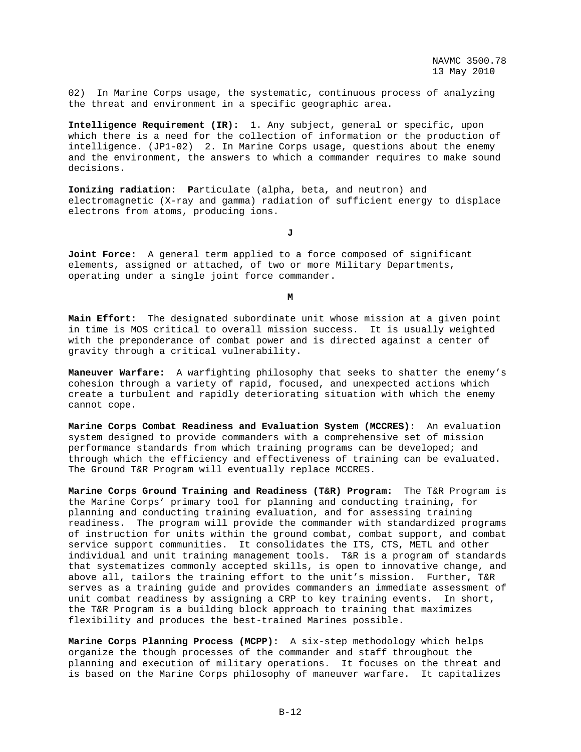02) In Marine Corps usage, the systematic, continuous process of analyzing the threat and environment in a specific geographic area.

**Intelligence Requirement (IR):** 1. Any subject, general or specific, upon which there is a need for the collection of information or the production of intelligence. (JP1-02) 2. In Marine Corps usage, questions about the enemy and the environment, the answers to which a commander requires to make sound decisions.

**Ionizing radiation:** **P**articulate (alpha, beta, and neutron) and electromagnetic (X-ray and gamma) radiation of sufficient energy to displace electrons from atoms, producing ions.

**J**

**Joint Force:** A general term applied to a force composed of significant elements, assigned or attached, of two or more Military Departments, operating under a single joint force commander.

**M**

**Main Effort:** The designated subordinate unit whose mission at a given point in time is MOS critical to overall mission success. It is usually weighted with the preponderance of combat power and is directed against a center of gravity through a critical vulnerability.

**Maneuver Warfare:** A warfighting philosophy that seeks to shatter the enemy's cohesion through a variety of rapid, focused, and unexpected actions which create a turbulent and rapidly deteriorating situation with which the enemy cannot cope.

**Marine Corps Combat Readiness and Evaluation System (MCCRES):** An evaluation system designed to provide commanders with a comprehensive set of mission performance standards from which training programs can be developed; and through which the efficiency and effectiveness of training can be evaluated. The Ground T&R Program will eventually replace MCCRES.

**Marine Corps Ground Training and Readiness (T&R) Program:** The T&R Program is the Marine Corps' primary tool for planning and conducting training, for planning and conducting training evaluation, and for assessing training readiness. The program will provide the commander with standardized programs of instruction for units within the ground combat, combat support, and combat service support communities. It consolidates the ITS, CTS, METL and other individual and unit training management tools. T&R is a program of standards that systematizes commonly accepted skills, is open to innovative change, and above all, tailors the training effort to the unit's mission. Further, T&R serves as a training guide and provides commanders an immediate assessment of unit combat readiness by assigning a CRP to key training events. In short, the T&R Program is a building block approach to training that maximizes flexibility and produces the best-trained Marines possible.

**Marine Corps Planning Process (MCPP):** A six-step methodology which helps organize the though processes of the commander and staff throughout the planning and execution of military operations. It focuses on the threat and is based on the Marine Corps philosophy of maneuver warfare. It capitalizes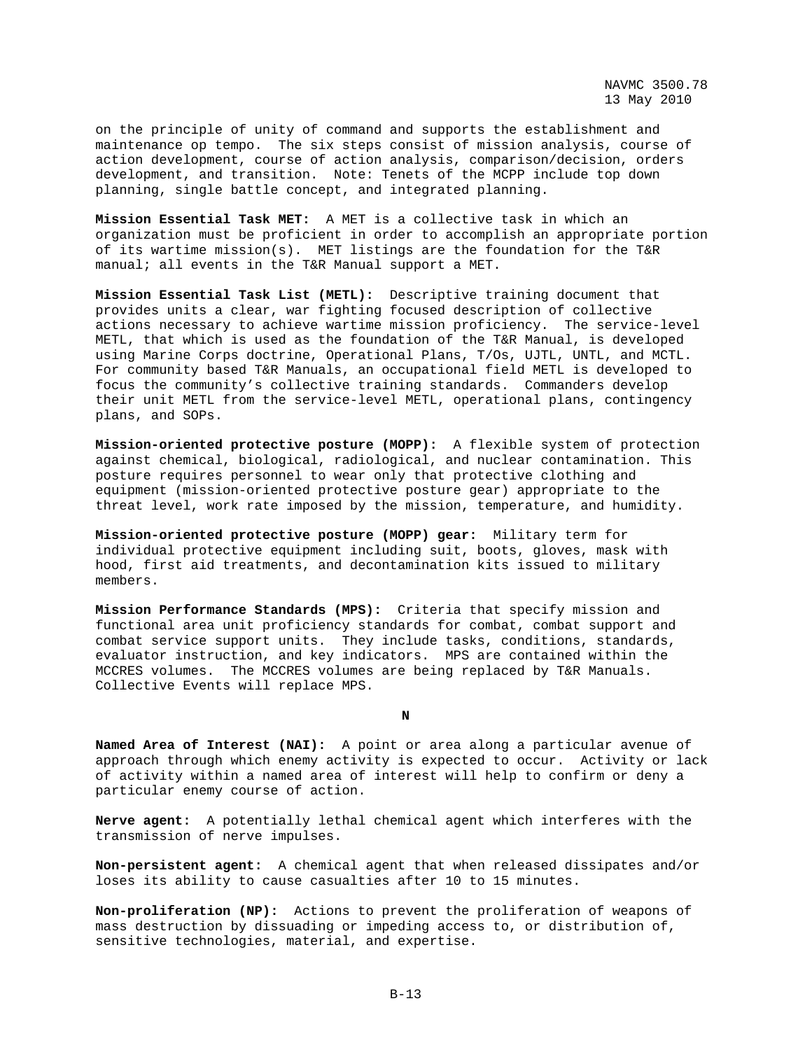on the principle of unity of command and supports the establishment and maintenance op tempo. The six steps consist of mission analysis, course of action development, course of action analysis, comparison/decision, orders development, and transition. Note: Tenets of the MCPP include top down planning, single battle concept, and integrated planning.

**Mission Essential Task MET:** A MET is a collective task in which an organization must be proficient in order to accomplish an appropriate portion of its wartime mission(s). MET listings are the foundation for the T&R manual; all events in the T&R Manual support a MET.

**Mission Essential Task List (METL):** Descriptive training document that provides units a clear, war fighting focused description of collective actions necessary to achieve wartime mission proficiency. The service-level METL, that which is used as the foundation of the T&R Manual, is developed using Marine Corps doctrine, Operational Plans, T/Os, UJTL, UNTL, and MCTL. For community based T&R Manuals, an occupational field METL is developed to focus the community's collective training standards. Commanders develop their unit METL from the service-level METL, operational plans, contingency plans, and SOPs.

**Mission-oriented protective posture (MOPP):** A flexible system of protection against chemical, biological, radiological, and nuclear contamination. This posture requires personnel to wear only that protective clothing and equipment (mission-oriented protective posture gear) appropriate to the threat level, work rate imposed by the mission, temperature, and humidity.

**Mission-oriented protective posture (MOPP) gear:** Military term for individual protective equipment including suit, boots, gloves, mask with hood, first aid treatments, and decontamination kits issued to military members.

**Mission Performance Standards (MPS):** Criteria that specify mission and functional area unit proficiency standards for combat, combat support and combat service support units. They include tasks, conditions, standards, evaluator instruction, and key indicators. MPS are contained within the MCCRES volumes. The MCCRES volumes are being replaced by T&R Manuals. Collective Events will replace MPS.

## N

**Named Area of Interest (NAI):** A point or area along a particular avenue of approach through which enemy activity is expected to occur. Activity or lack of activity within a named area of interest will help to confirm or deny a particular enemy course of action.

**Nerve agent:** A potentially lethal chemical agent which interferes with the transmission of nerve impulses.

**Non-persistent agent:** A chemical agent that when released dissipates and/or loses its ability to cause casualties after 10 to 15 minutes.

**Non-proliferation (NP):** Actions to prevent the proliferation of weapons of mass destruction by dissuading or impeding access to, or distribution of, sensitive technologies, material, and expertise.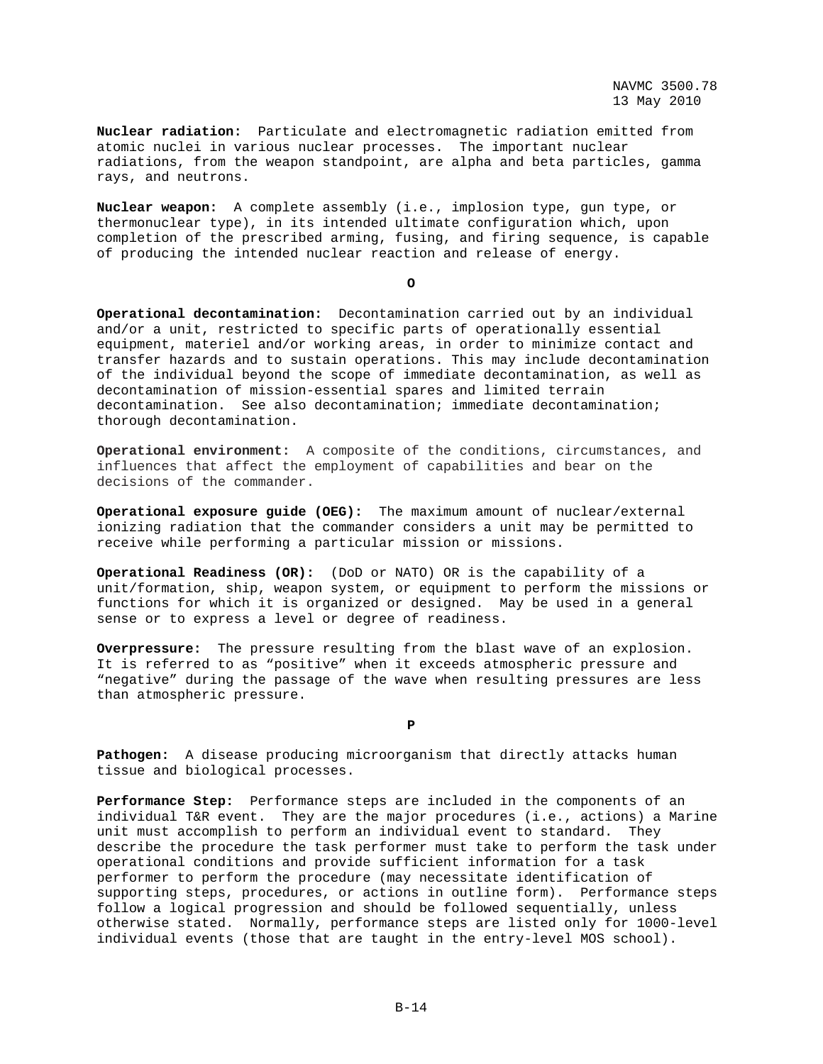**Nuclear radiation:** Particulate and electromagnetic radiation emitted from atomic nuclei in various nuclear processes. The important nuclear radiations, from the weapon standpoint, are alpha and beta particles, gamma rays, and neutrons.

**Nuclear weapon:** A complete assembly (i.e., implosion type, gun type, or thermonuclear type), in its intended ultimate configuration which, upon completion of the prescribed arming, fusing, and firing sequence, is capable of producing the intended nuclear reaction and release of energy.

**O**

**Operational decontamination:** Decontamination carried out by an individual and/or a unit, restricted to specific parts of operationally essential equipment, materiel and/or working areas, in order to minimize contact and transfer hazards and to sustain operations. This may include decontamination of the individual beyond the scope of immediate decontamination, as well as decontamination of mission-essential spares and limited terrain decontamination. See also decontamination; immediate decontamination; thorough decontamination.

**Operational environment:** A composite of the conditions, circumstances, and influences that affect the employment of capabilities and bear on the decisions of the commander.

**Operational exposure guide (OEG):** The maximum amount of nuclear/external ionizing radiation that the commander considers a unit may be permitted to receive while performing a particular mission or missions.

**Operational Readiness (OR):** (DoD or NATO) OR is the capability of a unit/formation, ship, weapon system, or equipment to perform the missions or functions for which it is organized or designed. May be used in a general sense or to express a level or degree of readiness.

**Overpressure:** The pressure resulting from the blast wave of an explosion. It is referred to as "positive" when it exceeds atmospheric pressure and "negative" during the passage of the wave when resulting pressures are less than atmospheric pressure.

**P**

**Pathogen:** A disease producing microorganism that directly attacks human tissue and biological processes.

**Performance Step:** Performance steps are included in the components of an individual T&R event. They are the major procedures (i.e., actions) a Marine unit must accomplish to perform an individual event to standard. They describe the procedure the task performer must take to perform the task under operational conditions and provide sufficient information for a task performer to perform the procedure (may necessitate identification of supporting steps, procedures, or actions in outline form). Performance steps follow a logical progression and should be followed sequentially, unless otherwise stated. Normally, performance steps are listed only for 1000-level individual events (those that are taught in the entry-level MOS school).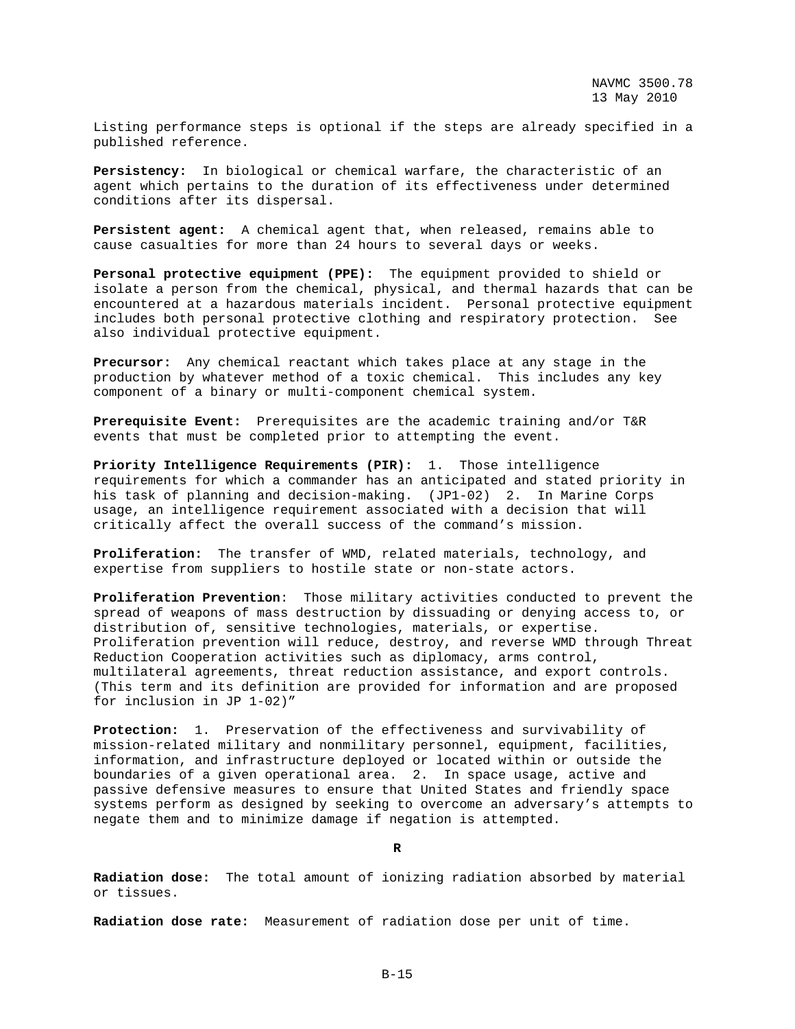Listing performance steps is optional if the steps are already specified in a published reference.

**Persistency:** In biological or chemical warfare, the characteristic of an agent which pertains to the duration of its effectiveness under determined conditions after its dispersal.

**Persistent agent:** A chemical agent that, when released, remains able to cause casualties for more than 24 hours to several days or weeks.

**Personal protective equipment (PPE):** The equipment provided to shield or isolate a person from the chemical, physical, and thermal hazards that can be encountered at a hazardous materials incident. Personal protective equipment includes both personal protective clothing and respiratory protection. See also individual protective equipment.

**Precursor:** Any chemical reactant which takes place at any stage in the production by whatever method of a toxic chemical. This includes any key component of a binary or multi-component chemical system.

**Prerequisite Event:** Prerequisites are the academic training and/or T&R events that must be completed prior to attempting the event.

**Priority Intelligence Requirements (PIR):** 1. Those intelligence requirements for which a commander has an anticipated and stated priority in his task of planning and decision-making. (JP1-02) 2. In Marine Corps usage, an intelligence requirement associated with a decision that will critically affect the overall success of the command's mission.

**Proliferation:** The transfer of WMD, related materials, technology, and expertise from suppliers to hostile state or non-state actors.

**Proliferation Prevention**: Those military activities conducted to prevent the spread of weapons of mass destruction by dissuading or denying access to, or distribution of, sensitive technologies, materials, or expertise. Proliferation prevention will reduce, destroy, and reverse WMD through Threat Reduction Cooperation activities such as diplomacy, arms control, multilateral agreements, threat reduction assistance, and export controls. (This term and its definition are provided for information and are proposed for inclusion in JP 1-02)"

**Protection:** 1. Preservation of the effectiveness and survivability of mission-related military and nonmilitary personnel, equipment, facilities, information, and infrastructure deployed or located within or outside the boundaries of a given operational area. 2. In space usage, active and passive defensive measures to ensure that United States and friendly space systems perform as designed by seeking to overcome an adversary's attempts to negate them and to minimize damage if negation is attempted.

## R

**Radiation dose:** The total amount of ionizing radiation absorbed by material or tissues.

**Radiation dose rate:** Measurement of radiation dose per unit of time.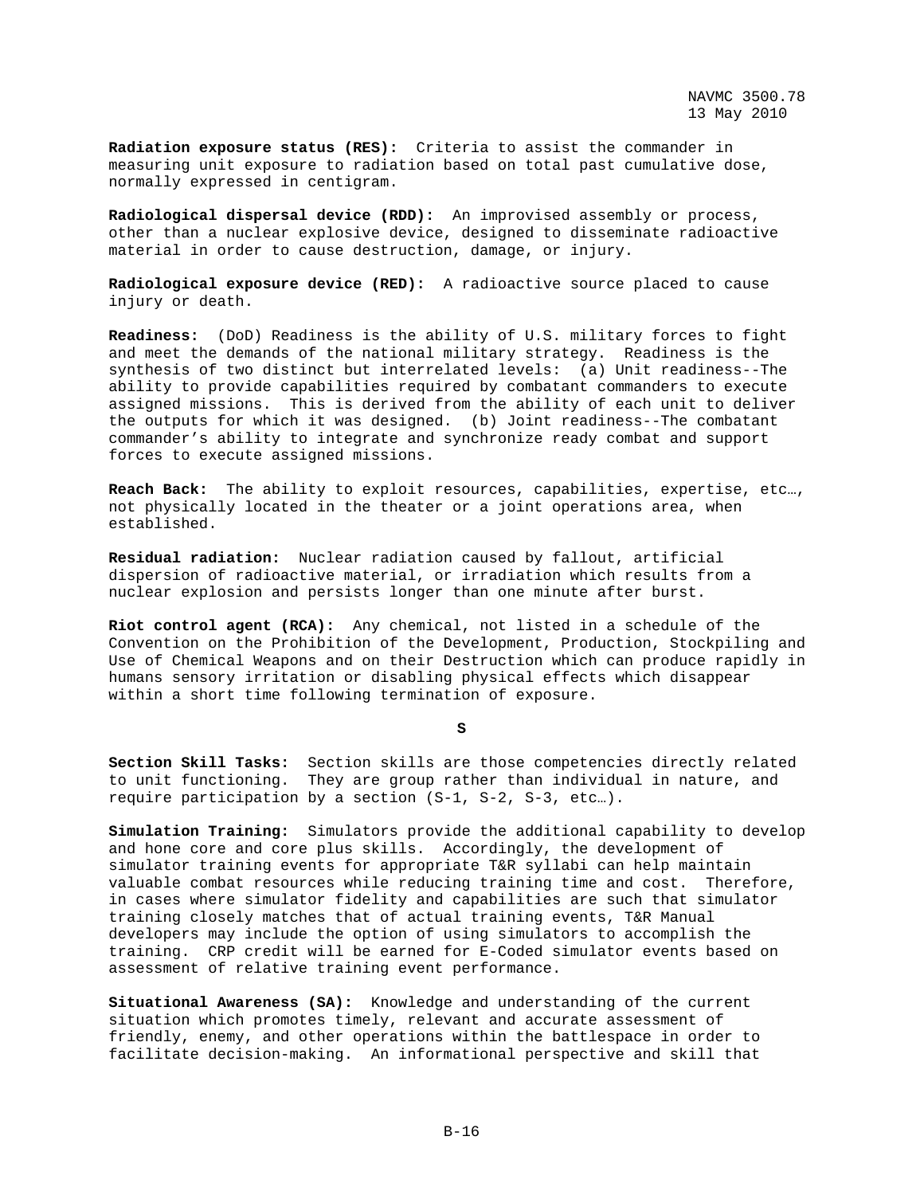**Radiation exposure status (RES):** Criteria to assist the commander in measuring unit exposure to radiation based on total past cumulative dose, normally expressed in centigram.

**Radiological dispersal device (RDD):** An improvised assembly or process, other than a nuclear explosive device, designed to disseminate radioactive material in order to cause destruction, damage, or injury.

**Radiological exposure device (RED):** A radioactive source placed to cause injury or death.

**Readiness:** (DoD) Readiness is the ability of U.S. military forces to fight and meet the demands of the national military strategy. Readiness is the synthesis of two distinct but interrelated levels: (a) Unit readiness--The ability to provide capabilities required by combatant commanders to execute assigned missions. This is derived from the ability of each unit to deliver the outputs for which it was designed. (b) Joint readiness--The combatant commander's ability to integrate and synchronize ready combat and support forces to execute assigned missions.

**Reach Back:** The ability to exploit resources, capabilities, expertise, etc…, not physically located in the theater or a joint operations area, when established.

**Residual radiation:** Nuclear radiation caused by fallout, artificial dispersion of radioactive material, or irradiation which results from a nuclear explosion and persists longer than one minute after burst.

**Riot control agent (RCA):** Any chemical, not listed in a schedule of the Convention on the Prohibition of the Development, Production, Stockpiling and Use of Chemical Weapons and on their Destruction which can produce rapidly in humans sensory irritation or disabling physical effects which disappear within a short time following termination of exposure.

**S**

**Section Skill Tasks:** Section skills are those competencies directly related to unit functioning. They are group rather than individual in nature, and require participation by a section (S-1, S-2, S-3, etc…).

**Simulation Training:** Simulators provide the additional capability to develop and hone core and core plus skills. Accordingly, the development of simulator training events for appropriate T&R syllabi can help maintain valuable combat resources while reducing training time and cost. Therefore, in cases where simulator fidelity and capabilities are such that simulator training closely matches that of actual training events, T&R Manual developers may include the option of using simulators to accomplish the training. CRP credit will be earned for E-Coded simulator events based on assessment of relative training event performance.

**Situational Awareness (SA):** Knowledge and understanding of the current situation which promotes timely, relevant and accurate assessment of friendly, enemy, and other operations within the battlespace in order to facilitate decision-making. An informational perspective and skill that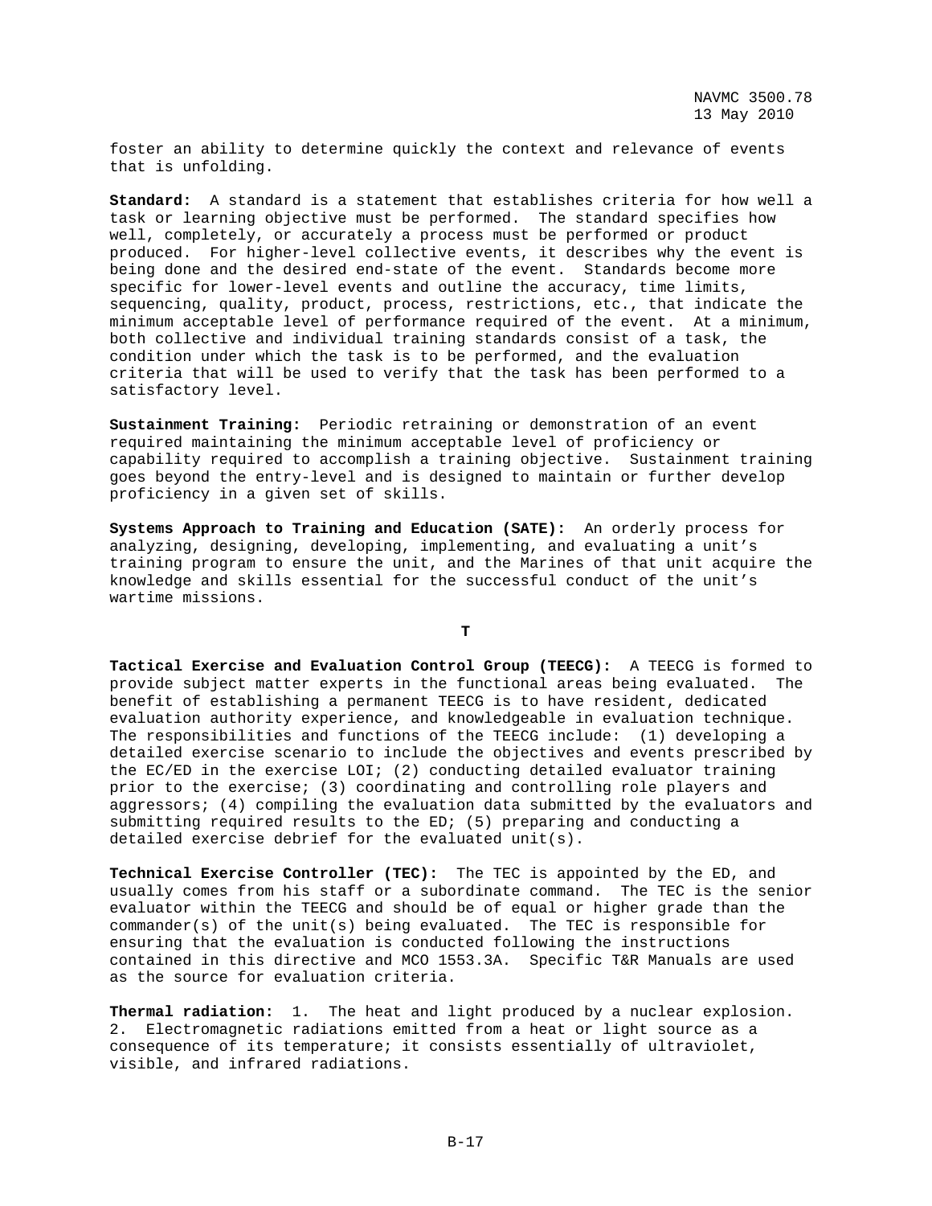foster an ability to determine quickly the context and relevance of events that is unfolding.

**Standard:** A standard is a statement that establishes criteria for how well a task or learning objective must be performed. The standard specifies how well, completely, or accurately a process must be performed or product produced. For higher-level collective events, it describes why the event is being done and the desired end-state of the event. Standards become more specific for lower-level events and outline the accuracy, time limits, sequencing, quality, product, process, restrictions, etc., that indicate the minimum acceptable level of performance required of the event. At a minimum, both collective and individual training standards consist of a task, the condition under which the task is to be performed, and the evaluation criteria that will be used to verify that the task has been performed to a satisfactory level.

**Sustainment Training:** Periodic retraining or demonstration of an event required maintaining the minimum acceptable level of proficiency or capability required to accomplish a training objective. Sustainment training goes beyond the entry-level and is designed to maintain or further develop proficiency in a given set of skills.

**Systems Approach to Training and Education (SATE):** An orderly process for analyzing, designing, developing, implementing, and evaluating a unit's training program to ensure the unit, and the Marines of that unit acquire the knowledge and skills essential for the successful conduct of the unit's wartime missions.

## T

**Tactical Exercise and Evaluation Control Group (TEECG):** A TEECG is formed to provide subject matter experts in the functional areas being evaluated. The benefit of establishing a permanent TEECG is to have resident, dedicated evaluation authority experience, and knowledgeable in evaluation technique. The responsibilities and functions of the TEECG include: (1) developing a detailed exercise scenario to include the objectives and events prescribed by the EC/ED in the exercise LOI; (2) conducting detailed evaluator training prior to the exercise; (3) coordinating and controlling role players and aggressors; (4) compiling the evaluation data submitted by the evaluators and submitting required results to the ED; (5) preparing and conducting a detailed exercise debrief for the evaluated unit(s).

**Technical Exercise Controller (TEC):** The TEC is appointed by the ED, and usually comes from his staff or a subordinate command. The TEC is the senior evaluator within the TEECG and should be of equal or higher grade than the commander(s) of the unit(s) being evaluated. The TEC is responsible for ensuring that the evaluation is conducted following the instructions contained in this directive and MCO 1553.3A. Specific T&R Manuals are used as the source for evaluation criteria.

**Thermal radiation:** 1. The heat and light produced by a nuclear explosion. 2. Electromagnetic radiations emitted from a heat or light source as a consequence of its temperature; it consists essentially of ultraviolet, visible, and infrared radiations.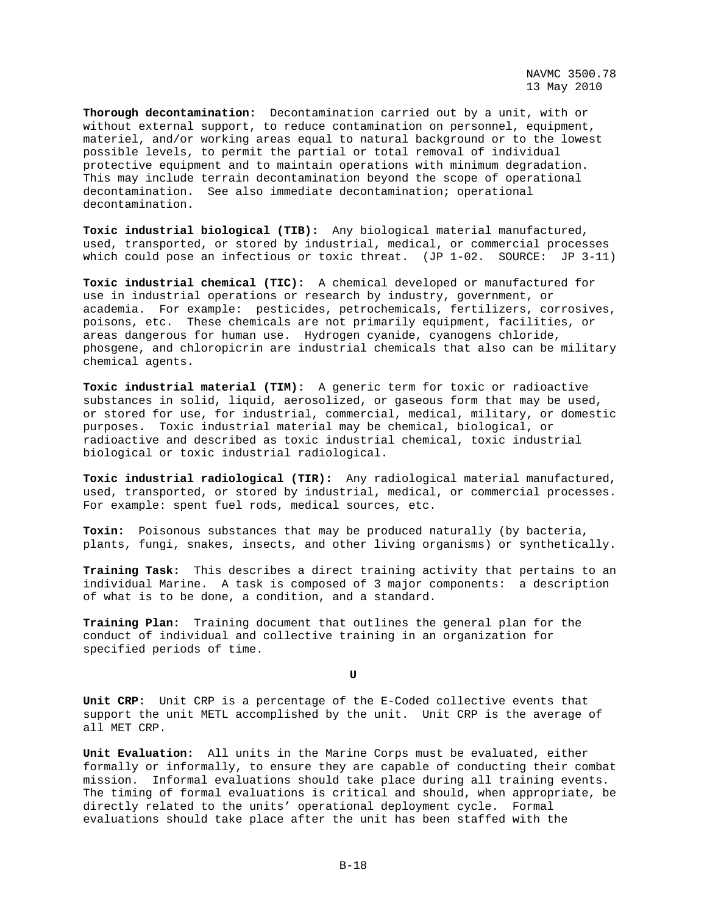**Thorough decontamination:** Decontamination carried out by a unit, with or without external support, to reduce contamination on personnel, equipment, materiel, and/or working areas equal to natural background or to the lowest possible levels, to permit the partial or total removal of individual protective equipment and to maintain operations with minimum degradation. This may include terrain decontamination beyond the scope of operational decontamination. See also immediate decontamination; operational decontamination.

**Toxic industrial biological (TIB):** Any biological material manufactured, used, transported, or stored by industrial, medical, or commercial processes which could pose an infectious or toxic threat. (JP 1-02. SOURCE: JP 3-11)

**Toxic industrial chemical (TIC):** A chemical developed or manufactured for use in industrial operations or research by industry, government, or academia. For example: pesticides, petrochemicals, fertilizers, corrosives, poisons, etc. These chemicals are not primarily equipment, facilities, or areas dangerous for human use. Hydrogen cyanide, cyanogens chloride, phosgene, and chloropicrin are industrial chemicals that also can be military chemical agents.

**Toxic industrial material (TIM):** A generic term for toxic or radioactive substances in solid, liquid, aerosolized, or gaseous form that may be used, or stored for use, for industrial, commercial, medical, military, or domestic purposes. Toxic industrial material may be chemical, biological, or radioactive and described as toxic industrial chemical, toxic industrial biological or toxic industrial radiological.

**Toxic industrial radiological (TIR):** Any radiological material manufactured, used, transported, or stored by industrial, medical, or commercial processes. For example: spent fuel rods, medical sources, etc.

**Toxin:** Poisonous substances that may be produced naturally (by bacteria, plants, fungi, snakes, insects, and other living organisms) or synthetically.

**Training Task:** This describes a direct training activity that pertains to an individual Marine. A task is composed of 3 major components: a description of what is to be done, a condition, and a standard.

**Training Plan:** Training document that outlines the general plan for the conduct of individual and collective training in an organization for specified periods of time.

## U

**Unit CRP:** Unit CRP is a percentage of the E-Coded collective events that support the unit METL accomplished by the unit. Unit CRP is the average of all MET CRP.

**Unit Evaluation:** All units in the Marine Corps must be evaluated, either formally or informally, to ensure they are capable of conducting their combat mission. Informal evaluations should take place during all training events. The timing of formal evaluations is critical and should, when appropriate, be directly related to the units' operational deployment cycle. Formal evaluations should take place after the unit has been staffed with the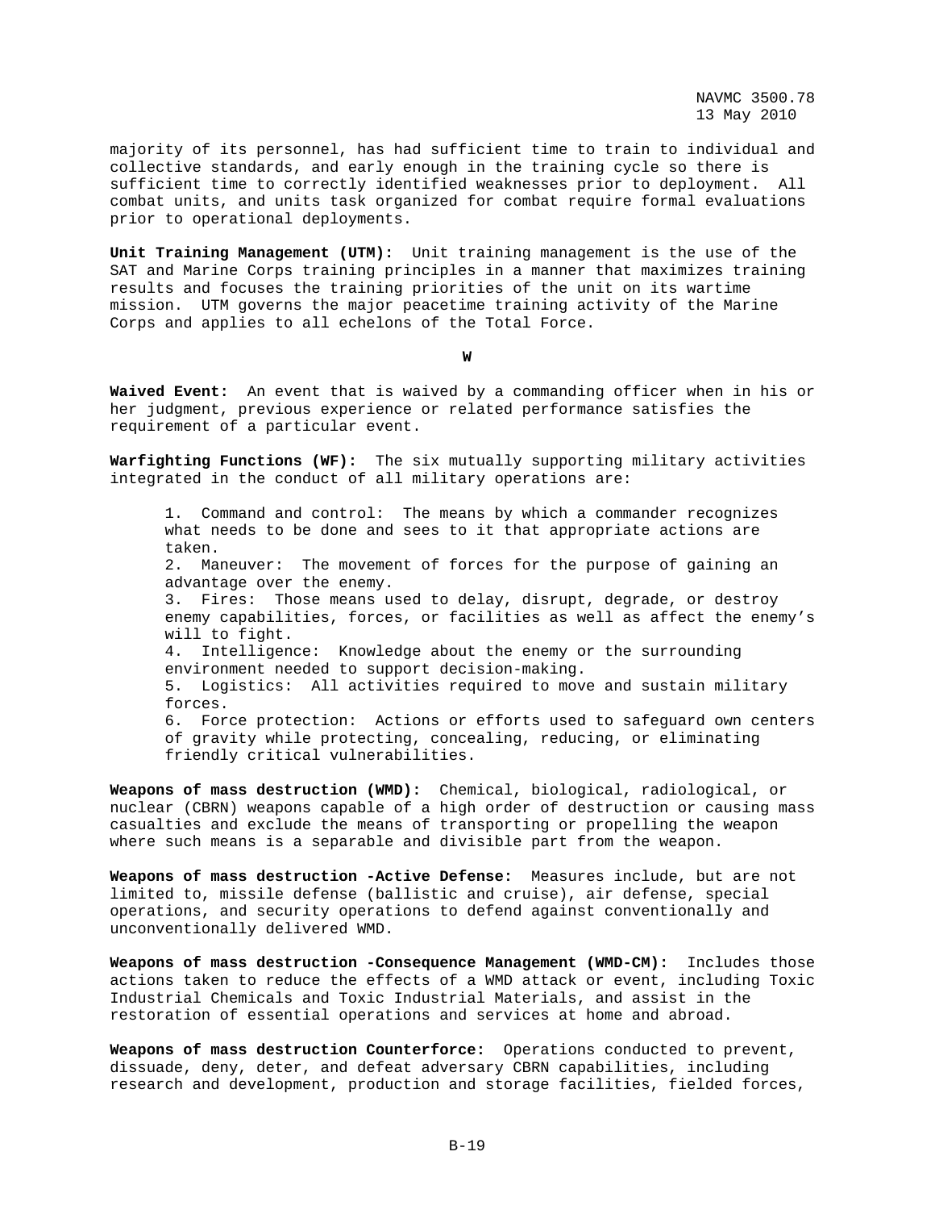majority of its personnel, has had sufficient time to train to individual and collective standards, and early enough in the training cycle so there is sufficient time to correctly identified weaknesses prior to deployment. All combat units, and units task organized for combat require formal evaluations prior to operational deployments.

**Unit Training Management (UTM):** Unit training management is the use of the SAT and Marine Corps training principles in a manner that maximizes training results and focuses the training priorities of the unit on its wartime mission. UTM governs the major peacetime training activity of the Marine Corps and applies to all echelons of the Total Force.

**W**

**Waived Event:** An event that is waived by a commanding officer when in his or her judgment, previous experience or related performance satisfies the requirement of a particular event.

**Warfighting Functions (WF):** The six mutually supporting military activities integrated in the conduct of all military operations are:

1. Command and control: The means by which a commander recognizes what needs to be done and sees to it that appropriate actions are taken.
2. Maneuver: The movement of forces for the purpose of gaining an advantage over the enemy.
3. Fires: Those means used to delay, disrupt, degrade, or destroy enemy capabilities, forces, or facilities as well as affect the enemy's will to fight.
4. Intelligence: Knowledge about the enemy or the surrounding environment needed to support decision-making.
5. Logistics: All activities required to move and sustain military forces.
6. Force protection: Actions or efforts used to safeguard own centers of gravity while protecting, concealing, reducing, or eliminating friendly critical vulnerabilities.

**Weapons of mass destruction (WMD):** Chemical, biological, radiological, or nuclear (CBRN) weapons capable of a high order of destruction or causing mass casualties and exclude the means of transporting or propelling the weapon where such means is a separable and divisible part from the weapon.

**Weapons of mass destruction -Active Defense:** Measures include, but are not limited to, missile defense (ballistic and cruise), air defense, special operations, and security operations to defend against conventionally and unconventionally delivered WMD.

**Weapons of mass destruction -Consequence Management (WMD-CM):** Includes those actions taken to reduce the effects of a WMD attack or event, including Toxic Industrial Chemicals and Toxic Industrial Materials, and assist in the restoration of essential operations and services at home and abroad.

**Weapons of mass destruction Counterforce:** Operations conducted to prevent, dissuade, deny, deter, and defeat adversary CBRN capabilities, including research and development, production and storage facilities, fielded forces,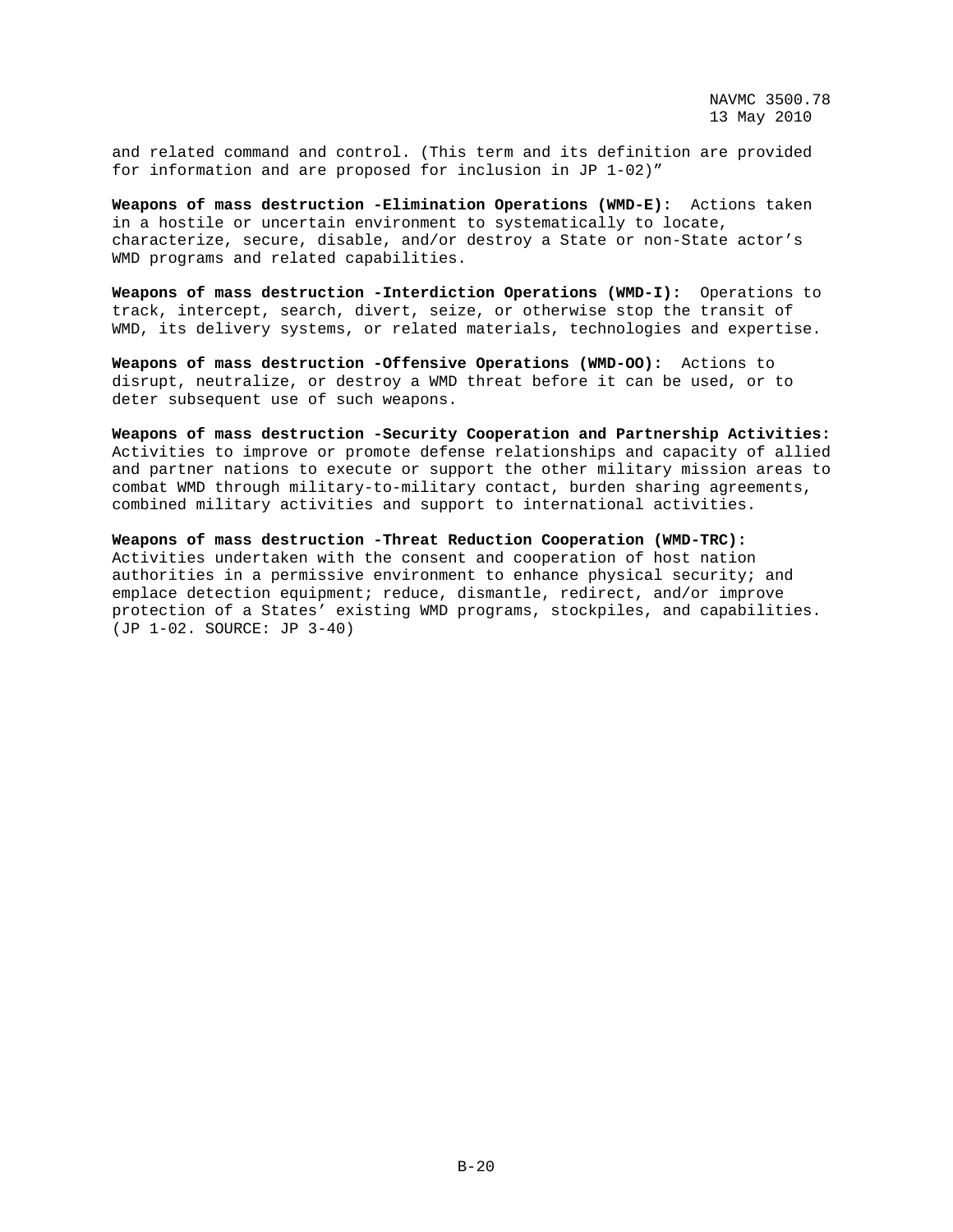and related command and control. (This term and its definition are provided for information and are proposed for inclusion in JP 1-02)”

**Weapons of mass destruction -Elimination Operations (WMD-E):** Actions taken in a hostile or uncertain environment to systematically to locate, characterize, secure, disable, and/or destroy a State or non-State actor’s WMD programs and related capabilities.

**Weapons of mass destruction -Interdiction Operations (WMD-I):** Operations to track, intercept, search, divert, seize, or otherwise stop the transit of WMD, its delivery systems, or related materials, technologies and expertise.

**Weapons of mass destruction -Offensive Operations (WMD-OO):** Actions to disrupt, neutralize, or destroy a WMD threat before it can be used, or to deter subsequent use of such weapons.

**Weapons of mass destruction -Security Cooperation and Partnership Activities:** Activities to improve or promote defense relationships and capacity of allied and partner nations to execute or support the other military mission areas to combat WMD through military-to-military contact, burden sharing agreements, combined military activities and support to international activities.

**Weapons of mass destruction -Threat Reduction Cooperation (WMD-TRC):** Activities undertaken with the consent and cooperation of host nation authorities in a permissive environment to enhance physical security; and emplace detection equipment; reduce, dismantle, redirect, and/or improve protection of a States’ existing WMD programs, stockpiles, and capabilities. (JP 1-02. SOURCE: JP 3-40)